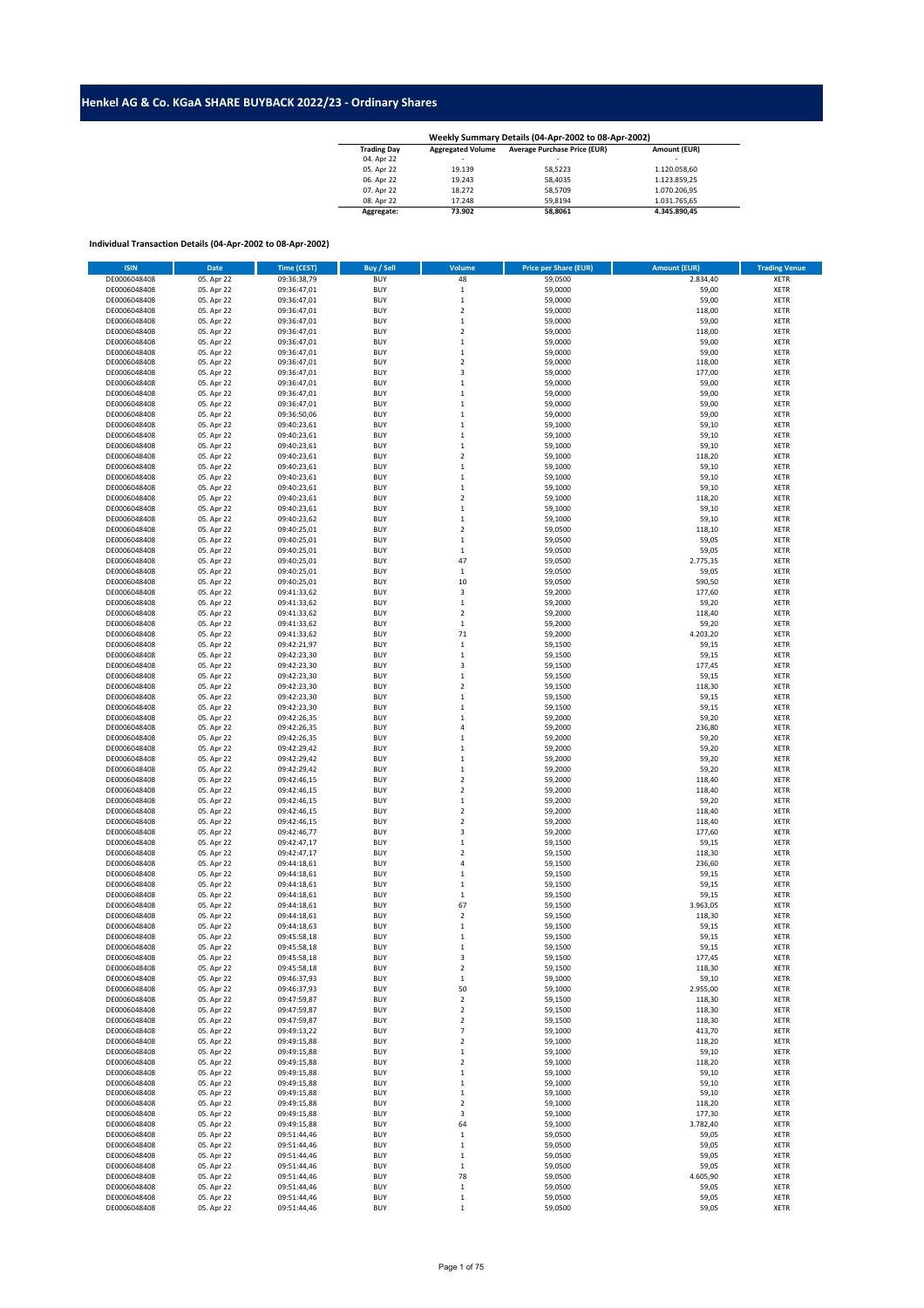# Henkel AG & Co. KGaA SHARE BUYBACK 2022/23 - Ordinary Shares

**Weekly Summary Details (04-Apr-2002 to 08-Apr-2002)**

| Trading Day | Aggregated Volume | Average Purchase Price (EUR) | Amount (EUR) |
|---|---|---|---|
| 04. Apr 22 | - | - | - |
| 05. Apr 22 | 19.139 | 58,5223 | 1.120.058,60 |
| 06. Apr 22 | 19.243 | 58,4035 | 1.123.859,25 |
| 07. Apr 22 | 18.272 | 58,5709 | 1.070.206,95 |
| 08. Apr 22 | 17.248 | 59,8194 | 1.031.765,65 |
| **Aggregate:** | **73.902** | **58,8061** | **4.345.890,45** |

**Individual Transaction Details (04-Apr-2002 to 08-Apr-2002)**

| ISIN | Date | Time (CEST) | Buy / Sell | Volume | Price per Share (EUR) | Amount (EUR) | Trading Venue |
|---|---|---|---|---|---|---|---|
| DE0006048408 | 05. Apr 22 | 09:36:38,79 | BUY | 48 | 59,0500 | 2.834,40 | XETR |
| DE0006048408 | 05. Apr 22 | 09:36:47,01 | BUY | 1 | 59,0000 | 59,00 | XETR |
| DE0006048408 | 05. Apr 22 | 09:36:47,01 | BUY | 1 | 59,0000 | 59,00 | XETR |
| DE0006048408 | 05. Apr 22 | 09:36:47,01 | BUY | 2 | 59,0000 | 118,00 | XETR |
| DE0006048408 | 05. Apr 22 | 09:36:47,01 | BUY | 1 | 59,0000 | 59,00 | XETR |
| DE0006048408 | 05. Apr 22 | 09:36:47,01 | BUY | 2 | 59,0000 | 118,00 | XETR |
| DE0006048408 | 05. Apr 22 | 09:36:47,01 | BUY | 1 | 59,0000 | 59,00 | XETR |
| DE0006048408 | 05. Apr 22 | 09:36:47,01 | BUY | 1 | 59,0000 | 59,00 | XETR |
| DE0006048408 | 05. Apr 22 | 09:36:47,01 | BUY | 2 | 59,0000 | 118,00 | XETR |
| DE0006048408 | 05. Apr 22 | 09:36:47,01 | BUY | 3 | 59,0000 | 177,00 | XETR |
| DE0006048408 | 05. Apr 22 | 09:36:47,01 | BUY | 1 | 59,0000 | 59,00 | XETR |
| DE0006048408 | 05. Apr 22 | 09:36:47,01 | BUY | 1 | 59,0000 | 59,00 | XETR |
| DE0006048408 | 05. Apr 22 | 09:36:47,01 | BUY | 1 | 59,0000 | 59,00 | XETR |
| DE0006048408 | 05. Apr 22 | 09:36:50,06 | BUY | 1 | 59,0000 | 59,00 | XETR |
| DE0006048408 | 05. Apr 22 | 09:40:23,61 | BUY | 1 | 59,1000 | 59,10 | XETR |
| DE0006048408 | 05. Apr 22 | 09:40:23,61 | BUY | 1 | 59,1000 | 59,10 | XETR |
| DE0006048408 | 05. Apr 22 | 09:40:23,61 | BUY | 1 | 59,1000 | 59,10 | XETR |
| DE0006048408 | 05. Apr 22 | 09:40:23,61 | BUY | 2 | 59,1000 | 118,20 | XETR |
| DE0006048408 | 05. Apr 22 | 09:40:23,61 | BUY | 1 | 59,1000 | 59,10 | XETR |
| DE0006048408 | 05. Apr 22 | 09:40:23,61 | BUY | 1 | 59,1000 | 59,10 | XETR |
| DE0006048408 | 05. Apr 22 | 09:40:23,61 | BUY | 1 | 59,1000 | 59,10 | XETR |
| DE0006048408 | 05. Apr 22 | 09:40:23,61 | BUY | 1 | 59,1000 | 59,10 | XETR |
| DE0006048408 | 05. Apr 22 | 09:40:23,61 | BUY | 2 | 59,1000 | 118,20 | XETR |
| DE0006048408 | 05. Apr 22 | 09:40:23,61 | BUY | 1 | 59,1000 | 59,10 | XETR |
| DE0006048408 | 05. Apr 22 | 09:40:23,62 | BUY | 1 | 59,1000 | 59,10 | XETR |
| DE0006048408 | 05. Apr 22 | 09:40:25,01 | BUY | 2 | 59,0500 | 118,10 | XETR |
| DE0006048408 | 05. Apr 22 | 09:40:25,01 | BUY | 1 | 59,0500 | 59,05 | XETR |
| DE0006048408 | 05. Apr 22 | 09:40:25,01 | BUY | 1 | 59,0500 | 59,05 | XETR |
| DE0006048408 | 05. Apr 22 | 09:40:25,01 | BUY | 47 | 59,0500 | 2.775,35 | XETR |
| DE0006048408 | 05. Apr 22 | 09:40:25,01 | BUY | 1 | 59,0500 | 59,05 | XETR |
| DE0006048408 | 05. Apr 22 | 09:40:25,01 | BUY | 10 | 59,0500 | 590,50 | XETR |
| DE0006048408 | 05. Apr 22 | 09:41:33,62 | BUY | 3 | 59,2000 | 177,60 | XETR |
| DE0006048408 | 05. Apr 22 | 09:41:33,62 | BUY | 1 | 59,2000 | 59,20 | XETR |
| DE0006048408 | 05. Apr 22 | 09:41:33,62 | BUY | 2 | 59,2000 | 118,40 | XETR |
| DE0006048408 | 05. Apr 22 | 09:41:33,62 | BUY | 1 | 59,2000 | 59,20 | XETR |
| DE0006048408 | 05. Apr 22 | 09:41:33,62 | BUY | 71 | 59,2000 | 4.203,20 | XETR |
| DE0006048408 | 05. Apr 22 | 09:42:21,97 | BUY | 1 | 59,1500 | 59,15 | XETR |
| DE0006048408 | 05. Apr 22 | 09:42:23,30 | BUY | 1 | 59,1500 | 59,15 | XETR |
| DE0006048408 | 05. Apr 22 | 09:42:23,30 | BUY | 3 | 59,1500 | 177,45 | XETR |
| DE0006048408 | 05. Apr 22 | 09:42:23,30 | BUY | 1 | 59,1500 | 59,15 | XETR |
| DE0006048408 | 05. Apr 22 | 09:42:23,30 | BUY | 2 | 59,1500 | 118,30 | XETR |
| DE0006048408 | 05. Apr 22 | 09:42:23,30 | BUY | 1 | 59,1500 | 59,15 | XETR |
| DE0006048408 | 05. Apr 22 | 09:42:23,30 | BUY | 1 | 59,1500 | 59,15 | XETR |
| DE0006048408 | 05. Apr 22 | 09:42:26,35 | BUY | 1 | 59,2000 | 59,20 | XETR |
| DE0006048408 | 05. Apr 22 | 09:42:26,35 | BUY | 4 | 59,2000 | 236,80 | XETR |
| DE0006048408 | 05. Apr 22 | 09:42:26,35 | BUY | 1 | 59,2000 | 59,20 | XETR |
| DE0006048408 | 05. Apr 22 | 09:42:29,42 | BUY | 1 | 59,2000 | 59,20 | XETR |
| DE0006048408 | 05. Apr 22 | 09:42:29,42 | BUY | 1 | 59,2000 | 59,20 | XETR |
| DE0006048408 | 05. Apr 22 | 09:42:29,42 | BUY | 1 | 59,2000 | 59,20 | XETR |
| DE0006048408 | 05. Apr 22 | 09:42:46,15 | BUY | 2 | 59,2000 | 118,40 | XETR |
| DE0006048408 | 05. Apr 22 | 09:42:46,15 | BUY | 2 | 59,2000 | 118,40 | XETR |
| DE0006048408 | 05. Apr 22 | 09:42:46,15 | BUY | 1 | 59,2000 | 59,20 | XETR |
| DE0006048408 | 05. Apr 22 | 09:42:46,15 | BUY | 2 | 59,2000 | 118,40 | XETR |
| DE0006048408 | 05. Apr 22 | 09:42:46,15 | BUY | 2 | 59,2000 | 118,40 | XETR |
| DE0006048408 | 05. Apr 22 | 09:42:46,77 | BUY | 3 | 59,2000 | 177,60 | XETR |
| DE0006048408 | 05. Apr 22 | 09:42:47,17 | BUY | 1 | 59,1500 | 59,15 | XETR |
| DE0006048408 | 05. Apr 22 | 09:42:47,17 | BUY | 2 | 59,1500 | 118,30 | XETR |
| DE0006048408 | 05. Apr 22 | 09:44:18,61 | BUY | 4 | 59,1500 | 236,60 | XETR |
| DE0006048408 | 05. Apr 22 | 09:44:18,61 | BUY | 1 | 59,1500 | 59,15 | XETR |
| DE0006048408 | 05. Apr 22 | 09:44:18,61 | BUY | 1 | 59,1500 | 59,15 | XETR |
| DE0006048408 | 05. Apr 22 | 09:44:18,61 | BUY | 1 | 59,1500 | 59,15 | XETR |
| DE0006048408 | 05. Apr 22 | 09:44:18,61 | BUY | 67 | 59,1500 | 3.963,05 | XETR |
| DE0006048408 | 05. Apr 22 | 09:44:18,61 | BUY | 2 | 59,1500 | 118,30 | XETR |
| DE0006048408 | 05. Apr 22 | 09:44:18,63 | BUY | 1 | 59,1500 | 59,15 | XETR |
| DE0006048408 | 05. Apr 22 | 09:45:58,18 | BUY | 1 | 59,1500 | 59,15 | XETR |
| DE0006048408 | 05. Apr 22 | 09:45:58,18 | BUY | 1 | 59,1500 | 59,15 | XETR |
| DE0006048408 | 05. Apr 22 | 09:45:58,18 | BUY | 3 | 59,1500 | 177,45 | XETR |
| DE0006048408 | 05. Apr 22 | 09:45:58,18 | BUY | 2 | 59,1500 | 118,30 | XETR |
| DE0006048408 | 05. Apr 22 | 09:46:37,93 | BUY | 1 | 59,1000 | 59,10 | XETR |
| DE0006048408 | 05. Apr 22 | 09:46:37,93 | BUY | 50 | 59,1000 | 2.955,00 | XETR |
| DE0006048408 | 05. Apr 22 | 09:47:59,87 | BUY | 2 | 59,1500 | 118,30 | XETR |
| DE0006048408 | 05. Apr 22 | 09:47:59,87 | BUY | 2 | 59,1500 | 118,30 | XETR |
| DE0006048408 | 05. Apr 22 | 09:47:59,87 | BUY | 2 | 59,1500 | 118,30 | XETR |
| DE0006048408 | 05. Apr 22 | 09:49:13,22 | BUY | 7 | 59,1000 | 413,70 | XETR |
| DE0006048408 | 05. Apr 22 | 09:49:15,88 | BUY | 2 | 59,1000 | 118,20 | XETR |
| DE0006048408 | 05. Apr 22 | 09:49:15,88 | BUY | 1 | 59,1000 | 59,10 | XETR |
| DE0006048408 | 05. Apr 22 | 09:49:15,88 | BUY | 2 | 59,1000 | 118,20 | XETR |
| DE0006048408 | 05. Apr 22 | 09:49:15,88 | BUY | 1 | 59,1000 | 59,10 | XETR |
| DE0006048408 | 05. Apr 22 | 09:49:15,88 | BUY | 1 | 59,1000 | 59,10 | XETR |
| DE0006048408 | 05. Apr 22 | 09:49:15,88 | BUY | 1 | 59,1000 | 59,10 | XETR |
| DE0006048408 | 05. Apr 22 | 09:49:15,88 | BUY | 2 | 59,1000 | 118,20 | XETR |
| DE0006048408 | 05. Apr 22 | 09:49:15,88 | BUY | 3 | 59,1000 | 177,30 | XETR |
| DE0006048408 | 05. Apr 22 | 09:49:15,88 | BUY | 64 | 59,1000 | 3.782,40 | XETR |
| DE0006048408 | 05. Apr 22 | 09:51:44,46 | BUY | 1 | 59,0500 | 59,05 | XETR |
| DE0006048408 | 05. Apr 22 | 09:51:44,46 | BUY | 1 | 59,0500 | 59,05 | XETR |
| DE0006048408 | 05. Apr 22 | 09:51:44,46 | BUY | 1 | 59,0500 | 59,05 | XETR |
| DE0006048408 | 05. Apr 22 | 09:51:44,46 | BUY | 1 | 59,0500 | 59,05 | XETR |
| DE0006048408 | 05. Apr 22 | 09:51:44,46 | BUY | 78 | 59,0500 | 4.605,90 | XETR |
| DE0006048408 | 05. Apr 22 | 09:51:44,46 | BUY | 1 | 59,0500 | 59,05 | XETR |
| DE0006048408 | 05. Apr 22 | 09:51:44,46 | BUY | 1 | 59,0500 | 59,05 | XETR |
| DE0006048408 | 05. Apr 22 | 09:51:44,46 | BUY | 1 | 59,0500 | 59,05 | XETR |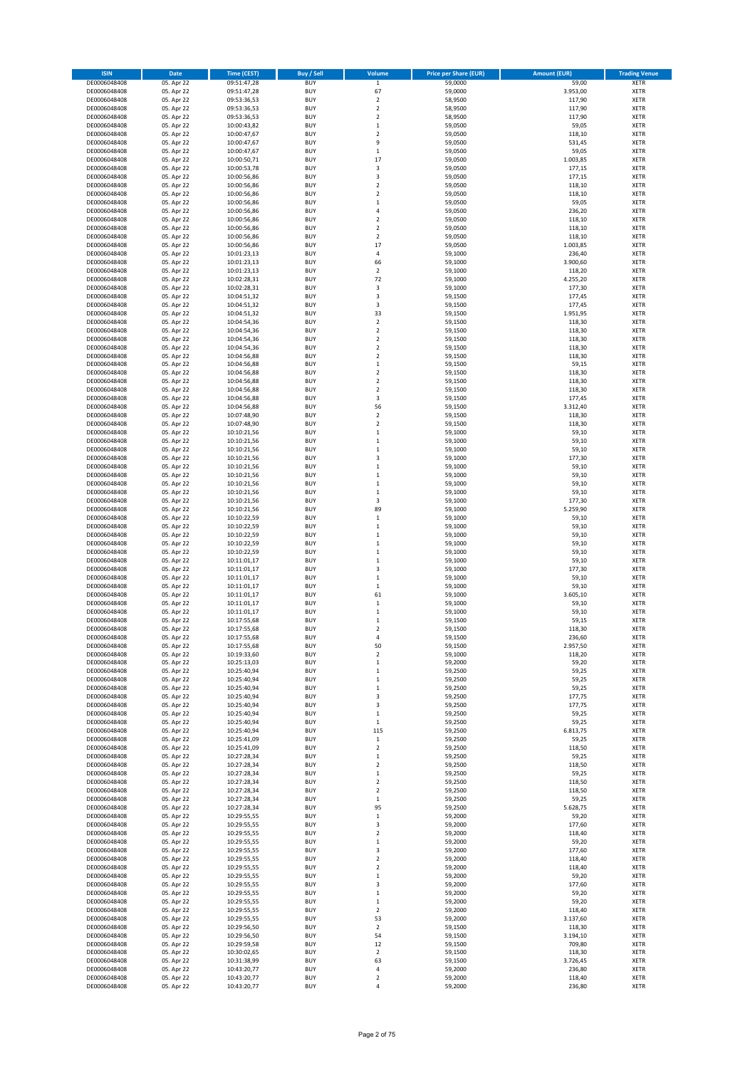| ISIN | Date | Time (CEST) | Buy / Sell | Volume | Price per Share (EUR) | Amount (EUR) | Trading Venue |
|---|---|---|---|---|---|---|---|
| DE0006048408 | 05. Apr 22 | 09:51:47,28 | BUY | 1 | 59,0000 | 59,00 | XETR |
| DE0006048408 | 05. Apr 22 | 09:51:47,28 | BUY | 67 | 59,0000 | 3.953,00 | XETR |
| DE0006048408 | 05. Apr 22 | 09:53:36,53 | BUY | 2 | 58,9500 | 117,90 | XETR |
| DE0006048408 | 05. Apr 22 | 09:53:36,53 | BUY | 2 | 58,9500 | 117,90 | XETR |
| DE0006048408 | 05. Apr 22 | 09:53:36,53 | BUY | 2 | 58,9500 | 117,90 | XETR |
| DE0006048408 | 05. Apr 22 | 10:00:43,82 | BUY | 1 | 59,0500 | 59,05 | XETR |
| DE0006048408 | 05. Apr 22 | 10:00:47,67 | BUY | 2 | 59,0500 | 118,10 | XETR |
| DE0006048408 | 05. Apr 22 | 10:00:47,67 | BUY | 9 | 59,0500 | 531,45 | XETR |
| DE0006048408 | 05. Apr 22 | 10:00:47,67 | BUY | 1 | 59,0500 | 59,05 | XETR |
| DE0006048408 | 05. Apr 22 | 10:00:50,71 | BUY | 17 | 59,0500 | 1.003,85 | XETR |
| DE0006048408 | 05. Apr 22 | 10:00:53,78 | BUY | 3 | 59,0500 | 177,15 | XETR |
| DE0006048408 | 05. Apr 22 | 10:00:56,86 | BUY | 3 | 59,0500 | 177,15 | XETR |
| DE0006048408 | 05. Apr 22 | 10:00:56,86 | BUY | 2 | 59,0500 | 118,10 | XETR |
| DE0006048408 | 05. Apr 22 | 10:00:56,86 | BUY | 2 | 59,0500 | 118,10 | XETR |
| DE0006048408 | 05. Apr 22 | 10:00:56,86 | BUY | 1 | 59,0500 | 59,05 | XETR |
| DE0006048408 | 05. Apr 22 | 10:00:56,86 | BUY | 4 | 59,0500 | 236,20 | XETR |
| DE0006048408 | 05. Apr 22 | 10:00:56,86 | BUY | 2 | 59,0500 | 118,10 | XETR |
| DE0006048408 | 05. Apr 22 | 10:00:56,86 | BUY | 2 | 59,0500 | 118,10 | XETR |
| DE0006048408 | 05. Apr 22 | 10:00:56,86 | BUY | 2 | 59,0500 | 118,10 | XETR |
| DE0006048408 | 05. Apr 22 | 10:00:56,86 | BUY | 17 | 59,0500 | 1.003,85 | XETR |
| DE0006048408 | 05. Apr 22 | 10:01:23,13 | BUY | 4 | 59,1000 | 236,40 | XETR |
| DE0006048408 | 05. Apr 22 | 10:01:23,13 | BUY | 66 | 59,1000 | 3.900,60 | XETR |
| DE0006048408 | 05. Apr 22 | 10:01:23,13 | BUY | 2 | 59,1000 | 118,20 | XETR |
| DE0006048408 | 05. Apr 22 | 10:02:28,31 | BUY | 72 | 59,1000 | 4.255,20 | XETR |
| DE0006048408 | 05. Apr 22 | 10:02:28,31 | BUY | 3 | 59,1000 | 177,30 | XETR |
| DE0006048408 | 05. Apr 22 | 10:04:51,32 | BUY | 3 | 59,1500 | 177,45 | XETR |
| DE0006048408 | 05. Apr 22 | 10:04:51,32 | BUY | 3 | 59,1500 | 177,45 | XETR |
| DE0006048408 | 05. Apr 22 | 10:04:51,32 | BUY | 33 | 59,1500 | 1.951,95 | XETR |
| DE0006048408 | 05. Apr 22 | 10:04:54,36 | BUY | 2 | 59,1500 | 118,30 | XETR |
| DE0006048408 | 05. Apr 22 | 10:04:54,36 | BUY | 2 | 59,1500 | 118,30 | XETR |
| DE0006048408 | 05. Apr 22 | 10:04:54,36 | BUY | 2 | 59,1500 | 118,30 | XETR |
| DE0006048408 | 05. Apr 22 | 10:04:54,36 | BUY | 2 | 59,1500 | 118,30 | XETR |
| DE0006048408 | 05. Apr 22 | 10:04:56,88 | BUY | 2 | 59,1500 | 118,30 | XETR |
| DE0006048408 | 05. Apr 22 | 10:04:56,88 | BUY | 1 | 59,1500 | 59,15 | XETR |
| DE0006048408 | 05. Apr 22 | 10:04:56,88 | BUY | 2 | 59,1500 | 118,30 | XETR |
| DE0006048408 | 05. Apr 22 | 10:04:56,88 | BUY | 2 | 59,1500 | 118,30 | XETR |
| DE0006048408 | 05. Apr 22 | 10:04:56,88 | BUY | 2 | 59,1500 | 118,30 | XETR |
| DE0006048408 | 05. Apr 22 | 10:04:56,88 | BUY | 3 | 59,1500 | 177,45 | XETR |
| DE0006048408 | 05. Apr 22 | 10:04:56,88 | BUY | 56 | 59,1500 | 3.312,40 | XETR |
| DE0006048408 | 05. Apr 22 | 10:07:48,90 | BUY | 2 | 59,1500 | 118,30 | XETR |
| DE0006048408 | 05. Apr 22 | 10:07:48,90 | BUY | 2 | 59,1500 | 118,30 | XETR |
| DE0006048408 | 05. Apr 22 | 10:10:21,56 | BUY | 1 | 59,1000 | 59,10 | XETR |
| DE0006048408 | 05. Apr 22 | 10:10:21,56 | BUY | 1 | 59,1000 | 59,10 | XETR |
| DE0006048408 | 05. Apr 22 | 10:10:21,56 | BUY | 1 | 59,1000 | 59,10 | XETR |
| DE0006048408 | 05. Apr 22 | 10:10:21,56 | BUY | 3 | 59,1000 | 177,30 | XETR |
| DE0006048408 | 05. Apr 22 | 10:10:21,56 | BUY | 1 | 59,1000 | 59,10 | XETR |
| DE0006048408 | 05. Apr 22 | 10:10:21,56 | BUY | 1 | 59,1000 | 59,10 | XETR |
| DE0006048408 | 05. Apr 22 | 10:10:21,56 | BUY | 1 | 59,1000 | 59,10 | XETR |
| DE0006048408 | 05. Apr 22 | 10:10:21,56 | BUY | 1 | 59,1000 | 59,10 | XETR |
| DE0006048408 | 05. Apr 22 | 10:10:21,56 | BUY | 3 | 59,1000 | 177,30 | XETR |
| DE0006048408 | 05. Apr 22 | 10:10:21,56 | BUY | 89 | 59,1000 | 5.259,90 | XETR |
| DE0006048408 | 05. Apr 22 | 10:10:22,59 | BUY | 1 | 59,1000 | 59,10 | XETR |
| DE0006048408 | 05. Apr 22 | 10:10:22,59 | BUY | 1 | 59,1000 | 59,10 | XETR |
| DE0006048408 | 05. Apr 22 | 10:10:22,59 | BUY | 1 | 59,1000 | 59,10 | XETR |
| DE0006048408 | 05. Apr 22 | 10:10:22,59 | BUY | 1 | 59,1000 | 59,10 | XETR |
| DE0006048408 | 05. Apr 22 | 10:10:22,59 | BUY | 1 | 59,1000 | 59,10 | XETR |
| DE0006048408 | 05. Apr 22 | 10:11:01,17 | BUY | 1 | 59,1000 | 59,10 | XETR |
| DE0006048408 | 05. Apr 22 | 10:11:01,17 | BUY | 3 | 59,1000 | 177,30 | XETR |
| DE0006048408 | 05. Apr 22 | 10:11:01,17 | BUY | 1 | 59,1000 | 59,10 | XETR |
| DE0006048408 | 05. Apr 22 | 10:11:01,17 | BUY | 1 | 59,1000 | 59,10 | XETR |
| DE0006048408 | 05. Apr 22 | 10:11:01,17 | BUY | 61 | 59,1000 | 3.605,10 | XETR |
| DE0006048408 | 05. Apr 22 | 10:11:01,17 | BUY | 1 | 59,1000 | 59,10 | XETR |
| DE0006048408 | 05. Apr 22 | 10:11:01,17 | BUY | 1 | 59,1000 | 59,10 | XETR |
| DE0006048408 | 05. Apr 22 | 10:17:55,68 | BUY | 1 | 59,1500 | 59,15 | XETR |
| DE0006048408 | 05. Apr 22 | 10:17:55,68 | BUY | 2 | 59,1500 | 118,30 | XETR |
| DE0006048408 | 05. Apr 22 | 10:17:55,68 | BUY | 4 | 59,1500 | 236,60 | XETR |
| DE0006048408 | 05. Apr 22 | 10:17:55,68 | BUY | 50 | 59,1500 | 2.957,50 | XETR |
| DE0006048408 | 05. Apr 22 | 10:19:33,60 | BUY | 2 | 59,1000 | 118,20 | XETR |
| DE0006048408 | 05. Apr 22 | 10:25:13,03 | BUY | 1 | 59,2000 | 59,20 | XETR |
| DE0006048408 | 05. Apr 22 | 10:25:40,94 | BUY | 1 | 59,2500 | 59,25 | XETR |
| DE0006048408 | 05. Apr 22 | 10:25:40,94 | BUY | 1 | 59,2500 | 59,25 | XETR |
| DE0006048408 | 05. Apr 22 | 10:25:40,94 | BUY | 1 | 59,2500 | 59,25 | XETR |
| DE0006048408 | 05. Apr 22 | 10:25:40,94 | BUY | 3 | 59,2500 | 177,75 | XETR |
| DE0006048408 | 05. Apr 22 | 10:25:40,94 | BUY | 3 | 59,2500 | 177,75 | XETR |
| DE0006048408 | 05. Apr 22 | 10:25:40,94 | BUY | 1 | 59,2500 | 59,25 | XETR |
| DE0006048408 | 05. Apr 22 | 10:25:40,94 | BUY | 1 | 59,2500 | 59,25 | XETR |
| DE0006048408 | 05. Apr 22 | 10:25:40,94 | BUY | 115 | 59,2500 | 6.813,75 | XETR |
| DE0006048408 | 05. Apr 22 | 10:25:41,09 | BUY | 1 | 59,2500 | 59,25 | XETR |
| DE0006048408 | 05. Apr 22 | 10:25:41,09 | BUY | 2 | 59,2500 | 118,50 | XETR |
| DE0006048408 | 05. Apr 22 | 10:27:28,34 | BUY | 1 | 59,2500 | 59,25 | XETR |
| DE0006048408 | 05. Apr 22 | 10:27:28,34 | BUY | 2 | 59,2500 | 118,50 | XETR |
| DE0006048408 | 05. Apr 22 | 10:27:28,34 | BUY | 1 | 59,2500 | 59,25 | XETR |
| DE0006048408 | 05. Apr 22 | 10:27:28,34 | BUY | 2 | 59,2500 | 118,50 | XETR |
| DE0006048408 | 05. Apr 22 | 10:27:28,34 | BUY | 2 | 59,2500 | 118,50 | XETR |
| DE0006048408 | 05. Apr 22 | 10:27:28,34 | BUY | 1 | 59,2500 | 59,25 | XETR |
| DE0006048408 | 05. Apr 22 | 10:27:28,34 | BUY | 95 | 59,2500 | 5.628,75 | XETR |
| DE0006048408 | 05. Apr 22 | 10:29:55,55 | BUY | 1 | 59,2000 | 59,20 | XETR |
| DE0006048408 | 05. Apr 22 | 10:29:55,55 | BUY | 3 | 59,2000 | 177,60 | XETR |
| DE0006048408 | 05. Apr 22 | 10:29:55,55 | BUY | 2 | 59,2000 | 118,40 | XETR |
| DE0006048408 | 05. Apr 22 | 10:29:55,55 | BUY | 1 | 59,2000 | 59,20 | XETR |
| DE0006048408 | 05. Apr 22 | 10:29:55,55 | BUY | 3 | 59,2000 | 177,60 | XETR |
| DE0006048408 | 05. Apr 22 | 10:29:55,55 | BUY | 2 | 59,2000 | 118,40 | XETR |
| DE0006048408 | 05. Apr 22 | 10:29:55,55 | BUY | 2 | 59,2000 | 118,40 | XETR |
| DE0006048408 | 05. Apr 22 | 10:29:55,55 | BUY | 1 | 59,2000 | 59,20 | XETR |
| DE0006048408 | 05. Apr 22 | 10:29:55,55 | BUY | 3 | 59,2000 | 177,60 | XETR |
| DE0006048408 | 05. Apr 22 | 10:29:55,55 | BUY | 1 | 59,2000 | 59,20 | XETR |
| DE0006048408 | 05. Apr 22 | 10:29:55,55 | BUY | 1 | 59,2000 | 59,20 | XETR |
| DE0006048408 | 05. Apr 22 | 10:29:55,55 | BUY | 2 | 59,2000 | 118,40 | XETR |
| DE0006048408 | 05. Apr 22 | 10:29:55,55 | BUY | 53 | 59,2000 | 3.137,60 | XETR |
| DE0006048408 | 05. Apr 22 | 10:29:56,50 | BUY | 2 | 59,1500 | 118,30 | XETR |
| DE0006048408 | 05. Apr 22 | 10:29:56,50 | BUY | 54 | 59,1500 | 3.194,10 | XETR |
| DE0006048408 | 05. Apr 22 | 10:29:59,58 | BUY | 12 | 59,1500 | 709,80 | XETR |
| DE0006048408 | 05. Apr 22 | 10:30:02,65 | BUY | 2 | 59,1500 | 118,30 | XETR |
| DE0006048408 | 05. Apr 22 | 10:31:38,99 | BUY | 63 | 59,1500 | 3.726,45 | XETR |
| DE0006048408 | 05. Apr 22 | 10:43:20,77 | BUY | 4 | 59,2000 | 236,80 | XETR |
| DE0006048408 | 05. Apr 22 | 10:43:20,77 | BUY | 2 | 59,2000 | 118,40 | XETR |
| DE0006048408 | 05. Apr 22 | 10:43:20,77 | BUY | 4 | 59,2000 | 236,80 | XETR |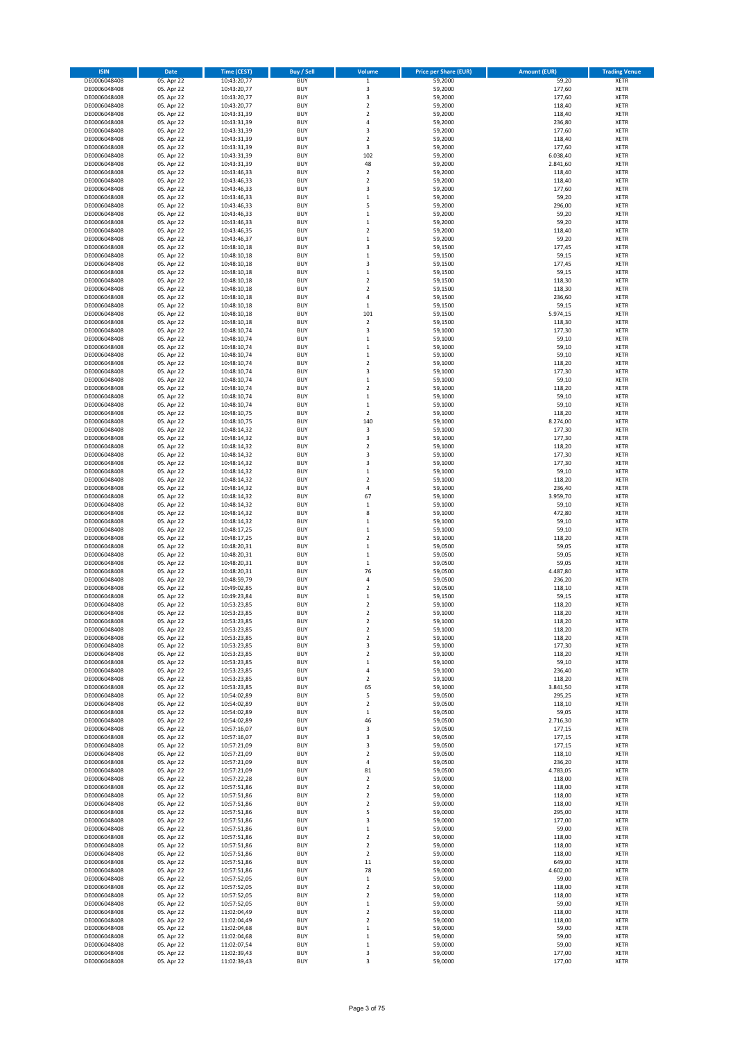| ISIN | Date | Time (CEST) | Buy / Sell | Volume | Price per Share (EUR) | Amount (EUR) | Trading Venue |
|---|---|---|---|---|---|---|---|
| DE0006048408 | 05. Apr 22 | 10:43:20,77 | BUY | 1 | 59,2000 | 59,20 | XETR |
| DE0006048408 | 05. Apr 22 | 10:43:20,77 | BUY | 3 | 59,2000 | 177,60 | XETR |
| DE0006048408 | 05. Apr 22 | 10:43:20,77 | BUY | 3 | 59,2000 | 177,60 | XETR |
| DE0006048408 | 05. Apr 22 | 10:43:20,77 | BUY | 2 | 59,2000 | 118,40 | XETR |
| DE0006048408 | 05. Apr 22 | 10:43:31,39 | BUY | 2 | 59,2000 | 118,40 | XETR |
| DE0006048408 | 05. Apr 22 | 10:43:31,39 | BUY | 4 | 59,2000 | 236,80 | XETR |
| DE0006048408 | 05. Apr 22 | 10:43:31,39 | BUY | 3 | 59,2000 | 177,60 | XETR |
| DE0006048408 | 05. Apr 22 | 10:43:31,39 | BUY | 2 | 59,2000 | 118,40 | XETR |
| DE0006048408 | 05. Apr 22 | 10:43:31,39 | BUY | 3 | 59,2000 | 177,60 | XETR |
| DE0006048408 | 05. Apr 22 | 10:43:31,39 | BUY | 102 | 59,2000 | 6.038,40 | XETR |
| DE0006048408 | 05. Apr 22 | 10:43:31,39 | BUY | 48 | 59,2000 | 2.841,60 | XETR |
| DE0006048408 | 05. Apr 22 | 10:43:46,33 | BUY | 2 | 59,2000 | 118,40 | XETR |
| DE0006048408 | 05. Apr 22 | 10:43:46,33 | BUY | 2 | 59,2000 | 118,40 | XETR |
| DE0006048408 | 05. Apr 22 | 10:43:46,33 | BUY | 3 | 59,2000 | 177,60 | XETR |
| DE0006048408 | 05. Apr 22 | 10:43:46,33 | BUY | 1 | 59,2000 | 59,20 | XETR |
| DE0006048408 | 05. Apr 22 | 10:43:46,33 | BUY | 5 | 59,2000 | 296,00 | XETR |
| DE0006048408 | 05. Apr 22 | 10:43:46,33 | BUY | 1 | 59,2000 | 59,20 | XETR |
| DE0006048408 | 05. Apr 22 | 10:43:46,33 | BUY | 1 | 59,2000 | 59,20 | XETR |
| DE0006048408 | 05. Apr 22 | 10:43:46,35 | BUY | 2 | 59,2000 | 118,40 | XETR |
| DE0006048408 | 05. Apr 22 | 10:43:46,37 | BUY | 1 | 59,2000 | 59,20 | XETR |
| DE0006048408 | 05. Apr 22 | 10:48:10,18 | BUY | 3 | 59,1500 | 177,45 | XETR |
| DE0006048408 | 05. Apr 22 | 10:48:10,18 | BUY | 1 | 59,1500 | 59,15 | XETR |
| DE0006048408 | 05. Apr 22 | 10:48:10,18 | BUY | 3 | 59,1500 | 177,45 | XETR |
| DE0006048408 | 05. Apr 22 | 10:48:10,18 | BUY | 1 | 59,1500 | 59,15 | XETR |
| DE0006048408 | 05. Apr 22 | 10:48:10,18 | BUY | 2 | 59,1500 | 118,30 | XETR |
| DE0006048408 | 05. Apr 22 | 10:48:10,18 | BUY | 2 | 59,1500 | 118,30 | XETR |
| DE0006048408 | 05. Apr 22 | 10:48:10,18 | BUY | 4 | 59,1500 | 236,60 | XETR |
| DE0006048408 | 05. Apr 22 | 10:48:10,18 | BUY | 1 | 59,1500 | 59,15 | XETR |
| DE0006048408 | 05. Apr 22 | 10:48:10,18 | BUY | 101 | 59,1500 | 5.974,15 | XETR |
| DE0006048408 | 05. Apr 22 | 10:48:10,18 | BUY | 2 | 59,1500 | 118,30 | XETR |
| DE0006048408 | 05. Apr 22 | 10:48:10,74 | BUY | 3 | 59,1000 | 177,30 | XETR |
| DE0006048408 | 05. Apr 22 | 10:48:10,74 | BUY | 1 | 59,1000 | 59,10 | XETR |
| DE0006048408 | 05. Apr 22 | 10:48:10,74 | BUY | 1 | 59,1000 | 59,10 | XETR |
| DE0006048408 | 05. Apr 22 | 10:48:10,74 | BUY | 1 | 59,1000 | 59,10 | XETR |
| DE0006048408 | 05. Apr 22 | 10:48:10,74 | BUY | 2 | 59,1000 | 118,20 | XETR |
| DE0006048408 | 05. Apr 22 | 10:48:10,74 | BUY | 3 | 59,1000 | 177,30 | XETR |
| DE0006048408 | 05. Apr 22 | 10:48:10,74 | BUY | 1 | 59,1000 | 59,10 | XETR |
| DE0006048408 | 05. Apr 22 | 10:48:10,74 | BUY | 2 | 59,1000 | 118,20 | XETR |
| DE0006048408 | 05. Apr 22 | 10:48:10,74 | BUY | 1 | 59,1000 | 59,10 | XETR |
| DE0006048408 | 05. Apr 22 | 10:48:10,74 | BUY | 1 | 59,1000 | 59,10 | XETR |
| DE0006048408 | 05. Apr 22 | 10:48:10,75 | BUY | 2 | 59,1000 | 118,20 | XETR |
| DE0006048408 | 05. Apr 22 | 10:48:10,75 | BUY | 140 | 59,1000 | 8.274,00 | XETR |
| DE0006048408 | 05. Apr 22 | 10:48:14,32 | BUY | 3 | 59,1000 | 177,30 | XETR |
| DE0006048408 | 05. Apr 22 | 10:48:14,32 | BUY | 3 | 59,1000 | 177,30 | XETR |
| DE0006048408 | 05. Apr 22 | 10:48:14,32 | BUY | 2 | 59,1000 | 118,20 | XETR |
| DE0006048408 | 05. Apr 22 | 10:48:14,32 | BUY | 3 | 59,1000 | 177,30 | XETR |
| DE0006048408 | 05. Apr 22 | 10:48:14,32 | BUY | 3 | 59,1000 | 177,30 | XETR |
| DE0006048408 | 05. Apr 22 | 10:48:14,32 | BUY | 1 | 59,1000 | 59,10 | XETR |
| DE0006048408 | 05. Apr 22 | 10:48:14,32 | BUY | 2 | 59,1000 | 118,20 | XETR |
| DE0006048408 | 05. Apr 22 | 10:48:14,32 | BUY | 4 | 59,1000 | 236,40 | XETR |
| DE0006048408 | 05. Apr 22 | 10:48:14,32 | BUY | 67 | 59,1000 | 3.959,70 | XETR |
| DE0006048408 | 05. Apr 22 | 10:48:14,32 | BUY | 1 | 59,1000 | 59,10 | XETR |
| DE0006048408 | 05. Apr 22 | 10:48:14,32 | BUY | 8 | 59,1000 | 472,80 | XETR |
| DE0006048408 | 05. Apr 22 | 10:48:14,32 | BUY | 1 | 59,1000 | 59,10 | XETR |
| DE0006048408 | 05. Apr 22 | 10:48:17,25 | BUY | 1 | 59,1000 | 59,10 | XETR |
| DE0006048408 | 05. Apr 22 | 10:48:17,25 | BUY | 2 | 59,1000 | 118,20 | XETR |
| DE0006048408 | 05. Apr 22 | 10:48:20,31 | BUY | 1 | 59,0500 | 59,05 | XETR |
| DE0006048408 | 05. Apr 22 | 10:48:20,31 | BUY | 1 | 59,0500 | 59,05 | XETR |
| DE0006048408 | 05. Apr 22 | 10:48:20,31 | BUY | 1 | 59,0500 | 59,05 | XETR |
| DE0006048408 | 05. Apr 22 | 10:48:20,31 | BUY | 76 | 59,0500 | 4.487,80 | XETR |
| DE0006048408 | 05. Apr 22 | 10:48:59,79 | BUY | 4 | 59,0500 | 236,20 | XETR |
| DE0006048408 | 05. Apr 22 | 10:49:02,85 | BUY | 2 | 59,0500 | 118,10 | XETR |
| DE0006048408 | 05. Apr 22 | 10:49:23,84 | BUY | 1 | 59,1500 | 59,15 | XETR |
| DE0006048408 | 05. Apr 22 | 10:53:23,85 | BUY | 2 | 59,1000 | 118,20 | XETR |
| DE0006048408 | 05. Apr 22 | 10:53:23,85 | BUY | 2 | 59,1000 | 118,20 | XETR |
| DE0006048408 | 05. Apr 22 | 10:53:23,85 | BUY | 2 | 59,1000 | 118,20 | XETR |
| DE0006048408 | 05. Apr 22 | 10:53:23,85 | BUY | 2 | 59,1000 | 118,20 | XETR |
| DE0006048408 | 05. Apr 22 | 10:53:23,85 | BUY | 2 | 59,1000 | 118,20 | XETR |
| DE0006048408 | 05. Apr 22 | 10:53:23,85 | BUY | 3 | 59,1000 | 177,30 | XETR |
| DE0006048408 | 05. Apr 22 | 10:53:23,85 | BUY | 2 | 59,1000 | 118,20 | XETR |
| DE0006048408 | 05. Apr 22 | 10:53:23,85 | BUY | 1 | 59,1000 | 59,10 | XETR |
| DE0006048408 | 05. Apr 22 | 10:53:23,85 | BUY | 4 | 59,1000 | 236,40 | XETR |
| DE0006048408 | 05. Apr 22 | 10:53:23,85 | BUY | 2 | 59,1000 | 118,20 | XETR |
| DE0006048408 | 05. Apr 22 | 10:53:23,85 | BUY | 65 | 59,1000 | 3.841,50 | XETR |
| DE0006048408 | 05. Apr 22 | 10:54:02,89 | BUY | 5 | 59,0500 | 295,25 | XETR |
| DE0006048408 | 05. Apr 22 | 10:54:02,89 | BUY | 2 | 59,0500 | 118,10 | XETR |
| DE0006048408 | 05. Apr 22 | 10:54:02,89 | BUY | 1 | 59,0500 | 59,05 | XETR |
| DE0006048408 | 05. Apr 22 | 10:54:02,89 | BUY | 46 | 59,0500 | 2.716,30 | XETR |
| DE0006048408 | 05. Apr 22 | 10:57:16,07 | BUY | 3 | 59,0500 | 177,15 | XETR |
| DE0006048408 | 05. Apr 22 | 10:57:16,07 | BUY | 3 | 59,0500 | 177,15 | XETR |
| DE0006048408 | 05. Apr 22 | 10:57:21,09 | BUY | 3 | 59,0500 | 177,15 | XETR |
| DE0006048408 | 05. Apr 22 | 10:57:21,09 | BUY | 2 | 59,0500 | 118,10 | XETR |
| DE0006048408 | 05. Apr 22 | 10:57:21,09 | BUY | 4 | 59,0500 | 236,20 | XETR |
| DE0006048408 | 05. Apr 22 | 10:57:21,09 | BUY | 81 | 59,0500 | 4.783,05 | XETR |
| DE0006048408 | 05. Apr 22 | 10:57:22,28 | BUY | 2 | 59,0000 | 118,00 | XETR |
| DE0006048408 | 05. Apr 22 | 10:57:51,86 | BUY | 2 | 59,0000 | 118,00 | XETR |
| DE0006048408 | 05. Apr 22 | 10:57:51,86 | BUY | 2 | 59,0000 | 118,00 | XETR |
| DE0006048408 | 05. Apr 22 | 10:57:51,86 | BUY | 2 | 59,0000 | 118,00 | XETR |
| DE0006048408 | 05. Apr 22 | 10:57:51,86 | BUY | 5 | 59,0000 | 295,00 | XETR |
| DE0006048408 | 05. Apr 22 | 10:57:51,86 | BUY | 3 | 59,0000 | 177,00 | XETR |
| DE0006048408 | 05. Apr 22 | 10:57:51,86 | BUY | 1 | 59,0000 | 59,00 | XETR |
| DE0006048408 | 05. Apr 22 | 10:57:51,86 | BUY | 2 | 59,0000 | 118,00 | XETR |
| DE0006048408 | 05. Apr 22 | 10:57:51,86 | BUY | 2 | 59,0000 | 118,00 | XETR |
| DE0006048408 | 05. Apr 22 | 10:57:51,86 | BUY | 2 | 59,0000 | 118,00 | XETR |
| DE0006048408 | 05. Apr 22 | 10:57:51,86 | BUY | 11 | 59,0000 | 649,00 | XETR |
| DE0006048408 | 05. Apr 22 | 10:57:51,86 | BUY | 78 | 59,0000 | 4.602,00 | XETR |
| DE0006048408 | 05. Apr 22 | 10:57:52,05 | BUY | 1 | 59,0000 | 59,00 | XETR |
| DE0006048408 | 05. Apr 22 | 10:57:52,05 | BUY | 2 | 59,0000 | 118,00 | XETR |
| DE0006048408 | 05. Apr 22 | 10:57:52,05 | BUY | 2 | 59,0000 | 118,00 | XETR |
| DE0006048408 | 05. Apr 22 | 10:57:52,05 | BUY | 1 | 59,0000 | 59,00 | XETR |
| DE0006048408 | 05. Apr 22 | 11:02:04,49 | BUY | 2 | 59,0000 | 118,00 | XETR |
| DE0006048408 | 05. Apr 22 | 11:02:04,49 | BUY | 2 | 59,0000 | 118,00 | XETR |
| DE0006048408 | 05. Apr 22 | 11:02:04,68 | BUY | 1 | 59,0000 | 59,00 | XETR |
| DE0006048408 | 05. Apr 22 | 11:02:04,68 | BUY | 1 | 59,0000 | 59,00 | XETR |
| DE0006048408 | 05. Apr 22 | 11:02:07,54 | BUY | 1 | 59,0000 | 59,00 | XETR |
| DE0006048408 | 05. Apr 22 | 11:02:39,43 | BUY | 3 | 59,0000 | 177,00 | XETR |
| DE0006048408 | 05. Apr 22 | 11:02:39,43 | BUY | 3 | 59,0000 | 177,00 | XETR |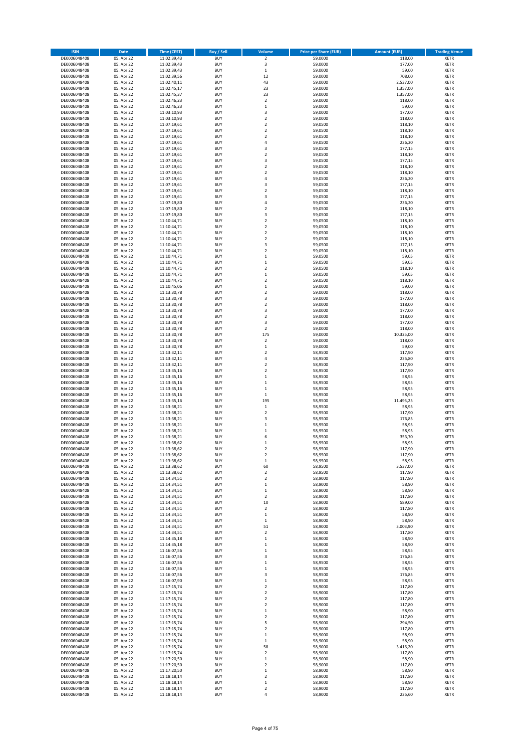| ISIN | Date | Time (CEST) | Buy / Sell | Volume | Price per Share (EUR) | Amount (EUR) | Trading Venue |
|---|---|---|---|---|---|---|---|
| DE0006048408 | 05. Apr 22 | 11:02:39,43 | BUY | 2 | 59,0000 | 118,00 | XETR |
| DE0006048408 | 05. Apr 22 | 11:02:39,43 | BUY | 3 | 59,0000 | 177,00 | XETR |
| DE0006048408 | 05. Apr 22 | 11:02:39,43 | BUY | 1 | 59,0000 | 59,00 | XETR |
| DE0006048408 | 05. Apr 22 | 11:02:39,56 | BUY | 12 | 59,0000 | 708,00 | XETR |
| DE0006048408 | 05. Apr 22 | 11:02:40,11 | BUY | 43 | 59,0000 | 2.537,00 | XETR |
| DE0006048408 | 05. Apr 22 | 11:02:45,17 | BUY | 23 | 59,0000 | 1.357,00 | XETR |
| DE0006048408 | 05. Apr 22 | 11:02:45,37 | BUY | 23 | 59,0000 | 1.357,00 | XETR |
| DE0006048408 | 05. Apr 22 | 11:02:46,23 | BUY | 2 | 59,0000 | 118,00 | XETR |
| DE0006048408 | 05. Apr 22 | 11:02:46,23 | BUY | 1 | 59,0000 | 59,00 | XETR |
| DE0006048408 | 05. Apr 22 | 11:03:10,93 | BUY | 3 | 59,0000 | 177,00 | XETR |
| DE0006048408 | 05. Apr 22 | 11:03:10,93 | BUY | 2 | 59,0000 | 118,00 | XETR |
| DE0006048408 | 05. Apr 22 | 11:07:19,61 | BUY | 2 | 59,0500 | 118,10 | XETR |
| DE0006048408 | 05. Apr 22 | 11:07:19,61 | BUY | 2 | 59,0500 | 118,10 | XETR |
| DE0006048408 | 05. Apr 22 | 11:07:19,61 | BUY | 2 | 59,0500 | 118,10 | XETR |
| DE0006048408 | 05. Apr 22 | 11:07:19,61 | BUY | 4 | 59,0500 | 236,20 | XETR |
| DE0006048408 | 05. Apr 22 | 11:07:19,61 | BUY | 3 | 59,0500 | 177,15 | XETR |
| DE0006048408 | 05. Apr 22 | 11:07:19,61 | BUY | 2 | 59,0500 | 118,10 | XETR |
| DE0006048408 | 05. Apr 22 | 11:07:19,61 | BUY | 3 | 59,0500 | 177,15 | XETR |
| DE0006048408 | 05. Apr 22 | 11:07:19,61 | BUY | 2 | 59,0500 | 118,10 | XETR |
| DE0006048408 | 05. Apr 22 | 11:07:19,61 | BUY | 2 | 59,0500 | 118,10 | XETR |
| DE0006048408 | 05. Apr 22 | 11:07:19,61 | BUY | 4 | 59,0500 | 236,20 | XETR |
| DE0006048408 | 05. Apr 22 | 11:07:19,61 | BUY | 3 | 59,0500 | 177,15 | XETR |
| DE0006048408 | 05. Apr 22 | 11:07:19,61 | BUY | 2 | 59,0500 | 118,10 | XETR |
| DE0006048408 | 05. Apr 22 | 11:07:19,61 | BUY | 3 | 59,0500 | 177,15 | XETR |
| DE0006048408 | 05. Apr 22 | 11:07:19,80 | BUY | 4 | 59,0500 | 236,20 | XETR |
| DE0006048408 | 05. Apr 22 | 11:07:19,80 | BUY | 2 | 59,0500 | 118,10 | XETR |
| DE0006048408 | 05. Apr 22 | 11:07:19,80 | BUY | 3 | 59,0500 | 177,15 | XETR |
| DE0006048408 | 05. Apr 22 | 11:10:44,71 | BUY | 2 | 59,0500 | 118,10 | XETR |
| DE0006048408 | 05. Apr 22 | 11:10:44,71 | BUY | 2 | 59,0500 | 118,10 | XETR |
| DE0006048408 | 05. Apr 22 | 11:10:44,71 | BUY | 2 | 59,0500 | 118,10 | XETR |
| DE0006048408 | 05. Apr 22 | 11:10:44,71 | BUY | 2 | 59,0500 | 118,10 | XETR |
| DE0006048408 | 05. Apr 22 | 11:10:44,71 | BUY | 3 | 59,0500 | 177,15 | XETR |
| DE0006048408 | 05. Apr 22 | 11:10:44,71 | BUY | 2 | 59,0500 | 118,10 | XETR |
| DE0006048408 | 05. Apr 22 | 11:10:44,71 | BUY | 1 | 59,0500 | 59,05 | XETR |
| DE0006048408 | 05. Apr 22 | 11:10:44,71 | BUY | 1 | 59,0500 | 59,05 | XETR |
| DE0006048408 | 05. Apr 22 | 11:10:44,71 | BUY | 2 | 59,0500 | 118,10 | XETR |
| DE0006048408 | 05. Apr 22 | 11:10:44,71 | BUY | 1 | 59,0500 | 59,05 | XETR |
| DE0006048408 | 05. Apr 22 | 11:10:44,71 | BUY | 2 | 59,0500 | 118,10 | XETR |
| DE0006048408 | 05. Apr 22 | 11:10:45,06 | BUY | 1 | 59,0000 | 59,00 | XETR |
| DE0006048408 | 05. Apr 22 | 11:13:30,78 | BUY | 2 | 59,0000 | 118,00 | XETR |
| DE0006048408 | 05. Apr 22 | 11:13:30,78 | BUY | 3 | 59,0000 | 177,00 | XETR |
| DE0006048408 | 05. Apr 22 | 11:13:30,78 | BUY | 2 | 59,0000 | 118,00 | XETR |
| DE0006048408 | 05. Apr 22 | 11:13:30,78 | BUY | 3 | 59,0000 | 177,00 | XETR |
| DE0006048408 | 05. Apr 22 | 11:13:30,78 | BUY | 2 | 59,0000 | 118,00 | XETR |
| DE0006048408 | 05. Apr 22 | 11:13:30,78 | BUY | 3 | 59,0000 | 177,00 | XETR |
| DE0006048408 | 05. Apr 22 | 11:13:30,78 | BUY | 2 | 59,0000 | 118,00 | XETR |
| DE0006048408 | 05. Apr 22 | 11:13:30,78 | BUY | 175 | 59,0000 | 10.325,00 | XETR |
| DE0006048408 | 05. Apr 22 | 11:13:30,78 | BUY | 2 | 59,0000 | 118,00 | XETR |
| DE0006048408 | 05. Apr 22 | 11:13:30,78 | BUY | 1 | 59,0000 | 59,00 | XETR |
| DE0006048408 | 05. Apr 22 | 11:13:32,11 | BUY | 2 | 58,9500 | 117,90 | XETR |
| DE0006048408 | 05. Apr 22 | 11:13:32,11 | BUY | 4 | 58,9500 | 235,80 | XETR |
| DE0006048408 | 05. Apr 22 | 11:13:32,11 | BUY | 2 | 58,9500 | 117,90 | XETR |
| DE0006048408 | 05. Apr 22 | 11:13:35,16 | BUY | 2 | 58,9500 | 117,90 | XETR |
| DE0006048408 | 05. Apr 22 | 11:13:35,16 | BUY | 1 | 58,9500 | 58,95 | XETR |
| DE0006048408 | 05. Apr 22 | 11:13:35,16 | BUY | 1 | 58,9500 | 58,95 | XETR |
| DE0006048408 | 05. Apr 22 | 11:13:35,16 | BUY | 1 | 58,9500 | 58,95 | XETR |
| DE0006048408 | 05. Apr 22 | 11:13:35,16 | BUY | 1 | 58,9500 | 58,95 | XETR |
| DE0006048408 | 05. Apr 22 | 11:13:35,16 | BUY | 195 | 58,9500 | 11.495,25 | XETR |
| DE0006048408 | 05. Apr 22 | 11:13:38,21 | BUY | 1 | 58,9500 | 58,95 | XETR |
| DE0006048408 | 05. Apr 22 | 11:13:38,21 | BUY | 2 | 58,9500 | 117,90 | XETR |
| DE0006048408 | 05. Apr 22 | 11:13:38,21 | BUY | 3 | 58,9500 | 176,85 | XETR |
| DE0006048408 | 05. Apr 22 | 11:13:38,21 | BUY | 1 | 58,9500 | 58,95 | XETR |
| DE0006048408 | 05. Apr 22 | 11:13:38,21 | BUY | 1 | 58,9500 | 58,95 | XETR |
| DE0006048408 | 05. Apr 22 | 11:13:38,21 | BUY | 6 | 58,9500 | 353,70 | XETR |
| DE0006048408 | 05. Apr 22 | 11:13:38,62 | BUY | 1 | 58,9500 | 58,95 | XETR |
| DE0006048408 | 05. Apr 22 | 11:13:38,62 | BUY | 2 | 58,9500 | 117,90 | XETR |
| DE0006048408 | 05. Apr 22 | 11:13:38,62 | BUY | 2 | 58,9500 | 117,90 | XETR |
| DE0006048408 | 05. Apr 22 | 11:13:38,62 | BUY | 1 | 58,9500 | 58,95 | XETR |
| DE0006048408 | 05. Apr 22 | 11:13:38,62 | BUY | 60 | 58,9500 | 3.537,00 | XETR |
| DE0006048408 | 05. Apr 22 | 11:13:38,62 | BUY | 2 | 58,9500 | 117,90 | XETR |
| DE0006048408 | 05. Apr 22 | 11:14:34,51 | BUY | 2 | 58,9000 | 117,80 | XETR |
| DE0006048408 | 05. Apr 22 | 11:14:34,51 | BUY | 1 | 58,9000 | 58,90 | XETR |
| DE0006048408 | 05. Apr 22 | 11:14:34,51 | BUY | 1 | 58,9000 | 58,90 | XETR |
| DE0006048408 | 05. Apr 22 | 11:14:34,51 | BUY | 2 | 58,9000 | 117,80 | XETR |
| DE0006048408 | 05. Apr 22 | 11:14:34,51 | BUY | 10 | 58,9000 | 589,00 | XETR |
| DE0006048408 | 05. Apr 22 | 11:14:34,51 | BUY | 2 | 58,9000 | 117,80 | XETR |
| DE0006048408 | 05. Apr 22 | 11:14:34,51 | BUY | 1 | 58,9000 | 58,90 | XETR |
| DE0006048408 | 05. Apr 22 | 11:14:34,51 | BUY | 1 | 58,9000 | 58,90 | XETR |
| DE0006048408 | 05. Apr 22 | 11:14:34,51 | BUY | 51 | 58,9000 | 3.003,90 | XETR |
| DE0006048408 | 05. Apr 22 | 11:14:34,51 | BUY | 2 | 58,9000 | 117,80 | XETR |
| DE0006048408 | 05. Apr 22 | 11:14:35,18 | BUY | 1 | 58,9000 | 58,90 | XETR |
| DE0006048408 | 05. Apr 22 | 11:14:35,18 | BUY | 1 | 58,9000 | 58,90 | XETR |
| DE0006048408 | 05. Apr 22 | 11:16:07,56 | BUY | 1 | 58,9500 | 58,95 | XETR |
| DE0006048408 | 05. Apr 22 | 11:16:07,56 | BUY | 3 | 58,9500 | 176,85 | XETR |
| DE0006048408 | 05. Apr 22 | 11:16:07,56 | BUY | 1 | 58,9500 | 58,95 | XETR |
| DE0006048408 | 05. Apr 22 | 11:16:07,56 | BUY | 1 | 58,9500 | 58,95 | XETR |
| DE0006048408 | 05. Apr 22 | 11:16:07,56 | BUY | 3 | 58,9500 | 176,85 | XETR |
| DE0006048408 | 05. Apr 22 | 11:16:07,90 | BUY | 1 | 58,9500 | 58,95 | XETR |
| DE0006048408 | 05. Apr 22 | 11:17:15,74 | BUY | 2 | 58,9000 | 117,80 | XETR |
| DE0006048408 | 05. Apr 22 | 11:17:15,74 | BUY | 2 | 58,9000 | 117,80 | XETR |
| DE0006048408 | 05. Apr 22 | 11:17:15,74 | BUY | 2 | 58,9000 | 117,80 | XETR |
| DE0006048408 | 05. Apr 22 | 11:17:15,74 | BUY | 2 | 58,9000 | 117,80 | XETR |
| DE0006048408 | 05. Apr 22 | 11:17:15,74 | BUY | 1 | 58,9000 | 58,90 | XETR |
| DE0006048408 | 05. Apr 22 | 11:17:15,74 | BUY | 2 | 58,9000 | 117,80 | XETR |
| DE0006048408 | 05. Apr 22 | 11:17:15,74 | BUY | 5 | 58,9000 | 294,50 | XETR |
| DE0006048408 | 05. Apr 22 | 11:17:15,74 | BUY | 2 | 58,9000 | 117,80 | XETR |
| DE0006048408 | 05. Apr 22 | 11:17:15,74 | BUY | 1 | 58,9000 | 58,90 | XETR |
| DE0006048408 | 05. Apr 22 | 11:17:15,74 | BUY | 1 | 58,9000 | 58,90 | XETR |
| DE0006048408 | 05. Apr 22 | 11:17:15,74 | BUY | 58 | 58,9000 | 3.416,20 | XETR |
| DE0006048408 | 05. Apr 22 | 11:17:15,74 | BUY | 2 | 58,9000 | 117,80 | XETR |
| DE0006048408 | 05. Apr 22 | 11:17:20,50 | BUY | 1 | 58,9000 | 58,90 | XETR |
| DE0006048408 | 05. Apr 22 | 11:17:20,50 | BUY | 2 | 58,9000 | 117,80 | XETR |
| DE0006048408 | 05. Apr 22 | 11:17:20,50 | BUY | 1 | 58,9000 | 58,90 | XETR |
| DE0006048408 | 05. Apr 22 | 11:18:18,14 | BUY | 2 | 58,9000 | 117,80 | XETR |
| DE0006048408 | 05. Apr 22 | 11:18:18,14 | BUY | 1 | 58,9000 | 58,90 | XETR |
| DE0006048408 | 05. Apr 22 | 11:18:18,14 | BUY | 2 | 58,9000 | 117,80 | XETR |
| DE0006048408 | 05. Apr 22 | 11:18:18,14 | BUY | 4 | 58,9000 | 235,60 | XETR |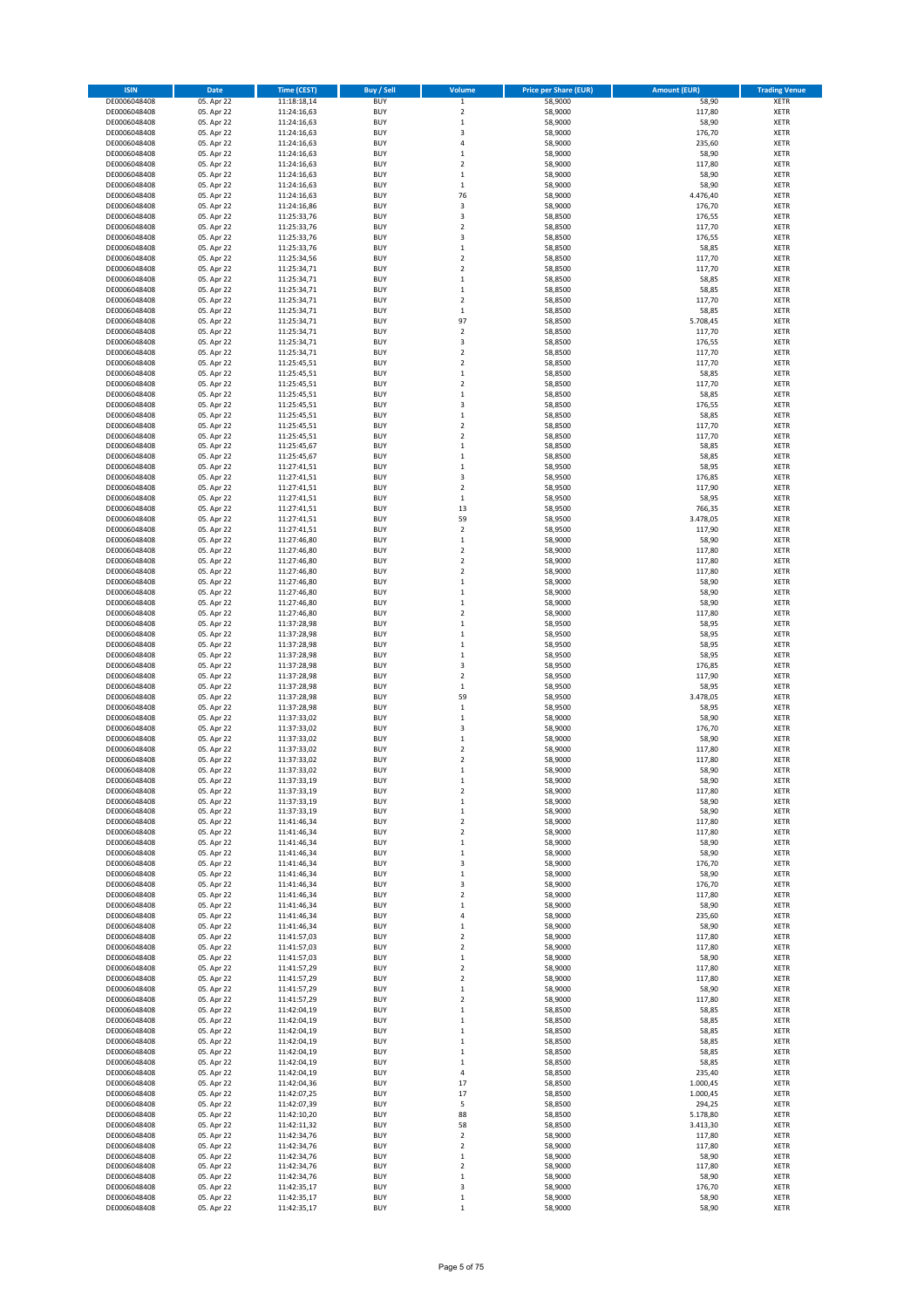| ISIN | Date | Time (CEST) | Buy / Sell | Volume | Price per Share (EUR) | Amount (EUR) | Trading Venue |
|---|---|---|---|---|---|---|---|
| DE0006048408 | 05. Apr 22 | 11:18:18,14 | BUY | 1 | 58,9000 | 58,90 | XETR |
| DE0006048408 | 05. Apr 22 | 11:24:16,63 | BUY | 2 | 58,9000 | 117,80 | XETR |
| DE0006048408 | 05. Apr 22 | 11:24:16,63 | BUY | 1 | 58,9000 | 58,90 | XETR |
| DE0006048408 | 05. Apr 22 | 11:24:16,63 | BUY | 3 | 58,9000 | 176,70 | XETR |
| DE0006048408 | 05. Apr 22 | 11:24:16,63 | BUY | 4 | 58,9000 | 235,60 | XETR |
| DE0006048408 | 05. Apr 22 | 11:24:16,63 | BUY | 1 | 58,9000 | 58,90 | XETR |
| DE0006048408 | 05. Apr 22 | 11:24:16,63 | BUY | 2 | 58,9000 | 117,80 | XETR |
| DE0006048408 | 05. Apr 22 | 11:24:16,63 | BUY | 1 | 58,9000 | 58,90 | XETR |
| DE0006048408 | 05. Apr 22 | 11:24:16,63 | BUY | 1 | 58,9000 | 58,90 | XETR |
| DE0006048408 | 05. Apr 22 | 11:24:16,63 | BUY | 76 | 58,9000 | 4.476,40 | XETR |
| DE0006048408 | 05. Apr 22 | 11:24:16,86 | BUY | 3 | 58,9000 | 176,70 | XETR |
| DE0006048408 | 05. Apr 22 | 11:25:33,76 | BUY | 3 | 58,8500 | 176,55 | XETR |
| DE0006048408 | 05. Apr 22 | 11:25:33,76 | BUY | 2 | 58,8500 | 117,70 | XETR |
| DE0006048408 | 05. Apr 22 | 11:25:33,76 | BUY | 3 | 58,8500 | 176,55 | XETR |
| DE0006048408 | 05. Apr 22 | 11:25:33,76 | BUY | 1 | 58,8500 | 58,85 | XETR |
| DE0006048408 | 05. Apr 22 | 11:25:34,56 | BUY | 2 | 58,8500 | 117,70 | XETR |
| DE0006048408 | 05. Apr 22 | 11:25:34,71 | BUY | 2 | 58,8500 | 117,70 | XETR |
| DE0006048408 | 05. Apr 22 | 11:25:34,71 | BUY | 1 | 58,8500 | 58,85 | XETR |
| DE0006048408 | 05. Apr 22 | 11:25:34,71 | BUY | 1 | 58,8500 | 58,85 | XETR |
| DE0006048408 | 05. Apr 22 | 11:25:34,71 | BUY | 2 | 58,8500 | 117,70 | XETR |
| DE0006048408 | 05. Apr 22 | 11:25:34,71 | BUY | 1 | 58,8500 | 58,85 | XETR |
| DE0006048408 | 05. Apr 22 | 11:25:34,71 | BUY | 97 | 58,8500 | 5.708,45 | XETR |
| DE0006048408 | 05. Apr 22 | 11:25:34,71 | BUY | 2 | 58,8500 | 117,70 | XETR |
| DE0006048408 | 05. Apr 22 | 11:25:34,71 | BUY | 3 | 58,8500 | 176,55 | XETR |
| DE0006048408 | 05. Apr 22 | 11:25:34,71 | BUY | 2 | 58,8500 | 117,70 | XETR |
| DE0006048408 | 05. Apr 22 | 11:25:45,51 | BUY | 2 | 58,8500 | 117,70 | XETR |
| DE0006048408 | 05. Apr 22 | 11:25:45,51 | BUY | 1 | 58,8500 | 58,85 | XETR |
| DE0006048408 | 05. Apr 22 | 11:25:45,51 | BUY | 2 | 58,8500 | 117,70 | XETR |
| DE0006048408 | 05. Apr 22 | 11:25:45,51 | BUY | 1 | 58,8500 | 58,85 | XETR |
| DE0006048408 | 05. Apr 22 | 11:25:45,51 | BUY | 3 | 58,8500 | 176,55 | XETR |
| DE0006048408 | 05. Apr 22 | 11:25:45,51 | BUY | 1 | 58,8500 | 58,85 | XETR |
| DE0006048408 | 05. Apr 22 | 11:25:45,51 | BUY | 2 | 58,8500 | 117,70 | XETR |
| DE0006048408 | 05. Apr 22 | 11:25:45,51 | BUY | 2 | 58,8500 | 117,70 | XETR |
| DE0006048408 | 05. Apr 22 | 11:25:45,67 | BUY | 1 | 58,8500 | 58,85 | XETR |
| DE0006048408 | 05. Apr 22 | 11:25:45,67 | BUY | 1 | 58,8500 | 58,85 | XETR |
| DE0006048408 | 05. Apr 22 | 11:27:41,51 | BUY | 1 | 58,9500 | 58,95 | XETR |
| DE0006048408 | 05. Apr 22 | 11:27:41,51 | BUY | 3 | 58,9500 | 176,85 | XETR |
| DE0006048408 | 05. Apr 22 | 11:27:41,51 | BUY | 2 | 58,9500 | 117,90 | XETR |
| DE0006048408 | 05. Apr 22 | 11:27:41,51 | BUY | 1 | 58,9500 | 58,95 | XETR |
| DE0006048408 | 05. Apr 22 | 11:27:41,51 | BUY | 13 | 58,9500 | 766,35 | XETR |
| DE0006048408 | 05. Apr 22 | 11:27:41,51 | BUY | 59 | 58,9500 | 3.478,05 | XETR |
| DE0006048408 | 05. Apr 22 | 11:27:41,51 | BUY | 2 | 58,9500 | 117,90 | XETR |
| DE0006048408 | 05. Apr 22 | 11:27:46,80 | BUY | 1 | 58,9000 | 58,90 | XETR |
| DE0006048408 | 05. Apr 22 | 11:27:46,80 | BUY | 2 | 58,9000 | 117,80 | XETR |
| DE0006048408 | 05. Apr 22 | 11:27:46,80 | BUY | 2 | 58,9000 | 117,80 | XETR |
| DE0006048408 | 05. Apr 22 | 11:27:46,80 | BUY | 2 | 58,9000 | 117,80 | XETR |
| DE0006048408 | 05. Apr 22 | 11:27:46,80 | BUY | 1 | 58,9000 | 58,90 | XETR |
| DE0006048408 | 05. Apr 22 | 11:27:46,80 | BUY | 1 | 58,9000 | 58,90 | XETR |
| DE0006048408 | 05. Apr 22 | 11:27:46,80 | BUY | 1 | 58,9000 | 58,90 | XETR |
| DE0006048408 | 05. Apr 22 | 11:27:46,80 | BUY | 2 | 58,9000 | 117,80 | XETR |
| DE0006048408 | 05. Apr 22 | 11:37:28,98 | BUY | 1 | 58,9500 | 58,95 | XETR |
| DE0006048408 | 05. Apr 22 | 11:37:28,98 | BUY | 1 | 58,9500 | 58,95 | XETR |
| DE0006048408 | 05. Apr 22 | 11:37:28,98 | BUY | 1 | 58,9500 | 58,95 | XETR |
| DE0006048408 | 05. Apr 22 | 11:37:28,98 | BUY | 1 | 58,9500 | 58,95 | XETR |
| DE0006048408 | 05. Apr 22 | 11:37:28,98 | BUY | 3 | 58,9500 | 176,85 | XETR |
| DE0006048408 | 05. Apr 22 | 11:37:28,98 | BUY | 2 | 58,9500 | 117,90 | XETR |
| DE0006048408 | 05. Apr 22 | 11:37:28,98 | BUY | 1 | 58,9500 | 58,95 | XETR |
| DE0006048408 | 05. Apr 22 | 11:37:28,98 | BUY | 59 | 58,9500 | 3.478,05 | XETR |
| DE0006048408 | 05. Apr 22 | 11:37:28,98 | BUY | 1 | 58,9500 | 58,95 | XETR |
| DE0006048408 | 05. Apr 22 | 11:37:33,02 | BUY | 1 | 58,9000 | 58,90 | XETR |
| DE0006048408 | 05. Apr 22 | 11:37:33,02 | BUY | 3 | 58,9000 | 176,70 | XETR |
| DE0006048408 | 05. Apr 22 | 11:37:33,02 | BUY | 1 | 58,9000 | 58,90 | XETR |
| DE0006048408 | 05. Apr 22 | 11:37:33,02 | BUY | 2 | 58,9000 | 117,80 | XETR |
| DE0006048408 | 05. Apr 22 | 11:37:33,02 | BUY | 2 | 58,9000 | 117,80 | XETR |
| DE0006048408 | 05. Apr 22 | 11:37:33,02 | BUY | 1 | 58,9000 | 58,90 | XETR |
| DE0006048408 | 05. Apr 22 | 11:37:33,19 | BUY | 1 | 58,9000 | 58,90 | XETR |
| DE0006048408 | 05. Apr 22 | 11:37:33,19 | BUY | 2 | 58,9000 | 117,80 | XETR |
| DE0006048408 | 05. Apr 22 | 11:37:33,19 | BUY | 1 | 58,9000 | 58,90 | XETR |
| DE0006048408 | 05. Apr 22 | 11:37:33,19 | BUY | 1 | 58,9000 | 58,90 | XETR |
| DE0006048408 | 05. Apr 22 | 11:41:46,34 | BUY | 2 | 58,9000 | 117,80 | XETR |
| DE0006048408 | 05. Apr 22 | 11:41:46,34 | BUY | 2 | 58,9000 | 117,80 | XETR |
| DE0006048408 | 05. Apr 22 | 11:41:46,34 | BUY | 1 | 58,9000 | 58,90 | XETR |
| DE0006048408 | 05. Apr 22 | 11:41:46,34 | BUY | 1 | 58,9000 | 58,90 | XETR |
| DE0006048408 | 05. Apr 22 | 11:41:46,34 | BUY | 3 | 58,9000 | 176,70 | XETR |
| DE0006048408 | 05. Apr 22 | 11:41:46,34 | BUY | 1 | 58,9000 | 58,90 | XETR |
| DE0006048408 | 05. Apr 22 | 11:41:46,34 | BUY | 3 | 58,9000 | 176,70 | XETR |
| DE0006048408 | 05. Apr 22 | 11:41:46,34 | BUY | 2 | 58,9000 | 117,80 | XETR |
| DE0006048408 | 05. Apr 22 | 11:41:46,34 | BUY | 1 | 58,9000 | 58,90 | XETR |
| DE0006048408 | 05. Apr 22 | 11:41:46,34 | BUY | 4 | 58,9000 | 235,60 | XETR |
| DE0006048408 | 05. Apr 22 | 11:41:46,34 | BUY | 1 | 58,9000 | 58,90 | XETR |
| DE0006048408 | 05. Apr 22 | 11:41:57,03 | BUY | 2 | 58,9000 | 117,80 | XETR |
| DE0006048408 | 05. Apr 22 | 11:41:57,03 | BUY | 2 | 58,9000 | 117,80 | XETR |
| DE0006048408 | 05. Apr 22 | 11:41:57,03 | BUY | 1 | 58,9000 | 58,90 | XETR |
| DE0006048408 | 05. Apr 22 | 11:41:57,29 | BUY | 2 | 58,9000 | 117,80 | XETR |
| DE0006048408 | 05. Apr 22 | 11:41:57,29 | BUY | 2 | 58,9000 | 117,80 | XETR |
| DE0006048408 | 05. Apr 22 | 11:41:57,29 | BUY | 1 | 58,9000 | 58,90 | XETR |
| DE0006048408 | 05. Apr 22 | 11:41:57,29 | BUY | 2 | 58,9000 | 117,80 | XETR |
| DE0006048408 | 05. Apr 22 | 11:42:04,19 | BUY | 1 | 58,8500 | 58,85 | XETR |
| DE0006048408 | 05. Apr 22 | 11:42:04,19 | BUY | 1 | 58,8500 | 58,85 | XETR |
| DE0006048408 | 05. Apr 22 | 11:42:04,19 | BUY | 1 | 58,8500 | 58,85 | XETR |
| DE0006048408 | 05. Apr 22 | 11:42:04,19 | BUY | 1 | 58,8500 | 58,85 | XETR |
| DE0006048408 | 05. Apr 22 | 11:42:04,19 | BUY | 1 | 58,8500 | 58,85 | XETR |
| DE0006048408 | 05. Apr 22 | 11:42:04,19 | BUY | 1 | 58,8500 | 58,85 | XETR |
| DE0006048408 | 05. Apr 22 | 11:42:04,19 | BUY | 4 | 58,8500 | 235,40 | XETR |
| DE0006048408 | 05. Apr 22 | 11:42:04,36 | BUY | 17 | 58,8500 | 1.000,45 | XETR |
| DE0006048408 | 05. Apr 22 | 11:42:07,25 | BUY | 17 | 58,8500 | 1.000,45 | XETR |
| DE0006048408 | 05. Apr 22 | 11:42:07,39 | BUY | 5 | 58,8500 | 294,25 | XETR |
| DE0006048408 | 05. Apr 22 | 11:42:10,20 | BUY | 88 | 58,8500 | 5.178,80 | XETR |
| DE0006048408 | 05. Apr 22 | 11:42:11,32 | BUY | 58 | 58,8500 | 3.413,30 | XETR |
| DE0006048408 | 05. Apr 22 | 11:42:34,76 | BUY | 2 | 58,9000 | 117,80 | XETR |
| DE0006048408 | 05. Apr 22 | 11:42:34,76 | BUY | 2 | 58,9000 | 117,80 | XETR |
| DE0006048408 | 05. Apr 22 | 11:42:34,76 | BUY | 1 | 58,9000 | 58,90 | XETR |
| DE0006048408 | 05. Apr 22 | 11:42:34,76 | BUY | 2 | 58,9000 | 117,80 | XETR |
| DE0006048408 | 05. Apr 22 | 11:42:34,76 | BUY | 1 | 58,9000 | 58,90 | XETR |
| DE0006048408 | 05. Apr 22 | 11:42:35,17 | BUY | 3 | 58,9000 | 176,70 | XETR |
| DE0006048408 | 05. Apr 22 | 11:42:35,17 | BUY | 1 | 58,9000 | 58,90 | XETR |
| DE0006048408 | 05. Apr 22 | 11:42:35,17 | BUY | 1 | 58,9000 | 58,90 | XETR |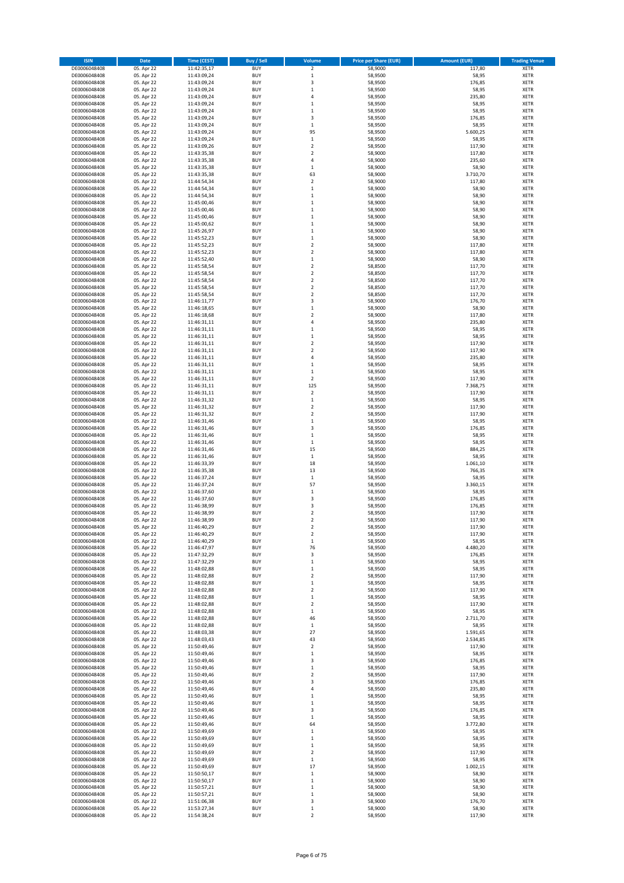| ISIN | Date | Time (CEST) | Buy / Sell | Volume | Price per Share (EUR) | Amount (EUR) | Trading Venue |
|---|---|---|---|---|---|---|---|
| DE0006048408 | 05. Apr 22 | 11:42:35,17 | BUY | 2 | 58,9000 | 117,80 | XETR |
| DE0006048408 | 05. Apr 22 | 11:43:09,24 | BUY | 1 | 58,9500 | 58,95 | XETR |
| DE0006048408 | 05. Apr 22 | 11:43:09,24 | BUY | 3 | 58,9500 | 176,85 | XETR |
| DE0006048408 | 05. Apr 22 | 11:43:09,24 | BUY | 1 | 58,9500 | 58,95 | XETR |
| DE0006048408 | 05. Apr 22 | 11:43:09,24 | BUY | 4 | 58,9500 | 235,80 | XETR |
| DE0006048408 | 05. Apr 22 | 11:43:09,24 | BUY | 1 | 58,9500 | 58,95 | XETR |
| DE0006048408 | 05. Apr 22 | 11:43:09,24 | BUY | 1 | 58,9500 | 58,95 | XETR |
| DE0006048408 | 05. Apr 22 | 11:43:09,24 | BUY | 3 | 58,9500 | 176,85 | XETR |
| DE0006048408 | 05. Apr 22 | 11:43:09,24 | BUY | 1 | 58,9500 | 58,95 | XETR |
| DE0006048408 | 05. Apr 22 | 11:43:09,24 | BUY | 95 | 58,9500 | 5.600,25 | XETR |
| DE0006048408 | 05. Apr 22 | 11:43:09,24 | BUY | 1 | 58,9500 | 58,95 | XETR |
| DE0006048408 | 05. Apr 22 | 11:43:09,26 | BUY | 2 | 58,9500 | 117,90 | XETR |
| DE0006048408 | 05. Apr 22 | 11:43:35,38 | BUY | 2 | 58,9000 | 117,80 | XETR |
| DE0006048408 | 05. Apr 22 | 11:43:35,38 | BUY | 4 | 58,9000 | 235,60 | XETR |
| DE0006048408 | 05. Apr 22 | 11:43:35,38 | BUY | 1 | 58,9000 | 58,90 | XETR |
| DE0006048408 | 05. Apr 22 | 11:43:35,38 | BUY | 63 | 58,9000 | 3.710,70 | XETR |
| DE0006048408 | 05. Apr 22 | 11:44:54,34 | BUY | 2 | 58,9000 | 117,80 | XETR |
| DE0006048408 | 05. Apr 22 | 11:44:54,34 | BUY | 1 | 58,9000 | 58,90 | XETR |
| DE0006048408 | 05. Apr 22 | 11:44:54,34 | BUY | 1 | 58,9000 | 58,90 | XETR |
| DE0006048408 | 05. Apr 22 | 11:45:00,46 | BUY | 1 | 58,9000 | 58,90 | XETR |
| DE0006048408 | 05. Apr 22 | 11:45:00,46 | BUY | 1 | 58,9000 | 58,90 | XETR |
| DE0006048408 | 05. Apr 22 | 11:45:00,46 | BUY | 1 | 58,9000 | 58,90 | XETR |
| DE0006048408 | 05. Apr 22 | 11:45:00,62 | BUY | 1 | 58,9000 | 58,90 | XETR |
| DE0006048408 | 05. Apr 22 | 11:45:26,97 | BUY | 1 | 58,9000 | 58,90 | XETR |
| DE0006048408 | 05. Apr 22 | 11:45:52,23 | BUY | 1 | 58,9000 | 58,90 | XETR |
| DE0006048408 | 05. Apr 22 | 11:45:52,23 | BUY | 2 | 58,9000 | 117,80 | XETR |
| DE0006048408 | 05. Apr 22 | 11:45:52,23 | BUY | 2 | 58,9000 | 117,80 | XETR |
| DE0006048408 | 05. Apr 22 | 11:45:52,40 | BUY | 1 | 58,9000 | 58,90 | XETR |
| DE0006048408 | 05. Apr 22 | 11:45:58,54 | BUY | 2 | 58,8500 | 117,70 | XETR |
| DE0006048408 | 05. Apr 22 | 11:45:58,54 | BUY | 2 | 58,8500 | 117,70 | XETR |
| DE0006048408 | 05. Apr 22 | 11:45:58,54 | BUY | 2 | 58,8500 | 117,70 | XETR |
| DE0006048408 | 05. Apr 22 | 11:45:58,54 | BUY | 2 | 58,8500 | 117,70 | XETR |
| DE0006048408 | 05. Apr 22 | 11:45:58,54 | BUY | 2 | 58,8500 | 117,70 | XETR |
| DE0006048408 | 05. Apr 22 | 11:46:11,77 | BUY | 3 | 58,9000 | 176,70 | XETR |
| DE0006048408 | 05. Apr 22 | 11:46:18,65 | BUY | 1 | 58,9000 | 58,90 | XETR |
| DE0006048408 | 05. Apr 22 | 11:46:18,68 | BUY | 2 | 58,9000 | 117,80 | XETR |
| DE0006048408 | 05. Apr 22 | 11:46:31,11 | BUY | 4 | 58,9500 | 235,80 | XETR |
| DE0006048408 | 05. Apr 22 | 11:46:31,11 | BUY | 1 | 58,9500 | 58,95 | XETR |
| DE0006048408 | 05. Apr 22 | 11:46:31,11 | BUY | 1 | 58,9500 | 58,95 | XETR |
| DE0006048408 | 05. Apr 22 | 11:46:31,11 | BUY | 2 | 58,9500 | 117,90 | XETR |
| DE0006048408 | 05. Apr 22 | 11:46:31,11 | BUY | 2 | 58,9500 | 117,90 | XETR |
| DE0006048408 | 05. Apr 22 | 11:46:31,11 | BUY | 4 | 58,9500 | 235,80 | XETR |
| DE0006048408 | 05. Apr 22 | 11:46:31,11 | BUY | 1 | 58,9500 | 58,95 | XETR |
| DE0006048408 | 05. Apr 22 | 11:46:31,11 | BUY | 1 | 58,9500 | 58,95 | XETR |
| DE0006048408 | 05. Apr 22 | 11:46:31,11 | BUY | 2 | 58,9500 | 117,90 | XETR |
| DE0006048408 | 05. Apr 22 | 11:46:31,11 | BUY | 125 | 58,9500 | 7.368,75 | XETR |
| DE0006048408 | 05. Apr 22 | 11:46:31,11 | BUY | 2 | 58,9500 | 117,90 | XETR |
| DE0006048408 | 05. Apr 22 | 11:46:31,32 | BUY | 1 | 58,9500 | 58,95 | XETR |
| DE0006048408 | 05. Apr 22 | 11:46:31,32 | BUY | 2 | 58,9500 | 117,90 | XETR |
| DE0006048408 | 05. Apr 22 | 11:46:31,32 | BUY | 2 | 58,9500 | 117,90 | XETR |
| DE0006048408 | 05. Apr 22 | 11:46:31,46 | BUY | 1 | 58,9500 | 58,95 | XETR |
| DE0006048408 | 05. Apr 22 | 11:46:31,46 | BUY | 3 | 58,9500 | 176,85 | XETR |
| DE0006048408 | 05. Apr 22 | 11:46:31,46 | BUY | 1 | 58,9500 | 58,95 | XETR |
| DE0006048408 | 05. Apr 22 | 11:46:31,46 | BUY | 1 | 58,9500 | 58,95 | XETR |
| DE0006048408 | 05. Apr 22 | 11:46:31,46 | BUY | 15 | 58,9500 | 884,25 | XETR |
| DE0006048408 | 05. Apr 22 | 11:46:31,46 | BUY | 1 | 58,9500 | 58,95 | XETR |
| DE0006048408 | 05. Apr 22 | 11:46:33,39 | BUY | 18 | 58,9500 | 1.061,10 | XETR |
| DE0006048408 | 05. Apr 22 | 11:46:35,38 | BUY | 13 | 58,9500 | 766,35 | XETR |
| DE0006048408 | 05. Apr 22 | 11:46:37,24 | BUY | 1 | 58,9500 | 58,95 | XETR |
| DE0006048408 | 05. Apr 22 | 11:46:37,24 | BUY | 57 | 58,9500 | 3.360,15 | XETR |
| DE0006048408 | 05. Apr 22 | 11:46:37,60 | BUY | 1 | 58,9500 | 58,95 | XETR |
| DE0006048408 | 05. Apr 22 | 11:46:37,60 | BUY | 3 | 58,9500 | 176,85 | XETR |
| DE0006048408 | 05. Apr 22 | 11:46:38,99 | BUY | 3 | 58,9500 | 176,85 | XETR |
| DE0006048408 | 05. Apr 22 | 11:46:38,99 | BUY | 2 | 58,9500 | 117,90 | XETR |
| DE0006048408 | 05. Apr 22 | 11:46:38,99 | BUY | 2 | 58,9500 | 117,90 | XETR |
| DE0006048408 | 05. Apr 22 | 11:46:40,29 | BUY | 2 | 58,9500 | 117,90 | XETR |
| DE0006048408 | 05. Apr 22 | 11:46:40,29 | BUY | 2 | 58,9500 | 117,90 | XETR |
| DE0006048408 | 05. Apr 22 | 11:46:40,29 | BUY | 1 | 58,9500 | 58,95 | XETR |
| DE0006048408 | 05. Apr 22 | 11:46:47,97 | BUY | 76 | 58,9500 | 4.480,20 | XETR |
| DE0006048408 | 05. Apr 22 | 11:47:32,29 | BUY | 3 | 58,9500 | 176,85 | XETR |
| DE0006048408 | 05. Apr 22 | 11:47:32,29 | BUY | 1 | 58,9500 | 58,95 | XETR |
| DE0006048408 | 05. Apr 22 | 11:48:02,88 | BUY | 1 | 58,9500 | 58,95 | XETR |
| DE0006048408 | 05. Apr 22 | 11:48:02,88 | BUY | 2 | 58,9500 | 117,90 | XETR |
| DE0006048408 | 05. Apr 22 | 11:48:02,88 | BUY | 1 | 58,9500 | 58,95 | XETR |
| DE0006048408 | 05. Apr 22 | 11:48:02,88 | BUY | 2 | 58,9500 | 117,90 | XETR |
| DE0006048408 | 05. Apr 22 | 11:48:02,88 | BUY | 1 | 58,9500 | 58,95 | XETR |
| DE0006048408 | 05. Apr 22 | 11:48:02,88 | BUY | 2 | 58,9500 | 117,90 | XETR |
| DE0006048408 | 05. Apr 22 | 11:48:02,88 | BUY | 1 | 58,9500 | 58,95 | XETR |
| DE0006048408 | 05. Apr 22 | 11:48:02,88 | BUY | 46 | 58,9500 | 2.711,70 | XETR |
| DE0006048408 | 05. Apr 22 | 11:48:02,88 | BUY | 1 | 58,9500 | 58,95 | XETR |
| DE0006048408 | 05. Apr 22 | 11:48:03,38 | BUY | 27 | 58,9500 | 1.591,65 | XETR |
| DE0006048408 | 05. Apr 22 | 11:48:03,43 | BUY | 43 | 58,9500 | 2.534,85 | XETR |
| DE0006048408 | 05. Apr 22 | 11:50:49,46 | BUY | 2 | 58,9500 | 117,90 | XETR |
| DE0006048408 | 05. Apr 22 | 11:50:49,46 | BUY | 1 | 58,9500 | 58,95 | XETR |
| DE0006048408 | 05. Apr 22 | 11:50:49,46 | BUY | 3 | 58,9500 | 176,85 | XETR |
| DE0006048408 | 05. Apr 22 | 11:50:49,46 | BUY | 1 | 58,9500 | 58,95 | XETR |
| DE0006048408 | 05. Apr 22 | 11:50:49,46 | BUY | 2 | 58,9500 | 117,90 | XETR |
| DE0006048408 | 05. Apr 22 | 11:50:49,46 | BUY | 3 | 58,9500 | 176,85 | XETR |
| DE0006048408 | 05. Apr 22 | 11:50:49,46 | BUY | 4 | 58,9500 | 235,80 | XETR |
| DE0006048408 | 05. Apr 22 | 11:50:49,46 | BUY | 1 | 58,9500 | 58,95 | XETR |
| DE0006048408 | 05. Apr 22 | 11:50:49,46 | BUY | 1 | 58,9500 | 58,95 | XETR |
| DE0006048408 | 05. Apr 22 | 11:50:49,46 | BUY | 3 | 58,9500 | 176,85 | XETR |
| DE0006048408 | 05. Apr 22 | 11:50:49,46 | BUY | 1 | 58,9500 | 58,95 | XETR |
| DE0006048408 | 05. Apr 22 | 11:50:49,46 | BUY | 64 | 58,9500 | 3.772,80 | XETR |
| DE0006048408 | 05. Apr 22 | 11:50:49,69 | BUY | 1 | 58,9500 | 58,95 | XETR |
| DE0006048408 | 05. Apr 22 | 11:50:49,69 | BUY | 1 | 58,9500 | 58,95 | XETR |
| DE0006048408 | 05. Apr 22 | 11:50:49,69 | BUY | 1 | 58,9500 | 58,95 | XETR |
| DE0006048408 | 05. Apr 22 | 11:50:49,69 | BUY | 2 | 58,9500 | 117,90 | XETR |
| DE0006048408 | 05. Apr 22 | 11:50:49,69 | BUY | 1 | 58,9500 | 58,95 | XETR |
| DE0006048408 | 05. Apr 22 | 11:50:49,69 | BUY | 17 | 58,9500 | 1.002,15 | XETR |
| DE0006048408 | 05. Apr 22 | 11:50:50,17 | BUY | 1 | 58,9000 | 58,90 | XETR |
| DE0006048408 | 05. Apr 22 | 11:50:50,17 | BUY | 1 | 58,9000 | 58,90 | XETR |
| DE0006048408 | 05. Apr 22 | 11:50:57,21 | BUY | 1 | 58,9000 | 58,90 | XETR |
| DE0006048408 | 05. Apr 22 | 11:50:57,21 | BUY | 1 | 58,9000 | 58,90 | XETR |
| DE0006048408 | 05. Apr 22 | 11:51:06,38 | BUY | 3 | 58,9000 | 176,70 | XETR |
| DE0006048408 | 05. Apr 22 | 11:53:27,34 | BUY | 1 | 58,9000 | 58,90 | XETR |
| DE0006048408 | 05. Apr 22 | 11:54:38,24 | BUY | 2 | 58,9500 | 117,90 | XETR |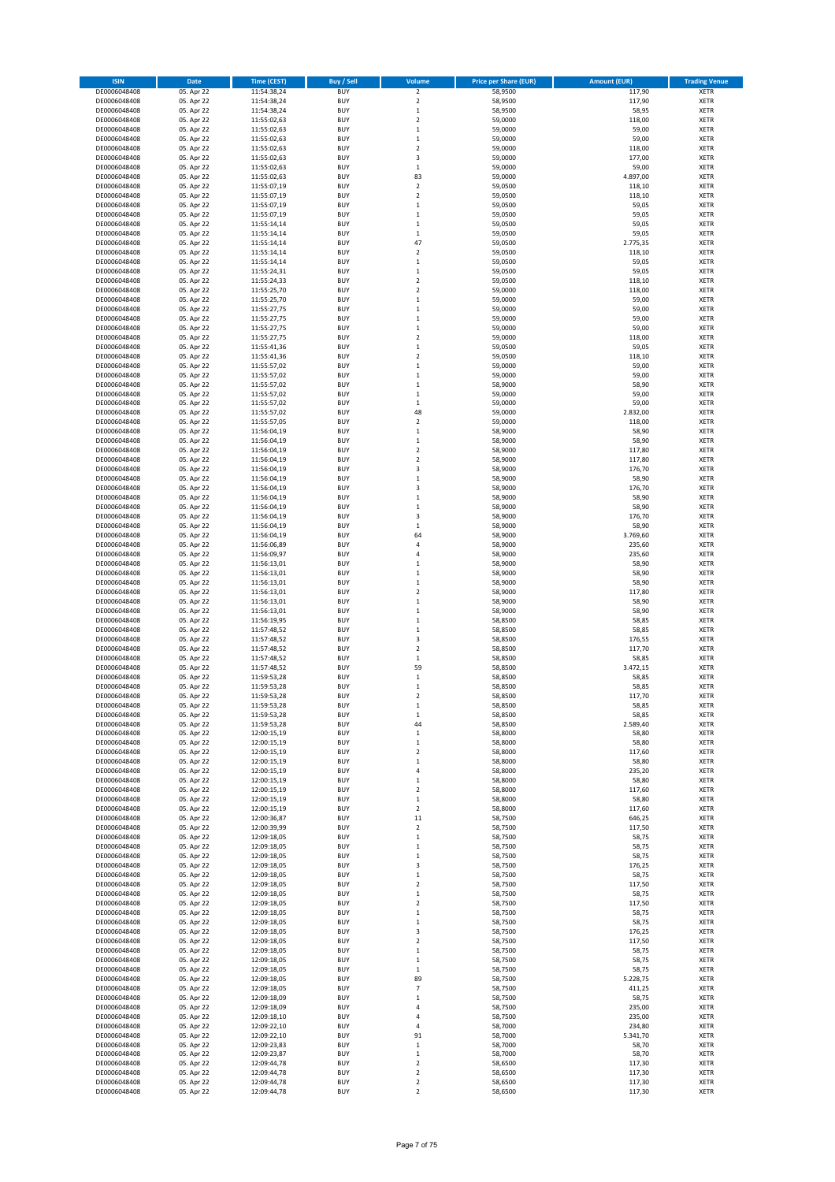| ISIN | Date | Time (CEST) | Buy / Sell | Volume | Price per Share (EUR) | Amount (EUR) | Trading Venue |
|---|---|---|---|---|---|---|---|
| DE0006048408 | 05. Apr 22 | 11:54:38,24 | BUY | 2 | 58,9500 | 117,90 | XETR |
| DE0006048408 | 05. Apr 22 | 11:54:38,24 | BUY | 2 | 58,9500 | 117,90 | XETR |
| DE0006048408 | 05. Apr 22 | 11:54:38,24 | BUY | 1 | 58,9500 | 58,95 | XETR |
| DE0006048408 | 05. Apr 22 | 11:55:02,63 | BUY | 2 | 59,0000 | 118,00 | XETR |
| DE0006048408 | 05. Apr 22 | 11:55:02,63 | BUY | 1 | 59,0000 | 59,00 | XETR |
| DE0006048408 | 05. Apr 22 | 11:55:02,63 | BUY | 1 | 59,0000 | 59,00 | XETR |
| DE0006048408 | 05. Apr 22 | 11:55:02,63 | BUY | 2 | 59,0000 | 118,00 | XETR |
| DE0006048408 | 05. Apr 22 | 11:55:02,63 | BUY | 3 | 59,0000 | 177,00 | XETR |
| DE0006048408 | 05. Apr 22 | 11:55:02,63 | BUY | 1 | 59,0000 | 59,00 | XETR |
| DE0006048408 | 05. Apr 22 | 11:55:02,63 | BUY | 83 | 59,0000 | 4.897,00 | XETR |
| DE0006048408 | 05. Apr 22 | 11:55:07,19 | BUY | 2 | 59,0500 | 118,10 | XETR |
| DE0006048408 | 05. Apr 22 | 11:55:07,19 | BUY | 2 | 59,0500 | 118,10 | XETR |
| DE0006048408 | 05. Apr 22 | 11:55:07,19 | BUY | 1 | 59,0500 | 59,05 | XETR |
| DE0006048408 | 05. Apr 22 | 11:55:07,19 | BUY | 1 | 59,0500 | 59,05 | XETR |
| DE0006048408 | 05. Apr 22 | 11:55:14,14 | BUY | 1 | 59,0500 | 59,05 | XETR |
| DE0006048408 | 05. Apr 22 | 11:55:14,14 | BUY | 1 | 59,0500 | 59,05 | XETR |
| DE0006048408 | 05. Apr 22 | 11:55:14,14 | BUY | 47 | 59,0500 | 2.775,35 | XETR |
| DE0006048408 | 05. Apr 22 | 11:55:14,14 | BUY | 2 | 59,0500 | 118,10 | XETR |
| DE0006048408 | 05. Apr 22 | 11:55:14,14 | BUY | 1 | 59,0500 | 59,05 | XETR |
| DE0006048408 | 05. Apr 22 | 11:55:24,31 | BUY | 1 | 59,0500 | 59,05 | XETR |
| DE0006048408 | 05. Apr 22 | 11:55:24,33 | BUY | 2 | 59,0500 | 118,10 | XETR |
| DE0006048408 | 05. Apr 22 | 11:55:25,70 | BUY | 2 | 59,0000 | 118,00 | XETR |
| DE0006048408 | 05. Apr 22 | 11:55:25,70 | BUY | 1 | 59,0000 | 59,00 | XETR |
| DE0006048408 | 05. Apr 22 | 11:55:27,75 | BUY | 1 | 59,0000 | 59,00 | XETR |
| DE0006048408 | 05. Apr 22 | 11:55:27,75 | BUY | 1 | 59,0000 | 59,00 | XETR |
| DE0006048408 | 05. Apr 22 | 11:55:27,75 | BUY | 1 | 59,0000 | 59,00 | XETR |
| DE0006048408 | 05. Apr 22 | 11:55:27,75 | BUY | 2 | 59,0000 | 118,00 | XETR |
| DE0006048408 | 05. Apr 22 | 11:55:41,36 | BUY | 1 | 59,0500 | 59,05 | XETR |
| DE0006048408 | 05. Apr 22 | 11:55:41,36 | BUY | 2 | 59,0500 | 118,10 | XETR |
| DE0006048408 | 05. Apr 22 | 11:55:57,02 | BUY | 1 | 59,0000 | 59,00 | XETR |
| DE0006048408 | 05. Apr 22 | 11:55:57,02 | BUY | 1 | 59,0000 | 59,00 | XETR |
| DE0006048408 | 05. Apr 22 | 11:55:57,02 | BUY | 1 | 58,9000 | 58,90 | XETR |
| DE0006048408 | 05. Apr 22 | 11:55:57,02 | BUY | 1 | 59,0000 | 59,00 | XETR |
| DE0006048408 | 05. Apr 22 | 11:55:57,02 | BUY | 1 | 59,0000 | 59,00 | XETR |
| DE0006048408 | 05. Apr 22 | 11:55:57,02 | BUY | 48 | 59,0000 | 2.832,00 | XETR |
| DE0006048408 | 05. Apr 22 | 11:55:57,05 | BUY | 2 | 59,0000 | 118,00 | XETR |
| DE0006048408 | 05. Apr 22 | 11:56:04,19 | BUY | 1 | 58,9000 | 58,90 | XETR |
| DE0006048408 | 05. Apr 22 | 11:56:04,19 | BUY | 1 | 58,9000 | 58,90 | XETR |
| DE0006048408 | 05. Apr 22 | 11:56:04,19 | BUY | 2 | 58,9000 | 117,80 | XETR |
| DE0006048408 | 05. Apr 22 | 11:56:04,19 | BUY | 2 | 58,9000 | 117,80 | XETR |
| DE0006048408 | 05. Apr 22 | 11:56:04,19 | BUY | 3 | 58,9000 | 176,70 | XETR |
| DE0006048408 | 05. Apr 22 | 11:56:04,19 | BUY | 1 | 58,9000 | 58,90 | XETR |
| DE0006048408 | 05. Apr 22 | 11:56:04,19 | BUY | 3 | 58,9000 | 176,70 | XETR |
| DE0006048408 | 05. Apr 22 | 11:56:04,19 | BUY | 1 | 58,9000 | 58,90 | XETR |
| DE0006048408 | 05. Apr 22 | 11:56:04,19 | BUY | 1 | 58,9000 | 58,90 | XETR |
| DE0006048408 | 05. Apr 22 | 11:56:04,19 | BUY | 3 | 58,9000 | 176,70 | XETR |
| DE0006048408 | 05. Apr 22 | 11:56:04,19 | BUY | 1 | 58,9000 | 58,90 | XETR |
| DE0006048408 | 05. Apr 22 | 11:56:04,19 | BUY | 64 | 58,9000 | 3.769,60 | XETR |
| DE0006048408 | 05. Apr 22 | 11:56:06,89 | BUY | 4 | 58,9000 | 235,60 | XETR |
| DE0006048408 | 05. Apr 22 | 11:56:09,97 | BUY | 4 | 58,9000 | 235,60 | XETR |
| DE0006048408 | 05. Apr 22 | 11:56:13,01 | BUY | 1 | 58,9000 | 58,90 | XETR |
| DE0006048408 | 05. Apr 22 | 11:56:13,01 | BUY | 1 | 58,9000 | 58,90 | XETR |
| DE0006048408 | 05. Apr 22 | 11:56:13,01 | BUY | 1 | 58,9000 | 58,90 | XETR |
| DE0006048408 | 05. Apr 22 | 11:56:13,01 | BUY | 2 | 58,9000 | 117,80 | XETR |
| DE0006048408 | 05. Apr 22 | 11:56:13,01 | BUY | 1 | 58,9000 | 58,90 | XETR |
| DE0006048408 | 05. Apr 22 | 11:56:13,01 | BUY | 1 | 58,9000 | 58,90 | XETR |
| DE0006048408 | 05. Apr 22 | 11:56:19,95 | BUY | 1 | 58,8500 | 58,85 | XETR |
| DE0006048408 | 05. Apr 22 | 11:57:48,52 | BUY | 1 | 58,8500 | 58,85 | XETR |
| DE0006048408 | 05. Apr 22 | 11:57:48,52 | BUY | 3 | 58,8500 | 176,55 | XETR |
| DE0006048408 | 05. Apr 22 | 11:57:48,52 | BUY | 2 | 58,8500 | 117,70 | XETR |
| DE0006048408 | 05. Apr 22 | 11:57:48,52 | BUY | 1 | 58,8500 | 58,85 | XETR |
| DE0006048408 | 05. Apr 22 | 11:57:48,52 | BUY | 59 | 58,8500 | 3.472,15 | XETR |
| DE0006048408 | 05. Apr 22 | 11:59:53,28 | BUY | 1 | 58,8500 | 58,85 | XETR |
| DE0006048408 | 05. Apr 22 | 11:59:53,28 | BUY | 1 | 58,8500 | 58,85 | XETR |
| DE0006048408 | 05. Apr 22 | 11:59:53,28 | BUY | 2 | 58,8500 | 117,70 | XETR |
| DE0006048408 | 05. Apr 22 | 11:59:53,28 | BUY | 1 | 58,8500 | 58,85 | XETR |
| DE0006048408 | 05. Apr 22 | 11:59:53,28 | BUY | 1 | 58,8500 | 58,85 | XETR |
| DE0006048408 | 05. Apr 22 | 11:59:53,28 | BUY | 44 | 58,8500 | 2.589,40 | XETR |
| DE0006048408 | 05. Apr 22 | 12:00:15,19 | BUY | 1 | 58,8000 | 58,80 | XETR |
| DE0006048408 | 05. Apr 22 | 12:00:15,19 | BUY | 1 | 58,8000 | 58,80 | XETR |
| DE0006048408 | 05. Apr 22 | 12:00:15,19 | BUY | 2 | 58,8000 | 117,60 | XETR |
| DE0006048408 | 05. Apr 22 | 12:00:15,19 | BUY | 1 | 58,8000 | 58,80 | XETR |
| DE0006048408 | 05. Apr 22 | 12:00:15,19 | BUY | 4 | 58,8000 | 235,20 | XETR |
| DE0006048408 | 05. Apr 22 | 12:00:15,19 | BUY | 1 | 58,8000 | 58,80 | XETR |
| DE0006048408 | 05. Apr 22 | 12:00:15,19 | BUY | 2 | 58,8000 | 117,60 | XETR |
| DE0006048408 | 05. Apr 22 | 12:00:15,19 | BUY | 1 | 58,8000 | 58,80 | XETR |
| DE0006048408 | 05. Apr 22 | 12:00:15,19 | BUY | 2 | 58,8000 | 117,60 | XETR |
| DE0006048408 | 05. Apr 22 | 12:00:36,87 | BUY | 11 | 58,7500 | 646,25 | XETR |
| DE0006048408 | 05. Apr 22 | 12:00:39,99 | BUY | 2 | 58,7500 | 117,50 | XETR |
| DE0006048408 | 05. Apr 22 | 12:09:18,05 | BUY | 1 | 58,7500 | 58,75 | XETR |
| DE0006048408 | 05. Apr 22 | 12:09:18,05 | BUY | 1 | 58,7500 | 58,75 | XETR |
| DE0006048408 | 05. Apr 22 | 12:09:18,05 | BUY | 1 | 58,7500 | 58,75 | XETR |
| DE0006048408 | 05. Apr 22 | 12:09:18,05 | BUY | 3 | 58,7500 | 176,25 | XETR |
| DE0006048408 | 05. Apr 22 | 12:09:18,05 | BUY | 1 | 58,7500 | 58,75 | XETR |
| DE0006048408 | 05. Apr 22 | 12:09:18,05 | BUY | 2 | 58,7500 | 117,50 | XETR |
| DE0006048408 | 05. Apr 22 | 12:09:18,05 | BUY | 1 | 58,7500 | 58,75 | XETR |
| DE0006048408 | 05. Apr 22 | 12:09:18,05 | BUY | 2 | 58,7500 | 117,50 | XETR |
| DE0006048408 | 05. Apr 22 | 12:09:18,05 | BUY | 1 | 58,7500 | 58,75 | XETR |
| DE0006048408 | 05. Apr 22 | 12:09:18,05 | BUY | 1 | 58,7500 | 58,75 | XETR |
| DE0006048408 | 05. Apr 22 | 12:09:18,05 | BUY | 3 | 58,7500 | 176,25 | XETR |
| DE0006048408 | 05. Apr 22 | 12:09:18,05 | BUY | 2 | 58,7500 | 117,50 | XETR |
| DE0006048408 | 05. Apr 22 | 12:09:18,05 | BUY | 1 | 58,7500 | 58,75 | XETR |
| DE0006048408 | 05. Apr 22 | 12:09:18,05 | BUY | 1 | 58,7500 | 58,75 | XETR |
| DE0006048408 | 05. Apr 22 | 12:09:18,05 | BUY | 1 | 58,7500 | 58,75 | XETR |
| DE0006048408 | 05. Apr 22 | 12:09:18,05 | BUY | 89 | 58,7500 | 5.228,75 | XETR |
| DE0006048408 | 05. Apr 22 | 12:09:18,05 | BUY | 7 | 58,7500 | 411,25 | XETR |
| DE0006048408 | 05. Apr 22 | 12:09:18,09 | BUY | 1 | 58,7500 | 58,75 | XETR |
| DE0006048408 | 05. Apr 22 | 12:09:18,09 | BUY | 4 | 58,7500 | 235,00 | XETR |
| DE0006048408 | 05. Apr 22 | 12:09:18,10 | BUY | 4 | 58,7500 | 235,00 | XETR |
| DE0006048408 | 05. Apr 22 | 12:09:22,10 | BUY | 4 | 58,7000 | 234,80 | XETR |
| DE0006048408 | 05. Apr 22 | 12:09:22,10 | BUY | 91 | 58,7000 | 5.341,70 | XETR |
| DE0006048408 | 05. Apr 22 | 12:09:23,83 | BUY | 1 | 58,7000 | 58,70 | XETR |
| DE0006048408 | 05. Apr 22 | 12:09:23,87 | BUY | 1 | 58,7000 | 58,70 | XETR |
| DE0006048408 | 05. Apr 22 | 12:09:44,78 | BUY | 2 | 58,6500 | 117,30 | XETR |
| DE0006048408 | 05. Apr 22 | 12:09:44,78 | BUY | 2 | 58,6500 | 117,30 | XETR |
| DE0006048408 | 05. Apr 22 | 12:09:44,78 | BUY | 2 | 58,6500 | 117,30 | XETR |
| DE0006048408 | 05. Apr 22 | 12:09:44,78 | BUY | 2 | 58,6500 | 117,30 | XETR |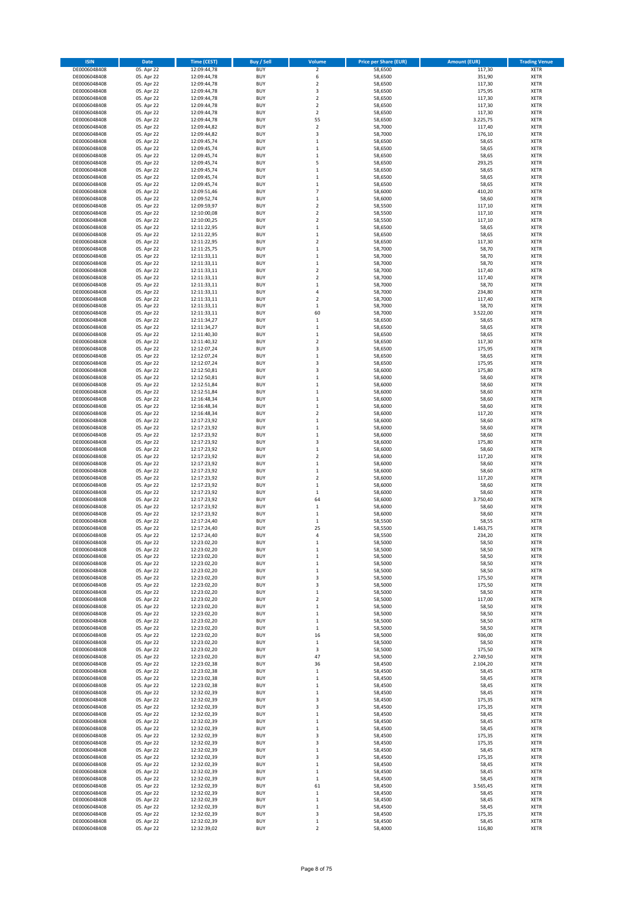| ISIN | Date | Time (CEST) | Buy / Sell | Volume | Price per Share (EUR) | Amount (EUR) | Trading Venue |
|---|---|---|---|---|---|---|---|
| DE0006048408 | 05. Apr 22 | 12:09:44,78 | BUY | 2 | 58,6500 | 117,30 | XETR |
| DE0006048408 | 05. Apr 22 | 12:09:44,78 | BUY | 6 | 58,6500 | 351,90 | XETR |
| DE0006048408 | 05. Apr 22 | 12:09:44,78 | BUY | 2 | 58,6500 | 117,30 | XETR |
| DE0006048408 | 05. Apr 22 | 12:09:44,78 | BUY | 3 | 58,6500 | 175,95 | XETR |
| DE0006048408 | 05. Apr 22 | 12:09:44,78 | BUY | 2 | 58,6500 | 117,30 | XETR |
| DE0006048408 | 05. Apr 22 | 12:09:44,78 | BUY | 2 | 58,6500 | 117,30 | XETR |
| DE0006048408 | 05. Apr 22 | 12:09:44,78 | BUY | 2 | 58,6500 | 117,30 | XETR |
| DE0006048408 | 05. Apr 22 | 12:09:44,78 | BUY | 55 | 58,6500 | 3.225,75 | XETR |
| DE0006048408 | 05. Apr 22 | 12:09:44,82 | BUY | 2 | 58,7000 | 117,40 | XETR |
| DE0006048408 | 05. Apr 22 | 12:09:44,82 | BUY | 3 | 58,7000 | 176,10 | XETR |
| DE0006048408 | 05. Apr 22 | 12:09:45,74 | BUY | 1 | 58,6500 | 58,65 | XETR |
| DE0006048408 | 05. Apr 22 | 12:09:45,74 | BUY | 1 | 58,6500 | 58,65 | XETR |
| DE0006048408 | 05. Apr 22 | 12:09:45,74 | BUY | 1 | 58,6500 | 58,65 | XETR |
| DE0006048408 | 05. Apr 22 | 12:09:45,74 | BUY | 5 | 58,6500 | 293,25 | XETR |
| DE0006048408 | 05. Apr 22 | 12:09:45,74 | BUY | 1 | 58,6500 | 58,65 | XETR |
| DE0006048408 | 05. Apr 22 | 12:09:45,74 | BUY | 1 | 58,6500 | 58,65 | XETR |
| DE0006048408 | 05. Apr 22 | 12:09:45,74 | BUY | 1 | 58,6500 | 58,65 | XETR |
| DE0006048408 | 05. Apr 22 | 12:09:51,46 | BUY | 7 | 58,6000 | 410,20 | XETR |
| DE0006048408 | 05. Apr 22 | 12:09:52,74 | BUY | 1 | 58,6000 | 58,60 | XETR |
| DE0006048408 | 05. Apr 22 | 12:09:59,97 | BUY | 2 | 58,5500 | 117,10 | XETR |
| DE0006048408 | 05. Apr 22 | 12:10:00,08 | BUY | 2 | 58,5500 | 117,10 | XETR |
| DE0006048408 | 05. Apr 22 | 12:10:00,25 | BUY | 2 | 58,5500 | 117,10 | XETR |
| DE0006048408 | 05. Apr 22 | 12:11:22,95 | BUY | 1 | 58,6500 | 58,65 | XETR |
| DE0006048408 | 05. Apr 22 | 12:11:22,95 | BUY | 1 | 58,6500 | 58,65 | XETR |
| DE0006048408 | 05. Apr 22 | 12:11:22,95 | BUY | 2 | 58,6500 | 117,30 | XETR |
| DE0006048408 | 05. Apr 22 | 12:11:25,75 | BUY | 1 | 58,7000 | 58,70 | XETR |
| DE0006048408 | 05. Apr 22 | 12:11:33,11 | BUY | 1 | 58,7000 | 58,70 | XETR |
| DE0006048408 | 05. Apr 22 | 12:11:33,11 | BUY | 1 | 58,7000 | 58,70 | XETR |
| DE0006048408 | 05. Apr 22 | 12:11:33,11 | BUY | 2 | 58,7000 | 117,40 | XETR |
| DE0006048408 | 05. Apr 22 | 12:11:33,11 | BUY | 2 | 58,7000 | 117,40 | XETR |
| DE0006048408 | 05. Apr 22 | 12:11:33,11 | BUY | 1 | 58,7000 | 58,70 | XETR |
| DE0006048408 | 05. Apr 22 | 12:11:33,11 | BUY | 4 | 58,7000 | 234,80 | XETR |
| DE0006048408 | 05. Apr 22 | 12:11:33,11 | BUY | 2 | 58,7000 | 117,40 | XETR |
| DE0006048408 | 05. Apr 22 | 12:11:33,11 | BUY | 1 | 58,7000 | 58,70 | XETR |
| DE0006048408 | 05. Apr 22 | 12:11:33,11 | BUY | 60 | 58,7000 | 3.522,00 | XETR |
| DE0006048408 | 05. Apr 22 | 12:11:34,27 | BUY | 1 | 58,6500 | 58,65 | XETR |
| DE0006048408 | 05. Apr 22 | 12:11:34,27 | BUY | 1 | 58,6500 | 58,65 | XETR |
| DE0006048408 | 05. Apr 22 | 12:11:40,30 | BUY | 1 | 58,6500 | 58,65 | XETR |
| DE0006048408 | 05. Apr 22 | 12:11:40,32 | BUY | 2 | 58,6500 | 117,30 | XETR |
| DE0006048408 | 05. Apr 22 | 12:12:07,24 | BUY | 3 | 58,6500 | 175,95 | XETR |
| DE0006048408 | 05. Apr 22 | 12:12:07,24 | BUY | 1 | 58,6500 | 58,65 | XETR |
| DE0006048408 | 05. Apr 22 | 12:12:07,24 | BUY | 3 | 58,6500 | 175,95 | XETR |
| DE0006048408 | 05. Apr 22 | 12:12:50,81 | BUY | 3 | 58,6000 | 175,80 | XETR |
| DE0006048408 | 05. Apr 22 | 12:12:50,81 | BUY | 1 | 58,6000 | 58,60 | XETR |
| DE0006048408 | 05. Apr 22 | 12:12:51,84 | BUY | 1 | 58,6000 | 58,60 | XETR |
| DE0006048408 | 05. Apr 22 | 12:12:51,84 | BUY | 1 | 58,6000 | 58,60 | XETR |
| DE0006048408 | 05. Apr 22 | 12:16:48,34 | BUY | 1 | 58,6000 | 58,60 | XETR |
| DE0006048408 | 05. Apr 22 | 12:16:48,34 | BUY | 1 | 58,6000 | 58,60 | XETR |
| DE0006048408 | 05. Apr 22 | 12:16:48,34 | BUY | 2 | 58,6000 | 117,20 | XETR |
| DE0006048408 | 05. Apr 22 | 12:17:23,92 | BUY | 1 | 58,6000 | 58,60 | XETR |
| DE0006048408 | 05. Apr 22 | 12:17:23,92 | BUY | 1 | 58,6000 | 58,60 | XETR |
| DE0006048408 | 05. Apr 22 | 12:17:23,92 | BUY | 1 | 58,6000 | 58,60 | XETR |
| DE0006048408 | 05. Apr 22 | 12:17:23,92 | BUY | 3 | 58,6000 | 175,80 | XETR |
| DE0006048408 | 05. Apr 22 | 12:17:23,92 | BUY | 1 | 58,6000 | 58,60 | XETR |
| DE0006048408 | 05. Apr 22 | 12:17:23,92 | BUY | 2 | 58,6000 | 117,20 | XETR |
| DE0006048408 | 05. Apr 22 | 12:17:23,92 | BUY | 1 | 58,6000 | 58,60 | XETR |
| DE0006048408 | 05. Apr 22 | 12:17:23,92 | BUY | 1 | 58,6000 | 58,60 | XETR |
| DE0006048408 | 05. Apr 22 | 12:17:23,92 | BUY | 2 | 58,6000 | 117,20 | XETR |
| DE0006048408 | 05. Apr 22 | 12:17:23,92 | BUY | 1 | 58,6000 | 58,60 | XETR |
| DE0006048408 | 05. Apr 22 | 12:17:23,92 | BUY | 1 | 58,6000 | 58,60 | XETR |
| DE0006048408 | 05. Apr 22 | 12:17:23,92 | BUY | 64 | 58,6000 | 3.750,40 | XETR |
| DE0006048408 | 05. Apr 22 | 12:17:23,92 | BUY | 1 | 58,6000 | 58,60 | XETR |
| DE0006048408 | 05. Apr 22 | 12:17:23,92 | BUY | 1 | 58,6000 | 58,60 | XETR |
| DE0006048408 | 05. Apr 22 | 12:17:24,40 | BUY | 1 | 58,5500 | 58,55 | XETR |
| DE0006048408 | 05. Apr 22 | 12:17:24,40 | BUY | 25 | 58,5500 | 1.463,75 | XETR |
| DE0006048408 | 05. Apr 22 | 12:17:24,40 | BUY | 4 | 58,5500 | 234,20 | XETR |
| DE0006048408 | 05. Apr 22 | 12:23:02,20 | BUY | 1 | 58,5000 | 58,50 | XETR |
| DE0006048408 | 05. Apr 22 | 12:23:02,20 | BUY | 1 | 58,5000 | 58,50 | XETR |
| DE0006048408 | 05. Apr 22 | 12:23:02,20 | BUY | 1 | 58,5000 | 58,50 | XETR |
| DE0006048408 | 05. Apr 22 | 12:23:02,20 | BUY | 1 | 58,5000 | 58,50 | XETR |
| DE0006048408 | 05. Apr 22 | 12:23:02,20 | BUY | 1 | 58,5000 | 58,50 | XETR |
| DE0006048408 | 05. Apr 22 | 12:23:02,20 | BUY | 3 | 58,5000 | 175,50 | XETR |
| DE0006048408 | 05. Apr 22 | 12:23:02,20 | BUY | 3 | 58,5000 | 175,50 | XETR |
| DE0006048408 | 05. Apr 22 | 12:23:02,20 | BUY | 1 | 58,5000 | 58,50 | XETR |
| DE0006048408 | 05. Apr 22 | 12:23:02,20 | BUY | 2 | 58,5000 | 117,00 | XETR |
| DE0006048408 | 05. Apr 22 | 12:23:02,20 | BUY | 1 | 58,5000 | 58,50 | XETR |
| DE0006048408 | 05. Apr 22 | 12:23:02,20 | BUY | 1 | 58,5000 | 58,50 | XETR |
| DE0006048408 | 05. Apr 22 | 12:23:02,20 | BUY | 1 | 58,5000 | 58,50 | XETR |
| DE0006048408 | 05. Apr 22 | 12:23:02,20 | BUY | 1 | 58,5000 | 58,50 | XETR |
| DE0006048408 | 05. Apr 22 | 12:23:02,20 | BUY | 16 | 58,5000 | 936,00 | XETR |
| DE0006048408 | 05. Apr 22 | 12:23:02,20 | BUY | 1 | 58,5000 | 58,50 | XETR |
| DE0006048408 | 05. Apr 22 | 12:23:02,20 | BUY | 3 | 58,5000 | 175,50 | XETR |
| DE0006048408 | 05. Apr 22 | 12:23:02,20 | BUY | 47 | 58,5000 | 2.749,50 | XETR |
| DE0006048408 | 05. Apr 22 | 12:23:02,38 | BUY | 36 | 58,4500 | 2.104,20 | XETR |
| DE0006048408 | 05. Apr 22 | 12:23:02,38 | BUY | 1 | 58,4500 | 58,45 | XETR |
| DE0006048408 | 05. Apr 22 | 12:23:02,38 | BUY | 1 | 58,4500 | 58,45 | XETR |
| DE0006048408 | 05. Apr 22 | 12:23:02,38 | BUY | 1 | 58,4500 | 58,45 | XETR |
| DE0006048408 | 05. Apr 22 | 12:32:02,39 | BUY | 1 | 58,4500 | 58,45 | XETR |
| DE0006048408 | 05. Apr 22 | 12:32:02,39 | BUY | 3 | 58,4500 | 175,35 | XETR |
| DE0006048408 | 05. Apr 22 | 12:32:02,39 | BUY | 3 | 58,4500 | 175,35 | XETR |
| DE0006048408 | 05. Apr 22 | 12:32:02,39 | BUY | 1 | 58,4500 | 58,45 | XETR |
| DE0006048408 | 05. Apr 22 | 12:32:02,39 | BUY | 1 | 58,4500 | 58,45 | XETR |
| DE0006048408 | 05. Apr 22 | 12:32:02,39 | BUY | 1 | 58,4500 | 58,45 | XETR |
| DE0006048408 | 05. Apr 22 | 12:32:02,39 | BUY | 3 | 58,4500 | 175,35 | XETR |
| DE0006048408 | 05. Apr 22 | 12:32:02,39 | BUY | 3 | 58,4500 | 175,35 | XETR |
| DE0006048408 | 05. Apr 22 | 12:32:02,39 | BUY | 1 | 58,4500 | 58,45 | XETR |
| DE0006048408 | 05. Apr 22 | 12:32:02,39 | BUY | 3 | 58,4500 | 175,35 | XETR |
| DE0006048408 | 05. Apr 22 | 12:32:02,39 | BUY | 1 | 58,4500 | 58,45 | XETR |
| DE0006048408 | 05. Apr 22 | 12:32:02,39 | BUY | 1 | 58,4500 | 58,45 | XETR |
| DE0006048408 | 05. Apr 22 | 12:32:02,39 | BUY | 1 | 58,4500 | 58,45 | XETR |
| DE0006048408 | 05. Apr 22 | 12:32:02,39 | BUY | 61 | 58,4500 | 3.565,45 | XETR |
| DE0006048408 | 05. Apr 22 | 12:32:02,39 | BUY | 1 | 58,4500 | 58,45 | XETR |
| DE0006048408 | 05. Apr 22 | 12:32:02,39 | BUY | 1 | 58,4500 | 58,45 | XETR |
| DE0006048408 | 05. Apr 22 | 12:32:02,39 | BUY | 1 | 58,4500 | 58,45 | XETR |
| DE0006048408 | 05. Apr 22 | 12:32:02,39 | BUY | 3 | 58,4500 | 175,35 | XETR |
| DE0006048408 | 05. Apr 22 | 12:32:02,39 | BUY | 1 | 58,4500 | 58,45 | XETR |
| DE0006048408 | 05. Apr 22 | 12:32:39,02 | BUY | 2 | 58,4000 | 116,80 | XETR |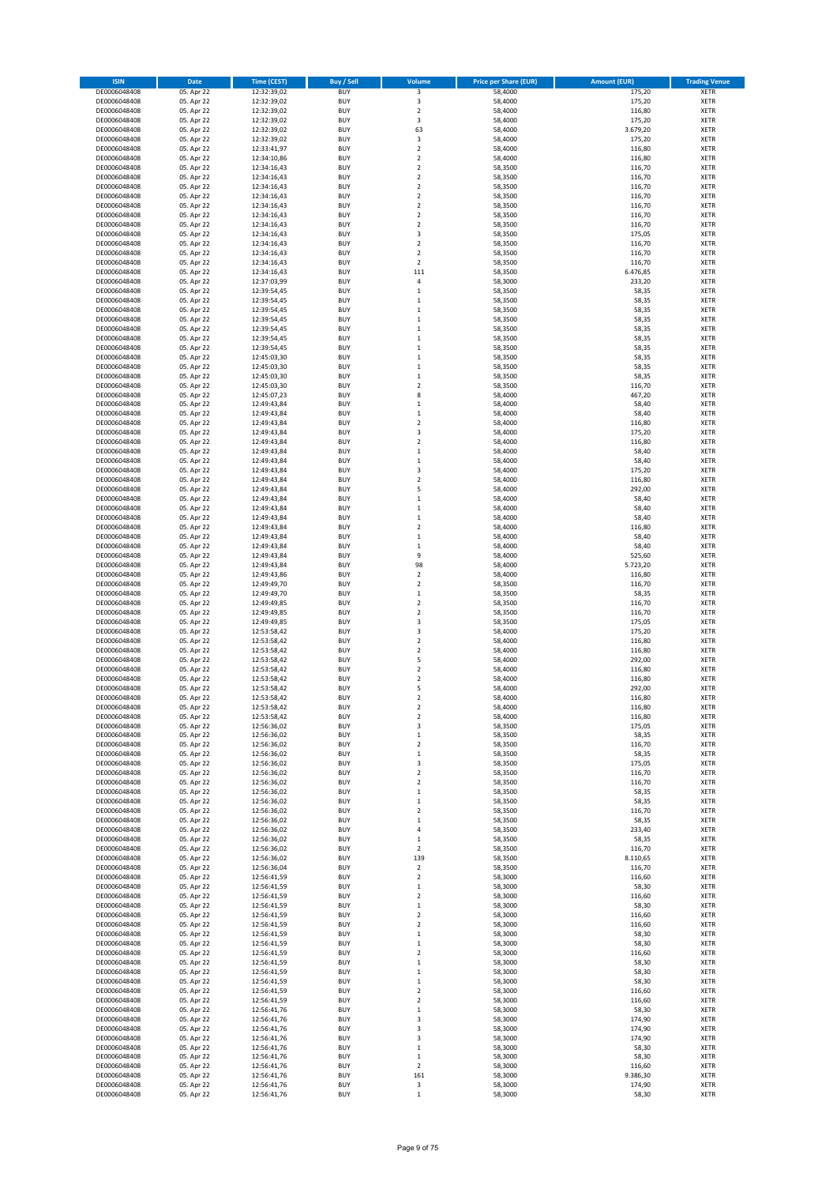| ISIN | Date | Time (CEST) | Buy / Sell | Volume | Price per Share (EUR) | Amount (EUR) | Trading Venue |
|---|---|---|---|---|---|---|---|
| DE0006048408 | 05. Apr 22 | 12:32:39,02 | BUY | 3 | 58,4000 | 175,20 | XETR |
| DE0006048408 | 05. Apr 22 | 12:32:39,02 | BUY | 3 | 58,4000 | 175,20 | XETR |
| DE0006048408 | 05. Apr 22 | 12:32:39,02 | BUY | 2 | 58,4000 | 116,80 | XETR |
| DE0006048408 | 05. Apr 22 | 12:32:39,02 | BUY | 3 | 58,4000 | 175,20 | XETR |
| DE0006048408 | 05. Apr 22 | 12:32:39,02 | BUY | 63 | 58,4000 | 3.679,20 | XETR |
| DE0006048408 | 05. Apr 22 | 12:32:39,02 | BUY | 3 | 58,4000 | 175,20 | XETR |
| DE0006048408 | 05. Apr 22 | 12:33:41,97 | BUY | 2 | 58,4000 | 116,80 | XETR |
| DE0006048408 | 05. Apr 22 | 12:34:10,86 | BUY | 2 | 58,4000 | 116,80 | XETR |
| DE0006048408 | 05. Apr 22 | 12:34:16,43 | BUY | 2 | 58,3500 | 116,70 | XETR |
| DE0006048408 | 05. Apr 22 | 12:34:16,43 | BUY | 2 | 58,3500 | 116,70 | XETR |
| DE0006048408 | 05. Apr 22 | 12:34:16,43 | BUY | 2 | 58,3500 | 116,70 | XETR |
| DE0006048408 | 05. Apr 22 | 12:34:16,43 | BUY | 2 | 58,3500 | 116,70 | XETR |
| DE0006048408 | 05. Apr 22 | 12:34:16,43 | BUY | 2 | 58,3500 | 116,70 | XETR |
| DE0006048408 | 05. Apr 22 | 12:34:16,43 | BUY | 2 | 58,3500 | 116,70 | XETR |
| DE0006048408 | 05. Apr 22 | 12:34:16,43 | BUY | 2 | 58,3500 | 116,70 | XETR |
| DE0006048408 | 05. Apr 22 | 12:34:16,43 | BUY | 3 | 58,3500 | 175,05 | XETR |
| DE0006048408 | 05. Apr 22 | 12:34:16,43 | BUY | 2 | 58,3500 | 116,70 | XETR |
| DE0006048408 | 05. Apr 22 | 12:34:16,43 | BUY | 2 | 58,3500 | 116,70 | XETR |
| DE0006048408 | 05. Apr 22 | 12:34:16,43 | BUY | 2 | 58,3500 | 116,70 | XETR |
| DE0006048408 | 05. Apr 22 | 12:34:16,43 | BUY | 111 | 58,3500 | 6.476,85 | XETR |
| DE0006048408 | 05. Apr 22 | 12:37:03,99 | BUY | 4 | 58,3000 | 233,20 | XETR |
| DE0006048408 | 05. Apr 22 | 12:39:54,45 | BUY | 1 | 58,3500 | 58,35 | XETR |
| DE0006048408 | 05. Apr 22 | 12:39:54,45 | BUY | 1 | 58,3500 | 58,35 | XETR |
| DE0006048408 | 05. Apr 22 | 12:39:54,45 | BUY | 1 | 58,3500 | 58,35 | XETR |
| DE0006048408 | 05. Apr 22 | 12:39:54,45 | BUY | 1 | 58,3500 | 58,35 | XETR |
| DE0006048408 | 05. Apr 22 | 12:39:54,45 | BUY | 1 | 58,3500 | 58,35 | XETR |
| DE0006048408 | 05. Apr 22 | 12:39:54,45 | BUY | 1 | 58,3500 | 58,35 | XETR |
| DE0006048408 | 05. Apr 22 | 12:39:54,45 | BUY | 1 | 58,3500 | 58,35 | XETR |
| DE0006048408 | 05. Apr 22 | 12:45:03,30 | BUY | 1 | 58,3500 | 58,35 | XETR |
| DE0006048408 | 05. Apr 22 | 12:45:03,30 | BUY | 1 | 58,3500 | 58,35 | XETR |
| DE0006048408 | 05. Apr 22 | 12:45:03,30 | BUY | 1 | 58,3500 | 58,35 | XETR |
| DE0006048408 | 05. Apr 22 | 12:45:03,30 | BUY | 2 | 58,3500 | 116,70 | XETR |
| DE0006048408 | 05. Apr 22 | 12:45:07,23 | BUY | 8 | 58,4000 | 467,20 | XETR |
| DE0006048408 | 05. Apr 22 | 12:49:43,84 | BUY | 1 | 58,4000 | 58,40 | XETR |
| DE0006048408 | 05. Apr 22 | 12:49:43,84 | BUY | 1 | 58,4000 | 58,40 | XETR |
| DE0006048408 | 05. Apr 22 | 12:49:43,84 | BUY | 2 | 58,4000 | 116,80 | XETR |
| DE0006048408 | 05. Apr 22 | 12:49:43,84 | BUY | 3 | 58,4000 | 175,20 | XETR |
| DE0006048408 | 05. Apr 22 | 12:49:43,84 | BUY | 2 | 58,4000 | 116,80 | XETR |
| DE0006048408 | 05. Apr 22 | 12:49:43,84 | BUY | 1 | 58,4000 | 58,40 | XETR |
| DE0006048408 | 05. Apr 22 | 12:49:43,84 | BUY | 1 | 58,4000 | 58,40 | XETR |
| DE0006048408 | 05. Apr 22 | 12:49:43,84 | BUY | 3 | 58,4000 | 175,20 | XETR |
| DE0006048408 | 05. Apr 22 | 12:49:43,84 | BUY | 2 | 58,4000 | 116,80 | XETR |
| DE0006048408 | 05. Apr 22 | 12:49:43,84 | BUY | 5 | 58,4000 | 292,00 | XETR |
| DE0006048408 | 05. Apr 22 | 12:49:43,84 | BUY | 1 | 58,4000 | 58,40 | XETR |
| DE0006048408 | 05. Apr 22 | 12:49:43,84 | BUY | 1 | 58,4000 | 58,40 | XETR |
| DE0006048408 | 05. Apr 22 | 12:49:43,84 | BUY | 1 | 58,4000 | 58,40 | XETR |
| DE0006048408 | 05. Apr 22 | 12:49:43,84 | BUY | 2 | 58,4000 | 116,80 | XETR |
| DE0006048408 | 05. Apr 22 | 12:49:43,84 | BUY | 1 | 58,4000 | 58,40 | XETR |
| DE0006048408 | 05. Apr 22 | 12:49:43,84 | BUY | 1 | 58,4000 | 58,40 | XETR |
| DE0006048408 | 05. Apr 22 | 12:49:43,84 | BUY | 9 | 58,4000 | 525,60 | XETR |
| DE0006048408 | 05. Apr 22 | 12:49:43,84 | BUY | 98 | 58,4000 | 5.723,20 | XETR |
| DE0006048408 | 05. Apr 22 | 12:49:43,86 | BUY | 2 | 58,4000 | 116,80 | XETR |
| DE0006048408 | 05. Apr 22 | 12:49:49,70 | BUY | 2 | 58,3500 | 116,70 | XETR |
| DE0006048408 | 05. Apr 22 | 12:49:49,70 | BUY | 1 | 58,3500 | 58,35 | XETR |
| DE0006048408 | 05. Apr 22 | 12:49:49,85 | BUY | 2 | 58,3500 | 116,70 | XETR |
| DE0006048408 | 05. Apr 22 | 12:49:49,85 | BUY | 2 | 58,3500 | 116,70 | XETR |
| DE0006048408 | 05. Apr 22 | 12:49:49,85 | BUY | 3 | 58,3500 | 175,05 | XETR |
| DE0006048408 | 05. Apr 22 | 12:53:58,42 | BUY | 3 | 58,4000 | 175,20 | XETR |
| DE0006048408 | 05. Apr 22 | 12:53:58,42 | BUY | 2 | 58,4000 | 116,80 | XETR |
| DE0006048408 | 05. Apr 22 | 12:53:58,42 | BUY | 2 | 58,4000 | 116,80 | XETR |
| DE0006048408 | 05. Apr 22 | 12:53:58,42 | BUY | 5 | 58,4000 | 292,00 | XETR |
| DE0006048408 | 05. Apr 22 | 12:53:58,42 | BUY | 2 | 58,4000 | 116,80 | XETR |
| DE0006048408 | 05. Apr 22 | 12:53:58,42 | BUY | 2 | 58,4000 | 116,80 | XETR |
| DE0006048408 | 05. Apr 22 | 12:53:58,42 | BUY | 5 | 58,4000 | 292,00 | XETR |
| DE0006048408 | 05. Apr 22 | 12:53:58,42 | BUY | 2 | 58,4000 | 116,80 | XETR |
| DE0006048408 | 05. Apr 22 | 12:53:58,42 | BUY | 2 | 58,4000 | 116,80 | XETR |
| DE0006048408 | 05. Apr 22 | 12:53:58,42 | BUY | 2 | 58,4000 | 116,80 | XETR |
| DE0006048408 | 05. Apr 22 | 12:56:36,02 | BUY | 3 | 58,3500 | 175,05 | XETR |
| DE0006048408 | 05. Apr 22 | 12:56:36,02 | BUY | 1 | 58,3500 | 58,35 | XETR |
| DE0006048408 | 05. Apr 22 | 12:56:36,02 | BUY | 2 | 58,3500 | 116,70 | XETR |
| DE0006048408 | 05. Apr 22 | 12:56:36,02 | BUY | 1 | 58,3500 | 58,35 | XETR |
| DE0006048408 | 05. Apr 22 | 12:56:36,02 | BUY | 3 | 58,3500 | 175,05 | XETR |
| DE0006048408 | 05. Apr 22 | 12:56:36,02 | BUY | 2 | 58,3500 | 116,70 | XETR |
| DE0006048408 | 05. Apr 22 | 12:56:36,02 | BUY | 2 | 58,3500 | 116,70 | XETR |
| DE0006048408 | 05. Apr 22 | 12:56:36,02 | BUY | 1 | 58,3500 | 58,35 | XETR |
| DE0006048408 | 05. Apr 22 | 12:56:36,02 | BUY | 1 | 58,3500 | 58,35 | XETR |
| DE0006048408 | 05. Apr 22 | 12:56:36,02 | BUY | 2 | 58,3500 | 116,70 | XETR |
| DE0006048408 | 05. Apr 22 | 12:56:36,02 | BUY | 1 | 58,3500 | 58,35 | XETR |
| DE0006048408 | 05. Apr 22 | 12:56:36,02 | BUY | 4 | 58,3500 | 233,40 | XETR |
| DE0006048408 | 05. Apr 22 | 12:56:36,02 | BUY | 1 | 58,3500 | 58,35 | XETR |
| DE0006048408 | 05. Apr 22 | 12:56:36,02 | BUY | 2 | 58,3500 | 116,70 | XETR |
| DE0006048408 | 05. Apr 22 | 12:56:36,02 | BUY | 139 | 58,3500 | 8.110,65 | XETR |
| DE0006048408 | 05. Apr 22 | 12:56:36,04 | BUY | 2 | 58,3500 | 116,70 | XETR |
| DE0006048408 | 05. Apr 22 | 12:56:41,59 | BUY | 2 | 58,3000 | 116,60 | XETR |
| DE0006048408 | 05. Apr 22 | 12:56:41,59 | BUY | 1 | 58,3000 | 58,30 | XETR |
| DE0006048408 | 05. Apr 22 | 12:56:41,59 | BUY | 2 | 58,3000 | 116,60 | XETR |
| DE0006048408 | 05. Apr 22 | 12:56:41,59 | BUY | 1 | 58,3000 | 58,30 | XETR |
| DE0006048408 | 05. Apr 22 | 12:56:41,59 | BUY | 2 | 58,3000 | 116,60 | XETR |
| DE0006048408 | 05. Apr 22 | 12:56:41,59 | BUY | 2 | 58,3000 | 116,60 | XETR |
| DE0006048408 | 05. Apr 22 | 12:56:41,59 | BUY | 1 | 58,3000 | 58,30 | XETR |
| DE0006048408 | 05. Apr 22 | 12:56:41,59 | BUY | 1 | 58,3000 | 58,30 | XETR |
| DE0006048408 | 05. Apr 22 | 12:56:41,59 | BUY | 2 | 58,3000 | 116,60 | XETR |
| DE0006048408 | 05. Apr 22 | 12:56:41,59 | BUY | 1 | 58,3000 | 58,30 | XETR |
| DE0006048408 | 05. Apr 22 | 12:56:41,59 | BUY | 1 | 58,3000 | 58,30 | XETR |
| DE0006048408 | 05. Apr 22 | 12:56:41,59 | BUY | 1 | 58,3000 | 58,30 | XETR |
| DE0006048408 | 05. Apr 22 | 12:56:41,59 | BUY | 2 | 58,3000 | 116,60 | XETR |
| DE0006048408 | 05. Apr 22 | 12:56:41,59 | BUY | 2 | 58,3000 | 116,60 | XETR |
| DE0006048408 | 05. Apr 22 | 12:56:41,76 | BUY | 1 | 58,3000 | 58,30 | XETR |
| DE0006048408 | 05. Apr 22 | 12:56:41,76 | BUY | 3 | 58,3000 | 174,90 | XETR |
| DE0006048408 | 05. Apr 22 | 12:56:41,76 | BUY | 3 | 58,3000 | 174,90 | XETR |
| DE0006048408 | 05. Apr 22 | 12:56:41,76 | BUY | 3 | 58,3000 | 174,90 | XETR |
| DE0006048408 | 05. Apr 22 | 12:56:41,76 | BUY | 1 | 58,3000 | 58,30 | XETR |
| DE0006048408 | 05. Apr 22 | 12:56:41,76 | BUY | 1 | 58,3000 | 58,30 | XETR |
| DE0006048408 | 05. Apr 22 | 12:56:41,76 | BUY | 2 | 58,3000 | 116,60 | XETR |
| DE0006048408 | 05. Apr 22 | 12:56:41,76 | BUY | 161 | 58,3000 | 9.386,30 | XETR |
| DE0006048408 | 05. Apr 22 | 12:56:41,76 | BUY | 3 | 58,3000 | 174,90 | XETR |
| DE0006048408 | 05. Apr 22 | 12:56:41,76 | BUY | 1 | 58,3000 | 58,30 | XETR |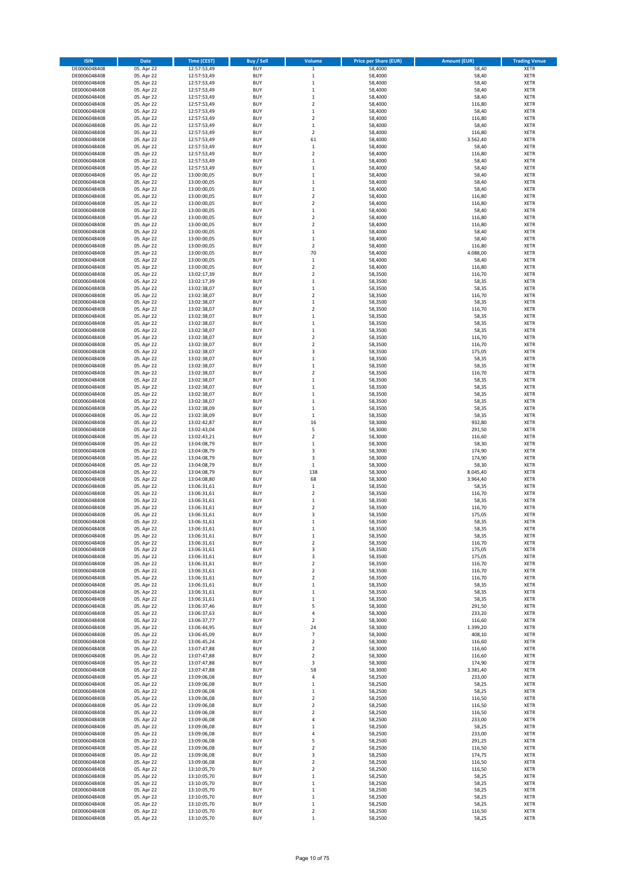| ISIN | Date | Time (CEST) | Buy / Sell | Volume | Price per Share (EUR) | Amount (EUR) | Trading Venue |
|---|---|---|---|---|---|---|---|
| DE0006048408 | 05. Apr 22 | 12:57:53,49 | BUY | 1 | 58,4000 | 58,40 | XETR |
| DE0006048408 | 05. Apr 22 | 12:57:53,49 | BUY | 1 | 58,4000 | 58,40 | XETR |
| DE0006048408 | 05. Apr 22 | 12:57:53,49 | BUY | 1 | 58,4000 | 58,40 | XETR |
| DE0006048408 | 05. Apr 22 | 12:57:53,49 | BUY | 1 | 58,4000 | 58,40 | XETR |
| DE0006048408 | 05. Apr 22 | 12:57:53,49 | BUY | 1 | 58,4000 | 58,40 | XETR |
| DE0006048408 | 05. Apr 22 | 12:57:53,49 | BUY | 2 | 58,4000 | 116,80 | XETR |
| DE0006048408 | 05. Apr 22 | 12:57:53,49 | BUY | 1 | 58,4000 | 58,40 | XETR |
| DE0006048408 | 05. Apr 22 | 12:57:53,49 | BUY | 2 | 58,4000 | 116,80 | XETR |
| DE0006048408 | 05. Apr 22 | 12:57:53,49 | BUY | 1 | 58,4000 | 58,40 | XETR |
| DE0006048408 | 05. Apr 22 | 12:57:53,49 | BUY | 2 | 58,4000 | 116,80 | XETR |
| DE0006048408 | 05. Apr 22 | 12:57:53,49 | BUY | 61 | 58,4000 | 3.562,40 | XETR |
| DE0006048408 | 05. Apr 22 | 12:57:53,49 | BUY | 1 | 58,4000 | 58,40 | XETR |
| DE0006048408 | 05. Apr 22 | 12:57:53,49 | BUY | 2 | 58,4000 | 116,80 | XETR |
| DE0006048408 | 05. Apr 22 | 12:57:53,49 | BUY | 1 | 58,4000 | 58,40 | XETR |
| DE0006048408 | 05. Apr 22 | 12:57:53,49 | BUY | 1 | 58,4000 | 58,40 | XETR |
| DE0006048408 | 05. Apr 22 | 13:00:00,05 | BUY | 1 | 58,4000 | 58,40 | XETR |
| DE0006048408 | 05. Apr 22 | 13:00:00,05 | BUY | 1 | 58,4000 | 58,40 | XETR |
| DE0006048408 | 05. Apr 22 | 13:00:00,05 | BUY | 1 | 58,4000 | 58,40 | XETR |
| DE0006048408 | 05. Apr 22 | 13:00:00,05 | BUY | 2 | 58,4000 | 116,80 | XETR |
| DE0006048408 | 05. Apr 22 | 13:00:00,05 | BUY | 2 | 58,4000 | 116,80 | XETR |
| DE0006048408 | 05. Apr 22 | 13:00:00,05 | BUY | 1 | 58,4000 | 58,40 | XETR |
| DE0006048408 | 05. Apr 22 | 13:00:00,05 | BUY | 2 | 58,4000 | 116,80 | XETR |
| DE0006048408 | 05. Apr 22 | 13:00:00,05 | BUY | 2 | 58,4000 | 116,80 | XETR |
| DE0006048408 | 05. Apr 22 | 13:00:00,05 | BUY | 1 | 58,4000 | 58,40 | XETR |
| DE0006048408 | 05. Apr 22 | 13:00:00,05 | BUY | 1 | 58,4000 | 58,40 | XETR |
| DE0006048408 | 05. Apr 22 | 13:00:00,05 | BUY | 2 | 58,4000 | 116,80 | XETR |
| DE0006048408 | 05. Apr 22 | 13:00:00,05 | BUY | 70 | 58,4000 | 4.088,00 | XETR |
| DE0006048408 | 05. Apr 22 | 13:00:00,05 | BUY | 1 | 58,4000 | 58,40 | XETR |
| DE0006048408 | 05. Apr 22 | 13:00:00,05 | BUY | 2 | 58,4000 | 116,80 | XETR |
| DE0006048408 | 05. Apr 22 | 13:02:17,39 | BUY | 2 | 58,3500 | 116,70 | XETR |
| DE0006048408 | 05. Apr 22 | 13:02:17,39 | BUY | 1 | 58,3500 | 58,35 | XETR |
| DE0006048408 | 05. Apr 22 | 13:02:38,07 | BUY | 1 | 58,3500 | 58,35 | XETR |
| DE0006048408 | 05. Apr 22 | 13:02:38,07 | BUY | 2 | 58,3500 | 116,70 | XETR |
| DE0006048408 | 05. Apr 22 | 13:02:38,07 | BUY | 1 | 58,3500 | 58,35 | XETR |
| DE0006048408 | 05. Apr 22 | 13:02:38,07 | BUY | 2 | 58,3500 | 116,70 | XETR |
| DE0006048408 | 05. Apr 22 | 13:02:38,07 | BUY | 1 | 58,3500 | 58,35 | XETR |
| DE0006048408 | 05. Apr 22 | 13:02:38,07 | BUY | 1 | 58,3500 | 58,35 | XETR |
| DE0006048408 | 05. Apr 22 | 13:02:38,07 | BUY | 1 | 58,3500 | 58,35 | XETR |
| DE0006048408 | 05. Apr 22 | 13:02:38,07 | BUY | 2 | 58,3500 | 116,70 | XETR |
| DE0006048408 | 05. Apr 22 | 13:02:38,07 | BUY | 2 | 58,3500 | 116,70 | XETR |
| DE0006048408 | 05. Apr 22 | 13:02:38,07 | BUY | 3 | 58,3500 | 175,05 | XETR |
| DE0006048408 | 05. Apr 22 | 13:02:38,07 | BUY | 1 | 58,3500 | 58,35 | XETR |
| DE0006048408 | 05. Apr 22 | 13:02:38,07 | BUY | 1 | 58,3500 | 58,35 | XETR |
| DE0006048408 | 05. Apr 22 | 13:02:38,07 | BUY | 2 | 58,3500 | 116,70 | XETR |
| DE0006048408 | 05. Apr 22 | 13:02:38,07 | BUY | 1 | 58,3500 | 58,35 | XETR |
| DE0006048408 | 05. Apr 22 | 13:02:38,07 | BUY | 1 | 58,3500 | 58,35 | XETR |
| DE0006048408 | 05. Apr 22 | 13:02:38,07 | BUY | 1 | 58,3500 | 58,35 | XETR |
| DE0006048408 | 05. Apr 22 | 13:02:38,07 | BUY | 1 | 58,3500 | 58,35 | XETR |
| DE0006048408 | 05. Apr 22 | 13:02:38,09 | BUY | 1 | 58,3500 | 58,35 | XETR |
| DE0006048408 | 05. Apr 22 | 13:02:38,09 | BUY | 1 | 58,3500 | 58,35 | XETR |
| DE0006048408 | 05. Apr 22 | 13:02:42,87 | BUY | 16 | 58,3000 | 932,80 | XETR |
| DE0006048408 | 05. Apr 22 | 13:02:43,04 | BUY | 5 | 58,3000 | 291,50 | XETR |
| DE0006048408 | 05. Apr 22 | 13:02:43,21 | BUY | 2 | 58,3000 | 116,60 | XETR |
| DE0006048408 | 05. Apr 22 | 13:04:08,79 | BUY | 1 | 58,3000 | 58,30 | XETR |
| DE0006048408 | 05. Apr 22 | 13:04:08,79 | BUY | 3 | 58,3000 | 174,90 | XETR |
| DE0006048408 | 05. Apr 22 | 13:04:08,79 | BUY | 3 | 58,3000 | 174,90 | XETR |
| DE0006048408 | 05. Apr 22 | 13:04:08,79 | BUY | 1 | 58,3000 | 58,30 | XETR |
| DE0006048408 | 05. Apr 22 | 13:04:08,79 | BUY | 138 | 58,3000 | 8.045,40 | XETR |
| DE0006048408 | 05. Apr 22 | 13:04:08,80 | BUY | 68 | 58,3000 | 3.964,40 | XETR |
| DE0006048408 | 05. Apr 22 | 13:06:31,61 | BUY | 1 | 58,3500 | 58,35 | XETR |
| DE0006048408 | 05. Apr 22 | 13:06:31,61 | BUY | 2 | 58,3500 | 116,70 | XETR |
| DE0006048408 | 05. Apr 22 | 13:06:31,61 | BUY | 1 | 58,3500 | 58,35 | XETR |
| DE0006048408 | 05. Apr 22 | 13:06:31,61 | BUY | 2 | 58,3500 | 116,70 | XETR |
| DE0006048408 | 05. Apr 22 | 13:06:31,61 | BUY | 3 | 58,3500 | 175,05 | XETR |
| DE0006048408 | 05. Apr 22 | 13:06:31,61 | BUY | 1 | 58,3500 | 58,35 | XETR |
| DE0006048408 | 05. Apr 22 | 13:06:31,61 | BUY | 1 | 58,3500 | 58,35 | XETR |
| DE0006048408 | 05. Apr 22 | 13:06:31,61 | BUY | 1 | 58,3500 | 58,35 | XETR |
| DE0006048408 | 05. Apr 22 | 13:06:31,61 | BUY | 2 | 58,3500 | 116,70 | XETR |
| DE0006048408 | 05. Apr 22 | 13:06:31,61 | BUY | 3 | 58,3500 | 175,05 | XETR |
| DE0006048408 | 05. Apr 22 | 13:06:31,61 | BUY | 3 | 58,3500 | 175,05 | XETR |
| DE0006048408 | 05. Apr 22 | 13:06:31,61 | BUY | 2 | 58,3500 | 116,70 | XETR |
| DE0006048408 | 05. Apr 22 | 13:06:31,61 | BUY | 2 | 58,3500 | 116,70 | XETR |
| DE0006048408 | 05. Apr 22 | 13:06:31,61 | BUY | 2 | 58,3500 | 116,70 | XETR |
| DE0006048408 | 05. Apr 22 | 13:06:31,61 | BUY | 1 | 58,3500 | 58,35 | XETR |
| DE0006048408 | 05. Apr 22 | 13:06:31,61 | BUY | 1 | 58,3500 | 58,35 | XETR |
| DE0006048408 | 05. Apr 22 | 13:06:31,61 | BUY | 1 | 58,3500 | 58,35 | XETR |
| DE0006048408 | 05. Apr 22 | 13:06:37,46 | BUY | 5 | 58,3000 | 291,50 | XETR |
| DE0006048408 | 05. Apr 22 | 13:06:37,63 | BUY | 4 | 58,3000 | 233,20 | XETR |
| DE0006048408 | 05. Apr 22 | 13:06:37,77 | BUY | 2 | 58,3000 | 116,60 | XETR |
| DE0006048408 | 05. Apr 22 | 13:06:44,95 | BUY | 24 | 58,3000 | 1.399,20 | XETR |
| DE0006048408 | 05. Apr 22 | 13:06:45,09 | BUY | 7 | 58,3000 | 408,10 | XETR |
| DE0006048408 | 05. Apr 22 | 13:06:45,24 | BUY | 2 | 58,3000 | 116,60 | XETR |
| DE0006048408 | 05. Apr 22 | 13:07:47,88 | BUY | 2 | 58,3000 | 116,60 | XETR |
| DE0006048408 | 05. Apr 22 | 13:07:47,88 | BUY | 2 | 58,3000 | 116,60 | XETR |
| DE0006048408 | 05. Apr 22 | 13:07:47,88 | BUY | 3 | 58,3000 | 174,90 | XETR |
| DE0006048408 | 05. Apr 22 | 13:07:47,88 | BUY | 58 | 58,3000 | 3.381,40 | XETR |
| DE0006048408 | 05. Apr 22 | 13:09:06,08 | BUY | 4 | 58,2500 | 233,00 | XETR |
| DE0006048408 | 05. Apr 22 | 13:09:06,08 | BUY | 1 | 58,2500 | 58,25 | XETR |
| DE0006048408 | 05. Apr 22 | 13:09:06,08 | BUY | 1 | 58,2500 | 58,25 | XETR |
| DE0006048408 | 05. Apr 22 | 13:09:06,08 | BUY | 2 | 58,2500 | 116,50 | XETR |
| DE0006048408 | 05. Apr 22 | 13:09:06,08 | BUY | 2 | 58,2500 | 116,50 | XETR |
| DE0006048408 | 05. Apr 22 | 13:09:06,08 | BUY | 2 | 58,2500 | 116,50 | XETR |
| DE0006048408 | 05. Apr 22 | 13:09:06,08 | BUY | 4 | 58,2500 | 233,00 | XETR |
| DE0006048408 | 05. Apr 22 | 13:09:06,08 | BUY | 1 | 58,2500 | 58,25 | XETR |
| DE0006048408 | 05. Apr 22 | 13:09:06,08 | BUY | 4 | 58,2500 | 233,00 | XETR |
| DE0006048408 | 05. Apr 22 | 13:09:06,08 | BUY | 5 | 58,2500 | 291,25 | XETR |
| DE0006048408 | 05. Apr 22 | 13:09:06,08 | BUY | 2 | 58,2500 | 116,50 | XETR |
| DE0006048408 | 05. Apr 22 | 13:09:06,08 | BUY | 3 | 58,2500 | 174,75 | XETR |
| DE0006048408 | 05. Apr 22 | 13:09:06,08 | BUY | 2 | 58,2500 | 116,50 | XETR |
| DE0006048408 | 05. Apr 22 | 13:10:05,70 | BUY | 2 | 58,2500 | 116,50 | XETR |
| DE0006048408 | 05. Apr 22 | 13:10:05,70 | BUY | 1 | 58,2500 | 58,25 | XETR |
| DE0006048408 | 05. Apr 22 | 13:10:05,70 | BUY | 1 | 58,2500 | 58,25 | XETR |
| DE0006048408 | 05. Apr 22 | 13:10:05,70 | BUY | 1 | 58,2500 | 58,25 | XETR |
| DE0006048408 | 05. Apr 22 | 13:10:05,70 | BUY | 1 | 58,2500 | 58,25 | XETR |
| DE0006048408 | 05. Apr 22 | 13:10:05,70 | BUY | 1 | 58,2500 | 58,25 | XETR |
| DE0006048408 | 05. Apr 22 | 13:10:05,70 | BUY | 2 | 58,2500 | 116,50 | XETR |
| DE0006048408 | 05. Apr 22 | 13:10:05,70 | BUY | 1 | 58,2500 | 58,25 | XETR |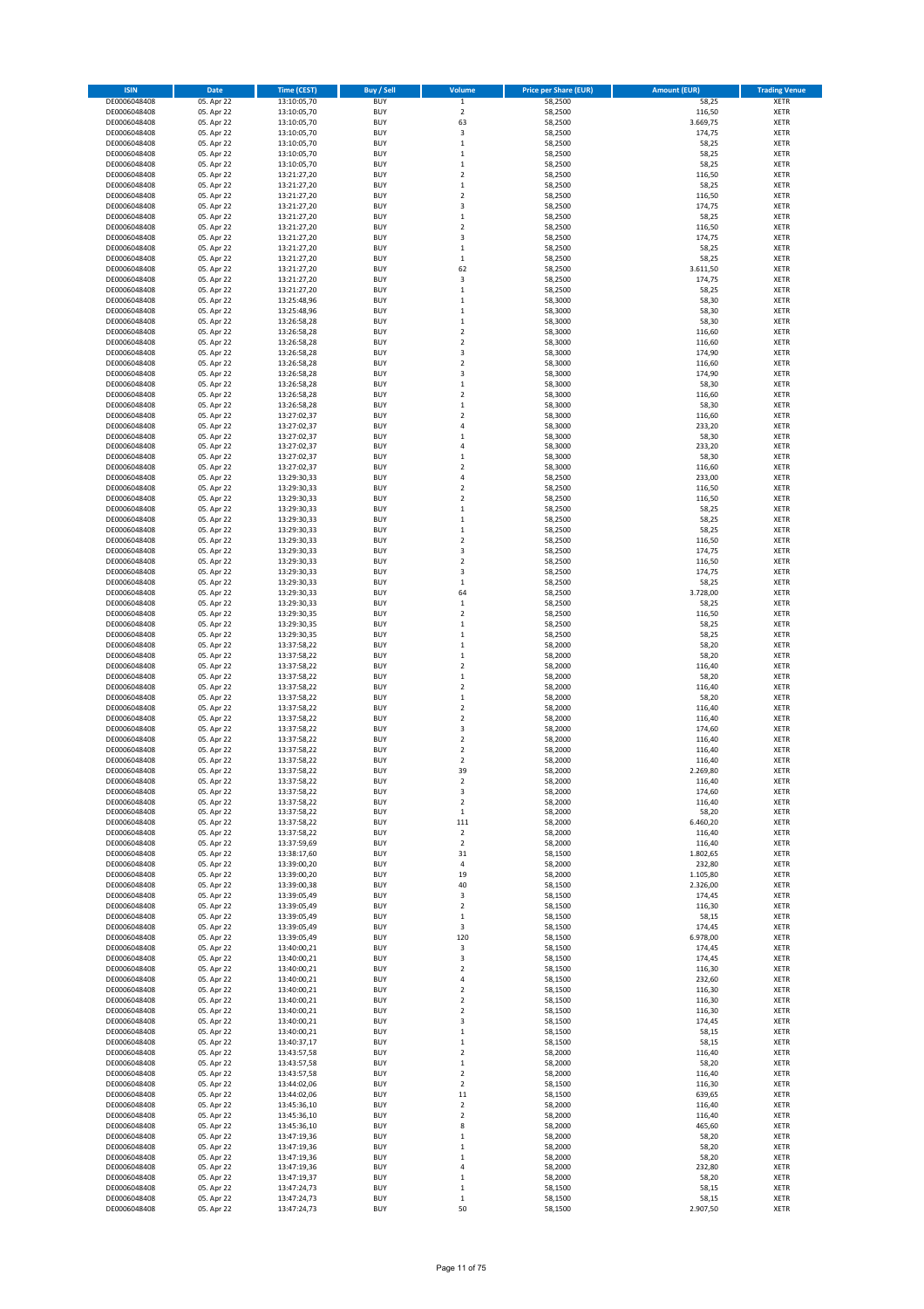| ISIN | Date | Time (CEST) | Buy / Sell | Volume | Price per Share (EUR) | Amount (EUR) | Trading Venue |
|---|---|---|---|---|---|---|---|
| DE0006048408 | 05. Apr 22 | 13:10:05,70 | BUY | 1 | 58,2500 | 58,25 | XETR |
| DE0006048408 | 05. Apr 22 | 13:10:05,70 | BUY | 2 | 58,2500 | 116,50 | XETR |
| DE0006048408 | 05. Apr 22 | 13:10:05,70 | BUY | 63 | 58,2500 | 3.669,75 | XETR |
| DE0006048408 | 05. Apr 22 | 13:10:05,70 | BUY | 3 | 58,2500 | 174,75 | XETR |
| DE0006048408 | 05. Apr 22 | 13:10:05,70 | BUY | 1 | 58,2500 | 58,25 | XETR |
| DE0006048408 | 05. Apr 22 | 13:10:05,70 | BUY | 1 | 58,2500 | 58,25 | XETR |
| DE0006048408 | 05. Apr 22 | 13:10:05,70 | BUY | 1 | 58,2500 | 58,25 | XETR |
| DE0006048408 | 05. Apr 22 | 13:21:27,20 | BUY | 2 | 58,2500 | 116,50 | XETR |
| DE0006048408 | 05. Apr 22 | 13:21:27,20 | BUY | 1 | 58,2500 | 58,25 | XETR |
| DE0006048408 | 05. Apr 22 | 13:21:27,20 | BUY | 2 | 58,2500 | 116,50 | XETR |
| DE0006048408 | 05. Apr 22 | 13:21:27,20 | BUY | 3 | 58,2500 | 174,75 | XETR |
| DE0006048408 | 05. Apr 22 | 13:21:27,20 | BUY | 1 | 58,2500 | 58,25 | XETR |
| DE0006048408 | 05. Apr 22 | 13:21:27,20 | BUY | 2 | 58,2500 | 116,50 | XETR |
| DE0006048408 | 05. Apr 22 | 13:21:27,20 | BUY | 3 | 58,2500 | 174,75 | XETR |
| DE0006048408 | 05. Apr 22 | 13:21:27,20 | BUY | 1 | 58,2500 | 58,25 | XETR |
| DE0006048408 | 05. Apr 22 | 13:21:27,20 | BUY | 1 | 58,2500 | 58,25 | XETR |
| DE0006048408 | 05. Apr 22 | 13:21:27,20 | BUY | 62 | 58,2500 | 3.611,50 | XETR |
| DE0006048408 | 05. Apr 22 | 13:21:27,20 | BUY | 3 | 58,2500 | 174,75 | XETR |
| DE0006048408 | 05. Apr 22 | 13:21:27,20 | BUY | 1 | 58,2500 | 58,25 | XETR |
| DE0006048408 | 05. Apr 22 | 13:25:48,96 | BUY | 1 | 58,3000 | 58,30 | XETR |
| DE0006048408 | 05. Apr 22 | 13:25:48,96 | BUY | 1 | 58,3000 | 58,30 | XETR |
| DE0006048408 | 05. Apr 22 | 13:26:58,28 | BUY | 1 | 58,3000 | 58,30 | XETR |
| DE0006048408 | 05. Apr 22 | 13:26:58,28 | BUY | 2 | 58,3000 | 116,60 | XETR |
| DE0006048408 | 05. Apr 22 | 13:26:58,28 | BUY | 2 | 58,3000 | 116,60 | XETR |
| DE0006048408 | 05. Apr 22 | 13:26:58,28 | BUY | 3 | 58,3000 | 174,90 | XETR |
| DE0006048408 | 05. Apr 22 | 13:26:58,28 | BUY | 2 | 58,3000 | 116,60 | XETR |
| DE0006048408 | 05. Apr 22 | 13:26:58,28 | BUY | 3 | 58,3000 | 174,90 | XETR |
| DE0006048408 | 05. Apr 22 | 13:26:58,28 | BUY | 1 | 58,3000 | 58,30 | XETR |
| DE0006048408 | 05. Apr 22 | 13:26:58,28 | BUY | 2 | 58,3000 | 116,60 | XETR |
| DE0006048408 | 05. Apr 22 | 13:26:58,28 | BUY | 1 | 58,3000 | 58,30 | XETR |
| DE0006048408 | 05. Apr 22 | 13:27:02,37 | BUY | 2 | 58,3000 | 116,60 | XETR |
| DE0006048408 | 05. Apr 22 | 13:27:02,37 | BUY | 4 | 58,3000 | 233,20 | XETR |
| DE0006048408 | 05. Apr 22 | 13:27:02,37 | BUY | 1 | 58,3000 | 58,30 | XETR |
| DE0006048408 | 05. Apr 22 | 13:27:02,37 | BUY | 4 | 58,3000 | 233,20 | XETR |
| DE0006048408 | 05. Apr 22 | 13:27:02,37 | BUY | 1 | 58,3000 | 58,30 | XETR |
| DE0006048408 | 05. Apr 22 | 13:27:02,37 | BUY | 2 | 58,3000 | 116,60 | XETR |
| DE0006048408 | 05. Apr 22 | 13:29:30,33 | BUY | 4 | 58,2500 | 233,00 | XETR |
| DE0006048408 | 05. Apr 22 | 13:29:30,33 | BUY | 2 | 58,2500 | 116,50 | XETR |
| DE0006048408 | 05. Apr 22 | 13:29:30,33 | BUY | 2 | 58,2500 | 116,50 | XETR |
| DE0006048408 | 05. Apr 22 | 13:29:30,33 | BUY | 1 | 58,2500 | 58,25 | XETR |
| DE0006048408 | 05. Apr 22 | 13:29:30,33 | BUY | 1 | 58,2500 | 58,25 | XETR |
| DE0006048408 | 05. Apr 22 | 13:29:30,33 | BUY | 1 | 58,2500 | 58,25 | XETR |
| DE0006048408 | 05. Apr 22 | 13:29:30,33 | BUY | 2 | 58,2500 | 116,50 | XETR |
| DE0006048408 | 05. Apr 22 | 13:29:30,33 | BUY | 3 | 58,2500 | 174,75 | XETR |
| DE0006048408 | 05. Apr 22 | 13:29:30,33 | BUY | 2 | 58,2500 | 116,50 | XETR |
| DE0006048408 | 05. Apr 22 | 13:29:30,33 | BUY | 3 | 58,2500 | 174,75 | XETR |
| DE0006048408 | 05. Apr 22 | 13:29:30,33 | BUY | 1 | 58,2500 | 58,25 | XETR |
| DE0006048408 | 05. Apr 22 | 13:29:30,33 | BUY | 64 | 58,2500 | 3.728,00 | XETR |
| DE0006048408 | 05. Apr 22 | 13:29:30,33 | BUY | 1 | 58,2500 | 58,25 | XETR |
| DE0006048408 | 05. Apr 22 | 13:29:30,35 | BUY | 2 | 58,2500 | 116,50 | XETR |
| DE0006048408 | 05. Apr 22 | 13:29:30,35 | BUY | 1 | 58,2500 | 58,25 | XETR |
| DE0006048408 | 05. Apr 22 | 13:29:30,35 | BUY | 1 | 58,2500 | 58,25 | XETR |
| DE0006048408 | 05. Apr 22 | 13:37:58,22 | BUY | 1 | 58,2000 | 58,20 | XETR |
| DE0006048408 | 05. Apr 22 | 13:37:58,22 | BUY | 1 | 58,2000 | 58,20 | XETR |
| DE0006048408 | 05. Apr 22 | 13:37:58,22 | BUY | 2 | 58,2000 | 116,40 | XETR |
| DE0006048408 | 05. Apr 22 | 13:37:58,22 | BUY | 1 | 58,2000 | 58,20 | XETR |
| DE0006048408 | 05. Apr 22 | 13:37:58,22 | BUY | 2 | 58,2000 | 116,40 | XETR |
| DE0006048408 | 05. Apr 22 | 13:37:58,22 | BUY | 1 | 58,2000 | 58,20 | XETR |
| DE0006048408 | 05. Apr 22 | 13:37:58,22 | BUY | 2 | 58,2000 | 116,40 | XETR |
| DE0006048408 | 05. Apr 22 | 13:37:58,22 | BUY | 2 | 58,2000 | 116,40 | XETR |
| DE0006048408 | 05. Apr 22 | 13:37:58,22 | BUY | 3 | 58,2000 | 174,60 | XETR |
| DE0006048408 | 05. Apr 22 | 13:37:58,22 | BUY | 2 | 58,2000 | 116,40 | XETR |
| DE0006048408 | 05. Apr 22 | 13:37:58,22 | BUY | 2 | 58,2000 | 116,40 | XETR |
| DE0006048408 | 05. Apr 22 | 13:37:58,22 | BUY | 2 | 58,2000 | 116,40 | XETR |
| DE0006048408 | 05. Apr 22 | 13:37:58,22 | BUY | 39 | 58,2000 | 2.269,80 | XETR |
| DE0006048408 | 05. Apr 22 | 13:37:58,22 | BUY | 2 | 58,2000 | 116,40 | XETR |
| DE0006048408 | 05. Apr 22 | 13:37:58,22 | BUY | 3 | 58,2000 | 174,60 | XETR |
| DE0006048408 | 05. Apr 22 | 13:37:58,22 | BUY | 2 | 58,2000 | 116,40 | XETR |
| DE0006048408 | 05. Apr 22 | 13:37:58,22 | BUY | 1 | 58,2000 | 58,20 | XETR |
| DE0006048408 | 05. Apr 22 | 13:37:58,22 | BUY | 111 | 58,2000 | 6.460,20 | XETR |
| DE0006048408 | 05. Apr 22 | 13:37:58,22 | BUY | 2 | 58,2000 | 116,40 | XETR |
| DE0006048408 | 05. Apr 22 | 13:37:59,69 | BUY | 2 | 58,2000 | 116,40 | XETR |
| DE0006048408 | 05. Apr 22 | 13:38:17,60 | BUY | 31 | 58,1500 | 1.802,65 | XETR |
| DE0006048408 | 05. Apr 22 | 13:39:00,20 | BUY | 4 | 58,2000 | 232,80 | XETR |
| DE0006048408 | 05. Apr 22 | 13:39:00,20 | BUY | 19 | 58,2000 | 1.105,80 | XETR |
| DE0006048408 | 05. Apr 22 | 13:39:00,38 | BUY | 40 | 58,1500 | 2.326,00 | XETR |
| DE0006048408 | 05. Apr 22 | 13:39:05,49 | BUY | 3 | 58,1500 | 174,45 | XETR |
| DE0006048408 | 05. Apr 22 | 13:39:05,49 | BUY | 2 | 58,1500 | 116,30 | XETR |
| DE0006048408 | 05. Apr 22 | 13:39:05,49 | BUY | 1 | 58,1500 | 58,15 | XETR |
| DE0006048408 | 05. Apr 22 | 13:39:05,49 | BUY | 3 | 58,1500 | 174,45 | XETR |
| DE0006048408 | 05. Apr 22 | 13:39:05,49 | BUY | 120 | 58,1500 | 6.978,00 | XETR |
| DE0006048408 | 05. Apr 22 | 13:40:00,21 | BUY | 3 | 58,1500 | 174,45 | XETR |
| DE0006048408 | 05. Apr 22 | 13:40:00,21 | BUY | 3 | 58,1500 | 174,45 | XETR |
| DE0006048408 | 05. Apr 22 | 13:40:00,21 | BUY | 2 | 58,1500 | 116,30 | XETR |
| DE0006048408 | 05. Apr 22 | 13:40:00,21 | BUY | 4 | 58,1500 | 232,60 | XETR |
| DE0006048408 | 05. Apr 22 | 13:40:00,21 | BUY | 2 | 58,1500 | 116,30 | XETR |
| DE0006048408 | 05. Apr 22 | 13:40:00,21 | BUY | 2 | 58,1500 | 116,30 | XETR |
| DE0006048408 | 05. Apr 22 | 13:40:00,21 | BUY | 2 | 58,1500 | 116,30 | XETR |
| DE0006048408 | 05. Apr 22 | 13:40:00,21 | BUY | 3 | 58,1500 | 174,45 | XETR |
| DE0006048408 | 05. Apr 22 | 13:40:00,21 | BUY | 1 | 58,1500 | 58,15 | XETR |
| DE0006048408 | 05. Apr 22 | 13:40:37,17 | BUY | 1 | 58,1500 | 58,15 | XETR |
| DE0006048408 | 05. Apr 22 | 13:43:57,58 | BUY | 2 | 58,2000 | 116,40 | XETR |
| DE0006048408 | 05. Apr 22 | 13:43:57,58 | BUY | 1 | 58,2000 | 58,20 | XETR |
| DE0006048408 | 05. Apr 22 | 13:43:57,58 | BUY | 2 | 58,2000 | 116,40 | XETR |
| DE0006048408 | 05. Apr 22 | 13:44:02,06 | BUY | 2 | 58,1500 | 116,30 | XETR |
| DE0006048408 | 05. Apr 22 | 13:44:02,06 | BUY | 11 | 58,1500 | 639,65 | XETR |
| DE0006048408 | 05. Apr 22 | 13:45:36,10 | BUY | 2 | 58,2000 | 116,40 | XETR |
| DE0006048408 | 05. Apr 22 | 13:45:36,10 | BUY | 2 | 58,2000 | 116,40 | XETR |
| DE0006048408 | 05. Apr 22 | 13:45:36,10 | BUY | 8 | 58,2000 | 465,60 | XETR |
| DE0006048408 | 05. Apr 22 | 13:47:19,36 | BUY | 1 | 58,2000 | 58,20 | XETR |
| DE0006048408 | 05. Apr 22 | 13:47:19,36 | BUY | 1 | 58,2000 | 58,20 | XETR |
| DE0006048408 | 05. Apr 22 | 13:47:19,36 | BUY | 1 | 58,2000 | 58,20 | XETR |
| DE0006048408 | 05. Apr 22 | 13:47:19,36 | BUY | 4 | 58,2000 | 232,80 | XETR |
| DE0006048408 | 05. Apr 22 | 13:47:19,37 | BUY | 1 | 58,2000 | 58,20 | XETR |
| DE0006048408 | 05. Apr 22 | 13:47:24,73 | BUY | 1 | 58,1500 | 58,15 | XETR |
| DE0006048408 | 05. Apr 22 | 13:47:24,73 | BUY | 1 | 58,1500 | 58,15 | XETR |
| DE0006048408 | 05. Apr 22 | 13:47:24,73 | BUY | 50 | 58,1500 | 2.907,50 | XETR |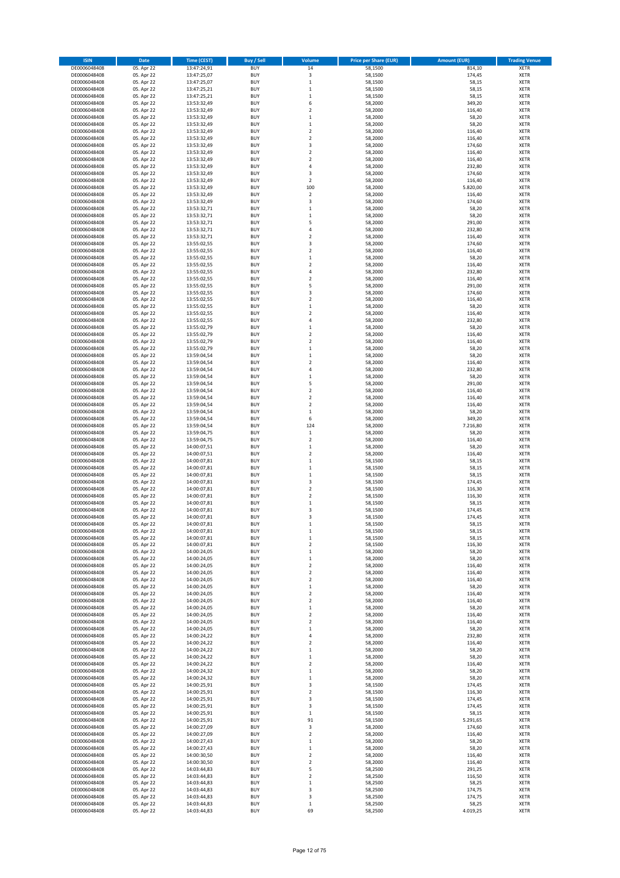| ISIN | Date | Time (CEST) | Buy / Sell | Volume | Price per Share (EUR) | Amount (EUR) | Trading Venue |
|---|---|---|---|---|---|---|---|
| DE0006048408 | 05. Apr 22 | 13:47:24,91 | BUY | 14 | 58,1500 | 814,10 | XETR |
| DE0006048408 | 05. Apr 22 | 13:47:25,07 | BUY | 3 | 58,1500 | 174,45 | XETR |
| DE0006048408 | 05. Apr 22 | 13:47:25,07 | BUY | 1 | 58,1500 | 58,15 | XETR |
| DE0006048408 | 05. Apr 22 | 13:47:25,21 | BUY | 1 | 58,1500 | 58,15 | XETR |
| DE0006048408 | 05. Apr 22 | 13:47:25,21 | BUY | 1 | 58,1500 | 58,15 | XETR |
| DE0006048408 | 05. Apr 22 | 13:53:32,49 | BUY | 6 | 58,2000 | 349,20 | XETR |
| DE0006048408 | 05. Apr 22 | 13:53:32,49 | BUY | 2 | 58,2000 | 116,40 | XETR |
| DE0006048408 | 05. Apr 22 | 13:53:32,49 | BUY | 1 | 58,2000 | 58,20 | XETR |
| DE0006048408 | 05. Apr 22 | 13:53:32,49 | BUY | 1 | 58,2000 | 58,20 | XETR |
| DE0006048408 | 05. Apr 22 | 13:53:32,49 | BUY | 2 | 58,2000 | 116,40 | XETR |
| DE0006048408 | 05. Apr 22 | 13:53:32,49 | BUY | 2 | 58,2000 | 116,40 | XETR |
| DE0006048408 | 05. Apr 22 | 13:53:32,49 | BUY | 3 | 58,2000 | 174,60 | XETR |
| DE0006048408 | 05. Apr 22 | 13:53:32,49 | BUY | 2 | 58,2000 | 116,40 | XETR |
| DE0006048408 | 05. Apr 22 | 13:53:32,49 | BUY | 2 | 58,2000 | 116,40 | XETR |
| DE0006048408 | 05. Apr 22 | 13:53:32,49 | BUY | 4 | 58,2000 | 232,80 | XETR |
| DE0006048408 | 05. Apr 22 | 13:53:32,49 | BUY | 3 | 58,2000 | 174,60 | XETR |
| DE0006048408 | 05. Apr 22 | 13:53:32,49 | BUY | 2 | 58,2000 | 116,40 | XETR |
| DE0006048408 | 05. Apr 22 | 13:53:32,49 | BUY | 100 | 58,2000 | 5.820,00 | XETR |
| DE0006048408 | 05. Apr 22 | 13:53:32,49 | BUY | 2 | 58,2000 | 116,40 | XETR |
| DE0006048408 | 05. Apr 22 | 13:53:32,49 | BUY | 3 | 58,2000 | 174,60 | XETR |
| DE0006048408 | 05. Apr 22 | 13:53:32,71 | BUY | 1 | 58,2000 | 58,20 | XETR |
| DE0006048408 | 05. Apr 22 | 13:53:32,71 | BUY | 1 | 58,2000 | 58,20 | XETR |
| DE0006048408 | 05. Apr 22 | 13:53:32,71 | BUY | 5 | 58,2000 | 291,00 | XETR |
| DE0006048408 | 05. Apr 22 | 13:53:32,71 | BUY | 4 | 58,2000 | 232,80 | XETR |
| DE0006048408 | 05. Apr 22 | 13:53:32,71 | BUY | 2 | 58,2000 | 116,40 | XETR |
| DE0006048408 | 05. Apr 22 | 13:55:02,55 | BUY | 3 | 58,2000 | 174,60 | XETR |
| DE0006048408 | 05. Apr 22 | 13:55:02,55 | BUY | 2 | 58,2000 | 116,40 | XETR |
| DE0006048408 | 05. Apr 22 | 13:55:02,55 | BUY | 1 | 58,2000 | 58,20 | XETR |
| DE0006048408 | 05. Apr 22 | 13:55:02,55 | BUY | 2 | 58,2000 | 116,40 | XETR |
| DE0006048408 | 05. Apr 22 | 13:55:02,55 | BUY | 4 | 58,2000 | 232,80 | XETR |
| DE0006048408 | 05. Apr 22 | 13:55:02,55 | BUY | 2 | 58,2000 | 116,40 | XETR |
| DE0006048408 | 05. Apr 22 | 13:55:02,55 | BUY | 5 | 58,2000 | 291,00 | XETR |
| DE0006048408 | 05. Apr 22 | 13:55:02,55 | BUY | 3 | 58,2000 | 174,60 | XETR |
| DE0006048408 | 05. Apr 22 | 13:55:02,55 | BUY | 2 | 58,2000 | 116,40 | XETR |
| DE0006048408 | 05. Apr 22 | 13:55:02,55 | BUY | 1 | 58,2000 | 58,20 | XETR |
| DE0006048408 | 05. Apr 22 | 13:55:02,55 | BUY | 2 | 58,2000 | 116,40 | XETR |
| DE0006048408 | 05. Apr 22 | 13:55:02,55 | BUY | 4 | 58,2000 | 232,80 | XETR |
| DE0006048408 | 05. Apr 22 | 13:55:02,79 | BUY | 1 | 58,2000 | 58,20 | XETR |
| DE0006048408 | 05. Apr 22 | 13:55:02,79 | BUY | 2 | 58,2000 | 116,40 | XETR |
| DE0006048408 | 05. Apr 22 | 13:55:02,79 | BUY | 2 | 58,2000 | 116,40 | XETR |
| DE0006048408 | 05. Apr 22 | 13:55:02,79 | BUY | 1 | 58,2000 | 58,20 | XETR |
| DE0006048408 | 05. Apr 22 | 13:59:04,54 | BUY | 1 | 58,2000 | 58,20 | XETR |
| DE0006048408 | 05. Apr 22 | 13:59:04,54 | BUY | 2 | 58,2000 | 116,40 | XETR |
| DE0006048408 | 05. Apr 22 | 13:59:04,54 | BUY | 4 | 58,2000 | 232,80 | XETR |
| DE0006048408 | 05. Apr 22 | 13:59:04,54 | BUY | 1 | 58,2000 | 58,20 | XETR |
| DE0006048408 | 05. Apr 22 | 13:59:04,54 | BUY | 5 | 58,2000 | 291,00 | XETR |
| DE0006048408 | 05. Apr 22 | 13:59:04,54 | BUY | 2 | 58,2000 | 116,40 | XETR |
| DE0006048408 | 05. Apr 22 | 13:59:04,54 | BUY | 2 | 58,2000 | 116,40 | XETR |
| DE0006048408 | 05. Apr 22 | 13:59:04,54 | BUY | 2 | 58,2000 | 116,40 | XETR |
| DE0006048408 | 05. Apr 22 | 13:59:04,54 | BUY | 1 | 58,2000 | 58,20 | XETR |
| DE0006048408 | 05. Apr 22 | 13:59:04,54 | BUY | 6 | 58,2000 | 349,20 | XETR |
| DE0006048408 | 05. Apr 22 | 13:59:04,54 | BUY | 124 | 58,2000 | 7.216,80 | XETR |
| DE0006048408 | 05. Apr 22 | 13:59:04,75 | BUY | 1 | 58,2000 | 58,20 | XETR |
| DE0006048408 | 05. Apr 22 | 13:59:04,75 | BUY | 2 | 58,2000 | 116,40 | XETR |
| DE0006048408 | 05. Apr 22 | 14:00:07,51 | BUY | 1 | 58,2000 | 58,20 | XETR |
| DE0006048408 | 05. Apr 22 | 14:00:07,51 | BUY | 2 | 58,2000 | 116,40 | XETR |
| DE0006048408 | 05. Apr 22 | 14:00:07,81 | BUY | 1 | 58,1500 | 58,15 | XETR |
| DE0006048408 | 05. Apr 22 | 14:00:07,81 | BUY | 1 | 58,1500 | 58,15 | XETR |
| DE0006048408 | 05. Apr 22 | 14:00:07,81 | BUY | 1 | 58,1500 | 58,15 | XETR |
| DE0006048408 | 05. Apr 22 | 14:00:07,81 | BUY | 3 | 58,1500 | 174,45 | XETR |
| DE0006048408 | 05. Apr 22 | 14:00:07,81 | BUY | 2 | 58,1500 | 116,30 | XETR |
| DE0006048408 | 05. Apr 22 | 14:00:07,81 | BUY | 2 | 58,1500 | 116,30 | XETR |
| DE0006048408 | 05. Apr 22 | 14:00:07,81 | BUY | 1 | 58,1500 | 58,15 | XETR |
| DE0006048408 | 05. Apr 22 | 14:00:07,81 | BUY | 3 | 58,1500 | 174,45 | XETR |
| DE0006048408 | 05. Apr 22 | 14:00:07,81 | BUY | 3 | 58,1500 | 174,45 | XETR |
| DE0006048408 | 05. Apr 22 | 14:00:07,81 | BUY | 1 | 58,1500 | 58,15 | XETR |
| DE0006048408 | 05. Apr 22 | 14:00:07,81 | BUY | 1 | 58,1500 | 58,15 | XETR |
| DE0006048408 | 05. Apr 22 | 14:00:07,81 | BUY | 1 | 58,1500 | 58,15 | XETR |
| DE0006048408 | 05. Apr 22 | 14:00:07,81 | BUY | 2 | 58,1500 | 116,30 | XETR |
| DE0006048408 | 05. Apr 22 | 14:00:24,05 | BUY | 1 | 58,2000 | 58,20 | XETR |
| DE0006048408 | 05. Apr 22 | 14:00:24,05 | BUY | 1 | 58,2000 | 58,20 | XETR |
| DE0006048408 | 05. Apr 22 | 14:00:24,05 | BUY | 2 | 58,2000 | 116,40 | XETR |
| DE0006048408 | 05. Apr 22 | 14:00:24,05 | BUY | 2 | 58,2000 | 116,40 | XETR |
| DE0006048408 | 05. Apr 22 | 14:00:24,05 | BUY | 2 | 58,2000 | 116,40 | XETR |
| DE0006048408 | 05. Apr 22 | 14:00:24,05 | BUY | 1 | 58,2000 | 58,20 | XETR |
| DE0006048408 | 05. Apr 22 | 14:00:24,05 | BUY | 2 | 58,2000 | 116,40 | XETR |
| DE0006048408 | 05. Apr 22 | 14:00:24,05 | BUY | 2 | 58,2000 | 116,40 | XETR |
| DE0006048408 | 05. Apr 22 | 14:00:24,05 | BUY | 1 | 58,2000 | 58,20 | XETR |
| DE0006048408 | 05. Apr 22 | 14:00:24,05 | BUY | 2 | 58,2000 | 116,40 | XETR |
| DE0006048408 | 05. Apr 22 | 14:00:24,05 | BUY | 2 | 58,2000 | 116,40 | XETR |
| DE0006048408 | 05. Apr 22 | 14:00:24,05 | BUY | 1 | 58,2000 | 58,20 | XETR |
| DE0006048408 | 05. Apr 22 | 14:00:24,22 | BUY | 4 | 58,2000 | 232,80 | XETR |
| DE0006048408 | 05. Apr 22 | 14:00:24,22 | BUY | 2 | 58,2000 | 116,40 | XETR |
| DE0006048408 | 05. Apr 22 | 14:00:24,22 | BUY | 1 | 58,2000 | 58,20 | XETR |
| DE0006048408 | 05. Apr 22 | 14:00:24,22 | BUY | 1 | 58,2000 | 58,20 | XETR |
| DE0006048408 | 05. Apr 22 | 14:00:24,22 | BUY | 2 | 58,2000 | 116,40 | XETR |
| DE0006048408 | 05. Apr 22 | 14:00:24,32 | BUY | 1 | 58,2000 | 58,20 | XETR |
| DE0006048408 | 05. Apr 22 | 14:00:24,32 | BUY | 1 | 58,2000 | 58,20 | XETR |
| DE0006048408 | 05. Apr 22 | 14:00:25,91 | BUY | 3 | 58,1500 | 174,45 | XETR |
| DE0006048408 | 05. Apr 22 | 14:00:25,91 | BUY | 2 | 58,1500 | 116,30 | XETR |
| DE0006048408 | 05. Apr 22 | 14:00:25,91 | BUY | 3 | 58,1500 | 174,45 | XETR |
| DE0006048408 | 05. Apr 22 | 14:00:25,91 | BUY | 3 | 58,1500 | 174,45 | XETR |
| DE0006048408 | 05. Apr 22 | 14:00:25,91 | BUY | 1 | 58,1500 | 58,15 | XETR |
| DE0006048408 | 05. Apr 22 | 14:00:25,91 | BUY | 91 | 58,1500 | 5.291,65 | XETR |
| DE0006048408 | 05. Apr 22 | 14:00:27,09 | BUY | 3 | 58,2000 | 174,60 | XETR |
| DE0006048408 | 05. Apr 22 | 14:00:27,09 | BUY | 2 | 58,2000 | 116,40 | XETR |
| DE0006048408 | 05. Apr 22 | 14:00:27,43 | BUY | 1 | 58,2000 | 58,20 | XETR |
| DE0006048408 | 05. Apr 22 | 14:00:27,43 | BUY | 1 | 58,2000 | 58,20 | XETR |
| DE0006048408 | 05. Apr 22 | 14:00:30,50 | BUY | 2 | 58,2000 | 116,40 | XETR |
| DE0006048408 | 05. Apr 22 | 14:00:30,50 | BUY | 2 | 58,2000 | 116,40 | XETR |
| DE0006048408 | 05. Apr 22 | 14:03:44,83 | BUY | 5 | 58,2500 | 291,25 | XETR |
| DE0006048408 | 05. Apr 22 | 14:03:44,83 | BUY | 2 | 58,2500 | 116,50 | XETR |
| DE0006048408 | 05. Apr 22 | 14:03:44,83 | BUY | 1 | 58,2500 | 58,25 | XETR |
| DE0006048408 | 05. Apr 22 | 14:03:44,83 | BUY | 3 | 58,2500 | 174,75 | XETR |
| DE0006048408 | 05. Apr 22 | 14:03:44,83 | BUY | 3 | 58,2500 | 174,75 | XETR |
| DE0006048408 | 05. Apr 22 | 14:03:44,83 | BUY | 1 | 58,2500 | 58,25 | XETR |
| DE0006048408 | 05. Apr 22 | 14:03:44,83 | BUY | 69 | 58,2500 | 4.019,25 | XETR |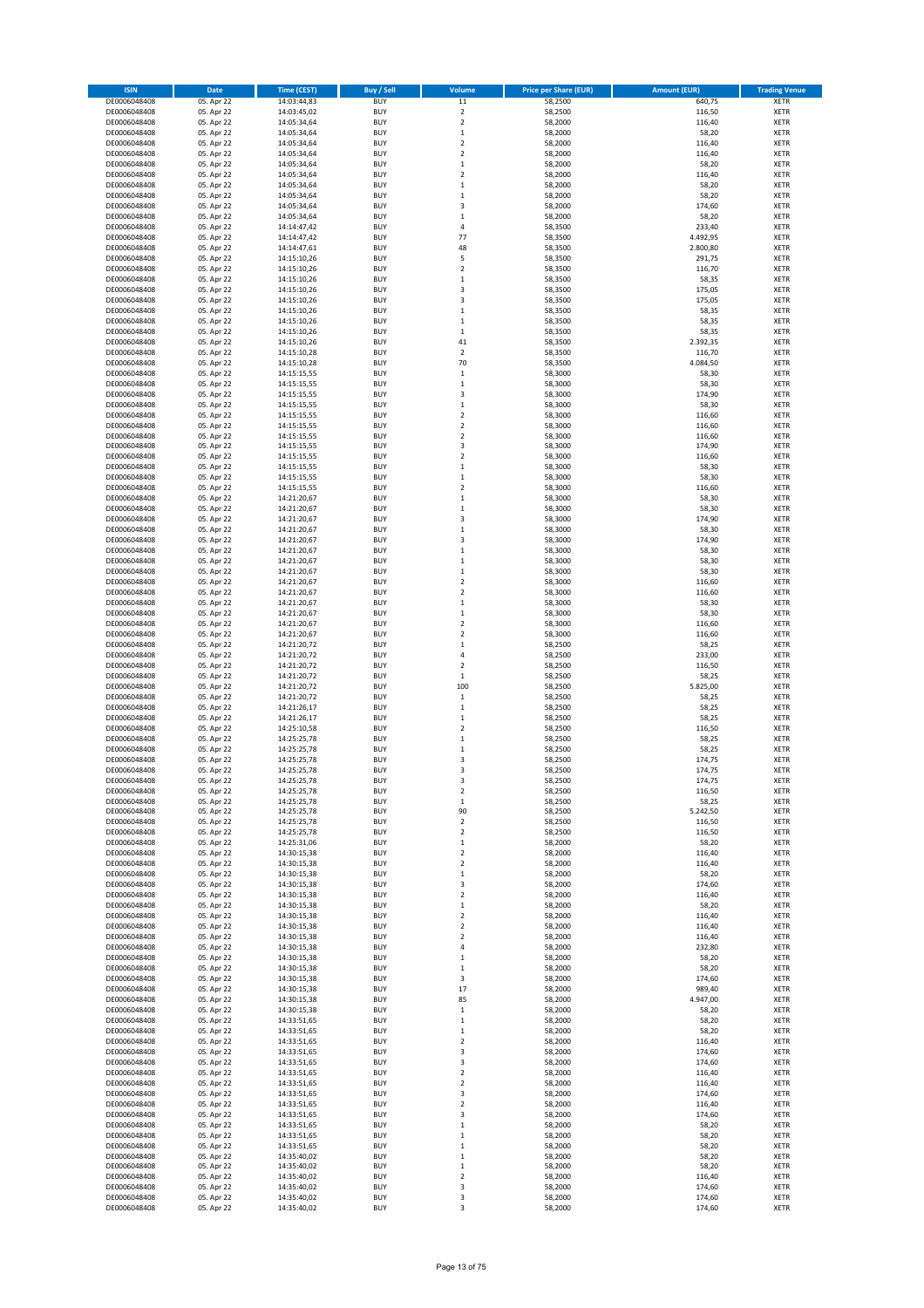| ISIN | Date | Time (CEST) | Buy / Sell | Volume | Price per Share (EUR) | Amount (EUR) | Trading Venue |
|---|---|---|---|---|---|---|---|
| DE0006048408 | 05. Apr 22 | 14:03:44,83 | BUY | 11 | 58,2500 | 640,75 | XETR |
| DE0006048408 | 05. Apr 22 | 14:03:45,02 | BUY | 2 | 58,2500 | 116,50 | XETR |
| DE0006048408 | 05. Apr 22 | 14:05:34,64 | BUY | 2 | 58,2000 | 116,40 | XETR |
| DE0006048408 | 05. Apr 22 | 14:05:34,64 | BUY | 1 | 58,2000 | 58,20 | XETR |
| DE0006048408 | 05. Apr 22 | 14:05:34,64 | BUY | 2 | 58,2000 | 116,40 | XETR |
| DE0006048408 | 05. Apr 22 | 14:05:34,64 | BUY | 2 | 58,2000 | 116,40 | XETR |
| DE0006048408 | 05. Apr 22 | 14:05:34,64 | BUY | 1 | 58,2000 | 58,20 | XETR |
| DE0006048408 | 05. Apr 22 | 14:05:34,64 | BUY | 2 | 58,2000 | 116,40 | XETR |
| DE0006048408 | 05. Apr 22 | 14:05:34,64 | BUY | 1 | 58,2000 | 58,20 | XETR |
| DE0006048408 | 05. Apr 22 | 14:05:34,64 | BUY | 1 | 58,2000 | 58,20 | XETR |
| DE0006048408 | 05. Apr 22 | 14:05:34,64 | BUY | 3 | 58,2000 | 174,60 | XETR |
| DE0006048408 | 05. Apr 22 | 14:05:34,64 | BUY | 1 | 58,2000 | 58,20 | XETR |
| DE0006048408 | 05. Apr 22 | 14:14:47,42 | BUY | 4 | 58,3500 | 233,40 | XETR |
| DE0006048408 | 05. Apr 22 | 14:14:47,42 | BUY | 77 | 58,3500 | 4.492,95 | XETR |
| DE0006048408 | 05. Apr 22 | 14:14:47,61 | BUY | 48 | 58,3500 | 2.800,80 | XETR |
| DE0006048408 | 05. Apr 22 | 14:15:10,26 | BUY | 5 | 58,3500 | 291,75 | XETR |
| DE0006048408 | 05. Apr 22 | 14:15:10,26 | BUY | 2 | 58,3500 | 116,70 | XETR |
| DE0006048408 | 05. Apr 22 | 14:15:10,26 | BUY | 1 | 58,3500 | 58,35 | XETR |
| DE0006048408 | 05. Apr 22 | 14:15:10,26 | BUY | 3 | 58,3500 | 175,05 | XETR |
| DE0006048408 | 05. Apr 22 | 14:15:10,26 | BUY | 3 | 58,3500 | 175,05 | XETR |
| DE0006048408 | 05. Apr 22 | 14:15:10,26 | BUY | 1 | 58,3500 | 58,35 | XETR |
| DE0006048408 | 05. Apr 22 | 14:15:10,26 | BUY | 1 | 58,3500 | 58,35 | XETR |
| DE0006048408 | 05. Apr 22 | 14:15:10,26 | BUY | 1 | 58,3500 | 58,35 | XETR |
| DE0006048408 | 05. Apr 22 | 14:15:10,26 | BUY | 41 | 58,3500 | 2.392,35 | XETR |
| DE0006048408 | 05. Apr 22 | 14:15:10,28 | BUY | 2 | 58,3500 | 116,70 | XETR |
| DE0006048408 | 05. Apr 22 | 14:15:10,28 | BUY | 70 | 58,3500 | 4.084,50 | XETR |
| DE0006048408 | 05. Apr 22 | 14:15:15,55 | BUY | 1 | 58,3000 | 58,30 | XETR |
| DE0006048408 | 05. Apr 22 | 14:15:15,55 | BUY | 1 | 58,3000 | 58,30 | XETR |
| DE0006048408 | 05. Apr 22 | 14:15:15,55 | BUY | 3 | 58,3000 | 174,90 | XETR |
| DE0006048408 | 05. Apr 22 | 14:15:15,55 | BUY | 1 | 58,3000 | 58,30 | XETR |
| DE0006048408 | 05. Apr 22 | 14:15:15,55 | BUY | 2 | 58,3000 | 116,60 | XETR |
| DE0006048408 | 05. Apr 22 | 14:15:15,55 | BUY | 2 | 58,3000 | 116,60 | XETR |
| DE0006048408 | 05. Apr 22 | 14:15:15,55 | BUY | 2 | 58,3000 | 116,60 | XETR |
| DE0006048408 | 05. Apr 22 | 14:15:15,55 | BUY | 3 | 58,3000 | 174,90 | XETR |
| DE0006048408 | 05. Apr 22 | 14:15:15,55 | BUY | 2 | 58,3000 | 116,60 | XETR |
| DE0006048408 | 05. Apr 22 | 14:15:15,55 | BUY | 1 | 58,3000 | 58,30 | XETR |
| DE0006048408 | 05. Apr 22 | 14:15:15,55 | BUY | 1 | 58,3000 | 58,30 | XETR |
| DE0006048408 | 05. Apr 22 | 14:15:15,55 | BUY | 2 | 58,3000 | 116,60 | XETR |
| DE0006048408 | 05. Apr 22 | 14:21:20,67 | BUY | 1 | 58,3000 | 58,30 | XETR |
| DE0006048408 | 05. Apr 22 | 14:21:20,67 | BUY | 1 | 58,3000 | 58,30 | XETR |
| DE0006048408 | 05. Apr 22 | 14:21:20,67 | BUY | 3 | 58,3000 | 174,90 | XETR |
| DE0006048408 | 05. Apr 22 | 14:21:20,67 | BUY | 1 | 58,3000 | 58,30 | XETR |
| DE0006048408 | 05. Apr 22 | 14:21:20,67 | BUY | 3 | 58,3000 | 174,90 | XETR |
| DE0006048408 | 05. Apr 22 | 14:21:20,67 | BUY | 1 | 58,3000 | 58,30 | XETR |
| DE0006048408 | 05. Apr 22 | 14:21:20,67 | BUY | 1 | 58,3000 | 58,30 | XETR |
| DE0006048408 | 05. Apr 22 | 14:21:20,67 | BUY | 1 | 58,3000 | 58,30 | XETR |
| DE0006048408 | 05. Apr 22 | 14:21:20,67 | BUY | 2 | 58,3000 | 116,60 | XETR |
| DE0006048408 | 05. Apr 22 | 14:21:20,67 | BUY | 2 | 58,3000 | 116,60 | XETR |
| DE0006048408 | 05. Apr 22 | 14:21:20,67 | BUY | 1 | 58,3000 | 58,30 | XETR |
| DE0006048408 | 05. Apr 22 | 14:21:20,67 | BUY | 1 | 58,3000 | 58,30 | XETR |
| DE0006048408 | 05. Apr 22 | 14:21:20,67 | BUY | 2 | 58,3000 | 116,60 | XETR |
| DE0006048408 | 05. Apr 22 | 14:21:20,67 | BUY | 2 | 58,3000 | 116,60 | XETR |
| DE0006048408 | 05. Apr 22 | 14:21:20,72 | BUY | 1 | 58,2500 | 58,25 | XETR |
| DE0006048408 | 05. Apr 22 | 14:21:20,72 | BUY | 4 | 58,2500 | 233,00 | XETR |
| DE0006048408 | 05. Apr 22 | 14:21:20,72 | BUY | 2 | 58,2500 | 116,50 | XETR |
| DE0006048408 | 05. Apr 22 | 14:21:20,72 | BUY | 1 | 58,2500 | 58,25 | XETR |
| DE0006048408 | 05. Apr 22 | 14:21:20,72 | BUY | 100 | 58,2500 | 5.825,00 | XETR |
| DE0006048408 | 05. Apr 22 | 14:21:20,72 | BUY | 1 | 58,2500 | 58,25 | XETR |
| DE0006048408 | 05. Apr 22 | 14:21:26,17 | BUY | 1 | 58,2500 | 58,25 | XETR |
| DE0006048408 | 05. Apr 22 | 14:21:26,17 | BUY | 1 | 58,2500 | 58,25 | XETR |
| DE0006048408 | 05. Apr 22 | 14:25:10,58 | BUY | 2 | 58,2500 | 116,50 | XETR |
| DE0006048408 | 05. Apr 22 | 14:25:25,78 | BUY | 1 | 58,2500 | 58,25 | XETR |
| DE0006048408 | 05. Apr 22 | 14:25:25,78 | BUY | 1 | 58,2500 | 58,25 | XETR |
| DE0006048408 | 05. Apr 22 | 14:25:25,78 | BUY | 3 | 58,2500 | 174,75 | XETR |
| DE0006048408 | 05. Apr 22 | 14:25:25,78 | BUY | 3 | 58,2500 | 174,75 | XETR |
| DE0006048408 | 05. Apr 22 | 14:25:25,78 | BUY | 3 | 58,2500 | 174,75 | XETR |
| DE0006048408 | 05. Apr 22 | 14:25:25,78 | BUY | 2 | 58,2500 | 116,50 | XETR |
| DE0006048408 | 05. Apr 22 | 14:25:25,78 | BUY | 1 | 58,2500 | 58,25 | XETR |
| DE0006048408 | 05. Apr 22 | 14:25:25,78 | BUY | 90 | 58,2500 | 5.242,50 | XETR |
| DE0006048408 | 05. Apr 22 | 14:25:25,78 | BUY | 2 | 58,2500 | 116,50 | XETR |
| DE0006048408 | 05. Apr 22 | 14:25:25,78 | BUY | 2 | 58,2500 | 116,50 | XETR |
| DE0006048408 | 05. Apr 22 | 14:25:31,06 | BUY | 1 | 58,2000 | 58,20 | XETR |
| DE0006048408 | 05. Apr 22 | 14:30:15,38 | BUY | 2 | 58,2000 | 116,40 | XETR |
| DE0006048408 | 05. Apr 22 | 14:30:15,38 | BUY | 2 | 58,2000 | 116,40 | XETR |
| DE0006048408 | 05. Apr 22 | 14:30:15,38 | BUY | 1 | 58,2000 | 58,20 | XETR |
| DE0006048408 | 05. Apr 22 | 14:30:15,38 | BUY | 3 | 58,2000 | 174,60 | XETR |
| DE0006048408 | 05. Apr 22 | 14:30:15,38 | BUY | 2 | 58,2000 | 116,40 | XETR |
| DE0006048408 | 05. Apr 22 | 14:30:15,38 | BUY | 1 | 58,2000 | 58,20 | XETR |
| DE0006048408 | 05. Apr 22 | 14:30:15,38 | BUY | 2 | 58,2000 | 116,40 | XETR |
| DE0006048408 | 05. Apr 22 | 14:30:15,38 | BUY | 2 | 58,2000 | 116,40 | XETR |
| DE0006048408 | 05. Apr 22 | 14:30:15,38 | BUY | 2 | 58,2000 | 116,40 | XETR |
| DE0006048408 | 05. Apr 22 | 14:30:15,38 | BUY | 4 | 58,2000 | 232,80 | XETR |
| DE0006048408 | 05. Apr 22 | 14:30:15,38 | BUY | 1 | 58,2000 | 58,20 | XETR |
| DE0006048408 | 05. Apr 22 | 14:30:15,38 | BUY | 1 | 58,2000 | 58,20 | XETR |
| DE0006048408 | 05. Apr 22 | 14:30:15,38 | BUY | 3 | 58,2000 | 174,60 | XETR |
| DE0006048408 | 05. Apr 22 | 14:30:15,38 | BUY | 17 | 58,2000 | 989,40 | XETR |
| DE0006048408 | 05. Apr 22 | 14:30:15,38 | BUY | 85 | 58,2000 | 4.947,00 | XETR |
| DE0006048408 | 05. Apr 22 | 14:30:15,38 | BUY | 1 | 58,2000 | 58,20 | XETR |
| DE0006048408 | 05. Apr 22 | 14:33:51,65 | BUY | 1 | 58,2000 | 58,20 | XETR |
| DE0006048408 | 05. Apr 22 | 14:33:51,65 | BUY | 1 | 58,2000 | 58,20 | XETR |
| DE0006048408 | 05. Apr 22 | 14:33:51,65 | BUY | 2 | 58,2000 | 116,40 | XETR |
| DE0006048408 | 05. Apr 22 | 14:33:51,65 | BUY | 3 | 58,2000 | 174,60 | XETR |
| DE0006048408 | 05. Apr 22 | 14:33:51,65 | BUY | 3 | 58,2000 | 174,60 | XETR |
| DE0006048408 | 05. Apr 22 | 14:33:51,65 | BUY | 2 | 58,2000 | 116,40 | XETR |
| DE0006048408 | 05. Apr 22 | 14:33:51,65 | BUY | 2 | 58,2000 | 116,40 | XETR |
| DE0006048408 | 05. Apr 22 | 14:33:51,65 | BUY | 3 | 58,2000 | 174,60 | XETR |
| DE0006048408 | 05. Apr 22 | 14:33:51,65 | BUY | 2 | 58,2000 | 116,40 | XETR |
| DE0006048408 | 05. Apr 22 | 14:33:51,65 | BUY | 3 | 58,2000 | 174,60 | XETR |
| DE0006048408 | 05. Apr 22 | 14:33:51,65 | BUY | 1 | 58,2000 | 58,20 | XETR |
| DE0006048408 | 05. Apr 22 | 14:33:51,65 | BUY | 1 | 58,2000 | 58,20 | XETR |
| DE0006048408 | 05. Apr 22 | 14:33:51,65 | BUY | 1 | 58,2000 | 58,20 | XETR |
| DE0006048408 | 05. Apr 22 | 14:35:40,02 | BUY | 1 | 58,2000 | 58,20 | XETR |
| DE0006048408 | 05. Apr 22 | 14:35:40,02 | BUY | 1 | 58,2000 | 58,20 | XETR |
| DE0006048408 | 05. Apr 22 | 14:35:40,02 | BUY | 2 | 58,2000 | 116,40 | XETR |
| DE0006048408 | 05. Apr 22 | 14:35:40,02 | BUY | 3 | 58,2000 | 174,60 | XETR |
| DE0006048408 | 05. Apr 22 | 14:35:40,02 | BUY | 3 | 58,2000 | 174,60 | XETR |
| DE0006048408 | 05. Apr 22 | 14:35:40,02 | BUY | 3 | 58,2000 | 174,60 | XETR |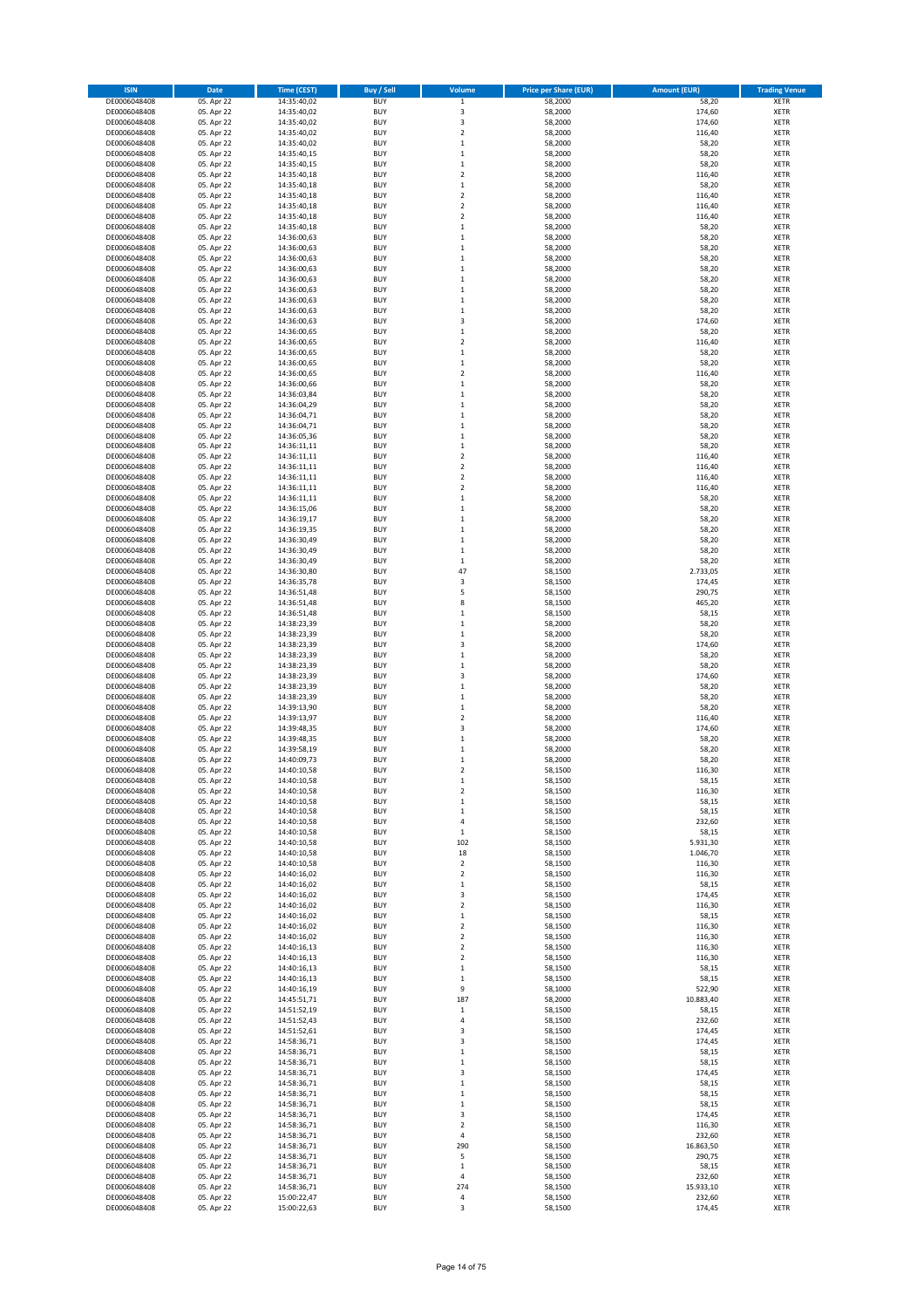| ISIN | Date | Time (CEST) | Buy / Sell | Volume | Price per Share (EUR) | Amount (EUR) | Trading Venue |
|---|---|---|---|---|---|---|---|
| DE0006048408 | 05. Apr 22 | 14:35:40,02 | BUY | 1 | 58,2000 | 58,20 | XETR |
| DE0006048408 | 05. Apr 22 | 14:35:40,02 | BUY | 3 | 58,2000 | 174,60 | XETR |
| DE0006048408 | 05. Apr 22 | 14:35:40,02 | BUY | 3 | 58,2000 | 174,60 | XETR |
| DE0006048408 | 05. Apr 22 | 14:35:40,02 | BUY | 2 | 58,2000 | 116,40 | XETR |
| DE0006048408 | 05. Apr 22 | 14:35:40,02 | BUY | 1 | 58,2000 | 58,20 | XETR |
| DE0006048408 | 05. Apr 22 | 14:35:40,15 | BUY | 1 | 58,2000 | 58,20 | XETR |
| DE0006048408 | 05. Apr 22 | 14:35:40,15 | BUY | 1 | 58,2000 | 58,20 | XETR |
| DE0006048408 | 05. Apr 22 | 14:35:40,18 | BUY | 2 | 58,2000 | 116,40 | XETR |
| DE0006048408 | 05. Apr 22 | 14:35:40,18 | BUY | 1 | 58,2000 | 58,20 | XETR |
| DE0006048408 | 05. Apr 22 | 14:35:40,18 | BUY | 2 | 58,2000 | 116,40 | XETR |
| DE0006048408 | 05. Apr 22 | 14:35:40,18 | BUY | 2 | 58,2000 | 116,40 | XETR |
| DE0006048408 | 05. Apr 22 | 14:35:40,18 | BUY | 2 | 58,2000 | 116,40 | XETR |
| DE0006048408 | 05. Apr 22 | 14:35:40,18 | BUY | 1 | 58,2000 | 58,20 | XETR |
| DE0006048408 | 05. Apr 22 | 14:36:00,63 | BUY | 1 | 58,2000 | 58,20 | XETR |
| DE0006048408 | 05. Apr 22 | 14:36:00,63 | BUY | 1 | 58,2000 | 58,20 | XETR |
| DE0006048408 | 05. Apr 22 | 14:36:00,63 | BUY | 1 | 58,2000 | 58,20 | XETR |
| DE0006048408 | 05. Apr 22 | 14:36:00,63 | BUY | 1 | 58,2000 | 58,20 | XETR |
| DE0006048408 | 05. Apr 22 | 14:36:00,63 | BUY | 1 | 58,2000 | 58,20 | XETR |
| DE0006048408 | 05. Apr 22 | 14:36:00,63 | BUY | 1 | 58,2000 | 58,20 | XETR |
| DE0006048408 | 05. Apr 22 | 14:36:00,63 | BUY | 1 | 58,2000 | 58,20 | XETR |
| DE0006048408 | 05. Apr 22 | 14:36:00,63 | BUY | 1 | 58,2000 | 58,20 | XETR |
| DE0006048408 | 05. Apr 22 | 14:36:00,63 | BUY | 3 | 58,2000 | 174,60 | XETR |
| DE0006048408 | 05. Apr 22 | 14:36:00,65 | BUY | 1 | 58,2000 | 58,20 | XETR |
| DE0006048408 | 05. Apr 22 | 14:36:00,65 | BUY | 2 | 58,2000 | 116,40 | XETR |
| DE0006048408 | 05. Apr 22 | 14:36:00,65 | BUY | 1 | 58,2000 | 58,20 | XETR |
| DE0006048408 | 05. Apr 22 | 14:36:00,65 | BUY | 1 | 58,2000 | 58,20 | XETR |
| DE0006048408 | 05. Apr 22 | 14:36:00,65 | BUY | 2 | 58,2000 | 116,40 | XETR |
| DE0006048408 | 05. Apr 22 | 14:36:00,66 | BUY | 1 | 58,2000 | 58,20 | XETR |
| DE0006048408 | 05. Apr 22 | 14:36:03,84 | BUY | 1 | 58,2000 | 58,20 | XETR |
| DE0006048408 | 05. Apr 22 | 14:36:04,29 | BUY | 1 | 58,2000 | 58,20 | XETR |
| DE0006048408 | 05. Apr 22 | 14:36:04,71 | BUY | 1 | 58,2000 | 58,20 | XETR |
| DE0006048408 | 05. Apr 22 | 14:36:04,71 | BUY | 1 | 58,2000 | 58,20 | XETR |
| DE0006048408 | 05. Apr 22 | 14:36:05,36 | BUY | 1 | 58,2000 | 58,20 | XETR |
| DE0006048408 | 05. Apr 22 | 14:36:11,11 | BUY | 1 | 58,2000 | 58,20 | XETR |
| DE0006048408 | 05. Apr 22 | 14:36:11,11 | BUY | 2 | 58,2000 | 116,40 | XETR |
| DE0006048408 | 05. Apr 22 | 14:36:11,11 | BUY | 2 | 58,2000 | 116,40 | XETR |
| DE0006048408 | 05. Apr 22 | 14:36:11,11 | BUY | 2 | 58,2000 | 116,40 | XETR |
| DE0006048408 | 05. Apr 22 | 14:36:11,11 | BUY | 2 | 58,2000 | 116,40 | XETR |
| DE0006048408 | 05. Apr 22 | 14:36:11,11 | BUY | 1 | 58,2000 | 58,20 | XETR |
| DE0006048408 | 05. Apr 22 | 14:36:15,06 | BUY | 1 | 58,2000 | 58,20 | XETR |
| DE0006048408 | 05. Apr 22 | 14:36:19,17 | BUY | 1 | 58,2000 | 58,20 | XETR |
| DE0006048408 | 05. Apr 22 | 14:36:19,35 | BUY | 1 | 58,2000 | 58,20 | XETR |
| DE0006048408 | 05. Apr 22 | 14:36:30,49 | BUY | 1 | 58,2000 | 58,20 | XETR |
| DE0006048408 | 05. Apr 22 | 14:36:30,49 | BUY | 1 | 58,2000 | 58,20 | XETR |
| DE0006048408 | 05. Apr 22 | 14:36:30,49 | BUY | 1 | 58,2000 | 58,20 | XETR |
| DE0006048408 | 05. Apr 22 | 14:36:30,80 | BUY | 47 | 58,1500 | 2.733,05 | XETR |
| DE0006048408 | 05. Apr 22 | 14:36:35,78 | BUY | 3 | 58,1500 | 174,45 | XETR |
| DE0006048408 | 05. Apr 22 | 14:36:51,48 | BUY | 5 | 58,1500 | 290,75 | XETR |
| DE0006048408 | 05. Apr 22 | 14:36:51,48 | BUY | 8 | 58,1500 | 465,20 | XETR |
| DE0006048408 | 05. Apr 22 | 14:36:51,48 | BUY | 1 | 58,1500 | 58,15 | XETR |
| DE0006048408 | 05. Apr 22 | 14:38:23,39 | BUY | 1 | 58,2000 | 58,20 | XETR |
| DE0006048408 | 05. Apr 22 | 14:38:23,39 | BUY | 1 | 58,2000 | 58,20 | XETR |
| DE0006048408 | 05. Apr 22 | 14:38:23,39 | BUY | 3 | 58,2000 | 174,60 | XETR |
| DE0006048408 | 05. Apr 22 | 14:38:23,39 | BUY | 1 | 58,2000 | 58,20 | XETR |
| DE0006048408 | 05. Apr 22 | 14:38:23,39 | BUY | 1 | 58,2000 | 58,20 | XETR |
| DE0006048408 | 05. Apr 22 | 14:38:23,39 | BUY | 3 | 58,2000 | 174,60 | XETR |
| DE0006048408 | 05. Apr 22 | 14:38:23,39 | BUY | 1 | 58,2000 | 58,20 | XETR |
| DE0006048408 | 05. Apr 22 | 14:38:23,39 | BUY | 1 | 58,2000 | 58,20 | XETR |
| DE0006048408 | 05. Apr 22 | 14:39:13,90 | BUY | 1 | 58,2000 | 58,20 | XETR |
| DE0006048408 | 05. Apr 22 | 14:39:13,97 | BUY | 2 | 58,2000 | 116,40 | XETR |
| DE0006048408 | 05. Apr 22 | 14:39:48,35 | BUY | 3 | 58,2000 | 174,60 | XETR |
| DE0006048408 | 05. Apr 22 | 14:39:48,35 | BUY | 1 | 58,2000 | 58,20 | XETR |
| DE0006048408 | 05. Apr 22 | 14:39:58,19 | BUY | 1 | 58,2000 | 58,20 | XETR |
| DE0006048408 | 05. Apr 22 | 14:40:09,73 | BUY | 1 | 58,2000 | 58,20 | XETR |
| DE0006048408 | 05. Apr 22 | 14:40:10,58 | BUY | 2 | 58,1500 | 116,30 | XETR |
| DE0006048408 | 05. Apr 22 | 14:40:10,58 | BUY | 1 | 58,1500 | 58,15 | XETR |
| DE0006048408 | 05. Apr 22 | 14:40:10,58 | BUY | 2 | 58,1500 | 116,30 | XETR |
| DE0006048408 | 05. Apr 22 | 14:40:10,58 | BUY | 1 | 58,1500 | 58,15 | XETR |
| DE0006048408 | 05. Apr 22 | 14:40:10,58 | BUY | 1 | 58,1500 | 58,15 | XETR |
| DE0006048408 | 05. Apr 22 | 14:40:10,58 | BUY | 4 | 58,1500 | 232,60 | XETR |
| DE0006048408 | 05. Apr 22 | 14:40:10,58 | BUY | 1 | 58,1500 | 58,15 | XETR |
| DE0006048408 | 05. Apr 22 | 14:40:10,58 | BUY | 102 | 58,1500 | 5.931,30 | XETR |
| DE0006048408 | 05. Apr 22 | 14:40:10,58 | BUY | 18 | 58,1500 | 1.046,70 | XETR |
| DE0006048408 | 05. Apr 22 | 14:40:10,58 | BUY | 2 | 58,1500 | 116,30 | XETR |
| DE0006048408 | 05. Apr 22 | 14:40:16,02 | BUY | 2 | 58,1500 | 116,30 | XETR |
| DE0006048408 | 05. Apr 22 | 14:40:16,02 | BUY | 1 | 58,1500 | 58,15 | XETR |
| DE0006048408 | 05. Apr 22 | 14:40:16,02 | BUY | 3 | 58,1500 | 174,45 | XETR |
| DE0006048408 | 05. Apr 22 | 14:40:16,02 | BUY | 2 | 58,1500 | 116,30 | XETR |
| DE0006048408 | 05. Apr 22 | 14:40:16,02 | BUY | 1 | 58,1500 | 58,15 | XETR |
| DE0006048408 | 05. Apr 22 | 14:40:16,02 | BUY | 2 | 58,1500 | 116,30 | XETR |
| DE0006048408 | 05. Apr 22 | 14:40:16,02 | BUY | 2 | 58,1500 | 116,30 | XETR |
| DE0006048408 | 05. Apr 22 | 14:40:16,13 | BUY | 2 | 58,1500 | 116,30 | XETR |
| DE0006048408 | 05. Apr 22 | 14:40:16,13 | BUY | 2 | 58,1500 | 116,30 | XETR |
| DE0006048408 | 05. Apr 22 | 14:40:16,13 | BUY | 1 | 58,1500 | 58,15 | XETR |
| DE0006048408 | 05. Apr 22 | 14:40:16,13 | BUY | 1 | 58,1500 | 58,15 | XETR |
| DE0006048408 | 05. Apr 22 | 14:40:16,19 | BUY | 9 | 58,1000 | 522,90 | XETR |
| DE0006048408 | 05. Apr 22 | 14:45:51,71 | BUY | 187 | 58,2000 | 10.883,40 | XETR |
| DE0006048408 | 05. Apr 22 | 14:51:52,19 | BUY | 1 | 58,1500 | 58,15 | XETR |
| DE0006048408 | 05. Apr 22 | 14:51:52,43 | BUY | 4 | 58,1500 | 232,60 | XETR |
| DE0006048408 | 05. Apr 22 | 14:51:52,61 | BUY | 3 | 58,1500 | 174,45 | XETR |
| DE0006048408 | 05. Apr 22 | 14:58:36,71 | BUY | 3 | 58,1500 | 174,45 | XETR |
| DE0006048408 | 05. Apr 22 | 14:58:36,71 | BUY | 1 | 58,1500 | 58,15 | XETR |
| DE0006048408 | 05. Apr 22 | 14:58:36,71 | BUY | 1 | 58,1500 | 58,15 | XETR |
| DE0006048408 | 05. Apr 22 | 14:58:36,71 | BUY | 3 | 58,1500 | 174,45 | XETR |
| DE0006048408 | 05. Apr 22 | 14:58:36,71 | BUY | 1 | 58,1500 | 58,15 | XETR |
| DE0006048408 | 05. Apr 22 | 14:58:36,71 | BUY | 1 | 58,1500 | 58,15 | XETR |
| DE0006048408 | 05. Apr 22 | 14:58:36,71 | BUY | 1 | 58,1500 | 58,15 | XETR |
| DE0006048408 | 05. Apr 22 | 14:58:36,71 | BUY | 3 | 58,1500 | 174,45 | XETR |
| DE0006048408 | 05. Apr 22 | 14:58:36,71 | BUY | 2 | 58,1500 | 116,30 | XETR |
| DE0006048408 | 05. Apr 22 | 14:58:36,71 | BUY | 4 | 58,1500 | 232,60 | XETR |
| DE0006048408 | 05. Apr 22 | 14:58:36,71 | BUY | 290 | 58,1500 | 16.863,50 | XETR |
| DE0006048408 | 05. Apr 22 | 14:58:36,71 | BUY | 5 | 58,1500 | 290,75 | XETR |
| DE0006048408 | 05. Apr 22 | 14:58:36,71 | BUY | 1 | 58,1500 | 58,15 | XETR |
| DE0006048408 | 05. Apr 22 | 14:58:36,71 | BUY | 4 | 58,1500 | 232,60 | XETR |
| DE0006048408 | 05. Apr 22 | 14:58:36,71 | BUY | 274 | 58,1500 | 15.933,10 | XETR |
| DE0006048408 | 05. Apr 22 | 15:00:22,47 | BUY | 4 | 58,1500 | 232,60 | XETR |
| DE0006048408 | 05. Apr 22 | 15:00:22,63 | BUY | 3 | 58,1500 | 174,45 | XETR |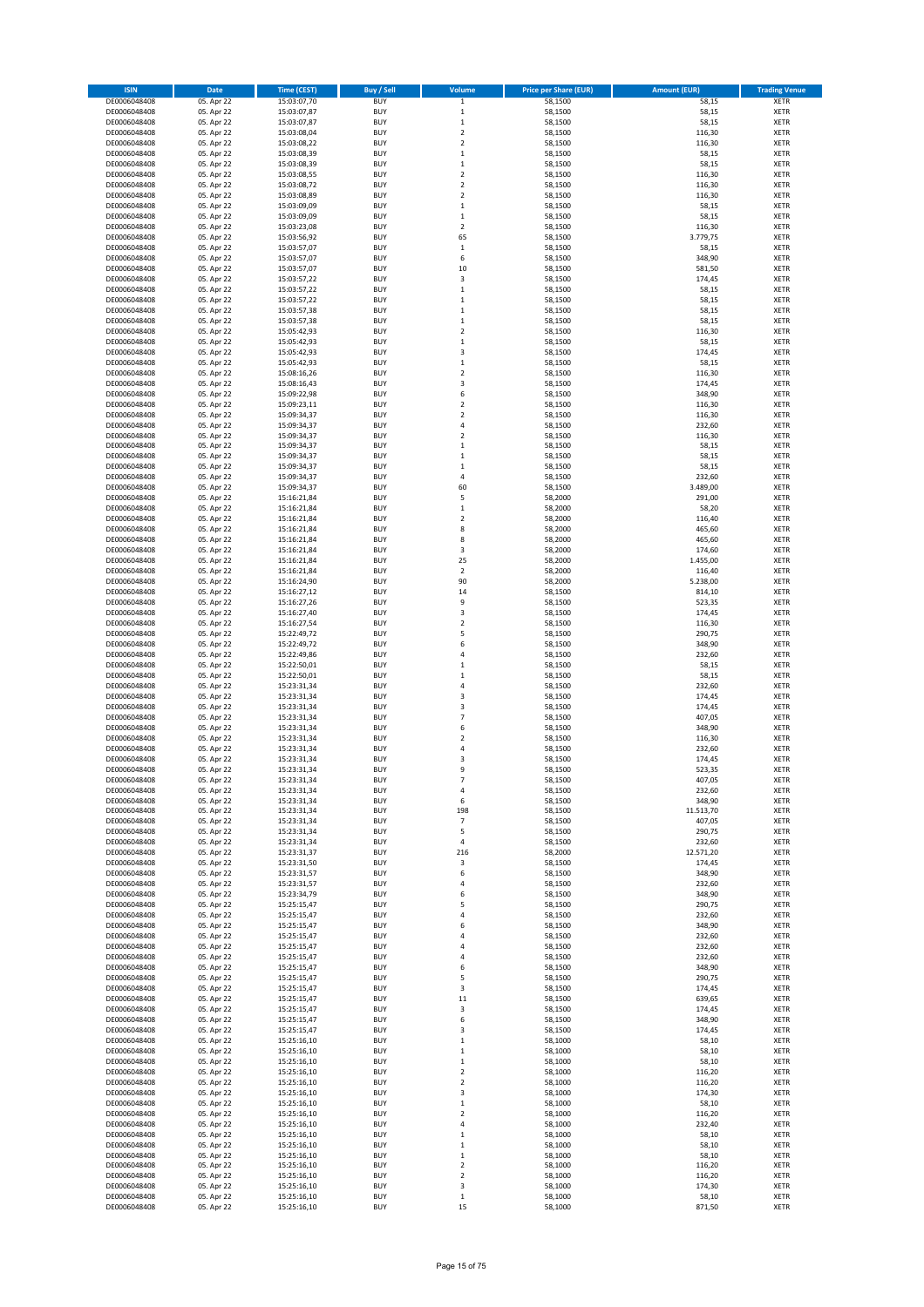| ISIN | Date | Time (CEST) | Buy / Sell | Volume | Price per Share (EUR) | Amount (EUR) | Trading Venue |
|---|---|---|---|---|---|---|---|
| DE0006048408 | 05. Apr 22 | 15:03:07,70 | BUY | 1 | 58,1500 | 58,15 | XETR |
| DE0006048408 | 05. Apr 22 | 15:03:07,87 | BUY | 1 | 58,1500 | 58,15 | XETR |
| DE0006048408 | 05. Apr 22 | 15:03:07,87 | BUY | 1 | 58,1500 | 58,15 | XETR |
| DE0006048408 | 05. Apr 22 | 15:03:08,04 | BUY | 2 | 58,1500 | 116,30 | XETR |
| DE0006048408 | 05. Apr 22 | 15:03:08,22 | BUY | 2 | 58,1500 | 116,30 | XETR |
| DE0006048408 | 05. Apr 22 | 15:03:08,39 | BUY | 1 | 58,1500 | 58,15 | XETR |
| DE0006048408 | 05. Apr 22 | 15:03:08,39 | BUY | 1 | 58,1500 | 58,15 | XETR |
| DE0006048408 | 05. Apr 22 | 15:03:08,55 | BUY | 2 | 58,1500 | 116,30 | XETR |
| DE0006048408 | 05. Apr 22 | 15:03:08,72 | BUY | 2 | 58,1500 | 116,30 | XETR |
| DE0006048408 | 05. Apr 22 | 15:03:08,89 | BUY | 2 | 58,1500 | 116,30 | XETR |
| DE0006048408 | 05. Apr 22 | 15:03:09,09 | BUY | 1 | 58,1500 | 58,15 | XETR |
| DE0006048408 | 05. Apr 22 | 15:03:09,09 | BUY | 1 | 58,1500 | 58,15 | XETR |
| DE0006048408 | 05. Apr 22 | 15:03:23,08 | BUY | 2 | 58,1500 | 116,30 | XETR |
| DE0006048408 | 05. Apr 22 | 15:03:56,92 | BUY | 65 | 58,1500 | 3.779,75 | XETR |
| DE0006048408 | 05. Apr 22 | 15:03:57,07 | BUY | 1 | 58,1500 | 58,15 | XETR |
| DE0006048408 | 05. Apr 22 | 15:03:57,07 | BUY | 6 | 58,1500 | 348,90 | XETR |
| DE0006048408 | 05. Apr 22 | 15:03:57,07 | BUY | 10 | 58,1500 | 581,50 | XETR |
| DE0006048408 | 05. Apr 22 | 15:03:57,22 | BUY | 3 | 58,1500 | 174,45 | XETR |
| DE0006048408 | 05. Apr 22 | 15:03:57,22 | BUY | 1 | 58,1500 | 58,15 | XETR |
| DE0006048408 | 05. Apr 22 | 15:03:57,22 | BUY | 1 | 58,1500 | 58,15 | XETR |
| DE0006048408 | 05. Apr 22 | 15:03:57,38 | BUY | 1 | 58,1500 | 58,15 | XETR |
| DE0006048408 | 05. Apr 22 | 15:03:57,38 | BUY | 1 | 58,1500 | 58,15 | XETR |
| DE0006048408 | 05. Apr 22 | 15:05:42,93 | BUY | 2 | 58,1500 | 116,30 | XETR |
| DE0006048408 | 05. Apr 22 | 15:05:42,93 | BUY | 1 | 58,1500 | 58,15 | XETR |
| DE0006048408 | 05. Apr 22 | 15:05:42,93 | BUY | 3 | 58,1500 | 174,45 | XETR |
| DE0006048408 | 05. Apr 22 | 15:05:42,93 | BUY | 1 | 58,1500 | 58,15 | XETR |
| DE0006048408 | 05. Apr 22 | 15:08:16,26 | BUY | 2 | 58,1500 | 116,30 | XETR |
| DE0006048408 | 05. Apr 22 | 15:08:16,43 | BUY | 3 | 58,1500 | 174,45 | XETR |
| DE0006048408 | 05. Apr 22 | 15:09:22,98 | BUY | 6 | 58,1500 | 348,90 | XETR |
| DE0006048408 | 05. Apr 22 | 15:09:23,11 | BUY | 2 | 58,1500 | 116,30 | XETR |
| DE0006048408 | 05. Apr 22 | 15:09:34,37 | BUY | 2 | 58,1500 | 116,30 | XETR |
| DE0006048408 | 05. Apr 22 | 15:09:34,37 | BUY | 4 | 58,1500 | 232,60 | XETR |
| DE0006048408 | 05. Apr 22 | 15:09:34,37 | BUY | 2 | 58,1500 | 116,30 | XETR |
| DE0006048408 | 05. Apr 22 | 15:09:34,37 | BUY | 1 | 58,1500 | 58,15 | XETR |
| DE0006048408 | 05. Apr 22 | 15:09:34,37 | BUY | 1 | 58,1500 | 58,15 | XETR |
| DE0006048408 | 05. Apr 22 | 15:09:34,37 | BUY | 1 | 58,1500 | 58,15 | XETR |
| DE0006048408 | 05. Apr 22 | 15:09:34,37 | BUY | 4 | 58,1500 | 232,60 | XETR |
| DE0006048408 | 05. Apr 22 | 15:09:34,37 | BUY | 60 | 58,1500 | 3.489,00 | XETR |
| DE0006048408 | 05. Apr 22 | 15:16:21,84 | BUY | 5 | 58,2000 | 291,00 | XETR |
| DE0006048408 | 05. Apr 22 | 15:16:21,84 | BUY | 1 | 58,2000 | 58,20 | XETR |
| DE0006048408 | 05. Apr 22 | 15:16:21,84 | BUY | 2 | 58,2000 | 116,40 | XETR |
| DE0006048408 | 05. Apr 22 | 15:16:21,84 | BUY | 8 | 58,2000 | 465,60 | XETR |
| DE0006048408 | 05. Apr 22 | 15:16:21,84 | BUY | 8 | 58,2000 | 465,60 | XETR |
| DE0006048408 | 05. Apr 22 | 15:16:21,84 | BUY | 3 | 58,2000 | 174,60 | XETR |
| DE0006048408 | 05. Apr 22 | 15:16:21,84 | BUY | 25 | 58,2000 | 1.455,00 | XETR |
| DE0006048408 | 05. Apr 22 | 15:16:21,84 | BUY | 2 | 58,2000 | 116,40 | XETR |
| DE0006048408 | 05. Apr 22 | 15:16:24,90 | BUY | 90 | 58,2000 | 5.238,00 | XETR |
| DE0006048408 | 05. Apr 22 | 15:16:27,12 | BUY | 14 | 58,1500 | 814,10 | XETR |
| DE0006048408 | 05. Apr 22 | 15:16:27,26 | BUY | 9 | 58,1500 | 523,35 | XETR |
| DE0006048408 | 05. Apr 22 | 15:16:27,40 | BUY | 3 | 58,1500 | 174,45 | XETR |
| DE0006048408 | 05. Apr 22 | 15:16:27,54 | BUY | 2 | 58,1500 | 116,30 | XETR |
| DE0006048408 | 05. Apr 22 | 15:22:49,72 | BUY | 5 | 58,1500 | 290,75 | XETR |
| DE0006048408 | 05. Apr 22 | 15:22:49,72 | BUY | 6 | 58,1500 | 348,90 | XETR |
| DE0006048408 | 05. Apr 22 | 15:22:49,86 | BUY | 4 | 58,1500 | 232,60 | XETR |
| DE0006048408 | 05. Apr 22 | 15:22:50,01 | BUY | 1 | 58,1500 | 58,15 | XETR |
| DE0006048408 | 05. Apr 22 | 15:22:50,01 | BUY | 1 | 58,1500 | 58,15 | XETR |
| DE0006048408 | 05. Apr 22 | 15:23:31,34 | BUY | 4 | 58,1500 | 232,60 | XETR |
| DE0006048408 | 05. Apr 22 | 15:23:31,34 | BUY | 3 | 58,1500 | 174,45 | XETR |
| DE0006048408 | 05. Apr 22 | 15:23:31,34 | BUY | 3 | 58,1500 | 174,45 | XETR |
| DE0006048408 | 05. Apr 22 | 15:23:31,34 | BUY | 7 | 58,1500 | 407,05 | XETR |
| DE0006048408 | 05. Apr 22 | 15:23:31,34 | BUY | 6 | 58,1500 | 348,90 | XETR |
| DE0006048408 | 05. Apr 22 | 15:23:31,34 | BUY | 2 | 58,1500 | 116,30 | XETR |
| DE0006048408 | 05. Apr 22 | 15:23:31,34 | BUY | 4 | 58,1500 | 232,60 | XETR |
| DE0006048408 | 05. Apr 22 | 15:23:31,34 | BUY | 3 | 58,1500 | 174,45 | XETR |
| DE0006048408 | 05. Apr 22 | 15:23:31,34 | BUY | 9 | 58,1500 | 523,35 | XETR |
| DE0006048408 | 05. Apr 22 | 15:23:31,34 | BUY | 7 | 58,1500 | 407,05 | XETR |
| DE0006048408 | 05. Apr 22 | 15:23:31,34 | BUY | 4 | 58,1500 | 232,60 | XETR |
| DE0006048408 | 05. Apr 22 | 15:23:31,34 | BUY | 6 | 58,1500 | 348,90 | XETR |
| DE0006048408 | 05. Apr 22 | 15:23:31,34 | BUY | 198 | 58,1500 | 11.513,70 | XETR |
| DE0006048408 | 05. Apr 22 | 15:23:31,34 | BUY | 7 | 58,1500 | 407,05 | XETR |
| DE0006048408 | 05. Apr 22 | 15:23:31,34 | BUY | 5 | 58,1500 | 290,75 | XETR |
| DE0006048408 | 05. Apr 22 | 15:23:31,34 | BUY | 4 | 58,1500 | 232,60 | XETR |
| DE0006048408 | 05. Apr 22 | 15:23:31,37 | BUY | 216 | 58,2000 | 12.571,20 | XETR |
| DE0006048408 | 05. Apr 22 | 15:23:31,50 | BUY | 3 | 58,1500 | 174,45 | XETR |
| DE0006048408 | 05. Apr 22 | 15:23:31,57 | BUY | 6 | 58,1500 | 348,90 | XETR |
| DE0006048408 | 05. Apr 22 | 15:23:31,57 | BUY | 4 | 58,1500 | 232,60 | XETR |
| DE0006048408 | 05. Apr 22 | 15:23:34,79 | BUY | 6 | 58,1500 | 348,90 | XETR |
| DE0006048408 | 05. Apr 22 | 15:25:15,47 | BUY | 5 | 58,1500 | 290,75 | XETR |
| DE0006048408 | 05. Apr 22 | 15:25:15,47 | BUY | 4 | 58,1500 | 232,60 | XETR |
| DE0006048408 | 05. Apr 22 | 15:25:15,47 | BUY | 6 | 58,1500 | 348,90 | XETR |
| DE0006048408 | 05. Apr 22 | 15:25:15,47 | BUY | 4 | 58,1500 | 232,60 | XETR |
| DE0006048408 | 05. Apr 22 | 15:25:15,47 | BUY | 4 | 58,1500 | 232,60 | XETR |
| DE0006048408 | 05. Apr 22 | 15:25:15,47 | BUY | 4 | 58,1500 | 232,60 | XETR |
| DE0006048408 | 05. Apr 22 | 15:25:15,47 | BUY | 6 | 58,1500 | 348,90 | XETR |
| DE0006048408 | 05. Apr 22 | 15:25:15,47 | BUY | 5 | 58,1500 | 290,75 | XETR |
| DE0006048408 | 05. Apr 22 | 15:25:15,47 | BUY | 3 | 58,1500 | 174,45 | XETR |
| DE0006048408 | 05. Apr 22 | 15:25:15,47 | BUY | 11 | 58,1500 | 639,65 | XETR |
| DE0006048408 | 05. Apr 22 | 15:25:15,47 | BUY | 3 | 58,1500 | 174,45 | XETR |
| DE0006048408 | 05. Apr 22 | 15:25:15,47 | BUY | 6 | 58,1500 | 348,90 | XETR |
| DE0006048408 | 05. Apr 22 | 15:25:15,47 | BUY | 3 | 58,1500 | 174,45 | XETR |
| DE0006048408 | 05. Apr 22 | 15:25:16,10 | BUY | 1 | 58,1000 | 58,10 | XETR |
| DE0006048408 | 05. Apr 22 | 15:25:16,10 | BUY | 1 | 58,1000 | 58,10 | XETR |
| DE0006048408 | 05. Apr 22 | 15:25:16,10 | BUY | 1 | 58,1000 | 58,10 | XETR |
| DE0006048408 | 05. Apr 22 | 15:25:16,10 | BUY | 2 | 58,1000 | 116,20 | XETR |
| DE0006048408 | 05. Apr 22 | 15:25:16,10 | BUY | 2 | 58,1000 | 116,20 | XETR |
| DE0006048408 | 05. Apr 22 | 15:25:16,10 | BUY | 3 | 58,1000 | 174,30 | XETR |
| DE0006048408 | 05. Apr 22 | 15:25:16,10 | BUY | 1 | 58,1000 | 58,10 | XETR |
| DE0006048408 | 05. Apr 22 | 15:25:16,10 | BUY | 2 | 58,1000 | 116,20 | XETR |
| DE0006048408 | 05. Apr 22 | 15:25:16,10 | BUY | 4 | 58,1000 | 232,40 | XETR |
| DE0006048408 | 05. Apr 22 | 15:25:16,10 | BUY | 1 | 58,1000 | 58,10 | XETR |
| DE0006048408 | 05. Apr 22 | 15:25:16,10 | BUY | 1 | 58,1000 | 58,10 | XETR |
| DE0006048408 | 05. Apr 22 | 15:25:16,10 | BUY | 1 | 58,1000 | 58,10 | XETR |
| DE0006048408 | 05. Apr 22 | 15:25:16,10 | BUY | 2 | 58,1000 | 116,20 | XETR |
| DE0006048408 | 05. Apr 22 | 15:25:16,10 | BUY | 2 | 58,1000 | 116,20 | XETR |
| DE0006048408 | 05. Apr 22 | 15:25:16,10 | BUY | 3 | 58,1000 | 174,30 | XETR |
| DE0006048408 | 05. Apr 22 | 15:25:16,10 | BUY | 1 | 58,1000 | 58,10 | XETR |
| DE0006048408 | 05. Apr 22 | 15:25:16,10 | BUY | 15 | 58,1000 | 871,50 | XETR |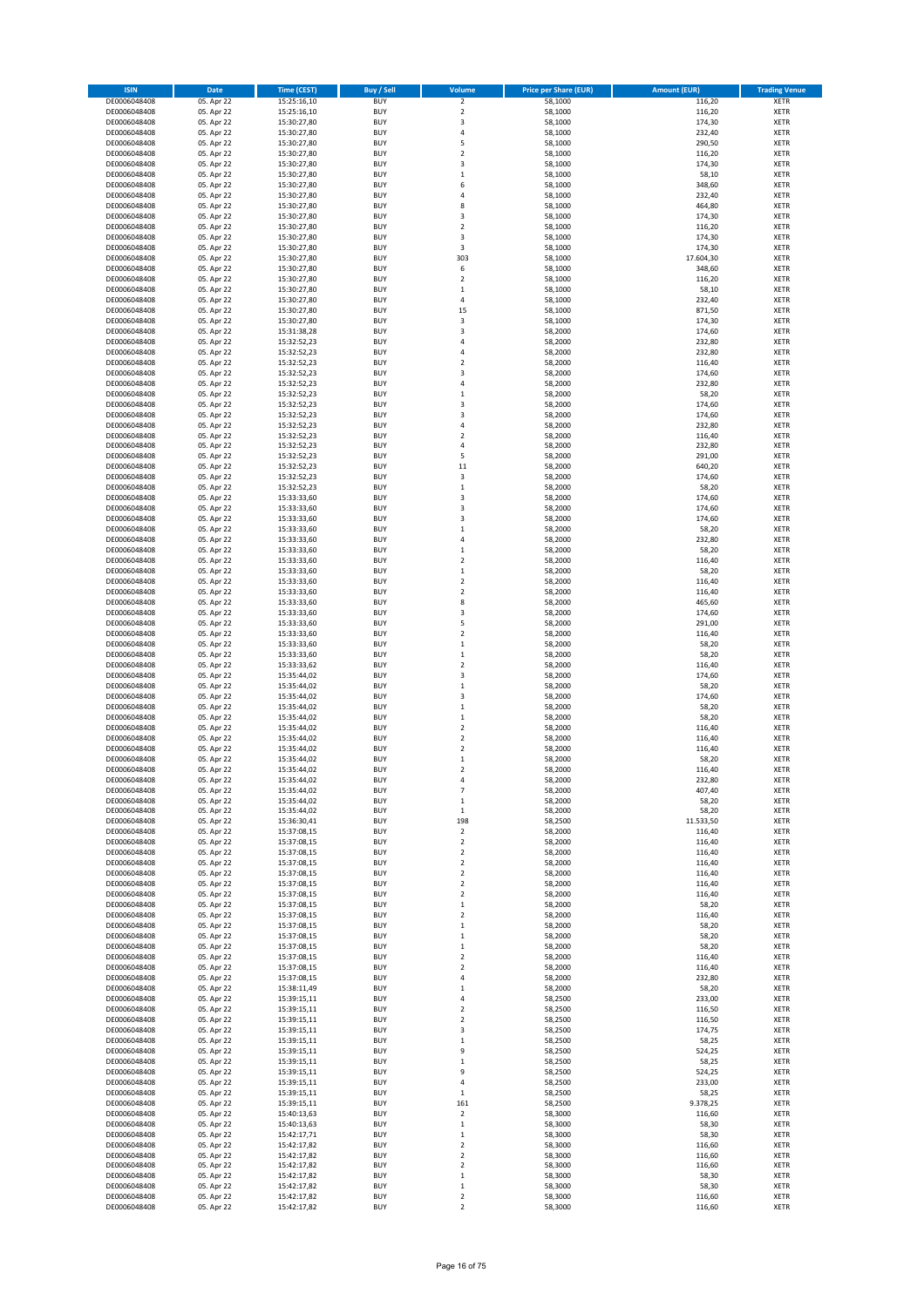| ISIN | Date | Time (CEST) | Buy / Sell | Volume | Price per Share (EUR) | Amount (EUR) | Trading Venue |
|---|---|---|---|---|---|---|---|
| DE0006048408 | 05. Apr 22 | 15:25:16,10 | BUY | 2 | 58,1000 | 116,20 | XETR |
| DE0006048408 | 05. Apr 22 | 15:25:16,10 | BUY | 2 | 58,1000 | 116,20 | XETR |
| DE0006048408 | 05. Apr 22 | 15:30:27,80 | BUY | 3 | 58,1000 | 174,30 | XETR |
| DE0006048408 | 05. Apr 22 | 15:30:27,80 | BUY | 4 | 58,1000 | 232,40 | XETR |
| DE0006048408 | 05. Apr 22 | 15:30:27,80 | BUY | 5 | 58,1000 | 290,50 | XETR |
| DE0006048408 | 05. Apr 22 | 15:30:27,80 | BUY | 2 | 58,1000 | 116,20 | XETR |
| DE0006048408 | 05. Apr 22 | 15:30:27,80 | BUY | 3 | 58,1000 | 174,30 | XETR |
| DE0006048408 | 05. Apr 22 | 15:30:27,80 | BUY | 1 | 58,1000 | 58,10 | XETR |
| DE0006048408 | 05. Apr 22 | 15:30:27,80 | BUY | 6 | 58,1000 | 348,60 | XETR |
| DE0006048408 | 05. Apr 22 | 15:30:27,80 | BUY | 4 | 58,1000 | 232,40 | XETR |
| DE0006048408 | 05. Apr 22 | 15:30:27,80 | BUY | 8 | 58,1000 | 464,80 | XETR |
| DE0006048408 | 05. Apr 22 | 15:30:27,80 | BUY | 3 | 58,1000 | 174,30 | XETR |
| DE0006048408 | 05. Apr 22 | 15:30:27,80 | BUY | 2 | 58,1000 | 116,20 | XETR |
| DE0006048408 | 05. Apr 22 | 15:30:27,80 | BUY | 3 | 58,1000 | 174,30 | XETR |
| DE0006048408 | 05. Apr 22 | 15:30:27,80 | BUY | 3 | 58,1000 | 174,30 | XETR |
| DE0006048408 | 05. Apr 22 | 15:30:27,80 | BUY | 303 | 58,1000 | 17.604,30 | XETR |
| DE0006048408 | 05. Apr 22 | 15:30:27,80 | BUY | 6 | 58,1000 | 348,60 | XETR |
| DE0006048408 | 05. Apr 22 | 15:30:27,80 | BUY | 2 | 58,1000 | 116,20 | XETR |
| DE0006048408 | 05. Apr 22 | 15:30:27,80 | BUY | 1 | 58,1000 | 58,10 | XETR |
| DE0006048408 | 05. Apr 22 | 15:30:27,80 | BUY | 4 | 58,1000 | 232,40 | XETR |
| DE0006048408 | 05. Apr 22 | 15:30:27,80 | BUY | 15 | 58,1000 | 871,50 | XETR |
| DE0006048408 | 05. Apr 22 | 15:30:27,80 | BUY | 3 | 58,1000 | 174,30 | XETR |
| DE0006048408 | 05. Apr 22 | 15:31:38,28 | BUY | 3 | 58,2000 | 174,60 | XETR |
| DE0006048408 | 05. Apr 22 | 15:32:52,23 | BUY | 4 | 58,2000 | 232,80 | XETR |
| DE0006048408 | 05. Apr 22 | 15:32:52,23 | BUY | 4 | 58,2000 | 232,80 | XETR |
| DE0006048408 | 05. Apr 22 | 15:32:52,23 | BUY | 2 | 58,2000 | 116,40 | XETR |
| DE0006048408 | 05. Apr 22 | 15:32:52,23 | BUY | 3 | 58,2000 | 174,60 | XETR |
| DE0006048408 | 05. Apr 22 | 15:32:52,23 | BUY | 4 | 58,2000 | 232,80 | XETR |
| DE0006048408 | 05. Apr 22 | 15:32:52,23 | BUY | 1 | 58,2000 | 58,20 | XETR |
| DE0006048408 | 05. Apr 22 | 15:32:52,23 | BUY | 3 | 58,2000 | 174,60 | XETR |
| DE0006048408 | 05. Apr 22 | 15:32:52,23 | BUY | 3 | 58,2000 | 174,60 | XETR |
| DE0006048408 | 05. Apr 22 | 15:32:52,23 | BUY | 4 | 58,2000 | 232,80 | XETR |
| DE0006048408 | 05. Apr 22 | 15:32:52,23 | BUY | 2 | 58,2000 | 116,40 | XETR |
| DE0006048408 | 05. Apr 22 | 15:32:52,23 | BUY | 4 | 58,2000 | 232,80 | XETR |
| DE0006048408 | 05. Apr 22 | 15:32:52,23 | BUY | 5 | 58,2000 | 291,00 | XETR |
| DE0006048408 | 05. Apr 22 | 15:32:52,23 | BUY | 11 | 58,2000 | 640,20 | XETR |
| DE0006048408 | 05. Apr 22 | 15:32:52,23 | BUY | 3 | 58,2000 | 174,60 | XETR |
| DE0006048408 | 05. Apr 22 | 15:32:52,23 | BUY | 1 | 58,2000 | 58,20 | XETR |
| DE0006048408 | 05. Apr 22 | 15:33:33,60 | BUY | 3 | 58,2000 | 174,60 | XETR |
| DE0006048408 | 05. Apr 22 | 15:33:33,60 | BUY | 3 | 58,2000 | 174,60 | XETR |
| DE0006048408 | 05. Apr 22 | 15:33:33,60 | BUY | 3 | 58,2000 | 174,60 | XETR |
| DE0006048408 | 05. Apr 22 | 15:33:33,60 | BUY | 1 | 58,2000 | 58,20 | XETR |
| DE0006048408 | 05. Apr 22 | 15:33:33,60 | BUY | 4 | 58,2000 | 232,80 | XETR |
| DE0006048408 | 05. Apr 22 | 15:33:33,60 | BUY | 1 | 58,2000 | 58,20 | XETR |
| DE0006048408 | 05. Apr 22 | 15:33:33,60 | BUY | 2 | 58,2000 | 116,40 | XETR |
| DE0006048408 | 05. Apr 22 | 15:33:33,60 | BUY | 1 | 58,2000 | 58,20 | XETR |
| DE0006048408 | 05. Apr 22 | 15:33:33,60 | BUY | 2 | 58,2000 | 116,40 | XETR |
| DE0006048408 | 05. Apr 22 | 15:33:33,60 | BUY | 2 | 58,2000 | 116,40 | XETR |
| DE0006048408 | 05. Apr 22 | 15:33:33,60 | BUY | 8 | 58,2000 | 465,60 | XETR |
| DE0006048408 | 05. Apr 22 | 15:33:33,60 | BUY | 3 | 58,2000 | 174,60 | XETR |
| DE0006048408 | 05. Apr 22 | 15:33:33,60 | BUY | 5 | 58,2000 | 291,00 | XETR |
| DE0006048408 | 05. Apr 22 | 15:33:33,60 | BUY | 2 | 58,2000 | 116,40 | XETR |
| DE0006048408 | 05. Apr 22 | 15:33:33,60 | BUY | 1 | 58,2000 | 58,20 | XETR |
| DE0006048408 | 05. Apr 22 | 15:33:33,60 | BUY | 1 | 58,2000 | 58,20 | XETR |
| DE0006048408 | 05. Apr 22 | 15:33:33,62 | BUY | 2 | 58,2000 | 116,40 | XETR |
| DE0006048408 | 05. Apr 22 | 15:35:44,02 | BUY | 3 | 58,2000 | 174,60 | XETR |
| DE0006048408 | 05. Apr 22 | 15:35:44,02 | BUY | 1 | 58,2000 | 58,20 | XETR |
| DE0006048408 | 05. Apr 22 | 15:35:44,02 | BUY | 3 | 58,2000 | 174,60 | XETR |
| DE0006048408 | 05. Apr 22 | 15:35:44,02 | BUY | 1 | 58,2000 | 58,20 | XETR |
| DE0006048408 | 05. Apr 22 | 15:35:44,02 | BUY | 1 | 58,2000 | 58,20 | XETR |
| DE0006048408 | 05. Apr 22 | 15:35:44,02 | BUY | 2 | 58,2000 | 116,40 | XETR |
| DE0006048408 | 05. Apr 22 | 15:35:44,02 | BUY | 2 | 58,2000 | 116,40 | XETR |
| DE0006048408 | 05. Apr 22 | 15:35:44,02 | BUY | 2 | 58,2000 | 116,40 | XETR |
| DE0006048408 | 05. Apr 22 | 15:35:44,02 | BUY | 1 | 58,2000 | 58,20 | XETR |
| DE0006048408 | 05. Apr 22 | 15:35:44,02 | BUY | 2 | 58,2000 | 116,40 | XETR |
| DE0006048408 | 05. Apr 22 | 15:35:44,02 | BUY | 4 | 58,2000 | 232,80 | XETR |
| DE0006048408 | 05. Apr 22 | 15:35:44,02 | BUY | 7 | 58,2000 | 407,40 | XETR |
| DE0006048408 | 05. Apr 22 | 15:35:44,02 | BUY | 1 | 58,2000 | 58,20 | XETR |
| DE0006048408 | 05. Apr 22 | 15:35:44,02 | BUY | 1 | 58,2000 | 58,20 | XETR |
| DE0006048408 | 05. Apr 22 | 15:36:30,41 | BUY | 198 | 58,2500 | 11.533,50 | XETR |
| DE0006048408 | 05. Apr 22 | 15:37:08,15 | BUY | 2 | 58,2000 | 116,40 | XETR |
| DE0006048408 | 05. Apr 22 | 15:37:08,15 | BUY | 2 | 58,2000 | 116,40 | XETR |
| DE0006048408 | 05. Apr 22 | 15:37:08,15 | BUY | 2 | 58,2000 | 116,40 | XETR |
| DE0006048408 | 05. Apr 22 | 15:37:08,15 | BUY | 2 | 58,2000 | 116,40 | XETR |
| DE0006048408 | 05. Apr 22 | 15:37:08,15 | BUY | 2 | 58,2000 | 116,40 | XETR |
| DE0006048408 | 05. Apr 22 | 15:37:08,15 | BUY | 2 | 58,2000 | 116,40 | XETR |
| DE0006048408 | 05. Apr 22 | 15:37:08,15 | BUY | 2 | 58,2000 | 116,40 | XETR |
| DE0006048408 | 05. Apr 22 | 15:37:08,15 | BUY | 1 | 58,2000 | 58,20 | XETR |
| DE0006048408 | 05. Apr 22 | 15:37:08,15 | BUY | 2 | 58,2000 | 116,40 | XETR |
| DE0006048408 | 05. Apr 22 | 15:37:08,15 | BUY | 1 | 58,2000 | 58,20 | XETR |
| DE0006048408 | 05. Apr 22 | 15:37:08,15 | BUY | 1 | 58,2000 | 58,20 | XETR |
| DE0006048408 | 05. Apr 22 | 15:37:08,15 | BUY | 1 | 58,2000 | 58,20 | XETR |
| DE0006048408 | 05. Apr 22 | 15:37:08,15 | BUY | 2 | 58,2000 | 116,40 | XETR |
| DE0006048408 | 05. Apr 22 | 15:37:08,15 | BUY | 2 | 58,2000 | 116,40 | XETR |
| DE0006048408 | 05. Apr 22 | 15:37:08,15 | BUY | 4 | 58,2000 | 232,80 | XETR |
| DE0006048408 | 05. Apr 22 | 15:38:11,49 | BUY | 1 | 58,2000 | 58,20 | XETR |
| DE0006048408 | 05. Apr 22 | 15:39:15,11 | BUY | 4 | 58,2500 | 233,00 | XETR |
| DE0006048408 | 05. Apr 22 | 15:39:15,11 | BUY | 2 | 58,2500 | 116,50 | XETR |
| DE0006048408 | 05. Apr 22 | 15:39:15,11 | BUY | 2 | 58,2500 | 116,50 | XETR |
| DE0006048408 | 05. Apr 22 | 15:39:15,11 | BUY | 3 | 58,2500 | 174,75 | XETR |
| DE0006048408 | 05. Apr 22 | 15:39:15,11 | BUY | 1 | 58,2500 | 58,25 | XETR |
| DE0006048408 | 05. Apr 22 | 15:39:15,11 | BUY | 9 | 58,2500 | 524,25 | XETR |
| DE0006048408 | 05. Apr 22 | 15:39:15,11 | BUY | 1 | 58,2500 | 58,25 | XETR |
| DE0006048408 | 05. Apr 22 | 15:39:15,11 | BUY | 9 | 58,2500 | 524,25 | XETR |
| DE0006048408 | 05. Apr 22 | 15:39:15,11 | BUY | 4 | 58,2500 | 233,00 | XETR |
| DE0006048408 | 05. Apr 22 | 15:39:15,11 | BUY | 1 | 58,2500 | 58,25 | XETR |
| DE0006048408 | 05. Apr 22 | 15:39:15,11 | BUY | 161 | 58,2500 | 9.378,25 | XETR |
| DE0006048408 | 05. Apr 22 | 15:40:13,63 | BUY | 2 | 58,3000 | 116,60 | XETR |
| DE0006048408 | 05. Apr 22 | 15:40:13,63 | BUY | 1 | 58,3000 | 58,30 | XETR |
| DE0006048408 | 05. Apr 22 | 15:42:17,71 | BUY | 1 | 58,3000 | 58,30 | XETR |
| DE0006048408 | 05. Apr 22 | 15:42:17,82 | BUY | 2 | 58,3000 | 116,60 | XETR |
| DE0006048408 | 05. Apr 22 | 15:42:17,82 | BUY | 2 | 58,3000 | 116,60 | XETR |
| DE0006048408 | 05. Apr 22 | 15:42:17,82 | BUY | 2 | 58,3000 | 116,60 | XETR |
| DE0006048408 | 05. Apr 22 | 15:42:17,82 | BUY | 1 | 58,3000 | 58,30 | XETR |
| DE0006048408 | 05. Apr 22 | 15:42:17,82 | BUY | 1 | 58,3000 | 58,30 | XETR |
| DE0006048408 | 05. Apr 22 | 15:42:17,82 | BUY | 2 | 58,3000 | 116,60 | XETR |
| DE0006048408 | 05. Apr 22 | 15:42:17,82 | BUY | 2 | 58,3000 | 116,60 | XETR |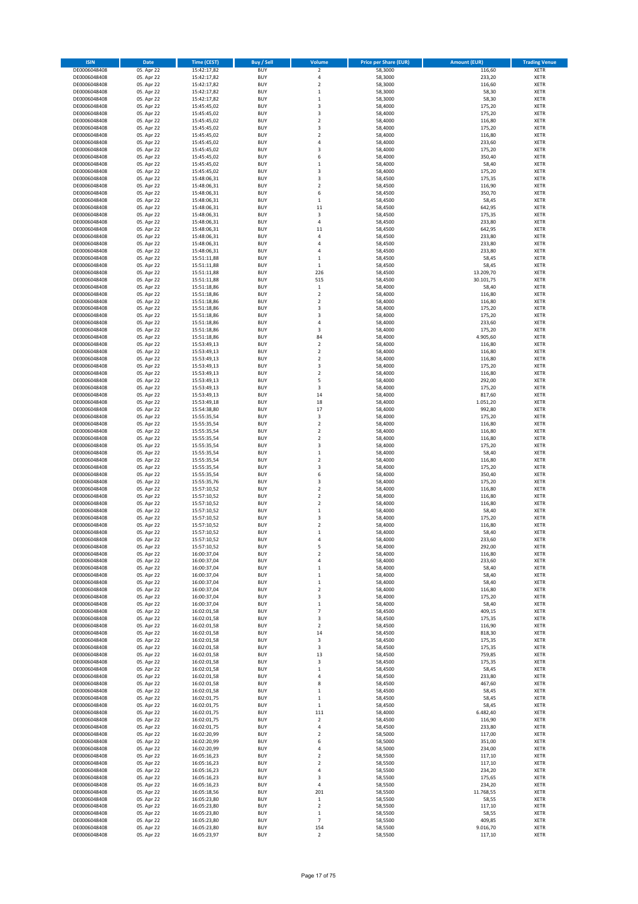| ISIN | Date | Time (CEST) | Buy / Sell | Volume | Price per Share (EUR) | Amount (EUR) | Trading Venue |
|---|---|---|---|---|---|---|---|
| DE0006048408 | 05. Apr 22 | 15:42:17,82 | BUY | 2 | 58,3000 | 116,60 | XETR |
| DE0006048408 | 05. Apr 22 | 15:42:17,82 | BUY | 4 | 58,3000 | 233,20 | XETR |
| DE0006048408 | 05. Apr 22 | 15:42:17,82 | BUY | 2 | 58,3000 | 116,60 | XETR |
| DE0006048408 | 05. Apr 22 | 15:42:17,82 | BUY | 1 | 58,3000 | 58,30 | XETR |
| DE0006048408 | 05. Apr 22 | 15:42:17,82 | BUY | 1 | 58,3000 | 58,30 | XETR |
| DE0006048408 | 05. Apr 22 | 15:45:45,02 | BUY | 3 | 58,4000 | 175,20 | XETR |
| DE0006048408 | 05. Apr 22 | 15:45:45,02 | BUY | 3 | 58,4000 | 175,20 | XETR |
| DE0006048408 | 05. Apr 22 | 15:45:45,02 | BUY | 2 | 58,4000 | 116,80 | XETR |
| DE0006048408 | 05. Apr 22 | 15:45:45,02 | BUY | 3 | 58,4000 | 175,20 | XETR |
| DE0006048408 | 05. Apr 22 | 15:45:45,02 | BUY | 2 | 58,4000 | 116,80 | XETR |
| DE0006048408 | 05. Apr 22 | 15:45:45,02 | BUY | 4 | 58,4000 | 233,60 | XETR |
| DE0006048408 | 05. Apr 22 | 15:45:45,02 | BUY | 3 | 58,4000 | 175,20 | XETR |
| DE0006048408 | 05. Apr 22 | 15:45:45,02 | BUY | 6 | 58,4000 | 350,40 | XETR |
| DE0006048408 | 05. Apr 22 | 15:45:45,02 | BUY | 1 | 58,4000 | 58,40 | XETR |
| DE0006048408 | 05. Apr 22 | 15:45:45,02 | BUY | 3 | 58,4000 | 175,20 | XETR |
| DE0006048408 | 05. Apr 22 | 15:48:06,31 | BUY | 3 | 58,4500 | 175,35 | XETR |
| DE0006048408 | 05. Apr 22 | 15:48:06,31 | BUY | 2 | 58,4500 | 116,90 | XETR |
| DE0006048408 | 05. Apr 22 | 15:48:06,31 | BUY | 6 | 58,4500 | 350,70 | XETR |
| DE0006048408 | 05. Apr 22 | 15:48:06,31 | BUY | 1 | 58,4500 | 58,45 | XETR |
| DE0006048408 | 05. Apr 22 | 15:48:06,31 | BUY | 11 | 58,4500 | 642,95 | XETR |
| DE0006048408 | 05. Apr 22 | 15:48:06,31 | BUY | 3 | 58,4500 | 175,35 | XETR |
| DE0006048408 | 05. Apr 22 | 15:48:06,31 | BUY | 4 | 58,4500 | 233,80 | XETR |
| DE0006048408 | 05. Apr 22 | 15:48:06,31 | BUY | 11 | 58,4500 | 642,95 | XETR |
| DE0006048408 | 05. Apr 22 | 15:48:06,31 | BUY | 4 | 58,4500 | 233,80 | XETR |
| DE0006048408 | 05. Apr 22 | 15:48:06,31 | BUY | 4 | 58,4500 | 233,80 | XETR |
| DE0006048408 | 05. Apr 22 | 15:48:06,31 | BUY | 4 | 58,4500 | 233,80 | XETR |
| DE0006048408 | 05. Apr 22 | 15:51:11,88 | BUY | 1 | 58,4500 | 58,45 | XETR |
| DE0006048408 | 05. Apr 22 | 15:51:11,88 | BUY | 1 | 58,4500 | 58,45 | XETR |
| DE0006048408 | 05. Apr 22 | 15:51:11,88 | BUY | 226 | 58,4500 | 13.209,70 | XETR |
| DE0006048408 | 05. Apr 22 | 15:51:11,88 | BUY | 515 | 58,4500 | 30.101,75 | XETR |
| DE0006048408 | 05. Apr 22 | 15:51:18,86 | BUY | 1 | 58,4000 | 58,40 | XETR |
| DE0006048408 | 05. Apr 22 | 15:51:18,86 | BUY | 2 | 58,4000 | 116,80 | XETR |
| DE0006048408 | 05. Apr 22 | 15:51:18,86 | BUY | 2 | 58,4000 | 116,80 | XETR |
| DE0006048408 | 05. Apr 22 | 15:51:18,86 | BUY | 3 | 58,4000 | 175,20 | XETR |
| DE0006048408 | 05. Apr 22 | 15:51:18,86 | BUY | 3 | 58,4000 | 175,20 | XETR |
| DE0006048408 | 05. Apr 22 | 15:51:18,86 | BUY | 4 | 58,4000 | 233,60 | XETR |
| DE0006048408 | 05. Apr 22 | 15:51:18,86 | BUY | 3 | 58,4000 | 175,20 | XETR |
| DE0006048408 | 05. Apr 22 | 15:51:18,86 | BUY | 84 | 58,4000 | 4.905,60 | XETR |
| DE0006048408 | 05. Apr 22 | 15:53:49,13 | BUY | 2 | 58,4000 | 116,80 | XETR |
| DE0006048408 | 05. Apr 22 | 15:53:49,13 | BUY | 2 | 58,4000 | 116,80 | XETR |
| DE0006048408 | 05. Apr 22 | 15:53:49,13 | BUY | 2 | 58,4000 | 116,80 | XETR |
| DE0006048408 | 05. Apr 22 | 15:53:49,13 | BUY | 3 | 58,4000 | 175,20 | XETR |
| DE0006048408 | 05. Apr 22 | 15:53:49,13 | BUY | 2 | 58,4000 | 116,80 | XETR |
| DE0006048408 | 05. Apr 22 | 15:53:49,13 | BUY | 5 | 58,4000 | 292,00 | XETR |
| DE0006048408 | 05. Apr 22 | 15:53:49,13 | BUY | 3 | 58,4000 | 175,20 | XETR |
| DE0006048408 | 05. Apr 22 | 15:53:49,13 | BUY | 14 | 58,4000 | 817,60 | XETR |
| DE0006048408 | 05. Apr 22 | 15:53:49,18 | BUY | 18 | 58,4000 | 1.051,20 | XETR |
| DE0006048408 | 05. Apr 22 | 15:54:38,80 | BUY | 17 | 58,4000 | 992,80 | XETR |
| DE0006048408 | 05. Apr 22 | 15:55:35,54 | BUY | 3 | 58,4000 | 175,20 | XETR |
| DE0006048408 | 05. Apr 22 | 15:55:35,54 | BUY | 2 | 58,4000 | 116,80 | XETR |
| DE0006048408 | 05. Apr 22 | 15:55:35,54 | BUY | 2 | 58,4000 | 116,80 | XETR |
| DE0006048408 | 05. Apr 22 | 15:55:35,54 | BUY | 2 | 58,4000 | 116,80 | XETR |
| DE0006048408 | 05. Apr 22 | 15:55:35,54 | BUY | 3 | 58,4000 | 175,20 | XETR |
| DE0006048408 | 05. Apr 22 | 15:55:35,54 | BUY | 1 | 58,4000 | 58,40 | XETR |
| DE0006048408 | 05. Apr 22 | 15:55:35,54 | BUY | 2 | 58,4000 | 116,80 | XETR |
| DE0006048408 | 05. Apr 22 | 15:55:35,54 | BUY | 3 | 58,4000 | 175,20 | XETR |
| DE0006048408 | 05. Apr 22 | 15:55:35,54 | BUY | 6 | 58,4000 | 350,40 | XETR |
| DE0006048408 | 05. Apr 22 | 15:55:35,76 | BUY | 3 | 58,4000 | 175,20 | XETR |
| DE0006048408 | 05. Apr 22 | 15:57:10,52 | BUY | 2 | 58,4000 | 116,80 | XETR |
| DE0006048408 | 05. Apr 22 | 15:57:10,52 | BUY | 2 | 58,4000 | 116,80 | XETR |
| DE0006048408 | 05. Apr 22 | 15:57:10,52 | BUY | 2 | 58,4000 | 116,80 | XETR |
| DE0006048408 | 05. Apr 22 | 15:57:10,52 | BUY | 1 | 58,4000 | 58,40 | XETR |
| DE0006048408 | 05. Apr 22 | 15:57:10,52 | BUY | 3 | 58,4000 | 175,20 | XETR |
| DE0006048408 | 05. Apr 22 | 15:57:10,52 | BUY | 2 | 58,4000 | 116,80 | XETR |
| DE0006048408 | 05. Apr 22 | 15:57:10,52 | BUY | 1 | 58,4000 | 58,40 | XETR |
| DE0006048408 | 05. Apr 22 | 15:57:10,52 | BUY | 4 | 58,4000 | 233,60 | XETR |
| DE0006048408 | 05. Apr 22 | 15:57:10,52 | BUY | 5 | 58,4000 | 292,00 | XETR |
| DE0006048408 | 05. Apr 22 | 16:00:37,04 | BUY | 2 | 58,4000 | 116,80 | XETR |
| DE0006048408 | 05. Apr 22 | 16:00:37,04 | BUY | 4 | 58,4000 | 233,60 | XETR |
| DE0006048408 | 05. Apr 22 | 16:00:37,04 | BUY | 1 | 58,4000 | 58,40 | XETR |
| DE0006048408 | 05. Apr 22 | 16:00:37,04 | BUY | 1 | 58,4000 | 58,40 | XETR |
| DE0006048408 | 05. Apr 22 | 16:00:37,04 | BUY | 1 | 58,4000 | 58,40 | XETR |
| DE0006048408 | 05. Apr 22 | 16:00:37,04 | BUY | 2 | 58,4000 | 116,80 | XETR |
| DE0006048408 | 05. Apr 22 | 16:00:37,04 | BUY | 3 | 58,4000 | 175,20 | XETR |
| DE0006048408 | 05. Apr 22 | 16:00:37,04 | BUY | 1 | 58,4000 | 58,40 | XETR |
| DE0006048408 | 05. Apr 22 | 16:02:01,58 | BUY | 7 | 58,4500 | 409,15 | XETR |
| DE0006048408 | 05. Apr 22 | 16:02:01,58 | BUY | 3 | 58,4500 | 175,35 | XETR |
| DE0006048408 | 05. Apr 22 | 16:02:01,58 | BUY | 2 | 58,4500 | 116,90 | XETR |
| DE0006048408 | 05. Apr 22 | 16:02:01,58 | BUY | 14 | 58,4500 | 818,30 | XETR |
| DE0006048408 | 05. Apr 22 | 16:02:01,58 | BUY | 3 | 58,4500 | 175,35 | XETR |
| DE0006048408 | 05. Apr 22 | 16:02:01,58 | BUY | 3 | 58,4500 | 175,35 | XETR |
| DE0006048408 | 05. Apr 22 | 16:02:01,58 | BUY | 13 | 58,4500 | 759,85 | XETR |
| DE0006048408 | 05. Apr 22 | 16:02:01,58 | BUY | 3 | 58,4500 | 175,35 | XETR |
| DE0006048408 | 05. Apr 22 | 16:02:01,58 | BUY | 1 | 58,4500 | 58,45 | XETR |
| DE0006048408 | 05. Apr 22 | 16:02:01,58 | BUY | 4 | 58,4500 | 233,80 | XETR |
| DE0006048408 | 05. Apr 22 | 16:02:01,58 | BUY | 8 | 58,4500 | 467,60 | XETR |
| DE0006048408 | 05. Apr 22 | 16:02:01,58 | BUY | 1 | 58,4500 | 58,45 | XETR |
| DE0006048408 | 05. Apr 22 | 16:02:01,75 | BUY | 1 | 58,4500 | 58,45 | XETR |
| DE0006048408 | 05. Apr 22 | 16:02:01,75 | BUY | 1 | 58,4500 | 58,45 | XETR |
| DE0006048408 | 05. Apr 22 | 16:02:01,75 | BUY | 111 | 58,4000 | 6.482,40 | XETR |
| DE0006048408 | 05. Apr 22 | 16:02:01,75 | BUY | 2 | 58,4500 | 116,90 | XETR |
| DE0006048408 | 05. Apr 22 | 16:02:01,75 | BUY | 4 | 58,4500 | 233,80 | XETR |
| DE0006048408 | 05. Apr 22 | 16:02:20,99 | BUY | 2 | 58,5000 | 117,00 | XETR |
| DE0006048408 | 05. Apr 22 | 16:02:20,99 | BUY | 6 | 58,5000 | 351,00 | XETR |
| DE0006048408 | 05. Apr 22 | 16:02:20,99 | BUY | 4 | 58,5000 | 234,00 | XETR |
| DE0006048408 | 05. Apr 22 | 16:05:16,23 | BUY | 2 | 58,5500 | 117,10 | XETR |
| DE0006048408 | 05. Apr 22 | 16:05:16,23 | BUY | 2 | 58,5500 | 117,10 | XETR |
| DE0006048408 | 05. Apr 22 | 16:05:16,23 | BUY | 4 | 58,5500 | 234,20 | XETR |
| DE0006048408 | 05. Apr 22 | 16:05:16,23 | BUY | 3 | 58,5500 | 175,65 | XETR |
| DE0006048408 | 05. Apr 22 | 16:05:16,23 | BUY | 4 | 58,5500 | 234,20 | XETR |
| DE0006048408 | 05. Apr 22 | 16:05:18,56 | BUY | 201 | 58,5500 | 11.768,55 | XETR |
| DE0006048408 | 05. Apr 22 | 16:05:23,80 | BUY | 1 | 58,5500 | 58,55 | XETR |
| DE0006048408 | 05. Apr 22 | 16:05:23,80 | BUY | 2 | 58,5500 | 117,10 | XETR |
| DE0006048408 | 05. Apr 22 | 16:05:23,80 | BUY | 1 | 58,5500 | 58,55 | XETR |
| DE0006048408 | 05. Apr 22 | 16:05:23,80 | BUY | 7 | 58,5500 | 409,85 | XETR |
| DE0006048408 | 05. Apr 22 | 16:05:23,80 | BUY | 154 | 58,5500 | 9.016,70 | XETR |
| DE0006048408 | 05. Apr 22 | 16:05:23,97 | BUY | 2 | 58,5500 | 117,10 | XETR |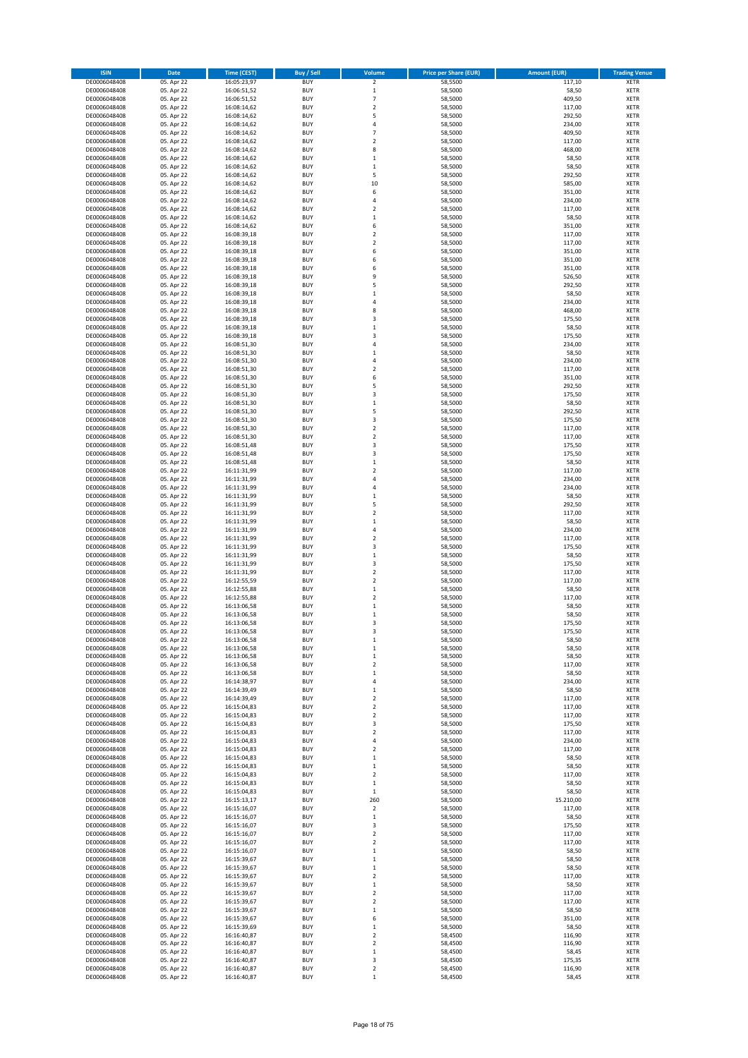| ISIN | Date | Time (CEST) | Buy / Sell | Volume | Price per Share (EUR) | Amount (EUR) | Trading Venue |
|---|---|---|---|---|---|---|---|
| DE0006048408 | 05. Apr 22 | 16:05:23,97 | BUY | 2 | 58,5500 | 117,10 | XETR |
| DE0006048408 | 05. Apr 22 | 16:06:51,52 | BUY | 1 | 58,5000 | 58,50 | XETR |
| DE0006048408 | 05. Apr 22 | 16:06:51,52 | BUY | 7 | 58,5000 | 409,50 | XETR |
| DE0006048408 | 05. Apr 22 | 16:08:14,62 | BUY | 2 | 58,5000 | 117,00 | XETR |
| DE0006048408 | 05. Apr 22 | 16:08:14,62 | BUY | 5 | 58,5000 | 292,50 | XETR |
| DE0006048408 | 05. Apr 22 | 16:08:14,62 | BUY | 4 | 58,5000 | 234,00 | XETR |
| DE0006048408 | 05. Apr 22 | 16:08:14,62 | BUY | 7 | 58,5000 | 409,50 | XETR |
| DE0006048408 | 05. Apr 22 | 16:08:14,62 | BUY | 2 | 58,5000 | 117,00 | XETR |
| DE0006048408 | 05. Apr 22 | 16:08:14,62 | BUY | 8 | 58,5000 | 468,00 | XETR |
| DE0006048408 | 05. Apr 22 | 16:08:14,62 | BUY | 1 | 58,5000 | 58,50 | XETR |
| DE0006048408 | 05. Apr 22 | 16:08:14,62 | BUY | 1 | 58,5000 | 58,50 | XETR |
| DE0006048408 | 05. Apr 22 | 16:08:14,62 | BUY | 5 | 58,5000 | 292,50 | XETR |
| DE0006048408 | 05. Apr 22 | 16:08:14,62 | BUY | 10 | 58,5000 | 585,00 | XETR |
| DE0006048408 | 05. Apr 22 | 16:08:14,62 | BUY | 6 | 58,5000 | 351,00 | XETR |
| DE0006048408 | 05. Apr 22 | 16:08:14,62 | BUY | 4 | 58,5000 | 234,00 | XETR |
| DE0006048408 | 05. Apr 22 | 16:08:14,62 | BUY | 2 | 58,5000 | 117,00 | XETR |
| DE0006048408 | 05. Apr 22 | 16:08:14,62 | BUY | 1 | 58,5000 | 58,50 | XETR |
| DE0006048408 | 05. Apr 22 | 16:08:14,62 | BUY | 6 | 58,5000 | 351,00 | XETR |
| DE0006048408 | 05. Apr 22 | 16:08:39,18 | BUY | 2 | 58,5000 | 117,00 | XETR |
| DE0006048408 | 05. Apr 22 | 16:08:39,18 | BUY | 2 | 58,5000 | 117,00 | XETR |
| DE0006048408 | 05. Apr 22 | 16:08:39,18 | BUY | 6 | 58,5000 | 351,00 | XETR |
| DE0006048408 | 05. Apr 22 | 16:08:39,18 | BUY | 6 | 58,5000 | 351,00 | XETR |
| DE0006048408 | 05. Apr 22 | 16:08:39,18 | BUY | 6 | 58,5000 | 351,00 | XETR |
| DE0006048408 | 05. Apr 22 | 16:08:39,18 | BUY | 9 | 58,5000 | 526,50 | XETR |
| DE0006048408 | 05. Apr 22 | 16:08:39,18 | BUY | 5 | 58,5000 | 292,50 | XETR |
| DE0006048408 | 05. Apr 22 | 16:08:39,18 | BUY | 1 | 58,5000 | 58,50 | XETR |
| DE0006048408 | 05. Apr 22 | 16:08:39,18 | BUY | 4 | 58,5000 | 234,00 | XETR |
| DE0006048408 | 05. Apr 22 | 16:08:39,18 | BUY | 8 | 58,5000 | 468,00 | XETR |
| DE0006048408 | 05. Apr 22 | 16:08:39,18 | BUY | 3 | 58,5000 | 175,50 | XETR |
| DE0006048408 | 05. Apr 22 | 16:08:39,18 | BUY | 1 | 58,5000 | 58,50 | XETR |
| DE0006048408 | 05. Apr 22 | 16:08:39,18 | BUY | 3 | 58,5000 | 175,50 | XETR |
| DE0006048408 | 05. Apr 22 | 16:08:51,30 | BUY | 4 | 58,5000 | 234,00 | XETR |
| DE0006048408 | 05. Apr 22 | 16:08:51,30 | BUY | 1 | 58,5000 | 58,50 | XETR |
| DE0006048408 | 05. Apr 22 | 16:08:51,30 | BUY | 4 | 58,5000 | 234,00 | XETR |
| DE0006048408 | 05. Apr 22 | 16:08:51,30 | BUY | 2 | 58,5000 | 117,00 | XETR |
| DE0006048408 | 05. Apr 22 | 16:08:51,30 | BUY | 6 | 58,5000 | 351,00 | XETR |
| DE0006048408 | 05. Apr 22 | 16:08:51,30 | BUY | 5 | 58,5000 | 292,50 | XETR |
| DE0006048408 | 05. Apr 22 | 16:08:51,30 | BUY | 3 | 58,5000 | 175,50 | XETR |
| DE0006048408 | 05. Apr 22 | 16:08:51,30 | BUY | 1 | 58,5000 | 58,50 | XETR |
| DE0006048408 | 05. Apr 22 | 16:08:51,30 | BUY | 5 | 58,5000 | 292,50 | XETR |
| DE0006048408 | 05. Apr 22 | 16:08:51,30 | BUY | 3 | 58,5000 | 175,50 | XETR |
| DE0006048408 | 05. Apr 22 | 16:08:51,30 | BUY | 2 | 58,5000 | 117,00 | XETR |
| DE0006048408 | 05. Apr 22 | 16:08:51,30 | BUY | 2 | 58,5000 | 117,00 | XETR |
| DE0006048408 | 05. Apr 22 | 16:08:51,48 | BUY | 3 | 58,5000 | 175,50 | XETR |
| DE0006048408 | 05. Apr 22 | 16:08:51,48 | BUY | 3 | 58,5000 | 175,50 | XETR |
| DE0006048408 | 05. Apr 22 | 16:08:51,48 | BUY | 1 | 58,5000 | 58,50 | XETR |
| DE0006048408 | 05. Apr 22 | 16:11:31,99 | BUY | 2 | 58,5000 | 117,00 | XETR |
| DE0006048408 | 05. Apr 22 | 16:11:31,99 | BUY | 4 | 58,5000 | 234,00 | XETR |
| DE0006048408 | 05. Apr 22 | 16:11:31,99 | BUY | 4 | 58,5000 | 234,00 | XETR |
| DE0006048408 | 05. Apr 22 | 16:11:31,99 | BUY | 1 | 58,5000 | 58,50 | XETR |
| DE0006048408 | 05. Apr 22 | 16:11:31,99 | BUY | 5 | 58,5000 | 292,50 | XETR |
| DE0006048408 | 05. Apr 22 | 16:11:31,99 | BUY | 2 | 58,5000 | 117,00 | XETR |
| DE0006048408 | 05. Apr 22 | 16:11:31,99 | BUY | 1 | 58,5000 | 58,50 | XETR |
| DE0006048408 | 05. Apr 22 | 16:11:31,99 | BUY | 4 | 58,5000 | 234,00 | XETR |
| DE0006048408 | 05. Apr 22 | 16:11:31,99 | BUY | 2 | 58,5000 | 117,00 | XETR |
| DE0006048408 | 05. Apr 22 | 16:11:31,99 | BUY | 3 | 58,5000 | 175,50 | XETR |
| DE0006048408 | 05. Apr 22 | 16:11:31,99 | BUY | 1 | 58,5000 | 58,50 | XETR |
| DE0006048408 | 05. Apr 22 | 16:11:31,99 | BUY | 3 | 58,5000 | 175,50 | XETR |
| DE0006048408 | 05. Apr 22 | 16:11:31,99 | BUY | 2 | 58,5000 | 117,00 | XETR |
| DE0006048408 | 05. Apr 22 | 16:12:55,59 | BUY | 2 | 58,5000 | 117,00 | XETR |
| DE0006048408 | 05. Apr 22 | 16:12:55,88 | BUY | 1 | 58,5000 | 58,50 | XETR |
| DE0006048408 | 05. Apr 22 | 16:12:55,88 | BUY | 2 | 58,5000 | 117,00 | XETR |
| DE0006048408 | 05. Apr 22 | 16:13:06,58 | BUY | 1 | 58,5000 | 58,50 | XETR |
| DE0006048408 | 05. Apr 22 | 16:13:06,58 | BUY | 1 | 58,5000 | 58,50 | XETR |
| DE0006048408 | 05. Apr 22 | 16:13:06,58 | BUY | 3 | 58,5000 | 175,50 | XETR |
| DE0006048408 | 05. Apr 22 | 16:13:06,58 | BUY | 3 | 58,5000 | 175,50 | XETR |
| DE0006048408 | 05. Apr 22 | 16:13:06,58 | BUY | 1 | 58,5000 | 58,50 | XETR |
| DE0006048408 | 05. Apr 22 | 16:13:06,58 | BUY | 1 | 58,5000 | 58,50 | XETR |
| DE0006048408 | 05. Apr 22 | 16:13:06,58 | BUY | 1 | 58,5000 | 58,50 | XETR |
| DE0006048408 | 05. Apr 22 | 16:13:06,58 | BUY | 2 | 58,5000 | 117,00 | XETR |
| DE0006048408 | 05. Apr 22 | 16:13:06,58 | BUY | 1 | 58,5000 | 58,50 | XETR |
| DE0006048408 | 05. Apr 22 | 16:14:38,97 | BUY | 4 | 58,5000 | 234,00 | XETR |
| DE0006048408 | 05. Apr 22 | 16:14:39,49 | BUY | 1 | 58,5000 | 58,50 | XETR |
| DE0006048408 | 05. Apr 22 | 16:14:39,49 | BUY | 2 | 58,5000 | 117,00 | XETR |
| DE0006048408 | 05. Apr 22 | 16:15:04,83 | BUY | 2 | 58,5000 | 117,00 | XETR |
| DE0006048408 | 05. Apr 22 | 16:15:04,83 | BUY | 2 | 58,5000 | 117,00 | XETR |
| DE0006048408 | 05. Apr 22 | 16:15:04,83 | BUY | 3 | 58,5000 | 175,50 | XETR |
| DE0006048408 | 05. Apr 22 | 16:15:04,83 | BUY | 2 | 58,5000 | 117,00 | XETR |
| DE0006048408 | 05. Apr 22 | 16:15:04,83 | BUY | 4 | 58,5000 | 234,00 | XETR |
| DE0006048408 | 05. Apr 22 | 16:15:04,83 | BUY | 2 | 58,5000 | 117,00 | XETR |
| DE0006048408 | 05. Apr 22 | 16:15:04,83 | BUY | 1 | 58,5000 | 58,50 | XETR |
| DE0006048408 | 05. Apr 22 | 16:15:04,83 | BUY | 1 | 58,5000 | 58,50 | XETR |
| DE0006048408 | 05. Apr 22 | 16:15:04,83 | BUY | 2 | 58,5000 | 117,00 | XETR |
| DE0006048408 | 05. Apr 22 | 16:15:04,83 | BUY | 1 | 58,5000 | 58,50 | XETR |
| DE0006048408 | 05. Apr 22 | 16:15:04,83 | BUY | 1 | 58,5000 | 58,50 | XETR |
| DE0006048408 | 05. Apr 22 | 16:15:13,17 | BUY | 260 | 58,5000 | 15.210,00 | XETR |
| DE0006048408 | 05. Apr 22 | 16:15:16,07 | BUY | 2 | 58,5000 | 117,00 | XETR |
| DE0006048408 | 05. Apr 22 | 16:15:16,07 | BUY | 1 | 58,5000 | 58,50 | XETR |
| DE0006048408 | 05. Apr 22 | 16:15:16,07 | BUY | 3 | 58,5000 | 175,50 | XETR |
| DE0006048408 | 05. Apr 22 | 16:15:16,07 | BUY | 2 | 58,5000 | 117,00 | XETR |
| DE0006048408 | 05. Apr 22 | 16:15:16,07 | BUY | 2 | 58,5000 | 117,00 | XETR |
| DE0006048408 | 05. Apr 22 | 16:15:16,07 | BUY | 1 | 58,5000 | 58,50 | XETR |
| DE0006048408 | 05. Apr 22 | 16:15:39,67 | BUY | 1 | 58,5000 | 58,50 | XETR |
| DE0006048408 | 05. Apr 22 | 16:15:39,67 | BUY | 1 | 58,5000 | 58,50 | XETR |
| DE0006048408 | 05. Apr 22 | 16:15:39,67 | BUY | 2 | 58,5000 | 117,00 | XETR |
| DE0006048408 | 05. Apr 22 | 16:15:39,67 | BUY | 1 | 58,5000 | 58,50 | XETR |
| DE0006048408 | 05. Apr 22 | 16:15:39,67 | BUY | 2 | 58,5000 | 117,00 | XETR |
| DE0006048408 | 05. Apr 22 | 16:15:39,67 | BUY | 2 | 58,5000 | 117,00 | XETR |
| DE0006048408 | 05. Apr 22 | 16:15:39,67 | BUY | 1 | 58,5000 | 58,50 | XETR |
| DE0006048408 | 05. Apr 22 | 16:15:39,67 | BUY | 6 | 58,5000 | 351,00 | XETR |
| DE0006048408 | 05. Apr 22 | 16:15:39,69 | BUY | 1 | 58,5000 | 58,50 | XETR |
| DE0006048408 | 05. Apr 22 | 16:16:40,87 | BUY | 2 | 58,4500 | 116,90 | XETR |
| DE0006048408 | 05. Apr 22 | 16:16:40,87 | BUY | 2 | 58,4500 | 116,90 | XETR |
| DE0006048408 | 05. Apr 22 | 16:16:40,87 | BUY | 1 | 58,4500 | 58,45 | XETR |
| DE0006048408 | 05. Apr 22 | 16:16:40,87 | BUY | 3 | 58,4500 | 175,35 | XETR |
| DE0006048408 | 05. Apr 22 | 16:16:40,87 | BUY | 2 | 58,4500 | 116,90 | XETR |
| DE0006048408 | 05. Apr 22 | 16:16:40,87 | BUY | 1 | 58,4500 | 58,45 | XETR |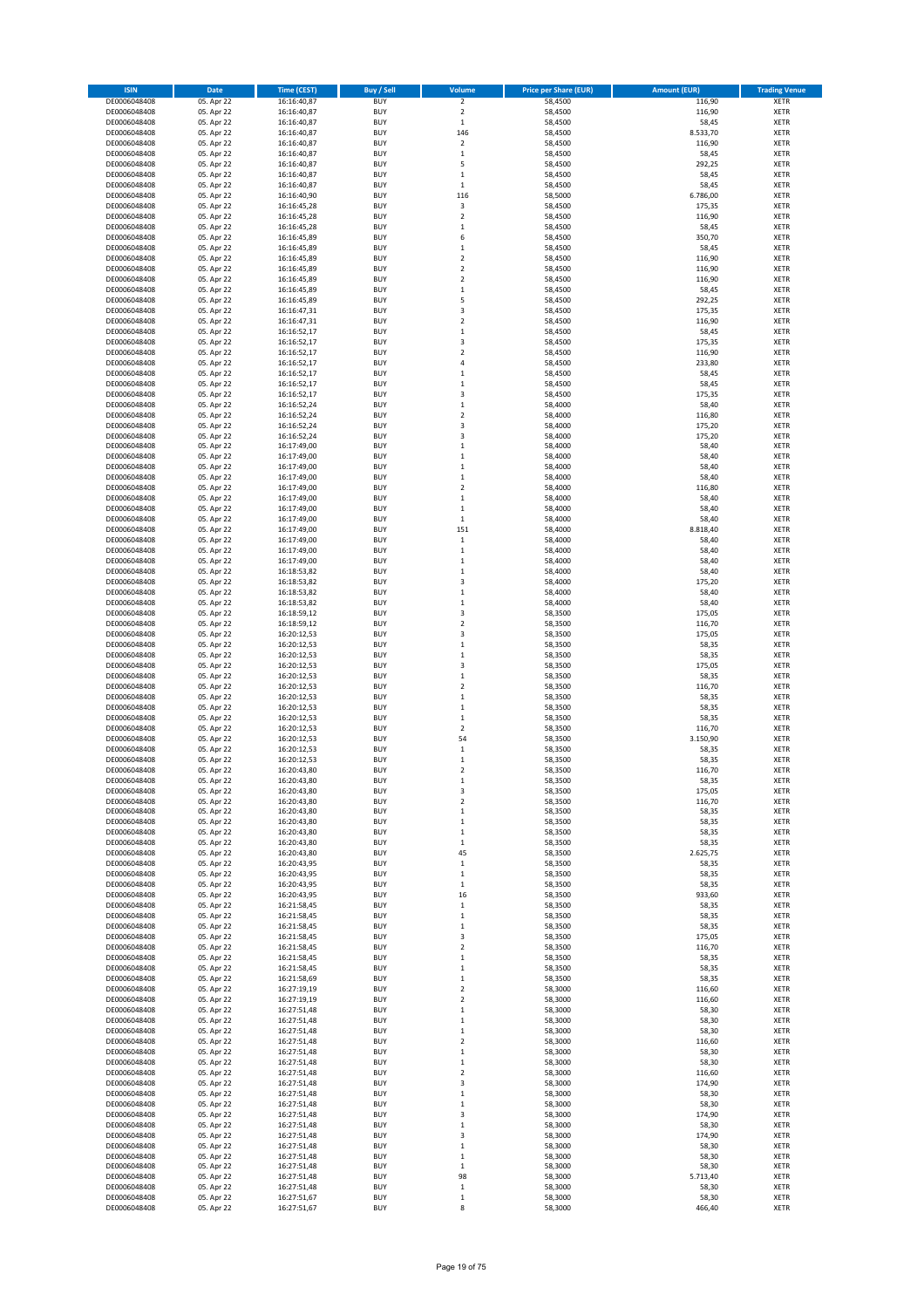| ISIN | Date | Time (CEST) | Buy / Sell | Volume | Price per Share (EUR) | Amount (EUR) | Trading Venue |
|---|---|---|---|---|---|---|---|
| DE0006048408 | 05. Apr 22 | 16:16:40,87 | BUY | 2 | 58,4500 | 116,90 | XETR |
| DE0006048408 | 05. Apr 22 | 16:16:40,87 | BUY | 2 | 58,4500 | 116,90 | XETR |
| DE0006048408 | 05. Apr 22 | 16:16:40,87 | BUY | 1 | 58,4500 | 58,45 | XETR |
| DE0006048408 | 05. Apr 22 | 16:16:40,87 | BUY | 146 | 58,4500 | 8.533,70 | XETR |
| DE0006048408 | 05. Apr 22 | 16:16:40,87 | BUY | 2 | 58,4500 | 116,90 | XETR |
| DE0006048408 | 05. Apr 22 | 16:16:40,87 | BUY | 1 | 58,4500 | 58,45 | XETR |
| DE0006048408 | 05. Apr 22 | 16:16:40,87 | BUY | 5 | 58,4500 | 292,25 | XETR |
| DE0006048408 | 05. Apr 22 | 16:16:40,87 | BUY | 1 | 58,4500 | 58,45 | XETR |
| DE0006048408 | 05. Apr 22 | 16:16:40,87 | BUY | 1 | 58,4500 | 58,45 | XETR |
| DE0006048408 | 05. Apr 22 | 16:16:40,90 | BUY | 116 | 58,5000 | 6.786,00 | XETR |
| DE0006048408 | 05. Apr 22 | 16:16:45,28 | BUY | 3 | 58,4500 | 175,35 | XETR |
| DE0006048408 | 05. Apr 22 | 16:16:45,28 | BUY | 2 | 58,4500 | 116,90 | XETR |
| DE0006048408 | 05. Apr 22 | 16:16:45,28 | BUY | 1 | 58,4500 | 58,45 | XETR |
| DE0006048408 | 05. Apr 22 | 16:16:45,89 | BUY | 6 | 58,4500 | 350,70 | XETR |
| DE0006048408 | 05. Apr 22 | 16:16:45,89 | BUY | 1 | 58,4500 | 58,45 | XETR |
| DE0006048408 | 05. Apr 22 | 16:16:45,89 | BUY | 2 | 58,4500 | 116,90 | XETR |
| DE0006048408 | 05. Apr 22 | 16:16:45,89 | BUY | 2 | 58,4500 | 116,90 | XETR |
| DE0006048408 | 05. Apr 22 | 16:16:45,89 | BUY | 2 | 58,4500 | 116,90 | XETR |
| DE0006048408 | 05. Apr 22 | 16:16:45,89 | BUY | 1 | 58,4500 | 58,45 | XETR |
| DE0006048408 | 05. Apr 22 | 16:16:45,89 | BUY | 5 | 58,4500 | 292,25 | XETR |
| DE0006048408 | 05. Apr 22 | 16:16:47,31 | BUY | 3 | 58,4500 | 175,35 | XETR |
| DE0006048408 | 05. Apr 22 | 16:16:47,31 | BUY | 2 | 58,4500 | 116,90 | XETR |
| DE0006048408 | 05. Apr 22 | 16:16:52,17 | BUY | 1 | 58,4500 | 58,45 | XETR |
| DE0006048408 | 05. Apr 22 | 16:16:52,17 | BUY | 3 | 58,4500 | 175,35 | XETR |
| DE0006048408 | 05. Apr 22 | 16:16:52,17 | BUY | 2 | 58,4500 | 116,90 | XETR |
| DE0006048408 | 05. Apr 22 | 16:16:52,17 | BUY | 4 | 58,4500 | 233,80 | XETR |
| DE0006048408 | 05. Apr 22 | 16:16:52,17 | BUY | 1 | 58,4500 | 58,45 | XETR |
| DE0006048408 | 05. Apr 22 | 16:16:52,17 | BUY | 1 | 58,4500 | 58,45 | XETR |
| DE0006048408 | 05. Apr 22 | 16:16:52,17 | BUY | 3 | 58,4500 | 175,35 | XETR |
| DE0006048408 | 05. Apr 22 | 16:16:52,24 | BUY | 1 | 58,4000 | 58,40 | XETR |
| DE0006048408 | 05. Apr 22 | 16:16:52,24 | BUY | 2 | 58,4000 | 116,80 | XETR |
| DE0006048408 | 05. Apr 22 | 16:16:52,24 | BUY | 3 | 58,4000 | 175,20 | XETR |
| DE0006048408 | 05. Apr 22 | 16:16:52,24 | BUY | 3 | 58,4000 | 175,20 | XETR |
| DE0006048408 | 05. Apr 22 | 16:17:49,00 | BUY | 1 | 58,4000 | 58,40 | XETR |
| DE0006048408 | 05. Apr 22 | 16:17:49,00 | BUY | 1 | 58,4000 | 58,40 | XETR |
| DE0006048408 | 05. Apr 22 | 16:17:49,00 | BUY | 1 | 58,4000 | 58,40 | XETR |
| DE0006048408 | 05. Apr 22 | 16:17:49,00 | BUY | 1 | 58,4000 | 58,40 | XETR |
| DE0006048408 | 05. Apr 22 | 16:17:49,00 | BUY | 2 | 58,4000 | 116,80 | XETR |
| DE0006048408 | 05. Apr 22 | 16:17:49,00 | BUY | 1 | 58,4000 | 58,40 | XETR |
| DE0006048408 | 05. Apr 22 | 16:17:49,00 | BUY | 1 | 58,4000 | 58,40 | XETR |
| DE0006048408 | 05. Apr 22 | 16:17:49,00 | BUY | 1 | 58,4000 | 58,40 | XETR |
| DE0006048408 | 05. Apr 22 | 16:17:49,00 | BUY | 151 | 58,4000 | 8.818,40 | XETR |
| DE0006048408 | 05. Apr 22 | 16:17:49,00 | BUY | 1 | 58,4000 | 58,40 | XETR |
| DE0006048408 | 05. Apr 22 | 16:17:49,00 | BUY | 1 | 58,4000 | 58,40 | XETR |
| DE0006048408 | 05. Apr 22 | 16:17:49,00 | BUY | 1 | 58,4000 | 58,40 | XETR |
| DE0006048408 | 05. Apr 22 | 16:18:53,82 | BUY | 1 | 58,4000 | 58,40 | XETR |
| DE0006048408 | 05. Apr 22 | 16:18:53,82 | BUY | 3 | 58,4000 | 175,20 | XETR |
| DE0006048408 | 05. Apr 22 | 16:18:53,82 | BUY | 1 | 58,4000 | 58,40 | XETR |
| DE0006048408 | 05. Apr 22 | 16:18:53,82 | BUY | 1 | 58,4000 | 58,40 | XETR |
| DE0006048408 | 05. Apr 22 | 16:18:59,12 | BUY | 3 | 58,3500 | 175,05 | XETR |
| DE0006048408 | 05. Apr 22 | 16:18:59,12 | BUY | 2 | 58,3500 | 116,70 | XETR |
| DE0006048408 | 05. Apr 22 | 16:20:12,53 | BUY | 3 | 58,3500 | 175,05 | XETR |
| DE0006048408 | 05. Apr 22 | 16:20:12,53 | BUY | 1 | 58,3500 | 58,35 | XETR |
| DE0006048408 | 05. Apr 22 | 16:20:12,53 | BUY | 1 | 58,3500 | 58,35 | XETR |
| DE0006048408 | 05. Apr 22 | 16:20:12,53 | BUY | 3 | 58,3500 | 175,05 | XETR |
| DE0006048408 | 05. Apr 22 | 16:20:12,53 | BUY | 1 | 58,3500 | 58,35 | XETR |
| DE0006048408 | 05. Apr 22 | 16:20:12,53 | BUY | 2 | 58,3500 | 116,70 | XETR |
| DE0006048408 | 05. Apr 22 | 16:20:12,53 | BUY | 1 | 58,3500 | 58,35 | XETR |
| DE0006048408 | 05. Apr 22 | 16:20:12,53 | BUY | 1 | 58,3500 | 58,35 | XETR |
| DE0006048408 | 05. Apr 22 | 16:20:12,53 | BUY | 1 | 58,3500 | 58,35 | XETR |
| DE0006048408 | 05. Apr 22 | 16:20:12,53 | BUY | 2 | 58,3500 | 116,70 | XETR |
| DE0006048408 | 05. Apr 22 | 16:20:12,53 | BUY | 54 | 58,3500 | 3.150,90 | XETR |
| DE0006048408 | 05. Apr 22 | 16:20:12,53 | BUY | 1 | 58,3500 | 58,35 | XETR |
| DE0006048408 | 05. Apr 22 | 16:20:12,53 | BUY | 1 | 58,3500 | 58,35 | XETR |
| DE0006048408 | 05. Apr 22 | 16:20:43,80 | BUY | 2 | 58,3500 | 116,70 | XETR |
| DE0006048408 | 05. Apr 22 | 16:20:43,80 | BUY | 1 | 58,3500 | 58,35 | XETR |
| DE0006048408 | 05. Apr 22 | 16:20:43,80 | BUY | 3 | 58,3500 | 175,05 | XETR |
| DE0006048408 | 05. Apr 22 | 16:20:43,80 | BUY | 2 | 58,3500 | 116,70 | XETR |
| DE0006048408 | 05. Apr 22 | 16:20:43,80 | BUY | 1 | 58,3500 | 58,35 | XETR |
| DE0006048408 | 05. Apr 22 | 16:20:43,80 | BUY | 1 | 58,3500 | 58,35 | XETR |
| DE0006048408 | 05. Apr 22 | 16:20:43,80 | BUY | 1 | 58,3500 | 58,35 | XETR |
| DE0006048408 | 05. Apr 22 | 16:20:43,80 | BUY | 1 | 58,3500 | 58,35 | XETR |
| DE0006048408 | 05. Apr 22 | 16:20:43,80 | BUY | 45 | 58,3500 | 2.625,75 | XETR |
| DE0006048408 | 05. Apr 22 | 16:20:43,95 | BUY | 1 | 58,3500 | 58,35 | XETR |
| DE0006048408 | 05. Apr 22 | 16:20:43,95 | BUY | 1 | 58,3500 | 58,35 | XETR |
| DE0006048408 | 05. Apr 22 | 16:20:43,95 | BUY | 1 | 58,3500 | 58,35 | XETR |
| DE0006048408 | 05. Apr 22 | 16:20:43,95 | BUY | 16 | 58,3500 | 933,60 | XETR |
| DE0006048408 | 05. Apr 22 | 16:21:58,45 | BUY | 1 | 58,3500 | 58,35 | XETR |
| DE0006048408 | 05. Apr 22 | 16:21:58,45 | BUY | 1 | 58,3500 | 58,35 | XETR |
| DE0006048408 | 05. Apr 22 | 16:21:58,45 | BUY | 1 | 58,3500 | 58,35 | XETR |
| DE0006048408 | 05. Apr 22 | 16:21:58,45 | BUY | 3 | 58,3500 | 175,05 | XETR |
| DE0006048408 | 05. Apr 22 | 16:21:58,45 | BUY | 2 | 58,3500 | 116,70 | XETR |
| DE0006048408 | 05. Apr 22 | 16:21:58,45 | BUY | 1 | 58,3500 | 58,35 | XETR |
| DE0006048408 | 05. Apr 22 | 16:21:58,45 | BUY | 1 | 58,3500 | 58,35 | XETR |
| DE0006048408 | 05. Apr 22 | 16:21:58,69 | BUY | 1 | 58,3500 | 58,35 | XETR |
| DE0006048408 | 05. Apr 22 | 16:27:19,19 | BUY | 2 | 58,3000 | 116,60 | XETR |
| DE0006048408 | 05. Apr 22 | 16:27:19,19 | BUY | 2 | 58,3000 | 116,60 | XETR |
| DE0006048408 | 05. Apr 22 | 16:27:51,48 | BUY | 1 | 58,3000 | 58,30 | XETR |
| DE0006048408 | 05. Apr 22 | 16:27:51,48 | BUY | 1 | 58,3000 | 58,30 | XETR |
| DE0006048408 | 05. Apr 22 | 16:27:51,48 | BUY | 1 | 58,3000 | 58,30 | XETR |
| DE0006048408 | 05. Apr 22 | 16:27:51,48 | BUY | 2 | 58,3000 | 116,60 | XETR |
| DE0006048408 | 05. Apr 22 | 16:27:51,48 | BUY | 1 | 58,3000 | 58,30 | XETR |
| DE0006048408 | 05. Apr 22 | 16:27:51,48 | BUY | 1 | 58,3000 | 58,30 | XETR |
| DE0006048408 | 05. Apr 22 | 16:27:51,48 | BUY | 2 | 58,3000 | 116,60 | XETR |
| DE0006048408 | 05. Apr 22 | 16:27:51,48 | BUY | 3 | 58,3000 | 174,90 | XETR |
| DE0006048408 | 05. Apr 22 | 16:27:51,48 | BUY | 1 | 58,3000 | 58,30 | XETR |
| DE0006048408 | 05. Apr 22 | 16:27:51,48 | BUY | 1 | 58,3000 | 58,30 | XETR |
| DE0006048408 | 05. Apr 22 | 16:27:51,48 | BUY | 3 | 58,3000 | 174,90 | XETR |
| DE0006048408 | 05. Apr 22 | 16:27:51,48 | BUY | 1 | 58,3000 | 58,30 | XETR |
| DE0006048408 | 05. Apr 22 | 16:27:51,48 | BUY | 3 | 58,3000 | 174,90 | XETR |
| DE0006048408 | 05. Apr 22 | 16:27:51,48 | BUY | 1 | 58,3000 | 58,30 | XETR |
| DE0006048408 | 05. Apr 22 | 16:27:51,48 | BUY | 1 | 58,3000 | 58,30 | XETR |
| DE0006048408 | 05. Apr 22 | 16:27:51,48 | BUY | 1 | 58,3000 | 58,30 | XETR |
| DE0006048408 | 05. Apr 22 | 16:27:51,48 | BUY | 98 | 58,3000 | 5.713,40 | XETR |
| DE0006048408 | 05. Apr 22 | 16:27:51,48 | BUY | 1 | 58,3000 | 58,30 | XETR |
| DE0006048408 | 05. Apr 22 | 16:27:51,67 | BUY | 1 | 58,3000 | 58,30 | XETR |
| DE0006048408 | 05. Apr 22 | 16:27:51,67 | BUY | 8 | 58,3000 | 466,40 | XETR |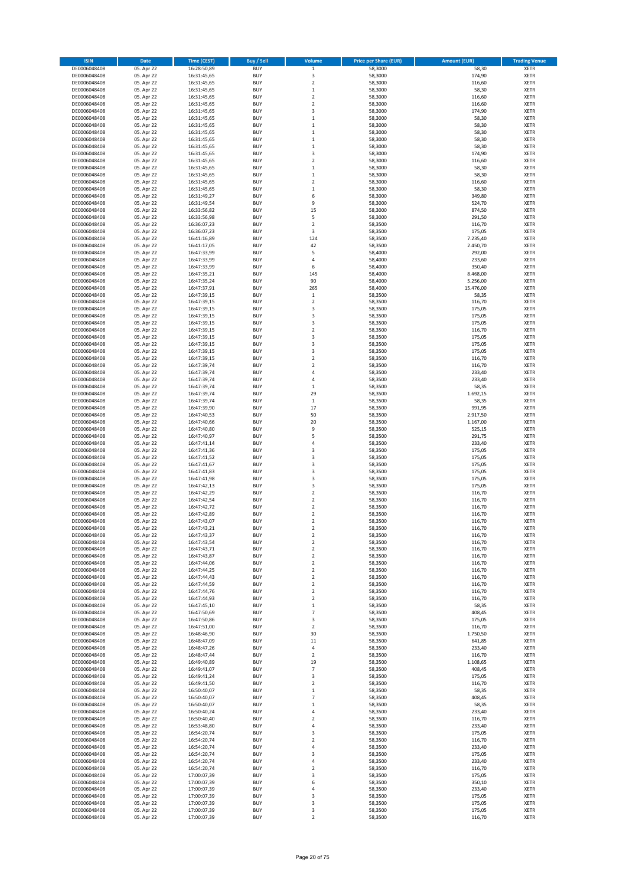| ISIN | Date | Time (CEST) | Buy / Sell | Volume | Price per Share (EUR) | Amount (EUR) | Trading Venue |
|---|---|---|---|---|---|---|---|
| DE0006048408 | 05. Apr 22 | 16:28:50,89 | BUY | 1 | 58,3000 | 58,30 | XETR |
| DE0006048408 | 05. Apr 22 | 16:31:45,65 | BUY | 3 | 58,3000 | 174,90 | XETR |
| DE0006048408 | 05. Apr 22 | 16:31:45,65 | BUY | 2 | 58,3000 | 116,60 | XETR |
| DE0006048408 | 05. Apr 22 | 16:31:45,65 | BUY | 1 | 58,3000 | 58,30 | XETR |
| DE0006048408 | 05. Apr 22 | 16:31:45,65 | BUY | 2 | 58,3000 | 116,60 | XETR |
| DE0006048408 | 05. Apr 22 | 16:31:45,65 | BUY | 2 | 58,3000 | 116,60 | XETR |
| DE0006048408 | 05. Apr 22 | 16:31:45,65 | BUY | 3 | 58,3000 | 174,90 | XETR |
| DE0006048408 | 05. Apr 22 | 16:31:45,65 | BUY | 1 | 58,3000 | 58,30 | XETR |
| DE0006048408 | 05. Apr 22 | 16:31:45,65 | BUY | 1 | 58,3000 | 58,30 | XETR |
| DE0006048408 | 05. Apr 22 | 16:31:45,65 | BUY | 1 | 58,3000 | 58,30 | XETR |
| DE0006048408 | 05. Apr 22 | 16:31:45,65 | BUY | 1 | 58,3000 | 58,30 | XETR |
| DE0006048408 | 05. Apr 22 | 16:31:45,65 | BUY | 1 | 58,3000 | 58,30 | XETR |
| DE0006048408 | 05. Apr 22 | 16:31:45,65 | BUY | 3 | 58,3000 | 174,90 | XETR |
| DE0006048408 | 05. Apr 22 | 16:31:45,65 | BUY | 2 | 58,3000 | 116,60 | XETR |
| DE0006048408 | 05. Apr 22 | 16:31:45,65 | BUY | 1 | 58,3000 | 58,30 | XETR |
| DE0006048408 | 05. Apr 22 | 16:31:45,65 | BUY | 1 | 58,3000 | 58,30 | XETR |
| DE0006048408 | 05. Apr 22 | 16:31:45,65 | BUY | 2 | 58,3000 | 116,60 | XETR |
| DE0006048408 | 05. Apr 22 | 16:31:45,65 | BUY | 1 | 58,3000 | 58,30 | XETR |
| DE0006048408 | 05. Apr 22 | 16:31:49,27 | BUY | 6 | 58,3000 | 349,80 | XETR |
| DE0006048408 | 05. Apr 22 | 16:31:49,54 | BUY | 9 | 58,3000 | 524,70 | XETR |
| DE0006048408 | 05. Apr 22 | 16:33:56,82 | BUY | 15 | 58,3000 | 874,50 | XETR |
| DE0006048408 | 05. Apr 22 | 16:33:56,98 | BUY | 5 | 58,3000 | 291,50 | XETR |
| DE0006048408 | 05. Apr 22 | 16:36:07,23 | BUY | 2 | 58,3500 | 116,70 | XETR |
| DE0006048408 | 05. Apr 22 | 16:36:07,23 | BUY | 3 | 58,3500 | 175,05 | XETR |
| DE0006048408 | 05. Apr 22 | 16:41:16,89 | BUY | 124 | 58,3500 | 7.235,40 | XETR |
| DE0006048408 | 05. Apr 22 | 16:41:17,05 | BUY | 42 | 58,3500 | 2.450,70 | XETR |
| DE0006048408 | 05. Apr 22 | 16:47:33,99 | BUY | 5 | 58,4000 | 292,00 | XETR |
| DE0006048408 | 05. Apr 22 | 16:47:33,99 | BUY | 4 | 58,4000 | 233,60 | XETR |
| DE0006048408 | 05. Apr 22 | 16:47:33,99 | BUY | 6 | 58,4000 | 350,40 | XETR |
| DE0006048408 | 05. Apr 22 | 16:47:35,21 | BUY | 145 | 58,4000 | 8.468,00 | XETR |
| DE0006048408 | 05. Apr 22 | 16:47:35,24 | BUY | 90 | 58,4000 | 5.256,00 | XETR |
| DE0006048408 | 05. Apr 22 | 16:47:37,91 | BUY | 265 | 58,4000 | 15.476,00 | XETR |
| DE0006048408 | 05. Apr 22 | 16:47:39,15 | BUY | 1 | 58,3500 | 58,35 | XETR |
| DE0006048408 | 05. Apr 22 | 16:47:39,15 | BUY | 2 | 58,3500 | 116,70 | XETR |
| DE0006048408 | 05. Apr 22 | 16:47:39,15 | BUY | 3 | 58,3500 | 175,05 | XETR |
| DE0006048408 | 05. Apr 22 | 16:47:39,15 | BUY | 3 | 58,3500 | 175,05 | XETR |
| DE0006048408 | 05. Apr 22 | 16:47:39,15 | BUY | 3 | 58,3500 | 175,05 | XETR |
| DE0006048408 | 05. Apr 22 | 16:47:39,15 | BUY | 2 | 58,3500 | 116,70 | XETR |
| DE0006048408 | 05. Apr 22 | 16:47:39,15 | BUY | 3 | 58,3500 | 175,05 | XETR |
| DE0006048408 | 05. Apr 22 | 16:47:39,15 | BUY | 3 | 58,3500 | 175,05 | XETR |
| DE0006048408 | 05. Apr 22 | 16:47:39,15 | BUY | 3 | 58,3500 | 175,05 | XETR |
| DE0006048408 | 05. Apr 22 | 16:47:39,15 | BUY | 2 | 58,3500 | 116,70 | XETR |
| DE0006048408 | 05. Apr 22 | 16:47:39,74 | BUY | 2 | 58,3500 | 116,70 | XETR |
| DE0006048408 | 05. Apr 22 | 16:47:39,74 | BUY | 4 | 58,3500 | 233,40 | XETR |
| DE0006048408 | 05. Apr 22 | 16:47:39,74 | BUY | 4 | 58,3500 | 233,40 | XETR |
| DE0006048408 | 05. Apr 22 | 16:47:39,74 | BUY | 1 | 58,3500 | 58,35 | XETR |
| DE0006048408 | 05. Apr 22 | 16:47:39,74 | BUY | 29 | 58,3500 | 1.692,15 | XETR |
| DE0006048408 | 05. Apr 22 | 16:47:39,74 | BUY | 1 | 58,3500 | 58,35 | XETR |
| DE0006048408 | 05. Apr 22 | 16:47:39,90 | BUY | 17 | 58,3500 | 991,95 | XETR |
| DE0006048408 | 05. Apr 22 | 16:47:40,53 | BUY | 50 | 58,3500 | 2.917,50 | XETR |
| DE0006048408 | 05. Apr 22 | 16:47:40,66 | BUY | 20 | 58,3500 | 1.167,00 | XETR |
| DE0006048408 | 05. Apr 22 | 16:47:40,80 | BUY | 9 | 58,3500 | 525,15 | XETR |
| DE0006048408 | 05. Apr 22 | 16:47:40,97 | BUY | 5 | 58,3500 | 291,75 | XETR |
| DE0006048408 | 05. Apr 22 | 16:47:41,14 | BUY | 4 | 58,3500 | 233,40 | XETR |
| DE0006048408 | 05. Apr 22 | 16:47:41,36 | BUY | 3 | 58,3500 | 175,05 | XETR |
| DE0006048408 | 05. Apr 22 | 16:47:41,52 | BUY | 3 | 58,3500 | 175,05 | XETR |
| DE0006048408 | 05. Apr 22 | 16:47:41,67 | BUY | 3 | 58,3500 | 175,05 | XETR |
| DE0006048408 | 05. Apr 22 | 16:47:41,83 | BUY | 3 | 58,3500 | 175,05 | XETR |
| DE0006048408 | 05. Apr 22 | 16:47:41,98 | BUY | 3 | 58,3500 | 175,05 | XETR |
| DE0006048408 | 05. Apr 22 | 16:47:42,13 | BUY | 3 | 58,3500 | 175,05 | XETR |
| DE0006048408 | 05. Apr 22 | 16:47:42,29 | BUY | 2 | 58,3500 | 116,70 | XETR |
| DE0006048408 | 05. Apr 22 | 16:47:42,54 | BUY | 2 | 58,3500 | 116,70 | XETR |
| DE0006048408 | 05. Apr 22 | 16:47:42,72 | BUY | 2 | 58,3500 | 116,70 | XETR |
| DE0006048408 | 05. Apr 22 | 16:47:42,89 | BUY | 2 | 58,3500 | 116,70 | XETR |
| DE0006048408 | 05. Apr 22 | 16:47:43,07 | BUY | 2 | 58,3500 | 116,70 | XETR |
| DE0006048408 | 05. Apr 22 | 16:47:43,21 | BUY | 2 | 58,3500 | 116,70 | XETR |
| DE0006048408 | 05. Apr 22 | 16:47:43,37 | BUY | 2 | 58,3500 | 116,70 | XETR |
| DE0006048408 | 05. Apr 22 | 16:47:43,54 | BUY | 2 | 58,3500 | 116,70 | XETR |
| DE0006048408 | 05. Apr 22 | 16:47:43,71 | BUY | 2 | 58,3500 | 116,70 | XETR |
| DE0006048408 | 05. Apr 22 | 16:47:43,87 | BUY | 2 | 58,3500 | 116,70 | XETR |
| DE0006048408 | 05. Apr 22 | 16:47:44,06 | BUY | 2 | 58,3500 | 116,70 | XETR |
| DE0006048408 | 05. Apr 22 | 16:47:44,25 | BUY | 2 | 58,3500 | 116,70 | XETR |
| DE0006048408 | 05. Apr 22 | 16:47:44,43 | BUY | 2 | 58,3500 | 116,70 | XETR |
| DE0006048408 | 05. Apr 22 | 16:47:44,59 | BUY | 2 | 58,3500 | 116,70 | XETR |
| DE0006048408 | 05. Apr 22 | 16:47:44,76 | BUY | 2 | 58,3500 | 116,70 | XETR |
| DE0006048408 | 05. Apr 22 | 16:47:44,93 | BUY | 2 | 58,3500 | 116,70 | XETR |
| DE0006048408 | 05. Apr 22 | 16:47:45,10 | BUY | 1 | 58,3500 | 58,35 | XETR |
| DE0006048408 | 05. Apr 22 | 16:47:50,69 | BUY | 7 | 58,3500 | 408,45 | XETR |
| DE0006048408 | 05. Apr 22 | 16:47:50,86 | BUY | 3 | 58,3500 | 175,05 | XETR |
| DE0006048408 | 05. Apr 22 | 16:47:51,00 | BUY | 2 | 58,3500 | 116,70 | XETR |
| DE0006048408 | 05. Apr 22 | 16:48:46,90 | BUY | 30 | 58,3500 | 1.750,50 | XETR |
| DE0006048408 | 05. Apr 22 | 16:48:47,09 | BUY | 11 | 58,3500 | 641,85 | XETR |
| DE0006048408 | 05. Apr 22 | 16:48:47,26 | BUY | 4 | 58,3500 | 233,40 | XETR |
| DE0006048408 | 05. Apr 22 | 16:48:47,44 | BUY | 2 | 58,3500 | 116,70 | XETR |
| DE0006048408 | 05. Apr 22 | 16:49:40,89 | BUY | 19 | 58,3500 | 1.108,65 | XETR |
| DE0006048408 | 05. Apr 22 | 16:49:41,07 | BUY | 7 | 58,3500 | 408,45 | XETR |
| DE0006048408 | 05. Apr 22 | 16:49:41,24 | BUY | 3 | 58,3500 | 175,05 | XETR |
| DE0006048408 | 05. Apr 22 | 16:49:41,50 | BUY | 2 | 58,3500 | 116,70 | XETR |
| DE0006048408 | 05. Apr 22 | 16:50:40,07 | BUY | 1 | 58,3500 | 58,35 | XETR |
| DE0006048408 | 05. Apr 22 | 16:50:40,07 | BUY | 7 | 58,3500 | 408,45 | XETR |
| DE0006048408 | 05. Apr 22 | 16:50:40,07 | BUY | 1 | 58,3500 | 58,35 | XETR |
| DE0006048408 | 05. Apr 22 | 16:50:40,24 | BUY | 4 | 58,3500 | 233,40 | XETR |
| DE0006048408 | 05. Apr 22 | 16:50:40,40 | BUY | 2 | 58,3500 | 116,70 | XETR |
| DE0006048408 | 05. Apr 22 | 16:53:48,80 | BUY | 4 | 58,3500 | 233,40 | XETR |
| DE0006048408 | 05. Apr 22 | 16:54:20,74 | BUY | 3 | 58,3500 | 175,05 | XETR |
| DE0006048408 | 05. Apr 22 | 16:54:20,74 | BUY | 2 | 58,3500 | 116,70 | XETR |
| DE0006048408 | 05. Apr 22 | 16:54:20,74 | BUY | 4 | 58,3500 | 233,40 | XETR |
| DE0006048408 | 05. Apr 22 | 16:54:20,74 | BUY | 3 | 58,3500 | 175,05 | XETR |
| DE0006048408 | 05. Apr 22 | 16:54:20,74 | BUY | 4 | 58,3500 | 233,40 | XETR |
| DE0006048408 | 05. Apr 22 | 16:54:20,74 | BUY | 2 | 58,3500 | 116,70 | XETR |
| DE0006048408 | 05. Apr 22 | 17:00:07,39 | BUY | 3 | 58,3500 | 175,05 | XETR |
| DE0006048408 | 05. Apr 22 | 17:00:07,39 | BUY | 6 | 58,3500 | 350,10 | XETR |
| DE0006048408 | 05. Apr 22 | 17:00:07,39 | BUY | 4 | 58,3500 | 233,40 | XETR |
| DE0006048408 | 05. Apr 22 | 17:00:07,39 | BUY | 3 | 58,3500 | 175,05 | XETR |
| DE0006048408 | 05. Apr 22 | 17:00:07,39 | BUY | 3 | 58,3500 | 175,05 | XETR |
| DE0006048408 | 05. Apr 22 | 17:00:07,39 | BUY | 3 | 58,3500 | 175,05 | XETR |
| DE0006048408 | 05. Apr 22 | 17:00:07,39 | BUY | 2 | 58,3500 | 116,70 | XETR |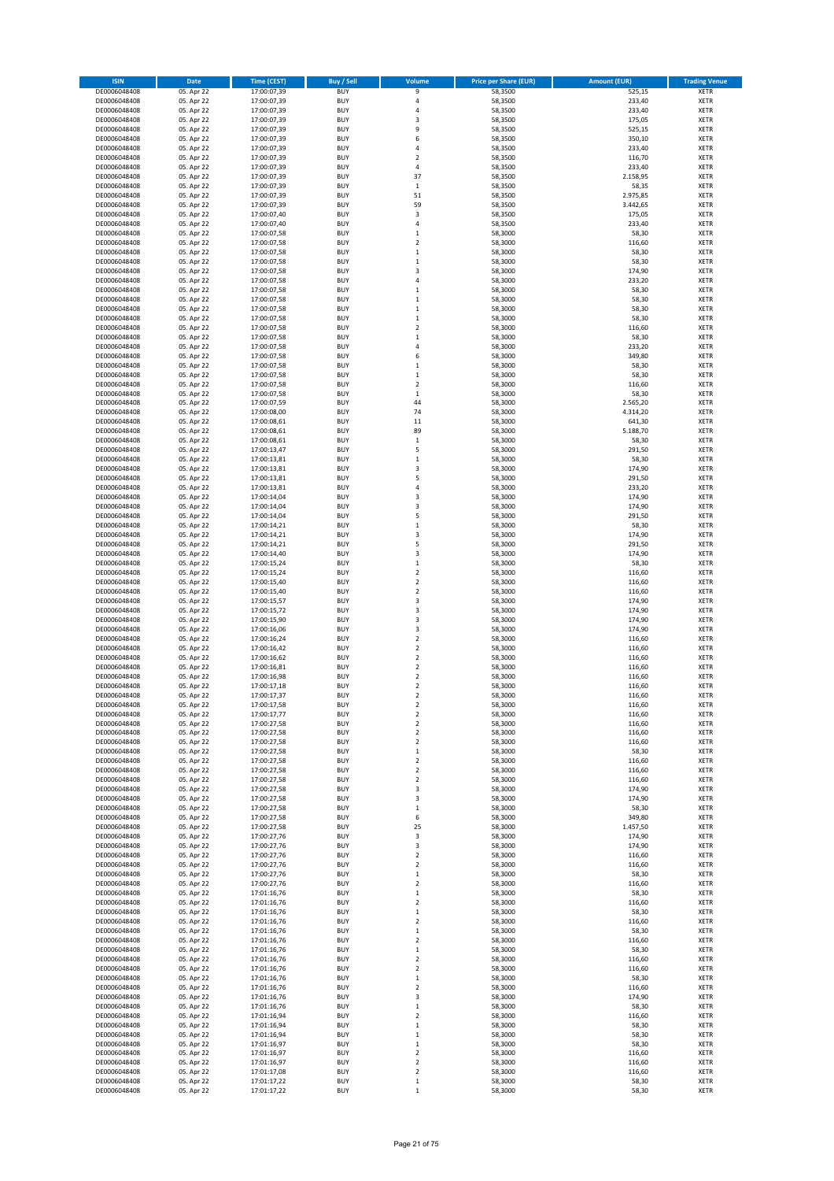| ISIN | Date | Time (CEST) | Buy / Sell | Volume | Price per Share (EUR) | Amount (EUR) | Trading Venue |
|---|---|---|---|---|---|---|---|
| DE0006048408 | 05. Apr 22 | 17:00:07,39 | BUY | 9 | 58,3500 | 525,15 | XETR |
| DE0006048408 | 05. Apr 22 | 17:00:07,39 | BUY | 4 | 58,3500 | 233,40 | XETR |
| DE0006048408 | 05. Apr 22 | 17:00:07,39 | BUY | 4 | 58,3500 | 233,40 | XETR |
| DE0006048408 | 05. Apr 22 | 17:00:07,39 | BUY | 3 | 58,3500 | 175,05 | XETR |
| DE0006048408 | 05. Apr 22 | 17:00:07,39 | BUY | 9 | 58,3500 | 525,15 | XETR |
| DE0006048408 | 05. Apr 22 | 17:00:07,39 | BUY | 6 | 58,3500 | 350,10 | XETR |
| DE0006048408 | 05. Apr 22 | 17:00:07,39 | BUY | 4 | 58,3500 | 233,40 | XETR |
| DE0006048408 | 05. Apr 22 | 17:00:07,39 | BUY | 2 | 58,3500 | 116,70 | XETR |
| DE0006048408 | 05. Apr 22 | 17:00:07,39 | BUY | 4 | 58,3500 | 233,40 | XETR |
| DE0006048408 | 05. Apr 22 | 17:00:07,39 | BUY | 37 | 58,3500 | 2.158,95 | XETR |
| DE0006048408 | 05. Apr 22 | 17:00:07,39 | BUY | 1 | 58,3500 | 58,35 | XETR |
| DE0006048408 | 05. Apr 22 | 17:00:07,39 | BUY | 51 | 58,3500 | 2.975,85 | XETR |
| DE0006048408 | 05. Apr 22 | 17:00:07,39 | BUY | 59 | 58,3500 | 3.442,65 | XETR |
| DE0006048408 | 05. Apr 22 | 17:00:07,40 | BUY | 3 | 58,3500 | 175,05 | XETR |
| DE0006048408 | 05. Apr 22 | 17:00:07,40 | BUY | 4 | 58,3500 | 233,40 | XETR |
| DE0006048408 | 05. Apr 22 | 17:00:07,58 | BUY | 1 | 58,3000 | 58,30 | XETR |
| DE0006048408 | 05. Apr 22 | 17:00:07,58 | BUY | 2 | 58,3000 | 116,60 | XETR |
| DE0006048408 | 05. Apr 22 | 17:00:07,58 | BUY | 1 | 58,3000 | 58,30 | XETR |
| DE0006048408 | 05. Apr 22 | 17:00:07,58 | BUY | 1 | 58,3000 | 58,30 | XETR |
| DE0006048408 | 05. Apr 22 | 17:00:07,58 | BUY | 3 | 58,3000 | 174,90 | XETR |
| DE0006048408 | 05. Apr 22 | 17:00:07,58 | BUY | 4 | 58,3000 | 233,20 | XETR |
| DE0006048408 | 05. Apr 22 | 17:00:07,58 | BUY | 1 | 58,3000 | 58,30 | XETR |
| DE0006048408 | 05. Apr 22 | 17:00:07,58 | BUY | 1 | 58,3000 | 58,30 | XETR |
| DE0006048408 | 05. Apr 22 | 17:00:07,58 | BUY | 1 | 58,3000 | 58,30 | XETR |
| DE0006048408 | 05. Apr 22 | 17:00:07,58 | BUY | 1 | 58,3000 | 58,30 | XETR |
| DE0006048408 | 05. Apr 22 | 17:00:07,58 | BUY | 2 | 58,3000 | 116,60 | XETR |
| DE0006048408 | 05. Apr 22 | 17:00:07,58 | BUY | 1 | 58,3000 | 58,30 | XETR |
| DE0006048408 | 05. Apr 22 | 17:00:07,58 | BUY | 4 | 58,3000 | 233,20 | XETR |
| DE0006048408 | 05. Apr 22 | 17:00:07,58 | BUY | 6 | 58,3000 | 349,80 | XETR |
| DE0006048408 | 05. Apr 22 | 17:00:07,58 | BUY | 1 | 58,3000 | 58,30 | XETR |
| DE0006048408 | 05. Apr 22 | 17:00:07,58 | BUY | 1 | 58,3000 | 58,30 | XETR |
| DE0006048408 | 05. Apr 22 | 17:00:07,58 | BUY | 2 | 58,3000 | 116,60 | XETR |
| DE0006048408 | 05. Apr 22 | 17:00:07,58 | BUY | 1 | 58,3000 | 58,30 | XETR |
| DE0006048408 | 05. Apr 22 | 17:00:07,59 | BUY | 44 | 58,3000 | 2.565,20 | XETR |
| DE0006048408 | 05. Apr 22 | 17:00:08,00 | BUY | 74 | 58,3000 | 4.314,20 | XETR |
| DE0006048408 | 05. Apr 22 | 17:00:08,61 | BUY | 11 | 58,3000 | 641,30 | XETR |
| DE0006048408 | 05. Apr 22 | 17:00:08,61 | BUY | 89 | 58,3000 | 5.188,70 | XETR |
| DE0006048408 | 05. Apr 22 | 17:00:08,61 | BUY | 1 | 58,3000 | 58,30 | XETR |
| DE0006048408 | 05. Apr 22 | 17:00:13,47 | BUY | 5 | 58,3000 | 291,50 | XETR |
| DE0006048408 | 05. Apr 22 | 17:00:13,81 | BUY | 1 | 58,3000 | 58,30 | XETR |
| DE0006048408 | 05. Apr 22 | 17:00:13,81 | BUY | 3 | 58,3000 | 174,90 | XETR |
| DE0006048408 | 05. Apr 22 | 17:00:13,81 | BUY | 5 | 58,3000 | 291,50 | XETR |
| DE0006048408 | 05. Apr 22 | 17:00:13,81 | BUY | 4 | 58,3000 | 233,20 | XETR |
| DE0006048408 | 05. Apr 22 | 17:00:14,04 | BUY | 3 | 58,3000 | 174,90 | XETR |
| DE0006048408 | 05. Apr 22 | 17:00:14,04 | BUY | 3 | 58,3000 | 174,90 | XETR |
| DE0006048408 | 05. Apr 22 | 17:00:14,04 | BUY | 5 | 58,3000 | 291,50 | XETR |
| DE0006048408 | 05. Apr 22 | 17:00:14,21 | BUY | 1 | 58,3000 | 58,30 | XETR |
| DE0006048408 | 05. Apr 22 | 17:00:14,21 | BUY | 3 | 58,3000 | 174,90 | XETR |
| DE0006048408 | 05. Apr 22 | 17:00:14,21 | BUY | 5 | 58,3000 | 291,50 | XETR |
| DE0006048408 | 05. Apr 22 | 17:00:14,40 | BUY | 3 | 58,3000 | 174,90 | XETR |
| DE0006048408 | 05. Apr 22 | 17:00:15,24 | BUY | 1 | 58,3000 | 58,30 | XETR |
| DE0006048408 | 05. Apr 22 | 17:00:15,24 | BUY | 2 | 58,3000 | 116,60 | XETR |
| DE0006048408 | 05. Apr 22 | 17:00:15,40 | BUY | 2 | 58,3000 | 116,60 | XETR |
| DE0006048408 | 05. Apr 22 | 17:00:15,40 | BUY | 2 | 58,3000 | 116,60 | XETR |
| DE0006048408 | 05. Apr 22 | 17:00:15,57 | BUY | 3 | 58,3000 | 174,90 | XETR |
| DE0006048408 | 05. Apr 22 | 17:00:15,72 | BUY | 3 | 58,3000 | 174,90 | XETR |
| DE0006048408 | 05. Apr 22 | 17:00:15,90 | BUY | 3 | 58,3000 | 174,90 | XETR |
| DE0006048408 | 05. Apr 22 | 17:00:16,06 | BUY | 3 | 58,3000 | 174,90 | XETR |
| DE0006048408 | 05. Apr 22 | 17:00:16,24 | BUY | 2 | 58,3000 | 116,60 | XETR |
| DE0006048408 | 05. Apr 22 | 17:00:16,42 | BUY | 2 | 58,3000 | 116,60 | XETR |
| DE0006048408 | 05. Apr 22 | 17:00:16,62 | BUY | 2 | 58,3000 | 116,60 | XETR |
| DE0006048408 | 05. Apr 22 | 17:00:16,81 | BUY | 2 | 58,3000 | 116,60 | XETR |
| DE0006048408 | 05. Apr 22 | 17:00:16,98 | BUY | 2 | 58,3000 | 116,60 | XETR |
| DE0006048408 | 05. Apr 22 | 17:00:17,18 | BUY | 2 | 58,3000 | 116,60 | XETR |
| DE0006048408 | 05. Apr 22 | 17:00:17,37 | BUY | 2 | 58,3000 | 116,60 | XETR |
| DE0006048408 | 05. Apr 22 | 17:00:17,58 | BUY | 2 | 58,3000 | 116,60 | XETR |
| DE0006048408 | 05. Apr 22 | 17:00:17,77 | BUY | 2 | 58,3000 | 116,60 | XETR |
| DE0006048408 | 05. Apr 22 | 17:00:27,58 | BUY | 2 | 58,3000 | 116,60 | XETR |
| DE0006048408 | 05. Apr 22 | 17:00:27,58 | BUY | 2 | 58,3000 | 116,60 | XETR |
| DE0006048408 | 05. Apr 22 | 17:00:27,58 | BUY | 2 | 58,3000 | 116,60 | XETR |
| DE0006048408 | 05. Apr 22 | 17:00:27,58 | BUY | 1 | 58,3000 | 58,30 | XETR |
| DE0006048408 | 05. Apr 22 | 17:00:27,58 | BUY | 2 | 58,3000 | 116,60 | XETR |
| DE0006048408 | 05. Apr 22 | 17:00:27,58 | BUY | 2 | 58,3000 | 116,60 | XETR |
| DE0006048408 | 05. Apr 22 | 17:00:27,58 | BUY | 2 | 58,3000 | 116,60 | XETR |
| DE0006048408 | 05. Apr 22 | 17:00:27,58 | BUY | 3 | 58,3000 | 174,90 | XETR |
| DE0006048408 | 05. Apr 22 | 17:00:27,58 | BUY | 3 | 58,3000 | 174,90 | XETR |
| DE0006048408 | 05. Apr 22 | 17:00:27,58 | BUY | 1 | 58,3000 | 58,30 | XETR |
| DE0006048408 | 05. Apr 22 | 17:00:27,58 | BUY | 6 | 58,3000 | 349,80 | XETR |
| DE0006048408 | 05. Apr 22 | 17:00:27,58 | BUY | 25 | 58,3000 | 1.457,50 | XETR |
| DE0006048408 | 05. Apr 22 | 17:00:27,76 | BUY | 3 | 58,3000 | 174,90 | XETR |
| DE0006048408 | 05. Apr 22 | 17:00:27,76 | BUY | 3 | 58,3000 | 174,90 | XETR |
| DE0006048408 | 05. Apr 22 | 17:00:27,76 | BUY | 2 | 58,3000 | 116,60 | XETR |
| DE0006048408 | 05. Apr 22 | 17:00:27,76 | BUY | 2 | 58,3000 | 116,60 | XETR |
| DE0006048408 | 05. Apr 22 | 17:00:27,76 | BUY | 1 | 58,3000 | 58,30 | XETR |
| DE0006048408 | 05. Apr 22 | 17:00:27,76 | BUY | 2 | 58,3000 | 116,60 | XETR |
| DE0006048408 | 05. Apr 22 | 17:01:16,76 | BUY | 1 | 58,3000 | 58,30 | XETR |
| DE0006048408 | 05. Apr 22 | 17:01:16,76 | BUY | 2 | 58,3000 | 116,60 | XETR |
| DE0006048408 | 05. Apr 22 | 17:01:16,76 | BUY | 1 | 58,3000 | 58,30 | XETR |
| DE0006048408 | 05. Apr 22 | 17:01:16,76 | BUY | 2 | 58,3000 | 116,60 | XETR |
| DE0006048408 | 05. Apr 22 | 17:01:16,76 | BUY | 1 | 58,3000 | 58,30 | XETR |
| DE0006048408 | 05. Apr 22 | 17:01:16,76 | BUY | 2 | 58,3000 | 116,60 | XETR |
| DE0006048408 | 05. Apr 22 | 17:01:16,76 | BUY | 1 | 58,3000 | 58,30 | XETR |
| DE0006048408 | 05. Apr 22 | 17:01:16,76 | BUY | 2 | 58,3000 | 116,60 | XETR |
| DE0006048408 | 05. Apr 22 | 17:01:16,76 | BUY | 2 | 58,3000 | 116,60 | XETR |
| DE0006048408 | 05. Apr 22 | 17:01:16,76 | BUY | 1 | 58,3000 | 58,30 | XETR |
| DE0006048408 | 05. Apr 22 | 17:01:16,76 | BUY | 2 | 58,3000 | 116,60 | XETR |
| DE0006048408 | 05. Apr 22 | 17:01:16,76 | BUY | 3 | 58,3000 | 174,90 | XETR |
| DE0006048408 | 05. Apr 22 | 17:01:16,76 | BUY | 1 | 58,3000 | 58,30 | XETR |
| DE0006048408 | 05. Apr 22 | 17:01:16,94 | BUY | 2 | 58,3000 | 116,60 | XETR |
| DE0006048408 | 05. Apr 22 | 17:01:16,94 | BUY | 1 | 58,3000 | 58,30 | XETR |
| DE0006048408 | 05. Apr 22 | 17:01:16,94 | BUY | 1 | 58,3000 | 58,30 | XETR |
| DE0006048408 | 05. Apr 22 | 17:01:16,97 | BUY | 1 | 58,3000 | 58,30 | XETR |
| DE0006048408 | 05. Apr 22 | 17:01:16,97 | BUY | 2 | 58,3000 | 116,60 | XETR |
| DE0006048408 | 05. Apr 22 | 17:01:16,97 | BUY | 2 | 58,3000 | 116,60 | XETR |
| DE0006048408 | 05. Apr 22 | 17:01:17,08 | BUY | 2 | 58,3000 | 116,60 | XETR |
| DE0006048408 | 05. Apr 22 | 17:01:17,22 | BUY | 1 | 58,3000 | 58,30 | XETR |
| DE0006048408 | 05. Apr 22 | 17:01:17,22 | BUY | 1 | 58,3000 | 58,30 | XETR |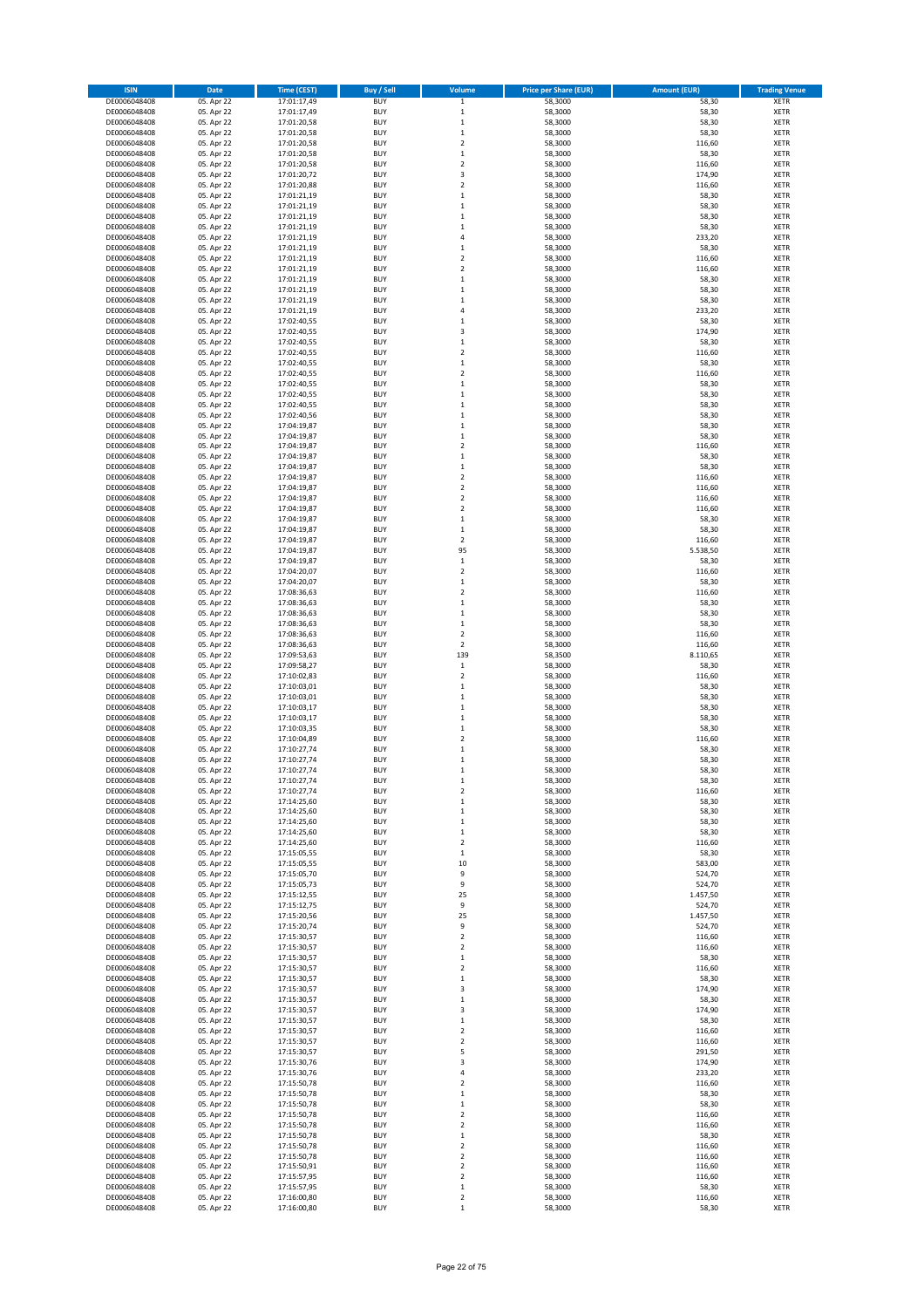| ISIN | Date | Time (CEST) | Buy / Sell | Volume | Price per Share (EUR) | Amount (EUR) | Trading Venue |
|---|---|---|---|---|---|---|---|
| DE0006048408 | 05. Apr 22 | 17:01:17,49 | BUY | 1 | 58,3000 | 58,30 | XETR |
| DE0006048408 | 05. Apr 22 | 17:01:17,49 | BUY | 1 | 58,3000 | 58,30 | XETR |
| DE0006048408 | 05. Apr 22 | 17:01:20,58 | BUY | 1 | 58,3000 | 58,30 | XETR |
| DE0006048408 | 05. Apr 22 | 17:01:20,58 | BUY | 1 | 58,3000 | 58,30 | XETR |
| DE0006048408 | 05. Apr 22 | 17:01:20,58 | BUY | 2 | 58,3000 | 116,60 | XETR |
| DE0006048408 | 05. Apr 22 | 17:01:20,58 | BUY | 1 | 58,3000 | 58,30 | XETR |
| DE0006048408 | 05. Apr 22 | 17:01:20,58 | BUY | 2 | 58,3000 | 116,60 | XETR |
| DE0006048408 | 05. Apr 22 | 17:01:20,72 | BUY | 3 | 58,3000 | 174,90 | XETR |
| DE0006048408 | 05. Apr 22 | 17:01:20,88 | BUY | 2 | 58,3000 | 116,60 | XETR |
| DE0006048408 | 05. Apr 22 | 17:01:21,19 | BUY | 1 | 58,3000 | 58,30 | XETR |
| DE0006048408 | 05. Apr 22 | 17:01:21,19 | BUY | 1 | 58,3000 | 58,30 | XETR |
| DE0006048408 | 05. Apr 22 | 17:01:21,19 | BUY | 1 | 58,3000 | 58,30 | XETR |
| DE0006048408 | 05. Apr 22 | 17:01:21,19 | BUY | 1 | 58,3000 | 58,30 | XETR |
| DE0006048408 | 05. Apr 22 | 17:01:21,19 | BUY | 4 | 58,3000 | 233,20 | XETR |
| DE0006048408 | 05. Apr 22 | 17:01:21,19 | BUY | 1 | 58,3000 | 58,30 | XETR |
| DE0006048408 | 05. Apr 22 | 17:01:21,19 | BUY | 2 | 58,3000 | 116,60 | XETR |
| DE0006048408 | 05. Apr 22 | 17:01:21,19 | BUY | 2 | 58,3000 | 116,60 | XETR |
| DE0006048408 | 05. Apr 22 | 17:01:21,19 | BUY | 1 | 58,3000 | 58,30 | XETR |
| DE0006048408 | 05. Apr 22 | 17:01:21,19 | BUY | 1 | 58,3000 | 58,30 | XETR |
| DE0006048408 | 05. Apr 22 | 17:01:21,19 | BUY | 1 | 58,3000 | 58,30 | XETR |
| DE0006048408 | 05. Apr 22 | 17:01:21,19 | BUY | 4 | 58,3000 | 233,20 | XETR |
| DE0006048408 | 05. Apr 22 | 17:02:40,55 | BUY | 1 | 58,3000 | 58,30 | XETR |
| DE0006048408 | 05. Apr 22 | 17:02:40,55 | BUY | 3 | 58,3000 | 174,90 | XETR |
| DE0006048408 | 05. Apr 22 | 17:02:40,55 | BUY | 1 | 58,3000 | 58,30 | XETR |
| DE0006048408 | 05. Apr 22 | 17:02:40,55 | BUY | 2 | 58,3000 | 116,60 | XETR |
| DE0006048408 | 05. Apr 22 | 17:02:40,55 | BUY | 1 | 58,3000 | 58,30 | XETR |
| DE0006048408 | 05. Apr 22 | 17:02:40,55 | BUY | 2 | 58,3000 | 116,60 | XETR |
| DE0006048408 | 05. Apr 22 | 17:02:40,55 | BUY | 1 | 58,3000 | 58,30 | XETR |
| DE0006048408 | 05. Apr 22 | 17:02:40,55 | BUY | 1 | 58,3000 | 58,30 | XETR |
| DE0006048408 | 05. Apr 22 | 17:02:40,55 | BUY | 1 | 58,3000 | 58,30 | XETR |
| DE0006048408 | 05. Apr 22 | 17:02:40,56 | BUY | 1 | 58,3000 | 58,30 | XETR |
| DE0006048408 | 05. Apr 22 | 17:04:19,87 | BUY | 1 | 58,3000 | 58,30 | XETR |
| DE0006048408 | 05. Apr 22 | 17:04:19,87 | BUY | 1 | 58,3000 | 58,30 | XETR |
| DE0006048408 | 05. Apr 22 | 17:04:19,87 | BUY | 2 | 58,3000 | 116,60 | XETR |
| DE0006048408 | 05. Apr 22 | 17:04:19,87 | BUY | 1 | 58,3000 | 58,30 | XETR |
| DE0006048408 | 05. Apr 22 | 17:04:19,87 | BUY | 1 | 58,3000 | 58,30 | XETR |
| DE0006048408 | 05. Apr 22 | 17:04:19,87 | BUY | 2 | 58,3000 | 116,60 | XETR |
| DE0006048408 | 05. Apr 22 | 17:04:19,87 | BUY | 2 | 58,3000 | 116,60 | XETR |
| DE0006048408 | 05. Apr 22 | 17:04:19,87 | BUY | 2 | 58,3000 | 116,60 | XETR |
| DE0006048408 | 05. Apr 22 | 17:04:19,87 | BUY | 2 | 58,3000 | 116,60 | XETR |
| DE0006048408 | 05. Apr 22 | 17:04:19,87 | BUY | 1 | 58,3000 | 58,30 | XETR |
| DE0006048408 | 05. Apr 22 | 17:04:19,87 | BUY | 1 | 58,3000 | 58,30 | XETR |
| DE0006048408 | 05. Apr 22 | 17:04:19,87 | BUY | 2 | 58,3000 | 116,60 | XETR |
| DE0006048408 | 05. Apr 22 | 17:04:19,87 | BUY | 95 | 58,3000 | 5.538,50 | XETR |
| DE0006048408 | 05. Apr 22 | 17:04:19,87 | BUY | 1 | 58,3000 | 58,30 | XETR |
| DE0006048408 | 05. Apr 22 | 17:04:20,07 | BUY | 2 | 58,3000 | 116,60 | XETR |
| DE0006048408 | 05. Apr 22 | 17:04:20,07 | BUY | 1 | 58,3000 | 58,30 | XETR |
| DE0006048408 | 05. Apr 22 | 17:08:36,63 | BUY | 2 | 58,3000 | 116,60 | XETR |
| DE0006048408 | 05. Apr 22 | 17:08:36,63 | BUY | 1 | 58,3000 | 58,30 | XETR |
| DE0006048408 | 05. Apr 22 | 17:08:36,63 | BUY | 1 | 58,3000 | 58,30 | XETR |
| DE0006048408 | 05. Apr 22 | 17:08:36,63 | BUY | 1 | 58,3000 | 58,30 | XETR |
| DE0006048408 | 05. Apr 22 | 17:08:36,63 | BUY | 2 | 58,3000 | 116,60 | XETR |
| DE0006048408 | 05. Apr 22 | 17:08:36,63 | BUY | 2 | 58,3000 | 116,60 | XETR |
| DE0006048408 | 05. Apr 22 | 17:09:53,63 | BUY | 139 | 58,3500 | 8.110,65 | XETR |
| DE0006048408 | 05. Apr 22 | 17:09:58,27 | BUY | 1 | 58,3000 | 58,30 | XETR |
| DE0006048408 | 05. Apr 22 | 17:10:02,83 | BUY | 2 | 58,3000 | 116,60 | XETR |
| DE0006048408 | 05. Apr 22 | 17:10:03,01 | BUY | 1 | 58,3000 | 58,30 | XETR |
| DE0006048408 | 05. Apr 22 | 17:10:03,01 | BUY | 1 | 58,3000 | 58,30 | XETR |
| DE0006048408 | 05. Apr 22 | 17:10:03,17 | BUY | 1 | 58,3000 | 58,30 | XETR |
| DE0006048408 | 05. Apr 22 | 17:10:03,17 | BUY | 1 | 58,3000 | 58,30 | XETR |
| DE0006048408 | 05. Apr 22 | 17:10:03,35 | BUY | 1 | 58,3000 | 58,30 | XETR |
| DE0006048408 | 05. Apr 22 | 17:10:04,89 | BUY | 2 | 58,3000 | 116,60 | XETR |
| DE0006048408 | 05. Apr 22 | 17:10:27,74 | BUY | 1 | 58,3000 | 58,30 | XETR |
| DE0006048408 | 05. Apr 22 | 17:10:27,74 | BUY | 1 | 58,3000 | 58,30 | XETR |
| DE0006048408 | 05. Apr 22 | 17:10:27,74 | BUY | 1 | 58,3000 | 58,30 | XETR |
| DE0006048408 | 05. Apr 22 | 17:10:27,74 | BUY | 1 | 58,3000 | 58,30 | XETR |
| DE0006048408 | 05. Apr 22 | 17:10:27,74 | BUY | 2 | 58,3000 | 116,60 | XETR |
| DE0006048408 | 05. Apr 22 | 17:14:25,60 | BUY | 1 | 58,3000 | 58,30 | XETR |
| DE0006048408 | 05. Apr 22 | 17:14:25,60 | BUY | 1 | 58,3000 | 58,30 | XETR |
| DE0006048408 | 05. Apr 22 | 17:14:25,60 | BUY | 1 | 58,3000 | 58,30 | XETR |
| DE0006048408 | 05. Apr 22 | 17:14:25,60 | BUY | 1 | 58,3000 | 58,30 | XETR |
| DE0006048408 | 05. Apr 22 | 17:14:25,60 | BUY | 2 | 58,3000 | 116,60 | XETR |
| DE0006048408 | 05. Apr 22 | 17:15:05,55 | BUY | 1 | 58,3000 | 58,30 | XETR |
| DE0006048408 | 05. Apr 22 | 17:15:05,55 | BUY | 10 | 58,3000 | 583,00 | XETR |
| DE0006048408 | 05. Apr 22 | 17:15:05,70 | BUY | 9 | 58,3000 | 524,70 | XETR |
| DE0006048408 | 05. Apr 22 | 17:15:05,73 | BUY | 9 | 58,3000 | 524,70 | XETR |
| DE0006048408 | 05. Apr 22 | 17:15:12,55 | BUY | 25 | 58,3000 | 1.457,50 | XETR |
| DE0006048408 | 05. Apr 22 | 17:15:12,75 | BUY | 9 | 58,3000 | 524,70 | XETR |
| DE0006048408 | 05. Apr 22 | 17:15:20,56 | BUY | 25 | 58,3000 | 1.457,50 | XETR |
| DE0006048408 | 05. Apr 22 | 17:15:20,74 | BUY | 9 | 58,3000 | 524,70 | XETR |
| DE0006048408 | 05. Apr 22 | 17:15:30,57 | BUY | 2 | 58,3000 | 116,60 | XETR |
| DE0006048408 | 05. Apr 22 | 17:15:30,57 | BUY | 2 | 58,3000 | 116,60 | XETR |
| DE0006048408 | 05. Apr 22 | 17:15:30,57 | BUY | 1 | 58,3000 | 58,30 | XETR |
| DE0006048408 | 05. Apr 22 | 17:15:30,57 | BUY | 2 | 58,3000 | 116,60 | XETR |
| DE0006048408 | 05. Apr 22 | 17:15:30,57 | BUY | 1 | 58,3000 | 58,30 | XETR |
| DE0006048408 | 05. Apr 22 | 17:15:30,57 | BUY | 3 | 58,3000 | 174,90 | XETR |
| DE0006048408 | 05. Apr 22 | 17:15:30,57 | BUY | 1 | 58,3000 | 58,30 | XETR |
| DE0006048408 | 05. Apr 22 | 17:15:30,57 | BUY | 3 | 58,3000 | 174,90 | XETR |
| DE0006048408 | 05. Apr 22 | 17:15:30,57 | BUY | 1 | 58,3000 | 58,30 | XETR |
| DE0006048408 | 05. Apr 22 | 17:15:30,57 | BUY | 2 | 58,3000 | 116,60 | XETR |
| DE0006048408 | 05. Apr 22 | 17:15:30,57 | BUY | 2 | 58,3000 | 116,60 | XETR |
| DE0006048408 | 05. Apr 22 | 17:15:30,57 | BUY | 5 | 58,3000 | 291,50 | XETR |
| DE0006048408 | 05. Apr 22 | 17:15:30,76 | BUY | 3 | 58,3000 | 174,90 | XETR |
| DE0006048408 | 05. Apr 22 | 17:15:30,76 | BUY | 4 | 58,3000 | 233,20 | XETR |
| DE0006048408 | 05. Apr 22 | 17:15:50,78 | BUY | 2 | 58,3000 | 116,60 | XETR |
| DE0006048408 | 05. Apr 22 | 17:15:50,78 | BUY | 1 | 58,3000 | 58,30 | XETR |
| DE0006048408 | 05. Apr 22 | 17:15:50,78 | BUY | 1 | 58,3000 | 58,30 | XETR |
| DE0006048408 | 05. Apr 22 | 17:15:50,78 | BUY | 2 | 58,3000 | 116,60 | XETR |
| DE0006048408 | 05. Apr 22 | 17:15:50,78 | BUY | 2 | 58,3000 | 116,60 | XETR |
| DE0006048408 | 05. Apr 22 | 17:15:50,78 | BUY | 1 | 58,3000 | 58,30 | XETR |
| DE0006048408 | 05. Apr 22 | 17:15:50,78 | BUY | 2 | 58,3000 | 116,60 | XETR |
| DE0006048408 | 05. Apr 22 | 17:15:50,78 | BUY | 2 | 58,3000 | 116,60 | XETR |
| DE0006048408 | 05. Apr 22 | 17:15:50,91 | BUY | 2 | 58,3000 | 116,60 | XETR |
| DE0006048408 | 05. Apr 22 | 17:15:57,95 | BUY | 2 | 58,3000 | 116,60 | XETR |
| DE0006048408 | 05. Apr 22 | 17:15:57,95 | BUY | 1 | 58,3000 | 58,30 | XETR |
| DE0006048408 | 05. Apr 22 | 17:16:00,80 | BUY | 2 | 58,3000 | 116,60 | XETR |
| DE0006048408 | 05. Apr 22 | 17:16:00,80 | BUY | 1 | 58,3000 | 58,30 | XETR |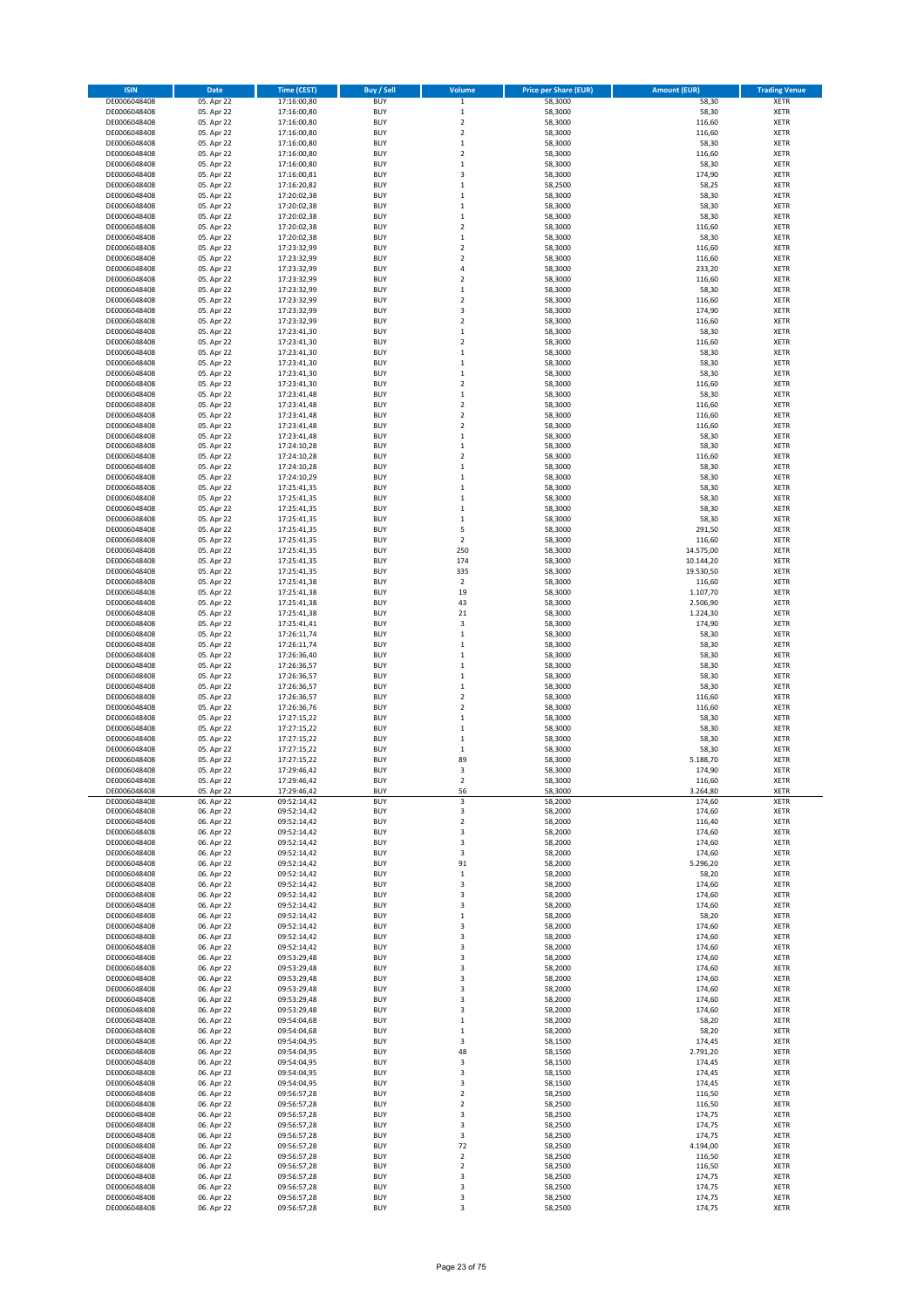| ISIN | Date | Time (CEST) | Buy / Sell | Volume | Price per Share (EUR) | Amount (EUR) | Trading Venue |
|---|---|---|---|---|---|---|---|
| DE0006048408 | 05. Apr 22 | 17:16:00,80 | BUY | 1 | 58,3000 | 58,30 | XETR |
| DE0006048408 | 05. Apr 22 | 17:16:00,80 | BUY | 1 | 58,3000 | 58,30 | XETR |
| DE0006048408 | 05. Apr 22 | 17:16:00,80 | BUY | 2 | 58,3000 | 116,60 | XETR |
| DE0006048408 | 05. Apr 22 | 17:16:00,80 | BUY | 2 | 58,3000 | 116,60 | XETR |
| DE0006048408 | 05. Apr 22 | 17:16:00,80 | BUY | 1 | 58,3000 | 58,30 | XETR |
| DE0006048408 | 05. Apr 22 | 17:16:00,80 | BUY | 2 | 58,3000 | 116,60 | XETR |
| DE0006048408 | 05. Apr 22 | 17:16:00,80 | BUY | 1 | 58,3000 | 58,30 | XETR |
| DE0006048408 | 05. Apr 22 | 17:16:00,81 | BUY | 3 | 58,3000 | 174,90 | XETR |
| DE0006048408 | 05. Apr 22 | 17:16:20,82 | BUY | 1 | 58,2500 | 58,25 | XETR |
| DE0006048408 | 05. Apr 22 | 17:20:02,38 | BUY | 1 | 58,3000 | 58,30 | XETR |
| DE0006048408 | 05. Apr 22 | 17:20:02,38 | BUY | 1 | 58,3000 | 58,30 | XETR |
| DE0006048408 | 05. Apr 22 | 17:20:02,38 | BUY | 1 | 58,3000 | 58,30 | XETR |
| DE0006048408 | 05. Apr 22 | 17:20:02,38 | BUY | 2 | 58,3000 | 116,60 | XETR |
| DE0006048408 | 05. Apr 22 | 17:20:02,38 | BUY | 1 | 58,3000 | 58,30 | XETR |
| DE0006048408 | 05. Apr 22 | 17:23:32,99 | BUY | 2 | 58,3000 | 116,60 | XETR |
| DE0006048408 | 05. Apr 22 | 17:23:32,99 | BUY | 2 | 58,3000 | 116,60 | XETR |
| DE0006048408 | 05. Apr 22 | 17:23:32,99 | BUY | 4 | 58,3000 | 233,20 | XETR |
| DE0006048408 | 05. Apr 22 | 17:23:32,99 | BUY | 2 | 58,3000 | 116,60 | XETR |
| DE0006048408 | 05. Apr 22 | 17:23:32,99 | BUY | 1 | 58,3000 | 58,30 | XETR |
| DE0006048408 | 05. Apr 22 | 17:23:32,99 | BUY | 2 | 58,3000 | 116,60 | XETR |
| DE0006048408 | 05. Apr 22 | 17:23:32,99 | BUY | 3 | 58,3000 | 174,90 | XETR |
| DE0006048408 | 05. Apr 22 | 17:23:32,99 | BUY | 2 | 58,3000 | 116,60 | XETR |
| DE0006048408 | 05. Apr 22 | 17:23:41,30 | BUY | 1 | 58,3000 | 58,30 | XETR |
| DE0006048408 | 05. Apr 22 | 17:23:41,30 | BUY | 2 | 58,3000 | 116,60 | XETR |
| DE0006048408 | 05. Apr 22 | 17:23:41,30 | BUY | 1 | 58,3000 | 58,30 | XETR |
| DE0006048408 | 05. Apr 22 | 17:23:41,30 | BUY | 1 | 58,3000 | 58,30 | XETR |
| DE0006048408 | 05. Apr 22 | 17:23:41,30 | BUY | 1 | 58,3000 | 58,30 | XETR |
| DE0006048408 | 05. Apr 22 | 17:23:41,30 | BUY | 2 | 58,3000 | 116,60 | XETR |
| DE0006048408 | 05. Apr 22 | 17:23:41,48 | BUY | 1 | 58,3000 | 58,30 | XETR |
| DE0006048408 | 05. Apr 22 | 17:23:41,48 | BUY | 2 | 58,3000 | 116,60 | XETR |
| DE0006048408 | 05. Apr 22 | 17:23:41,48 | BUY | 2 | 58,3000 | 116,60 | XETR |
| DE0006048408 | 05. Apr 22 | 17:23:41,48 | BUY | 2 | 58,3000 | 116,60 | XETR |
| DE0006048408 | 05. Apr 22 | 17:23:41,48 | BUY | 1 | 58,3000 | 58,30 | XETR |
| DE0006048408 | 05. Apr 22 | 17:24:10,28 | BUY | 1 | 58,3000 | 58,30 | XETR |
| DE0006048408 | 05. Apr 22 | 17:24:10,28 | BUY | 2 | 58,3000 | 116,60 | XETR |
| DE0006048408 | 05. Apr 22 | 17:24:10,28 | BUY | 1 | 58,3000 | 58,30 | XETR |
| DE0006048408 | 05. Apr 22 | 17:24:10,29 | BUY | 1 | 58,3000 | 58,30 | XETR |
| DE0006048408 | 05. Apr 22 | 17:25:41,35 | BUY | 1 | 58,3000 | 58,30 | XETR |
| DE0006048408 | 05. Apr 22 | 17:25:41,35 | BUY | 1 | 58,3000 | 58,30 | XETR |
| DE0006048408 | 05. Apr 22 | 17:25:41,35 | BUY | 1 | 58,3000 | 58,30 | XETR |
| DE0006048408 | 05. Apr 22 | 17:25:41,35 | BUY | 1 | 58,3000 | 58,30 | XETR |
| DE0006048408 | 05. Apr 22 | 17:25:41,35 | BUY | 5 | 58,3000 | 291,50 | XETR |
| DE0006048408 | 05. Apr 22 | 17:25:41,35 | BUY | 2 | 58,3000 | 116,60 | XETR |
| DE0006048408 | 05. Apr 22 | 17:25:41,35 | BUY | 250 | 58,3000 | 14.575,00 | XETR |
| DE0006048408 | 05. Apr 22 | 17:25:41,35 | BUY | 174 | 58,3000 | 10.144,20 | XETR |
| DE0006048408 | 05. Apr 22 | 17:25:41,35 | BUY | 335 | 58,3000 | 19.530,50 | XETR |
| DE0006048408 | 05. Apr 22 | 17:25:41,38 | BUY | 2 | 58,3000 | 116,60 | XETR |
| DE0006048408 | 05. Apr 22 | 17:25:41,38 | BUY | 19 | 58,3000 | 1.107,70 | XETR |
| DE0006048408 | 05. Apr 22 | 17:25:41,38 | BUY | 43 | 58,3000 | 2.506,90 | XETR |
| DE0006048408 | 05. Apr 22 | 17:25:41,38 | BUY | 21 | 58,3000 | 1.224,30 | XETR |
| DE0006048408 | 05. Apr 22 | 17:25:41,41 | BUY | 3 | 58,3000 | 174,90 | XETR |
| DE0006048408 | 05. Apr 22 | 17:26:11,74 | BUY | 1 | 58,3000 | 58,30 | XETR |
| DE0006048408 | 05. Apr 22 | 17:26:11,74 | BUY | 1 | 58,3000 | 58,30 | XETR |
| DE0006048408 | 05. Apr 22 | 17:26:36,40 | BUY | 1 | 58,3000 | 58,30 | XETR |
| DE0006048408 | 05. Apr 22 | 17:26:36,57 | BUY | 1 | 58,3000 | 58,30 | XETR |
| DE0006048408 | 05. Apr 22 | 17:26:36,57 | BUY | 1 | 58,3000 | 58,30 | XETR |
| DE0006048408 | 05. Apr 22 | 17:26:36,57 | BUY | 1 | 58,3000 | 58,30 | XETR |
| DE0006048408 | 05. Apr 22 | 17:26:36,57 | BUY | 2 | 58,3000 | 116,60 | XETR |
| DE0006048408 | 05. Apr 22 | 17:26:36,76 | BUY | 2 | 58,3000 | 116,60 | XETR |
| DE0006048408 | 05. Apr 22 | 17:27:15,22 | BUY | 1 | 58,3000 | 58,30 | XETR |
| DE0006048408 | 05. Apr 22 | 17:27:15,22 | BUY | 1 | 58,3000 | 58,30 | XETR |
| DE0006048408 | 05. Apr 22 | 17:27:15,22 | BUY | 1 | 58,3000 | 58,30 | XETR |
| DE0006048408 | 05. Apr 22 | 17:27:15,22 | BUY | 1 | 58,3000 | 58,30 | XETR |
| DE0006048408 | 05. Apr 22 | 17:27:15,22 | BUY | 89 | 58,3000 | 5.188,70 | XETR |
| DE0006048408 | 05. Apr 22 | 17:29:46,42 | BUY | 3 | 58,3000 | 174,90 | XETR |
| DE0006048408 | 05. Apr 22 | 17:29:46,42 | BUY | 2 | 58,3000 | 116,60 | XETR |
| DE0006048408 | 05. Apr 22 | 17:29:46,42 | BUY | 56 | 58,3000 | 3.264,80 | XETR |
| DE0006048408 | 06. Apr 22 | 09:52:14,42 | BUY | 3 | 58,2000 | 174,60 | XETR |
| DE0006048408 | 06. Apr 22 | 09:52:14,42 | BUY | 3 | 58,2000 | 174,60 | XETR |
| DE0006048408 | 06. Apr 22 | 09:52:14,42 | BUY | 2 | 58,2000 | 116,40 | XETR |
| DE0006048408 | 06. Apr 22 | 09:52:14,42 | BUY | 3 | 58,2000 | 174,60 | XETR |
| DE0006048408 | 06. Apr 22 | 09:52:14,42 | BUY | 3 | 58,2000 | 174,60 | XETR |
| DE0006048408 | 06. Apr 22 | 09:52:14,42 | BUY | 3 | 58,2000 | 174,60 | XETR |
| DE0006048408 | 06. Apr 22 | 09:52:14,42 | BUY | 91 | 58,2000 | 5.296,20 | XETR |
| DE0006048408 | 06. Apr 22 | 09:52:14,42 | BUY | 1 | 58,2000 | 58,20 | XETR |
| DE0006048408 | 06. Apr 22 | 09:52:14,42 | BUY | 3 | 58,2000 | 174,60 | XETR |
| DE0006048408 | 06. Apr 22 | 09:52:14,42 | BUY | 3 | 58,2000 | 174,60 | XETR |
| DE0006048408 | 06. Apr 22 | 09:52:14,42 | BUY | 3 | 58,2000 | 174,60 | XETR |
| DE0006048408 | 06. Apr 22 | 09:52:14,42 | BUY | 1 | 58,2000 | 58,20 | XETR |
| DE0006048408 | 06. Apr 22 | 09:52:14,42 | BUY | 3 | 58,2000 | 174,60 | XETR |
| DE0006048408 | 06. Apr 22 | 09:52:14,42 | BUY | 3 | 58,2000 | 174,60 | XETR |
| DE0006048408 | 06. Apr 22 | 09:52:14,42 | BUY | 3 | 58,2000 | 174,60 | XETR |
| DE0006048408 | 06. Apr 22 | 09:53:29,48 | BUY | 3 | 58,2000 | 174,60 | XETR |
| DE0006048408 | 06. Apr 22 | 09:53:29,48 | BUY | 3 | 58,2000 | 174,60 | XETR |
| DE0006048408 | 06. Apr 22 | 09:53:29,48 | BUY | 3 | 58,2000 | 174,60 | XETR |
| DE0006048408 | 06. Apr 22 | 09:53:29,48 | BUY | 3 | 58,2000 | 174,60 | XETR |
| DE0006048408 | 06. Apr 22 | 09:53:29,48 | BUY | 3 | 58,2000 | 174,60 | XETR |
| DE0006048408 | 06. Apr 22 | 09:53:29,48 | BUY | 3 | 58,2000 | 174,60 | XETR |
| DE0006048408 | 06. Apr 22 | 09:54:04,68 | BUY | 1 | 58,2000 | 58,20 | XETR |
| DE0006048408 | 06. Apr 22 | 09:54:04,68 | BUY | 1 | 58,2000 | 58,20 | XETR |
| DE0006048408 | 06. Apr 22 | 09:54:04,95 | BUY | 3 | 58,1500 | 174,45 | XETR |
| DE0006048408 | 06. Apr 22 | 09:54:04,95 | BUY | 48 | 58,1500 | 2.791,20 | XETR |
| DE0006048408 | 06. Apr 22 | 09:54:04,95 | BUY | 3 | 58,1500 | 174,45 | XETR |
| DE0006048408 | 06. Apr 22 | 09:54:04,95 | BUY | 3 | 58,1500 | 174,45 | XETR |
| DE0006048408 | 06. Apr 22 | 09:54:04,95 | BUY | 3 | 58,1500 | 174,45 | XETR |
| DE0006048408 | 06. Apr 22 | 09:56:57,28 | BUY | 2 | 58,2500 | 116,50 | XETR |
| DE0006048408 | 06. Apr 22 | 09:56:57,28 | BUY | 2 | 58,2500 | 116,50 | XETR |
| DE0006048408 | 06. Apr 22 | 09:56:57,28 | BUY | 3 | 58,2500 | 174,75 | XETR |
| DE0006048408 | 06. Apr 22 | 09:56:57,28 | BUY | 3 | 58,2500 | 174,75 | XETR |
| DE0006048408 | 06. Apr 22 | 09:56:57,28 | BUY | 3 | 58,2500 | 174,75 | XETR |
| DE0006048408 | 06. Apr 22 | 09:56:57,28 | BUY | 72 | 58,2500 | 4.194,00 | XETR |
| DE0006048408 | 06. Apr 22 | 09:56:57,28 | BUY | 2 | 58,2500 | 116,50 | XETR |
| DE0006048408 | 06. Apr 22 | 09:56:57,28 | BUY | 2 | 58,2500 | 116,50 | XETR |
| DE0006048408 | 06. Apr 22 | 09:56:57,28 | BUY | 3 | 58,2500 | 174,75 | XETR |
| DE0006048408 | 06. Apr 22 | 09:56:57,28 | BUY | 3 | 58,2500 | 174,75 | XETR |
| DE0006048408 | 06. Apr 22 | 09:56:57,28 | BUY | 3 | 58,2500 | 174,75 | XETR |
| DE0006048408 | 06. Apr 22 | 09:56:57,28 | BUY | 3 | 58,2500 | 174,75 | XETR |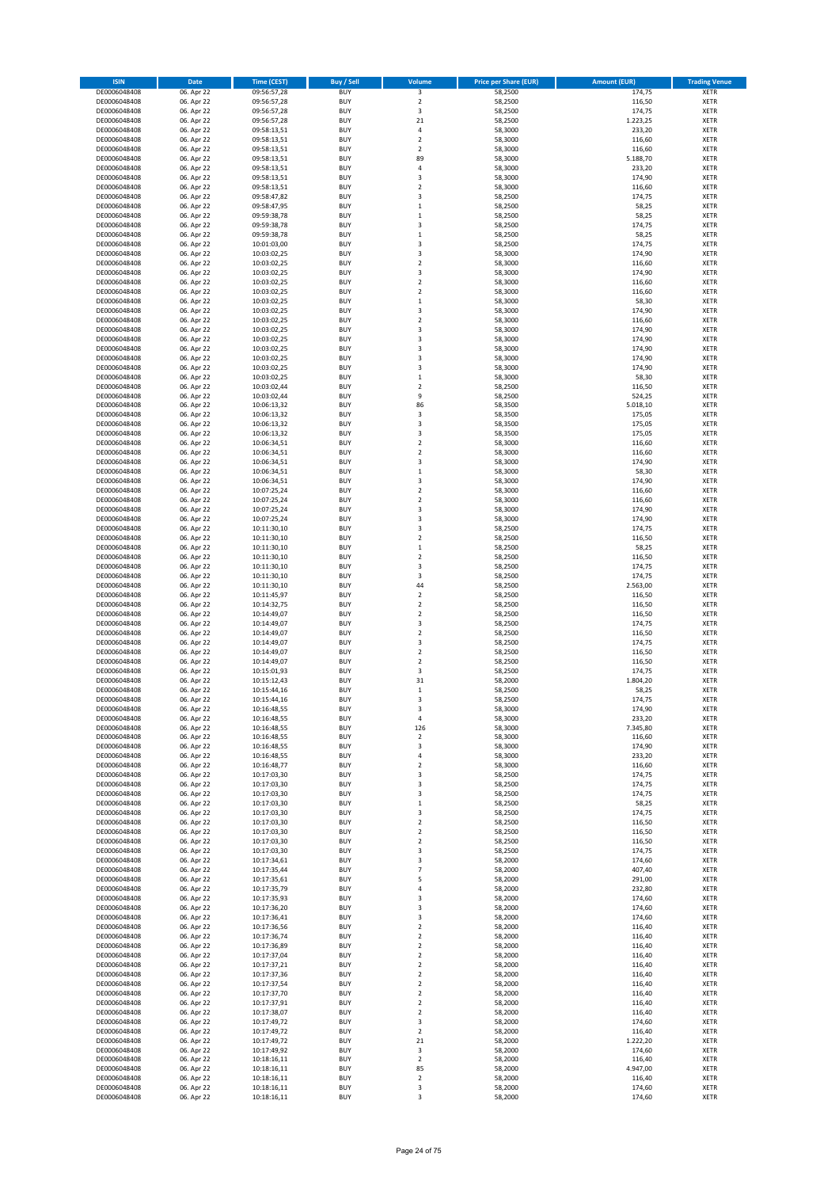| ISIN | Date | Time (CEST) | Buy / Sell | Volume | Price per Share (EUR) | Amount (EUR) | Trading Venue |
|---|---|---|---|---|---|---|---|
| DE0006048408 | 06. Apr 22 | 09:56:57,28 | BUY | 3 | 58,2500 | 174,75 | XETR |
| DE0006048408 | 06. Apr 22 | 09:56:57,28 | BUY | 2 | 58,2500 | 116,50 | XETR |
| DE0006048408 | 06. Apr 22 | 09:56:57,28 | BUY | 3 | 58,2500 | 174,75 | XETR |
| DE0006048408 | 06. Apr 22 | 09:56:57,28 | BUY | 21 | 58,2500 | 1.223,25 | XETR |
| DE0006048408 | 06. Apr 22 | 09:58:13,51 | BUY | 4 | 58,3000 | 233,20 | XETR |
| DE0006048408 | 06. Apr 22 | 09:58:13,51 | BUY | 2 | 58,3000 | 116,60 | XETR |
| DE0006048408 | 06. Apr 22 | 09:58:13,51 | BUY | 2 | 58,3000 | 116,60 | XETR |
| DE0006048408 | 06. Apr 22 | 09:58:13,51 | BUY | 89 | 58,3000 | 5.188,70 | XETR |
| DE0006048408 | 06. Apr 22 | 09:58:13,51 | BUY | 4 | 58,3000 | 233,20 | XETR |
| DE0006048408 | 06. Apr 22 | 09:58:13,51 | BUY | 3 | 58,3000 | 174,90 | XETR |
| DE0006048408 | 06. Apr 22 | 09:58:13,51 | BUY | 2 | 58,3000 | 116,60 | XETR |
| DE0006048408 | 06. Apr 22 | 09:58:47,82 | BUY | 3 | 58,2500 | 174,75 | XETR |
| DE0006048408 | 06. Apr 22 | 09:58:47,95 | BUY | 1 | 58,2500 | 58,25 | XETR |
| DE0006048408 | 06. Apr 22 | 09:59:38,78 | BUY | 1 | 58,2500 | 58,25 | XETR |
| DE0006048408 | 06. Apr 22 | 09:59:38,78 | BUY | 3 | 58,2500 | 174,75 | XETR |
| DE0006048408 | 06. Apr 22 | 09:59:38,78 | BUY | 1 | 58,2500 | 58,25 | XETR |
| DE0006048408 | 06. Apr 22 | 10:01:03,00 | BUY | 3 | 58,2500 | 174,75 | XETR |
| DE0006048408 | 06. Apr 22 | 10:03:02,25 | BUY | 3 | 58,3000 | 174,90 | XETR |
| DE0006048408 | 06. Apr 22 | 10:03:02,25 | BUY | 2 | 58,3000 | 116,60 | XETR |
| DE0006048408 | 06. Apr 22 | 10:03:02,25 | BUY | 3 | 58,3000 | 174,90 | XETR |
| DE0006048408 | 06. Apr 22 | 10:03:02,25 | BUY | 2 | 58,3000 | 116,60 | XETR |
| DE0006048408 | 06. Apr 22 | 10:03:02,25 | BUY | 2 | 58,3000 | 116,60 | XETR |
| DE0006048408 | 06. Apr 22 | 10:03:02,25 | BUY | 1 | 58,3000 | 58,30 | XETR |
| DE0006048408 | 06. Apr 22 | 10:03:02,25 | BUY | 3 | 58,3000 | 174,90 | XETR |
| DE0006048408 | 06. Apr 22 | 10:03:02,25 | BUY | 2 | 58,3000 | 116,60 | XETR |
| DE0006048408 | 06. Apr 22 | 10:03:02,25 | BUY | 3 | 58,3000 | 174,90 | XETR |
| DE0006048408 | 06. Apr 22 | 10:03:02,25 | BUY | 3 | 58,3000 | 174,90 | XETR |
| DE0006048408 | 06. Apr 22 | 10:03:02,25 | BUY | 3 | 58,3000 | 174,90 | XETR |
| DE0006048408 | 06. Apr 22 | 10:03:02,25 | BUY | 3 | 58,3000 | 174,90 | XETR |
| DE0006048408 | 06. Apr 22 | 10:03:02,25 | BUY | 3 | 58,3000 | 174,90 | XETR |
| DE0006048408 | 06. Apr 22 | 10:03:02,25 | BUY | 1 | 58,3000 | 58,30 | XETR |
| DE0006048408 | 06. Apr 22 | 10:03:02,44 | BUY | 2 | 58,2500 | 116,50 | XETR |
| DE0006048408 | 06. Apr 22 | 10:03:02,44 | BUY | 9 | 58,2500 | 524,25 | XETR |
| DE0006048408 | 06. Apr 22 | 10:06:13,32 | BUY | 86 | 58,3500 | 5.018,10 | XETR |
| DE0006048408 | 06. Apr 22 | 10:06:13,32 | BUY | 3 | 58,3500 | 175,05 | XETR |
| DE0006048408 | 06. Apr 22 | 10:06:13,32 | BUY | 3 | 58,3500 | 175,05 | XETR |
| DE0006048408 | 06. Apr 22 | 10:06:13,32 | BUY | 3 | 58,3500 | 175,05 | XETR |
| DE0006048408 | 06. Apr 22 | 10:06:34,51 | BUY | 2 | 58,3000 | 116,60 | XETR |
| DE0006048408 | 06. Apr 22 | 10:06:34,51 | BUY | 2 | 58,3000 | 116,60 | XETR |
| DE0006048408 | 06. Apr 22 | 10:06:34,51 | BUY | 3 | 58,3000 | 174,90 | XETR |
| DE0006048408 | 06. Apr 22 | 10:06:34,51 | BUY | 1 | 58,3000 | 58,30 | XETR |
| DE0006048408 | 06. Apr 22 | 10:06:34,51 | BUY | 3 | 58,3000 | 174,90 | XETR |
| DE0006048408 | 06. Apr 22 | 10:07:25,24 | BUY | 2 | 58,3000 | 116,60 | XETR |
| DE0006048408 | 06. Apr 22 | 10:07:25,24 | BUY | 2 | 58,3000 | 116,60 | XETR |
| DE0006048408 | 06. Apr 22 | 10:07:25,24 | BUY | 3 | 58,3000 | 174,90 | XETR |
| DE0006048408 | 06. Apr 22 | 10:07:25,24 | BUY | 3 | 58,3000 | 174,90 | XETR |
| DE0006048408 | 06. Apr 22 | 10:11:30,10 | BUY | 3 | 58,2500 | 174,75 | XETR |
| DE0006048408 | 06. Apr 22 | 10:11:30,10 | BUY | 2 | 58,2500 | 116,50 | XETR |
| DE0006048408 | 06. Apr 22 | 10:11:30,10 | BUY | 1 | 58,2500 | 58,25 | XETR |
| DE0006048408 | 06. Apr 22 | 10:11:30,10 | BUY | 2 | 58,2500 | 116,50 | XETR |
| DE0006048408 | 06. Apr 22 | 10:11:30,10 | BUY | 3 | 58,2500 | 174,75 | XETR |
| DE0006048408 | 06. Apr 22 | 10:11:30,10 | BUY | 3 | 58,2500 | 174,75 | XETR |
| DE0006048408 | 06. Apr 22 | 10:11:30,10 | BUY | 44 | 58,2500 | 2.563,00 | XETR |
| DE0006048408 | 06. Apr 22 | 10:11:45,97 | BUY | 2 | 58,2500 | 116,50 | XETR |
| DE0006048408 | 06. Apr 22 | 10:14:32,75 | BUY | 2 | 58,2500 | 116,50 | XETR |
| DE0006048408 | 06. Apr 22 | 10:14:49,07 | BUY | 2 | 58,2500 | 116,50 | XETR |
| DE0006048408 | 06. Apr 22 | 10:14:49,07 | BUY | 3 | 58,2500 | 174,75 | XETR |
| DE0006048408 | 06. Apr 22 | 10:14:49,07 | BUY | 2 | 58,2500 | 116,50 | XETR |
| DE0006048408 | 06. Apr 22 | 10:14:49,07 | BUY | 3 | 58,2500 | 174,75 | XETR |
| DE0006048408 | 06. Apr 22 | 10:14:49,07 | BUY | 2 | 58,2500 | 116,50 | XETR |
| DE0006048408 | 06. Apr 22 | 10:14:49,07 | BUY | 2 | 58,2500 | 116,50 | XETR |
| DE0006048408 | 06. Apr 22 | 10:15:01,93 | BUY | 3 | 58,2500 | 174,75 | XETR |
| DE0006048408 | 06. Apr 22 | 10:15:12,43 | BUY | 31 | 58,2000 | 1.804,20 | XETR |
| DE0006048408 | 06. Apr 22 | 10:15:44,16 | BUY | 1 | 58,2500 | 58,25 | XETR |
| DE0006048408 | 06. Apr 22 | 10:15:44,16 | BUY | 3 | 58,2500 | 174,75 | XETR |
| DE0006048408 | 06. Apr 22 | 10:16:48,55 | BUY | 3 | 58,3000 | 174,90 | XETR |
| DE0006048408 | 06. Apr 22 | 10:16:48,55 | BUY | 4 | 58,3000 | 233,20 | XETR |
| DE0006048408 | 06. Apr 22 | 10:16:48,55 | BUY | 126 | 58,3000 | 7.345,80 | XETR |
| DE0006048408 | 06. Apr 22 | 10:16:48,55 | BUY | 2 | 58,3000 | 116,60 | XETR |
| DE0006048408 | 06. Apr 22 | 10:16:48,55 | BUY | 3 | 58,3000 | 174,90 | XETR |
| DE0006048408 | 06. Apr 22 | 10:16:48,55 | BUY | 4 | 58,3000 | 233,20 | XETR |
| DE0006048408 | 06. Apr 22 | 10:16:48,77 | BUY | 2 | 58,3000 | 116,60 | XETR |
| DE0006048408 | 06. Apr 22 | 10:17:03,30 | BUY | 3 | 58,2500 | 174,75 | XETR |
| DE0006048408 | 06. Apr 22 | 10:17:03,30 | BUY | 3 | 58,2500 | 174,75 | XETR |
| DE0006048408 | 06. Apr 22 | 10:17:03,30 | BUY | 3 | 58,2500 | 174,75 | XETR |
| DE0006048408 | 06. Apr 22 | 10:17:03,30 | BUY | 1 | 58,2500 | 58,25 | XETR |
| DE0006048408 | 06. Apr 22 | 10:17:03,30 | BUY | 3 | 58,2500 | 174,75 | XETR |
| DE0006048408 | 06. Apr 22 | 10:17:03,30 | BUY | 2 | 58,2500 | 116,50 | XETR |
| DE0006048408 | 06. Apr 22 | 10:17:03,30 | BUY | 2 | 58,2500 | 116,50 | XETR |
| DE0006048408 | 06. Apr 22 | 10:17:03,30 | BUY | 2 | 58,2500 | 116,50 | XETR |
| DE0006048408 | 06. Apr 22 | 10:17:03,30 | BUY | 3 | 58,2500 | 174,75 | XETR |
| DE0006048408 | 06. Apr 22 | 10:17:34,61 | BUY | 3 | 58,2000 | 174,60 | XETR |
| DE0006048408 | 06. Apr 22 | 10:17:35,44 | BUY | 7 | 58,2000 | 407,40 | XETR |
| DE0006048408 | 06. Apr 22 | 10:17:35,61 | BUY | 5 | 58,2000 | 291,00 | XETR |
| DE0006048408 | 06. Apr 22 | 10:17:35,79 | BUY | 4 | 58,2000 | 232,80 | XETR |
| DE0006048408 | 06. Apr 22 | 10:17:35,93 | BUY | 3 | 58,2000 | 174,60 | XETR |
| DE0006048408 | 06. Apr 22 | 10:17:36,20 | BUY | 3 | 58,2000 | 174,60 | XETR |
| DE0006048408 | 06. Apr 22 | 10:17:36,41 | BUY | 3 | 58,2000 | 174,60 | XETR |
| DE0006048408 | 06. Apr 22 | 10:17:36,56 | BUY | 2 | 58,2000 | 116,40 | XETR |
| DE0006048408 | 06. Apr 22 | 10:17:36,74 | BUY | 2 | 58,2000 | 116,40 | XETR |
| DE0006048408 | 06. Apr 22 | 10:17:36,89 | BUY | 2 | 58,2000 | 116,40 | XETR |
| DE0006048408 | 06. Apr 22 | 10:17:37,04 | BUY | 2 | 58,2000 | 116,40 | XETR |
| DE0006048408 | 06. Apr 22 | 10:17:37,21 | BUY | 2 | 58,2000 | 116,40 | XETR |
| DE0006048408 | 06. Apr 22 | 10:17:37,36 | BUY | 2 | 58,2000 | 116,40 | XETR |
| DE0006048408 | 06. Apr 22 | 10:17:37,54 | BUY | 2 | 58,2000 | 116,40 | XETR |
| DE0006048408 | 06. Apr 22 | 10:17:37,70 | BUY | 2 | 58,2000 | 116,40 | XETR |
| DE0006048408 | 06. Apr 22 | 10:17:37,91 | BUY | 2 | 58,2000 | 116,40 | XETR |
| DE0006048408 | 06. Apr 22 | 10:17:38,07 | BUY | 2 | 58,2000 | 116,40 | XETR |
| DE0006048408 | 06. Apr 22 | 10:17:49,72 | BUY | 3 | 58,2000 | 174,60 | XETR |
| DE0006048408 | 06. Apr 22 | 10:17:49,72 | BUY | 2 | 58,2000 | 116,40 | XETR |
| DE0006048408 | 06. Apr 22 | 10:17:49,72 | BUY | 21 | 58,2000 | 1.222,20 | XETR |
| DE0006048408 | 06. Apr 22 | 10:17:49,92 | BUY | 3 | 58,2000 | 174,60 | XETR |
| DE0006048408 | 06. Apr 22 | 10:18:16,11 | BUY | 2 | 58,2000 | 116,40 | XETR |
| DE0006048408 | 06. Apr 22 | 10:18:16,11 | BUY | 85 | 58,2000 | 4.947,00 | XETR |
| DE0006048408 | 06. Apr 22 | 10:18:16,11 | BUY | 2 | 58,2000 | 116,40 | XETR |
| DE0006048408 | 06. Apr 22 | 10:18:16,11 | BUY | 3 | 58,2000 | 174,60 | XETR |
| DE0006048408 | 06. Apr 22 | 10:18:16,11 | BUY | 3 | 58,2000 | 174,60 | XETR |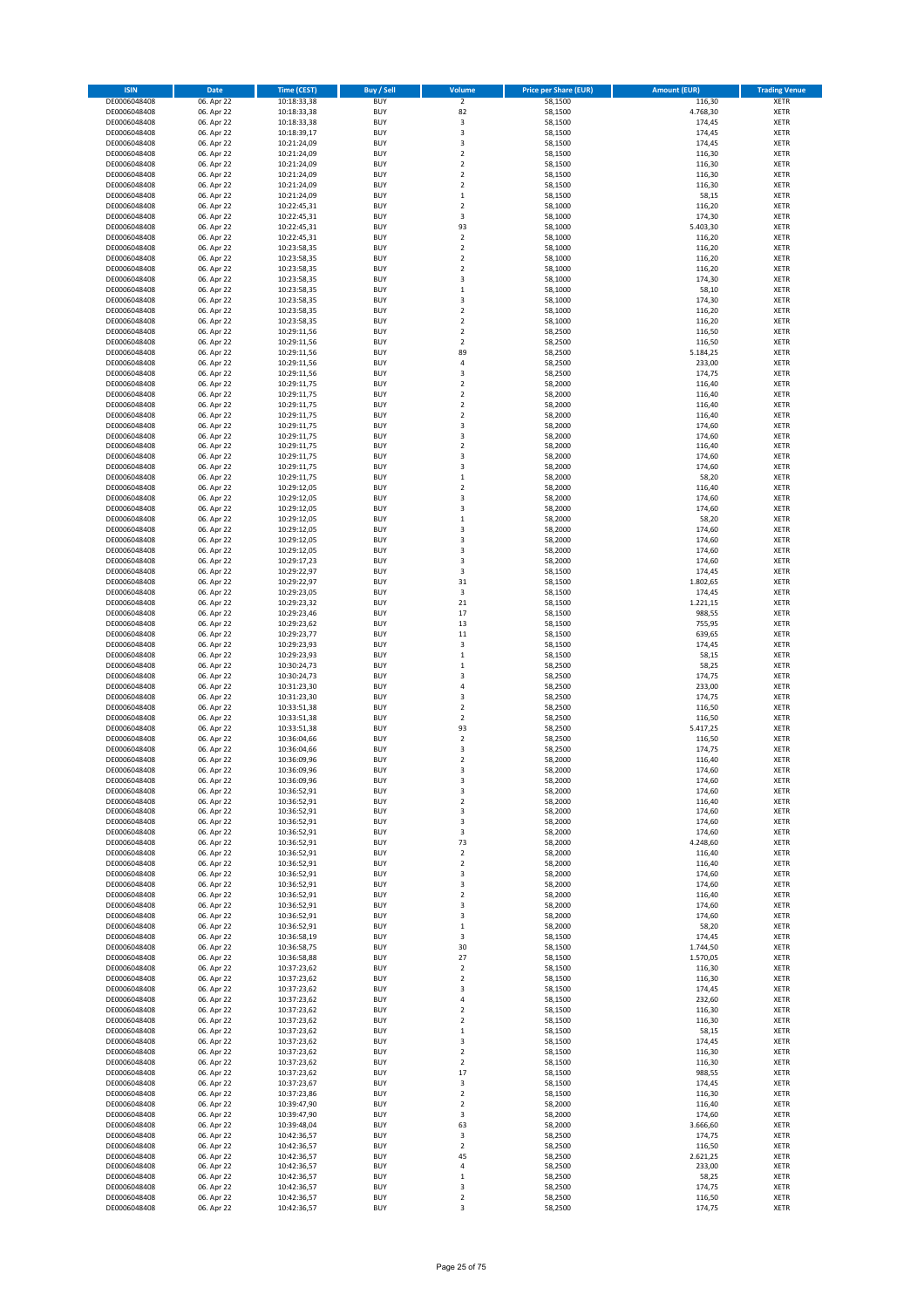| ISIN | Date | Time (CEST) | Buy / Sell | Volume | Price per Share (EUR) | Amount (EUR) | Trading Venue |
|---|---|---|---|---|---|---|---|
| DE0006048408 | 06. Apr 22 | 10:18:33,38 | BUY | 2 | 58,1500 | 116,30 | XETR |
| DE0006048408 | 06. Apr 22 | 10:18:33,38 | BUY | 82 | 58,1500 | 4.768,30 | XETR |
| DE0006048408 | 06. Apr 22 | 10:18:33,38 | BUY | 3 | 58,1500 | 174,45 | XETR |
| DE0006048408 | 06. Apr 22 | 10:18:39,17 | BUY | 3 | 58,1500 | 174,45 | XETR |
| DE0006048408 | 06. Apr 22 | 10:21:24,09 | BUY | 3 | 58,1500 | 174,45 | XETR |
| DE0006048408 | 06. Apr 22 | 10:21:24,09 | BUY | 2 | 58,1500 | 116,30 | XETR |
| DE0006048408 | 06. Apr 22 | 10:21:24,09 | BUY | 2 | 58,1500 | 116,30 | XETR |
| DE0006048408 | 06. Apr 22 | 10:21:24,09 | BUY | 2 | 58,1500 | 116,30 | XETR |
| DE0006048408 | 06. Apr 22 | 10:21:24,09 | BUY | 2 | 58,1500 | 116,30 | XETR |
| DE0006048408 | 06. Apr 22 | 10:21:24,09 | BUY | 1 | 58,1500 | 58,15 | XETR |
| DE0006048408 | 06. Apr 22 | 10:22:45,31 | BUY | 2 | 58,1000 | 116,20 | XETR |
| DE0006048408 | 06. Apr 22 | 10:22:45,31 | BUY | 3 | 58,1000 | 174,30 | XETR |
| DE0006048408 | 06. Apr 22 | 10:22:45,31 | BUY | 93 | 58,1000 | 5.403,30 | XETR |
| DE0006048408 | 06. Apr 22 | 10:22:45,31 | BUY | 2 | 58,1000 | 116,20 | XETR |
| DE0006048408 | 06. Apr 22 | 10:23:58,35 | BUY | 2 | 58,1000 | 116,20 | XETR |
| DE0006048408 | 06. Apr 22 | 10:23:58,35 | BUY | 2 | 58,1000 | 116,20 | XETR |
| DE0006048408 | 06. Apr 22 | 10:23:58,35 | BUY | 2 | 58,1000 | 116,20 | XETR |
| DE0006048408 | 06. Apr 22 | 10:23:58,35 | BUY | 3 | 58,1000 | 174,30 | XETR |
| DE0006048408 | 06. Apr 22 | 10:23:58,35 | BUY | 1 | 58,1000 | 58,10 | XETR |
| DE0006048408 | 06. Apr 22 | 10:23:58,35 | BUY | 3 | 58,1000 | 174,30 | XETR |
| DE0006048408 | 06. Apr 22 | 10:23:58,35 | BUY | 2 | 58,1000 | 116,20 | XETR |
| DE0006048408 | 06. Apr 22 | 10:23:58,35 | BUY | 2 | 58,1000 | 116,20 | XETR |
| DE0006048408 | 06. Apr 22 | 10:29:11,56 | BUY | 2 | 58,2500 | 116,50 | XETR |
| DE0006048408 | 06. Apr 22 | 10:29:11,56 | BUY | 2 | 58,2500 | 116,50 | XETR |
| DE0006048408 | 06. Apr 22 | 10:29:11,56 | BUY | 89 | 58,2500 | 5.184,25 | XETR |
| DE0006048408 | 06. Apr 22 | 10:29:11,56 | BUY | 4 | 58,2500 | 233,00 | XETR |
| DE0006048408 | 06. Apr 22 | 10:29:11,56 | BUY | 3 | 58,2500 | 174,75 | XETR |
| DE0006048408 | 06. Apr 22 | 10:29:11,75 | BUY | 2 | 58,2000 | 116,40 | XETR |
| DE0006048408 | 06. Apr 22 | 10:29:11,75 | BUY | 2 | 58,2000 | 116,40 | XETR |
| DE0006048408 | 06. Apr 22 | 10:29:11,75 | BUY | 2 | 58,2000 | 116,40 | XETR |
| DE0006048408 | 06. Apr 22 | 10:29:11,75 | BUY | 2 | 58,2000 | 116,40 | XETR |
| DE0006048408 | 06. Apr 22 | 10:29:11,75 | BUY | 3 | 58,2000 | 174,60 | XETR |
| DE0006048408 | 06. Apr 22 | 10:29:11,75 | BUY | 3 | 58,2000 | 174,60 | XETR |
| DE0006048408 | 06. Apr 22 | 10:29:11,75 | BUY | 2 | 58,2000 | 116,40 | XETR |
| DE0006048408 | 06. Apr 22 | 10:29:11,75 | BUY | 3 | 58,2000 | 174,60 | XETR |
| DE0006048408 | 06. Apr 22 | 10:29:11,75 | BUY | 3 | 58,2000 | 174,60 | XETR |
| DE0006048408 | 06. Apr 22 | 10:29:11,75 | BUY | 1 | 58,2000 | 58,20 | XETR |
| DE0006048408 | 06. Apr 22 | 10:29:12,05 | BUY | 2 | 58,2000 | 116,40 | XETR |
| DE0006048408 | 06. Apr 22 | 10:29:12,05 | BUY | 3 | 58,2000 | 174,60 | XETR |
| DE0006048408 | 06. Apr 22 | 10:29:12,05 | BUY | 3 | 58,2000 | 174,60 | XETR |
| DE0006048408 | 06. Apr 22 | 10:29:12,05 | BUY | 1 | 58,2000 | 58,20 | XETR |
| DE0006048408 | 06. Apr 22 | 10:29:12,05 | BUY | 3 | 58,2000 | 174,60 | XETR |
| DE0006048408 | 06. Apr 22 | 10:29:12,05 | BUY | 3 | 58,2000 | 174,60 | XETR |
| DE0006048408 | 06. Apr 22 | 10:29:12,05 | BUY | 3 | 58,2000 | 174,60 | XETR |
| DE0006048408 | 06. Apr 22 | 10:29:17,23 | BUY | 3 | 58,2000 | 174,60 | XETR |
| DE0006048408 | 06. Apr 22 | 10:29:22,97 | BUY | 3 | 58,1500 | 174,45 | XETR |
| DE0006048408 | 06. Apr 22 | 10:29:22,97 | BUY | 31 | 58,1500 | 1.802,65 | XETR |
| DE0006048408 | 06. Apr 22 | 10:29:23,05 | BUY | 3 | 58,1500 | 174,45 | XETR |
| DE0006048408 | 06. Apr 22 | 10:29:23,32 | BUY | 21 | 58,1500 | 1.221,15 | XETR |
| DE0006048408 | 06. Apr 22 | 10:29:23,46 | BUY | 17 | 58,1500 | 988,55 | XETR |
| DE0006048408 | 06. Apr 22 | 10:29:23,62 | BUY | 13 | 58,1500 | 755,95 | XETR |
| DE0006048408 | 06. Apr 22 | 10:29:23,77 | BUY | 11 | 58,1500 | 639,65 | XETR |
| DE0006048408 | 06. Apr 22 | 10:29:23,93 | BUY | 3 | 58,1500 | 174,45 | XETR |
| DE0006048408 | 06. Apr 22 | 10:29:23,93 | BUY | 1 | 58,1500 | 58,15 | XETR |
| DE0006048408 | 06. Apr 22 | 10:30:24,73 | BUY | 1 | 58,2500 | 58,25 | XETR |
| DE0006048408 | 06. Apr 22 | 10:30:24,73 | BUY | 3 | 58,2500 | 174,75 | XETR |
| DE0006048408 | 06. Apr 22 | 10:31:23,30 | BUY | 4 | 58,2500 | 233,00 | XETR |
| DE0006048408 | 06. Apr 22 | 10:31:23,30 | BUY | 3 | 58,2500 | 174,75 | XETR |
| DE0006048408 | 06. Apr 22 | 10:33:51,38 | BUY | 2 | 58,2500 | 116,50 | XETR |
| DE0006048408 | 06. Apr 22 | 10:33:51,38 | BUY | 2 | 58,2500 | 116,50 | XETR |
| DE0006048408 | 06. Apr 22 | 10:33:51,38 | BUY | 93 | 58,2500 | 5.417,25 | XETR |
| DE0006048408 | 06. Apr 22 | 10:36:04,66 | BUY | 2 | 58,2500 | 116,50 | XETR |
| DE0006048408 | 06. Apr 22 | 10:36:04,66 | BUY | 3 | 58,2500 | 174,75 | XETR |
| DE0006048408 | 06. Apr 22 | 10:36:09,96 | BUY | 2 | 58,2000 | 116,40 | XETR |
| DE0006048408 | 06. Apr 22 | 10:36:09,96 | BUY | 3 | 58,2000 | 174,60 | XETR |
| DE0006048408 | 06. Apr 22 | 10:36:09,96 | BUY | 3 | 58,2000 | 174,60 | XETR |
| DE0006048408 | 06. Apr 22 | 10:36:52,91 | BUY | 3 | 58,2000 | 174,60 | XETR |
| DE0006048408 | 06. Apr 22 | 10:36:52,91 | BUY | 2 | 58,2000 | 116,40 | XETR |
| DE0006048408 | 06. Apr 22 | 10:36:52,91 | BUY | 3 | 58,2000 | 174,60 | XETR |
| DE0006048408 | 06. Apr 22 | 10:36:52,91 | BUY | 3 | 58,2000 | 174,60 | XETR |
| DE0006048408 | 06. Apr 22 | 10:36:52,91 | BUY | 3 | 58,2000 | 174,60 | XETR |
| DE0006048408 | 06. Apr 22 | 10:36:52,91 | BUY | 73 | 58,2000 | 4.248,60 | XETR |
| DE0006048408 | 06. Apr 22 | 10:36:52,91 | BUY | 2 | 58,2000 | 116,40 | XETR |
| DE0006048408 | 06. Apr 22 | 10:36:52,91 | BUY | 2 | 58,2000 | 116,40 | XETR |
| DE0006048408 | 06. Apr 22 | 10:36:52,91 | BUY | 3 | 58,2000 | 174,60 | XETR |
| DE0006048408 | 06. Apr 22 | 10:36:52,91 | BUY | 3 | 58,2000 | 174,60 | XETR |
| DE0006048408 | 06. Apr 22 | 10:36:52,91 | BUY | 2 | 58,2000 | 116,40 | XETR |
| DE0006048408 | 06. Apr 22 | 10:36:52,91 | BUY | 3 | 58,2000 | 174,60 | XETR |
| DE0006048408 | 06. Apr 22 | 10:36:52,91 | BUY | 3 | 58,2000 | 174,60 | XETR |
| DE0006048408 | 06. Apr 22 | 10:36:52,91 | BUY | 1 | 58,2000 | 58,20 | XETR |
| DE0006048408 | 06. Apr 22 | 10:36:58,19 | BUY | 3 | 58,1500 | 174,45 | XETR |
| DE0006048408 | 06. Apr 22 | 10:36:58,75 | BUY | 30 | 58,1500 | 1.744,50 | XETR |
| DE0006048408 | 06. Apr 22 | 10:36:58,88 | BUY | 27 | 58,1500 | 1.570,05 | XETR |
| DE0006048408 | 06. Apr 22 | 10:37:23,62 | BUY | 2 | 58,1500 | 116,30 | XETR |
| DE0006048408 | 06. Apr 22 | 10:37:23,62 | BUY | 2 | 58,1500 | 116,30 | XETR |
| DE0006048408 | 06. Apr 22 | 10:37:23,62 | BUY | 3 | 58,1500 | 174,45 | XETR |
| DE0006048408 | 06. Apr 22 | 10:37:23,62 | BUY | 4 | 58,1500 | 232,60 | XETR |
| DE0006048408 | 06. Apr 22 | 10:37:23,62 | BUY | 2 | 58,1500 | 116,30 | XETR |
| DE0006048408 | 06. Apr 22 | 10:37:23,62 | BUY | 2 | 58,1500 | 116,30 | XETR |
| DE0006048408 | 06. Apr 22 | 10:37:23,62 | BUY | 1 | 58,1500 | 58,15 | XETR |
| DE0006048408 | 06. Apr 22 | 10:37:23,62 | BUY | 3 | 58,1500 | 174,45 | XETR |
| DE0006048408 | 06. Apr 22 | 10:37:23,62 | BUY | 2 | 58,1500 | 116,30 | XETR |
| DE0006048408 | 06. Apr 22 | 10:37:23,62 | BUY | 2 | 58,1500 | 116,30 | XETR |
| DE0006048408 | 06. Apr 22 | 10:37:23,62 | BUY | 17 | 58,1500 | 988,55 | XETR |
| DE0006048408 | 06. Apr 22 | 10:37:23,67 | BUY | 3 | 58,1500 | 174,45 | XETR |
| DE0006048408 | 06. Apr 22 | 10:37:23,86 | BUY | 2 | 58,1500 | 116,30 | XETR |
| DE0006048408 | 06. Apr 22 | 10:39:47,90 | BUY | 2 | 58,2000 | 116,40 | XETR |
| DE0006048408 | 06. Apr 22 | 10:39:47,90 | BUY | 3 | 58,2000 | 174,60 | XETR |
| DE0006048408 | 06. Apr 22 | 10:39:48,04 | BUY | 63 | 58,2000 | 3.666,60 | XETR |
| DE0006048408 | 06. Apr 22 | 10:42:36,57 | BUY | 3 | 58,2500 | 174,75 | XETR |
| DE0006048408 | 06. Apr 22 | 10:42:36,57 | BUY | 2 | 58,2500 | 116,50 | XETR |
| DE0006048408 | 06. Apr 22 | 10:42:36,57 | BUY | 45 | 58,2500 | 2.621,25 | XETR |
| DE0006048408 | 06. Apr 22 | 10:42:36,57 | BUY | 4 | 58,2500 | 233,00 | XETR |
| DE0006048408 | 06. Apr 22 | 10:42:36,57 | BUY | 1 | 58,2500 | 58,25 | XETR |
| DE0006048408 | 06. Apr 22 | 10:42:36,57 | BUY | 3 | 58,2500 | 174,75 | XETR |
| DE0006048408 | 06. Apr 22 | 10:42:36,57 | BUY | 2 | 58,2500 | 116,50 | XETR |
| DE0006048408 | 06. Apr 22 | 10:42:36,57 | BUY | 3 | 58,2500 | 174,75 | XETR |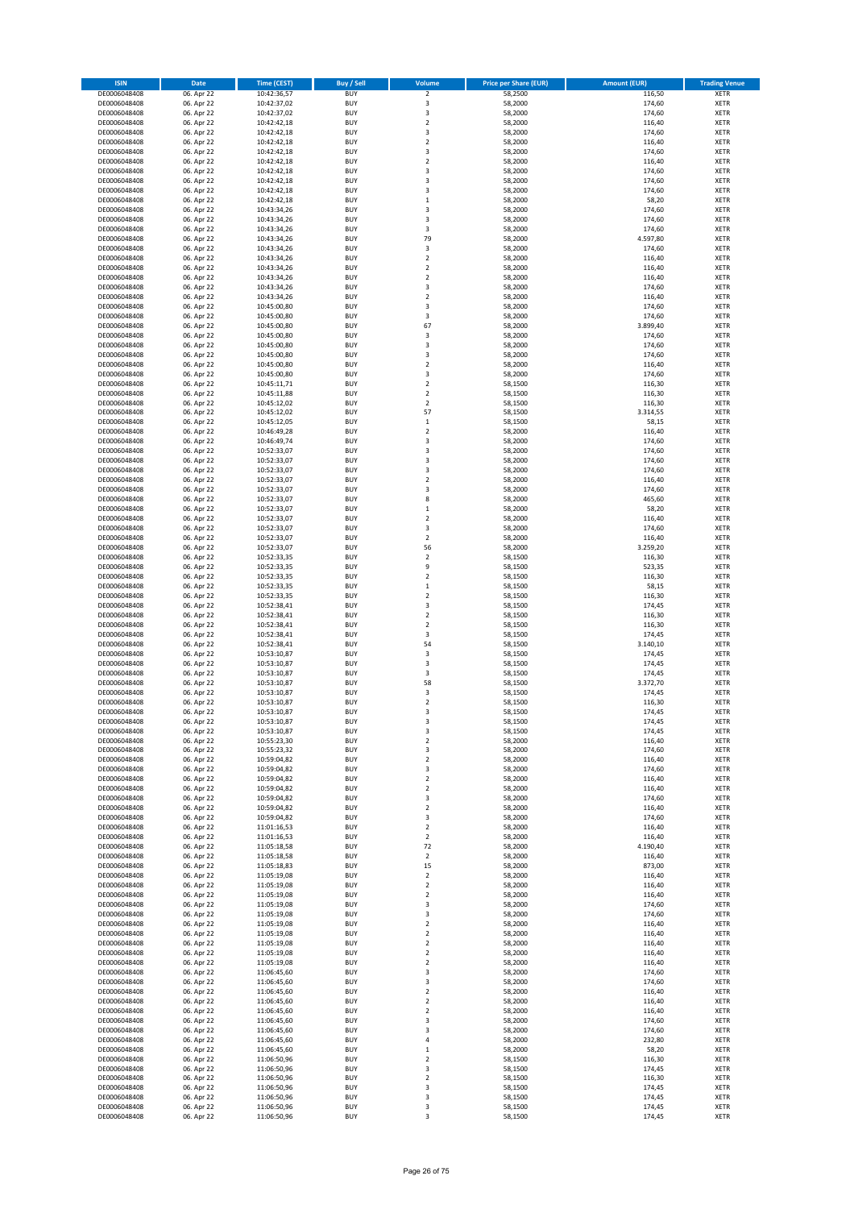| ISIN | Date | Time (CEST) | Buy / Sell | Volume | Price per Share (EUR) | Amount (EUR) | Trading Venue |
|---|---|---|---|---|---|---|---|
| DE0006048408 | 06. Apr 22 | 10:42:36,57 | BUY | 2 | 58,2500 | 116,50 | XETR |
| DE0006048408 | 06. Apr 22 | 10:42:37,02 | BUY | 3 | 58,2000 | 174,60 | XETR |
| DE0006048408 | 06. Apr 22 | 10:42:37,02 | BUY | 3 | 58,2000 | 174,60 | XETR |
| DE0006048408 | 06. Apr 22 | 10:42:42,18 | BUY | 2 | 58,2000 | 116,40 | XETR |
| DE0006048408 | 06. Apr 22 | 10:42:42,18 | BUY | 3 | 58,2000 | 174,60 | XETR |
| DE0006048408 | 06. Apr 22 | 10:42:42,18 | BUY | 2 | 58,2000 | 116,40 | XETR |
| DE0006048408 | 06. Apr 22 | 10:42:42,18 | BUY | 3 | 58,2000 | 174,60 | XETR |
| DE0006048408 | 06. Apr 22 | 10:42:42,18 | BUY | 2 | 58,2000 | 116,40 | XETR |
| DE0006048408 | 06. Apr 22 | 10:42:42,18 | BUY | 3 | 58,2000 | 174,60 | XETR |
| DE0006048408 | 06. Apr 22 | 10:42:42,18 | BUY | 3 | 58,2000 | 174,60 | XETR |
| DE0006048408 | 06. Apr 22 | 10:42:42,18 | BUY | 3 | 58,2000 | 174,60 | XETR |
| DE0006048408 | 06. Apr 22 | 10:42:42,18 | BUY | 1 | 58,2000 | 58,20 | XETR |
| DE0006048408 | 06. Apr 22 | 10:43:34,26 | BUY | 3 | 58,2000 | 174,60 | XETR |
| DE0006048408 | 06. Apr 22 | 10:43:34,26 | BUY | 3 | 58,2000 | 174,60 | XETR |
| DE0006048408 | 06. Apr 22 | 10:43:34,26 | BUY | 3 | 58,2000 | 174,60 | XETR |
| DE0006048408 | 06. Apr 22 | 10:43:34,26 | BUY | 79 | 58,2000 | 4.597,80 | XETR |
| DE0006048408 | 06. Apr 22 | 10:43:34,26 | BUY | 3 | 58,2000 | 174,60 | XETR |
| DE0006048408 | 06. Apr 22 | 10:43:34,26 | BUY | 2 | 58,2000 | 116,40 | XETR |
| DE0006048408 | 06. Apr 22 | 10:43:34,26 | BUY | 2 | 58,2000 | 116,40 | XETR |
| DE0006048408 | 06. Apr 22 | 10:43:34,26 | BUY | 2 | 58,2000 | 116,40 | XETR |
| DE0006048408 | 06. Apr 22 | 10:43:34,26 | BUY | 3 | 58,2000 | 174,60 | XETR |
| DE0006048408 | 06. Apr 22 | 10:43:34,26 | BUY | 2 | 58,2000 | 116,40 | XETR |
| DE0006048408 | 06. Apr 22 | 10:45:00,80 | BUY | 3 | 58,2000 | 174,60 | XETR |
| DE0006048408 | 06. Apr 22 | 10:45:00,80 | BUY | 3 | 58,2000 | 174,60 | XETR |
| DE0006048408 | 06. Apr 22 | 10:45:00,80 | BUY | 67 | 58,2000 | 3.899,40 | XETR |
| DE0006048408 | 06. Apr 22 | 10:45:00,80 | BUY | 3 | 58,2000 | 174,60 | XETR |
| DE0006048408 | 06. Apr 22 | 10:45:00,80 | BUY | 3 | 58,2000 | 174,60 | XETR |
| DE0006048408 | 06. Apr 22 | 10:45:00,80 | BUY | 3 | 58,2000 | 174,60 | XETR |
| DE0006048408 | 06. Apr 22 | 10:45:00,80 | BUY | 2 | 58,2000 | 116,40 | XETR |
| DE0006048408 | 06. Apr 22 | 10:45:00,80 | BUY | 3 | 58,2000 | 174,60 | XETR |
| DE0006048408 | 06. Apr 22 | 10:45:11,71 | BUY | 2 | 58,1500 | 116,30 | XETR |
| DE0006048408 | 06. Apr 22 | 10:45:11,88 | BUY | 2 | 58,1500 | 116,30 | XETR |
| DE0006048408 | 06. Apr 22 | 10:45:12,02 | BUY | 2 | 58,1500 | 116,30 | XETR |
| DE0006048408 | 06. Apr 22 | 10:45:12,02 | BUY | 57 | 58,1500 | 3.314,55 | XETR |
| DE0006048408 | 06. Apr 22 | 10:45:12,05 | BUY | 1 | 58,1500 | 58,15 | XETR |
| DE0006048408 | 06. Apr 22 | 10:46:49,28 | BUY | 2 | 58,2000 | 116,40 | XETR |
| DE0006048408 | 06. Apr 22 | 10:46:49,74 | BUY | 3 | 58,2000 | 174,60 | XETR |
| DE0006048408 | 06. Apr 22 | 10:52:33,07 | BUY | 3 | 58,2000 | 174,60 | XETR |
| DE0006048408 | 06. Apr 22 | 10:52:33,07 | BUY | 3 | 58,2000 | 174,60 | XETR |
| DE0006048408 | 06. Apr 22 | 10:52:33,07 | BUY | 3 | 58,2000 | 174,60 | XETR |
| DE0006048408 | 06. Apr 22 | 10:52:33,07 | BUY | 2 | 58,2000 | 116,40 | XETR |
| DE0006048408 | 06. Apr 22 | 10:52:33,07 | BUY | 3 | 58,2000 | 174,60 | XETR |
| DE0006048408 | 06. Apr 22 | 10:52:33,07 | BUY | 8 | 58,2000 | 465,60 | XETR |
| DE0006048408 | 06. Apr 22 | 10:52:33,07 | BUY | 1 | 58,2000 | 58,20 | XETR |
| DE0006048408 | 06. Apr 22 | 10:52:33,07 | BUY | 2 | 58,2000 | 116,40 | XETR |
| DE0006048408 | 06. Apr 22 | 10:52:33,07 | BUY | 3 | 58,2000 | 174,60 | XETR |
| DE0006048408 | 06. Apr 22 | 10:52:33,07 | BUY | 2 | 58,2000 | 116,40 | XETR |
| DE0006048408 | 06. Apr 22 | 10:52:33,07 | BUY | 56 | 58,2000 | 3.259,20 | XETR |
| DE0006048408 | 06. Apr 22 | 10:52:33,35 | BUY | 2 | 58,1500 | 116,30 | XETR |
| DE0006048408 | 06. Apr 22 | 10:52:33,35 | BUY | 9 | 58,1500 | 523,35 | XETR |
| DE0006048408 | 06. Apr 22 | 10:52:33,35 | BUY | 2 | 58,1500 | 116,30 | XETR |
| DE0006048408 | 06. Apr 22 | 10:52:33,35 | BUY | 1 | 58,1500 | 58,15 | XETR |
| DE0006048408 | 06. Apr 22 | 10:52:33,35 | BUY | 2 | 58,1500 | 116,30 | XETR |
| DE0006048408 | 06. Apr 22 | 10:52:38,41 | BUY | 3 | 58,1500 | 174,45 | XETR |
| DE0006048408 | 06. Apr 22 | 10:52:38,41 | BUY | 2 | 58,1500 | 116,30 | XETR |
| DE0006048408 | 06. Apr 22 | 10:52:38,41 | BUY | 2 | 58,1500 | 116,30 | XETR |
| DE0006048408 | 06. Apr 22 | 10:52:38,41 | BUY | 3 | 58,1500 | 174,45 | XETR |
| DE0006048408 | 06. Apr 22 | 10:52:38,41 | BUY | 54 | 58,1500 | 3.140,10 | XETR |
| DE0006048408 | 06. Apr 22 | 10:53:10,87 | BUY | 3 | 58,1500 | 174,45 | XETR |
| DE0006048408 | 06. Apr 22 | 10:53:10,87 | BUY | 3 | 58,1500 | 174,45 | XETR |
| DE0006048408 | 06. Apr 22 | 10:53:10,87 | BUY | 3 | 58,1500 | 174,45 | XETR |
| DE0006048408 | 06. Apr 22 | 10:53:10,87 | BUY | 58 | 58,1500 | 3.372,70 | XETR |
| DE0006048408 | 06. Apr 22 | 10:53:10,87 | BUY | 3 | 58,1500 | 174,45 | XETR |
| DE0006048408 | 06. Apr 22 | 10:53:10,87 | BUY | 2 | 58,1500 | 116,30 | XETR |
| DE0006048408 | 06. Apr 22 | 10:53:10,87 | BUY | 3 | 58,1500 | 174,45 | XETR |
| DE0006048408 | 06. Apr 22 | 10:53:10,87 | BUY | 3 | 58,1500 | 174,45 | XETR |
| DE0006048408 | 06. Apr 22 | 10:53:10,87 | BUY | 3 | 58,1500 | 174,45 | XETR |
| DE0006048408 | 06. Apr 22 | 10:55:23,30 | BUY | 2 | 58,2000 | 116,40 | XETR |
| DE0006048408 | 06. Apr 22 | 10:55:23,32 | BUY | 3 | 58,2000 | 174,60 | XETR |
| DE0006048408 | 06. Apr 22 | 10:59:04,82 | BUY | 2 | 58,2000 | 116,40 | XETR |
| DE0006048408 | 06. Apr 22 | 10:59:04,82 | BUY | 3 | 58,2000 | 174,60 | XETR |
| DE0006048408 | 06. Apr 22 | 10:59:04,82 | BUY | 2 | 58,2000 | 116,40 | XETR |
| DE0006048408 | 06. Apr 22 | 10:59:04,82 | BUY | 2 | 58,2000 | 116,40 | XETR |
| DE0006048408 | 06. Apr 22 | 10:59:04,82 | BUY | 3 | 58,2000 | 174,60 | XETR |
| DE0006048408 | 06. Apr 22 | 10:59:04,82 | BUY | 2 | 58,2000 | 116,40 | XETR |
| DE0006048408 | 06. Apr 22 | 10:59:04,82 | BUY | 3 | 58,2000 | 174,60 | XETR |
| DE0006048408 | 06. Apr 22 | 11:01:16,53 | BUY | 2 | 58,2000 | 116,40 | XETR |
| DE0006048408 | 06. Apr 22 | 11:01:16,53 | BUY | 2 | 58,2000 | 116,40 | XETR |
| DE0006048408 | 06. Apr 22 | 11:05:18,58 | BUY | 72 | 58,2000 | 4.190,40 | XETR |
| DE0006048408 | 06. Apr 22 | 11:05:18,58 | BUY | 2 | 58,2000 | 116,40 | XETR |
| DE0006048408 | 06. Apr 22 | 11:05:18,83 | BUY | 15 | 58,2000 | 873,00 | XETR |
| DE0006048408 | 06. Apr 22 | 11:05:19,08 | BUY | 2 | 58,2000 | 116,40 | XETR |
| DE0006048408 | 06. Apr 22 | 11:05:19,08 | BUY | 2 | 58,2000 | 116,40 | XETR |
| DE0006048408 | 06. Apr 22 | 11:05:19,08 | BUY | 2 | 58,2000 | 116,40 | XETR |
| DE0006048408 | 06. Apr 22 | 11:05:19,08 | BUY | 3 | 58,2000 | 174,60 | XETR |
| DE0006048408 | 06. Apr 22 | 11:05:19,08 | BUY | 3 | 58,2000 | 174,60 | XETR |
| DE0006048408 | 06. Apr 22 | 11:05:19,08 | BUY | 2 | 58,2000 | 116,40 | XETR |
| DE0006048408 | 06. Apr 22 | 11:05:19,08 | BUY | 2 | 58,2000 | 116,40 | XETR |
| DE0006048408 | 06. Apr 22 | 11:05:19,08 | BUY | 2 | 58,2000 | 116,40 | XETR |
| DE0006048408 | 06. Apr 22 | 11:05:19,08 | BUY | 2 | 58,2000 | 116,40 | XETR |
| DE0006048408 | 06. Apr 22 | 11:05:19,08 | BUY | 2 | 58,2000 | 116,40 | XETR |
| DE0006048408 | 06. Apr 22 | 11:06:45,60 | BUY | 3 | 58,2000 | 174,60 | XETR |
| DE0006048408 | 06. Apr 22 | 11:06:45,60 | BUY | 3 | 58,2000 | 174,60 | XETR |
| DE0006048408 | 06. Apr 22 | 11:06:45,60 | BUY | 2 | 58,2000 | 116,40 | XETR |
| DE0006048408 | 06. Apr 22 | 11:06:45,60 | BUY | 2 | 58,2000 | 116,40 | XETR |
| DE0006048408 | 06. Apr 22 | 11:06:45,60 | BUY | 2 | 58,2000 | 116,40 | XETR |
| DE0006048408 | 06. Apr 22 | 11:06:45,60 | BUY | 3 | 58,2000 | 174,60 | XETR |
| DE0006048408 | 06. Apr 22 | 11:06:45,60 | BUY | 3 | 58,2000 | 174,60 | XETR |
| DE0006048408 | 06. Apr 22 | 11:06:45,60 | BUY | 4 | 58,2000 | 232,80 | XETR |
| DE0006048408 | 06. Apr 22 | 11:06:45,60 | BUY | 1 | 58,2000 | 58,20 | XETR |
| DE0006048408 | 06. Apr 22 | 11:06:50,96 | BUY | 2 | 58,1500 | 116,30 | XETR |
| DE0006048408 | 06. Apr 22 | 11:06:50,96 | BUY | 3 | 58,1500 | 174,45 | XETR |
| DE0006048408 | 06. Apr 22 | 11:06:50,96 | BUY | 2 | 58,1500 | 116,30 | XETR |
| DE0006048408 | 06. Apr 22 | 11:06:50,96 | BUY | 3 | 58,1500 | 174,45 | XETR |
| DE0006048408 | 06. Apr 22 | 11:06:50,96 | BUY | 3 | 58,1500 | 174,45 | XETR |
| DE0006048408 | 06. Apr 22 | 11:06:50,96 | BUY | 3 | 58,1500 | 174,45 | XETR |
| DE0006048408 | 06. Apr 22 | 11:06:50,96 | BUY | 3 | 58,1500 | 174,45 | XETR |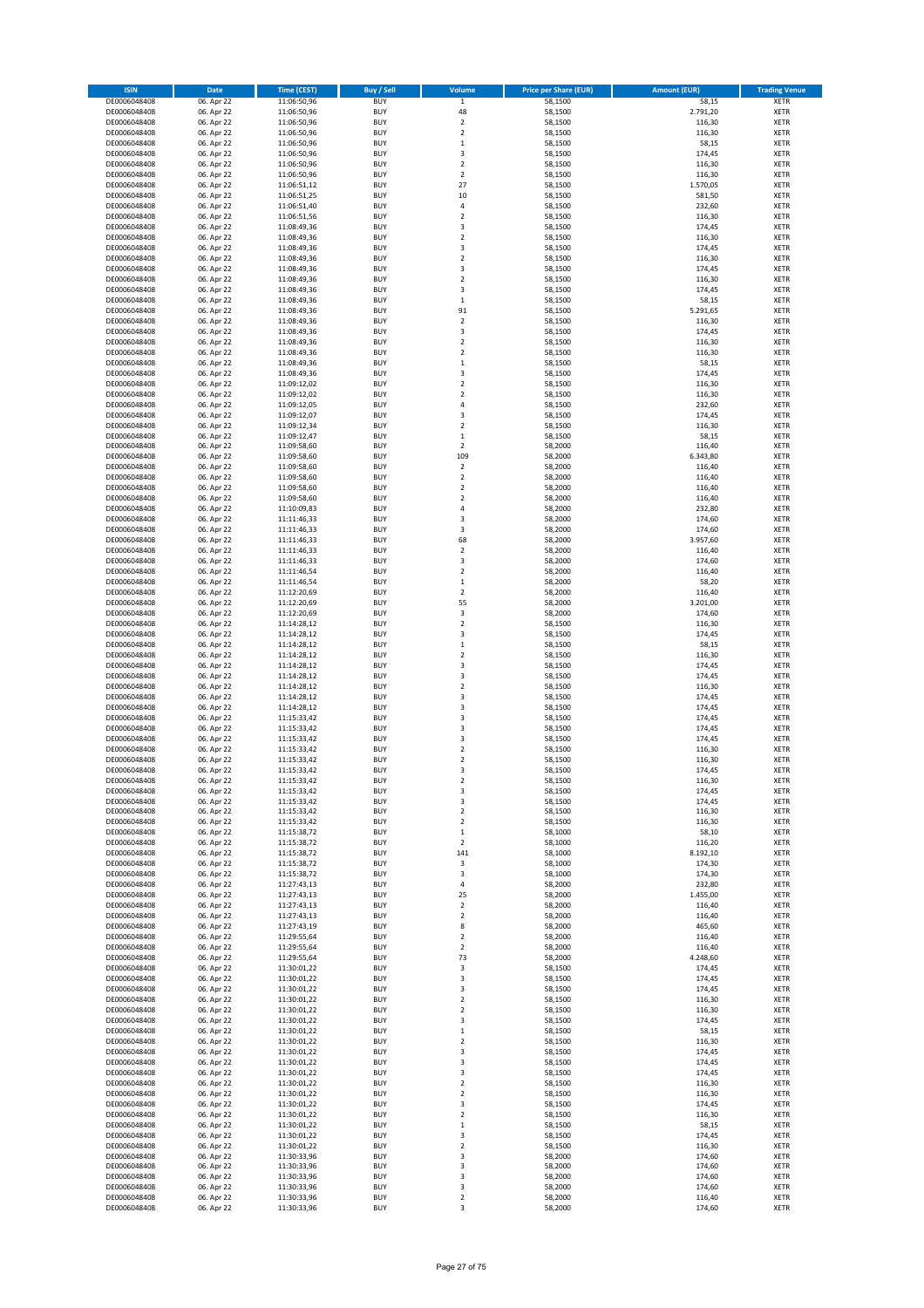| ISIN | Date | Time (CEST) | Buy / Sell | Volume | Price per Share (EUR) | Amount (EUR) | Trading Venue |
|---|---|---|---|---|---|---|---|
| DE0006048408 | 06. Apr 22 | 11:06:50,96 | BUY | 1 | 58,1500 | 58,15 | XETR |
| DE0006048408 | 06. Apr 22 | 11:06:50,96 | BUY | 48 | 58,1500 | 2.791,20 | XETR |
| DE0006048408 | 06. Apr 22 | 11:06:50,96 | BUY | 2 | 58,1500 | 116,30 | XETR |
| DE0006048408 | 06. Apr 22 | 11:06:50,96 | BUY | 2 | 58,1500 | 116,30 | XETR |
| DE0006048408 | 06. Apr 22 | 11:06:50,96 | BUY | 1 | 58,1500 | 58,15 | XETR |
| DE0006048408 | 06. Apr 22 | 11:06:50,96 | BUY | 3 | 58,1500 | 174,45 | XETR |
| DE0006048408 | 06. Apr 22 | 11:06:50,96 | BUY | 2 | 58,1500 | 116,30 | XETR |
| DE0006048408 | 06. Apr 22 | 11:06:50,96 | BUY | 2 | 58,1500 | 116,30 | XETR |
| DE0006048408 | 06. Apr 22 | 11:06:51,12 | BUY | 27 | 58,1500 | 1.570,05 | XETR |
| DE0006048408 | 06. Apr 22 | 11:06:51,25 | BUY | 10 | 58,1500 | 581,50 | XETR |
| DE0006048408 | 06. Apr 22 | 11:06:51,40 | BUY | 4 | 58,1500 | 232,60 | XETR |
| DE0006048408 | 06. Apr 22 | 11:06:51,56 | BUY | 2 | 58,1500 | 116,30 | XETR |
| DE0006048408 | 06. Apr 22 | 11:08:49,36 | BUY | 3 | 58,1500 | 174,45 | XETR |
| DE0006048408 | 06. Apr 22 | 11:08:49,36 | BUY | 2 | 58,1500 | 116,30 | XETR |
| DE0006048408 | 06. Apr 22 | 11:08:49,36 | BUY | 3 | 58,1500 | 174,45 | XETR |
| DE0006048408 | 06. Apr 22 | 11:08:49,36 | BUY | 2 | 58,1500 | 116,30 | XETR |
| DE0006048408 | 06. Apr 22 | 11:08:49,36 | BUY | 3 | 58,1500 | 174,45 | XETR |
| DE0006048408 | 06. Apr 22 | 11:08:49,36 | BUY | 2 | 58,1500 | 116,30 | XETR |
| DE0006048408 | 06. Apr 22 | 11:08:49,36 | BUY | 3 | 58,1500 | 174,45 | XETR |
| DE0006048408 | 06. Apr 22 | 11:08:49,36 | BUY | 1 | 58,1500 | 58,15 | XETR |
| DE0006048408 | 06. Apr 22 | 11:08:49,36 | BUY | 91 | 58,1500 | 5.291,65 | XETR |
| DE0006048408 | 06. Apr 22 | 11:08:49,36 | BUY | 2 | 58,1500 | 116,30 | XETR |
| DE0006048408 | 06. Apr 22 | 11:08:49,36 | BUY | 3 | 58,1500 | 174,45 | XETR |
| DE0006048408 | 06. Apr 22 | 11:08:49,36 | BUY | 2 | 58,1500 | 116,30 | XETR |
| DE0006048408 | 06. Apr 22 | 11:08:49,36 | BUY | 2 | 58,1500 | 116,30 | XETR |
| DE0006048408 | 06. Apr 22 | 11:08:49,36 | BUY | 1 | 58,1500 | 58,15 | XETR |
| DE0006048408 | 06. Apr 22 | 11:08:49,36 | BUY | 3 | 58,1500 | 174,45 | XETR |
| DE0006048408 | 06. Apr 22 | 11:09:12,02 | BUY | 2 | 58,1500 | 116,30 | XETR |
| DE0006048408 | 06. Apr 22 | 11:09:12,02 | BUY | 2 | 58,1500 | 116,30 | XETR |
| DE0006048408 | 06. Apr 22 | 11:09:12,05 | BUY | 4 | 58,1500 | 232,60 | XETR |
| DE0006048408 | 06. Apr 22 | 11:09:12,07 | BUY | 3 | 58,1500 | 174,45 | XETR |
| DE0006048408 | 06. Apr 22 | 11:09:12,34 | BUY | 2 | 58,1500 | 116,30 | XETR |
| DE0006048408 | 06. Apr 22 | 11:09:12,47 | BUY | 1 | 58,1500 | 58,15 | XETR |
| DE0006048408 | 06. Apr 22 | 11:09:58,60 | BUY | 2 | 58,2000 | 116,40 | XETR |
| DE0006048408 | 06. Apr 22 | 11:09:58,60 | BUY | 109 | 58,2000 | 6.343,80 | XETR |
| DE0006048408 | 06. Apr 22 | 11:09:58,60 | BUY | 2 | 58,2000 | 116,40 | XETR |
| DE0006048408 | 06. Apr 22 | 11:09:58,60 | BUY | 2 | 58,2000 | 116,40 | XETR |
| DE0006048408 | 06. Apr 22 | 11:09:58,60 | BUY | 2 | 58,2000 | 116,40 | XETR |
| DE0006048408 | 06. Apr 22 | 11:09:58,60 | BUY | 2 | 58,2000 | 116,40 | XETR |
| DE0006048408 | 06. Apr 22 | 11:10:09,83 | BUY | 4 | 58,2000 | 232,80 | XETR |
| DE0006048408 | 06. Apr 22 | 11:11:46,33 | BUY | 3 | 58,2000 | 174,60 | XETR |
| DE0006048408 | 06. Apr 22 | 11:11:46,33 | BUY | 3 | 58,2000 | 174,60 | XETR |
| DE0006048408 | 06. Apr 22 | 11:11:46,33 | BUY | 68 | 58,2000 | 3.957,60 | XETR |
| DE0006048408 | 06. Apr 22 | 11:11:46,33 | BUY | 2 | 58,2000 | 116,40 | XETR |
| DE0006048408 | 06. Apr 22 | 11:11:46,33 | BUY | 3 | 58,2000 | 174,60 | XETR |
| DE0006048408 | 06. Apr 22 | 11:11:46,54 | BUY | 2 | 58,2000 | 116,40 | XETR |
| DE0006048408 | 06. Apr 22 | 11:11:46,54 | BUY | 1 | 58,2000 | 58,20 | XETR |
| DE0006048408 | 06. Apr 22 | 11:12:20,69 | BUY | 2 | 58,2000 | 116,40 | XETR |
| DE0006048408 | 06. Apr 22 | 11:12:20,69 | BUY | 55 | 58,2000 | 3.201,00 | XETR |
| DE0006048408 | 06. Apr 22 | 11:12:20,69 | BUY | 3 | 58,2000 | 174,60 | XETR |
| DE0006048408 | 06. Apr 22 | 11:14:28,12 | BUY | 2 | 58,1500 | 116,30 | XETR |
| DE0006048408 | 06. Apr 22 | 11:14:28,12 | BUY | 3 | 58,1500 | 174,45 | XETR |
| DE0006048408 | 06. Apr 22 | 11:14:28,12 | BUY | 1 | 58,1500 | 58,15 | XETR |
| DE0006048408 | 06. Apr 22 | 11:14:28,12 | BUY | 2 | 58,1500 | 116,30 | XETR |
| DE0006048408 | 06. Apr 22 | 11:14:28,12 | BUY | 3 | 58,1500 | 174,45 | XETR |
| DE0006048408 | 06. Apr 22 | 11:14:28,12 | BUY | 3 | 58,1500 | 174,45 | XETR |
| DE0006048408 | 06. Apr 22 | 11:14:28,12 | BUY | 2 | 58,1500 | 116,30 | XETR |
| DE0006048408 | 06. Apr 22 | 11:14:28,12 | BUY | 3 | 58,1500 | 174,45 | XETR |
| DE0006048408 | 06. Apr 22 | 11:14:28,12 | BUY | 3 | 58,1500 | 174,45 | XETR |
| DE0006048408 | 06. Apr 22 | 11:15:33,42 | BUY | 3 | 58,1500 | 174,45 | XETR |
| DE0006048408 | 06. Apr 22 | 11:15:33,42 | BUY | 3 | 58,1500 | 174,45 | XETR |
| DE0006048408 | 06. Apr 22 | 11:15:33,42 | BUY | 3 | 58,1500 | 174,45 | XETR |
| DE0006048408 | 06. Apr 22 | 11:15:33,42 | BUY | 2 | 58,1500 | 116,30 | XETR |
| DE0006048408 | 06. Apr 22 | 11:15:33,42 | BUY | 2 | 58,1500 | 116,30 | XETR |
| DE0006048408 | 06. Apr 22 | 11:15:33,42 | BUY | 3 | 58,1500 | 174,45 | XETR |
| DE0006048408 | 06. Apr 22 | 11:15:33,42 | BUY | 2 | 58,1500 | 116,30 | XETR |
| DE0006048408 | 06. Apr 22 | 11:15:33,42 | BUY | 3 | 58,1500 | 174,45 | XETR |
| DE0006048408 | 06. Apr 22 | 11:15:33,42 | BUY | 3 | 58,1500 | 174,45 | XETR |
| DE0006048408 | 06. Apr 22 | 11:15:33,42 | BUY | 2 | 58,1500 | 116,30 | XETR |
| DE0006048408 | 06. Apr 22 | 11:15:33,42 | BUY | 2 | 58,1500 | 116,30 | XETR |
| DE0006048408 | 06. Apr 22 | 11:15:38,72 | BUY | 1 | 58,1000 | 58,10 | XETR |
| DE0006048408 | 06. Apr 22 | 11:15:38,72 | BUY | 2 | 58,1000 | 116,20 | XETR |
| DE0006048408 | 06. Apr 22 | 11:15:38,72 | BUY | 141 | 58,1000 | 8.192,10 | XETR |
| DE0006048408 | 06. Apr 22 | 11:15:38,72 | BUY | 3 | 58,1000 | 174,30 | XETR |
| DE0006048408 | 06. Apr 22 | 11:15:38,72 | BUY | 3 | 58,1000 | 174,30 | XETR |
| DE0006048408 | 06. Apr 22 | 11:27:43,13 | BUY | 4 | 58,2000 | 232,80 | XETR |
| DE0006048408 | 06. Apr 22 | 11:27:43,13 | BUY | 25 | 58,2000 | 1.455,00 | XETR |
| DE0006048408 | 06. Apr 22 | 11:27:43,13 | BUY | 2 | 58,2000 | 116,40 | XETR |
| DE0006048408 | 06. Apr 22 | 11:27:43,13 | BUY | 2 | 58,2000 | 116,40 | XETR |
| DE0006048408 | 06. Apr 22 | 11:27:43,19 | BUY | 8 | 58,2000 | 465,60 | XETR |
| DE0006048408 | 06. Apr 22 | 11:29:55,64 | BUY | 2 | 58,2000 | 116,40 | XETR |
| DE0006048408 | 06. Apr 22 | 11:29:55,64 | BUY | 2 | 58,2000 | 116,40 | XETR |
| DE0006048408 | 06. Apr 22 | 11:29:55,64 | BUY | 73 | 58,2000 | 4.248,60 | XETR |
| DE0006048408 | 06. Apr 22 | 11:30:01,22 | BUY | 3 | 58,1500 | 174,45 | XETR |
| DE0006048408 | 06. Apr 22 | 11:30:01,22 | BUY | 3 | 58,1500 | 174,45 | XETR |
| DE0006048408 | 06. Apr 22 | 11:30:01,22 | BUY | 3 | 58,1500 | 174,45 | XETR |
| DE0006048408 | 06. Apr 22 | 11:30:01,22 | BUY | 2 | 58,1500 | 116,30 | XETR |
| DE0006048408 | 06. Apr 22 | 11:30:01,22 | BUY | 2 | 58,1500 | 116,30 | XETR |
| DE0006048408 | 06. Apr 22 | 11:30:01,22 | BUY | 3 | 58,1500 | 174,45 | XETR |
| DE0006048408 | 06. Apr 22 | 11:30:01,22 | BUY | 1 | 58,1500 | 58,15 | XETR |
| DE0006048408 | 06. Apr 22 | 11:30:01,22 | BUY | 2 | 58,1500 | 116,30 | XETR |
| DE0006048408 | 06. Apr 22 | 11:30:01,22 | BUY | 3 | 58,1500 | 174,45 | XETR |
| DE0006048408 | 06. Apr 22 | 11:30:01,22 | BUY | 3 | 58,1500 | 174,45 | XETR |
| DE0006048408 | 06. Apr 22 | 11:30:01,22 | BUY | 3 | 58,1500 | 174,45 | XETR |
| DE0006048408 | 06. Apr 22 | 11:30:01,22 | BUY | 2 | 58,1500 | 116,30 | XETR |
| DE0006048408 | 06. Apr 22 | 11:30:01,22 | BUY | 2 | 58,1500 | 116,30 | XETR |
| DE0006048408 | 06. Apr 22 | 11:30:01,22 | BUY | 3 | 58,1500 | 174,45 | XETR |
| DE0006048408 | 06. Apr 22 | 11:30:01,22 | BUY | 2 | 58,1500 | 116,30 | XETR |
| DE0006048408 | 06. Apr 22 | 11:30:01,22 | BUY | 1 | 58,1500 | 58,15 | XETR |
| DE0006048408 | 06. Apr 22 | 11:30:01,22 | BUY | 3 | 58,1500 | 174,45 | XETR |
| DE0006048408 | 06. Apr 22 | 11:30:01,22 | BUY | 2 | 58,1500 | 116,30 | XETR |
| DE0006048408 | 06. Apr 22 | 11:30:33,96 | BUY | 3 | 58,2000 | 174,60 | XETR |
| DE0006048408 | 06. Apr 22 | 11:30:33,96 | BUY | 3 | 58,2000 | 174,60 | XETR |
| DE0006048408 | 06. Apr 22 | 11:30:33,96 | BUY | 3 | 58,2000 | 174,60 | XETR |
| DE0006048408 | 06. Apr 22 | 11:30:33,96 | BUY | 3 | 58,2000 | 174,60 | XETR |
| DE0006048408 | 06. Apr 22 | 11:30:33,96 | BUY | 2 | 58,2000 | 116,40 | XETR |
| DE0006048408 | 06. Apr 22 | 11:30:33,96 | BUY | 3 | 58,2000 | 174,60 | XETR |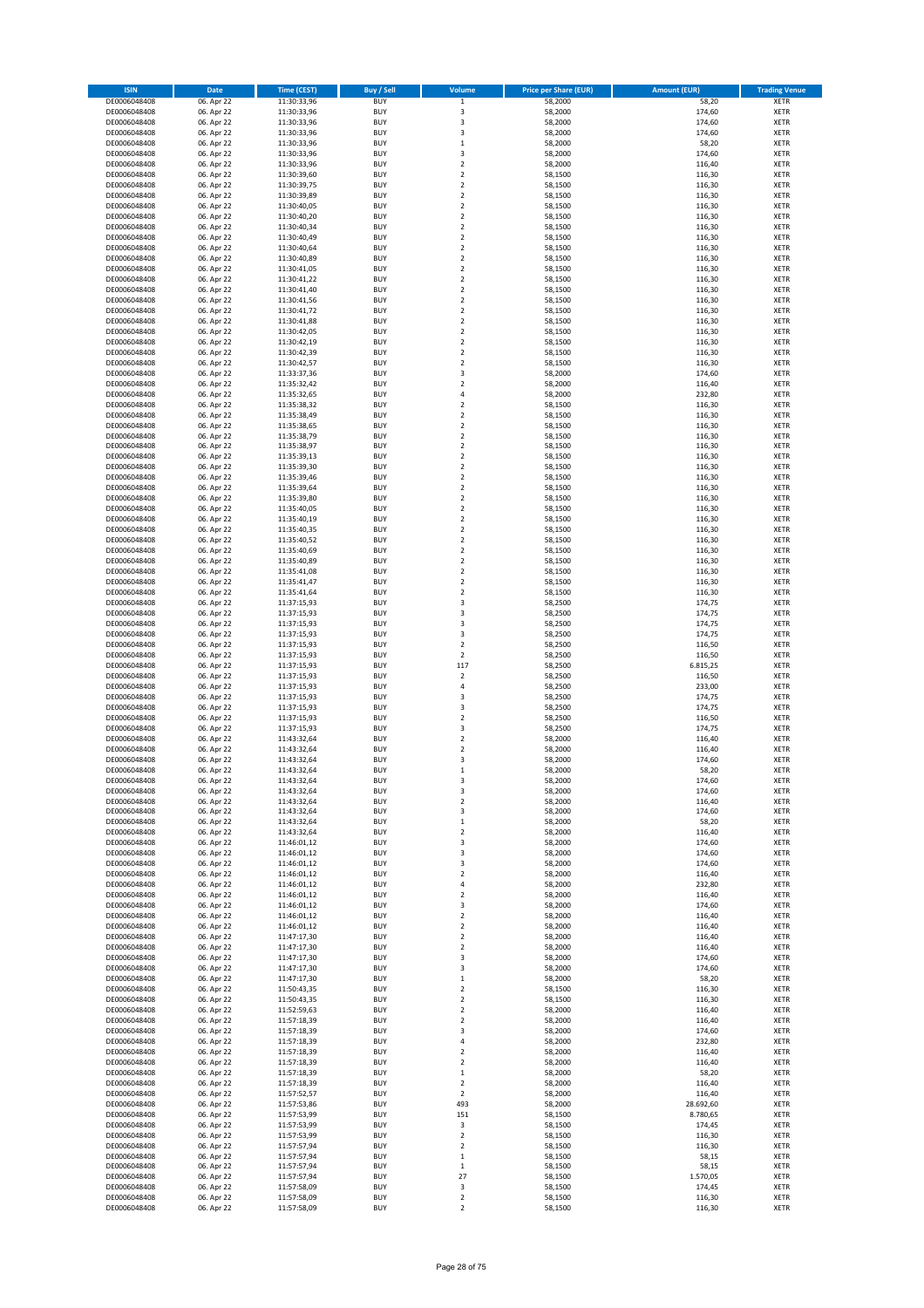| ISIN | Date | Time (CEST) | Buy / Sell | Volume | Price per Share (EUR) | Amount (EUR) | Trading Venue |
|---|---|---|---|---|---|---|---|
| DE0006048408 | 06. Apr 22 | 11:30:33,96 | BUY | 1 | 58,2000 | 58,20 | XETR |
| DE0006048408 | 06. Apr 22 | 11:30:33,96 | BUY | 3 | 58,2000 | 174,60 | XETR |
| DE0006048408 | 06. Apr 22 | 11:30:33,96 | BUY | 3 | 58,2000 | 174,60 | XETR |
| DE0006048408 | 06. Apr 22 | 11:30:33,96 | BUY | 3 | 58,2000 | 174,60 | XETR |
| DE0006048408 | 06. Apr 22 | 11:30:33,96 | BUY | 1 | 58,2000 | 58,20 | XETR |
| DE0006048408 | 06. Apr 22 | 11:30:33,96 | BUY | 3 | 58,2000 | 174,60 | XETR |
| DE0006048408 | 06. Apr 22 | 11:30:33,96 | BUY | 2 | 58,2000 | 116,40 | XETR |
| DE0006048408 | 06. Apr 22 | 11:30:39,60 | BUY | 2 | 58,1500 | 116,30 | XETR |
| DE0006048408 | 06. Apr 22 | 11:30:39,75 | BUY | 2 | 58,1500 | 116,30 | XETR |
| DE0006048408 | 06. Apr 22 | 11:30:39,89 | BUY | 2 | 58,1500 | 116,30 | XETR |
| DE0006048408 | 06. Apr 22 | 11:30:40,05 | BUY | 2 | 58,1500 | 116,30 | XETR |
| DE0006048408 | 06. Apr 22 | 11:30:40,20 | BUY | 2 | 58,1500 | 116,30 | XETR |
| DE0006048408 | 06. Apr 22 | 11:30:40,34 | BUY | 2 | 58,1500 | 116,30 | XETR |
| DE0006048408 | 06. Apr 22 | 11:30:40,49 | BUY | 2 | 58,1500 | 116,30 | XETR |
| DE0006048408 | 06. Apr 22 | 11:30:40,64 | BUY | 2 | 58,1500 | 116,30 | XETR |
| DE0006048408 | 06. Apr 22 | 11:30:40,89 | BUY | 2 | 58,1500 | 116,30 | XETR |
| DE0006048408 | 06. Apr 22 | 11:30:41,05 | BUY | 2 | 58,1500 | 116,30 | XETR |
| DE0006048408 | 06. Apr 22 | 11:30:41,22 | BUY | 2 | 58,1500 | 116,30 | XETR |
| DE0006048408 | 06. Apr 22 | 11:30:41,40 | BUY | 2 | 58,1500 | 116,30 | XETR |
| DE0006048408 | 06. Apr 22 | 11:30:41,56 | BUY | 2 | 58,1500 | 116,30 | XETR |
| DE0006048408 | 06. Apr 22 | 11:30:41,72 | BUY | 2 | 58,1500 | 116,30 | XETR |
| DE0006048408 | 06. Apr 22 | 11:30:41,88 | BUY | 2 | 58,1500 | 116,30 | XETR |
| DE0006048408 | 06. Apr 22 | 11:30:42,05 | BUY | 2 | 58,1500 | 116,30 | XETR |
| DE0006048408 | 06. Apr 22 | 11:30:42,19 | BUY | 2 | 58,1500 | 116,30 | XETR |
| DE0006048408 | 06. Apr 22 | 11:30:42,39 | BUY | 2 | 58,1500 | 116,30 | XETR |
| DE0006048408 | 06. Apr 22 | 11:30:42,57 | BUY | 2 | 58,1500 | 116,30 | XETR |
| DE0006048408 | 06. Apr 22 | 11:33:37,36 | BUY | 3 | 58,2000 | 174,60 | XETR |
| DE0006048408 | 06. Apr 22 | 11:35:32,42 | BUY | 2 | 58,2000 | 116,40 | XETR |
| DE0006048408 | 06. Apr 22 | 11:35:32,65 | BUY | 4 | 58,2000 | 232,80 | XETR |
| DE0006048408 | 06. Apr 22 | 11:35:38,32 | BUY | 2 | 58,1500 | 116,30 | XETR |
| DE0006048408 | 06. Apr 22 | 11:35:38,49 | BUY | 2 | 58,1500 | 116,30 | XETR |
| DE0006048408 | 06. Apr 22 | 11:35:38,65 | BUY | 2 | 58,1500 | 116,30 | XETR |
| DE0006048408 | 06. Apr 22 | 11:35:38,79 | BUY | 2 | 58,1500 | 116,30 | XETR |
| DE0006048408 | 06. Apr 22 | 11:35:38,97 | BUY | 2 | 58,1500 | 116,30 | XETR |
| DE0006048408 | 06. Apr 22 | 11:35:39,13 | BUY | 2 | 58,1500 | 116,30 | XETR |
| DE0006048408 | 06. Apr 22 | 11:35:39,30 | BUY | 2 | 58,1500 | 116,30 | XETR |
| DE0006048408 | 06. Apr 22 | 11:35:39,46 | BUY | 2 | 58,1500 | 116,30 | XETR |
| DE0006048408 | 06. Apr 22 | 11:35:39,64 | BUY | 2 | 58,1500 | 116,30 | XETR |
| DE0006048408 | 06. Apr 22 | 11:35:39,80 | BUY | 2 | 58,1500 | 116,30 | XETR |
| DE0006048408 | 06. Apr 22 | 11:35:40,05 | BUY | 2 | 58,1500 | 116,30 | XETR |
| DE0006048408 | 06. Apr 22 | 11:35:40,19 | BUY | 2 | 58,1500 | 116,30 | XETR |
| DE0006048408 | 06. Apr 22 | 11:35:40,35 | BUY | 2 | 58,1500 | 116,30 | XETR |
| DE0006048408 | 06. Apr 22 | 11:35:40,52 | BUY | 2 | 58,1500 | 116,30 | XETR |
| DE0006048408 | 06. Apr 22 | 11:35:40,69 | BUY | 2 | 58,1500 | 116,30 | XETR |
| DE0006048408 | 06. Apr 22 | 11:35:40,89 | BUY | 2 | 58,1500 | 116,30 | XETR |
| DE0006048408 | 06. Apr 22 | 11:35:41,08 | BUY | 2 | 58,1500 | 116,30 | XETR |
| DE0006048408 | 06. Apr 22 | 11:35:41,47 | BUY | 2 | 58,1500 | 116,30 | XETR |
| DE0006048408 | 06. Apr 22 | 11:35:41,64 | BUY | 2 | 58,1500 | 116,30 | XETR |
| DE0006048408 | 06. Apr 22 | 11:37:15,93 | BUY | 3 | 58,2500 | 174,75 | XETR |
| DE0006048408 | 06. Apr 22 | 11:37:15,93 | BUY | 3 | 58,2500 | 174,75 | XETR |
| DE0006048408 | 06. Apr 22 | 11:37:15,93 | BUY | 3 | 58,2500 | 174,75 | XETR |
| DE0006048408 | 06. Apr 22 | 11:37:15,93 | BUY | 3 | 58,2500 | 174,75 | XETR |
| DE0006048408 | 06. Apr 22 | 11:37:15,93 | BUY | 2 | 58,2500 | 116,50 | XETR |
| DE0006048408 | 06. Apr 22 | 11:37:15,93 | BUY | 2 | 58,2500 | 116,50 | XETR |
| DE0006048408 | 06. Apr 22 | 11:37:15,93 | BUY | 117 | 58,2500 | 6.815,25 | XETR |
| DE0006048408 | 06. Apr 22 | 11:37:15,93 | BUY | 2 | 58,2500 | 116,50 | XETR |
| DE0006048408 | 06. Apr 22 | 11:37:15,93 | BUY | 4 | 58,2500 | 233,00 | XETR |
| DE0006048408 | 06. Apr 22 | 11:37:15,93 | BUY | 3 | 58,2500 | 174,75 | XETR |
| DE0006048408 | 06. Apr 22 | 11:37:15,93 | BUY | 3 | 58,2500 | 174,75 | XETR |
| DE0006048408 | 06. Apr 22 | 11:37:15,93 | BUY | 2 | 58,2500 | 116,50 | XETR |
| DE0006048408 | 06. Apr 22 | 11:37:15,93 | BUY | 3 | 58,2500 | 174,75 | XETR |
| DE0006048408 | 06. Apr 22 | 11:43:32,64 | BUY | 2 | 58,2000 | 116,40 | XETR |
| DE0006048408 | 06. Apr 22 | 11:43:32,64 | BUY | 2 | 58,2000 | 116,40 | XETR |
| DE0006048408 | 06. Apr 22 | 11:43:32,64 | BUY | 3 | 58,2000 | 174,60 | XETR |
| DE0006048408 | 06. Apr 22 | 11:43:32,64 | BUY | 1 | 58,2000 | 58,20 | XETR |
| DE0006048408 | 06. Apr 22 | 11:43:32,64 | BUY | 3 | 58,2000 | 174,60 | XETR |
| DE0006048408 | 06. Apr 22 | 11:43:32,64 | BUY | 3 | 58,2000 | 174,60 | XETR |
| DE0006048408 | 06. Apr 22 | 11:43:32,64 | BUY | 2 | 58,2000 | 116,40 | XETR |
| DE0006048408 | 06. Apr 22 | 11:43:32,64 | BUY | 3 | 58,2000 | 174,60 | XETR |
| DE0006048408 | 06. Apr 22 | 11:43:32,64 | BUY | 1 | 58,2000 | 58,20 | XETR |
| DE0006048408 | 06. Apr 22 | 11:43:32,64 | BUY | 2 | 58,2000 | 116,40 | XETR |
| DE0006048408 | 06. Apr 22 | 11:46:01,12 | BUY | 3 | 58,2000 | 174,60 | XETR |
| DE0006048408 | 06. Apr 22 | 11:46:01,12 | BUY | 3 | 58,2000 | 174,60 | XETR |
| DE0006048408 | 06. Apr 22 | 11:46:01,12 | BUY | 3 | 58,2000 | 174,60 | XETR |
| DE0006048408 | 06. Apr 22 | 11:46:01,12 | BUY | 2 | 58,2000 | 116,40 | XETR |
| DE0006048408 | 06. Apr 22 | 11:46:01,12 | BUY | 4 | 58,2000 | 232,80 | XETR |
| DE0006048408 | 06. Apr 22 | 11:46:01,12 | BUY | 2 | 58,2000 | 116,40 | XETR |
| DE0006048408 | 06. Apr 22 | 11:46:01,12 | BUY | 3 | 58,2000 | 174,60 | XETR |
| DE0006048408 | 06. Apr 22 | 11:46:01,12 | BUY | 2 | 58,2000 | 116,40 | XETR |
| DE0006048408 | 06. Apr 22 | 11:46:01,12 | BUY | 2 | 58,2000 | 116,40 | XETR |
| DE0006048408 | 06. Apr 22 | 11:47:17,30 | BUY | 2 | 58,2000 | 116,40 | XETR |
| DE0006048408 | 06. Apr 22 | 11:47:17,30 | BUY | 2 | 58,2000 | 116,40 | XETR |
| DE0006048408 | 06. Apr 22 | 11:47:17,30 | BUY | 3 | 58,2000 | 174,60 | XETR |
| DE0006048408 | 06. Apr 22 | 11:47:17,30 | BUY | 3 | 58,2000 | 174,60 | XETR |
| DE0006048408 | 06. Apr 22 | 11:47:17,30 | BUY | 1 | 58,2000 | 58,20 | XETR |
| DE0006048408 | 06. Apr 22 | 11:50:43,35 | BUY | 2 | 58,1500 | 116,30 | XETR |
| DE0006048408 | 06. Apr 22 | 11:50:43,35 | BUY | 2 | 58,1500 | 116,30 | XETR |
| DE0006048408 | 06. Apr 22 | 11:52:59,63 | BUY | 2 | 58,2000 | 116,40 | XETR |
| DE0006048408 | 06. Apr 22 | 11:57:18,39 | BUY | 2 | 58,2000 | 116,40 | XETR |
| DE0006048408 | 06. Apr 22 | 11:57:18,39 | BUY | 3 | 58,2000 | 174,60 | XETR |
| DE0006048408 | 06. Apr 22 | 11:57:18,39 | BUY | 4 | 58,2000 | 232,80 | XETR |
| DE0006048408 | 06. Apr 22 | 11:57:18,39 | BUY | 2 | 58,2000 | 116,40 | XETR |
| DE0006048408 | 06. Apr 22 | 11:57:18,39 | BUY | 2 | 58,2000 | 116,40 | XETR |
| DE0006048408 | 06. Apr 22 | 11:57:18,39 | BUY | 1 | 58,2000 | 58,20 | XETR |
| DE0006048408 | 06. Apr 22 | 11:57:18,39 | BUY | 2 | 58,2000 | 116,40 | XETR |
| DE0006048408 | 06. Apr 22 | 11:57:52,57 | BUY | 2 | 58,2000 | 116,40 | XETR |
| DE0006048408 | 06. Apr 22 | 11:57:53,86 | BUY | 493 | 58,2000 | 28.692,60 | XETR |
| DE0006048408 | 06. Apr 22 | 11:57:53,99 | BUY | 151 | 58,1500 | 8.780,65 | XETR |
| DE0006048408 | 06. Apr 22 | 11:57:53,99 | BUY | 3 | 58,1500 | 174,45 | XETR |
| DE0006048408 | 06. Apr 22 | 11:57:53,99 | BUY | 2 | 58,1500 | 116,30 | XETR |
| DE0006048408 | 06. Apr 22 | 11:57:57,94 | BUY | 2 | 58,1500 | 116,30 | XETR |
| DE0006048408 | 06. Apr 22 | 11:57:57,94 | BUY | 1 | 58,1500 | 58,15 | XETR |
| DE0006048408 | 06. Apr 22 | 11:57:57,94 | BUY | 1 | 58,1500 | 58,15 | XETR |
| DE0006048408 | 06. Apr 22 | 11:57:57,94 | BUY | 27 | 58,1500 | 1.570,05 | XETR |
| DE0006048408 | 06. Apr 22 | 11:57:58,09 | BUY | 3 | 58,1500 | 174,45 | XETR |
| DE0006048408 | 06. Apr 22 | 11:57:58,09 | BUY | 2 | 58,1500 | 116,30 | XETR |
| DE0006048408 | 06. Apr 22 | 11:57:58,09 | BUY | 2 | 58,1500 | 116,30 | XETR |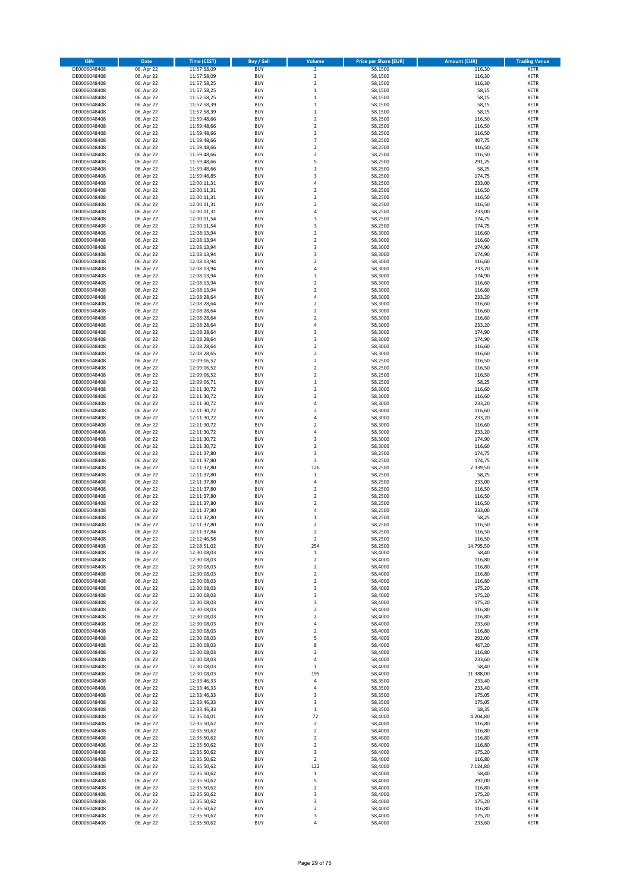| ISIN | Date | Time (CEST) | Buy / Sell | Volume | Price per Share (EUR) | Amount (EUR) | Trading Venue |
|---|---|---|---|---|---|---|---|
| DE0006048408 | 06. Apr 22 | 11:57:58,09 | BUY | 2 | 58,1500 | 116,30 | XETR |
| DE0006048408 | 06. Apr 22 | 11:57:58,09 | BUY | 2 | 58,1500 | 116,30 | XETR |
| DE0006048408 | 06. Apr 22 | 11:57:58,25 | BUY | 2 | 58,1500 | 116,30 | XETR |
| DE0006048408 | 06. Apr 22 | 11:57:58,25 | BUY | 1 | 58,1500 | 58,15 | XETR |
| DE0006048408 | 06. Apr 22 | 11:57:58,25 | BUY | 1 | 58,1500 | 58,15 | XETR |
| DE0006048408 | 06. Apr 22 | 11:57:58,39 | BUY | 1 | 58,1500 | 58,15 | XETR |
| DE0006048408 | 06. Apr 22 | 11:57:58,39 | BUY | 1 | 58,1500 | 58,15 | XETR |
| DE0006048408 | 06. Apr 22 | 11:59:48,66 | BUY | 2 | 58,2500 | 116,50 | XETR |
| DE0006048408 | 06. Apr 22 | 11:59:48,66 | BUY | 2 | 58,2500 | 116,50 | XETR |
| DE0006048408 | 06. Apr 22 | 11:59:48,66 | BUY | 2 | 58,2500 | 116,50 | XETR |
| DE0006048408 | 06. Apr 22 | 11:59:48,66 | BUY | 7 | 58,2500 | 407,75 | XETR |
| DE0006048408 | 06. Apr 22 | 11:59:48,66 | BUY | 2 | 58,2500 | 116,50 | XETR |
| DE0006048408 | 06. Apr 22 | 11:59:48,66 | BUY | 2 | 58,2500 | 116,50 | XETR |
| DE0006048408 | 06. Apr 22 | 11:59:48,66 | BUY | 5 | 58,2500 | 291,25 | XETR |
| DE0006048408 | 06. Apr 22 | 11:59:48,66 | BUY | 1 | 58,2500 | 58,25 | XETR |
| DE0006048408 | 06. Apr 22 | 11:59:48,85 | BUY | 3 | 58,2500 | 174,75 | XETR |
| DE0006048408 | 06. Apr 22 | 12:00:11,31 | BUY | 4 | 58,2500 | 233,00 | XETR |
| DE0006048408 | 06. Apr 22 | 12:00:11,31 | BUY | 2 | 58,2500 | 116,50 | XETR |
| DE0006048408 | 06. Apr 22 | 12:00:11,31 | BUY | 2 | 58,2500 | 116,50 | XETR |
| DE0006048408 | 06. Apr 22 | 12:00:11,31 | BUY | 2 | 58,2500 | 116,50 | XETR |
| DE0006048408 | 06. Apr 22 | 12:00:11,31 | BUY | 4 | 58,2500 | 233,00 | XETR |
| DE0006048408 | 06. Apr 22 | 12:00:11,54 | BUY | 3 | 58,2500 | 174,75 | XETR |
| DE0006048408 | 06. Apr 22 | 12:00:11,54 | BUY | 3 | 58,2500 | 174,75 | XETR |
| DE0006048408 | 06. Apr 22 | 12:08:13,94 | BUY | 2 | 58,3000 | 116,60 | XETR |
| DE0006048408 | 06. Apr 22 | 12:08:13,94 | BUY | 2 | 58,3000 | 116,60 | XETR |
| DE0006048408 | 06. Apr 22 | 12:08:13,94 | BUY | 3 | 58,3000 | 174,90 | XETR |
| DE0006048408 | 06. Apr 22 | 12:08:13,94 | BUY | 3 | 58,3000 | 174,90 | XETR |
| DE0006048408 | 06. Apr 22 | 12:08:13,94 | BUY | 2 | 58,3000 | 116,60 | XETR |
| DE0006048408 | 06. Apr 22 | 12:08:13,94 | BUY | 4 | 58,3000 | 233,20 | XETR |
| DE0006048408 | 06. Apr 22 | 12:08:13,94 | BUY | 3 | 58,3000 | 174,90 | XETR |
| DE0006048408 | 06. Apr 22 | 12:08:13,94 | BUY | 2 | 58,3000 | 116,60 | XETR |
| DE0006048408 | 06. Apr 22 | 12:08:13,94 | BUY | 2 | 58,3000 | 116,60 | XETR |
| DE0006048408 | 06. Apr 22 | 12:08:28,64 | BUY | 4 | 58,3000 | 233,20 | XETR |
| DE0006048408 | 06. Apr 22 | 12:08:28,64 | BUY | 2 | 58,3000 | 116,60 | XETR |
| DE0006048408 | 06. Apr 22 | 12:08:28,64 | BUY | 2 | 58,3000 | 116,60 | XETR |
| DE0006048408 | 06. Apr 22 | 12:08:28,64 | BUY | 2 | 58,3000 | 116,60 | XETR |
| DE0006048408 | 06. Apr 22 | 12:08:28,64 | BUY | 4 | 58,3000 | 233,20 | XETR |
| DE0006048408 | 06. Apr 22 | 12:08:28,64 | BUY | 3 | 58,3000 | 174,90 | XETR |
| DE0006048408 | 06. Apr 22 | 12:08:28,64 | BUY | 3 | 58,3000 | 174,90 | XETR |
| DE0006048408 | 06. Apr 22 | 12:08:28,64 | BUY | 2 | 58,3000 | 116,60 | XETR |
| DE0006048408 | 06. Apr 22 | 12:08:28,65 | BUY | 2 | 58,3000 | 116,60 | XETR |
| DE0006048408 | 06. Apr 22 | 12:09:06,52 | BUY | 2 | 58,2500 | 116,50 | XETR |
| DE0006048408 | 06. Apr 22 | 12:09:06,52 | BUY | 2 | 58,2500 | 116,50 | XETR |
| DE0006048408 | 06. Apr 22 | 12:09:06,52 | BUY | 2 | 58,2500 | 116,50 | XETR |
| DE0006048408 | 06. Apr 22 | 12:09:06,71 | BUY | 1 | 58,2500 | 58,25 | XETR |
| DE0006048408 | 06. Apr 22 | 12:11:30,72 | BUY | 2 | 58,3000 | 116,60 | XETR |
| DE0006048408 | 06. Apr 22 | 12:11:30,72 | BUY | 2 | 58,3000 | 116,60 | XETR |
| DE0006048408 | 06. Apr 22 | 12:11:30,72 | BUY | 4 | 58,3000 | 233,20 | XETR |
| DE0006048408 | 06. Apr 22 | 12:11:30,72 | BUY | 2 | 58,3000 | 116,60 | XETR |
| DE0006048408 | 06. Apr 22 | 12:11:30,72 | BUY | 4 | 58,3000 | 233,20 | XETR |
| DE0006048408 | 06. Apr 22 | 12:11:30,72 | BUY | 2 | 58,3000 | 116,60 | XETR |
| DE0006048408 | 06. Apr 22 | 12:11:30,72 | BUY | 4 | 58,3000 | 233,20 | XETR |
| DE0006048408 | 06. Apr 22 | 12:11:30,72 | BUY | 3 | 58,3000 | 174,90 | XETR |
| DE0006048408 | 06. Apr 22 | 12:11:30,72 | BUY | 2 | 58,3000 | 116,60 | XETR |
| DE0006048408 | 06. Apr 22 | 12:11:37,80 | BUY | 3 | 58,2500 | 174,75 | XETR |
| DE0006048408 | 06. Apr 22 | 12:11:37,80 | BUY | 3 | 58,2500 | 174,75 | XETR |
| DE0006048408 | 06. Apr 22 | 12:11:37,80 | BUY | 126 | 58,2500 | 7.339,50 | XETR |
| DE0006048408 | 06. Apr 22 | 12:11:37,80 | BUY | 1 | 58,2500 | 58,25 | XETR |
| DE0006048408 | 06. Apr 22 | 12:11:37,80 | BUY | 4 | 58,2500 | 233,00 | XETR |
| DE0006048408 | 06. Apr 22 | 12:11:37,80 | BUY | 2 | 58,2500 | 116,50 | XETR |
| DE0006048408 | 06. Apr 22 | 12:11:37,80 | BUY | 2 | 58,2500 | 116,50 | XETR |
| DE0006048408 | 06. Apr 22 | 12:11:37,80 | BUY | 2 | 58,2500 | 116,50 | XETR |
| DE0006048408 | 06. Apr 22 | 12:11:37,80 | BUY | 4 | 58,2500 | 233,00 | XETR |
| DE0006048408 | 06. Apr 22 | 12:11:37,80 | BUY | 1 | 58,2500 | 58,25 | XETR |
| DE0006048408 | 06. Apr 22 | 12:11:37,80 | BUY | 2 | 58,2500 | 116,50 | XETR |
| DE0006048408 | 06. Apr 22 | 12:11:37,84 | BUY | 2 | 58,2500 | 116,50 | XETR |
| DE0006048408 | 06. Apr 22 | 12:12:46,58 | BUY | 2 | 58,2500 | 116,50 | XETR |
| DE0006048408 | 06. Apr 22 | 12:18:51,02 | BUY | 254 | 58,2500 | 14.795,50 | XETR |
| DE0006048408 | 06. Apr 22 | 12:30:08,03 | BUY | 1 | 58,4000 | 58,40 | XETR |
| DE0006048408 | 06. Apr 22 | 12:30:08,03 | BUY | 2 | 58,4000 | 116,80 | XETR |
| DE0006048408 | 06. Apr 22 | 12:30:08,03 | BUY | 2 | 58,4000 | 116,80 | XETR |
| DE0006048408 | 06. Apr 22 | 12:30:08,03 | BUY | 2 | 58,4000 | 116,80 | XETR |
| DE0006048408 | 06. Apr 22 | 12:30:08,03 | BUY | 2 | 58,4000 | 116,80 | XETR |
| DE0006048408 | 06. Apr 22 | 12:30:08,03 | BUY | 3 | 58,4000 | 175,20 | XETR |
| DE0006048408 | 06. Apr 22 | 12:30:08,03 | BUY | 3 | 58,4000 | 175,20 | XETR |
| DE0006048408 | 06. Apr 22 | 12:30:08,03 | BUY | 3 | 58,4000 | 175,20 | XETR |
| DE0006048408 | 06. Apr 22 | 12:30:08,03 | BUY | 2 | 58,4000 | 116,80 | XETR |
| DE0006048408 | 06. Apr 22 | 12:30:08,03 | BUY | 2 | 58,4000 | 116,80 | XETR |
| DE0006048408 | 06. Apr 22 | 12:30:08,03 | BUY | 4 | 58,4000 | 233,60 | XETR |
| DE0006048408 | 06. Apr 22 | 12:30:08,03 | BUY | 2 | 58,4000 | 116,80 | XETR |
| DE0006048408 | 06. Apr 22 | 12:30:08,03 | BUY | 5 | 58,4000 | 292,00 | XETR |
| DE0006048408 | 06. Apr 22 | 12:30:08,03 | BUY | 8 | 58,4000 | 467,20 | XETR |
| DE0006048408 | 06. Apr 22 | 12:30:08,03 | BUY | 2 | 58,4000 | 116,80 | XETR |
| DE0006048408 | 06. Apr 22 | 12:30:08,03 | BUY | 4 | 58,4000 | 233,60 | XETR |
| DE0006048408 | 06. Apr 22 | 12:30:08,03 | BUY | 1 | 58,4000 | 58,40 | XETR |
| DE0006048408 | 06. Apr 22 | 12:30:08,03 | BUY | 195 | 58,4000 | 11.388,00 | XETR |
| DE0006048408 | 06. Apr 22 | 12:33:46,33 | BUY | 4 | 58,3500 | 233,40 | XETR |
| DE0006048408 | 06. Apr 22 | 12:33:46,33 | BUY | 4 | 58,3500 | 233,40 | XETR |
| DE0006048408 | 06. Apr 22 | 12:33:46,33 | BUY | 3 | 58,3500 | 175,05 | XETR |
| DE0006048408 | 06. Apr 22 | 12:33:46,33 | BUY | 3 | 58,3500 | 175,05 | XETR |
| DE0006048408 | 06. Apr 22 | 12:33:46,33 | BUY | 1 | 58,3500 | 58,35 | XETR |
| DE0006048408 | 06. Apr 22 | 12:35:04,01 | BUY | 72 | 58,4000 | 4.204,80 | XETR |
| DE0006048408 | 06. Apr 22 | 12:35:50,62 | BUY | 2 | 58,4000 | 116,80 | XETR |
| DE0006048408 | 06. Apr 22 | 12:35:50,62 | BUY | 2 | 58,4000 | 116,80 | XETR |
| DE0006048408 | 06. Apr 22 | 12:35:50,62 | BUY | 2 | 58,4000 | 116,80 | XETR |
| DE0006048408 | 06. Apr 22 | 12:35:50,62 | BUY | 2 | 58,4000 | 116,80 | XETR |
| DE0006048408 | 06. Apr 22 | 12:35:50,62 | BUY | 3 | 58,4000 | 175,20 | XETR |
| DE0006048408 | 06. Apr 22 | 12:35:50,62 | BUY | 2 | 58,4000 | 116,80 | XETR |
| DE0006048408 | 06. Apr 22 | 12:35:50,62 | BUY | 122 | 58,4000 | 7.124,80 | XETR |
| DE0006048408 | 06. Apr 22 | 12:35:50,62 | BUY | 1 | 58,4000 | 58,40 | XETR |
| DE0006048408 | 06. Apr 22 | 12:35:50,62 | BUY | 5 | 58,4000 | 292,00 | XETR |
| DE0006048408 | 06. Apr 22 | 12:35:50,62 | BUY | 2 | 58,4000 | 116,80 | XETR |
| DE0006048408 | 06. Apr 22 | 12:35:50,62 | BUY | 3 | 58,4000 | 175,20 | XETR |
| DE0006048408 | 06. Apr 22 | 12:35:50,62 | BUY | 3 | 58,4000 | 175,20 | XETR |
| DE0006048408 | 06. Apr 22 | 12:35:50,62 | BUY | 2 | 58,4000 | 116,80 | XETR |
| DE0006048408 | 06. Apr 22 | 12:35:50,62 | BUY | 3 | 58,4000 | 175,20 | XETR |
| DE0006048408 | 06. Apr 22 | 12:35:50,62 | BUY | 4 | 58,4000 | 233,60 | XETR |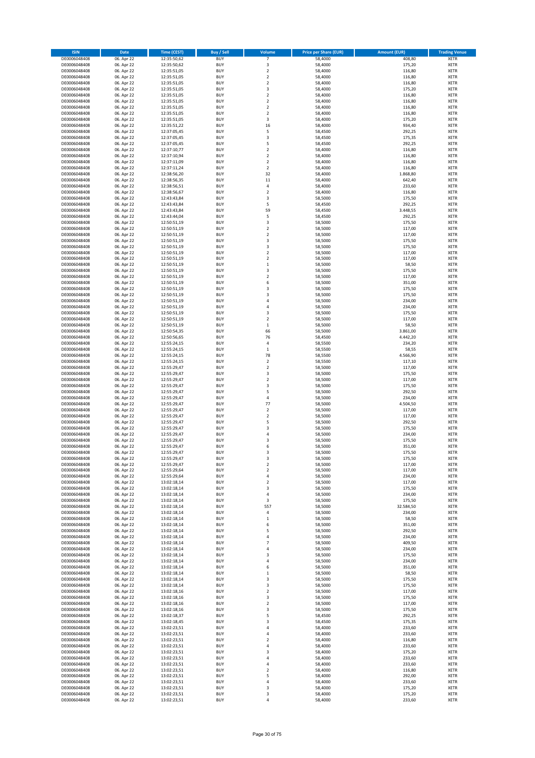| ISIN | Date | Time (CEST) | Buy / Sell | Volume | Price per Share (EUR) | Amount (EUR) | Trading Venue |
|---|---|---|---|---|---|---|---|
| DE0006048408 | 06. Apr 22 | 12:35:50,62 | BUY | 7 | 58,4000 | 408,80 | XETR |
| DE0006048408 | 06. Apr 22 | 12:35:50,62 | BUY | 3 | 58,4000 | 175,20 | XETR |
| DE0006048408 | 06. Apr 22 | 12:35:51,05 | BUY | 2 | 58,4000 | 116,80 | XETR |
| DE0006048408 | 06. Apr 22 | 12:35:51,05 | BUY | 2 | 58,4000 | 116,80 | XETR |
| DE0006048408 | 06. Apr 22 | 12:35:51,05 | BUY | 2 | 58,4000 | 116,80 | XETR |
| DE0006048408 | 06. Apr 22 | 12:35:51,05 | BUY | 3 | 58,4000 | 175,20 | XETR |
| DE0006048408 | 06. Apr 22 | 12:35:51,05 | BUY | 2 | 58,4000 | 116,80 | XETR |
| DE0006048408 | 06. Apr 22 | 12:35:51,05 | BUY | 2 | 58,4000 | 116,80 | XETR |
| DE0006048408 | 06. Apr 22 | 12:35:51,05 | BUY | 2 | 58,4000 | 116,80 | XETR |
| DE0006048408 | 06. Apr 22 | 12:35:51,05 | BUY | 2 | 58,4000 | 116,80 | XETR |
| DE0006048408 | 06. Apr 22 | 12:35:51,05 | BUY | 3 | 58,4000 | 175,20 | XETR |
| DE0006048408 | 06. Apr 22 | 12:35:51,22 | BUY | 16 | 58,4000 | 934,40 | XETR |
| DE0006048408 | 06. Apr 22 | 12:37:05,45 | BUY | 5 | 58,4500 | 292,25 | XETR |
| DE0006048408 | 06. Apr 22 | 12:37:05,45 | BUY | 3 | 58,4500 | 175,35 | XETR |
| DE0006048408 | 06. Apr 22 | 12:37:05,45 | BUY | 5 | 58,4500 | 292,25 | XETR |
| DE0006048408 | 06. Apr 22 | 12:37:10,77 | BUY | 2 | 58,4000 | 116,80 | XETR |
| DE0006048408 | 06. Apr 22 | 12:37:10,94 | BUY | 2 | 58,4000 | 116,80 | XETR |
| DE0006048408 | 06. Apr 22 | 12:37:11,09 | BUY | 2 | 58,4000 | 116,80 | XETR |
| DE0006048408 | 06. Apr 22 | 12:37:11,24 | BUY | 2 | 58,4000 | 116,80 | XETR |
| DE0006048408 | 06. Apr 22 | 12:38:56,20 | BUY | 32 | 58,4000 | 1.868,80 | XETR |
| DE0006048408 | 06. Apr 22 | 12:38:56,35 | BUY | 11 | 58,4000 | 642,40 | XETR |
| DE0006048408 | 06. Apr 22 | 12:38:56,51 | BUY | 4 | 58,4000 | 233,60 | XETR |
| DE0006048408 | 06. Apr 22 | 12:38:56,67 | BUY | 2 | 58,4000 | 116,80 | XETR |
| DE0006048408 | 06. Apr 22 | 12:43:43,84 | BUY | 3 | 58,5000 | 175,50 | XETR |
| DE0006048408 | 06. Apr 22 | 12:43:43,84 | BUY | 5 | 58,4500 | 292,25 | XETR |
| DE0006048408 | 06. Apr 22 | 12:43:43,84 | BUY | 59 | 58,4500 | 3.448,55 | XETR |
| DE0006048408 | 06. Apr 22 | 12:43:44,04 | BUY | 5 | 58,4500 | 292,25 | XETR |
| DE0006048408 | 06. Apr 22 | 12:50:51,19 | BUY | 3 | 58,5000 | 175,50 | XETR |
| DE0006048408 | 06. Apr 22 | 12:50:51,19 | BUY | 2 | 58,5000 | 117,00 | XETR |
| DE0006048408 | 06. Apr 22 | 12:50:51,19 | BUY | 2 | 58,5000 | 117,00 | XETR |
| DE0006048408 | 06. Apr 22 | 12:50:51,19 | BUY | 3 | 58,5000 | 175,50 | XETR |
| DE0006048408 | 06. Apr 22 | 12:50:51,19 | BUY | 3 | 58,5000 | 175,50 | XETR |
| DE0006048408 | 06. Apr 22 | 12:50:51,19 | BUY | 2 | 58,5000 | 117,00 | XETR |
| DE0006048408 | 06. Apr 22 | 12:50:51,19 | BUY | 2 | 58,5000 | 117,00 | XETR |
| DE0006048408 | 06. Apr 22 | 12:50:51,19 | BUY | 1 | 58,5000 | 58,50 | XETR |
| DE0006048408 | 06. Apr 22 | 12:50:51,19 | BUY | 3 | 58,5000 | 175,50 | XETR |
| DE0006048408 | 06. Apr 22 | 12:50:51,19 | BUY | 2 | 58,5000 | 117,00 | XETR |
| DE0006048408 | 06. Apr 22 | 12:50:51,19 | BUY | 6 | 58,5000 | 351,00 | XETR |
| DE0006048408 | 06. Apr 22 | 12:50:51,19 | BUY | 3 | 58,5000 | 175,50 | XETR |
| DE0006048408 | 06. Apr 22 | 12:50:51,19 | BUY | 3 | 58,5000 | 175,50 | XETR |
| DE0006048408 | 06. Apr 22 | 12:50:51,19 | BUY | 4 | 58,5000 | 234,00 | XETR |
| DE0006048408 | 06. Apr 22 | 12:50:51,19 | BUY | 4 | 58,5000 | 234,00 | XETR |
| DE0006048408 | 06. Apr 22 | 12:50:51,19 | BUY | 3 | 58,5000 | 175,50 | XETR |
| DE0006048408 | 06. Apr 22 | 12:50:51,19 | BUY | 2 | 58,5000 | 117,00 | XETR |
| DE0006048408 | 06. Apr 22 | 12:50:51,19 | BUY | 1 | 58,5000 | 58,50 | XETR |
| DE0006048408 | 06. Apr 22 | 12:50:54,35 | BUY | 66 | 58,5000 | 3.861,00 | XETR |
| DE0006048408 | 06. Apr 22 | 12:50:56,65 | BUY | 76 | 58,4500 | 4.442,20 | XETR |
| DE0006048408 | 06. Apr 22 | 12:55:24,15 | BUY | 4 | 58,5500 | 234,20 | XETR |
| DE0006048408 | 06. Apr 22 | 12:55:24,15 | BUY | 1 | 58,5500 | 58,55 | XETR |
| DE0006048408 | 06. Apr 22 | 12:55:24,15 | BUY | 78 | 58,5500 | 4.566,90 | XETR |
| DE0006048408 | 06. Apr 22 | 12:55:24,15 | BUY | 2 | 58,5500 | 117,10 | XETR |
| DE0006048408 | 06. Apr 22 | 12:55:29,47 | BUY | 2 | 58,5000 | 117,00 | XETR |
| DE0006048408 | 06. Apr 22 | 12:55:29,47 | BUY | 3 | 58,5000 | 175,50 | XETR |
| DE0006048408 | 06. Apr 22 | 12:55:29,47 | BUY | 2 | 58,5000 | 117,00 | XETR |
| DE0006048408 | 06. Apr 22 | 12:55:29,47 | BUY | 3 | 58,5000 | 175,50 | XETR |
| DE0006048408 | 06. Apr 22 | 12:55:29,47 | BUY | 5 | 58,5000 | 292,50 | XETR |
| DE0006048408 | 06. Apr 22 | 12:55:29,47 | BUY | 4 | 58,5000 | 234,00 | XETR |
| DE0006048408 | 06. Apr 22 | 12:55:29,47 | BUY | 77 | 58,5000 | 4.504,50 | XETR |
| DE0006048408 | 06. Apr 22 | 12:55:29,47 | BUY | 2 | 58,5000 | 117,00 | XETR |
| DE0006048408 | 06. Apr 22 | 12:55:29,47 | BUY | 2 | 58,5000 | 117,00 | XETR |
| DE0006048408 | 06. Apr 22 | 12:55:29,47 | BUY | 5 | 58,5000 | 292,50 | XETR |
| DE0006048408 | 06. Apr 22 | 12:55:29,47 | BUY | 3 | 58,5000 | 175,50 | XETR |
| DE0006048408 | 06. Apr 22 | 12:55:29,47 | BUY | 4 | 58,5000 | 234,00 | XETR |
| DE0006048408 | 06. Apr 22 | 12:55:29,47 | BUY | 3 | 58,5000 | 175,50 | XETR |
| DE0006048408 | 06. Apr 22 | 12:55:29,47 | BUY | 6 | 58,5000 | 351,00 | XETR |
| DE0006048408 | 06. Apr 22 | 12:55:29,47 | BUY | 3 | 58,5000 | 175,50 | XETR |
| DE0006048408 | 06. Apr 22 | 12:55:29,47 | BUY | 3 | 58,5000 | 175,50 | XETR |
| DE0006048408 | 06. Apr 22 | 12:55:29,47 | BUY | 2 | 58,5000 | 117,00 | XETR |
| DE0006048408 | 06. Apr 22 | 12:55:29,64 | BUY | 2 | 58,5000 | 117,00 | XETR |
| DE0006048408 | 06. Apr 22 | 12:55:29,64 | BUY | 4 | 58,5000 | 234,00 | XETR |
| DE0006048408 | 06. Apr 22 | 13:02:18,14 | BUY | 2 | 58,5000 | 117,00 | XETR |
| DE0006048408 | 06. Apr 22 | 13:02:18,14 | BUY | 3 | 58,5000 | 175,50 | XETR |
| DE0006048408 | 06. Apr 22 | 13:02:18,14 | BUY | 4 | 58,5000 | 234,00 | XETR |
| DE0006048408 | 06. Apr 22 | 13:02:18,14 | BUY | 3 | 58,5000 | 175,50 | XETR |
| DE0006048408 | 06. Apr 22 | 13:02:18,14 | BUY | 557 | 58,5000 | 32.584,50 | XETR |
| DE0006048408 | 06. Apr 22 | 13:02:18,14 | BUY | 4 | 58,5000 | 234,00 | XETR |
| DE0006048408 | 06. Apr 22 | 13:02:18,14 | BUY | 1 | 58,5000 | 58,50 | XETR |
| DE0006048408 | 06. Apr 22 | 13:02:18,14 | BUY | 6 | 58,5000 | 351,00 | XETR |
| DE0006048408 | 06. Apr 22 | 13:02:18,14 | BUY | 5 | 58,5000 | 292,50 | XETR |
| DE0006048408 | 06. Apr 22 | 13:02:18,14 | BUY | 4 | 58,5000 | 234,00 | XETR |
| DE0006048408 | 06. Apr 22 | 13:02:18,14 | BUY | 7 | 58,5000 | 409,50 | XETR |
| DE0006048408 | 06. Apr 22 | 13:02:18,14 | BUY | 4 | 58,5000 | 234,00 | XETR |
| DE0006048408 | 06. Apr 22 | 13:02:18,14 | BUY | 3 | 58,5000 | 175,50 | XETR |
| DE0006048408 | 06. Apr 22 | 13:02:18,14 | BUY | 4 | 58,5000 | 234,00 | XETR |
| DE0006048408 | 06. Apr 22 | 13:02:18,14 | BUY | 6 | 58,5000 | 351,00 | XETR |
| DE0006048408 | 06. Apr 22 | 13:02:18,14 | BUY | 1 | 58,5000 | 58,50 | XETR |
| DE0006048408 | 06. Apr 22 | 13:02:18,14 | BUY | 3 | 58,5000 | 175,50 | XETR |
| DE0006048408 | 06. Apr 22 | 13:02:18,14 | BUY | 3 | 58,5000 | 175,50 | XETR |
| DE0006048408 | 06. Apr 22 | 13:02:18,16 | BUY | 2 | 58,5000 | 117,00 | XETR |
| DE0006048408 | 06. Apr 22 | 13:02:18,16 | BUY | 3 | 58,5000 | 175,50 | XETR |
| DE0006048408 | 06. Apr 22 | 13:02:18,16 | BUY | 2 | 58,5000 | 117,00 | XETR |
| DE0006048408 | 06. Apr 22 | 13:02:18,16 | BUY | 3 | 58,5000 | 175,50 | XETR |
| DE0006048408 | 06. Apr 22 | 13:02:18,37 | BUY | 5 | 58,4500 | 292,25 | XETR |
| DE0006048408 | 06. Apr 22 | 13:02:18,45 | BUY | 3 | 58,4500 | 175,35 | XETR |
| DE0006048408 | 06. Apr 22 | 13:02:23,51 | BUY | 4 | 58,4000 | 233,60 | XETR |
| DE0006048408 | 06. Apr 22 | 13:02:23,51 | BUY | 4 | 58,4000 | 233,60 | XETR |
| DE0006048408 | 06. Apr 22 | 13:02:23,51 | BUY | 2 | 58,4000 | 116,80 | XETR |
| DE0006048408 | 06. Apr 22 | 13:02:23,51 | BUY | 4 | 58,4000 | 233,60 | XETR |
| DE0006048408 | 06. Apr 22 | 13:02:23,51 | BUY | 3 | 58,4000 | 175,20 | XETR |
| DE0006048408 | 06. Apr 22 | 13:02:23,51 | BUY | 4 | 58,4000 | 233,60 | XETR |
| DE0006048408 | 06. Apr 22 | 13:02:23,51 | BUY | 4 | 58,4000 | 233,60 | XETR |
| DE0006048408 | 06. Apr 22 | 13:02:23,51 | BUY | 2 | 58,4000 | 116,80 | XETR |
| DE0006048408 | 06. Apr 22 | 13:02:23,51 | BUY | 5 | 58,4000 | 292,00 | XETR |
| DE0006048408 | 06. Apr 22 | 13:02:23,51 | BUY | 4 | 58,4000 | 233,60 | XETR |
| DE0006048408 | 06. Apr 22 | 13:02:23,51 | BUY | 3 | 58,4000 | 175,20 | XETR |
| DE0006048408 | 06. Apr 22 | 13:02:23,51 | BUY | 3 | 58,4000 | 175,20 | XETR |
| DE0006048408 | 06. Apr 22 | 13:02:23,51 | BUY | 4 | 58,4000 | 233,60 | XETR |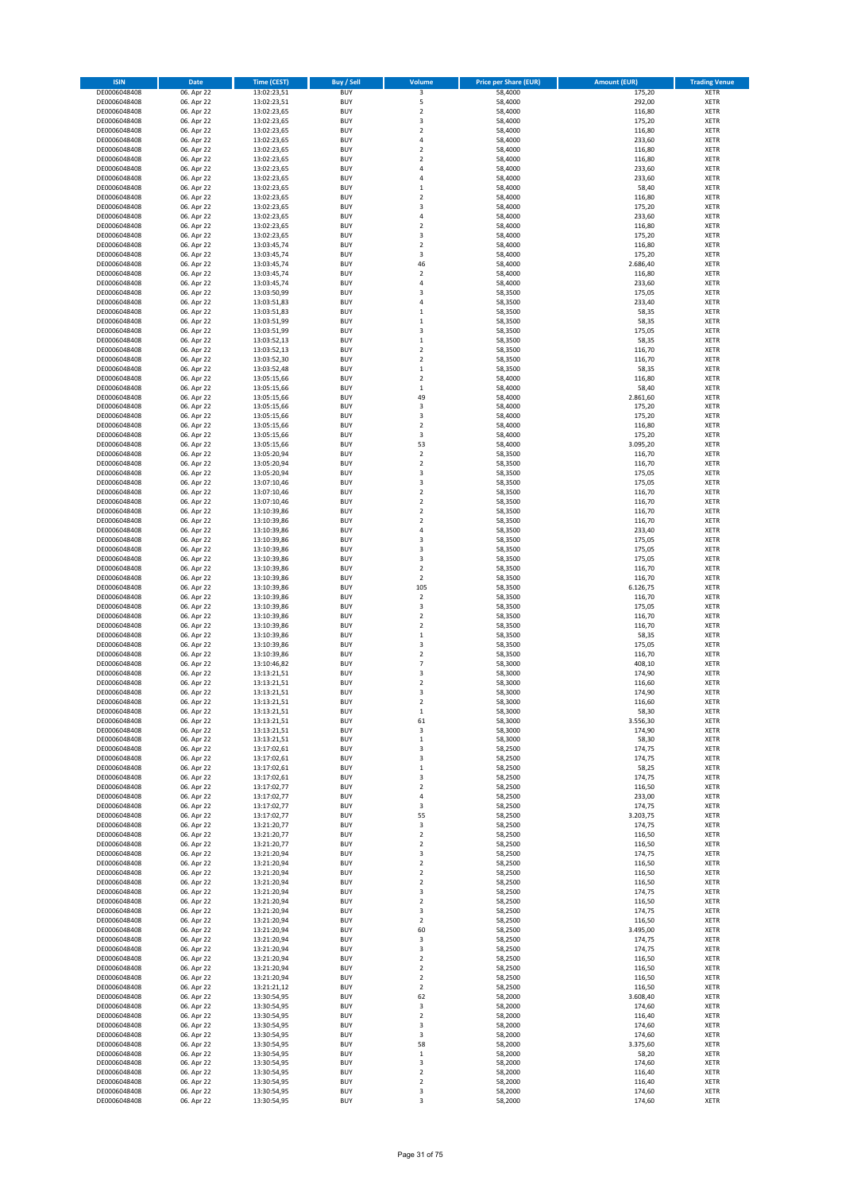| ISIN | Date | Time (CEST) | Buy / Sell | Volume | Price per Share (EUR) | Amount (EUR) | Trading Venue |
|---|---|---|---|---|---|---|---|
| DE0006048408 | 06. Apr 22 | 13:02:23,51 | BUY | 3 | 58,4000 | 175,20 | XETR |
| DE0006048408 | 06. Apr 22 | 13:02:23,51 | BUY | 5 | 58,4000 | 292,00 | XETR |
| DE0006048408 | 06. Apr 22 | 13:02:23,65 | BUY | 2 | 58,4000 | 116,80 | XETR |
| DE0006048408 | 06. Apr 22 | 13:02:23,65 | BUY | 3 | 58,4000 | 175,20 | XETR |
| DE0006048408 | 06. Apr 22 | 13:02:23,65 | BUY | 2 | 58,4000 | 116,80 | XETR |
| DE0006048408 | 06. Apr 22 | 13:02:23,65 | BUY | 4 | 58,4000 | 233,60 | XETR |
| DE0006048408 | 06. Apr 22 | 13:02:23,65 | BUY | 2 | 58,4000 | 116,80 | XETR |
| DE0006048408 | 06. Apr 22 | 13:02:23,65 | BUY | 2 | 58,4000 | 116,80 | XETR |
| DE0006048408 | 06. Apr 22 | 13:02:23,65 | BUY | 4 | 58,4000 | 233,60 | XETR |
| DE0006048408 | 06. Apr 22 | 13:02:23,65 | BUY | 4 | 58,4000 | 233,60 | XETR |
| DE0006048408 | 06. Apr 22 | 13:02:23,65 | BUY | 1 | 58,4000 | 58,40 | XETR |
| DE0006048408 | 06. Apr 22 | 13:02:23,65 | BUY | 2 | 58,4000 | 116,80 | XETR |
| DE0006048408 | 06. Apr 22 | 13:02:23,65 | BUY | 3 | 58,4000 | 175,20 | XETR |
| DE0006048408 | 06. Apr 22 | 13:02:23,65 | BUY | 4 | 58,4000 | 233,60 | XETR |
| DE0006048408 | 06. Apr 22 | 13:02:23,65 | BUY | 2 | 58,4000 | 116,80 | XETR |
| DE0006048408 | 06. Apr 22 | 13:02:23,65 | BUY | 3 | 58,4000 | 175,20 | XETR |
| DE0006048408 | 06. Apr 22 | 13:03:45,74 | BUY | 2 | 58,4000 | 116,80 | XETR |
| DE0006048408 | 06. Apr 22 | 13:03:45,74 | BUY | 3 | 58,4000 | 175,20 | XETR |
| DE0006048408 | 06. Apr 22 | 13:03:45,74 | BUY | 46 | 58,4000 | 2.686,40 | XETR |
| DE0006048408 | 06. Apr 22 | 13:03:45,74 | BUY | 2 | 58,4000 | 116,80 | XETR |
| DE0006048408 | 06. Apr 22 | 13:03:45,74 | BUY | 4 | 58,4000 | 233,60 | XETR |
| DE0006048408 | 06. Apr 22 | 13:03:50,99 | BUY | 3 | 58,3500 | 175,05 | XETR |
| DE0006048408 | 06. Apr 22 | 13:03:51,83 | BUY | 4 | 58,3500 | 233,40 | XETR |
| DE0006048408 | 06. Apr 22 | 13:03:51,83 | BUY | 1 | 58,3500 | 58,35 | XETR |
| DE0006048408 | 06. Apr 22 | 13:03:51,99 | BUY | 1 | 58,3500 | 58,35 | XETR |
| DE0006048408 | 06. Apr 22 | 13:03:51,99 | BUY | 3 | 58,3500 | 175,05 | XETR |
| DE0006048408 | 06. Apr 22 | 13:03:52,13 | BUY | 1 | 58,3500 | 58,35 | XETR |
| DE0006048408 | 06. Apr 22 | 13:03:52,13 | BUY | 2 | 58,3500 | 116,70 | XETR |
| DE0006048408 | 06. Apr 22 | 13:03:52,30 | BUY | 2 | 58,3500 | 116,70 | XETR |
| DE0006048408 | 06. Apr 22 | 13:03:52,48 | BUY | 1 | 58,3500 | 58,35 | XETR |
| DE0006048408 | 06. Apr 22 | 13:05:15,66 | BUY | 2 | 58,4000 | 116,80 | XETR |
| DE0006048408 | 06. Apr 22 | 13:05:15,66 | BUY | 1 | 58,4000 | 58,40 | XETR |
| DE0006048408 | 06. Apr 22 | 13:05:15,66 | BUY | 49 | 58,4000 | 2.861,60 | XETR |
| DE0006048408 | 06. Apr 22 | 13:05:15,66 | BUY | 3 | 58,4000 | 175,20 | XETR |
| DE0006048408 | 06. Apr 22 | 13:05:15,66 | BUY | 3 | 58,4000 | 175,20 | XETR |
| DE0006048408 | 06. Apr 22 | 13:05:15,66 | BUY | 2 | 58,4000 | 116,80 | XETR |
| DE0006048408 | 06. Apr 22 | 13:05:15,66 | BUY | 3 | 58,4000 | 175,20 | XETR |
| DE0006048408 | 06. Apr 22 | 13:05:15,66 | BUY | 53 | 58,4000 | 3.095,20 | XETR |
| DE0006048408 | 06. Apr 22 | 13:05:20,94 | BUY | 2 | 58,3500 | 116,70 | XETR |
| DE0006048408 | 06. Apr 22 | 13:05:20,94 | BUY | 2 | 58,3500 | 116,70 | XETR |
| DE0006048408 | 06. Apr 22 | 13:05:20,94 | BUY | 3 | 58,3500 | 175,05 | XETR |
| DE0006048408 | 06. Apr 22 | 13:07:10,46 | BUY | 3 | 58,3500 | 175,05 | XETR |
| DE0006048408 | 06. Apr 22 | 13:07:10,46 | BUY | 2 | 58,3500 | 116,70 | XETR |
| DE0006048408 | 06. Apr 22 | 13:07:10,46 | BUY | 2 | 58,3500 | 116,70 | XETR |
| DE0006048408 | 06. Apr 22 | 13:10:39,86 | BUY | 2 | 58,3500 | 116,70 | XETR |
| DE0006048408 | 06. Apr 22 | 13:10:39,86 | BUY | 2 | 58,3500 | 116,70 | XETR |
| DE0006048408 | 06. Apr 22 | 13:10:39,86 | BUY | 4 | 58,3500 | 233,40 | XETR |
| DE0006048408 | 06. Apr 22 | 13:10:39,86 | BUY | 3 | 58,3500 | 175,05 | XETR |
| DE0006048408 | 06. Apr 22 | 13:10:39,86 | BUY | 3 | 58,3500 | 175,05 | XETR |
| DE0006048408 | 06. Apr 22 | 13:10:39,86 | BUY | 3 | 58,3500 | 175,05 | XETR |
| DE0006048408 | 06. Apr 22 | 13:10:39,86 | BUY | 2 | 58,3500 | 116,70 | XETR |
| DE0006048408 | 06. Apr 22 | 13:10:39,86 | BUY | 2 | 58,3500 | 116,70 | XETR |
| DE0006048408 | 06. Apr 22 | 13:10:39,86 | BUY | 105 | 58,3500 | 6.126,75 | XETR |
| DE0006048408 | 06. Apr 22 | 13:10:39,86 | BUY | 2 | 58,3500 | 116,70 | XETR |
| DE0006048408 | 06. Apr 22 | 13:10:39,86 | BUY | 3 | 58,3500 | 175,05 | XETR |
| DE0006048408 | 06. Apr 22 | 13:10:39,86 | BUY | 2 | 58,3500 | 116,70 | XETR |
| DE0006048408 | 06. Apr 22 | 13:10:39,86 | BUY | 2 | 58,3500 | 116,70 | XETR |
| DE0006048408 | 06. Apr 22 | 13:10:39,86 | BUY | 1 | 58,3500 | 58,35 | XETR |
| DE0006048408 | 06. Apr 22 | 13:10:39,86 | BUY | 3 | 58,3500 | 175,05 | XETR |
| DE0006048408 | 06. Apr 22 | 13:10:39,86 | BUY | 2 | 58,3500 | 116,70 | XETR |
| DE0006048408 | 06. Apr 22 | 13:10:46,82 | BUY | 7 | 58,3000 | 408,10 | XETR |
| DE0006048408 | 06. Apr 22 | 13:13:21,51 | BUY | 3 | 58,3000 | 174,90 | XETR |
| DE0006048408 | 06. Apr 22 | 13:13:21,51 | BUY | 2 | 58,3000 | 116,60 | XETR |
| DE0006048408 | 06. Apr 22 | 13:13:21,51 | BUY | 3 | 58,3000 | 174,90 | XETR |
| DE0006048408 | 06. Apr 22 | 13:13:21,51 | BUY | 2 | 58,3000 | 116,60 | XETR |
| DE0006048408 | 06. Apr 22 | 13:13:21,51 | BUY | 1 | 58,3000 | 58,30 | XETR |
| DE0006048408 | 06. Apr 22 | 13:13:21,51 | BUY | 61 | 58,3000 | 3.556,30 | XETR |
| DE0006048408 | 06. Apr 22 | 13:13:21,51 | BUY | 3 | 58,3000 | 174,90 | XETR |
| DE0006048408 | 06. Apr 22 | 13:13:21,51 | BUY | 1 | 58,3000 | 58,30 | XETR |
| DE0006048408 | 06. Apr 22 | 13:17:02,61 | BUY | 3 | 58,2500 | 174,75 | XETR |
| DE0006048408 | 06. Apr 22 | 13:17:02,61 | BUY | 3 | 58,2500 | 174,75 | XETR |
| DE0006048408 | 06. Apr 22 | 13:17:02,61 | BUY | 1 | 58,2500 | 58,25 | XETR |
| DE0006048408 | 06. Apr 22 | 13:17:02,61 | BUY | 3 | 58,2500 | 174,75 | XETR |
| DE0006048408 | 06. Apr 22 | 13:17:02,77 | BUY | 2 | 58,2500 | 116,50 | XETR |
| DE0006048408 | 06. Apr 22 | 13:17:02,77 | BUY | 4 | 58,2500 | 233,00 | XETR |
| DE0006048408 | 06. Apr 22 | 13:17:02,77 | BUY | 3 | 58,2500 | 174,75 | XETR |
| DE0006048408 | 06. Apr 22 | 13:17:02,77 | BUY | 55 | 58,2500 | 3.203,75 | XETR |
| DE0006048408 | 06. Apr 22 | 13:21:20,77 | BUY | 3 | 58,2500 | 174,75 | XETR |
| DE0006048408 | 06. Apr 22 | 13:21:20,77 | BUY | 2 | 58,2500 | 116,50 | XETR |
| DE0006048408 | 06. Apr 22 | 13:21:20,77 | BUY | 2 | 58,2500 | 116,50 | XETR |
| DE0006048408 | 06. Apr 22 | 13:21:20,94 | BUY | 3 | 58,2500 | 174,75 | XETR |
| DE0006048408 | 06. Apr 22 | 13:21:20,94 | BUY | 2 | 58,2500 | 116,50 | XETR |
| DE0006048408 | 06. Apr 22 | 13:21:20,94 | BUY | 2 | 58,2500 | 116,50 | XETR |
| DE0006048408 | 06. Apr 22 | 13:21:20,94 | BUY | 2 | 58,2500 | 116,50 | XETR |
| DE0006048408 | 06. Apr 22 | 13:21:20,94 | BUY | 3 | 58,2500 | 174,75 | XETR |
| DE0006048408 | 06. Apr 22 | 13:21:20,94 | BUY | 2 | 58,2500 | 116,50 | XETR |
| DE0006048408 | 06. Apr 22 | 13:21:20,94 | BUY | 3 | 58,2500 | 174,75 | XETR |
| DE0006048408 | 06. Apr 22 | 13:21:20,94 | BUY | 2 | 58,2500 | 116,50 | XETR |
| DE0006048408 | 06. Apr 22 | 13:21:20,94 | BUY | 60 | 58,2500 | 3.495,00 | XETR |
| DE0006048408 | 06. Apr 22 | 13:21:20,94 | BUY | 3 | 58,2500 | 174,75 | XETR |
| DE0006048408 | 06. Apr 22 | 13:21:20,94 | BUY | 3 | 58,2500 | 174,75 | XETR |
| DE0006048408 | 06. Apr 22 | 13:21:20,94 | BUY | 2 | 58,2500 | 116,50 | XETR |
| DE0006048408 | 06. Apr 22 | 13:21:20,94 | BUY | 2 | 58,2500 | 116,50 | XETR |
| DE0006048408 | 06. Apr 22 | 13:21:20,94 | BUY | 2 | 58,2500 | 116,50 | XETR |
| DE0006048408 | 06. Apr 22 | 13:21:21,12 | BUY | 2 | 58,2500 | 116,50 | XETR |
| DE0006048408 | 06. Apr 22 | 13:30:54,95 | BUY | 62 | 58,2000 | 3.608,40 | XETR |
| DE0006048408 | 06. Apr 22 | 13:30:54,95 | BUY | 3 | 58,2000 | 174,60 | XETR |
| DE0006048408 | 06. Apr 22 | 13:30:54,95 | BUY | 2 | 58,2000 | 116,40 | XETR |
| DE0006048408 | 06. Apr 22 | 13:30:54,95 | BUY | 3 | 58,2000 | 174,60 | XETR |
| DE0006048408 | 06. Apr 22 | 13:30:54,95 | BUY | 3 | 58,2000 | 174,60 | XETR |
| DE0006048408 | 06. Apr 22 | 13:30:54,95 | BUY | 58 | 58,2000 | 3.375,60 | XETR |
| DE0006048408 | 06. Apr 22 | 13:30:54,95 | BUY | 1 | 58,2000 | 58,20 | XETR |
| DE0006048408 | 06. Apr 22 | 13:30:54,95 | BUY | 3 | 58,2000 | 174,60 | XETR |
| DE0006048408 | 06. Apr 22 | 13:30:54,95 | BUY | 2 | 58,2000 | 116,40 | XETR |
| DE0006048408 | 06. Apr 22 | 13:30:54,95 | BUY | 2 | 58,2000 | 116,40 | XETR |
| DE0006048408 | 06. Apr 22 | 13:30:54,95 | BUY | 3 | 58,2000 | 174,60 | XETR |
| DE0006048408 | 06. Apr 22 | 13:30:54,95 | BUY | 3 | 58,2000 | 174,60 | XETR |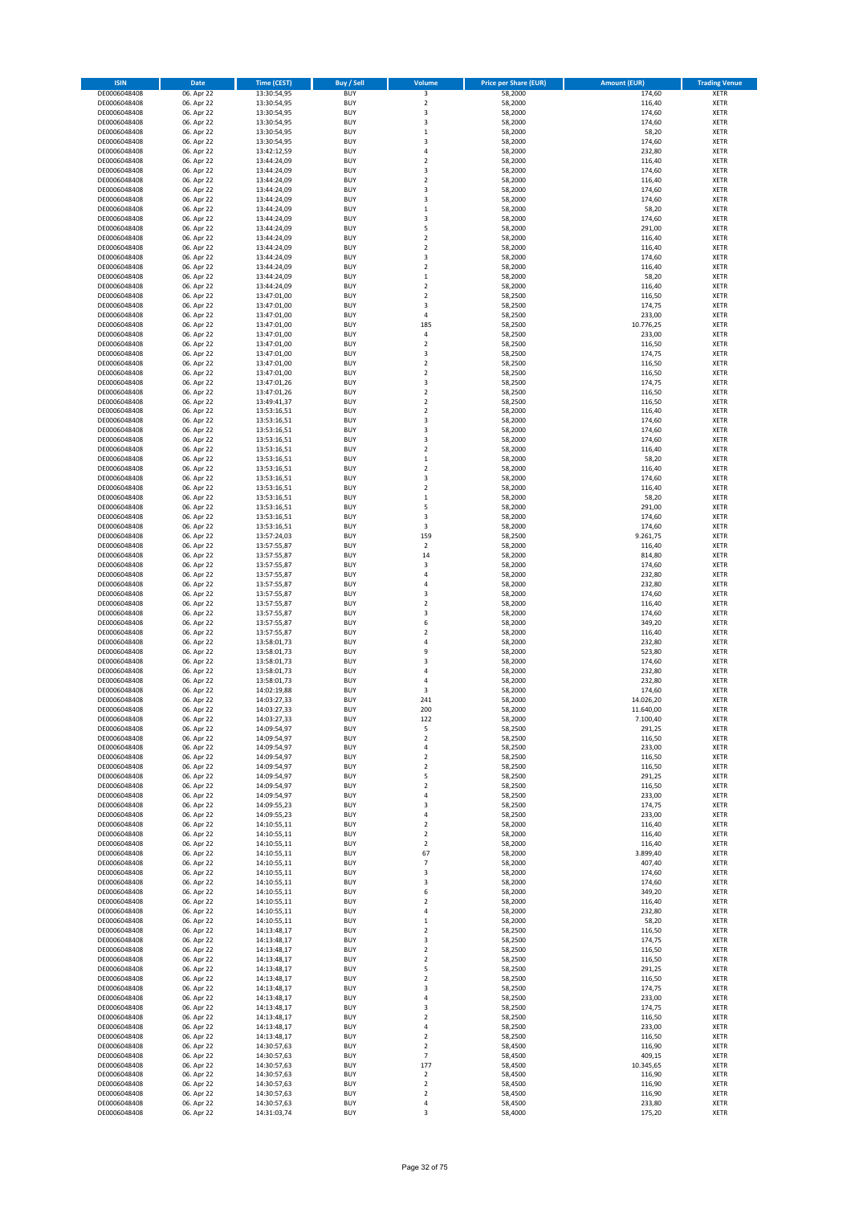| ISIN | Date | Time (CEST) | Buy / Sell | Volume | Price per Share (EUR) | Amount (EUR) | Trading Venue |
|---|---|---|---|---|---|---|---|
| DE0006048408 | 06. Apr 22 | 13:30:54,95 | BUY | 3 | 58,2000 | 174,60 | XETR |
| DE0006048408 | 06. Apr 22 | 13:30:54,95 | BUY | 2 | 58,2000 | 116,40 | XETR |
| DE0006048408 | 06. Apr 22 | 13:30:54,95 | BUY | 3 | 58,2000 | 174,60 | XETR |
| DE0006048408 | 06. Apr 22 | 13:30:54,95 | BUY | 3 | 58,2000 | 174,60 | XETR |
| DE0006048408 | 06. Apr 22 | 13:30:54,95 | BUY | 1 | 58,2000 | 58,20 | XETR |
| DE0006048408 | 06. Apr 22 | 13:30:54,95 | BUY | 3 | 58,2000 | 174,60 | XETR |
| DE0006048408 | 06. Apr 22 | 13:42:12,59 | BUY | 4 | 58,2000 | 232,80 | XETR |
| DE0006048408 | 06. Apr 22 | 13:44:24,09 | BUY | 2 | 58,2000 | 116,40 | XETR |
| DE0006048408 | 06. Apr 22 | 13:44:24,09 | BUY | 3 | 58,2000 | 174,60 | XETR |
| DE0006048408 | 06. Apr 22 | 13:44:24,09 | BUY | 2 | 58,2000 | 116,40 | XETR |
| DE0006048408 | 06. Apr 22 | 13:44:24,09 | BUY | 3 | 58,2000 | 174,60 | XETR |
| DE0006048408 | 06. Apr 22 | 13:44:24,09 | BUY | 3 | 58,2000 | 174,60 | XETR |
| DE0006048408 | 06. Apr 22 | 13:44:24,09 | BUY | 1 | 58,2000 | 58,20 | XETR |
| DE0006048408 | 06. Apr 22 | 13:44:24,09 | BUY | 3 | 58,2000 | 174,60 | XETR |
| DE0006048408 | 06. Apr 22 | 13:44:24,09 | BUY | 5 | 58,2000 | 291,00 | XETR |
| DE0006048408 | 06. Apr 22 | 13:44:24,09 | BUY | 2 | 58,2000 | 116,40 | XETR |
| DE0006048408 | 06. Apr 22 | 13:44:24,09 | BUY | 2 | 58,2000 | 116,40 | XETR |
| DE0006048408 | 06. Apr 22 | 13:44:24,09 | BUY | 3 | 58,2000 | 174,60 | XETR |
| DE0006048408 | 06. Apr 22 | 13:44:24,09 | BUY | 2 | 58,2000 | 116,40 | XETR |
| DE0006048408 | 06. Apr 22 | 13:44:24,09 | BUY | 1 | 58,2000 | 58,20 | XETR |
| DE0006048408 | 06. Apr 22 | 13:44:24,09 | BUY | 2 | 58,2000 | 116,40 | XETR |
| DE0006048408 | 06. Apr 22 | 13:47:01,00 | BUY | 2 | 58,2500 | 116,50 | XETR |
| DE0006048408 | 06. Apr 22 | 13:47:01,00 | BUY | 3 | 58,2500 | 174,75 | XETR |
| DE0006048408 | 06. Apr 22 | 13:47:01,00 | BUY | 4 | 58,2500 | 233,00 | XETR |
| DE0006048408 | 06. Apr 22 | 13:47:01,00 | BUY | 185 | 58,2500 | 10.776,25 | XETR |
| DE0006048408 | 06. Apr 22 | 13:47:01,00 | BUY | 4 | 58,2500 | 233,00 | XETR |
| DE0006048408 | 06. Apr 22 | 13:47:01,00 | BUY | 2 | 58,2500 | 116,50 | XETR |
| DE0006048408 | 06. Apr 22 | 13:47:01,00 | BUY | 3 | 58,2500 | 174,75 | XETR |
| DE0006048408 | 06. Apr 22 | 13:47:01,00 | BUY | 2 | 58,2500 | 116,50 | XETR |
| DE0006048408 | 06. Apr 22 | 13:47:01,00 | BUY | 2 | 58,2500 | 116,50 | XETR |
| DE0006048408 | 06. Apr 22 | 13:47:01,26 | BUY | 3 | 58,2500 | 174,75 | XETR |
| DE0006048408 | 06. Apr 22 | 13:47:01,26 | BUY | 2 | 58,2500 | 116,50 | XETR |
| DE0006048408 | 06. Apr 22 | 13:49:41,37 | BUY | 2 | 58,2500 | 116,50 | XETR |
| DE0006048408 | 06. Apr 22 | 13:53:16,51 | BUY | 2 | 58,2000 | 116,40 | XETR |
| DE0006048408 | 06. Apr 22 | 13:53:16,51 | BUY | 3 | 58,2000 | 174,60 | XETR |
| DE0006048408 | 06. Apr 22 | 13:53:16,51 | BUY | 3 | 58,2000 | 174,60 | XETR |
| DE0006048408 | 06. Apr 22 | 13:53:16,51 | BUY | 3 | 58,2000 | 174,60 | XETR |
| DE0006048408 | 06. Apr 22 | 13:53:16,51 | BUY | 2 | 58,2000 | 116,40 | XETR |
| DE0006048408 | 06. Apr 22 | 13:53:16,51 | BUY | 1 | 58,2000 | 58,20 | XETR |
| DE0006048408 | 06. Apr 22 | 13:53:16,51 | BUY | 2 | 58,2000 | 116,40 | XETR |
| DE0006048408 | 06. Apr 22 | 13:53:16,51 | BUY | 3 | 58,2000 | 174,60 | XETR |
| DE0006048408 | 06. Apr 22 | 13:53:16,51 | BUY | 2 | 58,2000 | 116,40 | XETR |
| DE0006048408 | 06. Apr 22 | 13:53:16,51 | BUY | 1 | 58,2000 | 58,20 | XETR |
| DE0006048408 | 06. Apr 22 | 13:53:16,51 | BUY | 5 | 58,2000 | 291,00 | XETR |
| DE0006048408 | 06. Apr 22 | 13:53:16,51 | BUY | 3 | 58,2000 | 174,60 | XETR |
| DE0006048408 | 06. Apr 22 | 13:53:16,51 | BUY | 3 | 58,2000 | 174,60 | XETR |
| DE0006048408 | 06. Apr 22 | 13:57:24,03 | BUY | 159 | 58,2500 | 9.261,75 | XETR |
| DE0006048408 | 06. Apr 22 | 13:57:55,87 | BUY | 2 | 58,2000 | 116,40 | XETR |
| DE0006048408 | 06. Apr 22 | 13:57:55,87 | BUY | 14 | 58,2000 | 814,80 | XETR |
| DE0006048408 | 06. Apr 22 | 13:57:55,87 | BUY | 3 | 58,2000 | 174,60 | XETR |
| DE0006048408 | 06. Apr 22 | 13:57:55,87 | BUY | 4 | 58,2000 | 232,80 | XETR |
| DE0006048408 | 06. Apr 22 | 13:57:55,87 | BUY | 4 | 58,2000 | 232,80 | XETR |
| DE0006048408 | 06. Apr 22 | 13:57:55,87 | BUY | 3 | 58,2000 | 174,60 | XETR |
| DE0006048408 | 06. Apr 22 | 13:57:55,87 | BUY | 2 | 58,2000 | 116,40 | XETR |
| DE0006048408 | 06. Apr 22 | 13:57:55,87 | BUY | 3 | 58,2000 | 174,60 | XETR |
| DE0006048408 | 06. Apr 22 | 13:57:55,87 | BUY | 6 | 58,2000 | 349,20 | XETR |
| DE0006048408 | 06. Apr 22 | 13:57:55,87 | BUY | 2 | 58,2000 | 116,40 | XETR |
| DE0006048408 | 06. Apr 22 | 13:58:01,73 | BUY | 4 | 58,2000 | 232,80 | XETR |
| DE0006048408 | 06. Apr 22 | 13:58:01,73 | BUY | 9 | 58,2000 | 523,80 | XETR |
| DE0006048408 | 06. Apr 22 | 13:58:01,73 | BUY | 3 | 58,2000 | 174,60 | XETR |
| DE0006048408 | 06. Apr 22 | 13:58:01,73 | BUY | 4 | 58,2000 | 232,80 | XETR |
| DE0006048408 | 06. Apr 22 | 13:58:01,73 | BUY | 4 | 58,2000 | 232,80 | XETR |
| DE0006048408 | 06. Apr 22 | 14:02:19,88 | BUY | 3 | 58,2000 | 174,60 | XETR |
| DE0006048408 | 06. Apr 22 | 14:03:27,33 | BUY | 241 | 58,2000 | 14.026,20 | XETR |
| DE0006048408 | 06. Apr 22 | 14:03:27,33 | BUY | 200 | 58,2000 | 11.640,00 | XETR |
| DE0006048408 | 06. Apr 22 | 14:03:27,33 | BUY | 122 | 58,2000 | 7.100,40 | XETR |
| DE0006048408 | 06. Apr 22 | 14:09:54,97 | BUY | 5 | 58,2500 | 291,25 | XETR |
| DE0006048408 | 06. Apr 22 | 14:09:54,97 | BUY | 2 | 58,2500 | 116,50 | XETR |
| DE0006048408 | 06. Apr 22 | 14:09:54,97 | BUY | 4 | 58,2500 | 233,00 | XETR |
| DE0006048408 | 06. Apr 22 | 14:09:54,97 | BUY | 2 | 58,2500 | 116,50 | XETR |
| DE0006048408 | 06. Apr 22 | 14:09:54,97 | BUY | 2 | 58,2500 | 116,50 | XETR |
| DE0006048408 | 06. Apr 22 | 14:09:54,97 | BUY | 5 | 58,2500 | 291,25 | XETR |
| DE0006048408 | 06. Apr 22 | 14:09:54,97 | BUY | 2 | 58,2500 | 116,50 | XETR |
| DE0006048408 | 06. Apr 22 | 14:09:54,97 | BUY | 4 | 58,2500 | 233,00 | XETR |
| DE0006048408 | 06. Apr 22 | 14:09:55,23 | BUY | 3 | 58,2500 | 174,75 | XETR |
| DE0006048408 | 06. Apr 22 | 14:09:55,23 | BUY | 4 | 58,2500 | 233,00 | XETR |
| DE0006048408 | 06. Apr 22 | 14:10:55,11 | BUY | 2 | 58,2000 | 116,40 | XETR |
| DE0006048408 | 06. Apr 22 | 14:10:55,11 | BUY | 2 | 58,2000 | 116,40 | XETR |
| DE0006048408 | 06. Apr 22 | 14:10:55,11 | BUY | 2 | 58,2000 | 116,40 | XETR |
| DE0006048408 | 06. Apr 22 | 14:10:55,11 | BUY | 67 | 58,2000 | 3.899,40 | XETR |
| DE0006048408 | 06. Apr 22 | 14:10:55,11 | BUY | 7 | 58,2000 | 407,40 | XETR |
| DE0006048408 | 06. Apr 22 | 14:10:55,11 | BUY | 3 | 58,2000 | 174,60 | XETR |
| DE0006048408 | 06. Apr 22 | 14:10:55,11 | BUY | 3 | 58,2000 | 174,60 | XETR |
| DE0006048408 | 06. Apr 22 | 14:10:55,11 | BUY | 6 | 58,2000 | 349,20 | XETR |
| DE0006048408 | 06. Apr 22 | 14:10:55,11 | BUY | 2 | 58,2000 | 116,40 | XETR |
| DE0006048408 | 06. Apr 22 | 14:10:55,11 | BUY | 4 | 58,2000 | 232,80 | XETR |
| DE0006048408 | 06. Apr 22 | 14:10:55,11 | BUY | 1 | 58,2000 | 58,20 | XETR |
| DE0006048408 | 06. Apr 22 | 14:13:48,17 | BUY | 2 | 58,2500 | 116,50 | XETR |
| DE0006048408 | 06. Apr 22 | 14:13:48,17 | BUY | 3 | 58,2500 | 174,75 | XETR |
| DE0006048408 | 06. Apr 22 | 14:13:48,17 | BUY | 2 | 58,2500 | 116,50 | XETR |
| DE0006048408 | 06. Apr 22 | 14:13:48,17 | BUY | 2 | 58,2500 | 116,50 | XETR |
| DE0006048408 | 06. Apr 22 | 14:13:48,17 | BUY | 5 | 58,2500 | 291,25 | XETR |
| DE0006048408 | 06. Apr 22 | 14:13:48,17 | BUY | 2 | 58,2500 | 116,50 | XETR |
| DE0006048408 | 06. Apr 22 | 14:13:48,17 | BUY | 3 | 58,2500 | 174,75 | XETR |
| DE0006048408 | 06. Apr 22 | 14:13:48,17 | BUY | 4 | 58,2500 | 233,00 | XETR |
| DE0006048408 | 06. Apr 22 | 14:13:48,17 | BUY | 3 | 58,2500 | 174,75 | XETR |
| DE0006048408 | 06. Apr 22 | 14:13:48,17 | BUY | 2 | 58,2500 | 116,50 | XETR |
| DE0006048408 | 06. Apr 22 | 14:13:48,17 | BUY | 4 | 58,2500 | 233,00 | XETR |
| DE0006048408 | 06. Apr 22 | 14:13:48,17 | BUY | 2 | 58,2500 | 116,50 | XETR |
| DE0006048408 | 06. Apr 22 | 14:30:57,63 | BUY | 2 | 58,4500 | 116,90 | XETR |
| DE0006048408 | 06. Apr 22 | 14:30:57,63 | BUY | 7 | 58,4500 | 409,15 | XETR |
| DE0006048408 | 06. Apr 22 | 14:30:57,63 | BUY | 177 | 58,4500 | 10.345,65 | XETR |
| DE0006048408 | 06. Apr 22 | 14:30:57,63 | BUY | 2 | 58,4500 | 116,90 | XETR |
| DE0006048408 | 06. Apr 22 | 14:30:57,63 | BUY | 2 | 58,4500 | 116,90 | XETR |
| DE0006048408 | 06. Apr 22 | 14:30:57,63 | BUY | 2 | 58,4500 | 116,90 | XETR |
| DE0006048408 | 06. Apr 22 | 14:30:57,63 | BUY | 4 | 58,4500 | 233,80 | XETR |
| DE0006048408 | 06. Apr 22 | 14:31:03,74 | BUY | 3 | 58,4000 | 175,20 | XETR |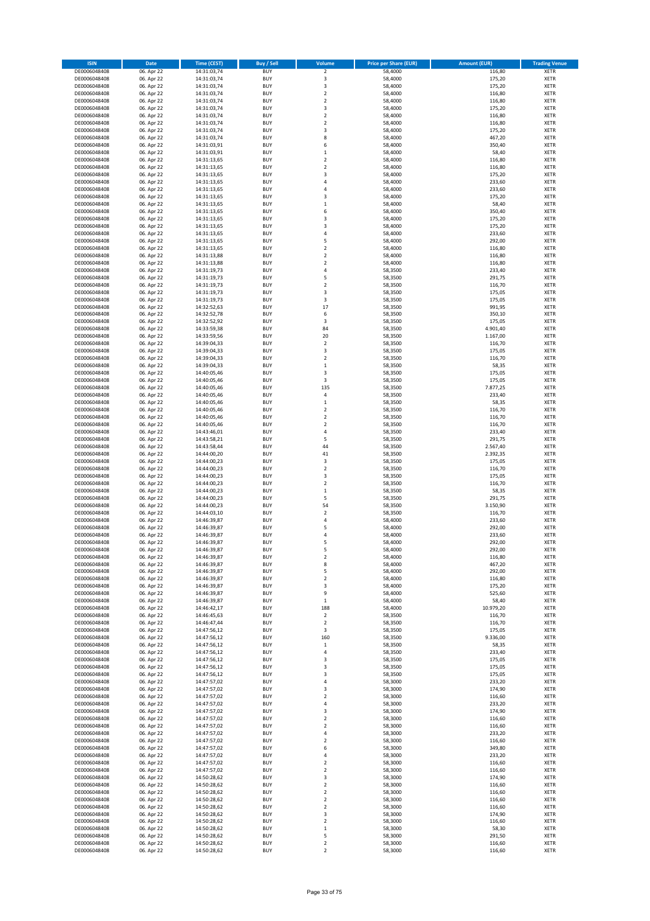| ISIN | Date | Time (CEST) | Buy / Sell | Volume | Price per Share (EUR) | Amount (EUR) | Trading Venue |
|---|---|---|---|---|---|---|---|
| DE0006048408 | 06. Apr 22 | 14:31:03,74 | BUY | 2 | 58,4000 | 116,80 | XETR |
| DE0006048408 | 06. Apr 22 | 14:31:03,74 | BUY | 3 | 58,4000 | 175,20 | XETR |
| DE0006048408 | 06. Apr 22 | 14:31:03,74 | BUY | 3 | 58,4000 | 175,20 | XETR |
| DE0006048408 | 06. Apr 22 | 14:31:03,74 | BUY | 2 | 58,4000 | 116,80 | XETR |
| DE0006048408 | 06. Apr 22 | 14:31:03,74 | BUY | 2 | 58,4000 | 116,80 | XETR |
| DE0006048408 | 06. Apr 22 | 14:31:03,74 | BUY | 3 | 58,4000 | 175,20 | XETR |
| DE0006048408 | 06. Apr 22 | 14:31:03,74 | BUY | 2 | 58,4000 | 116,80 | XETR |
| DE0006048408 | 06. Apr 22 | 14:31:03,74 | BUY | 2 | 58,4000 | 116,80 | XETR |
| DE0006048408 | 06. Apr 22 | 14:31:03,74 | BUY | 3 | 58,4000 | 175,20 | XETR |
| DE0006048408 | 06. Apr 22 | 14:31:03,74 | BUY | 8 | 58,4000 | 467,20 | XETR |
| DE0006048408 | 06. Apr 22 | 14:31:03,91 | BUY | 6 | 58,4000 | 350,40 | XETR |
| DE0006048408 | 06. Apr 22 | 14:31:03,91 | BUY | 1 | 58,4000 | 58,40 | XETR |
| DE0006048408 | 06. Apr 22 | 14:31:13,65 | BUY | 2 | 58,4000 | 116,80 | XETR |
| DE0006048408 | 06. Apr 22 | 14:31:13,65 | BUY | 2 | 58,4000 | 116,80 | XETR |
| DE0006048408 | 06. Apr 22 | 14:31:13,65 | BUY | 3 | 58,4000 | 175,20 | XETR |
| DE0006048408 | 06. Apr 22 | 14:31:13,65 | BUY | 4 | 58,4000 | 233,60 | XETR |
| DE0006048408 | 06. Apr 22 | 14:31:13,65 | BUY | 4 | 58,4000 | 233,60 | XETR |
| DE0006048408 | 06. Apr 22 | 14:31:13,65 | BUY | 3 | 58,4000 | 175,20 | XETR |
| DE0006048408 | 06. Apr 22 | 14:31:13,65 | BUY | 1 | 58,4000 | 58,40 | XETR |
| DE0006048408 | 06. Apr 22 | 14:31:13,65 | BUY | 6 | 58,4000 | 350,40 | XETR |
| DE0006048408 | 06. Apr 22 | 14:31:13,65 | BUY | 3 | 58,4000 | 175,20 | XETR |
| DE0006048408 | 06. Apr 22 | 14:31:13,65 | BUY | 3 | 58,4000 | 175,20 | XETR |
| DE0006048408 | 06. Apr 22 | 14:31:13,65 | BUY | 4 | 58,4000 | 233,60 | XETR |
| DE0006048408 | 06. Apr 22 | 14:31:13,65 | BUY | 5 | 58,4000 | 292,00 | XETR |
| DE0006048408 | 06. Apr 22 | 14:31:13,65 | BUY | 2 | 58,4000 | 116,80 | XETR |
| DE0006048408 | 06. Apr 22 | 14:31:13,88 | BUY | 2 | 58,4000 | 116,80 | XETR |
| DE0006048408 | 06. Apr 22 | 14:31:13,88 | BUY | 2 | 58,4000 | 116,80 | XETR |
| DE0006048408 | 06. Apr 22 | 14:31:19,73 | BUY | 4 | 58,3500 | 233,40 | XETR |
| DE0006048408 | 06. Apr 22 | 14:31:19,73 | BUY | 5 | 58,3500 | 291,75 | XETR |
| DE0006048408 | 06. Apr 22 | 14:31:19,73 | BUY | 2 | 58,3500 | 116,70 | XETR |
| DE0006048408 | 06. Apr 22 | 14:31:19,73 | BUY | 3 | 58,3500 | 175,05 | XETR |
| DE0006048408 | 06. Apr 22 | 14:31:19,73 | BUY | 3 | 58,3500 | 175,05 | XETR |
| DE0006048408 | 06. Apr 22 | 14:32:52,63 | BUY | 17 | 58,3500 | 991,95 | XETR |
| DE0006048408 | 06. Apr 22 | 14:32:52,78 | BUY | 6 | 58,3500 | 350,10 | XETR |
| DE0006048408 | 06. Apr 22 | 14:32:52,92 | BUY | 3 | 58,3500 | 175,05 | XETR |
| DE0006048408 | 06. Apr 22 | 14:33:59,38 | BUY | 84 | 58,3500 | 4.901,40 | XETR |
| DE0006048408 | 06. Apr 22 | 14:33:59,56 | BUY | 20 | 58,3500 | 1.167,00 | XETR |
| DE0006048408 | 06. Apr 22 | 14:39:04,33 | BUY | 2 | 58,3500 | 116,70 | XETR |
| DE0006048408 | 06. Apr 22 | 14:39:04,33 | BUY | 3 | 58,3500 | 175,05 | XETR |
| DE0006048408 | 06. Apr 22 | 14:39:04,33 | BUY | 2 | 58,3500 | 116,70 | XETR |
| DE0006048408 | 06. Apr 22 | 14:39:04,33 | BUY | 1 | 58,3500 | 58,35 | XETR |
| DE0006048408 | 06. Apr 22 | 14:40:05,46 | BUY | 3 | 58,3500 | 175,05 | XETR |
| DE0006048408 | 06. Apr 22 | 14:40:05,46 | BUY | 3 | 58,3500 | 175,05 | XETR |
| DE0006048408 | 06. Apr 22 | 14:40:05,46 | BUY | 135 | 58,3500 | 7.877,25 | XETR |
| DE0006048408 | 06. Apr 22 | 14:40:05,46 | BUY | 4 | 58,3500 | 233,40 | XETR |
| DE0006048408 | 06. Apr 22 | 14:40:05,46 | BUY | 1 | 58,3500 | 58,35 | XETR |
| DE0006048408 | 06. Apr 22 | 14:40:05,46 | BUY | 2 | 58,3500 | 116,70 | XETR |
| DE0006048408 | 06. Apr 22 | 14:40:05,46 | BUY | 2 | 58,3500 | 116,70 | XETR |
| DE0006048408 | 06. Apr 22 | 14:40:05,46 | BUY | 2 | 58,3500 | 116,70 | XETR |
| DE0006048408 | 06. Apr 22 | 14:43:46,01 | BUY | 4 | 58,3500 | 233,40 | XETR |
| DE0006048408 | 06. Apr 22 | 14:43:58,21 | BUY | 5 | 58,3500 | 291,75 | XETR |
| DE0006048408 | 06. Apr 22 | 14:43:58,44 | BUY | 44 | 58,3500 | 2.567,40 | XETR |
| DE0006048408 | 06. Apr 22 | 14:44:00,20 | BUY | 41 | 58,3500 | 2.392,35 | XETR |
| DE0006048408 | 06. Apr 22 | 14:44:00,23 | BUY | 3 | 58,3500 | 175,05 | XETR |
| DE0006048408 | 06. Apr 22 | 14:44:00,23 | BUY | 2 | 58,3500 | 116,70 | XETR |
| DE0006048408 | 06. Apr 22 | 14:44:00,23 | BUY | 3 | 58,3500 | 175,05 | XETR |
| DE0006048408 | 06. Apr 22 | 14:44:00,23 | BUY | 2 | 58,3500 | 116,70 | XETR |
| DE0006048408 | 06. Apr 22 | 14:44:00,23 | BUY | 1 | 58,3500 | 58,35 | XETR |
| DE0006048408 | 06. Apr 22 | 14:44:00,23 | BUY | 5 | 58,3500 | 291,75 | XETR |
| DE0006048408 | 06. Apr 22 | 14:44:00,23 | BUY | 54 | 58,3500 | 3.150,90 | XETR |
| DE0006048408 | 06. Apr 22 | 14:44:03,10 | BUY | 2 | 58,3500 | 116,70 | XETR |
| DE0006048408 | 06. Apr 22 | 14:46:39,87 | BUY | 4 | 58,4000 | 233,60 | XETR |
| DE0006048408 | 06. Apr 22 | 14:46:39,87 | BUY | 5 | 58,4000 | 292,00 | XETR |
| DE0006048408 | 06. Apr 22 | 14:46:39,87 | BUY | 4 | 58,4000 | 233,60 | XETR |
| DE0006048408 | 06. Apr 22 | 14:46:39,87 | BUY | 5 | 58,4000 | 292,00 | XETR |
| DE0006048408 | 06. Apr 22 | 14:46:39,87 | BUY | 5 | 58,4000 | 292,00 | XETR |
| DE0006048408 | 06. Apr 22 | 14:46:39,87 | BUY | 2 | 58,4000 | 116,80 | XETR |
| DE0006048408 | 06. Apr 22 | 14:46:39,87 | BUY | 8 | 58,4000 | 467,20 | XETR |
| DE0006048408 | 06. Apr 22 | 14:46:39,87 | BUY | 5 | 58,4000 | 292,00 | XETR |
| DE0006048408 | 06. Apr 22 | 14:46:39,87 | BUY | 2 | 58,4000 | 116,80 | XETR |
| DE0006048408 | 06. Apr 22 | 14:46:39,87 | BUY | 3 | 58,4000 | 175,20 | XETR |
| DE0006048408 | 06. Apr 22 | 14:46:39,87 | BUY | 9 | 58,4000 | 525,60 | XETR |
| DE0006048408 | 06. Apr 22 | 14:46:39,87 | BUY | 1 | 58,4000 | 58,40 | XETR |
| DE0006048408 | 06. Apr 22 | 14:46:42,17 | BUY | 188 | 58,4000 | 10.979,20 | XETR |
| DE0006048408 | 06. Apr 22 | 14:46:45,63 | BUY | 2 | 58,3500 | 116,70 | XETR |
| DE0006048408 | 06. Apr 22 | 14:46:47,44 | BUY | 2 | 58,3500 | 116,70 | XETR |
| DE0006048408 | 06. Apr 22 | 14:47:56,12 | BUY | 3 | 58,3500 | 175,05 | XETR |
| DE0006048408 | 06. Apr 22 | 14:47:56,12 | BUY | 160 | 58,3500 | 9.336,00 | XETR |
| DE0006048408 | 06. Apr 22 | 14:47:56,12 | BUY | 1 | 58,3500 | 58,35 | XETR |
| DE0006048408 | 06. Apr 22 | 14:47:56,12 | BUY | 4 | 58,3500 | 233,40 | XETR |
| DE0006048408 | 06. Apr 22 | 14:47:56,12 | BUY | 3 | 58,3500 | 175,05 | XETR |
| DE0006048408 | 06. Apr 22 | 14:47:56,12 | BUY | 3 | 58,3500 | 175,05 | XETR |
| DE0006048408 | 06. Apr 22 | 14:47:56,12 | BUY | 3 | 58,3500 | 175,05 | XETR |
| DE0006048408 | 06. Apr 22 | 14:47:57,02 | BUY | 4 | 58,3000 | 233,20 | XETR |
| DE0006048408 | 06. Apr 22 | 14:47:57,02 | BUY | 3 | 58,3000 | 174,90 | XETR |
| DE0006048408 | 06. Apr 22 | 14:47:57,02 | BUY | 2 | 58,3000 | 116,60 | XETR |
| DE0006048408 | 06. Apr 22 | 14:47:57,02 | BUY | 4 | 58,3000 | 233,20 | XETR |
| DE0006048408 | 06. Apr 22 | 14:47:57,02 | BUY | 3 | 58,3000 | 174,90 | XETR |
| DE0006048408 | 06. Apr 22 | 14:47:57,02 | BUY | 2 | 58,3000 | 116,60 | XETR |
| DE0006048408 | 06. Apr 22 | 14:47:57,02 | BUY | 2 | 58,3000 | 116,60 | XETR |
| DE0006048408 | 06. Apr 22 | 14:47:57,02 | BUY | 4 | 58,3000 | 233,20 | XETR |
| DE0006048408 | 06. Apr 22 | 14:47:57,02 | BUY | 2 | 58,3000 | 116,60 | XETR |
| DE0006048408 | 06. Apr 22 | 14:47:57,02 | BUY | 6 | 58,3000 | 349,80 | XETR |
| DE0006048408 | 06. Apr 22 | 14:47:57,02 | BUY | 4 | 58,3000 | 233,20 | XETR |
| DE0006048408 | 06. Apr 22 | 14:47:57,02 | BUY | 2 | 58,3000 | 116,60 | XETR |
| DE0006048408 | 06. Apr 22 | 14:47:57,02 | BUY | 2 | 58,3000 | 116,60 | XETR |
| DE0006048408 | 06. Apr 22 | 14:50:28,62 | BUY | 3 | 58,3000 | 174,90 | XETR |
| DE0006048408 | 06. Apr 22 | 14:50:28,62 | BUY | 2 | 58,3000 | 116,60 | XETR |
| DE0006048408 | 06. Apr 22 | 14:50:28,62 | BUY | 2 | 58,3000 | 116,60 | XETR |
| DE0006048408 | 06. Apr 22 | 14:50:28,62 | BUY | 2 | 58,3000 | 116,60 | XETR |
| DE0006048408 | 06. Apr 22 | 14:50:28,62 | BUY | 2 | 58,3000 | 116,60 | XETR |
| DE0006048408 | 06. Apr 22 | 14:50:28,62 | BUY | 3 | 58,3000 | 174,90 | XETR |
| DE0006048408 | 06. Apr 22 | 14:50:28,62 | BUY | 2 | 58,3000 | 116,60 | XETR |
| DE0006048408 | 06. Apr 22 | 14:50:28,62 | BUY | 1 | 58,3000 | 58,30 | XETR |
| DE0006048408 | 06. Apr 22 | 14:50:28,62 | BUY | 5 | 58,3000 | 291,50 | XETR |
| DE0006048408 | 06. Apr 22 | 14:50:28,62 | BUY | 2 | 58,3000 | 116,60 | XETR |
| DE0006048408 | 06. Apr 22 | 14:50:28,62 | BUY | 2 | 58,3000 | 116,60 | XETR |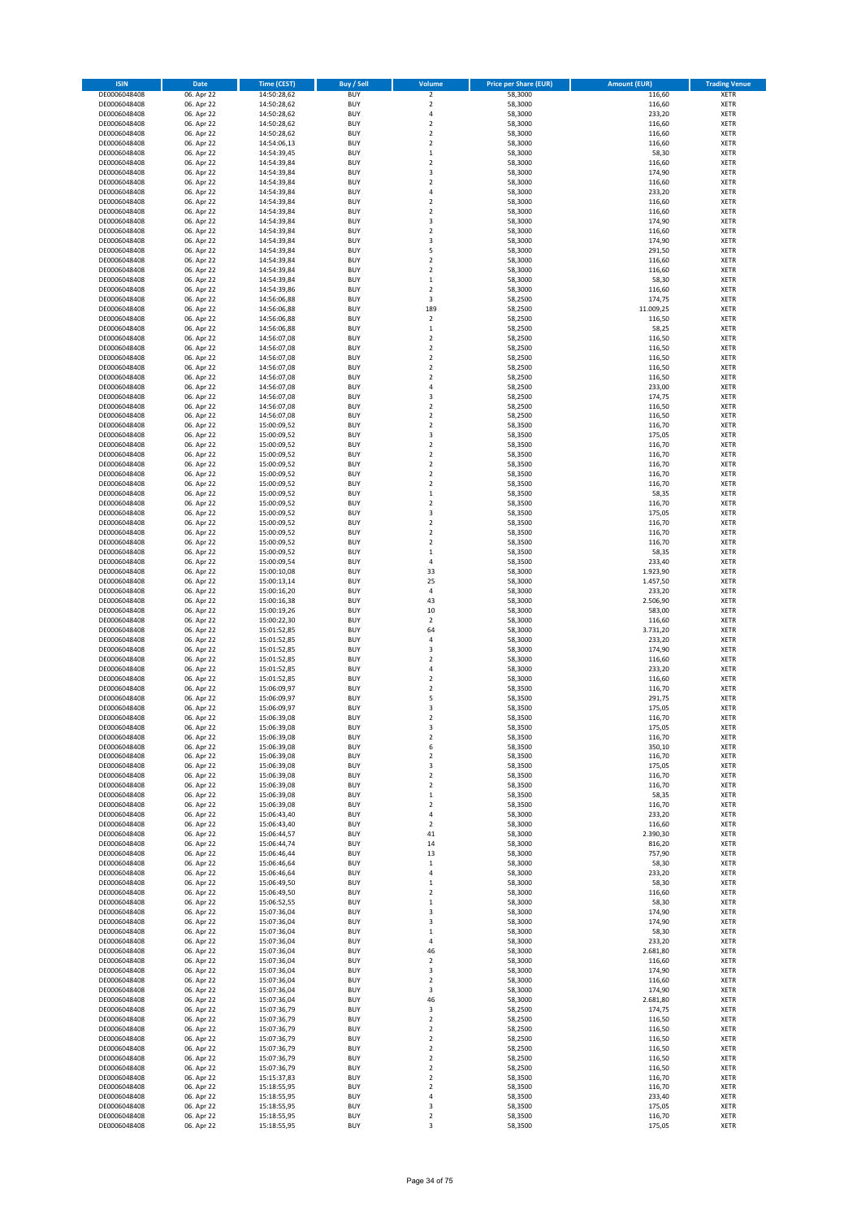| ISIN | Date | Time (CEST) | Buy / Sell | Volume | Price per Share (EUR) | Amount (EUR) | Trading Venue |
|---|---|---|---|---|---|---|---|
| DE0006048408 | 06. Apr 22 | 14:50:28,62 | BUY | 2 | 58,3000 | 116,60 | XETR |
| DE0006048408 | 06. Apr 22 | 14:50:28,62 | BUY | 2 | 58,3000 | 116,60 | XETR |
| DE0006048408 | 06. Apr 22 | 14:50:28,62 | BUY | 4 | 58,3000 | 233,20 | XETR |
| DE0006048408 | 06. Apr 22 | 14:50:28,62 | BUY | 2 | 58,3000 | 116,60 | XETR |
| DE0006048408 | 06. Apr 22 | 14:50:28,62 | BUY | 2 | 58,3000 | 116,60 | XETR |
| DE0006048408 | 06. Apr 22 | 14:54:06,13 | BUY | 2 | 58,3000 | 116,60 | XETR |
| DE0006048408 | 06. Apr 22 | 14:54:39,45 | BUY | 1 | 58,3000 | 58,30 | XETR |
| DE0006048408 | 06. Apr 22 | 14:54:39,84 | BUY | 2 | 58,3000 | 116,60 | XETR |
| DE0006048408 | 06. Apr 22 | 14:54:39,84 | BUY | 3 | 58,3000 | 174,90 | XETR |
| DE0006048408 | 06. Apr 22 | 14:54:39,84 | BUY | 2 | 58,3000 | 116,60 | XETR |
| DE0006048408 | 06. Apr 22 | 14:54:39,84 | BUY | 4 | 58,3000 | 233,20 | XETR |
| DE0006048408 | 06. Apr 22 | 14:54:39,84 | BUY | 2 | 58,3000 | 116,60 | XETR |
| DE0006048408 | 06. Apr 22 | 14:54:39,84 | BUY | 2 | 58,3000 | 116,60 | XETR |
| DE0006048408 | 06. Apr 22 | 14:54:39,84 | BUY | 3 | 58,3000 | 174,90 | XETR |
| DE0006048408 | 06. Apr 22 | 14:54:39,84 | BUY | 2 | 58,3000 | 116,60 | XETR |
| DE0006048408 | 06. Apr 22 | 14:54:39,84 | BUY | 3 | 58,3000 | 174,90 | XETR |
| DE0006048408 | 06. Apr 22 | 14:54:39,84 | BUY | 5 | 58,3000 | 291,50 | XETR |
| DE0006048408 | 06. Apr 22 | 14:54:39,84 | BUY | 2 | 58,3000 | 116,60 | XETR |
| DE0006048408 | 06. Apr 22 | 14:54:39,84 | BUY | 2 | 58,3000 | 116,60 | XETR |
| DE0006048408 | 06. Apr 22 | 14:54:39,84 | BUY | 1 | 58,3000 | 58,30 | XETR |
| DE0006048408 | 06. Apr 22 | 14:54:39,86 | BUY | 2 | 58,3000 | 116,60 | XETR |
| DE0006048408 | 06. Apr 22 | 14:56:06,88 | BUY | 3 | 58,2500 | 174,75 | XETR |
| DE0006048408 | 06. Apr 22 | 14:56:06,88 | BUY | 189 | 58,2500 | 11.009,25 | XETR |
| DE0006048408 | 06. Apr 22 | 14:56:06,88 | BUY | 2 | 58,2500 | 116,50 | XETR |
| DE0006048408 | 06. Apr 22 | 14:56:06,88 | BUY | 1 | 58,2500 | 58,25 | XETR |
| DE0006048408 | 06. Apr 22 | 14:56:07,08 | BUY | 2 | 58,2500 | 116,50 | XETR |
| DE0006048408 | 06. Apr 22 | 14:56:07,08 | BUY | 2 | 58,2500 | 116,50 | XETR |
| DE0006048408 | 06. Apr 22 | 14:56:07,08 | BUY | 2 | 58,2500 | 116,50 | XETR |
| DE0006048408 | 06. Apr 22 | 14:56:07,08 | BUY | 2 | 58,2500 | 116,50 | XETR |
| DE0006048408 | 06. Apr 22 | 14:56:07,08 | BUY | 2 | 58,2500 | 116,50 | XETR |
| DE0006048408 | 06. Apr 22 | 14:56:07,08 | BUY | 4 | 58,2500 | 233,00 | XETR |
| DE0006048408 | 06. Apr 22 | 14:56:07,08 | BUY | 3 | 58,2500 | 174,75 | XETR |
| DE0006048408 | 06. Apr 22 | 14:56:07,08 | BUY | 2 | 58,2500 | 116,50 | XETR |
| DE0006048408 | 06. Apr 22 | 14:56:07,08 | BUY | 2 | 58,2500 | 116,50 | XETR |
| DE0006048408 | 06. Apr 22 | 15:00:09,52 | BUY | 2 | 58,3500 | 116,70 | XETR |
| DE0006048408 | 06. Apr 22 | 15:00:09,52 | BUY | 3 | 58,3500 | 175,05 | XETR |
| DE0006048408 | 06. Apr 22 | 15:00:09,52 | BUY | 2 | 58,3500 | 116,70 | XETR |
| DE0006048408 | 06. Apr 22 | 15:00:09,52 | BUY | 2 | 58,3500 | 116,70 | XETR |
| DE0006048408 | 06. Apr 22 | 15:00:09,52 | BUY | 2 | 58,3500 | 116,70 | XETR |
| DE0006048408 | 06. Apr 22 | 15:00:09,52 | BUY | 2 | 58,3500 | 116,70 | XETR |
| DE0006048408 | 06. Apr 22 | 15:00:09,52 | BUY | 2 | 58,3500 | 116,70 | XETR |
| DE0006048408 | 06. Apr 22 | 15:00:09,52 | BUY | 1 | 58,3500 | 58,35 | XETR |
| DE0006048408 | 06. Apr 22 | 15:00:09,52 | BUY | 2 | 58,3500 | 116,70 | XETR |
| DE0006048408 | 06. Apr 22 | 15:00:09,52 | BUY | 3 | 58,3500 | 175,05 | XETR |
| DE0006048408 | 06. Apr 22 | 15:00:09,52 | BUY | 2 | 58,3500 | 116,70 | XETR |
| DE0006048408 | 06. Apr 22 | 15:00:09,52 | BUY | 2 | 58,3500 | 116,70 | XETR |
| DE0006048408 | 06. Apr 22 | 15:00:09,52 | BUY | 2 | 58,3500 | 116,70 | XETR |
| DE0006048408 | 06. Apr 22 | 15:00:09,52 | BUY | 1 | 58,3500 | 58,35 | XETR |
| DE0006048408 | 06. Apr 22 | 15:00:09,54 | BUY | 4 | 58,3500 | 233,40 | XETR |
| DE0006048408 | 06. Apr 22 | 15:00:10,08 | BUY | 33 | 58,3000 | 1.923,90 | XETR |
| DE0006048408 | 06. Apr 22 | 15:00:13,14 | BUY | 25 | 58,3000 | 1.457,50 | XETR |
| DE0006048408 | 06. Apr 22 | 15:00:16,20 | BUY | 4 | 58,3000 | 233,20 | XETR |
| DE0006048408 | 06. Apr 22 | 15:00:16,38 | BUY | 43 | 58,3000 | 2.506,90 | XETR |
| DE0006048408 | 06. Apr 22 | 15:00:19,26 | BUY | 10 | 58,3000 | 583,00 | XETR |
| DE0006048408 | 06. Apr 22 | 15:00:22,30 | BUY | 2 | 58,3000 | 116,60 | XETR |
| DE0006048408 | 06. Apr 22 | 15:01:52,85 | BUY | 64 | 58,3000 | 3.731,20 | XETR |
| DE0006048408 | 06. Apr 22 | 15:01:52,85 | BUY | 4 | 58,3000 | 233,20 | XETR |
| DE0006048408 | 06. Apr 22 | 15:01:52,85 | BUY | 3 | 58,3000 | 174,90 | XETR |
| DE0006048408 | 06. Apr 22 | 15:01:52,85 | BUY | 2 | 58,3000 | 116,60 | XETR |
| DE0006048408 | 06. Apr 22 | 15:01:52,85 | BUY | 4 | 58,3000 | 233,20 | XETR |
| DE0006048408 | 06. Apr 22 | 15:01:52,85 | BUY | 2 | 58,3000 | 116,60 | XETR |
| DE0006048408 | 06. Apr 22 | 15:06:09,97 | BUY | 2 | 58,3500 | 116,70 | XETR |
| DE0006048408 | 06. Apr 22 | 15:06:09,97 | BUY | 5 | 58,3500 | 291,75 | XETR |
| DE0006048408 | 06. Apr 22 | 15:06:09,97 | BUY | 3 | 58,3500 | 175,05 | XETR |
| DE0006048408 | 06. Apr 22 | 15:06:39,08 | BUY | 2 | 58,3500 | 116,70 | XETR |
| DE0006048408 | 06. Apr 22 | 15:06:39,08 | BUY | 3 | 58,3500 | 175,05 | XETR |
| DE0006048408 | 06. Apr 22 | 15:06:39,08 | BUY | 2 | 58,3500 | 116,70 | XETR |
| DE0006048408 | 06. Apr 22 | 15:06:39,08 | BUY | 6 | 58,3500 | 350,10 | XETR |
| DE0006048408 | 06. Apr 22 | 15:06:39,08 | BUY | 2 | 58,3500 | 116,70 | XETR |
| DE0006048408 | 06. Apr 22 | 15:06:39,08 | BUY | 3 | 58,3500 | 175,05 | XETR |
| DE0006048408 | 06. Apr 22 | 15:06:39,08 | BUY | 2 | 58,3500 | 116,70 | XETR |
| DE0006048408 | 06. Apr 22 | 15:06:39,08 | BUY | 2 | 58,3500 | 116,70 | XETR |
| DE0006048408 | 06. Apr 22 | 15:06:39,08 | BUY | 1 | 58,3500 | 58,35 | XETR |
| DE0006048408 | 06. Apr 22 | 15:06:39,08 | BUY | 2 | 58,3500 | 116,70 | XETR |
| DE0006048408 | 06. Apr 22 | 15:06:43,40 | BUY | 4 | 58,3000 | 233,20 | XETR |
| DE0006048408 | 06. Apr 22 | 15:06:43,40 | BUY | 2 | 58,3000 | 116,60 | XETR |
| DE0006048408 | 06. Apr 22 | 15:06:44,57 | BUY | 41 | 58,3000 | 2.390,30 | XETR |
| DE0006048408 | 06. Apr 22 | 15:06:44,74 | BUY | 14 | 58,3000 | 816,20 | XETR |
| DE0006048408 | 06. Apr 22 | 15:06:46,44 | BUY | 13 | 58,3000 | 757,90 | XETR |
| DE0006048408 | 06. Apr 22 | 15:06:46,64 | BUY | 1 | 58,3000 | 58,30 | XETR |
| DE0006048408 | 06. Apr 22 | 15:06:46,64 | BUY | 4 | 58,3000 | 233,20 | XETR |
| DE0006048408 | 06. Apr 22 | 15:06:49,50 | BUY | 1 | 58,3000 | 58,30 | XETR |
| DE0006048408 | 06. Apr 22 | 15:06:49,50 | BUY | 2 | 58,3000 | 116,60 | XETR |
| DE0006048408 | 06. Apr 22 | 15:06:52,55 | BUY | 1 | 58,3000 | 58,30 | XETR |
| DE0006048408 | 06. Apr 22 | 15:07:36,04 | BUY | 3 | 58,3000 | 174,90 | XETR |
| DE0006048408 | 06. Apr 22 | 15:07:36,04 | BUY | 3 | 58,3000 | 174,90 | XETR |
| DE0006048408 | 06. Apr 22 | 15:07:36,04 | BUY | 1 | 58,3000 | 58,30 | XETR |
| DE0006048408 | 06. Apr 22 | 15:07:36,04 | BUY | 4 | 58,3000 | 233,20 | XETR |
| DE0006048408 | 06. Apr 22 | 15:07:36,04 | BUY | 46 | 58,3000 | 2.681,80 | XETR |
| DE0006048408 | 06. Apr 22 | 15:07:36,04 | BUY | 2 | 58,3000 | 116,60 | XETR |
| DE0006048408 | 06. Apr 22 | 15:07:36,04 | BUY | 3 | 58,3000 | 174,90 | XETR |
| DE0006048408 | 06. Apr 22 | 15:07:36,04 | BUY | 2 | 58,3000 | 116,60 | XETR |
| DE0006048408 | 06. Apr 22 | 15:07:36,04 | BUY | 3 | 58,3000 | 174,90 | XETR |
| DE0006048408 | 06. Apr 22 | 15:07:36,04 | BUY | 46 | 58,3000 | 2.681,80 | XETR |
| DE0006048408 | 06. Apr 22 | 15:07:36,79 | BUY | 3 | 58,2500 | 174,75 | XETR |
| DE0006048408 | 06. Apr 22 | 15:07:36,79 | BUY | 2 | 58,2500 | 116,50 | XETR |
| DE0006048408 | 06. Apr 22 | 15:07:36,79 | BUY | 2 | 58,2500 | 116,50 | XETR |
| DE0006048408 | 06. Apr 22 | 15:07:36,79 | BUY | 2 | 58,2500 | 116,50 | XETR |
| DE0006048408 | 06. Apr 22 | 15:07:36,79 | BUY | 2 | 58,2500 | 116,50 | XETR |
| DE0006048408 | 06. Apr 22 | 15:07:36,79 | BUY | 2 | 58,2500 | 116,50 | XETR |
| DE0006048408 | 06. Apr 22 | 15:07:36,79 | BUY | 2 | 58,2500 | 116,50 | XETR |
| DE0006048408 | 06. Apr 22 | 15:15:37,83 | BUY | 2 | 58,3500 | 116,70 | XETR |
| DE0006048408 | 06. Apr 22 | 15:18:55,95 | BUY | 2 | 58,3500 | 116,70 | XETR |
| DE0006048408 | 06. Apr 22 | 15:18:55,95 | BUY | 4 | 58,3500 | 233,40 | XETR |
| DE0006048408 | 06. Apr 22 | 15:18:55,95 | BUY | 3 | 58,3500 | 175,05 | XETR |
| DE0006048408 | 06. Apr 22 | 15:18:55,95 | BUY | 2 | 58,3500 | 116,70 | XETR |
| DE0006048408 | 06. Apr 22 | 15:18:55,95 | BUY | 3 | 58,3500 | 175,05 | XETR |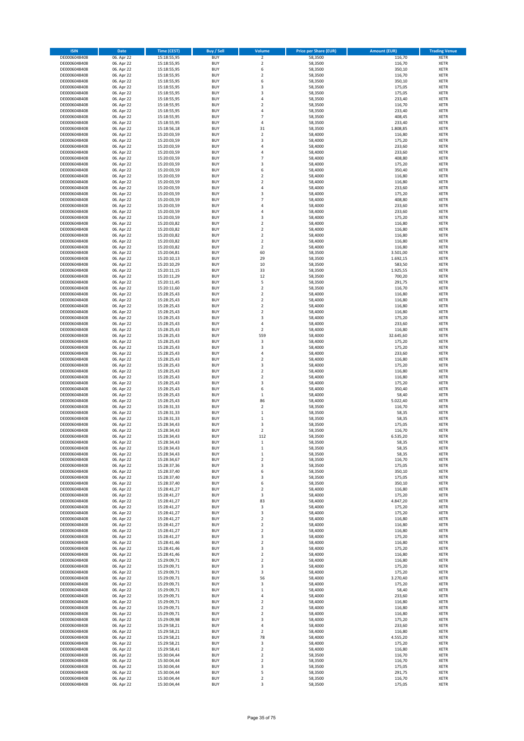| ISIN | Date | Time (CEST) | Buy / Sell | Volume | Price per Share (EUR) | Amount (EUR) | Trading Venue |
|---|---|---|---|---|---|---|---|
| DE0006048408 | 06. Apr 22 | 15:18:55,95 | BUY | 2 | 58,3500 | 116,70 | XETR |
| DE0006048408 | 06. Apr 22 | 15:18:55,95 | BUY | 2 | 58,3500 | 116,70 | XETR |
| DE0006048408 | 06. Apr 22 | 15:18:55,95 | BUY | 6 | 58,3500 | 350,10 | XETR |
| DE0006048408 | 06. Apr 22 | 15:18:55,95 | BUY | 2 | 58,3500 | 116,70 | XETR |
| DE0006048408 | 06. Apr 22 | 15:18:55,95 | BUY | 6 | 58,3500 | 350,10 | XETR |
| DE0006048408 | 06. Apr 22 | 15:18:55,95 | BUY | 3 | 58,3500 | 175,05 | XETR |
| DE0006048408 | 06. Apr 22 | 15:18:55,95 | BUY | 3 | 58,3500 | 175,05 | XETR |
| DE0006048408 | 06. Apr 22 | 15:18:55,95 | BUY | 4 | 58,3500 | 233,40 | XETR |
| DE0006048408 | 06. Apr 22 | 15:18:55,95 | BUY | 2 | 58,3500 | 116,70 | XETR |
| DE0006048408 | 06. Apr 22 | 15:18:55,95 | BUY | 4 | 58,3500 | 233,40 | XETR |
| DE0006048408 | 06. Apr 22 | 15:18:55,95 | BUY | 7 | 58,3500 | 408,45 | XETR |
| DE0006048408 | 06. Apr 22 | 15:18:55,95 | BUY | 4 | 58,3500 | 233,40 | XETR |
| DE0006048408 | 06. Apr 22 | 15:18:56,18 | BUY | 31 | 58,3500 | 1.808,85 | XETR |
| DE0006048408 | 06. Apr 22 | 15:20:03,59 | BUY | 2 | 58,4000 | 116,80 | XETR |
| DE0006048408 | 06. Apr 22 | 15:20:03,59 | BUY | 3 | 58,4000 | 175,20 | XETR |
| DE0006048408 | 06. Apr 22 | 15:20:03,59 | BUY | 4 | 58,4000 | 233,60 | XETR |
| DE0006048408 | 06. Apr 22 | 15:20:03,59 | BUY | 4 | 58,4000 | 233,60 | XETR |
| DE0006048408 | 06. Apr 22 | 15:20:03,59 | BUY | 7 | 58,4000 | 408,80 | XETR |
| DE0006048408 | 06. Apr 22 | 15:20:03,59 | BUY | 3 | 58,4000 | 175,20 | XETR |
| DE0006048408 | 06. Apr 22 | 15:20:03,59 | BUY | 6 | 58,4000 | 350,40 | XETR |
| DE0006048408 | 06. Apr 22 | 15:20:03,59 | BUY | 2 | 58,4000 | 116,80 | XETR |
| DE0006048408 | 06. Apr 22 | 15:20:03,59 | BUY | 2 | 58,4000 | 116,80 | XETR |
| DE0006048408 | 06. Apr 22 | 15:20:03,59 | BUY | 4 | 58,4000 | 233,60 | XETR |
| DE0006048408 | 06. Apr 22 | 15:20:03,59 | BUY | 3 | 58,4000 | 175,20 | XETR |
| DE0006048408 | 06. Apr 22 | 15:20:03,59 | BUY | 7 | 58,4000 | 408,80 | XETR |
| DE0006048408 | 06. Apr 22 | 15:20:03,59 | BUY | 4 | 58,4000 | 233,60 | XETR |
| DE0006048408 | 06. Apr 22 | 15:20:03,59 | BUY | 4 | 58,4000 | 233,60 | XETR |
| DE0006048408 | 06. Apr 22 | 15:20:03,59 | BUY | 3 | 58,4000 | 175,20 | XETR |
| DE0006048408 | 06. Apr 22 | 15:20:03,82 | BUY | 2 | 58,4000 | 116,80 | XETR |
| DE0006048408 | 06. Apr 22 | 15:20:03,82 | BUY | 2 | 58,4000 | 116,80 | XETR |
| DE0006048408 | 06. Apr 22 | 15:20:03,82 | BUY | 2 | 58,4000 | 116,80 | XETR |
| DE0006048408 | 06. Apr 22 | 15:20:03,82 | BUY | 2 | 58,4000 | 116,80 | XETR |
| DE0006048408 | 06. Apr 22 | 15:20:03,82 | BUY | 2 | 58,4000 | 116,80 | XETR |
| DE0006048408 | 06. Apr 22 | 15:20:04,81 | BUY | 60 | 58,3500 | 3.501,00 | XETR |
| DE0006048408 | 06. Apr 22 | 15:20:10,13 | BUY | 29 | 58,3500 | 1.692,15 | XETR |
| DE0006048408 | 06. Apr 22 | 15:20:10,29 | BUY | 10 | 58,3500 | 583,50 | XETR |
| DE0006048408 | 06. Apr 22 | 15:20:11,15 | BUY | 33 | 58,3500 | 1.925,55 | XETR |
| DE0006048408 | 06. Apr 22 | 15:20:11,29 | BUY | 12 | 58,3500 | 700,20 | XETR |
| DE0006048408 | 06. Apr 22 | 15:20:11,45 | BUY | 5 | 58,3500 | 291,75 | XETR |
| DE0006048408 | 06. Apr 22 | 15:20:11,60 | BUY | 2 | 58,3500 | 116,70 | XETR |
| DE0006048408 | 06. Apr 22 | 15:28:25,43 | BUY | 2 | 58,4000 | 116,80 | XETR |
| DE0006048408 | 06. Apr 22 | 15:28:25,43 | BUY | 2 | 58,4000 | 116,80 | XETR |
| DE0006048408 | 06. Apr 22 | 15:28:25,43 | BUY | 2 | 58,4000 | 116,80 | XETR |
| DE0006048408 | 06. Apr 22 | 15:28:25,43 | BUY | 2 | 58,4000 | 116,80 | XETR |
| DE0006048408 | 06. Apr 22 | 15:28:25,43 | BUY | 3 | 58,4000 | 175,20 | XETR |
| DE0006048408 | 06. Apr 22 | 15:28:25,43 | BUY | 4 | 58,4000 | 233,60 | XETR |
| DE0006048408 | 06. Apr 22 | 15:28:25,43 | BUY | 2 | 58,4000 | 116,80 | XETR |
| DE0006048408 | 06. Apr 22 | 15:28:25,43 | BUY | 559 | 58,4000 | 32.645,60 | XETR |
| DE0006048408 | 06. Apr 22 | 15:28:25,43 | BUY | 3 | 58,4000 | 175,20 | XETR |
| DE0006048408 | 06. Apr 22 | 15:28:25,43 | BUY | 3 | 58,4000 | 175,20 | XETR |
| DE0006048408 | 06. Apr 22 | 15:28:25,43 | BUY | 4 | 58,4000 | 233,60 | XETR |
| DE0006048408 | 06. Apr 22 | 15:28:25,43 | BUY | 2 | 58,4000 | 116,80 | XETR |
| DE0006048408 | 06. Apr 22 | 15:28:25,43 | BUY | 3 | 58,4000 | 175,20 | XETR |
| DE0006048408 | 06. Apr 22 | 15:28:25,43 | BUY | 2 | 58,4000 | 116,80 | XETR |
| DE0006048408 | 06. Apr 22 | 15:28:25,43 | BUY | 2 | 58,4000 | 116,80 | XETR |
| DE0006048408 | 06. Apr 22 | 15:28:25,43 | BUY | 3 | 58,4000 | 175,20 | XETR |
| DE0006048408 | 06. Apr 22 | 15:28:25,43 | BUY | 6 | 58,4000 | 350,40 | XETR |
| DE0006048408 | 06. Apr 22 | 15:28:25,43 | BUY | 1 | 58,4000 | 58,40 | XETR |
| DE0006048408 | 06. Apr 22 | 15:28:25,43 | BUY | 86 | 58,4000 | 5.022,40 | XETR |
| DE0006048408 | 06. Apr 22 | 15:28:31,33 | BUY | 2 | 58,3500 | 116,70 | XETR |
| DE0006048408 | 06. Apr 22 | 15:28:31,33 | BUY | 1 | 58,3500 | 58,35 | XETR |
| DE0006048408 | 06. Apr 22 | 15:28:31,33 | BUY | 1 | 58,3500 | 58,35 | XETR |
| DE0006048408 | 06. Apr 22 | 15:28:34,43 | BUY | 3 | 58,3500 | 175,05 | XETR |
| DE0006048408 | 06. Apr 22 | 15:28:34,43 | BUY | 2 | 58,3500 | 116,70 | XETR |
| DE0006048408 | 06. Apr 22 | 15:28:34,43 | BUY | 112 | 58,3500 | 6.535,20 | XETR |
| DE0006048408 | 06. Apr 22 | 15:28:34,43 | BUY | 1 | 58,3500 | 58,35 | XETR |
| DE0006048408 | 06. Apr 22 | 15:28:34,43 | BUY | 1 | 58,3500 | 58,35 | XETR |
| DE0006048408 | 06. Apr 22 | 15:28:34,43 | BUY | 1 | 58,3500 | 58,35 | XETR |
| DE0006048408 | 06. Apr 22 | 15:28:34,67 | BUY | 2 | 58,3500 | 116,70 | XETR |
| DE0006048408 | 06. Apr 22 | 15:28:37,36 | BUY | 3 | 58,3500 | 175,05 | XETR |
| DE0006048408 | 06. Apr 22 | 15:28:37,40 | BUY | 6 | 58,3500 | 350,10 | XETR |
| DE0006048408 | 06. Apr 22 | 15:28:37,40 | BUY | 3 | 58,3500 | 175,05 | XETR |
| DE0006048408 | 06. Apr 22 | 15:28:37,40 | BUY | 6 | 58,3500 | 350,10 | XETR |
| DE0006048408 | 06. Apr 22 | 15:28:41,27 | BUY | 2 | 58,4000 | 116,80 | XETR |
| DE0006048408 | 06. Apr 22 | 15:28:41,27 | BUY | 3 | 58,4000 | 175,20 | XETR |
| DE0006048408 | 06. Apr 22 | 15:28:41,27 | BUY | 83 | 58,4000 | 4.847,20 | XETR |
| DE0006048408 | 06. Apr 22 | 15:28:41,27 | BUY | 3 | 58,4000 | 175,20 | XETR |
| DE0006048408 | 06. Apr 22 | 15:28:41,27 | BUY | 3 | 58,4000 | 175,20 | XETR |
| DE0006048408 | 06. Apr 22 | 15:28:41,27 | BUY | 2 | 58,4000 | 116,80 | XETR |
| DE0006048408 | 06. Apr 22 | 15:28:41,27 | BUY | 2 | 58,4000 | 116,80 | XETR |
| DE0006048408 | 06. Apr 22 | 15:28:41,27 | BUY | 2 | 58,4000 | 116,80 | XETR |
| DE0006048408 | 06. Apr 22 | 15:28:41,27 | BUY | 3 | 58,4000 | 175,20 | XETR |
| DE0006048408 | 06. Apr 22 | 15:28:41,46 | BUY | 2 | 58,4000 | 116,80 | XETR |
| DE0006048408 | 06. Apr 22 | 15:28:41,46 | BUY | 3 | 58,4000 | 175,20 | XETR |
| DE0006048408 | 06. Apr 22 | 15:28:41,46 | BUY | 2 | 58,4000 | 116,80 | XETR |
| DE0006048408 | 06. Apr 22 | 15:29:09,71 | BUY | 2 | 58,4000 | 116,80 | XETR |
| DE0006048408 | 06. Apr 22 | 15:29:09,71 | BUY | 3 | 58,4000 | 175,20 | XETR |
| DE0006048408 | 06. Apr 22 | 15:29:09,71 | BUY | 3 | 58,4000 | 175,20 | XETR |
| DE0006048408 | 06. Apr 22 | 15:29:09,71 | BUY | 56 | 58,4000 | 3.270,40 | XETR |
| DE0006048408 | 06. Apr 22 | 15:29:09,71 | BUY | 3 | 58,4000 | 175,20 | XETR |
| DE0006048408 | 06. Apr 22 | 15:29:09,71 | BUY | 1 | 58,4000 | 58,40 | XETR |
| DE0006048408 | 06. Apr 22 | 15:29:09,71 | BUY | 4 | 58,4000 | 233,60 | XETR |
| DE0006048408 | 06. Apr 22 | 15:29:09,71 | BUY | 2 | 58,4000 | 116,80 | XETR |
| DE0006048408 | 06. Apr 22 | 15:29:09,71 | BUY | 2 | 58,4000 | 116,80 | XETR |
| DE0006048408 | 06. Apr 22 | 15:29:09,71 | BUY | 2 | 58,4000 | 116,80 | XETR |
| DE0006048408 | 06. Apr 22 | 15:29:09,98 | BUY | 3 | 58,4000 | 175,20 | XETR |
| DE0006048408 | 06. Apr 22 | 15:29:58,21 | BUY | 4 | 58,4000 | 233,60 | XETR |
| DE0006048408 | 06. Apr 22 | 15:29:58,21 | BUY | 2 | 58,4000 | 116,80 | XETR |
| DE0006048408 | 06. Apr 22 | 15:29:58,21 | BUY | 78 | 58,4000 | 4.555,20 | XETR |
| DE0006048408 | 06. Apr 22 | 15:29:58,21 | BUY | 3 | 58,4000 | 175,20 | XETR |
| DE0006048408 | 06. Apr 22 | 15:29:58,41 | BUY | 2 | 58,4000 | 116,80 | XETR |
| DE0006048408 | 06. Apr 22 | 15:30:04,44 | BUY | 2 | 58,3500 | 116,70 | XETR |
| DE0006048408 | 06. Apr 22 | 15:30:04,44 | BUY | 2 | 58,3500 | 116,70 | XETR |
| DE0006048408 | 06. Apr 22 | 15:30:04,44 | BUY | 3 | 58,3500 | 175,05 | XETR |
| DE0006048408 | 06. Apr 22 | 15:30:04,44 | BUY | 5 | 58,3500 | 291,75 | XETR |
| DE0006048408 | 06. Apr 22 | 15:30:04,44 | BUY | 2 | 58,3500 | 116,70 | XETR |
| DE0006048408 | 06. Apr 22 | 15:30:04,44 | BUY | 3 | 58,3500 | 175,05 | XETR |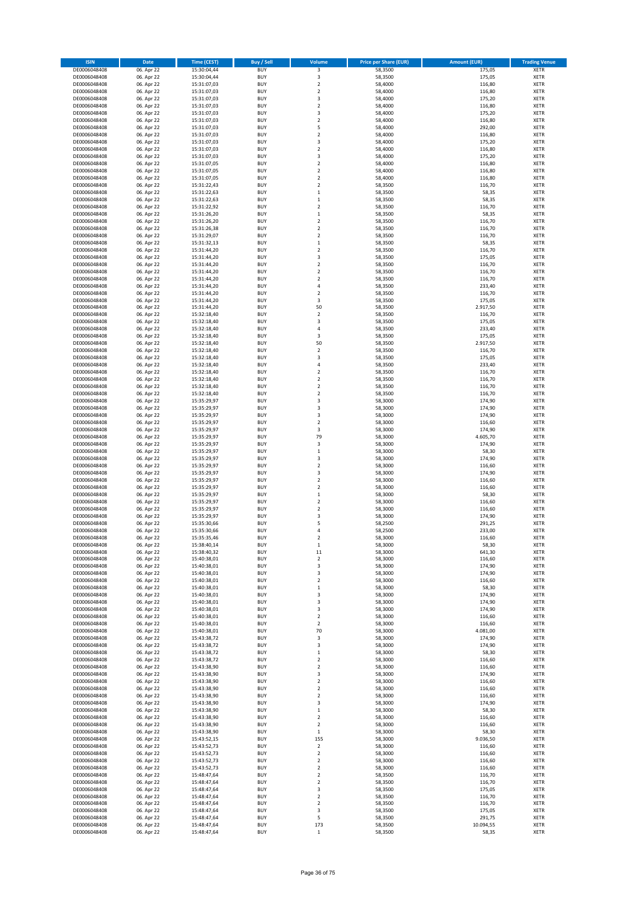| ISIN | Date | Time (CEST) | Buy / Sell | Volume | Price per Share (EUR) | Amount (EUR) | Trading Venue |
|---|---|---|---|---|---|---|---|
| DE0006048408 | 06. Apr 22 | 15:30:04,44 | BUY | 3 | 58,3500 | 175,05 | XETR |
| DE0006048408 | 06. Apr 22 | 15:30:04,44 | BUY | 3 | 58,3500 | 175,05 | XETR |
| DE0006048408 | 06. Apr 22 | 15:31:07,03 | BUY | 2 | 58,4000 | 116,80 | XETR |
| DE0006048408 | 06. Apr 22 | 15:31:07,03 | BUY | 2 | 58,4000 | 116,80 | XETR |
| DE0006048408 | 06. Apr 22 | 15:31:07,03 | BUY | 3 | 58,4000 | 175,20 | XETR |
| DE0006048408 | 06. Apr 22 | 15:31:07,03 | BUY | 2 | 58,4000 | 116,80 | XETR |
| DE0006048408 | 06. Apr 22 | 15:31:07,03 | BUY | 3 | 58,4000 | 175,20 | XETR |
| DE0006048408 | 06. Apr 22 | 15:31:07,03 | BUY | 2 | 58,4000 | 116,80 | XETR |
| DE0006048408 | 06. Apr 22 | 15:31:07,03 | BUY | 5 | 58,4000 | 292,00 | XETR |
| DE0006048408 | 06. Apr 22 | 15:31:07,03 | BUY | 2 | 58,4000 | 116,80 | XETR |
| DE0006048408 | 06. Apr 22 | 15:31:07,03 | BUY | 3 | 58,4000 | 175,20 | XETR |
| DE0006048408 | 06. Apr 22 | 15:31:07,03 | BUY | 2 | 58,4000 | 116,80 | XETR |
| DE0006048408 | 06. Apr 22 | 15:31:07,03 | BUY | 3 | 58,4000 | 175,20 | XETR |
| DE0006048408 | 06. Apr 22 | 15:31:07,05 | BUY | 2 | 58,4000 | 116,80 | XETR |
| DE0006048408 | 06. Apr 22 | 15:31:07,05 | BUY | 2 | 58,4000 | 116,80 | XETR |
| DE0006048408 | 06. Apr 22 | 15:31:07,05 | BUY | 2 | 58,4000 | 116,80 | XETR |
| DE0006048408 | 06. Apr 22 | 15:31:22,43 | BUY | 2 | 58,3500 | 116,70 | XETR |
| DE0006048408 | 06. Apr 22 | 15:31:22,63 | BUY | 1 | 58,3500 | 58,35 | XETR |
| DE0006048408 | 06. Apr 22 | 15:31:22,63 | BUY | 1 | 58,3500 | 58,35 | XETR |
| DE0006048408 | 06. Apr 22 | 15:31:22,92 | BUY | 2 | 58,3500 | 116,70 | XETR |
| DE0006048408 | 06. Apr 22 | 15:31:26,20 | BUY | 1 | 58,3500 | 58,35 | XETR |
| DE0006048408 | 06. Apr 22 | 15:31:26,20 | BUY | 2 | 58,3500 | 116,70 | XETR |
| DE0006048408 | 06. Apr 22 | 15:31:26,38 | BUY | 2 | 58,3500 | 116,70 | XETR |
| DE0006048408 | 06. Apr 22 | 15:31:29,07 | BUY | 2 | 58,3500 | 116,70 | XETR |
| DE0006048408 | 06. Apr 22 | 15:31:32,13 | BUY | 1 | 58,3500 | 58,35 | XETR |
| DE0006048408 | 06. Apr 22 | 15:31:44,20 | BUY | 2 | 58,3500 | 116,70 | XETR |
| DE0006048408 | 06. Apr 22 | 15:31:44,20 | BUY | 3 | 58,3500 | 175,05 | XETR |
| DE0006048408 | 06. Apr 22 | 15:31:44,20 | BUY | 2 | 58,3500 | 116,70 | XETR |
| DE0006048408 | 06. Apr 22 | 15:31:44,20 | BUY | 2 | 58,3500 | 116,70 | XETR |
| DE0006048408 | 06. Apr 22 | 15:31:44,20 | BUY | 2 | 58,3500 | 116,70 | XETR |
| DE0006048408 | 06. Apr 22 | 15:31:44,20 | BUY | 4 | 58,3500 | 233,40 | XETR |
| DE0006048408 | 06. Apr 22 | 15:31:44,20 | BUY | 2 | 58,3500 | 116,70 | XETR |
| DE0006048408 | 06. Apr 22 | 15:31:44,20 | BUY | 3 | 58,3500 | 175,05 | XETR |
| DE0006048408 | 06. Apr 22 | 15:31:44,20 | BUY | 50 | 58,3500 | 2.917,50 | XETR |
| DE0006048408 | 06. Apr 22 | 15:32:18,40 | BUY | 2 | 58,3500 | 116,70 | XETR |
| DE0006048408 | 06. Apr 22 | 15:32:18,40 | BUY | 3 | 58,3500 | 175,05 | XETR |
| DE0006048408 | 06. Apr 22 | 15:32:18,40 | BUY | 4 | 58,3500 | 233,40 | XETR |
| DE0006048408 | 06. Apr 22 | 15:32:18,40 | BUY | 3 | 58,3500 | 175,05 | XETR |
| DE0006048408 | 06. Apr 22 | 15:32:18,40 | BUY | 50 | 58,3500 | 2.917,50 | XETR |
| DE0006048408 | 06. Apr 22 | 15:32:18,40 | BUY | 2 | 58,3500 | 116,70 | XETR |
| DE0006048408 | 06. Apr 22 | 15:32:18,40 | BUY | 3 | 58,3500 | 175,05 | XETR |
| DE0006048408 | 06. Apr 22 | 15:32:18,40 | BUY | 4 | 58,3500 | 233,40 | XETR |
| DE0006048408 | 06. Apr 22 | 15:32:18,40 | BUY | 2 | 58,3500 | 116,70 | XETR |
| DE0006048408 | 06. Apr 22 | 15:32:18,40 | BUY | 2 | 58,3500 | 116,70 | XETR |
| DE0006048408 | 06. Apr 22 | 15:32:18,40 | BUY | 2 | 58,3500 | 116,70 | XETR |
| DE0006048408 | 06. Apr 22 | 15:32:18,40 | BUY | 2 | 58,3500 | 116,70 | XETR |
| DE0006048408 | 06. Apr 22 | 15:35:29,97 | BUY | 3 | 58,3000 | 174,90 | XETR |
| DE0006048408 | 06. Apr 22 | 15:35:29,97 | BUY | 3 | 58,3000 | 174,90 | XETR |
| DE0006048408 | 06. Apr 22 | 15:35:29,97 | BUY | 3 | 58,3000 | 174,90 | XETR |
| DE0006048408 | 06. Apr 22 | 15:35:29,97 | BUY | 2 | 58,3000 | 116,60 | XETR |
| DE0006048408 | 06. Apr 22 | 15:35:29,97 | BUY | 3 | 58,3000 | 174,90 | XETR |
| DE0006048408 | 06. Apr 22 | 15:35:29,97 | BUY | 79 | 58,3000 | 4.605,70 | XETR |
| DE0006048408 | 06. Apr 22 | 15:35:29,97 | BUY | 3 | 58,3000 | 174,90 | XETR |
| DE0006048408 | 06. Apr 22 | 15:35:29,97 | BUY | 1 | 58,3000 | 58,30 | XETR |
| DE0006048408 | 06. Apr 22 | 15:35:29,97 | BUY | 3 | 58,3000 | 174,90 | XETR |
| DE0006048408 | 06. Apr 22 | 15:35:29,97 | BUY | 2 | 58,3000 | 116,60 | XETR |
| DE0006048408 | 06. Apr 22 | 15:35:29,97 | BUY | 3 | 58,3000 | 174,90 | XETR |
| DE0006048408 | 06. Apr 22 | 15:35:29,97 | BUY | 2 | 58,3000 | 116,60 | XETR |
| DE0006048408 | 06. Apr 22 | 15:35:29,97 | BUY | 2 | 58,3000 | 116,60 | XETR |
| DE0006048408 | 06. Apr 22 | 15:35:29,97 | BUY | 1 | 58,3000 | 58,30 | XETR |
| DE0006048408 | 06. Apr 22 | 15:35:29,97 | BUY | 2 | 58,3000 | 116,60 | XETR |
| DE0006048408 | 06. Apr 22 | 15:35:29,97 | BUY | 2 | 58,3000 | 116,60 | XETR |
| DE0006048408 | 06. Apr 22 | 15:35:29,97 | BUY | 3 | 58,3000 | 174,90 | XETR |
| DE0006048408 | 06. Apr 22 | 15:35:30,66 | BUY | 5 | 58,2500 | 291,25 | XETR |
| DE0006048408 | 06. Apr 22 | 15:35:30,66 | BUY | 4 | 58,2500 | 233,00 | XETR |
| DE0006048408 | 06. Apr 22 | 15:35:35,46 | BUY | 2 | 58,3000 | 116,60 | XETR |
| DE0006048408 | 06. Apr 22 | 15:38:40,14 | BUY | 1 | 58,3000 | 58,30 | XETR |
| DE0006048408 | 06. Apr 22 | 15:38:40,32 | BUY | 11 | 58,3000 | 641,30 | XETR |
| DE0006048408 | 06. Apr 22 | 15:40:38,01 | BUY | 2 | 58,3000 | 116,60 | XETR |
| DE0006048408 | 06. Apr 22 | 15:40:38,01 | BUY | 3 | 58,3000 | 174,90 | XETR |
| DE0006048408 | 06. Apr 22 | 15:40:38,01 | BUY | 3 | 58,3000 | 174,90 | XETR |
| DE0006048408 | 06. Apr 22 | 15:40:38,01 | BUY | 2 | 58,3000 | 116,60 | XETR |
| DE0006048408 | 06. Apr 22 | 15:40:38,01 | BUY | 1 | 58,3000 | 58,30 | XETR |
| DE0006048408 | 06. Apr 22 | 15:40:38,01 | BUY | 3 | 58,3000 | 174,90 | XETR |
| DE0006048408 | 06. Apr 22 | 15:40:38,01 | BUY | 3 | 58,3000 | 174,90 | XETR |
| DE0006048408 | 06. Apr 22 | 15:40:38,01 | BUY | 3 | 58,3000 | 174,90 | XETR |
| DE0006048408 | 06. Apr 22 | 15:40:38,01 | BUY | 2 | 58,3000 | 116,60 | XETR |
| DE0006048408 | 06. Apr 22 | 15:40:38,01 | BUY | 2 | 58,3000 | 116,60 | XETR |
| DE0006048408 | 06. Apr 22 | 15:40:38,01 | BUY | 70 | 58,3000 | 4.081,00 | XETR |
| DE0006048408 | 06. Apr 22 | 15:43:38,72 | BUY | 3 | 58,3000 | 174,90 | XETR |
| DE0006048408 | 06. Apr 22 | 15:43:38,72 | BUY | 3 | 58,3000 | 174,90 | XETR |
| DE0006048408 | 06. Apr 22 | 15:43:38,72 | BUY | 1 | 58,3000 | 58,30 | XETR |
| DE0006048408 | 06. Apr 22 | 15:43:38,72 | BUY | 2 | 58,3000 | 116,60 | XETR |
| DE0006048408 | 06. Apr 22 | 15:43:38,90 | BUY | 2 | 58,3000 | 116,60 | XETR |
| DE0006048408 | 06. Apr 22 | 15:43:38,90 | BUY | 3 | 58,3000 | 174,90 | XETR |
| DE0006048408 | 06. Apr 22 | 15:43:38,90 | BUY | 2 | 58,3000 | 116,60 | XETR |
| DE0006048408 | 06. Apr 22 | 15:43:38,90 | BUY | 2 | 58,3000 | 116,60 | XETR |
| DE0006048408 | 06. Apr 22 | 15:43:38,90 | BUY | 2 | 58,3000 | 116,60 | XETR |
| DE0006048408 | 06. Apr 22 | 15:43:38,90 | BUY | 3 | 58,3000 | 174,90 | XETR |
| DE0006048408 | 06. Apr 22 | 15:43:38,90 | BUY | 1 | 58,3000 | 58,30 | XETR |
| DE0006048408 | 06. Apr 22 | 15:43:38,90 | BUY | 2 | 58,3000 | 116,60 | XETR |
| DE0006048408 | 06. Apr 22 | 15:43:38,90 | BUY | 2 | 58,3000 | 116,60 | XETR |
| DE0006048408 | 06. Apr 22 | 15:43:38,90 | BUY | 1 | 58,3000 | 58,30 | XETR |
| DE0006048408 | 06. Apr 22 | 15:43:52,15 | BUY | 155 | 58,3000 | 9.036,50 | XETR |
| DE0006048408 | 06. Apr 22 | 15:43:52,73 | BUY | 2 | 58,3000 | 116,60 | XETR |
| DE0006048408 | 06. Apr 22 | 15:43:52,73 | BUY | 2 | 58,3000 | 116,60 | XETR |
| DE0006048408 | 06. Apr 22 | 15:43:52,73 | BUY | 2 | 58,3000 | 116,60 | XETR |
| DE0006048408 | 06. Apr 22 | 15:43:52,73 | BUY | 2 | 58,3000 | 116,60 | XETR |
| DE0006048408 | 06. Apr 22 | 15:48:47,64 | BUY | 2 | 58,3500 | 116,70 | XETR |
| DE0006048408 | 06. Apr 22 | 15:48:47,64 | BUY | 2 | 58,3500 | 116,70 | XETR |
| DE0006048408 | 06. Apr 22 | 15:48:47,64 | BUY | 3 | 58,3500 | 175,05 | XETR |
| DE0006048408 | 06. Apr 22 | 15:48:47,64 | BUY | 2 | 58,3500 | 116,70 | XETR |
| DE0006048408 | 06. Apr 22 | 15:48:47,64 | BUY | 2 | 58,3500 | 116,70 | XETR |
| DE0006048408 | 06. Apr 22 | 15:48:47,64 | BUY | 3 | 58,3500 | 175,05 | XETR |
| DE0006048408 | 06. Apr 22 | 15:48:47,64 | BUY | 5 | 58,3500 | 291,75 | XETR |
| DE0006048408 | 06. Apr 22 | 15:48:47,64 | BUY | 173 | 58,3500 | 10.094,55 | XETR |
| DE0006048408 | 06. Apr 22 | 15:48:47,64 | BUY | 1 | 58,3500 | 58,35 | XETR |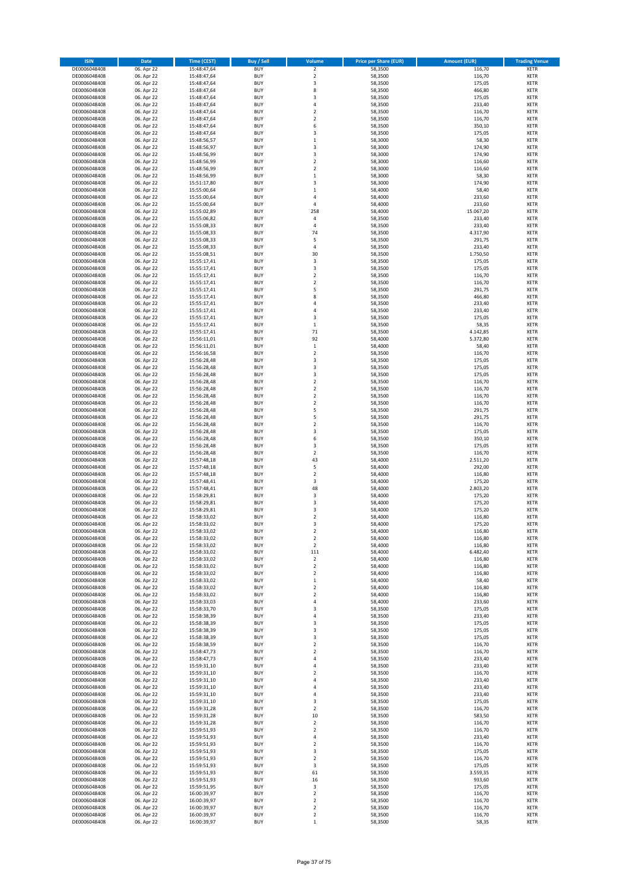| ISIN | Date | Time (CEST) | Buy / Sell | Volume | Price per Share (EUR) | Amount (EUR) | Trading Venue |
|---|---|---|---|---|---|---|---|
| DE0006048408 | 06. Apr 22 | 15:48:47,64 | BUY | 2 | 58,3500 | 116,70 | XETR |
| DE0006048408 | 06. Apr 22 | 15:48:47,64 | BUY | 2 | 58,3500 | 116,70 | XETR |
| DE0006048408 | 06. Apr 22 | 15:48:47,64 | BUY | 3 | 58,3500 | 175,05 | XETR |
| DE0006048408 | 06. Apr 22 | 15:48:47,64 | BUY | 8 | 58,3500 | 466,80 | XETR |
| DE0006048408 | 06. Apr 22 | 15:48:47,64 | BUY | 3 | 58,3500 | 175,05 | XETR |
| DE0006048408 | 06. Apr 22 | 15:48:47,64 | BUY | 4 | 58,3500 | 233,40 | XETR |
| DE0006048408 | 06. Apr 22 | 15:48:47,64 | BUY | 2 | 58,3500 | 116,70 | XETR |
| DE0006048408 | 06. Apr 22 | 15:48:47,64 | BUY | 2 | 58,3500 | 116,70 | XETR |
| DE0006048408 | 06. Apr 22 | 15:48:47,64 | BUY | 6 | 58,3500 | 350,10 | XETR |
| DE0006048408 | 06. Apr 22 | 15:48:47,64 | BUY | 3 | 58,3500 | 175,05 | XETR |
| DE0006048408 | 06. Apr 22 | 15:48:56,57 | BUY | 1 | 58,3000 | 58,30 | XETR |
| DE0006048408 | 06. Apr 22 | 15:48:56,97 | BUY | 3 | 58,3000 | 174,90 | XETR |
| DE0006048408 | 06. Apr 22 | 15:48:56,99 | BUY | 3 | 58,3000 | 174,90 | XETR |
| DE0006048408 | 06. Apr 22 | 15:48:56,99 | BUY | 2 | 58,3000 | 116,60 | XETR |
| DE0006048408 | 06. Apr 22 | 15:48:56,99 | BUY | 2 | 58,3000 | 116,60 | XETR |
| DE0006048408 | 06. Apr 22 | 15:48:56,99 | BUY | 1 | 58,3000 | 58,30 | XETR |
| DE0006048408 | 06. Apr 22 | 15:51:17,80 | BUY | 3 | 58,3000 | 174,90 | XETR |
| DE0006048408 | 06. Apr 22 | 15:55:00,64 | BUY | 1 | 58,4000 | 58,40 | XETR |
| DE0006048408 | 06. Apr 22 | 15:55:00,64 | BUY | 4 | 58,4000 | 233,60 | XETR |
| DE0006048408 | 06. Apr 22 | 15:55:00,64 | BUY | 4 | 58,4000 | 233,60 | XETR |
| DE0006048408 | 06. Apr 22 | 15:55:02,89 | BUY | 258 | 58,4000 | 15.067,20 | XETR |
| DE0006048408 | 06. Apr 22 | 15:55:06,82 | BUY | 4 | 58,3500 | 233,40 | XETR |
| DE0006048408 | 06. Apr 22 | 15:55:08,33 | BUY | 4 | 58,3500 | 233,40 | XETR |
| DE0006048408 | 06. Apr 22 | 15:55:08,33 | BUY | 74 | 58,3500 | 4.317,90 | XETR |
| DE0006048408 | 06. Apr 22 | 15:55:08,33 | BUY | 5 | 58,3500 | 291,75 | XETR |
| DE0006048408 | 06. Apr 22 | 15:55:08,33 | BUY | 4 | 58,3500 | 233,40 | XETR |
| DE0006048408 | 06. Apr 22 | 15:55:08,51 | BUY | 30 | 58,3500 | 1.750,50 | XETR |
| DE0006048408 | 06. Apr 22 | 15:55:17,41 | BUY | 3 | 58,3500 | 175,05 | XETR |
| DE0006048408 | 06. Apr 22 | 15:55:17,41 | BUY | 3 | 58,3500 | 175,05 | XETR |
| DE0006048408 | 06. Apr 22 | 15:55:17,41 | BUY | 2 | 58,3500 | 116,70 | XETR |
| DE0006048408 | 06. Apr 22 | 15:55:17,41 | BUY | 2 | 58,3500 | 116,70 | XETR |
| DE0006048408 | 06. Apr 22 | 15:55:17,41 | BUY | 5 | 58,3500 | 291,75 | XETR |
| DE0006048408 | 06. Apr 22 | 15:55:17,41 | BUY | 8 | 58,3500 | 466,80 | XETR |
| DE0006048408 | 06. Apr 22 | 15:55:17,41 | BUY | 4 | 58,3500 | 233,40 | XETR |
| DE0006048408 | 06. Apr 22 | 15:55:17,41 | BUY | 4 | 58,3500 | 233,40 | XETR |
| DE0006048408 | 06. Apr 22 | 15:55:17,41 | BUY | 3 | 58,3500 | 175,05 | XETR |
| DE0006048408 | 06. Apr 22 | 15:55:17,41 | BUY | 1 | 58,3500 | 58,35 | XETR |
| DE0006048408 | 06. Apr 22 | 15:55:17,41 | BUY | 71 | 58,3500 | 4.142,85 | XETR |
| DE0006048408 | 06. Apr 22 | 15:56:11,01 | BUY | 92 | 58,4000 | 5.372,80 | XETR |
| DE0006048408 | 06. Apr 22 | 15:56:11,01 | BUY | 1 | 58,4000 | 58,40 | XETR |
| DE0006048408 | 06. Apr 22 | 15:56:16,58 | BUY | 2 | 58,3500 | 116,70 | XETR |
| DE0006048408 | 06. Apr 22 | 15:56:28,48 | BUY | 3 | 58,3500 | 175,05 | XETR |
| DE0006048408 | 06. Apr 22 | 15:56:28,48 | BUY | 3 | 58,3500 | 175,05 | XETR |
| DE0006048408 | 06. Apr 22 | 15:56:28,48 | BUY | 3 | 58,3500 | 175,05 | XETR |
| DE0006048408 | 06. Apr 22 | 15:56:28,48 | BUY | 2 | 58,3500 | 116,70 | XETR |
| DE0006048408 | 06. Apr 22 | 15:56:28,48 | BUY | 2 | 58,3500 | 116,70 | XETR |
| DE0006048408 | 06. Apr 22 | 15:56:28,48 | BUY | 2 | 58,3500 | 116,70 | XETR |
| DE0006048408 | 06. Apr 22 | 15:56:28,48 | BUY | 2 | 58,3500 | 116,70 | XETR |
| DE0006048408 | 06. Apr 22 | 15:56:28,48 | BUY | 5 | 58,3500 | 291,75 | XETR |
| DE0006048408 | 06. Apr 22 | 15:56:28,48 | BUY | 5 | 58,3500 | 291,75 | XETR |
| DE0006048408 | 06. Apr 22 | 15:56:28,48 | BUY | 2 | 58,3500 | 116,70 | XETR |
| DE0006048408 | 06. Apr 22 | 15:56:28,48 | BUY | 3 | 58,3500 | 175,05 | XETR |
| DE0006048408 | 06. Apr 22 | 15:56:28,48 | BUY | 6 | 58,3500 | 350,10 | XETR |
| DE0006048408 | 06. Apr 22 | 15:56:28,48 | BUY | 3 | 58,3500 | 175,05 | XETR |
| DE0006048408 | 06. Apr 22 | 15:56:28,48 | BUY | 2 | 58,3500 | 116,70 | XETR |
| DE0006048408 | 06. Apr 22 | 15:57:48,18 | BUY | 43 | 58,4000 | 2.511,20 | XETR |
| DE0006048408 | 06. Apr 22 | 15:57:48,18 | BUY | 5 | 58,4000 | 292,00 | XETR |
| DE0006048408 | 06. Apr 22 | 15:57:48,18 | BUY | 2 | 58,4000 | 116,80 | XETR |
| DE0006048408 | 06. Apr 22 | 15:57:48,41 | BUY | 3 | 58,4000 | 175,20 | XETR |
| DE0006048408 | 06. Apr 22 | 15:57:48,41 | BUY | 48 | 58,4000 | 2.803,20 | XETR |
| DE0006048408 | 06. Apr 22 | 15:58:29,81 | BUY | 3 | 58,4000 | 175,20 | XETR |
| DE0006048408 | 06. Apr 22 | 15:58:29,81 | BUY | 3 | 58,4000 | 175,20 | XETR |
| DE0006048408 | 06. Apr 22 | 15:58:29,81 | BUY | 3 | 58,4000 | 175,20 | XETR |
| DE0006048408 | 06. Apr 22 | 15:58:33,02 | BUY | 2 | 58,4000 | 116,80 | XETR |
| DE0006048408 | 06. Apr 22 | 15:58:33,02 | BUY | 3 | 58,4000 | 175,20 | XETR |
| DE0006048408 | 06. Apr 22 | 15:58:33,02 | BUY | 2 | 58,4000 | 116,80 | XETR |
| DE0006048408 | 06. Apr 22 | 15:58:33,02 | BUY | 2 | 58,4000 | 116,80 | XETR |
| DE0006048408 | 06. Apr 22 | 15:58:33,02 | BUY | 2 | 58,4000 | 116,80 | XETR |
| DE0006048408 | 06. Apr 22 | 15:58:33,02 | BUY | 111 | 58,4000 | 6.482,40 | XETR |
| DE0006048408 | 06. Apr 22 | 15:58:33,02 | BUY | 2 | 58,4000 | 116,80 | XETR |
| DE0006048408 | 06. Apr 22 | 15:58:33,02 | BUY | 2 | 58,4000 | 116,80 | XETR |
| DE0006048408 | 06. Apr 22 | 15:58:33,02 | BUY | 2 | 58,4000 | 116,80 | XETR |
| DE0006048408 | 06. Apr 22 | 15:58:33,02 | BUY | 1 | 58,4000 | 58,40 | XETR |
| DE0006048408 | 06. Apr 22 | 15:58:33,02 | BUY | 2 | 58,4000 | 116,80 | XETR |
| DE0006048408 | 06. Apr 22 | 15:58:33,02 | BUY | 2 | 58,4000 | 116,80 | XETR |
| DE0006048408 | 06. Apr 22 | 15:58:33,03 | BUY | 4 | 58,4000 | 233,60 | XETR |
| DE0006048408 | 06. Apr 22 | 15:58:33,70 | BUY | 3 | 58,3500 | 175,05 | XETR |
| DE0006048408 | 06. Apr 22 | 15:58:38,39 | BUY | 4 | 58,3500 | 233,40 | XETR |
| DE0006048408 | 06. Apr 22 | 15:58:38,39 | BUY | 3 | 58,3500 | 175,05 | XETR |
| DE0006048408 | 06. Apr 22 | 15:58:38,39 | BUY | 3 | 58,3500 | 175,05 | XETR |
| DE0006048408 | 06. Apr 22 | 15:58:38,39 | BUY | 3 | 58,3500 | 175,05 | XETR |
| DE0006048408 | 06. Apr 22 | 15:58:38,59 | BUY | 2 | 58,3500 | 116,70 | XETR |
| DE0006048408 | 06. Apr 22 | 15:58:47,73 | BUY | 2 | 58,3500 | 116,70 | XETR |
| DE0006048408 | 06. Apr 22 | 15:58:47,73 | BUY | 4 | 58,3500 | 233,40 | XETR |
| DE0006048408 | 06. Apr 22 | 15:59:31,10 | BUY | 4 | 58,3500 | 233,40 | XETR |
| DE0006048408 | 06. Apr 22 | 15:59:31,10 | BUY | 2 | 58,3500 | 116,70 | XETR |
| DE0006048408 | 06. Apr 22 | 15:59:31,10 | BUY | 4 | 58,3500 | 233,40 | XETR |
| DE0006048408 | 06. Apr 22 | 15:59:31,10 | BUY | 4 | 58,3500 | 233,40 | XETR |
| DE0006048408 | 06. Apr 22 | 15:59:31,10 | BUY | 4 | 58,3500 | 233,40 | XETR |
| DE0006048408 | 06. Apr 22 | 15:59:31,10 | BUY | 3 | 58,3500 | 175,05 | XETR |
| DE0006048408 | 06. Apr 22 | 15:59:31,28 | BUY | 2 | 58,3500 | 116,70 | XETR |
| DE0006048408 | 06. Apr 22 | 15:59:31,28 | BUY | 10 | 58,3500 | 583,50 | XETR |
| DE0006048408 | 06. Apr 22 | 15:59:31,28 | BUY | 2 | 58,3500 | 116,70 | XETR |
| DE0006048408 | 06. Apr 22 | 15:59:51,93 | BUY | 2 | 58,3500 | 116,70 | XETR |
| DE0006048408 | 06. Apr 22 | 15:59:51,93 | BUY | 4 | 58,3500 | 233,40 | XETR |
| DE0006048408 | 06. Apr 22 | 15:59:51,93 | BUY | 2 | 58,3500 | 116,70 | XETR |
| DE0006048408 | 06. Apr 22 | 15:59:51,93 | BUY | 3 | 58,3500 | 175,05 | XETR |
| DE0006048408 | 06. Apr 22 | 15:59:51,93 | BUY | 2 | 58,3500 | 116,70 | XETR |
| DE0006048408 | 06. Apr 22 | 15:59:51,93 | BUY | 3 | 58,3500 | 175,05 | XETR |
| DE0006048408 | 06. Apr 22 | 15:59:51,93 | BUY | 61 | 58,3500 | 3.559,35 | XETR |
| DE0006048408 | 06. Apr 22 | 15:59:51,93 | BUY | 16 | 58,3500 | 933,60 | XETR |
| DE0006048408 | 06. Apr 22 | 15:59:51,95 | BUY | 3 | 58,3500 | 175,05 | XETR |
| DE0006048408 | 06. Apr 22 | 16:00:39,97 | BUY | 2 | 58,3500 | 116,70 | XETR |
| DE0006048408 | 06. Apr 22 | 16:00:39,97 | BUY | 2 | 58,3500 | 116,70 | XETR |
| DE0006048408 | 06. Apr 22 | 16:00:39,97 | BUY | 2 | 58,3500 | 116,70 | XETR |
| DE0006048408 | 06. Apr 22 | 16:00:39,97 | BUY | 2 | 58,3500 | 116,70 | XETR |
| DE0006048408 | 06. Apr 22 | 16:00:39,97 | BUY | 1 | 58,3500 | 58,35 | XETR |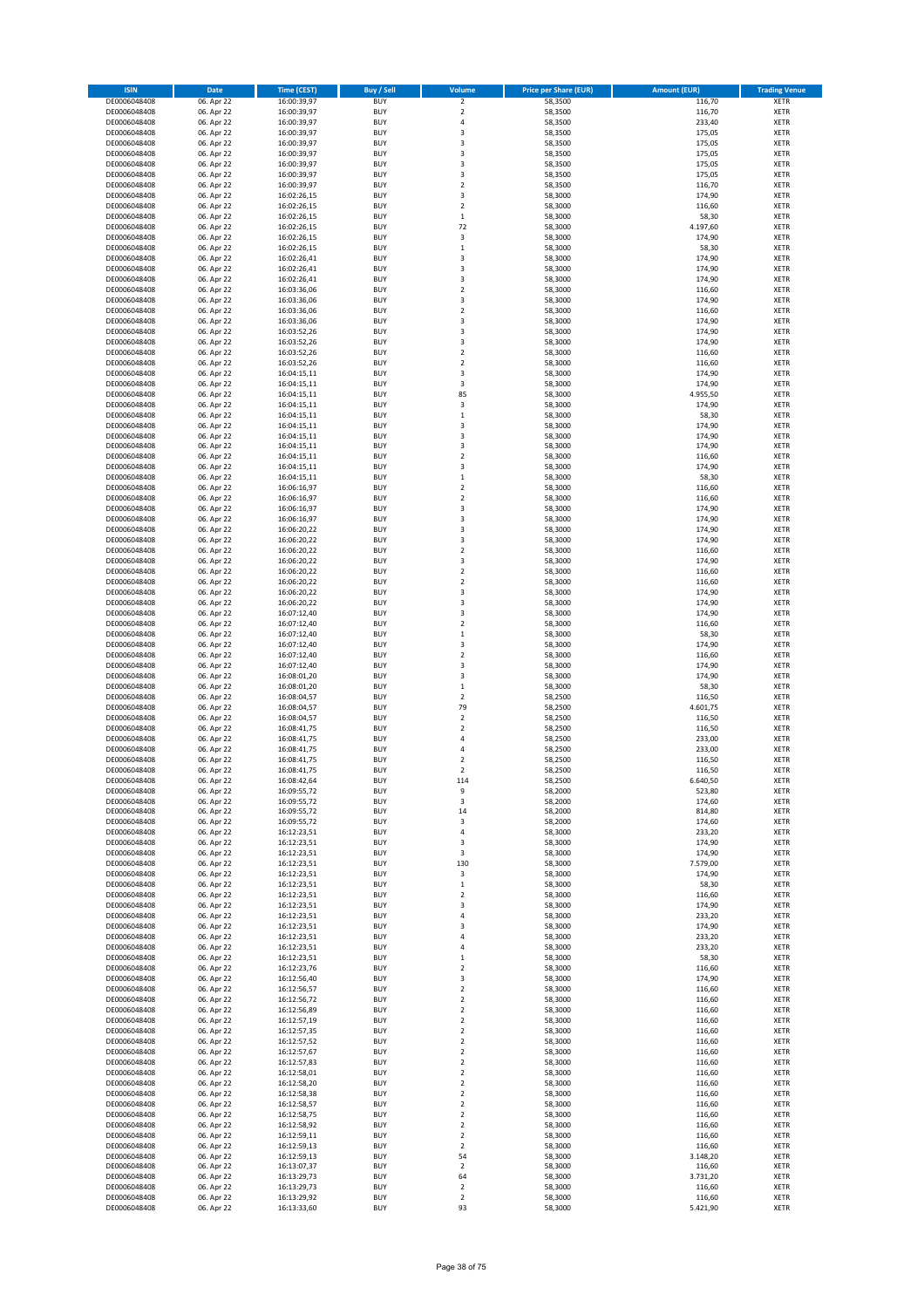| ISIN | Date | Time (CEST) | Buy / Sell | Volume | Price per Share (EUR) | Amount (EUR) | Trading Venue |
|---|---|---|---|---|---|---|---|
| DE0006048408 | 06. Apr 22 | 16:00:39,97 | BUY | 2 | 58,3500 | 116,70 | XETR |
| DE0006048408 | 06. Apr 22 | 16:00:39,97 | BUY | 2 | 58,3500 | 116,70 | XETR |
| DE0006048408 | 06. Apr 22 | 16:00:39,97 | BUY | 4 | 58,3500 | 233,40 | XETR |
| DE0006048408 | 06. Apr 22 | 16:00:39,97 | BUY | 3 | 58,3500 | 175,05 | XETR |
| DE0006048408 | 06. Apr 22 | 16:00:39,97 | BUY | 3 | 58,3500 | 175,05 | XETR |
| DE0006048408 | 06. Apr 22 | 16:00:39,97 | BUY | 3 | 58,3500 | 175,05 | XETR |
| DE0006048408 | 06. Apr 22 | 16:00:39,97 | BUY | 3 | 58,3500 | 175,05 | XETR |
| DE0006048408 | 06. Apr 22 | 16:00:39,97 | BUY | 3 | 58,3500 | 175,05 | XETR |
| DE0006048408 | 06. Apr 22 | 16:00:39,97 | BUY | 2 | 58,3500 | 116,70 | XETR |
| DE0006048408 | 06. Apr 22 | 16:02:26,15 | BUY | 3 | 58,3000 | 174,90 | XETR |
| DE0006048408 | 06. Apr 22 | 16:02:26,15 | BUY | 2 | 58,3000 | 116,60 | XETR |
| DE0006048408 | 06. Apr 22 | 16:02:26,15 | BUY | 1 | 58,3000 | 58,30 | XETR |
| DE0006048408 | 06. Apr 22 | 16:02:26,15 | BUY | 72 | 58,3000 | 4.197,60 | XETR |
| DE0006048408 | 06. Apr 22 | 16:02:26,15 | BUY | 3 | 58,3000 | 174,90 | XETR |
| DE0006048408 | 06. Apr 22 | 16:02:26,15 | BUY | 1 | 58,3000 | 58,30 | XETR |
| DE0006048408 | 06. Apr 22 | 16:02:26,41 | BUY | 3 | 58,3000 | 174,90 | XETR |
| DE0006048408 | 06. Apr 22 | 16:02:26,41 | BUY | 3 | 58,3000 | 174,90 | XETR |
| DE0006048408 | 06. Apr 22 | 16:02:26,41 | BUY | 3 | 58,3000 | 174,90 | XETR |
| DE0006048408 | 06. Apr 22 | 16:03:36,06 | BUY | 2 | 58,3000 | 116,60 | XETR |
| DE0006048408 | 06. Apr 22 | 16:03:36,06 | BUY | 3 | 58,3000 | 174,90 | XETR |
| DE0006048408 | 06. Apr 22 | 16:03:36,06 | BUY | 2 | 58,3000 | 116,60 | XETR |
| DE0006048408 | 06. Apr 22 | 16:03:36,06 | BUY | 3 | 58,3000 | 174,90 | XETR |
| DE0006048408 | 06. Apr 22 | 16:03:52,26 | BUY | 3 | 58,3000 | 174,90 | XETR |
| DE0006048408 | 06. Apr 22 | 16:03:52,26 | BUY | 3 | 58,3000 | 174,90 | XETR |
| DE0006048408 | 06. Apr 22 | 16:03:52,26 | BUY | 2 | 58,3000 | 116,60 | XETR |
| DE0006048408 | 06. Apr 22 | 16:03:52,26 | BUY | 2 | 58,3000 | 116,60 | XETR |
| DE0006048408 | 06. Apr 22 | 16:04:15,11 | BUY | 3 | 58,3000 | 174,90 | XETR |
| DE0006048408 | 06. Apr 22 | 16:04:15,11 | BUY | 3 | 58,3000 | 174,90 | XETR |
| DE0006048408 | 06. Apr 22 | 16:04:15,11 | BUY | 85 | 58,3000 | 4.955,50 | XETR |
| DE0006048408 | 06. Apr 22 | 16:04:15,11 | BUY | 3 | 58,3000 | 174,90 | XETR |
| DE0006048408 | 06. Apr 22 | 16:04:15,11 | BUY | 1 | 58,3000 | 58,30 | XETR |
| DE0006048408 | 06. Apr 22 | 16:04:15,11 | BUY | 3 | 58,3000 | 174,90 | XETR |
| DE0006048408 | 06. Apr 22 | 16:04:15,11 | BUY | 3 | 58,3000 | 174,90 | XETR |
| DE0006048408 | 06. Apr 22 | 16:04:15,11 | BUY | 3 | 58,3000 | 174,90 | XETR |
| DE0006048408 | 06. Apr 22 | 16:04:15,11 | BUY | 2 | 58,3000 | 116,60 | XETR |
| DE0006048408 | 06. Apr 22 | 16:04:15,11 | BUY | 3 | 58,3000 | 174,90 | XETR |
| DE0006048408 | 06. Apr 22 | 16:04:15,11 | BUY | 1 | 58,3000 | 58,30 | XETR |
| DE0006048408 | 06. Apr 22 | 16:06:16,97 | BUY | 2 | 58,3000 | 116,60 | XETR |
| DE0006048408 | 06. Apr 22 | 16:06:16,97 | BUY | 2 | 58,3000 | 116,60 | XETR |
| DE0006048408 | 06. Apr 22 | 16:06:16,97 | BUY | 3 | 58,3000 | 174,90 | XETR |
| DE0006048408 | 06. Apr 22 | 16:06:16,97 | BUY | 3 | 58,3000 | 174,90 | XETR |
| DE0006048408 | 06. Apr 22 | 16:06:20,22 | BUY | 3 | 58,3000 | 174,90 | XETR |
| DE0006048408 | 06. Apr 22 | 16:06:20,22 | BUY | 3 | 58,3000 | 174,90 | XETR |
| DE0006048408 | 06. Apr 22 | 16:06:20,22 | BUY | 2 | 58,3000 | 116,60 | XETR |
| DE0006048408 | 06. Apr 22 | 16:06:20,22 | BUY | 3 | 58,3000 | 174,90 | XETR |
| DE0006048408 | 06. Apr 22 | 16:06:20,22 | BUY | 2 | 58,3000 | 116,60 | XETR |
| DE0006048408 | 06. Apr 22 | 16:06:20,22 | BUY | 2 | 58,3000 | 116,60 | XETR |
| DE0006048408 | 06. Apr 22 | 16:06:20,22 | BUY | 3 | 58,3000 | 174,90 | XETR |
| DE0006048408 | 06. Apr 22 | 16:06:20,22 | BUY | 3 | 58,3000 | 174,90 | XETR |
| DE0006048408 | 06. Apr 22 | 16:07:12,40 | BUY | 3 | 58,3000 | 174,90 | XETR |
| DE0006048408 | 06. Apr 22 | 16:07:12,40 | BUY | 2 | 58,3000 | 116,60 | XETR |
| DE0006048408 | 06. Apr 22 | 16:07:12,40 | BUY | 1 | 58,3000 | 58,30 | XETR |
| DE0006048408 | 06. Apr 22 | 16:07:12,40 | BUY | 3 | 58,3000 | 174,90 | XETR |
| DE0006048408 | 06. Apr 22 | 16:07:12,40 | BUY | 2 | 58,3000 | 116,60 | XETR |
| DE0006048408 | 06. Apr 22 | 16:07:12,40 | BUY | 3 | 58,3000 | 174,90 | XETR |
| DE0006048408 | 06. Apr 22 | 16:08:01,20 | BUY | 3 | 58,3000 | 174,90 | XETR |
| DE0006048408 | 06. Apr 22 | 16:08:01,20 | BUY | 1 | 58,3000 | 58,30 | XETR |
| DE0006048408 | 06. Apr 22 | 16:08:04,57 | BUY | 2 | 58,2500 | 116,50 | XETR |
| DE0006048408 | 06. Apr 22 | 16:08:04,57 | BUY | 79 | 58,2500 | 4.601,75 | XETR |
| DE0006048408 | 06. Apr 22 | 16:08:04,57 | BUY | 2 | 58,2500 | 116,50 | XETR |
| DE0006048408 | 06. Apr 22 | 16:08:41,75 | BUY | 2 | 58,2500 | 116,50 | XETR |
| DE0006048408 | 06. Apr 22 | 16:08:41,75 | BUY | 4 | 58,2500 | 233,00 | XETR |
| DE0006048408 | 06. Apr 22 | 16:08:41,75 | BUY | 4 | 58,2500 | 233,00 | XETR |
| DE0006048408 | 06. Apr 22 | 16:08:41,75 | BUY | 2 | 58,2500 | 116,50 | XETR |
| DE0006048408 | 06. Apr 22 | 16:08:41,75 | BUY | 2 | 58,2500 | 116,50 | XETR |
| DE0006048408 | 06. Apr 22 | 16:08:42,64 | BUY | 114 | 58,2500 | 6.640,50 | XETR |
| DE0006048408 | 06. Apr 22 | 16:09:55,72 | BUY | 9 | 58,2000 | 523,80 | XETR |
| DE0006048408 | 06. Apr 22 | 16:09:55,72 | BUY | 3 | 58,2000 | 174,60 | XETR |
| DE0006048408 | 06. Apr 22 | 16:09:55,72 | BUY | 14 | 58,2000 | 814,80 | XETR |
| DE0006048408 | 06. Apr 22 | 16:09:55,72 | BUY | 3 | 58,2000 | 174,60 | XETR |
| DE0006048408 | 06. Apr 22 | 16:12:23,51 | BUY | 4 | 58,3000 | 233,20 | XETR |
| DE0006048408 | 06. Apr 22 | 16:12:23,51 | BUY | 3 | 58,3000 | 174,90 | XETR |
| DE0006048408 | 06. Apr 22 | 16:12:23,51 | BUY | 3 | 58,3000 | 174,90 | XETR |
| DE0006048408 | 06. Apr 22 | 16:12:23,51 | BUY | 130 | 58,3000 | 7.579,00 | XETR |
| DE0006048408 | 06. Apr 22 | 16:12:23,51 | BUY | 3 | 58,3000 | 174,90 | XETR |
| DE0006048408 | 06. Apr 22 | 16:12:23,51 | BUY | 1 | 58,3000 | 58,30 | XETR |
| DE0006048408 | 06. Apr 22 | 16:12:23,51 | BUY | 2 | 58,3000 | 116,60 | XETR |
| DE0006048408 | 06. Apr 22 | 16:12:23,51 | BUY | 3 | 58,3000 | 174,90 | XETR |
| DE0006048408 | 06. Apr 22 | 16:12:23,51 | BUY | 4 | 58,3000 | 233,20 | XETR |
| DE0006048408 | 06. Apr 22 | 16:12:23,51 | BUY | 3 | 58,3000 | 174,90 | XETR |
| DE0006048408 | 06. Apr 22 | 16:12:23,51 | BUY | 4 | 58,3000 | 233,20 | XETR |
| DE0006048408 | 06. Apr 22 | 16:12:23,51 | BUY | 4 | 58,3000 | 233,20 | XETR |
| DE0006048408 | 06. Apr 22 | 16:12:23,51 | BUY | 1 | 58,3000 | 58,30 | XETR |
| DE0006048408 | 06. Apr 22 | 16:12:23,76 | BUY | 2 | 58,3000 | 116,60 | XETR |
| DE0006048408 | 06. Apr 22 | 16:12:56,40 | BUY | 3 | 58,3000 | 174,90 | XETR |
| DE0006048408 | 06. Apr 22 | 16:12:56,57 | BUY | 2 | 58,3000 | 116,60 | XETR |
| DE0006048408 | 06. Apr 22 | 16:12:56,72 | BUY | 2 | 58,3000 | 116,60 | XETR |
| DE0006048408 | 06. Apr 22 | 16:12:56,89 | BUY | 2 | 58,3000 | 116,60 | XETR |
| DE0006048408 | 06. Apr 22 | 16:12:57,19 | BUY | 2 | 58,3000 | 116,60 | XETR |
| DE0006048408 | 06. Apr 22 | 16:12:57,35 | BUY | 2 | 58,3000 | 116,60 | XETR |
| DE0006048408 | 06. Apr 22 | 16:12:57,52 | BUY | 2 | 58,3000 | 116,60 | XETR |
| DE0006048408 | 06. Apr 22 | 16:12:57,67 | BUY | 2 | 58,3000 | 116,60 | XETR |
| DE0006048408 | 06. Apr 22 | 16:12:57,83 | BUY | 2 | 58,3000 | 116,60 | XETR |
| DE0006048408 | 06. Apr 22 | 16:12:58,01 | BUY | 2 | 58,3000 | 116,60 | XETR |
| DE0006048408 | 06. Apr 22 | 16:12:58,20 | BUY | 2 | 58,3000 | 116,60 | XETR |
| DE0006048408 | 06. Apr 22 | 16:12:58,38 | BUY | 2 | 58,3000 | 116,60 | XETR |
| DE0006048408 | 06. Apr 22 | 16:12:58,57 | BUY | 2 | 58,3000 | 116,60 | XETR |
| DE0006048408 | 06. Apr 22 | 16:12:58,75 | BUY | 2 | 58,3000 | 116,60 | XETR |
| DE0006048408 | 06. Apr 22 | 16:12:58,92 | BUY | 2 | 58,3000 | 116,60 | XETR |
| DE0006048408 | 06. Apr 22 | 16:12:59,11 | BUY | 2 | 58,3000 | 116,60 | XETR |
| DE0006048408 | 06. Apr 22 | 16:12:59,13 | BUY | 2 | 58,3000 | 116,60 | XETR |
| DE0006048408 | 06. Apr 22 | 16:12:59,13 | BUY | 54 | 58,3000 | 3.148,20 | XETR |
| DE0006048408 | 06. Apr 22 | 16:13:07,37 | BUY | 2 | 58,3000 | 116,60 | XETR |
| DE0006048408 | 06. Apr 22 | 16:13:29,73 | BUY | 64 | 58,3000 | 3.731,20 | XETR |
| DE0006048408 | 06. Apr 22 | 16:13:29,73 | BUY | 2 | 58,3000 | 116,60 | XETR |
| DE0006048408 | 06. Apr 22 | 16:13:29,92 | BUY | 2 | 58,3000 | 116,60 | XETR |
| DE0006048408 | 06. Apr 22 | 16:13:33,60 | BUY | 93 | 58,3000 | 5.421,90 | XETR |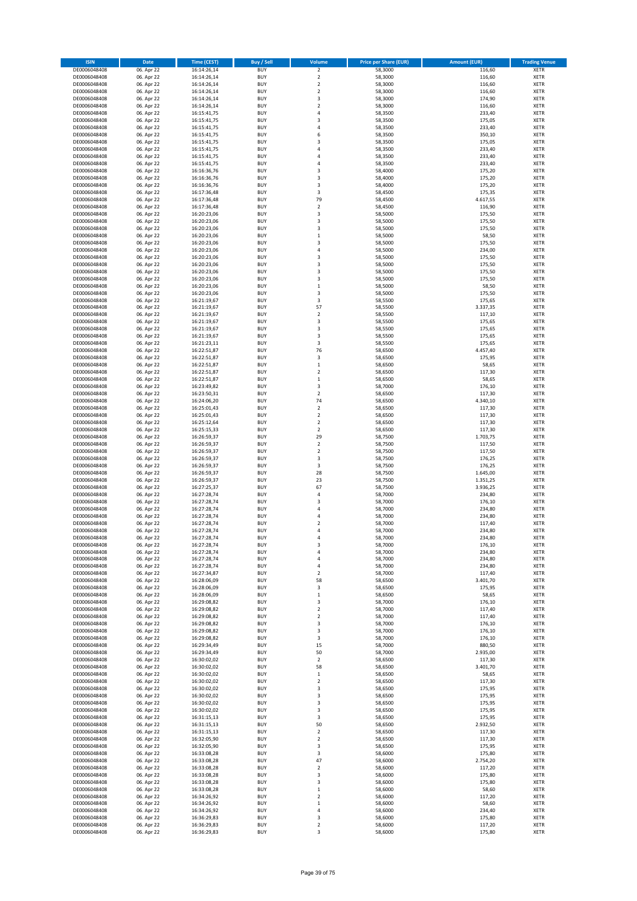| ISIN | Date | Time (CEST) | Buy / Sell | Volume | Price per Share (EUR) | Amount (EUR) | Trading Venue |
|---|---|---|---|---|---|---|---|
| DE0006048408 | 06. Apr 22 | 16:14:26,14 | BUY | 2 | 58,3000 | 116,60 | XETR |
| DE0006048408 | 06. Apr 22 | 16:14:26,14 | BUY | 2 | 58,3000 | 116,60 | XETR |
| DE0006048408 | 06. Apr 22 | 16:14:26,14 | BUY | 2 | 58,3000 | 116,60 | XETR |
| DE0006048408 | 06. Apr 22 | 16:14:26,14 | BUY | 2 | 58,3000 | 116,60 | XETR |
| DE0006048408 | 06. Apr 22 | 16:14:26,14 | BUY | 3 | 58,3000 | 174,90 | XETR |
| DE0006048408 | 06. Apr 22 | 16:14:26,14 | BUY | 2 | 58,3000 | 116,60 | XETR |
| DE0006048408 | 06. Apr 22 | 16:15:41,75 | BUY | 4 | 58,3500 | 233,40 | XETR |
| DE0006048408 | 06. Apr 22 | 16:15:41,75 | BUY | 3 | 58,3500 | 175,05 | XETR |
| DE0006048408 | 06. Apr 22 | 16:15:41,75 | BUY | 4 | 58,3500 | 233,40 | XETR |
| DE0006048408 | 06. Apr 22 | 16:15:41,75 | BUY | 6 | 58,3500 | 350,10 | XETR |
| DE0006048408 | 06. Apr 22 | 16:15:41,75 | BUY | 3 | 58,3500 | 175,05 | XETR |
| DE0006048408 | 06. Apr 22 | 16:15:41,75 | BUY | 4 | 58,3500 | 233,40 | XETR |
| DE0006048408 | 06. Apr 22 | 16:15:41,75 | BUY | 4 | 58,3500 | 233,40 | XETR |
| DE0006048408 | 06. Apr 22 | 16:15:41,75 | BUY | 4 | 58,3500 | 233,40 | XETR |
| DE0006048408 | 06. Apr 22 | 16:16:36,76 | BUY | 3 | 58,4000 | 175,20 | XETR |
| DE0006048408 | 06. Apr 22 | 16:16:36,76 | BUY | 3 | 58,4000 | 175,20 | XETR |
| DE0006048408 | 06. Apr 22 | 16:16:36,76 | BUY | 3 | 58,4000 | 175,20 | XETR |
| DE0006048408 | 06. Apr 22 | 16:17:36,48 | BUY | 3 | 58,4500 | 175,35 | XETR |
| DE0006048408 | 06. Apr 22 | 16:17:36,48 | BUY | 79 | 58,4500 | 4.617,55 | XETR |
| DE0006048408 | 06. Apr 22 | 16:17:36,48 | BUY | 2 | 58,4500 | 116,90 | XETR |
| DE0006048408 | 06. Apr 22 | 16:20:23,06 | BUY | 3 | 58,5000 | 175,50 | XETR |
| DE0006048408 | 06. Apr 22 | 16:20:23,06 | BUY | 3 | 58,5000 | 175,50 | XETR |
| DE0006048408 | 06. Apr 22 | 16:20:23,06 | BUY | 3 | 58,5000 | 175,50 | XETR |
| DE0006048408 | 06. Apr 22 | 16:20:23,06 | BUY | 1 | 58,5000 | 58,50 | XETR |
| DE0006048408 | 06. Apr 22 | 16:20:23,06 | BUY | 3 | 58,5000 | 175,50 | XETR |
| DE0006048408 | 06. Apr 22 | 16:20:23,06 | BUY | 4 | 58,5000 | 234,00 | XETR |
| DE0006048408 | 06. Apr 22 | 16:20:23,06 | BUY | 3 | 58,5000 | 175,50 | XETR |
| DE0006048408 | 06. Apr 22 | 16:20:23,06 | BUY | 3 | 58,5000 | 175,50 | XETR |
| DE0006048408 | 06. Apr 22 | 16:20:23,06 | BUY | 3 | 58,5000 | 175,50 | XETR |
| DE0006048408 | 06. Apr 22 | 16:20:23,06 | BUY | 3 | 58,5000 | 175,50 | XETR |
| DE0006048408 | 06. Apr 22 | 16:20:23,06 | BUY | 1 | 58,5000 | 58,50 | XETR |
| DE0006048408 | 06. Apr 22 | 16:20:23,06 | BUY | 3 | 58,5000 | 175,50 | XETR |
| DE0006048408 | 06. Apr 22 | 16:21:19,67 | BUY | 3 | 58,5500 | 175,65 | XETR |
| DE0006048408 | 06. Apr 22 | 16:21:19,67 | BUY | 57 | 58,5500 | 3.337,35 | XETR |
| DE0006048408 | 06. Apr 22 | 16:21:19,67 | BUY | 2 | 58,5500 | 117,10 | XETR |
| DE0006048408 | 06. Apr 22 | 16:21:19,67 | BUY | 3 | 58,5500 | 175,65 | XETR |
| DE0006048408 | 06. Apr 22 | 16:21:19,67 | BUY | 3 | 58,5500 | 175,65 | XETR |
| DE0006048408 | 06. Apr 22 | 16:21:19,67 | BUY | 3 | 58,5500 | 175,65 | XETR |
| DE0006048408 | 06. Apr 22 | 16:21:23,11 | BUY | 3 | 58,5500 | 175,65 | XETR |
| DE0006048408 | 06. Apr 22 | 16:22:51,87 | BUY | 76 | 58,6500 | 4.457,40 | XETR |
| DE0006048408 | 06. Apr 22 | 16:22:51,87 | BUY | 3 | 58,6500 | 175,95 | XETR |
| DE0006048408 | 06. Apr 22 | 16:22:51,87 | BUY | 1 | 58,6500 | 58,65 | XETR |
| DE0006048408 | 06. Apr 22 | 16:22:51,87 | BUY | 2 | 58,6500 | 117,30 | XETR |
| DE0006048408 | 06. Apr 22 | 16:22:51,87 | BUY | 1 | 58,6500 | 58,65 | XETR |
| DE0006048408 | 06. Apr 22 | 16:23:49,82 | BUY | 3 | 58,7000 | 176,10 | XETR |
| DE0006048408 | 06. Apr 22 | 16:23:50,31 | BUY | 2 | 58,6500 | 117,30 | XETR |
| DE0006048408 | 06. Apr 22 | 16:24:06,20 | BUY | 74 | 58,6500 | 4.340,10 | XETR |
| DE0006048408 | 06. Apr 22 | 16:25:01,43 | BUY | 2 | 58,6500 | 117,30 | XETR |
| DE0006048408 | 06. Apr 22 | 16:25:01,43 | BUY | 2 | 58,6500 | 117,30 | XETR |
| DE0006048408 | 06. Apr 22 | 16:25:12,64 | BUY | 2 | 58,6500 | 117,30 | XETR |
| DE0006048408 | 06. Apr 22 | 16:25:15,33 | BUY | 2 | 58,6500 | 117,30 | XETR |
| DE0006048408 | 06. Apr 22 | 16:26:59,37 | BUY | 29 | 58,7500 | 1.703,75 | XETR |
| DE0006048408 | 06. Apr 22 | 16:26:59,37 | BUY | 2 | 58,7500 | 117,50 | XETR |
| DE0006048408 | 06. Apr 22 | 16:26:59,37 | BUY | 2 | 58,7500 | 117,50 | XETR |
| DE0006048408 | 06. Apr 22 | 16:26:59,37 | BUY | 3 | 58,7500 | 176,25 | XETR |
| DE0006048408 | 06. Apr 22 | 16:26:59,37 | BUY | 3 | 58,7500 | 176,25 | XETR |
| DE0006048408 | 06. Apr 22 | 16:26:59,37 | BUY | 28 | 58,7500 | 1.645,00 | XETR |
| DE0006048408 | 06. Apr 22 | 16:26:59,37 | BUY | 23 | 58,7500 | 1.351,25 | XETR |
| DE0006048408 | 06. Apr 22 | 16:27:25,37 | BUY | 67 | 58,7500 | 3.936,25 | XETR |
| DE0006048408 | 06. Apr 22 | 16:27:28,74 | BUY | 4 | 58,7000 | 234,80 | XETR |
| DE0006048408 | 06. Apr 22 | 16:27:28,74 | BUY | 3 | 58,7000 | 176,10 | XETR |
| DE0006048408 | 06. Apr 22 | 16:27:28,74 | BUY | 4 | 58,7000 | 234,80 | XETR |
| DE0006048408 | 06. Apr 22 | 16:27:28,74 | BUY | 4 | 58,7000 | 234,80 | XETR |
| DE0006048408 | 06. Apr 22 | 16:27:28,74 | BUY | 2 | 58,7000 | 117,40 | XETR |
| DE0006048408 | 06. Apr 22 | 16:27:28,74 | BUY | 4 | 58,7000 | 234,80 | XETR |
| DE0006048408 | 06. Apr 22 | 16:27:28,74 | BUY | 4 | 58,7000 | 234,80 | XETR |
| DE0006048408 | 06. Apr 22 | 16:27:28,74 | BUY | 3 | 58,7000 | 176,10 | XETR |
| DE0006048408 | 06. Apr 22 | 16:27:28,74 | BUY | 4 | 58,7000 | 234,80 | XETR |
| DE0006048408 | 06. Apr 22 | 16:27:28,74 | BUY | 4 | 58,7000 | 234,80 | XETR |
| DE0006048408 | 06. Apr 22 | 16:27:28,74 | BUY | 4 | 58,7000 | 234,80 | XETR |
| DE0006048408 | 06. Apr 22 | 16:27:34,87 | BUY | 2 | 58,7000 | 117,40 | XETR |
| DE0006048408 | 06. Apr 22 | 16:28:06,09 | BUY | 58 | 58,6500 | 3.401,70 | XETR |
| DE0006048408 | 06. Apr 22 | 16:28:06,09 | BUY | 3 | 58,6500 | 175,95 | XETR |
| DE0006048408 | 06. Apr 22 | 16:28:06,09 | BUY | 1 | 58,6500 | 58,65 | XETR |
| DE0006048408 | 06. Apr 22 | 16:29:08,82 | BUY | 3 | 58,7000 | 176,10 | XETR |
| DE0006048408 | 06. Apr 22 | 16:29:08,82 | BUY | 2 | 58,7000 | 117,40 | XETR |
| DE0006048408 | 06. Apr 22 | 16:29:08,82 | BUY | 2 | 58,7000 | 117,40 | XETR |
| DE0006048408 | 06. Apr 22 | 16:29:08,82 | BUY | 3 | 58,7000 | 176,10 | XETR |
| DE0006048408 | 06. Apr 22 | 16:29:08,82 | BUY | 3 | 58,7000 | 176,10 | XETR |
| DE0006048408 | 06. Apr 22 | 16:29:08,82 | BUY | 3 | 58,7000 | 176,10 | XETR |
| DE0006048408 | 06. Apr 22 | 16:29:34,49 | BUY | 15 | 58,7000 | 880,50 | XETR |
| DE0006048408 | 06. Apr 22 | 16:29:34,49 | BUY | 50 | 58,7000 | 2.935,00 | XETR |
| DE0006048408 | 06. Apr 22 | 16:30:02,02 | BUY | 2 | 58,6500 | 117,30 | XETR |
| DE0006048408 | 06. Apr 22 | 16:30:02,02 | BUY | 58 | 58,6500 | 3.401,70 | XETR |
| DE0006048408 | 06. Apr 22 | 16:30:02,02 | BUY | 1 | 58,6500 | 58,65 | XETR |
| DE0006048408 | 06. Apr 22 | 16:30:02,02 | BUY | 2 | 58,6500 | 117,30 | XETR |
| DE0006048408 | 06. Apr 22 | 16:30:02,02 | BUY | 3 | 58,6500 | 175,95 | XETR |
| DE0006048408 | 06. Apr 22 | 16:30:02,02 | BUY | 3 | 58,6500 | 175,95 | XETR |
| DE0006048408 | 06. Apr 22 | 16:30:02,02 | BUY | 3 | 58,6500 | 175,95 | XETR |
| DE0006048408 | 06. Apr 22 | 16:30:02,02 | BUY | 3 | 58,6500 | 175,95 | XETR |
| DE0006048408 | 06. Apr 22 | 16:31:15,13 | BUY | 3 | 58,6500 | 175,95 | XETR |
| DE0006048408 | 06. Apr 22 | 16:31:15,13 | BUY | 50 | 58,6500 | 2.932,50 | XETR |
| DE0006048408 | 06. Apr 22 | 16:31:15,13 | BUY | 2 | 58,6500 | 117,30 | XETR |
| DE0006048408 | 06. Apr 22 | 16:32:05,90 | BUY | 2 | 58,6500 | 117,30 | XETR |
| DE0006048408 | 06. Apr 22 | 16:32:05,90 | BUY | 3 | 58,6500 | 175,95 | XETR |
| DE0006048408 | 06. Apr 22 | 16:33:08,28 | BUY | 3 | 58,6000 | 175,80 | XETR |
| DE0006048408 | 06. Apr 22 | 16:33:08,28 | BUY | 47 | 58,6000 | 2.754,20 | XETR |
| DE0006048408 | 06. Apr 22 | 16:33:08,28 | BUY | 2 | 58,6000 | 117,20 | XETR |
| DE0006048408 | 06. Apr 22 | 16:33:08,28 | BUY | 3 | 58,6000 | 175,80 | XETR |
| DE0006048408 | 06. Apr 22 | 16:33:08,28 | BUY | 3 | 58,6000 | 175,80 | XETR |
| DE0006048408 | 06. Apr 22 | 16:33:08,28 | BUY | 1 | 58,6000 | 58,60 | XETR |
| DE0006048408 | 06. Apr 22 | 16:34:26,92 | BUY | 2 | 58,6000 | 117,20 | XETR |
| DE0006048408 | 06. Apr 22 | 16:34:26,92 | BUY | 1 | 58,6000 | 58,60 | XETR |
| DE0006048408 | 06. Apr 22 | 16:34:26,92 | BUY | 4 | 58,6000 | 234,40 | XETR |
| DE0006048408 | 06. Apr 22 | 16:36:29,83 | BUY | 3 | 58,6000 | 175,80 | XETR |
| DE0006048408 | 06. Apr 22 | 16:36:29,83 | BUY | 2 | 58,6000 | 117,20 | XETR |
| DE0006048408 | 06. Apr 22 | 16:36:29,83 | BUY | 3 | 58,6000 | 175,80 | XETR |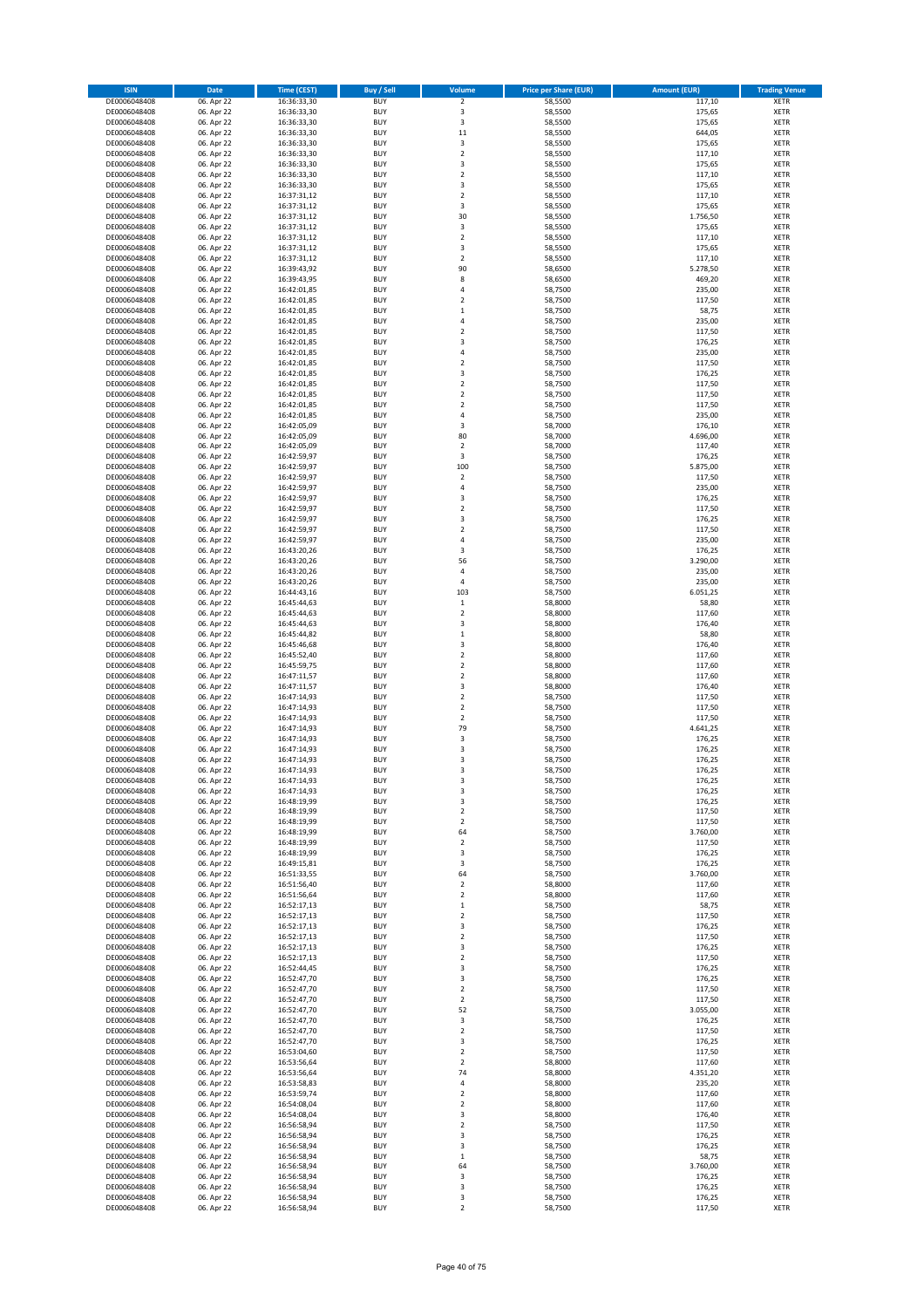| ISIN | Date | Time (CEST) | Buy / Sell | Volume | Price per Share (EUR) | Amount (EUR) | Trading Venue |
|---|---|---|---|---|---|---|---|
| DE0006048408 | 06. Apr 22 | 16:36:33,30 | BUY | 2 | 58,5500 | 117,10 | XETR |
| DE0006048408 | 06. Apr 22 | 16:36:33,30 | BUY | 3 | 58,5500 | 175,65 | XETR |
| DE0006048408 | 06. Apr 22 | 16:36:33,30 | BUY | 3 | 58,5500 | 175,65 | XETR |
| DE0006048408 | 06. Apr 22 | 16:36:33,30 | BUY | 11 | 58,5500 | 644,05 | XETR |
| DE0006048408 | 06. Apr 22 | 16:36:33,30 | BUY | 3 | 58,5500 | 175,65 | XETR |
| DE0006048408 | 06. Apr 22 | 16:36:33,30 | BUY | 2 | 58,5500 | 117,10 | XETR |
| DE0006048408 | 06. Apr 22 | 16:36:33,30 | BUY | 3 | 58,5500 | 175,65 | XETR |
| DE0006048408 | 06. Apr 22 | 16:36:33,30 | BUY | 2 | 58,5500 | 117,10 | XETR |
| DE0006048408 | 06. Apr 22 | 16:36:33,30 | BUY | 3 | 58,5500 | 175,65 | XETR |
| DE0006048408 | 06. Apr 22 | 16:37:31,12 | BUY | 2 | 58,5500 | 117,10 | XETR |
| DE0006048408 | 06. Apr 22 | 16:37:31,12 | BUY | 3 | 58,5500 | 175,65 | XETR |
| DE0006048408 | 06. Apr 22 | 16:37:31,12 | BUY | 30 | 58,5500 | 1.756,50 | XETR |
| DE0006048408 | 06. Apr 22 | 16:37:31,12 | BUY | 3 | 58,5500 | 175,65 | XETR |
| DE0006048408 | 06. Apr 22 | 16:37:31,12 | BUY | 2 | 58,5500 | 117,10 | XETR |
| DE0006048408 | 06. Apr 22 | 16:37:31,12 | BUY | 3 | 58,5500 | 175,65 | XETR |
| DE0006048408 | 06. Apr 22 | 16:37:31,12 | BUY | 2 | 58,5500 | 117,10 | XETR |
| DE0006048408 | 06. Apr 22 | 16:39:43,92 | BUY | 90 | 58,6500 | 5.278,50 | XETR |
| DE0006048408 | 06. Apr 22 | 16:39:43,95 | BUY | 8 | 58,6500 | 469,20 | XETR |
| DE0006048408 | 06. Apr 22 | 16:42:01,85 | BUY | 4 | 58,7500 | 235,00 | XETR |
| DE0006048408 | 06. Apr 22 | 16:42:01,85 | BUY | 2 | 58,7500 | 117,50 | XETR |
| DE0006048408 | 06. Apr 22 | 16:42:01,85 | BUY | 1 | 58,7500 | 58,75 | XETR |
| DE0006048408 | 06. Apr 22 | 16:42:01,85 | BUY | 4 | 58,7500 | 235,00 | XETR |
| DE0006048408 | 06. Apr 22 | 16:42:01,85 | BUY | 2 | 58,7500 | 117,50 | XETR |
| DE0006048408 | 06. Apr 22 | 16:42:01,85 | BUY | 3 | 58,7500 | 176,25 | XETR |
| DE0006048408 | 06. Apr 22 | 16:42:01,85 | BUY | 4 | 58,7500 | 235,00 | XETR |
| DE0006048408 | 06. Apr 22 | 16:42:01,85 | BUY | 2 | 58,7500 | 117,50 | XETR |
| DE0006048408 | 06. Apr 22 | 16:42:01,85 | BUY | 3 | 58,7500 | 176,25 | XETR |
| DE0006048408 | 06. Apr 22 | 16:42:01,85 | BUY | 2 | 58,7500 | 117,50 | XETR |
| DE0006048408 | 06. Apr 22 | 16:42:01,85 | BUY | 2 | 58,7500 | 117,50 | XETR |
| DE0006048408 | 06. Apr 22 | 16:42:01,85 | BUY | 2 | 58,7500 | 117,50 | XETR |
| DE0006048408 | 06. Apr 22 | 16:42:01,85 | BUY | 4 | 58,7500 | 235,00 | XETR |
| DE0006048408 | 06. Apr 22 | 16:42:05,09 | BUY | 3 | 58,7000 | 176,10 | XETR |
| DE0006048408 | 06. Apr 22 | 16:42:05,09 | BUY | 80 | 58,7000 | 4.696,00 | XETR |
| DE0006048408 | 06. Apr 22 | 16:42:05,09 | BUY | 2 | 58,7000 | 117,40 | XETR |
| DE0006048408 | 06. Apr 22 | 16:42:59,97 | BUY | 3 | 58,7500 | 176,25 | XETR |
| DE0006048408 | 06. Apr 22 | 16:42:59,97 | BUY | 100 | 58,7500 | 5.875,00 | XETR |
| DE0006048408 | 06. Apr 22 | 16:42:59,97 | BUY | 2 | 58,7500 | 117,50 | XETR |
| DE0006048408 | 06. Apr 22 | 16:42:59,97 | BUY | 4 | 58,7500 | 235,00 | XETR |
| DE0006048408 | 06. Apr 22 | 16:42:59,97 | BUY | 3 | 58,7500 | 176,25 | XETR |
| DE0006048408 | 06. Apr 22 | 16:42:59,97 | BUY | 2 | 58,7500 | 117,50 | XETR |
| DE0006048408 | 06. Apr 22 | 16:42:59,97 | BUY | 3 | 58,7500 | 176,25 | XETR |
| DE0006048408 | 06. Apr 22 | 16:42:59,97 | BUY | 2 | 58,7500 | 117,50 | XETR |
| DE0006048408 | 06. Apr 22 | 16:42:59,97 | BUY | 4 | 58,7500 | 235,00 | XETR |
| DE0006048408 | 06. Apr 22 | 16:43:20,26 | BUY | 3 | 58,7500 | 176,25 | XETR |
| DE0006048408 | 06. Apr 22 | 16:43:20,26 | BUY | 56 | 58,7500 | 3.290,00 | XETR |
| DE0006048408 | 06. Apr 22 | 16:43:20,26 | BUY | 4 | 58,7500 | 235,00 | XETR |
| DE0006048408 | 06. Apr 22 | 16:43:20,26 | BUY | 4 | 58,7500 | 235,00 | XETR |
| DE0006048408 | 06. Apr 22 | 16:44:43,16 | BUY | 103 | 58,7500 | 6.051,25 | XETR |
| DE0006048408 | 06. Apr 22 | 16:45:44,63 | BUY | 1 | 58,8000 | 58,80 | XETR |
| DE0006048408 | 06. Apr 22 | 16:45:44,63 | BUY | 2 | 58,8000 | 117,60 | XETR |
| DE0006048408 | 06. Apr 22 | 16:45:44,63 | BUY | 3 | 58,8000 | 176,40 | XETR |
| DE0006048408 | 06. Apr 22 | 16:45:44,82 | BUY | 1 | 58,8000 | 58,80 | XETR |
| DE0006048408 | 06. Apr 22 | 16:45:46,68 | BUY | 3 | 58,8000 | 176,40 | XETR |
| DE0006048408 | 06. Apr 22 | 16:45:52,40 | BUY | 2 | 58,8000 | 117,60 | XETR |
| DE0006048408 | 06. Apr 22 | 16:45:59,75 | BUY | 2 | 58,8000 | 117,60 | XETR |
| DE0006048408 | 06. Apr 22 | 16:47:11,57 | BUY | 2 | 58,8000 | 117,60 | XETR |
| DE0006048408 | 06. Apr 22 | 16:47:11,57 | BUY | 3 | 58,8000 | 176,40 | XETR |
| DE0006048408 | 06. Apr 22 | 16:47:14,93 | BUY | 2 | 58,7500 | 117,50 | XETR |
| DE0006048408 | 06. Apr 22 | 16:47:14,93 | BUY | 2 | 58,7500 | 117,50 | XETR |
| DE0006048408 | 06. Apr 22 | 16:47:14,93 | BUY | 2 | 58,7500 | 117,50 | XETR |
| DE0006048408 | 06. Apr 22 | 16:47:14,93 | BUY | 79 | 58,7500 | 4.641,25 | XETR |
| DE0006048408 | 06. Apr 22 | 16:47:14,93 | BUY | 3 | 58,7500 | 176,25 | XETR |
| DE0006048408 | 06. Apr 22 | 16:47:14,93 | BUY | 3 | 58,7500 | 176,25 | XETR |
| DE0006048408 | 06. Apr 22 | 16:47:14,93 | BUY | 3 | 58,7500 | 176,25 | XETR |
| DE0006048408 | 06. Apr 22 | 16:47:14,93 | BUY | 3 | 58,7500 | 176,25 | XETR |
| DE0006048408 | 06. Apr 22 | 16:47:14,93 | BUY | 3 | 58,7500 | 176,25 | XETR |
| DE0006048408 | 06. Apr 22 | 16:47:14,93 | BUY | 3 | 58,7500 | 176,25 | XETR |
| DE0006048408 | 06. Apr 22 | 16:48:19,99 | BUY | 3 | 58,7500 | 176,25 | XETR |
| DE0006048408 | 06. Apr 22 | 16:48:19,99 | BUY | 2 | 58,7500 | 117,50 | XETR |
| DE0006048408 | 06. Apr 22 | 16:48:19,99 | BUY | 2 | 58,7500 | 117,50 | XETR |
| DE0006048408 | 06. Apr 22 | 16:48:19,99 | BUY | 64 | 58,7500 | 3.760,00 | XETR |
| DE0006048408 | 06. Apr 22 | 16:48:19,99 | BUY | 2 | 58,7500 | 117,50 | XETR |
| DE0006048408 | 06. Apr 22 | 16:48:19,99 | BUY | 3 | 58,7500 | 176,25 | XETR |
| DE0006048408 | 06. Apr 22 | 16:49:15,81 | BUY | 3 | 58,7500 | 176,25 | XETR |
| DE0006048408 | 06. Apr 22 | 16:51:33,55 | BUY | 64 | 58,7500 | 3.760,00 | XETR |
| DE0006048408 | 06. Apr 22 | 16:51:56,40 | BUY | 2 | 58,8000 | 117,60 | XETR |
| DE0006048408 | 06. Apr 22 | 16:51:56,64 | BUY | 2 | 58,8000 | 117,60 | XETR |
| DE0006048408 | 06. Apr 22 | 16:52:17,13 | BUY | 1 | 58,7500 | 58,75 | XETR |
| DE0006048408 | 06. Apr 22 | 16:52:17,13 | BUY | 2 | 58,7500 | 117,50 | XETR |
| DE0006048408 | 06. Apr 22 | 16:52:17,13 | BUY | 3 | 58,7500 | 176,25 | XETR |
| DE0006048408 | 06. Apr 22 | 16:52:17,13 | BUY | 2 | 58,7500 | 117,50 | XETR |
| DE0006048408 | 06. Apr 22 | 16:52:17,13 | BUY | 3 | 58,7500 | 176,25 | XETR |
| DE0006048408 | 06. Apr 22 | 16:52:17,13 | BUY | 2 | 58,7500 | 117,50 | XETR |
| DE0006048408 | 06. Apr 22 | 16:52:44,45 | BUY | 3 | 58,7500 | 176,25 | XETR |
| DE0006048408 | 06. Apr 22 | 16:52:47,70 | BUY | 3 | 58,7500 | 176,25 | XETR |
| DE0006048408 | 06. Apr 22 | 16:52:47,70 | BUY | 2 | 58,7500 | 117,50 | XETR |
| DE0006048408 | 06. Apr 22 | 16:52:47,70 | BUY | 2 | 58,7500 | 117,50 | XETR |
| DE0006048408 | 06. Apr 22 | 16:52:47,70 | BUY | 52 | 58,7500 | 3.055,00 | XETR |
| DE0006048408 | 06. Apr 22 | 16:52:47,70 | BUY | 3 | 58,7500 | 176,25 | XETR |
| DE0006048408 | 06. Apr 22 | 16:52:47,70 | BUY | 2 | 58,7500 | 117,50 | XETR |
| DE0006048408 | 06. Apr 22 | 16:52:47,70 | BUY | 3 | 58,7500 | 176,25 | XETR |
| DE0006048408 | 06. Apr 22 | 16:53:04,60 | BUY | 2 | 58,7500 | 117,50 | XETR |
| DE0006048408 | 06. Apr 22 | 16:53:56,64 | BUY | 2 | 58,8000 | 117,60 | XETR |
| DE0006048408 | 06. Apr 22 | 16:53:56,64 | BUY | 74 | 58,8000 | 4.351,20 | XETR |
| DE0006048408 | 06. Apr 22 | 16:53:58,83 | BUY | 4 | 58,8000 | 235,20 | XETR |
| DE0006048408 | 06. Apr 22 | 16:53:59,74 | BUY | 2 | 58,8000 | 117,60 | XETR |
| DE0006048408 | 06. Apr 22 | 16:54:08,04 | BUY | 2 | 58,8000 | 117,60 | XETR |
| DE0006048408 | 06. Apr 22 | 16:54:08,04 | BUY | 3 | 58,8000 | 176,40 | XETR |
| DE0006048408 | 06. Apr 22 | 16:56:58,94 | BUY | 2 | 58,7500 | 117,50 | XETR |
| DE0006048408 | 06. Apr 22 | 16:56:58,94 | BUY | 3 | 58,7500 | 176,25 | XETR |
| DE0006048408 | 06. Apr 22 | 16:56:58,94 | BUY | 3 | 58,7500 | 176,25 | XETR |
| DE0006048408 | 06. Apr 22 | 16:56:58,94 | BUY | 1 | 58,7500 | 58,75 | XETR |
| DE0006048408 | 06. Apr 22 | 16:56:58,94 | BUY | 64 | 58,7500 | 3.760,00 | XETR |
| DE0006048408 | 06. Apr 22 | 16:56:58,94 | BUY | 3 | 58,7500 | 176,25 | XETR |
| DE0006048408 | 06. Apr 22 | 16:56:58,94 | BUY | 3 | 58,7500 | 176,25 | XETR |
| DE0006048408 | 06. Apr 22 | 16:56:58,94 | BUY | 3 | 58,7500 | 176,25 | XETR |
| DE0006048408 | 06. Apr 22 | 16:56:58,94 | BUY | 2 | 58,7500 | 117,50 | XETR |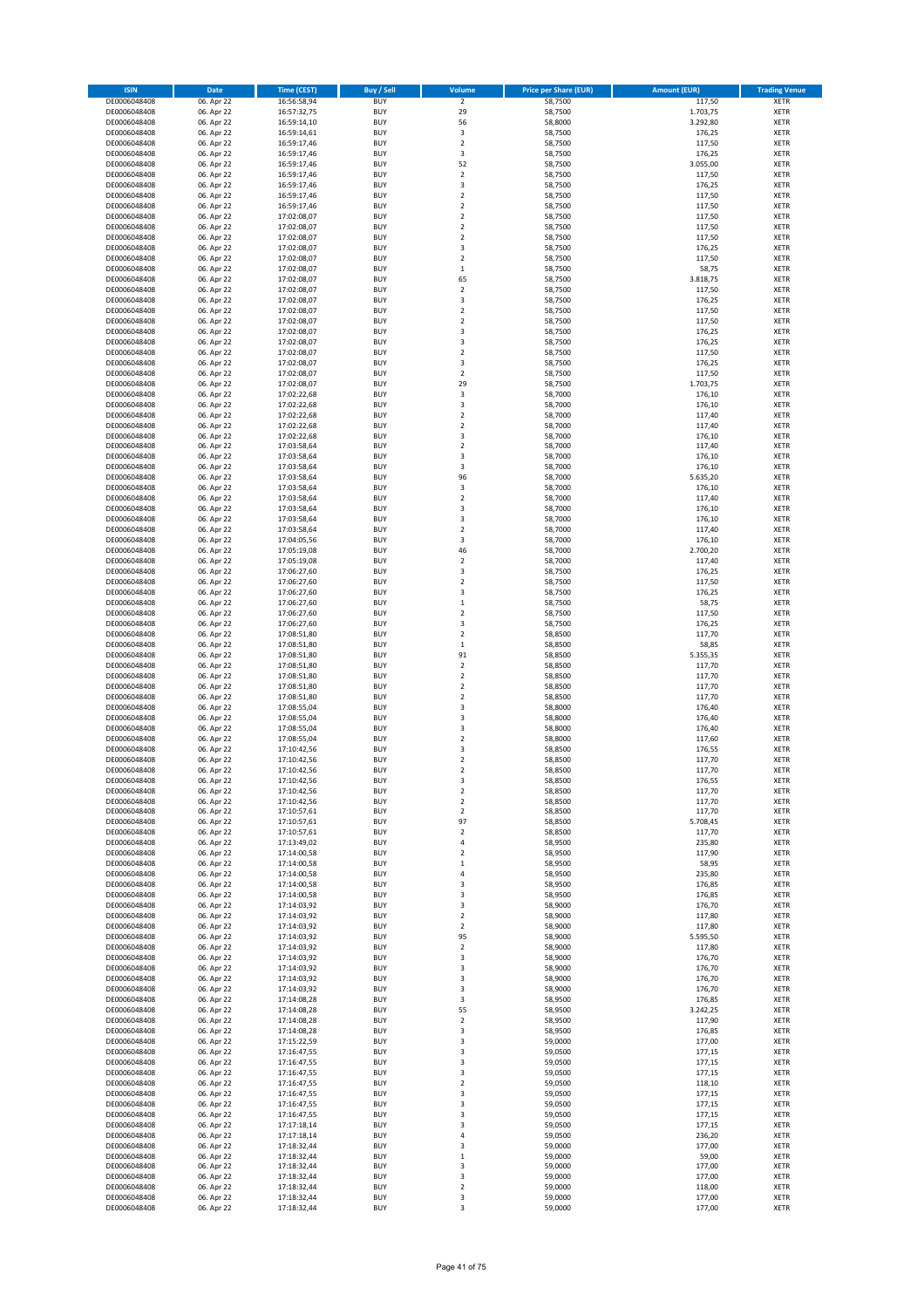| ISIN | Date | Time (CEST) | Buy / Sell | Volume | Price per Share (EUR) | Amount (EUR) | Trading Venue |
|---|---|---|---|---|---|---|---|
| DE0006048408 | 06. Apr 22 | 16:56:58,94 | BUY | 2 | 58,7500 | 117,50 | XETR |
| DE0006048408 | 06. Apr 22 | 16:57:32,75 | BUY | 29 | 58,7500 | 1.703,75 | XETR |
| DE0006048408 | 06. Apr 22 | 16:59:14,10 | BUY | 56 | 58,8000 | 3.292,80 | XETR |
| DE0006048408 | 06. Apr 22 | 16:59:14,61 | BUY | 3 | 58,7500 | 176,25 | XETR |
| DE0006048408 | 06. Apr 22 | 16:59:17,46 | BUY | 2 | 58,7500 | 117,50 | XETR |
| DE0006048408 | 06. Apr 22 | 16:59:17,46 | BUY | 3 | 58,7500 | 176,25 | XETR |
| DE0006048408 | 06. Apr 22 | 16:59:17,46 | BUY | 52 | 58,7500 | 3.055,00 | XETR |
| DE0006048408 | 06. Apr 22 | 16:59:17,46 | BUY | 2 | 58,7500 | 117,50 | XETR |
| DE0006048408 | 06. Apr 22 | 16:59:17,46 | BUY | 3 | 58,7500 | 176,25 | XETR |
| DE0006048408 | 06. Apr 22 | 16:59:17,46 | BUY | 2 | 58,7500 | 117,50 | XETR |
| DE0006048408 | 06. Apr 22 | 16:59:17,46 | BUY | 2 | 58,7500 | 117,50 | XETR |
| DE0006048408 | 06. Apr 22 | 17:02:08,07 | BUY | 2 | 58,7500 | 117,50 | XETR |
| DE0006048408 | 06. Apr 22 | 17:02:08,07 | BUY | 2 | 58,7500 | 117,50 | XETR |
| DE0006048408 | 06. Apr 22 | 17:02:08,07 | BUY | 2 | 58,7500 | 117,50 | XETR |
| DE0006048408 | 06. Apr 22 | 17:02:08,07 | BUY | 3 | 58,7500 | 176,25 | XETR |
| DE0006048408 | 06. Apr 22 | 17:02:08,07 | BUY | 2 | 58,7500 | 117,50 | XETR |
| DE0006048408 | 06. Apr 22 | 17:02:08,07 | BUY | 1 | 58,7500 | 58,75 | XETR |
| DE0006048408 | 06. Apr 22 | 17:02:08,07 | BUY | 65 | 58,7500 | 3.818,75 | XETR |
| DE0006048408 | 06. Apr 22 | 17:02:08,07 | BUY | 2 | 58,7500 | 117,50 | XETR |
| DE0006048408 | 06. Apr 22 | 17:02:08,07 | BUY | 3 | 58,7500 | 176,25 | XETR |
| DE0006048408 | 06. Apr 22 | 17:02:08,07 | BUY | 2 | 58,7500 | 117,50 | XETR |
| DE0006048408 | 06. Apr 22 | 17:02:08,07 | BUY | 2 | 58,7500 | 117,50 | XETR |
| DE0006048408 | 06. Apr 22 | 17:02:08,07 | BUY | 3 | 58,7500 | 176,25 | XETR |
| DE0006048408 | 06. Apr 22 | 17:02:08,07 | BUY | 3 | 58,7500 | 176,25 | XETR |
| DE0006048408 | 06. Apr 22 | 17:02:08,07 | BUY | 2 | 58,7500 | 117,50 | XETR |
| DE0006048408 | 06. Apr 22 | 17:02:08,07 | BUY | 3 | 58,7500 | 176,25 | XETR |
| DE0006048408 | 06. Apr 22 | 17:02:08,07 | BUY | 2 | 58,7500 | 117,50 | XETR |
| DE0006048408 | 06. Apr 22 | 17:02:08,07 | BUY | 29 | 58,7500 | 1.703,75 | XETR |
| DE0006048408 | 06. Apr 22 | 17:02:22,68 | BUY | 3 | 58,7000 | 176,10 | XETR |
| DE0006048408 | 06. Apr 22 | 17:02:22,68 | BUY | 3 | 58,7000 | 176,10 | XETR |
| DE0006048408 | 06. Apr 22 | 17:02:22,68 | BUY | 2 | 58,7000 | 117,40 | XETR |
| DE0006048408 | 06. Apr 22 | 17:02:22,68 | BUY | 2 | 58,7000 | 117,40 | XETR |
| DE0006048408 | 06. Apr 22 | 17:02:22,68 | BUY | 3 | 58,7000 | 176,10 | XETR |
| DE0006048408 | 06. Apr 22 | 17:03:58,64 | BUY | 2 | 58,7000 | 117,40 | XETR |
| DE0006048408 | 06. Apr 22 | 17:03:58,64 | BUY | 3 | 58,7000 | 176,10 | XETR |
| DE0006048408 | 06. Apr 22 | 17:03:58,64 | BUY | 3 | 58,7000 | 176,10 | XETR |
| DE0006048408 | 06. Apr 22 | 17:03:58,64 | BUY | 96 | 58,7000 | 5.635,20 | XETR |
| DE0006048408 | 06. Apr 22 | 17:03:58,64 | BUY | 3 | 58,7000 | 176,10 | XETR |
| DE0006048408 | 06. Apr 22 | 17:03:58,64 | BUY | 2 | 58,7000 | 117,40 | XETR |
| DE0006048408 | 06. Apr 22 | 17:03:58,64 | BUY | 3 | 58,7000 | 176,10 | XETR |
| DE0006048408 | 06. Apr 22 | 17:03:58,64 | BUY | 3 | 58,7000 | 176,10 | XETR |
| DE0006048408 | 06. Apr 22 | 17:03:58,64 | BUY | 2 | 58,7000 | 117,40 | XETR |
| DE0006048408 | 06. Apr 22 | 17:04:05,56 | BUY | 3 | 58,7000 | 176,10 | XETR |
| DE0006048408 | 06. Apr 22 | 17:05:19,08 | BUY | 46 | 58,7000 | 2.700,20 | XETR |
| DE0006048408 | 06. Apr 22 | 17:05:19,08 | BUY | 2 | 58,7000 | 117,40 | XETR |
| DE0006048408 | 06. Apr 22 | 17:06:27,60 | BUY | 3 | 58,7500 | 176,25 | XETR |
| DE0006048408 | 06. Apr 22 | 17:06:27,60 | BUY | 2 | 58,7500 | 117,50 | XETR |
| DE0006048408 | 06. Apr 22 | 17:06:27,60 | BUY | 3 | 58,7500 | 176,25 | XETR |
| DE0006048408 | 06. Apr 22 | 17:06:27,60 | BUY | 1 | 58,7500 | 58,75 | XETR |
| DE0006048408 | 06. Apr 22 | 17:06:27,60 | BUY | 2 | 58,7500 | 117,50 | XETR |
| DE0006048408 | 06. Apr 22 | 17:06:27,60 | BUY | 3 | 58,7500 | 176,25 | XETR |
| DE0006048408 | 06. Apr 22 | 17:08:51,80 | BUY | 2 | 58,8500 | 117,70 | XETR |
| DE0006048408 | 06. Apr 22 | 17:08:51,80 | BUY | 1 | 58,8500 | 58,85 | XETR |
| DE0006048408 | 06. Apr 22 | 17:08:51,80 | BUY | 91 | 58,8500 | 5.355,35 | XETR |
| DE0006048408 | 06. Apr 22 | 17:08:51,80 | BUY | 2 | 58,8500 | 117,70 | XETR |
| DE0006048408 | 06. Apr 22 | 17:08:51,80 | BUY | 2 | 58,8500 | 117,70 | XETR |
| DE0006048408 | 06. Apr 22 | 17:08:51,80 | BUY | 2 | 58,8500 | 117,70 | XETR |
| DE0006048408 | 06. Apr 22 | 17:08:51,80 | BUY | 2 | 58,8500 | 117,70 | XETR |
| DE0006048408 | 06. Apr 22 | 17:08:55,04 | BUY | 3 | 58,8000 | 176,40 | XETR |
| DE0006048408 | 06. Apr 22 | 17:08:55,04 | BUY | 3 | 58,8000 | 176,40 | XETR |
| DE0006048408 | 06. Apr 22 | 17:08:55,04 | BUY | 3 | 58,8000 | 176,40 | XETR |
| DE0006048408 | 06. Apr 22 | 17:08:55,04 | BUY | 2 | 58,8000 | 117,60 | XETR |
| DE0006048408 | 06. Apr 22 | 17:10:42,56 | BUY | 3 | 58,8500 | 176,55 | XETR |
| DE0006048408 | 06. Apr 22 | 17:10:42,56 | BUY | 2 | 58,8500 | 117,70 | XETR |
| DE0006048408 | 06. Apr 22 | 17:10:42,56 | BUY | 2 | 58,8500 | 117,70 | XETR |
| DE0006048408 | 06. Apr 22 | 17:10:42,56 | BUY | 3 | 58,8500 | 176,55 | XETR |
| DE0006048408 | 06. Apr 22 | 17:10:42,56 | BUY | 2 | 58,8500 | 117,70 | XETR |
| DE0006048408 | 06. Apr 22 | 17:10:42,56 | BUY | 2 | 58,8500 | 117,70 | XETR |
| DE0006048408 | 06. Apr 22 | 17:10:57,61 | BUY | 2 | 58,8500 | 117,70 | XETR |
| DE0006048408 | 06. Apr 22 | 17:10:57,61 | BUY | 97 | 58,8500 | 5.708,45 | XETR |
| DE0006048408 | 06. Apr 22 | 17:10:57,61 | BUY | 2 | 58,8500 | 117,70 | XETR |
| DE0006048408 | 06. Apr 22 | 17:13:49,02 | BUY | 4 | 58,9500 | 235,80 | XETR |
| DE0006048408 | 06. Apr 22 | 17:14:00,58 | BUY | 2 | 58,9500 | 117,90 | XETR |
| DE0006048408 | 06. Apr 22 | 17:14:00,58 | BUY | 1 | 58,9500 | 58,95 | XETR |
| DE0006048408 | 06. Apr 22 | 17:14:00,58 | BUY | 4 | 58,9500 | 235,80 | XETR |
| DE0006048408 | 06. Apr 22 | 17:14:00,58 | BUY | 3 | 58,9500 | 176,85 | XETR |
| DE0006048408 | 06. Apr 22 | 17:14:00,58 | BUY | 3 | 58,9500 | 176,85 | XETR |
| DE0006048408 | 06. Apr 22 | 17:14:03,92 | BUY | 3 | 58,9000 | 176,70 | XETR |
| DE0006048408 | 06. Apr 22 | 17:14:03,92 | BUY | 2 | 58,9000 | 117,80 | XETR |
| DE0006048408 | 06. Apr 22 | 17:14:03,92 | BUY | 2 | 58,9000 | 117,80 | XETR |
| DE0006048408 | 06. Apr 22 | 17:14:03,92 | BUY | 95 | 58,9000 | 5.595,50 | XETR |
| DE0006048408 | 06. Apr 22 | 17:14:03,92 | BUY | 2 | 58,9000 | 117,80 | XETR |
| DE0006048408 | 06. Apr 22 | 17:14:03,92 | BUY | 3 | 58,9000 | 176,70 | XETR |
| DE0006048408 | 06. Apr 22 | 17:14:03,92 | BUY | 3 | 58,9000 | 176,70 | XETR |
| DE0006048408 | 06. Apr 22 | 17:14:03,92 | BUY | 3 | 58,9000 | 176,70 | XETR |
| DE0006048408 | 06. Apr 22 | 17:14:03,92 | BUY | 3 | 58,9000 | 176,70 | XETR |
| DE0006048408 | 06. Apr 22 | 17:14:08,28 | BUY | 3 | 58,9500 | 176,85 | XETR |
| DE0006048408 | 06. Apr 22 | 17:14:08,28 | BUY | 55 | 58,9500 | 3.242,25 | XETR |
| DE0006048408 | 06. Apr 22 | 17:14:08,28 | BUY | 2 | 58,9500 | 117,90 | XETR |
| DE0006048408 | 06. Apr 22 | 17:14:08,28 | BUY | 3 | 58,9500 | 176,85 | XETR |
| DE0006048408 | 06. Apr 22 | 17:15:22,59 | BUY | 3 | 59,0000 | 177,00 | XETR |
| DE0006048408 | 06. Apr 22 | 17:16:47,55 | BUY | 3 | 59,0500 | 177,15 | XETR |
| DE0006048408 | 06. Apr 22 | 17:16:47,55 | BUY | 3 | 59,0500 | 177,15 | XETR |
| DE0006048408 | 06. Apr 22 | 17:16:47,55 | BUY | 3 | 59,0500 | 177,15 | XETR |
| DE0006048408 | 06. Apr 22 | 17:16:47,55 | BUY | 2 | 59,0500 | 118,10 | XETR |
| DE0006048408 | 06. Apr 22 | 17:16:47,55 | BUY | 3 | 59,0500 | 177,15 | XETR |
| DE0006048408 | 06. Apr 22 | 17:16:47,55 | BUY | 3 | 59,0500 | 177,15 | XETR |
| DE0006048408 | 06. Apr 22 | 17:16:47,55 | BUY | 3 | 59,0500 | 177,15 | XETR |
| DE0006048408 | 06. Apr 22 | 17:17:18,14 | BUY | 3 | 59,0500 | 177,15 | XETR |
| DE0006048408 | 06. Apr 22 | 17:17:18,14 | BUY | 4 | 59,0500 | 236,20 | XETR |
| DE0006048408 | 06. Apr 22 | 17:18:32,44 | BUY | 3 | 59,0000 | 177,00 | XETR |
| DE0006048408 | 06. Apr 22 | 17:18:32,44 | BUY | 1 | 59,0000 | 59,00 | XETR |
| DE0006048408 | 06. Apr 22 | 17:18:32,44 | BUY | 3 | 59,0000 | 177,00 | XETR |
| DE0006048408 | 06. Apr 22 | 17:18:32,44 | BUY | 3 | 59,0000 | 177,00 | XETR |
| DE0006048408 | 06. Apr 22 | 17:18:32,44 | BUY | 2 | 59,0000 | 118,00 | XETR |
| DE0006048408 | 06. Apr 22 | 17:18:32,44 | BUY | 3 | 59,0000 | 177,00 | XETR |
| DE0006048408 | 06. Apr 22 | 17:18:32,44 | BUY | 3 | 59,0000 | 177,00 | XETR |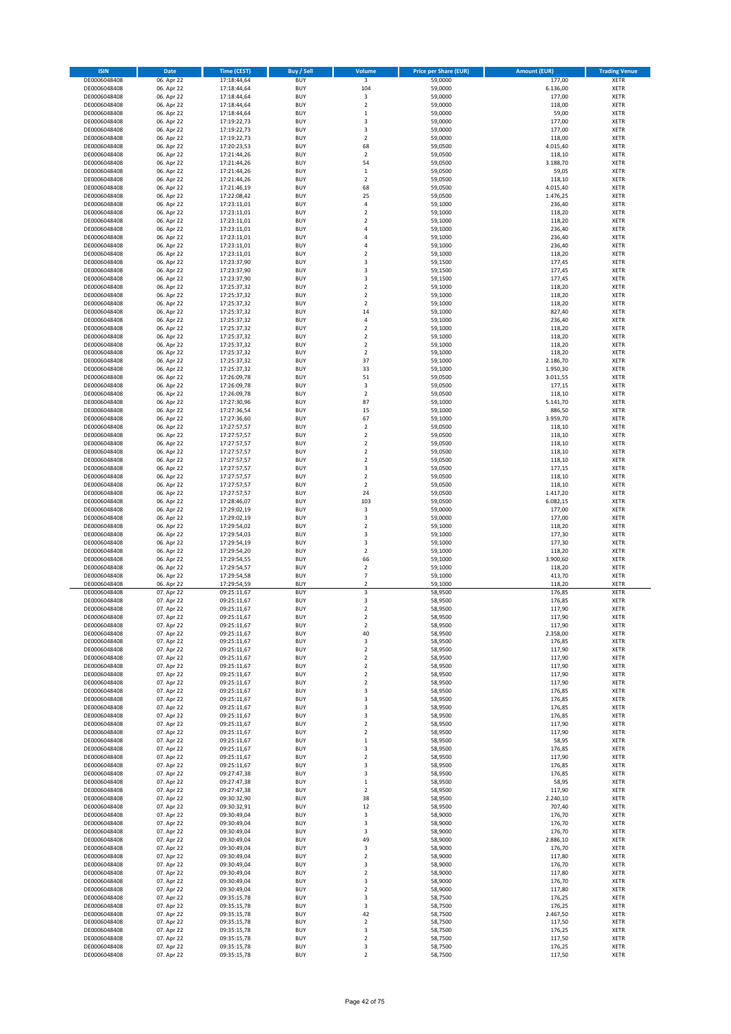| ISIN | Date | Time (CEST) | Buy / Sell | Volume | Price per Share (EUR) | Amount (EUR) | Trading Venue |
|---|---|---|---|---|---|---|---|
| DE0006048408 | 06. Apr 22 | 17:18:44,64 | BUY | 3 | 59,0000 | 177,00 | XETR |
| DE0006048408 | 06. Apr 22 | 17:18:44,64 | BUY | 104 | 59,0000 | 6.136,00 | XETR |
| DE0006048408 | 06. Apr 22 | 17:18:44,64 | BUY | 3 | 59,0000 | 177,00 | XETR |
| DE0006048408 | 06. Apr 22 | 17:18:44,64 | BUY | 2 | 59,0000 | 118,00 | XETR |
| DE0006048408 | 06. Apr 22 | 17:18:44,64 | BUY | 1 | 59,0000 | 59,00 | XETR |
| DE0006048408 | 06. Apr 22 | 17:19:22,73 | BUY | 3 | 59,0000 | 177,00 | XETR |
| DE0006048408 | 06. Apr 22 | 17:19:22,73 | BUY | 3 | 59,0000 | 177,00 | XETR |
| DE0006048408 | 06. Apr 22 | 17:19:22,73 | BUY | 2 | 59,0000 | 118,00 | XETR |
| DE0006048408 | 06. Apr 22 | 17:20:23,53 | BUY | 68 | 59,0500 | 4.015,40 | XETR |
| DE0006048408 | 06. Apr 22 | 17:21:44,26 | BUY | 2 | 59,0500 | 118,10 | XETR |
| DE0006048408 | 06. Apr 22 | 17:21:44,26 | BUY | 54 | 59,0500 | 3.188,70 | XETR |
| DE0006048408 | 06. Apr 22 | 17:21:44,26 | BUY | 1 | 59,0500 | 59,05 | XETR |
| DE0006048408 | 06. Apr 22 | 17:21:44,26 | BUY | 2 | 59,0500 | 118,10 | XETR |
| DE0006048408 | 06. Apr 22 | 17:21:46,19 | BUY | 68 | 59,0500 | 4.015,40 | XETR |
| DE0006048408 | 06. Apr 22 | 17:22:08,42 | BUY | 25 | 59,0500 | 1.476,25 | XETR |
| DE0006048408 | 06. Apr 22 | 17:23:11,01 | BUY | 4 | 59,1000 | 236,40 | XETR |
| DE0006048408 | 06. Apr 22 | 17:23:11,01 | BUY | 2 | 59,1000 | 118,20 | XETR |
| DE0006048408 | 06. Apr 22 | 17:23:11,01 | BUY | 2 | 59,1000 | 118,20 | XETR |
| DE0006048408 | 06. Apr 22 | 17:23:11,01 | BUY | 4 | 59,1000 | 236,40 | XETR |
| DE0006048408 | 06. Apr 22 | 17:23:11,01 | BUY | 4 | 59,1000 | 236,40 | XETR |
| DE0006048408 | 06. Apr 22 | 17:23:11,01 | BUY | 4 | 59,1000 | 236,40 | XETR |
| DE0006048408 | 06. Apr 22 | 17:23:11,01 | BUY | 2 | 59,1000 | 118,20 | XETR |
| DE0006048408 | 06. Apr 22 | 17:23:37,90 | BUY | 3 | 59,1500 | 177,45 | XETR |
| DE0006048408 | 06. Apr 22 | 17:23:37,90 | BUY | 3 | 59,1500 | 177,45 | XETR |
| DE0006048408 | 06. Apr 22 | 17:23:37,90 | BUY | 3 | 59,1500 | 177,45 | XETR |
| DE0006048408 | 06. Apr 22 | 17:25:37,32 | BUY | 2 | 59,1000 | 118,20 | XETR |
| DE0006048408 | 06. Apr 22 | 17:25:37,32 | BUY | 2 | 59,1000 | 118,20 | XETR |
| DE0006048408 | 06. Apr 22 | 17:25:37,32 | BUY | 2 | 59,1000 | 118,20 | XETR |
| DE0006048408 | 06. Apr 22 | 17:25:37,32 | BUY | 14 | 59,1000 | 827,40 | XETR |
| DE0006048408 | 06. Apr 22 | 17:25:37,32 | BUY | 4 | 59,1000 | 236,40 | XETR |
| DE0006048408 | 06. Apr 22 | 17:25:37,32 | BUY | 2 | 59,1000 | 118,20 | XETR |
| DE0006048408 | 06. Apr 22 | 17:25:37,32 | BUY | 2 | 59,1000 | 118,20 | XETR |
| DE0006048408 | 06. Apr 22 | 17:25:37,32 | BUY | 2 | 59,1000 | 118,20 | XETR |
| DE0006048408 | 06. Apr 22 | 17:25:37,32 | BUY | 2 | 59,1000 | 118,20 | XETR |
| DE0006048408 | 06. Apr 22 | 17:25:37,32 | BUY | 37 | 59,1000 | 2.186,70 | XETR |
| DE0006048408 | 06. Apr 22 | 17:25:37,32 | BUY | 33 | 59,1000 | 1.950,30 | XETR |
| DE0006048408 | 06. Apr 22 | 17:26:09,78 | BUY | 51 | 59,0500 | 3.011,55 | XETR |
| DE0006048408 | 06. Apr 22 | 17:26:09,78 | BUY | 3 | 59,0500 | 177,15 | XETR |
| DE0006048408 | 06. Apr 22 | 17:26:09,78 | BUY | 2 | 59,0500 | 118,10 | XETR |
| DE0006048408 | 06. Apr 22 | 17:27:30,96 | BUY | 87 | 59,1000 | 5.141,70 | XETR |
| DE0006048408 | 06. Apr 22 | 17:27:36,54 | BUY | 15 | 59,1000 | 886,50 | XETR |
| DE0006048408 | 06. Apr 22 | 17:27:36,60 | BUY | 67 | 59,1000 | 3.959,70 | XETR |
| DE0006048408 | 06. Apr 22 | 17:27:57,57 | BUY | 2 | 59,0500 | 118,10 | XETR |
| DE0006048408 | 06. Apr 22 | 17:27:57,57 | BUY | 2 | 59,0500 | 118,10 | XETR |
| DE0006048408 | 06. Apr 22 | 17:27:57,57 | BUY | 2 | 59,0500 | 118,10 | XETR |
| DE0006048408 | 06. Apr 22 | 17:27:57,57 | BUY | 2 | 59,0500 | 118,10 | XETR |
| DE0006048408 | 06. Apr 22 | 17:27:57,57 | BUY | 2 | 59,0500 | 118,10 | XETR |
| DE0006048408 | 06. Apr 22 | 17:27:57,57 | BUY | 3 | 59,0500 | 177,15 | XETR |
| DE0006048408 | 06. Apr 22 | 17:27:57,57 | BUY | 2 | 59,0500 | 118,10 | XETR |
| DE0006048408 | 06. Apr 22 | 17:27:57,57 | BUY | 2 | 59,0500 | 118,10 | XETR |
| DE0006048408 | 06. Apr 22 | 17:27:57,57 | BUY | 24 | 59,0500 | 1.417,20 | XETR |
| DE0006048408 | 06. Apr 22 | 17:28:46,07 | BUY | 103 | 59,0500 | 6.082,15 | XETR |
| DE0006048408 | 06. Apr 22 | 17:29:02,19 | BUY | 3 | 59,0000 | 177,00 | XETR |
| DE0006048408 | 06. Apr 22 | 17:29:02,19 | BUY | 3 | 59,0000 | 177,00 | XETR |
| DE0006048408 | 06. Apr 22 | 17:29:54,02 | BUY | 2 | 59,1000 | 118,20 | XETR |
| DE0006048408 | 06. Apr 22 | 17:29:54,03 | BUY | 3 | 59,1000 | 177,30 | XETR |
| DE0006048408 | 06. Apr 22 | 17:29:54,19 | BUY | 3 | 59,1000 | 177,30 | XETR |
| DE0006048408 | 06. Apr 22 | 17:29:54,20 | BUY | 2 | 59,1000 | 118,20 | XETR |
| DE0006048408 | 06. Apr 22 | 17:29:54,55 | BUY | 66 | 59,1000 | 3.900,60 | XETR |
| DE0006048408 | 06. Apr 22 | 17:29:54,57 | BUY | 2 | 59,1000 | 118,20 | XETR |
| DE0006048408 | 06. Apr 22 | 17:29:54,58 | BUY | 7 | 59,1000 | 413,70 | XETR |
| DE0006048408 | 06. Apr 22 | 17:29:54,59 | BUY | 2 | 59,1000 | 118,20 | XETR |
| DE0006048408 | 07. Apr 22 | 09:25:11,67 | BUY | 3 | 58,9500 | 176,85 | XETR |
| DE0006048408 | 07. Apr 22 | 09:25:11,67 | BUY | 3 | 58,9500 | 176,85 | XETR |
| DE0006048408 | 07. Apr 22 | 09:25:11,67 | BUY | 2 | 58,9500 | 117,90 | XETR |
| DE0006048408 | 07. Apr 22 | 09:25:11,67 | BUY | 2 | 58,9500 | 117,90 | XETR |
| DE0006048408 | 07. Apr 22 | 09:25:11,67 | BUY | 2 | 58,9500 | 117,90 | XETR |
| DE0006048408 | 07. Apr 22 | 09:25:11,67 | BUY | 40 | 58,9500 | 2.358,00 | XETR |
| DE0006048408 | 07. Apr 22 | 09:25:11,67 | BUY | 3 | 58,9500 | 176,85 | XETR |
| DE0006048408 | 07. Apr 22 | 09:25:11,67 | BUY | 2 | 58,9500 | 117,90 | XETR |
| DE0006048408 | 07. Apr 22 | 09:25:11,67 | BUY | 2 | 58,9500 | 117,90 | XETR |
| DE0006048408 | 07. Apr 22 | 09:25:11,67 | BUY | 2 | 58,9500 | 117,90 | XETR |
| DE0006048408 | 07. Apr 22 | 09:25:11,67 | BUY | 2 | 58,9500 | 117,90 | XETR |
| DE0006048408 | 07. Apr 22 | 09:25:11,67 | BUY | 2 | 58,9500 | 117,90 | XETR |
| DE0006048408 | 07. Apr 22 | 09:25:11,67 | BUY | 3 | 58,9500 | 176,85 | XETR |
| DE0006048408 | 07. Apr 22 | 09:25:11,67 | BUY | 3 | 58,9500 | 176,85 | XETR |
| DE0006048408 | 07. Apr 22 | 09:25:11,67 | BUY | 3 | 58,9500 | 176,85 | XETR |
| DE0006048408 | 07. Apr 22 | 09:25:11,67 | BUY | 3 | 58,9500 | 176,85 | XETR |
| DE0006048408 | 07. Apr 22 | 09:25:11,67 | BUY | 2 | 58,9500 | 117,90 | XETR |
| DE0006048408 | 07. Apr 22 | 09:25:11,67 | BUY | 2 | 58,9500 | 117,90 | XETR |
| DE0006048408 | 07. Apr 22 | 09:25:11,67 | BUY | 1 | 58,9500 | 58,95 | XETR |
| DE0006048408 | 07. Apr 22 | 09:25:11,67 | BUY | 3 | 58,9500 | 176,85 | XETR |
| DE0006048408 | 07. Apr 22 | 09:25:11,67 | BUY | 2 | 58,9500 | 117,90 | XETR |
| DE0006048408 | 07. Apr 22 | 09:25:11,67 | BUY | 3 | 58,9500 | 176,85 | XETR |
| DE0006048408 | 07. Apr 22 | 09:27:47,38 | BUY | 3 | 58,9500 | 176,85 | XETR |
| DE0006048408 | 07. Apr 22 | 09:27:47,38 | BUY | 1 | 58,9500 | 58,95 | XETR |
| DE0006048408 | 07. Apr 22 | 09:27:47,38 | BUY | 2 | 58,9500 | 117,90 | XETR |
| DE0006048408 | 07. Apr 22 | 09:30:32,90 | BUY | 38 | 58,9500 | 2.240,10 | XETR |
| DE0006048408 | 07. Apr 22 | 09:30:32,91 | BUY | 12 | 58,9500 | 707,40 | XETR |
| DE0006048408 | 07. Apr 22 | 09:30:49,04 | BUY | 3 | 58,9000 | 176,70 | XETR |
| DE0006048408 | 07. Apr 22 | 09:30:49,04 | BUY | 3 | 58,9000 | 176,70 | XETR |
| DE0006048408 | 07. Apr 22 | 09:30:49,04 | BUY | 3 | 58,9000 | 176,70 | XETR |
| DE0006048408 | 07. Apr 22 | 09:30:49,04 | BUY | 49 | 58,9000 | 2.886,10 | XETR |
| DE0006048408 | 07. Apr 22 | 09:30:49,04 | BUY | 3 | 58,9000 | 176,70 | XETR |
| DE0006048408 | 07. Apr 22 | 09:30:49,04 | BUY | 2 | 58,9000 | 117,80 | XETR |
| DE0006048408 | 07. Apr 22 | 09:30:49,04 | BUY | 3 | 58,9000 | 176,70 | XETR |
| DE0006048408 | 07. Apr 22 | 09:30:49,04 | BUY | 2 | 58,9000 | 117,80 | XETR |
| DE0006048408 | 07. Apr 22 | 09:30:49,04 | BUY | 3 | 58,9000 | 176,70 | XETR |
| DE0006048408 | 07. Apr 22 | 09:30:49,04 | BUY | 2 | 58,9000 | 117,80 | XETR |
| DE0006048408 | 07. Apr 22 | 09:35:15,78 | BUY | 3 | 58,7500 | 176,25 | XETR |
| DE0006048408 | 07. Apr 22 | 09:35:15,78 | BUY | 3 | 58,7500 | 176,25 | XETR |
| DE0006048408 | 07. Apr 22 | 09:35:15,78 | BUY | 42 | 58,7500 | 2.467,50 | XETR |
| DE0006048408 | 07. Apr 22 | 09:35:15,78 | BUY | 2 | 58,7500 | 117,50 | XETR |
| DE0006048408 | 07. Apr 22 | 09:35:15,78 | BUY | 3 | 58,7500 | 176,25 | XETR |
| DE0006048408 | 07. Apr 22 | 09:35:15,78 | BUY | 2 | 58,7500 | 117,50 | XETR |
| DE0006048408 | 07. Apr 22 | 09:35:15,78 | BUY | 3 | 58,7500 | 176,25 | XETR |
| DE0006048408 | 07. Apr 22 | 09:35:15,78 | BUY | 2 | 58,7500 | 117,50 | XETR |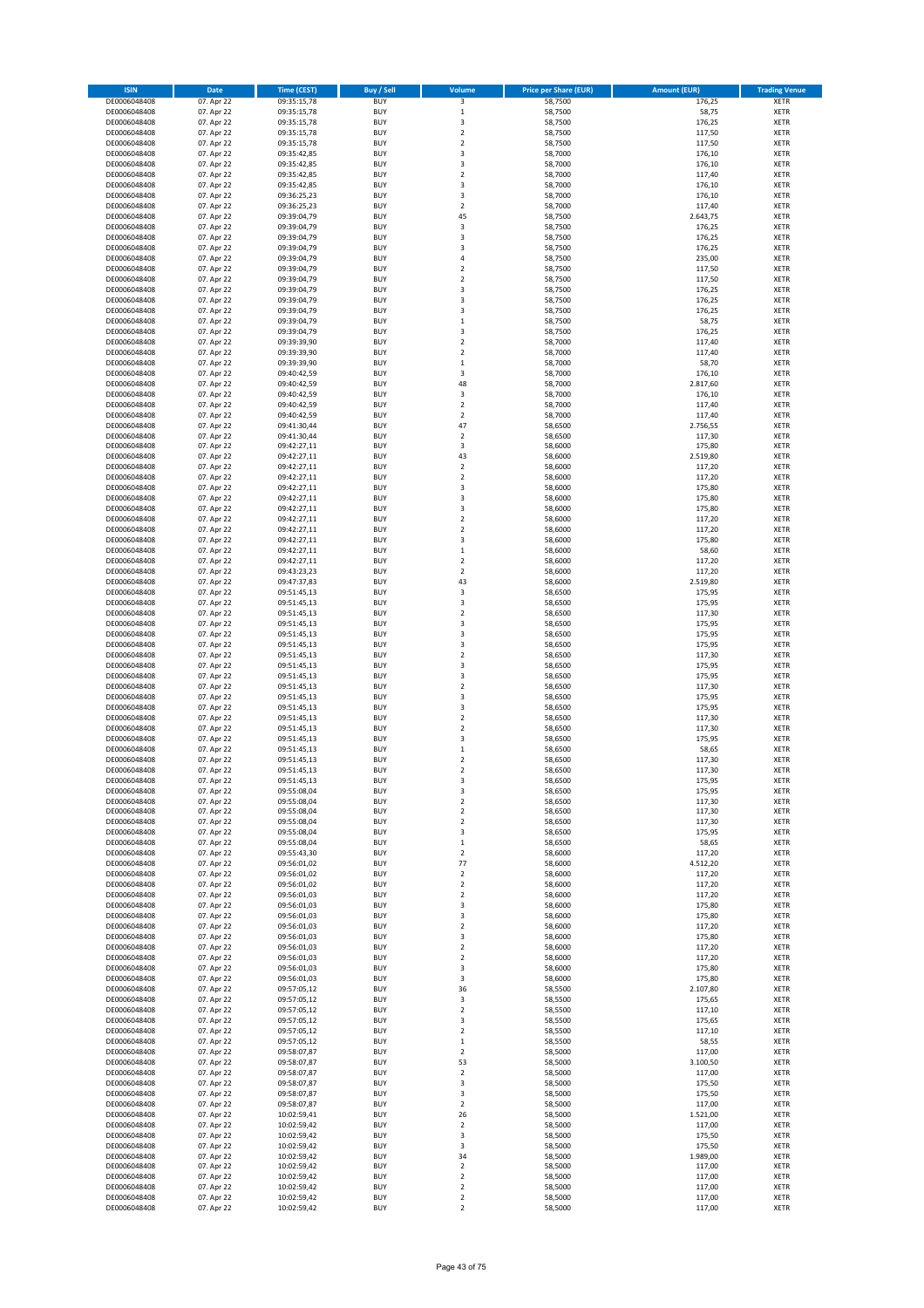| ISIN | Date | Time (CEST) | Buy / Sell | Volume | Price per Share (EUR) | Amount (EUR) | Trading Venue |
|---|---|---|---|---|---|---|---|
| DE0006048408 | 07. Apr 22 | 09:35:15,78 | BUY | 3 | 58,7500 | 176,25 | XETR |
| DE0006048408 | 07. Apr 22 | 09:35:15,78 | BUY | 1 | 58,7500 | 58,75 | XETR |
| DE0006048408 | 07. Apr 22 | 09:35:15,78 | BUY | 3 | 58,7500 | 176,25 | XETR |
| DE0006048408 | 07. Apr 22 | 09:35:15,78 | BUY | 2 | 58,7500 | 117,50 | XETR |
| DE0006048408 | 07. Apr 22 | 09:35:15,78 | BUY | 2 | 58,7500 | 117,50 | XETR |
| DE0006048408 | 07. Apr 22 | 09:35:42,85 | BUY | 3 | 58,7000 | 176,10 | XETR |
| DE0006048408 | 07. Apr 22 | 09:35:42,85 | BUY | 3 | 58,7000 | 176,10 | XETR |
| DE0006048408 | 07. Apr 22 | 09:35:42,85 | BUY | 2 | 58,7000 | 117,40 | XETR |
| DE0006048408 | 07. Apr 22 | 09:35:42,85 | BUY | 3 | 58,7000 | 176,10 | XETR |
| DE0006048408 | 07. Apr 22 | 09:36:25,23 | BUY | 3 | 58,7000 | 176,10 | XETR |
| DE0006048408 | 07. Apr 22 | 09:36:25,23 | BUY | 2 | 58,7000 | 117,40 | XETR |
| DE0006048408 | 07. Apr 22 | 09:39:04,79 | BUY | 45 | 58,7500 | 2.643,75 | XETR |
| DE0006048408 | 07. Apr 22 | 09:39:04,79 | BUY | 3 | 58,7500 | 176,25 | XETR |
| DE0006048408 | 07. Apr 22 | 09:39:04,79 | BUY | 3 | 58,7500 | 176,25 | XETR |
| DE0006048408 | 07. Apr 22 | 09:39:04,79 | BUY | 3 | 58,7500 | 176,25 | XETR |
| DE0006048408 | 07. Apr 22 | 09:39:04,79 | BUY | 4 | 58,7500 | 235,00 | XETR |
| DE0006048408 | 07. Apr 22 | 09:39:04,79 | BUY | 2 | 58,7500 | 117,50 | XETR |
| DE0006048408 | 07. Apr 22 | 09:39:04,79 | BUY | 2 | 58,7500 | 117,50 | XETR |
| DE0006048408 | 07. Apr 22 | 09:39:04,79 | BUY | 3 | 58,7500 | 176,25 | XETR |
| DE0006048408 | 07. Apr 22 | 09:39:04,79 | BUY | 3 | 58,7500 | 176,25 | XETR |
| DE0006048408 | 07. Apr 22 | 09:39:04,79 | BUY | 3 | 58,7500 | 176,25 | XETR |
| DE0006048408 | 07. Apr 22 | 09:39:04,79 | BUY | 1 | 58,7500 | 58,75 | XETR |
| DE0006048408 | 07. Apr 22 | 09:39:04,79 | BUY | 3 | 58,7500 | 176,25 | XETR |
| DE0006048408 | 07. Apr 22 | 09:39:39,90 | BUY | 2 | 58,7000 | 117,40 | XETR |
| DE0006048408 | 07. Apr 22 | 09:39:39,90 | BUY | 2 | 58,7000 | 117,40 | XETR |
| DE0006048408 | 07. Apr 22 | 09:39:39,90 | BUY | 1 | 58,7000 | 58,70 | XETR |
| DE0006048408 | 07. Apr 22 | 09:40:42,59 | BUY | 3 | 58,7000 | 176,10 | XETR |
| DE0006048408 | 07. Apr 22 | 09:40:42,59 | BUY | 48 | 58,7000 | 2.817,60 | XETR |
| DE0006048408 | 07. Apr 22 | 09:40:42,59 | BUY | 3 | 58,7000 | 176,10 | XETR |
| DE0006048408 | 07. Apr 22 | 09:40:42,59 | BUY | 2 | 58,7000 | 117,40 | XETR |
| DE0006048408 | 07. Apr 22 | 09:40:42,59 | BUY | 2 | 58,7000 | 117,40 | XETR |
| DE0006048408 | 07. Apr 22 | 09:41:30,44 | BUY | 47 | 58,6500 | 2.756,55 | XETR |
| DE0006048408 | 07. Apr 22 | 09:41:30,44 | BUY | 2 | 58,6500 | 117,30 | XETR |
| DE0006048408 | 07. Apr 22 | 09:42:27,11 | BUY | 3 | 58,6000 | 175,80 | XETR |
| DE0006048408 | 07. Apr 22 | 09:42:27,11 | BUY | 43 | 58,6000 | 2.519,80 | XETR |
| DE0006048408 | 07. Apr 22 | 09:42:27,11 | BUY | 2 | 58,6000 | 117,20 | XETR |
| DE0006048408 | 07. Apr 22 | 09:42:27,11 | BUY | 2 | 58,6000 | 117,20 | XETR |
| DE0006048408 | 07. Apr 22 | 09:42:27,11 | BUY | 3 | 58,6000 | 175,80 | XETR |
| DE0006048408 | 07. Apr 22 | 09:42:27,11 | BUY | 3 | 58,6000 | 175,80 | XETR |
| DE0006048408 | 07. Apr 22 | 09:42:27,11 | BUY | 3 | 58,6000 | 175,80 | XETR |
| DE0006048408 | 07. Apr 22 | 09:42:27,11 | BUY | 2 | 58,6000 | 117,20 | XETR |
| DE0006048408 | 07. Apr 22 | 09:42:27,11 | BUY | 2 | 58,6000 | 117,20 | XETR |
| DE0006048408 | 07. Apr 22 | 09:42:27,11 | BUY | 3 | 58,6000 | 175,80 | XETR |
| DE0006048408 | 07. Apr 22 | 09:42:27,11 | BUY | 1 | 58,6000 | 58,60 | XETR |
| DE0006048408 | 07. Apr 22 | 09:42:27,11 | BUY | 2 | 58,6000 | 117,20 | XETR |
| DE0006048408 | 07. Apr 22 | 09:43:23,23 | BUY | 2 | 58,6000 | 117,20 | XETR |
| DE0006048408 | 07. Apr 22 | 09:47:37,83 | BUY | 43 | 58,6000 | 2.519,80 | XETR |
| DE0006048408 | 07. Apr 22 | 09:51:45,13 | BUY | 3 | 58,6500 | 175,95 | XETR |
| DE0006048408 | 07. Apr 22 | 09:51:45,13 | BUY | 3 | 58,6500 | 175,95 | XETR |
| DE0006048408 | 07. Apr 22 | 09:51:45,13 | BUY | 2 | 58,6500 | 117,30 | XETR |
| DE0006048408 | 07. Apr 22 | 09:51:45,13 | BUY | 3 | 58,6500 | 175,95 | XETR |
| DE0006048408 | 07. Apr 22 | 09:51:45,13 | BUY | 3 | 58,6500 | 175,95 | XETR |
| DE0006048408 | 07. Apr 22 | 09:51:45,13 | BUY | 3 | 58,6500 | 175,95 | XETR |
| DE0006048408 | 07. Apr 22 | 09:51:45,13 | BUY | 2 | 58,6500 | 117,30 | XETR |
| DE0006048408 | 07. Apr 22 | 09:51:45,13 | BUY | 3 | 58,6500 | 175,95 | XETR |
| DE0006048408 | 07. Apr 22 | 09:51:45,13 | BUY | 3 | 58,6500 | 175,95 | XETR |
| DE0006048408 | 07. Apr 22 | 09:51:45,13 | BUY | 2 | 58,6500 | 117,30 | XETR |
| DE0006048408 | 07. Apr 22 | 09:51:45,13 | BUY | 3 | 58,6500 | 175,95 | XETR |
| DE0006048408 | 07. Apr 22 | 09:51:45,13 | BUY | 3 | 58,6500 | 175,95 | XETR |
| DE0006048408 | 07. Apr 22 | 09:51:45,13 | BUY | 2 | 58,6500 | 117,30 | XETR |
| DE0006048408 | 07. Apr 22 | 09:51:45,13 | BUY | 2 | 58,6500 | 117,30 | XETR |
| DE0006048408 | 07. Apr 22 | 09:51:45,13 | BUY | 3 | 58,6500 | 175,95 | XETR |
| DE0006048408 | 07. Apr 22 | 09:51:45,13 | BUY | 1 | 58,6500 | 58,65 | XETR |
| DE0006048408 | 07. Apr 22 | 09:51:45,13 | BUY | 2 | 58,6500 | 117,30 | XETR |
| DE0006048408 | 07. Apr 22 | 09:51:45,13 | BUY | 2 | 58,6500 | 117,30 | XETR |
| DE0006048408 | 07. Apr 22 | 09:51:45,13 | BUY | 3 | 58,6500 | 175,95 | XETR |
| DE0006048408 | 07. Apr 22 | 09:55:08,04 | BUY | 3 | 58,6500 | 175,95 | XETR |
| DE0006048408 | 07. Apr 22 | 09:55:08,04 | BUY | 2 | 58,6500 | 117,30 | XETR |
| DE0006048408 | 07. Apr 22 | 09:55:08,04 | BUY | 2 | 58,6500 | 117,30 | XETR |
| DE0006048408 | 07. Apr 22 | 09:55:08,04 | BUY | 2 | 58,6500 | 117,30 | XETR |
| DE0006048408 | 07. Apr 22 | 09:55:08,04 | BUY | 3 | 58,6500 | 175,95 | XETR |
| DE0006048408 | 07. Apr 22 | 09:55:08,04 | BUY | 1 | 58,6500 | 58,65 | XETR |
| DE0006048408 | 07. Apr 22 | 09:55:43,30 | BUY | 2 | 58,6000 | 117,20 | XETR |
| DE0006048408 | 07. Apr 22 | 09:56:01,02 | BUY | 77 | 58,6000 | 4.512,20 | XETR |
| DE0006048408 | 07. Apr 22 | 09:56:01,02 | BUY | 2 | 58,6000 | 117,20 | XETR |
| DE0006048408 | 07. Apr 22 | 09:56:01,02 | BUY | 2 | 58,6000 | 117,20 | XETR |
| DE0006048408 | 07. Apr 22 | 09:56:01,03 | BUY | 2 | 58,6000 | 117,20 | XETR |
| DE0006048408 | 07. Apr 22 | 09:56:01,03 | BUY | 3 | 58,6000 | 175,80 | XETR |
| DE0006048408 | 07. Apr 22 | 09:56:01,03 | BUY | 3 | 58,6000 | 175,80 | XETR |
| DE0006048408 | 07. Apr 22 | 09:56:01,03 | BUY | 2 | 58,6000 | 117,20 | XETR |
| DE0006048408 | 07. Apr 22 | 09:56:01,03 | BUY | 3 | 58,6000 | 175,80 | XETR |
| DE0006048408 | 07. Apr 22 | 09:56:01,03 | BUY | 2 | 58,6000 | 117,20 | XETR |
| DE0006048408 | 07. Apr 22 | 09:56:01,03 | BUY | 2 | 58,6000 | 117,20 | XETR |
| DE0006048408 | 07. Apr 22 | 09:56:01,03 | BUY | 3 | 58,6000 | 175,80 | XETR |
| DE0006048408 | 07. Apr 22 | 09:56:01,03 | BUY | 3 | 58,6000 | 175,80 | XETR |
| DE0006048408 | 07. Apr 22 | 09:57:05,12 | BUY | 36 | 58,5500 | 2.107,80 | XETR |
| DE0006048408 | 07. Apr 22 | 09:57:05,12 | BUY | 3 | 58,5500 | 175,65 | XETR |
| DE0006048408 | 07. Apr 22 | 09:57:05,12 | BUY | 2 | 58,5500 | 117,10 | XETR |
| DE0006048408 | 07. Apr 22 | 09:57:05,12 | BUY | 3 | 58,5500 | 175,65 | XETR |
| DE0006048408 | 07. Apr 22 | 09:57:05,12 | BUY | 2 | 58,5500 | 117,10 | XETR |
| DE0006048408 | 07. Apr 22 | 09:57:05,12 | BUY | 1 | 58,5500 | 58,55 | XETR |
| DE0006048408 | 07. Apr 22 | 09:58:07,87 | BUY | 2 | 58,5000 | 117,00 | XETR |
| DE0006048408 | 07. Apr 22 | 09:58:07,87 | BUY | 53 | 58,5000 | 3.100,50 | XETR |
| DE0006048408 | 07. Apr 22 | 09:58:07,87 | BUY | 2 | 58,5000 | 117,00 | XETR |
| DE0006048408 | 07. Apr 22 | 09:58:07,87 | BUY | 3 | 58,5000 | 175,50 | XETR |
| DE0006048408 | 07. Apr 22 | 09:58:07,87 | BUY | 3 | 58,5000 | 175,50 | XETR |
| DE0006048408 | 07. Apr 22 | 09:58:07,87 | BUY | 2 | 58,5000 | 117,00 | XETR |
| DE0006048408 | 07. Apr 22 | 10:02:59,41 | BUY | 26 | 58,5000 | 1.521,00 | XETR |
| DE0006048408 | 07. Apr 22 | 10:02:59,42 | BUY | 2 | 58,5000 | 117,00 | XETR |
| DE0006048408 | 07. Apr 22 | 10:02:59,42 | BUY | 3 | 58,5000 | 175,50 | XETR |
| DE0006048408 | 07. Apr 22 | 10:02:59,42 | BUY | 3 | 58,5000 | 175,50 | XETR |
| DE0006048408 | 07. Apr 22 | 10:02:59,42 | BUY | 34 | 58,5000 | 1.989,00 | XETR |
| DE0006048408 | 07. Apr 22 | 10:02:59,42 | BUY | 2 | 58,5000 | 117,00 | XETR |
| DE0006048408 | 07. Apr 22 | 10:02:59,42 | BUY | 2 | 58,5000 | 117,00 | XETR |
| DE0006048408 | 07. Apr 22 | 10:02:59,42 | BUY | 2 | 58,5000 | 117,00 | XETR |
| DE0006048408 | 07. Apr 22 | 10:02:59,42 | BUY | 2 | 58,5000 | 117,00 | XETR |
| DE0006048408 | 07. Apr 22 | 10:02:59,42 | BUY | 2 | 58,5000 | 117,00 | XETR |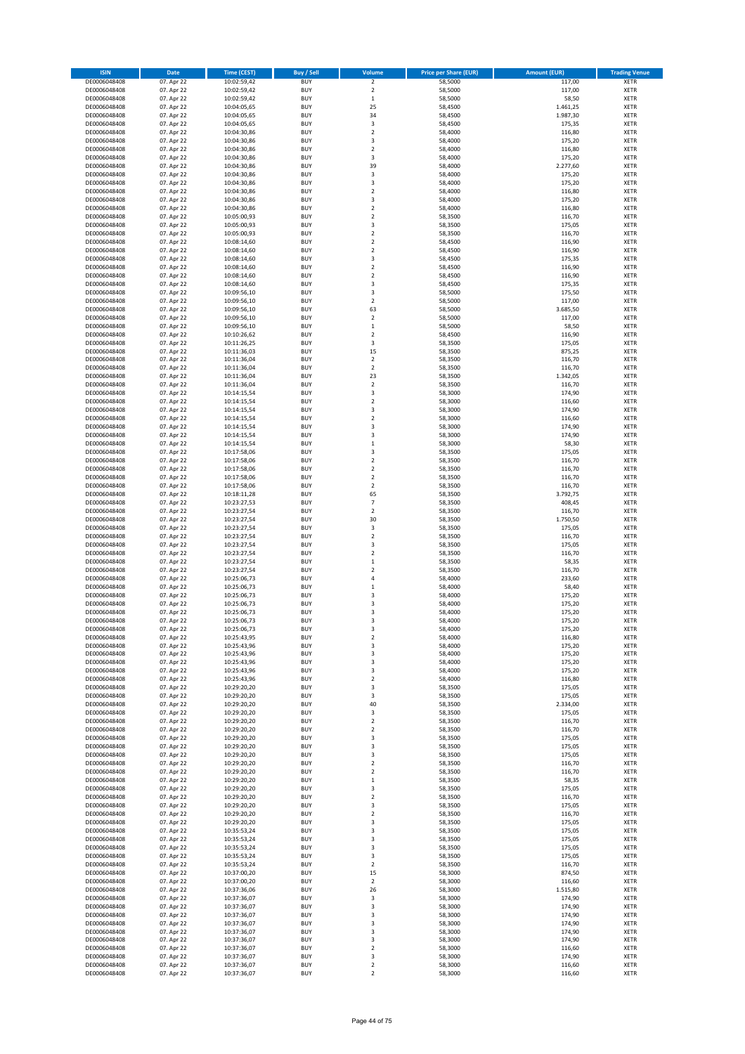| ISIN | Date | Time (CEST) | Buy / Sell | Volume | Price per Share (EUR) | Amount (EUR) | Trading Venue |
|---|---|---|---|---|---|---|---|
| DE0006048408 | 07. Apr 22 | 10:02:59,42 | BUY | 2 | 58,5000 | 117,00 | XETR |
| DE0006048408 | 07. Apr 22 | 10:02:59,42 | BUY | 2 | 58,5000 | 117,00 | XETR |
| DE0006048408 | 07. Apr 22 | 10:02:59,42 | BUY | 1 | 58,5000 | 58,50 | XETR |
| DE0006048408 | 07. Apr 22 | 10:04:05,65 | BUY | 25 | 58,4500 | 1.461,25 | XETR |
| DE0006048408 | 07. Apr 22 | 10:04:05,65 | BUY | 34 | 58,4500 | 1.987,30 | XETR |
| DE0006048408 | 07. Apr 22 | 10:04:05,65 | BUY | 3 | 58,4500 | 175,35 | XETR |
| DE0006048408 | 07. Apr 22 | 10:04:30,86 | BUY | 2 | 58,4000 | 116,80 | XETR |
| DE0006048408 | 07. Apr 22 | 10:04:30,86 | BUY | 3 | 58,4000 | 175,20 | XETR |
| DE0006048408 | 07. Apr 22 | 10:04:30,86 | BUY | 2 | 58,4000 | 116,80 | XETR |
| DE0006048408 | 07. Apr 22 | 10:04:30,86 | BUY | 3 | 58,4000 | 175,20 | XETR |
| DE0006048408 | 07. Apr 22 | 10:04:30,86 | BUY | 39 | 58,4000 | 2.277,60 | XETR |
| DE0006048408 | 07. Apr 22 | 10:04:30,86 | BUY | 3 | 58,4000 | 175,20 | XETR |
| DE0006048408 | 07. Apr 22 | 10:04:30,86 | BUY | 3 | 58,4000 | 175,20 | XETR |
| DE0006048408 | 07. Apr 22 | 10:04:30,86 | BUY | 2 | 58,4000 | 116,80 | XETR |
| DE0006048408 | 07. Apr 22 | 10:04:30,86 | BUY | 3 | 58,4000 | 175,20 | XETR |
| DE0006048408 | 07. Apr 22 | 10:04:30,86 | BUY | 2 | 58,4000 | 116,80 | XETR |
| DE0006048408 | 07. Apr 22 | 10:05:00,93 | BUY | 2 | 58,3500 | 116,70 | XETR |
| DE0006048408 | 07. Apr 22 | 10:05:00,93 | BUY | 3 | 58,3500 | 175,05 | XETR |
| DE0006048408 | 07. Apr 22 | 10:05:00,93 | BUY | 2 | 58,3500 | 116,70 | XETR |
| DE0006048408 | 07. Apr 22 | 10:08:14,60 | BUY | 2 | 58,4500 | 116,90 | XETR |
| DE0006048408 | 07. Apr 22 | 10:08:14,60 | BUY | 2 | 58,4500 | 116,90 | XETR |
| DE0006048408 | 07. Apr 22 | 10:08:14,60 | BUY | 3 | 58,4500 | 175,35 | XETR |
| DE0006048408 | 07. Apr 22 | 10:08:14,60 | BUY | 2 | 58,4500 | 116,90 | XETR |
| DE0006048408 | 07. Apr 22 | 10:08:14,60 | BUY | 2 | 58,4500 | 116,90 | XETR |
| DE0006048408 | 07. Apr 22 | 10:08:14,60 | BUY | 3 | 58,4500 | 175,35 | XETR |
| DE0006048408 | 07. Apr 22 | 10:09:56,10 | BUY | 3 | 58,5000 | 175,50 | XETR |
| DE0006048408 | 07. Apr 22 | 10:09:56,10 | BUY | 2 | 58,5000 | 117,00 | XETR |
| DE0006048408 | 07. Apr 22 | 10:09:56,10 | BUY | 63 | 58,5000 | 3.685,50 | XETR |
| DE0006048408 | 07. Apr 22 | 10:09:56,10 | BUY | 2 | 58,5000 | 117,00 | XETR |
| DE0006048408 | 07. Apr 22 | 10:09:56,10 | BUY | 1 | 58,5000 | 58,50 | XETR |
| DE0006048408 | 07. Apr 22 | 10:10:26,62 | BUY | 2 | 58,4500 | 116,90 | XETR |
| DE0006048408 | 07. Apr 22 | 10:11:26,25 | BUY | 3 | 58,3500 | 175,05 | XETR |
| DE0006048408 | 07. Apr 22 | 10:11:36,03 | BUY | 15 | 58,3500 | 875,25 | XETR |
| DE0006048408 | 07. Apr 22 | 10:11:36,04 | BUY | 2 | 58,3500 | 116,70 | XETR |
| DE0006048408 | 07. Apr 22 | 10:11:36,04 | BUY | 2 | 58,3500 | 116,70 | XETR |
| DE0006048408 | 07. Apr 22 | 10:11:36,04 | BUY | 23 | 58,3500 | 1.342,05 | XETR |
| DE0006048408 | 07. Apr 22 | 10:11:36,04 | BUY | 2 | 58,3500 | 116,70 | XETR |
| DE0006048408 | 07. Apr 22 | 10:14:15,54 | BUY | 3 | 58,3000 | 174,90 | XETR |
| DE0006048408 | 07. Apr 22 | 10:14:15,54 | BUY | 2 | 58,3000 | 116,60 | XETR |
| DE0006048408 | 07. Apr 22 | 10:14:15,54 | BUY | 3 | 58,3000 | 174,90 | XETR |
| DE0006048408 | 07. Apr 22 | 10:14:15,54 | BUY | 2 | 58,3000 | 116,60 | XETR |
| DE0006048408 | 07. Apr 22 | 10:14:15,54 | BUY | 3 | 58,3000 | 174,90 | XETR |
| DE0006048408 | 07. Apr 22 | 10:14:15,54 | BUY | 3 | 58,3000 | 174,90 | XETR |
| DE0006048408 | 07. Apr 22 | 10:14:15,54 | BUY | 1 | 58,3000 | 58,30 | XETR |
| DE0006048408 | 07. Apr 22 | 10:17:58,06 | BUY | 3 | 58,3500 | 175,05 | XETR |
| DE0006048408 | 07. Apr 22 | 10:17:58,06 | BUY | 2 | 58,3500 | 116,70 | XETR |
| DE0006048408 | 07. Apr 22 | 10:17:58,06 | BUY | 2 | 58,3500 | 116,70 | XETR |
| DE0006048408 | 07. Apr 22 | 10:17:58,06 | BUY | 2 | 58,3500 | 116,70 | XETR |
| DE0006048408 | 07. Apr 22 | 10:17:58,06 | BUY | 2 | 58,3500 | 116,70 | XETR |
| DE0006048408 | 07. Apr 22 | 10:18:11,28 | BUY | 65 | 58,3500 | 3.792,75 | XETR |
| DE0006048408 | 07. Apr 22 | 10:23:27,53 | BUY | 7 | 58,3500 | 408,45 | XETR |
| DE0006048408 | 07. Apr 22 | 10:23:27,54 | BUY | 2 | 58,3500 | 116,70 | XETR |
| DE0006048408 | 07. Apr 22 | 10:23:27,54 | BUY | 30 | 58,3500 | 1.750,50 | XETR |
| DE0006048408 | 07. Apr 22 | 10:23:27,54 | BUY | 3 | 58,3500 | 175,05 | XETR |
| DE0006048408 | 07. Apr 22 | 10:23:27,54 | BUY | 2 | 58,3500 | 116,70 | XETR |
| DE0006048408 | 07. Apr 22 | 10:23:27,54 | BUY | 3 | 58,3500 | 175,05 | XETR |
| DE0006048408 | 07. Apr 22 | 10:23:27,54 | BUY | 2 | 58,3500 | 116,70 | XETR |
| DE0006048408 | 07. Apr 22 | 10:23:27,54 | BUY | 1 | 58,3500 | 58,35 | XETR |
| DE0006048408 | 07. Apr 22 | 10:23:27,54 | BUY | 2 | 58,3500 | 116,70 | XETR |
| DE0006048408 | 07. Apr 22 | 10:25:06,73 | BUY | 4 | 58,4000 | 233,60 | XETR |
| DE0006048408 | 07. Apr 22 | 10:25:06,73 | BUY | 1 | 58,4000 | 58,40 | XETR |
| DE0006048408 | 07. Apr 22 | 10:25:06,73 | BUY | 3 | 58,4000 | 175,20 | XETR |
| DE0006048408 | 07. Apr 22 | 10:25:06,73 | BUY | 3 | 58,4000 | 175,20 | XETR |
| DE0006048408 | 07. Apr 22 | 10:25:06,73 | BUY | 3 | 58,4000 | 175,20 | XETR |
| DE0006048408 | 07. Apr 22 | 10:25:06,73 | BUY | 3 | 58,4000 | 175,20 | XETR |
| DE0006048408 | 07. Apr 22 | 10:25:06,73 | BUY | 3 | 58,4000 | 175,20 | XETR |
| DE0006048408 | 07. Apr 22 | 10:25:43,95 | BUY | 2 | 58,4000 | 116,80 | XETR |
| DE0006048408 | 07. Apr 22 | 10:25:43,96 | BUY | 3 | 58,4000 | 175,20 | XETR |
| DE0006048408 | 07. Apr 22 | 10:25:43,96 | BUY | 3 | 58,4000 | 175,20 | XETR |
| DE0006048408 | 07. Apr 22 | 10:25:43,96 | BUY | 3 | 58,4000 | 175,20 | XETR |
| DE0006048408 | 07. Apr 22 | 10:25:43,96 | BUY | 3 | 58,4000 | 175,20 | XETR |
| DE0006048408 | 07. Apr 22 | 10:25:43,96 | BUY | 2 | 58,4000 | 116,80 | XETR |
| DE0006048408 | 07. Apr 22 | 10:29:20,20 | BUY | 3 | 58,3500 | 175,05 | XETR |
| DE0006048408 | 07. Apr 22 | 10:29:20,20 | BUY | 3 | 58,3500 | 175,05 | XETR |
| DE0006048408 | 07. Apr 22 | 10:29:20,20 | BUY | 40 | 58,3500 | 2.334,00 | XETR |
| DE0006048408 | 07. Apr 22 | 10:29:20,20 | BUY | 3 | 58,3500 | 175,05 | XETR |
| DE0006048408 | 07. Apr 22 | 10:29:20,20 | BUY | 2 | 58,3500 | 116,70 | XETR |
| DE0006048408 | 07. Apr 22 | 10:29:20,20 | BUY | 2 | 58,3500 | 116,70 | XETR |
| DE0006048408 | 07. Apr 22 | 10:29:20,20 | BUY | 3 | 58,3500 | 175,05 | XETR |
| DE0006048408 | 07. Apr 22 | 10:29:20,20 | BUY | 3 | 58,3500 | 175,05 | XETR |
| DE0006048408 | 07. Apr 22 | 10:29:20,20 | BUY | 3 | 58,3500 | 175,05 | XETR |
| DE0006048408 | 07. Apr 22 | 10:29:20,20 | BUY | 2 | 58,3500 | 116,70 | XETR |
| DE0006048408 | 07. Apr 22 | 10:29:20,20 | BUY | 2 | 58,3500 | 116,70 | XETR |
| DE0006048408 | 07. Apr 22 | 10:29:20,20 | BUY | 1 | 58,3500 | 58,35 | XETR |
| DE0006048408 | 07. Apr 22 | 10:29:20,20 | BUY | 3 | 58,3500 | 175,05 | XETR |
| DE0006048408 | 07. Apr 22 | 10:29:20,20 | BUY | 2 | 58,3500 | 116,70 | XETR |
| DE0006048408 | 07. Apr 22 | 10:29:20,20 | BUY | 3 | 58,3500 | 175,05 | XETR |
| DE0006048408 | 07. Apr 22 | 10:29:20,20 | BUY | 2 | 58,3500 | 116,70 | XETR |
| DE0006048408 | 07. Apr 22 | 10:29:20,20 | BUY | 3 | 58,3500 | 175,05 | XETR |
| DE0006048408 | 07. Apr 22 | 10:35:53,24 | BUY | 3 | 58,3500 | 175,05 | XETR |
| DE0006048408 | 07. Apr 22 | 10:35:53,24 | BUY | 3 | 58,3500 | 175,05 | XETR |
| DE0006048408 | 07. Apr 22 | 10:35:53,24 | BUY | 3 | 58,3500 | 175,05 | XETR |
| DE0006048408 | 07. Apr 22 | 10:35:53,24 | BUY | 3 | 58,3500 | 175,05 | XETR |
| DE0006048408 | 07. Apr 22 | 10:35:53,24 | BUY | 2 | 58,3500 | 116,70 | XETR |
| DE0006048408 | 07. Apr 22 | 10:37:00,20 | BUY | 15 | 58,3000 | 874,50 | XETR |
| DE0006048408 | 07. Apr 22 | 10:37:00,20 | BUY | 2 | 58,3000 | 116,60 | XETR |
| DE0006048408 | 07. Apr 22 | 10:37:36,06 | BUY | 26 | 58,3000 | 1.515,80 | XETR |
| DE0006048408 | 07. Apr 22 | 10:37:36,07 | BUY | 3 | 58,3000 | 174,90 | XETR |
| DE0006048408 | 07. Apr 22 | 10:37:36,07 | BUY | 3 | 58,3000 | 174,90 | XETR |
| DE0006048408 | 07. Apr 22 | 10:37:36,07 | BUY | 3 | 58,3000 | 174,90 | XETR |
| DE0006048408 | 07. Apr 22 | 10:37:36,07 | BUY | 3 | 58,3000 | 174,90 | XETR |
| DE0006048408 | 07. Apr 22 | 10:37:36,07 | BUY | 3 | 58,3000 | 174,90 | XETR |
| DE0006048408 | 07. Apr 22 | 10:37:36,07 | BUY | 3 | 58,3000 | 174,90 | XETR |
| DE0006048408 | 07. Apr 22 | 10:37:36,07 | BUY | 2 | 58,3000 | 116,60 | XETR |
| DE0006048408 | 07. Apr 22 | 10:37:36,07 | BUY | 3 | 58,3000 | 174,90 | XETR |
| DE0006048408 | 07. Apr 22 | 10:37:36,07 | BUY | 2 | 58,3000 | 116,60 | XETR |
| DE0006048408 | 07. Apr 22 | 10:37:36,07 | BUY | 2 | 58,3000 | 116,60 | XETR |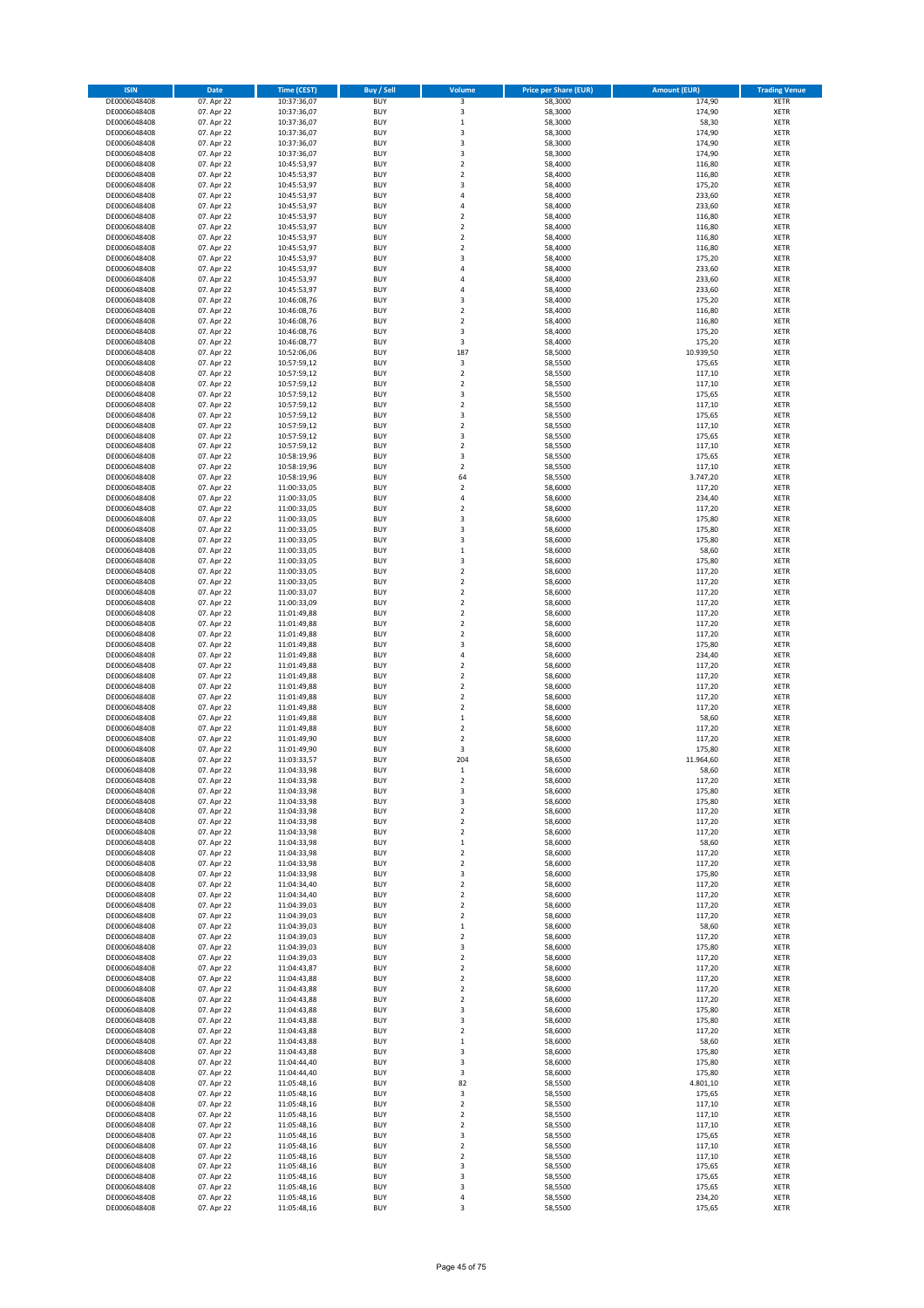| ISIN | Date | Time (CEST) | Buy / Sell | Volume | Price per Share (EUR) | Amount (EUR) | Trading Venue |
|---|---|---|---|---|---|---|---|
| DE0006048408 | 07. Apr 22 | 10:37:36,07 | BUY | 3 | 58,3000 | 174,90 | XETR |
| DE0006048408 | 07. Apr 22 | 10:37:36,07 | BUY | 3 | 58,3000 | 174,90 | XETR |
| DE0006048408 | 07. Apr 22 | 10:37:36,07 | BUY | 1 | 58,3000 | 58,30 | XETR |
| DE0006048408 | 07. Apr 22 | 10:37:36,07 | BUY | 3 | 58,3000 | 174,90 | XETR |
| DE0006048408 | 07. Apr 22 | 10:37:36,07 | BUY | 3 | 58,3000 | 174,90 | XETR |
| DE0006048408 | 07. Apr 22 | 10:37:36,07 | BUY | 3 | 58,3000 | 174,90 | XETR |
| DE0006048408 | 07. Apr 22 | 10:45:53,97 | BUY | 2 | 58,4000 | 116,80 | XETR |
| DE0006048408 | 07. Apr 22 | 10:45:53,97 | BUY | 2 | 58,4000 | 116,80 | XETR |
| DE0006048408 | 07. Apr 22 | 10:45:53,97 | BUY | 3 | 58,4000 | 175,20 | XETR |
| DE0006048408 | 07. Apr 22 | 10:45:53,97 | BUY | 4 | 58,4000 | 233,60 | XETR |
| DE0006048408 | 07. Apr 22 | 10:45:53,97 | BUY | 4 | 58,4000 | 233,60 | XETR |
| DE0006048408 | 07. Apr 22 | 10:45:53,97 | BUY | 2 | 58,4000 | 116,80 | XETR |
| DE0006048408 | 07. Apr 22 | 10:45:53,97 | BUY | 2 | 58,4000 | 116,80 | XETR |
| DE0006048408 | 07. Apr 22 | 10:45:53,97 | BUY | 2 | 58,4000 | 116,80 | XETR |
| DE0006048408 | 07. Apr 22 | 10:45:53,97 | BUY | 2 | 58,4000 | 116,80 | XETR |
| DE0006048408 | 07. Apr 22 | 10:45:53,97 | BUY | 3 | 58,4000 | 175,20 | XETR |
| DE0006048408 | 07. Apr 22 | 10:45:53,97 | BUY | 4 | 58,4000 | 233,60 | XETR |
| DE0006048408 | 07. Apr 22 | 10:45:53,97 | BUY | 4 | 58,4000 | 233,60 | XETR |
| DE0006048408 | 07. Apr 22 | 10:45:53,97 | BUY | 4 | 58,4000 | 233,60 | XETR |
| DE0006048408 | 07. Apr 22 | 10:46:08,76 | BUY | 3 | 58,4000 | 175,20 | XETR |
| DE0006048408 | 07. Apr 22 | 10:46:08,76 | BUY | 2 | 58,4000 | 116,80 | XETR |
| DE0006048408 | 07. Apr 22 | 10:46:08,76 | BUY | 2 | 58,4000 | 116,80 | XETR |
| DE0006048408 | 07. Apr 22 | 10:46:08,76 | BUY | 3 | 58,4000 | 175,20 | XETR |
| DE0006048408 | 07. Apr 22 | 10:46:08,77 | BUY | 3 | 58,4000 | 175,20 | XETR |
| DE0006048408 | 07. Apr 22 | 10:52:06,06 | BUY | 187 | 58,5000 | 10.939,50 | XETR |
| DE0006048408 | 07. Apr 22 | 10:57:59,12 | BUY | 3 | 58,5500 | 175,65 | XETR |
| DE0006048408 | 07. Apr 22 | 10:57:59,12 | BUY | 2 | 58,5500 | 117,10 | XETR |
| DE0006048408 | 07. Apr 22 | 10:57:59,12 | BUY | 2 | 58,5500 | 117,10 | XETR |
| DE0006048408 | 07. Apr 22 | 10:57:59,12 | BUY | 3 | 58,5500 | 175,65 | XETR |
| DE0006048408 | 07. Apr 22 | 10:57:59,12 | BUY | 2 | 58,5500 | 117,10 | XETR |
| DE0006048408 | 07. Apr 22 | 10:57:59,12 | BUY | 3 | 58,5500 | 175,65 | XETR |
| DE0006048408 | 07. Apr 22 | 10:57:59,12 | BUY | 2 | 58,5500 | 117,10 | XETR |
| DE0006048408 | 07. Apr 22 | 10:57:59,12 | BUY | 3 | 58,5500 | 175,65 | XETR |
| DE0006048408 | 07. Apr 22 | 10:57:59,12 | BUY | 2 | 58,5500 | 117,10 | XETR |
| DE0006048408 | 07. Apr 22 | 10:58:19,96 | BUY | 3 | 58,5500 | 175,65 | XETR |
| DE0006048408 | 07. Apr 22 | 10:58:19,96 | BUY | 2 | 58,5500 | 117,10 | XETR |
| DE0006048408 | 07. Apr 22 | 10:58:19,96 | BUY | 64 | 58,5500 | 3.747,20 | XETR |
| DE0006048408 | 07. Apr 22 | 11:00:33,05 | BUY | 2 | 58,6000 | 117,20 | XETR |
| DE0006048408 | 07. Apr 22 | 11:00:33,05 | BUY | 4 | 58,6000 | 234,40 | XETR |
| DE0006048408 | 07. Apr 22 | 11:00:33,05 | BUY | 2 | 58,6000 | 117,20 | XETR |
| DE0006048408 | 07. Apr 22 | 11:00:33,05 | BUY | 3 | 58,6000 | 175,80 | XETR |
| DE0006048408 | 07. Apr 22 | 11:00:33,05 | BUY | 3 | 58,6000 | 175,80 | XETR |
| DE0006048408 | 07. Apr 22 | 11:00:33,05 | BUY | 3 | 58,6000 | 175,80 | XETR |
| DE0006048408 | 07. Apr 22 | 11:00:33,05 | BUY | 1 | 58,6000 | 58,60 | XETR |
| DE0006048408 | 07. Apr 22 | 11:00:33,05 | BUY | 3 | 58,6000 | 175,80 | XETR |
| DE0006048408 | 07. Apr 22 | 11:00:33,05 | BUY | 2 | 58,6000 | 117,20 | XETR |
| DE0006048408 | 07. Apr 22 | 11:00:33,05 | BUY | 2 | 58,6000 | 117,20 | XETR |
| DE0006048408 | 07. Apr 22 | 11:00:33,07 | BUY | 2 | 58,6000 | 117,20 | XETR |
| DE0006048408 | 07. Apr 22 | 11:00:33,09 | BUY | 2 | 58,6000 | 117,20 | XETR |
| DE0006048408 | 07. Apr 22 | 11:01:49,88 | BUY | 2 | 58,6000 | 117,20 | XETR |
| DE0006048408 | 07. Apr 22 | 11:01:49,88 | BUY | 2 | 58,6000 | 117,20 | XETR |
| DE0006048408 | 07. Apr 22 | 11:01:49,88 | BUY | 2 | 58,6000 | 117,20 | XETR |
| DE0006048408 | 07. Apr 22 | 11:01:49,88 | BUY | 3 | 58,6000 | 175,80 | XETR |
| DE0006048408 | 07. Apr 22 | 11:01:49,88 | BUY | 4 | 58,6000 | 234,40 | XETR |
| DE0006048408 | 07. Apr 22 | 11:01:49,88 | BUY | 2 | 58,6000 | 117,20 | XETR |
| DE0006048408 | 07. Apr 22 | 11:01:49,88 | BUY | 2 | 58,6000 | 117,20 | XETR |
| DE0006048408 | 07. Apr 22 | 11:01:49,88 | BUY | 2 | 58,6000 | 117,20 | XETR |
| DE0006048408 | 07. Apr 22 | 11:01:49,88 | BUY | 2 | 58,6000 | 117,20 | XETR |
| DE0006048408 | 07. Apr 22 | 11:01:49,88 | BUY | 2 | 58,6000 | 117,20 | XETR |
| DE0006048408 | 07. Apr 22 | 11:01:49,88 | BUY | 1 | 58,6000 | 58,60 | XETR |
| DE0006048408 | 07. Apr 22 | 11:01:49,88 | BUY | 2 | 58,6000 | 117,20 | XETR |
| DE0006048408 | 07. Apr 22 | 11:01:49,90 | BUY | 2 | 58,6000 | 117,20 | XETR |
| DE0006048408 | 07. Apr 22 | 11:01:49,90 | BUY | 3 | 58,6000 | 175,80 | XETR |
| DE0006048408 | 07. Apr 22 | 11:03:33,57 | BUY | 204 | 58,6500 | 11.964,60 | XETR |
| DE0006048408 | 07. Apr 22 | 11:04:33,98 | BUY | 1 | 58,6000 | 58,60 | XETR |
| DE0006048408 | 07. Apr 22 | 11:04:33,98 | BUY | 2 | 58,6000 | 117,20 | XETR |
| DE0006048408 | 07. Apr 22 | 11:04:33,98 | BUY | 3 | 58,6000 | 175,80 | XETR |
| DE0006048408 | 07. Apr 22 | 11:04:33,98 | BUY | 3 | 58,6000 | 175,80 | XETR |
| DE0006048408 | 07. Apr 22 | 11:04:33,98 | BUY | 2 | 58,6000 | 117,20 | XETR |
| DE0006048408 | 07. Apr 22 | 11:04:33,98 | BUY | 2 | 58,6000 | 117,20 | XETR |
| DE0006048408 | 07. Apr 22 | 11:04:33,98 | BUY | 2 | 58,6000 | 117,20 | XETR |
| DE0006048408 | 07. Apr 22 | 11:04:33,98 | BUY | 1 | 58,6000 | 58,60 | XETR |
| DE0006048408 | 07. Apr 22 | 11:04:33,98 | BUY | 2 | 58,6000 | 117,20 | XETR |
| DE0006048408 | 07. Apr 22 | 11:04:33,98 | BUY | 2 | 58,6000 | 117,20 | XETR |
| DE0006048408 | 07. Apr 22 | 11:04:33,98 | BUY | 3 | 58,6000 | 175,80 | XETR |
| DE0006048408 | 07. Apr 22 | 11:04:34,40 | BUY | 2 | 58,6000 | 117,20 | XETR |
| DE0006048408 | 07. Apr 22 | 11:04:34,40 | BUY | 2 | 58,6000 | 117,20 | XETR |
| DE0006048408 | 07. Apr 22 | 11:04:39,03 | BUY | 2 | 58,6000 | 117,20 | XETR |
| DE0006048408 | 07. Apr 22 | 11:04:39,03 | BUY | 2 | 58,6000 | 117,20 | XETR |
| DE0006048408 | 07. Apr 22 | 11:04:39,03 | BUY | 1 | 58,6000 | 58,60 | XETR |
| DE0006048408 | 07. Apr 22 | 11:04:39,03 | BUY | 2 | 58,6000 | 117,20 | XETR |
| DE0006048408 | 07. Apr 22 | 11:04:39,03 | BUY | 3 | 58,6000 | 175,80 | XETR |
| DE0006048408 | 07. Apr 22 | 11:04:39,03 | BUY | 2 | 58,6000 | 117,20 | XETR |
| DE0006048408 | 07. Apr 22 | 11:04:43,87 | BUY | 2 | 58,6000 | 117,20 | XETR |
| DE0006048408 | 07. Apr 22 | 11:04:43,88 | BUY | 2 | 58,6000 | 117,20 | XETR |
| DE0006048408 | 07. Apr 22 | 11:04:43,88 | BUY | 2 | 58,6000 | 117,20 | XETR |
| DE0006048408 | 07. Apr 22 | 11:04:43,88 | BUY | 2 | 58,6000 | 117,20 | XETR |
| DE0006048408 | 07. Apr 22 | 11:04:43,88 | BUY | 3 | 58,6000 | 175,80 | XETR |
| DE0006048408 | 07. Apr 22 | 11:04:43,88 | BUY | 3 | 58,6000 | 175,80 | XETR |
| DE0006048408 | 07. Apr 22 | 11:04:43,88 | BUY | 2 | 58,6000 | 117,20 | XETR |
| DE0006048408 | 07. Apr 22 | 11:04:43,88 | BUY | 1 | 58,6000 | 58,60 | XETR |
| DE0006048408 | 07. Apr 22 | 11:04:43,88 | BUY | 3 | 58,6000 | 175,80 | XETR |
| DE0006048408 | 07. Apr 22 | 11:04:44,40 | BUY | 3 | 58,6000 | 175,80 | XETR |
| DE0006048408 | 07. Apr 22 | 11:04:44,40 | BUY | 3 | 58,6000 | 175,80 | XETR |
| DE0006048408 | 07. Apr 22 | 11:05:48,16 | BUY | 82 | 58,5500 | 4.801,10 | XETR |
| DE0006048408 | 07. Apr 22 | 11:05:48,16 | BUY | 3 | 58,5500 | 175,65 | XETR |
| DE0006048408 | 07. Apr 22 | 11:05:48,16 | BUY | 2 | 58,5500 | 117,10 | XETR |
| DE0006048408 | 07. Apr 22 | 11:05:48,16 | BUY | 2 | 58,5500 | 117,10 | XETR |
| DE0006048408 | 07. Apr 22 | 11:05:48,16 | BUY | 2 | 58,5500 | 117,10 | XETR |
| DE0006048408 | 07. Apr 22 | 11:05:48,16 | BUY | 3 | 58,5500 | 175,65 | XETR |
| DE0006048408 | 07. Apr 22 | 11:05:48,16 | BUY | 2 | 58,5500 | 117,10 | XETR |
| DE0006048408 | 07. Apr 22 | 11:05:48,16 | BUY | 2 | 58,5500 | 117,10 | XETR |
| DE0006048408 | 07. Apr 22 | 11:05:48,16 | BUY | 3 | 58,5500 | 175,65 | XETR |
| DE0006048408 | 07. Apr 22 | 11:05:48,16 | BUY | 3 | 58,5500 | 175,65 | XETR |
| DE0006048408 | 07. Apr 22 | 11:05:48,16 | BUY | 3 | 58,5500 | 175,65 | XETR |
| DE0006048408 | 07. Apr 22 | 11:05:48,16 | BUY | 4 | 58,5500 | 234,20 | XETR |
| DE0006048408 | 07. Apr 22 | 11:05:48,16 | BUY | 3 | 58,5500 | 175,65 | XETR |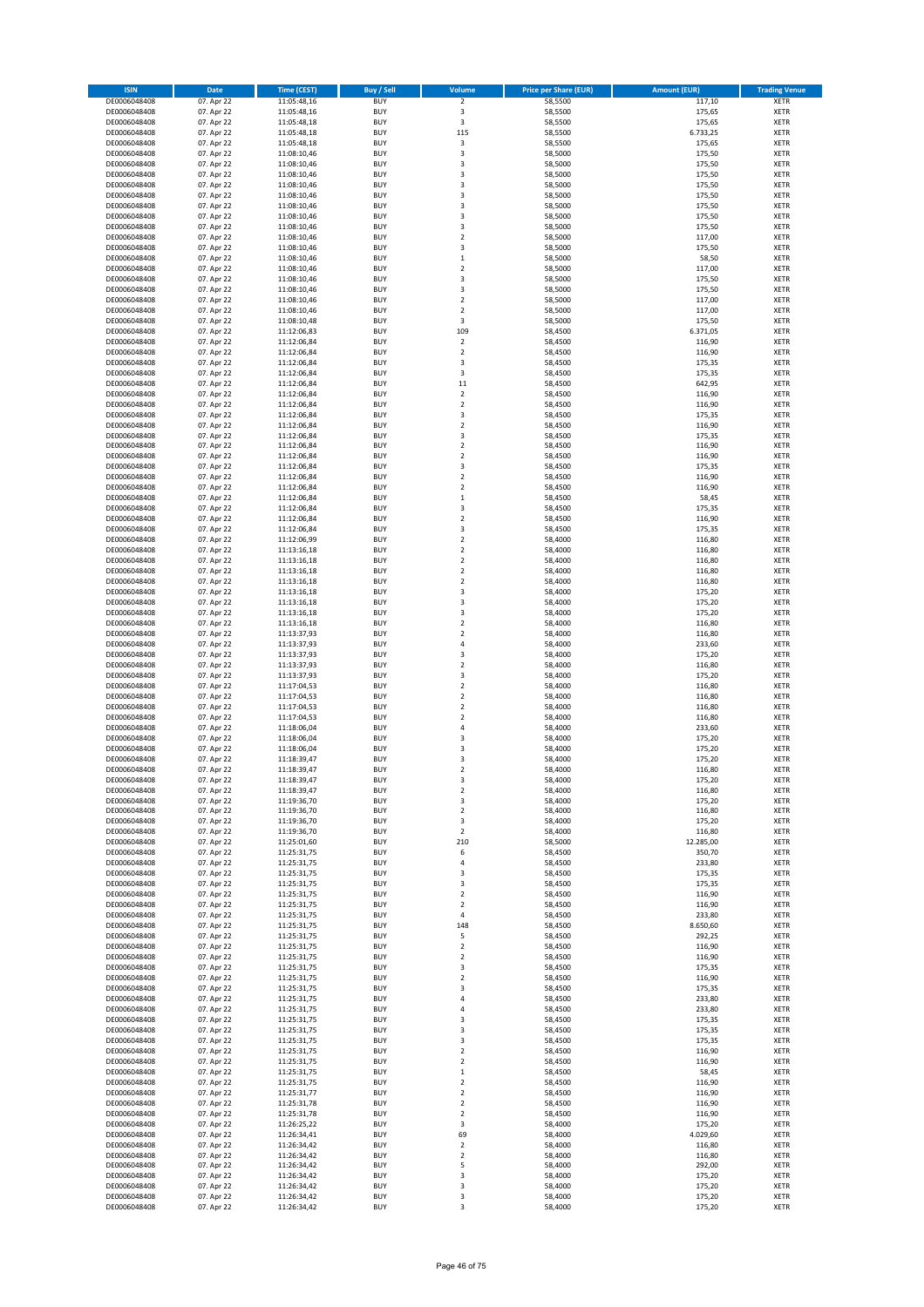| ISIN | Date | Time (CEST) | Buy / Sell | Volume | Price per Share (EUR) | Amount (EUR) | Trading Venue |
|---|---|---|---|---|---|---|---|
| DE0006048408 | 07. Apr 22 | 11:05:48,16 | BUY | 2 | 58,5500 | 117,10 | XETR |
| DE0006048408 | 07. Apr 22 | 11:05:48,16 | BUY | 3 | 58,5500 | 175,65 | XETR |
| DE0006048408 | 07. Apr 22 | 11:05:48,18 | BUY | 3 | 58,5500 | 175,65 | XETR |
| DE0006048408 | 07. Apr 22 | 11:05:48,18 | BUY | 115 | 58,5500 | 6.733,25 | XETR |
| DE0006048408 | 07. Apr 22 | 11:05:48,18 | BUY | 3 | 58,5500 | 175,65 | XETR |
| DE0006048408 | 07. Apr 22 | 11:08:10,46 | BUY | 3 | 58,5000 | 175,50 | XETR |
| DE0006048408 | 07. Apr 22 | 11:08:10,46 | BUY | 3 | 58,5000 | 175,50 | XETR |
| DE0006048408 | 07. Apr 22 | 11:08:10,46 | BUY | 3 | 58,5000 | 175,50 | XETR |
| DE0006048408 | 07. Apr 22 | 11:08:10,46 | BUY | 3 | 58,5000 | 175,50 | XETR |
| DE0006048408 | 07. Apr 22 | 11:08:10,46 | BUY | 3 | 58,5000 | 175,50 | XETR |
| DE0006048408 | 07. Apr 22 | 11:08:10,46 | BUY | 3 | 58,5000 | 175,50 | XETR |
| DE0006048408 | 07. Apr 22 | 11:08:10,46 | BUY | 3 | 58,5000 | 175,50 | XETR |
| DE0006048408 | 07. Apr 22 | 11:08:10,46 | BUY | 3 | 58,5000 | 175,50 | XETR |
| DE0006048408 | 07. Apr 22 | 11:08:10,46 | BUY | 2 | 58,5000 | 117,00 | XETR |
| DE0006048408 | 07. Apr 22 | 11:08:10,46 | BUY | 3 | 58,5000 | 175,50 | XETR |
| DE0006048408 | 07. Apr 22 | 11:08:10,46 | BUY | 1 | 58,5000 | 58,50 | XETR |
| DE0006048408 | 07. Apr 22 | 11:08:10,46 | BUY | 2 | 58,5000 | 117,00 | XETR |
| DE0006048408 | 07. Apr 22 | 11:08:10,46 | BUY | 3 | 58,5000 | 175,50 | XETR |
| DE0006048408 | 07. Apr 22 | 11:08:10,46 | BUY | 3 | 58,5000 | 175,50 | XETR |
| DE0006048408 | 07. Apr 22 | 11:08:10,46 | BUY | 2 | 58,5000 | 117,00 | XETR |
| DE0006048408 | 07. Apr 22 | 11:08:10,46 | BUY | 2 | 58,5000 | 117,00 | XETR |
| DE0006048408 | 07. Apr 22 | 11:08:10,48 | BUY | 3 | 58,5000 | 175,50 | XETR |
| DE0006048408 | 07. Apr 22 | 11:12:06,83 | BUY | 109 | 58,4500 | 6.371,05 | XETR |
| DE0006048408 | 07. Apr 22 | 11:12:06,84 | BUY | 2 | 58,4500 | 116,90 | XETR |
| DE0006048408 | 07. Apr 22 | 11:12:06,84 | BUY | 2 | 58,4500 | 116,90 | XETR |
| DE0006048408 | 07. Apr 22 | 11:12:06,84 | BUY | 3 | 58,4500 | 175,35 | XETR |
| DE0006048408 | 07. Apr 22 | 11:12:06,84 | BUY | 3 | 58,4500 | 175,35 | XETR |
| DE0006048408 | 07. Apr 22 | 11:12:06,84 | BUY | 11 | 58,4500 | 642,95 | XETR |
| DE0006048408 | 07. Apr 22 | 11:12:06,84 | BUY | 2 | 58,4500 | 116,90 | XETR |
| DE0006048408 | 07. Apr 22 | 11:12:06,84 | BUY | 2 | 58,4500 | 116,90 | XETR |
| DE0006048408 | 07. Apr 22 | 11:12:06,84 | BUY | 3 | 58,4500 | 175,35 | XETR |
| DE0006048408 | 07. Apr 22 | 11:12:06,84 | BUY | 2 | 58,4500 | 116,90 | XETR |
| DE0006048408 | 07. Apr 22 | 11:12:06,84 | BUY | 3 | 58,4500 | 175,35 | XETR |
| DE0006048408 | 07. Apr 22 | 11:12:06,84 | BUY | 2 | 58,4500 | 116,90 | XETR |
| DE0006048408 | 07. Apr 22 | 11:12:06,84 | BUY | 2 | 58,4500 | 116,90 | XETR |
| DE0006048408 | 07. Apr 22 | 11:12:06,84 | BUY | 3 | 58,4500 | 175,35 | XETR |
| DE0006048408 | 07. Apr 22 | 11:12:06,84 | BUY | 2 | 58,4500 | 116,90 | XETR |
| DE0006048408 | 07. Apr 22 | 11:12:06,84 | BUY | 2 | 58,4500 | 116,90 | XETR |
| DE0006048408 | 07. Apr 22 | 11:12:06,84 | BUY | 1 | 58,4500 | 58,45 | XETR |
| DE0006048408 | 07. Apr 22 | 11:12:06,84 | BUY | 3 | 58,4500 | 175,35 | XETR |
| DE0006048408 | 07. Apr 22 | 11:12:06,84 | BUY | 2 | 58,4500 | 116,90 | XETR |
| DE0006048408 | 07. Apr 22 | 11:12:06,84 | BUY | 3 | 58,4500 | 175,35 | XETR |
| DE0006048408 | 07. Apr 22 | 11:12:06,99 | BUY | 2 | 58,4000 | 116,80 | XETR |
| DE0006048408 | 07. Apr 22 | 11:13:16,18 | BUY | 2 | 58,4000 | 116,80 | XETR |
| DE0006048408 | 07. Apr 22 | 11:13:16,18 | BUY | 2 | 58,4000 | 116,80 | XETR |
| DE0006048408 | 07. Apr 22 | 11:13:16,18 | BUY | 2 | 58,4000 | 116,80 | XETR |
| DE0006048408 | 07. Apr 22 | 11:13:16,18 | BUY | 2 | 58,4000 | 116,80 | XETR |
| DE0006048408 | 07. Apr 22 | 11:13:16,18 | BUY | 3 | 58,4000 | 175,20 | XETR |
| DE0006048408 | 07. Apr 22 | 11:13:16,18 | BUY | 3 | 58,4000 | 175,20 | XETR |
| DE0006048408 | 07. Apr 22 | 11:13:16,18 | BUY | 3 | 58,4000 | 175,20 | XETR |
| DE0006048408 | 07. Apr 22 | 11:13:16,18 | BUY | 2 | 58,4000 | 116,80 | XETR |
| DE0006048408 | 07. Apr 22 | 11:13:37,93 | BUY | 2 | 58,4000 | 116,80 | XETR |
| DE0006048408 | 07. Apr 22 | 11:13:37,93 | BUY | 4 | 58,4000 | 233,60 | XETR |
| DE0006048408 | 07. Apr 22 | 11:13:37,93 | BUY | 3 | 58,4000 | 175,20 | XETR |
| DE0006048408 | 07. Apr 22 | 11:13:37,93 | BUY | 2 | 58,4000 | 116,80 | XETR |
| DE0006048408 | 07. Apr 22 | 11:13:37,93 | BUY | 3 | 58,4000 | 175,20 | XETR |
| DE0006048408 | 07. Apr 22 | 11:17:04,53 | BUY | 2 | 58,4000 | 116,80 | XETR |
| DE0006048408 | 07. Apr 22 | 11:17:04,53 | BUY | 2 | 58,4000 | 116,80 | XETR |
| DE0006048408 | 07. Apr 22 | 11:17:04,53 | BUY | 2 | 58,4000 | 116,80 | XETR |
| DE0006048408 | 07. Apr 22 | 11:17:04,53 | BUY | 2 | 58,4000 | 116,80 | XETR |
| DE0006048408 | 07. Apr 22 | 11:18:06,04 | BUY | 4 | 58,4000 | 233,60 | XETR |
| DE0006048408 | 07. Apr 22 | 11:18:06,04 | BUY | 3 | 58,4000 | 175,20 | XETR |
| DE0006048408 | 07. Apr 22 | 11:18:06,04 | BUY | 3 | 58,4000 | 175,20 | XETR |
| DE0006048408 | 07. Apr 22 | 11:18:39,47 | BUY | 3 | 58,4000 | 175,20 | XETR |
| DE0006048408 | 07. Apr 22 | 11:18:39,47 | BUY | 2 | 58,4000 | 116,80 | XETR |
| DE0006048408 | 07. Apr 22 | 11:18:39,47 | BUY | 3 | 58,4000 | 175,20 | XETR |
| DE0006048408 | 07. Apr 22 | 11:18:39,47 | BUY | 2 | 58,4000 | 116,80 | XETR |
| DE0006048408 | 07. Apr 22 | 11:19:36,70 | BUY | 3 | 58,4000 | 175,20 | XETR |
| DE0006048408 | 07. Apr 22 | 11:19:36,70 | BUY | 2 | 58,4000 | 116,80 | XETR |
| DE0006048408 | 07. Apr 22 | 11:19:36,70 | BUY | 3 | 58,4000 | 175,20 | XETR |
| DE0006048408 | 07. Apr 22 | 11:19:36,70 | BUY | 2 | 58,4000 | 116,80 | XETR |
| DE0006048408 | 07. Apr 22 | 11:25:01,60 | BUY | 210 | 58,5000 | 12.285,00 | XETR |
| DE0006048408 | 07. Apr 22 | 11:25:31,75 | BUY | 6 | 58,4500 | 350,70 | XETR |
| DE0006048408 | 07. Apr 22 | 11:25:31,75 | BUY | 4 | 58,4500 | 233,80 | XETR |
| DE0006048408 | 07. Apr 22 | 11:25:31,75 | BUY | 3 | 58,4500 | 175,35 | XETR |
| DE0006048408 | 07. Apr 22 | 11:25:31,75 | BUY | 3 | 58,4500 | 175,35 | XETR |
| DE0006048408 | 07. Apr 22 | 11:25:31,75 | BUY | 2 | 58,4500 | 116,90 | XETR |
| DE0006048408 | 07. Apr 22 | 11:25:31,75 | BUY | 2 | 58,4500 | 116,90 | XETR |
| DE0006048408 | 07. Apr 22 | 11:25:31,75 | BUY | 4 | 58,4500 | 233,80 | XETR |
| DE0006048408 | 07. Apr 22 | 11:25:31,75 | BUY | 148 | 58,4500 | 8.650,60 | XETR |
| DE0006048408 | 07. Apr 22 | 11:25:31,75 | BUY | 5 | 58,4500 | 292,25 | XETR |
| DE0006048408 | 07. Apr 22 | 11:25:31,75 | BUY | 2 | 58,4500 | 116,90 | XETR |
| DE0006048408 | 07. Apr 22 | 11:25:31,75 | BUY | 2 | 58,4500 | 116,90 | XETR |
| DE0006048408 | 07. Apr 22 | 11:25:31,75 | BUY | 3 | 58,4500 | 175,35 | XETR |
| DE0006048408 | 07. Apr 22 | 11:25:31,75 | BUY | 2 | 58,4500 | 116,90 | XETR |
| DE0006048408 | 07. Apr 22 | 11:25:31,75 | BUY | 3 | 58,4500 | 175,35 | XETR |
| DE0006048408 | 07. Apr 22 | 11:25:31,75 | BUY | 4 | 58,4500 | 233,80 | XETR |
| DE0006048408 | 07. Apr 22 | 11:25:31,75 | BUY | 4 | 58,4500 | 233,80 | XETR |
| DE0006048408 | 07. Apr 22 | 11:25:31,75 | BUY | 3 | 58,4500 | 175,35 | XETR |
| DE0006048408 | 07. Apr 22 | 11:25:31,75 | BUY | 3 | 58,4500 | 175,35 | XETR |
| DE0006048408 | 07. Apr 22 | 11:25:31,75 | BUY | 3 | 58,4500 | 175,35 | XETR |
| DE0006048408 | 07. Apr 22 | 11:25:31,75 | BUY | 2 | 58,4500 | 116,90 | XETR |
| DE0006048408 | 07. Apr 22 | 11:25:31,75 | BUY | 2 | 58,4500 | 116,90 | XETR |
| DE0006048408 | 07. Apr 22 | 11:25:31,75 | BUY | 1 | 58,4500 | 58,45 | XETR |
| DE0006048408 | 07. Apr 22 | 11:25:31,75 | BUY | 2 | 58,4500 | 116,90 | XETR |
| DE0006048408 | 07. Apr 22 | 11:25:31,77 | BUY | 2 | 58,4500 | 116,90 | XETR |
| DE0006048408 | 07. Apr 22 | 11:25:31,78 | BUY | 2 | 58,4500 | 116,90 | XETR |
| DE0006048408 | 07. Apr 22 | 11:25:31,78 | BUY | 2 | 58,4500 | 116,90 | XETR |
| DE0006048408 | 07. Apr 22 | 11:26:25,22 | BUY | 3 | 58,4000 | 175,20 | XETR |
| DE0006048408 | 07. Apr 22 | 11:26:34,41 | BUY | 69 | 58,4000 | 4.029,60 | XETR |
| DE0006048408 | 07. Apr 22 | 11:26:34,42 | BUY | 2 | 58,4000 | 116,80 | XETR |
| DE0006048408 | 07. Apr 22 | 11:26:34,42 | BUY | 2 | 58,4000 | 116,80 | XETR |
| DE0006048408 | 07. Apr 22 | 11:26:34,42 | BUY | 5 | 58,4000 | 292,00 | XETR |
| DE0006048408 | 07. Apr 22 | 11:26:34,42 | BUY | 3 | 58,4000 | 175,20 | XETR |
| DE0006048408 | 07. Apr 22 | 11:26:34,42 | BUY | 3 | 58,4000 | 175,20 | XETR |
| DE0006048408 | 07. Apr 22 | 11:26:34,42 | BUY | 3 | 58,4000 | 175,20 | XETR |
| DE0006048408 | 07. Apr 22 | 11:26:34,42 | BUY | 3 | 58,4000 | 175,20 | XETR |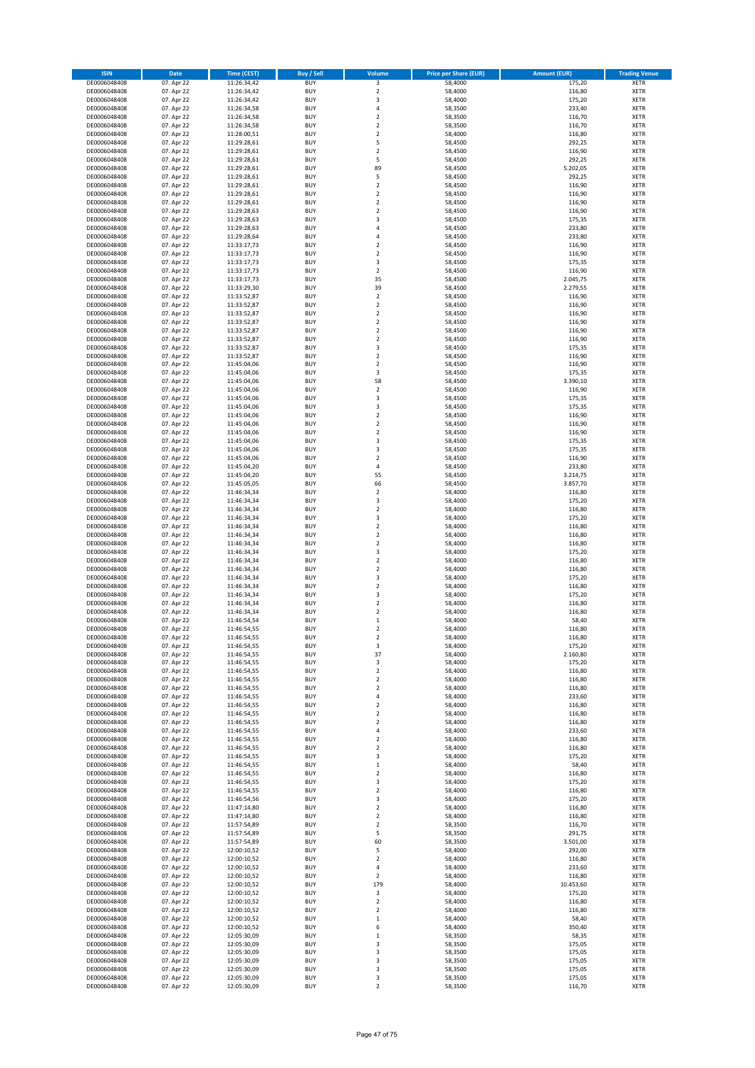| ISIN | Date | Time (CEST) | Buy / Sell | Volume | Price per Share (EUR) | Amount (EUR) | Trading Venue |
|---|---|---|---|---|---|---|---|
| DE0006048408 | 07. Apr 22 | 11:26:34,42 | BUY | 3 | 58,4000 | 175,20 | XETR |
| DE0006048408 | 07. Apr 22 | 11:26:34,42 | BUY | 2 | 58,4000 | 116,80 | XETR |
| DE0006048408 | 07. Apr 22 | 11:26:34,42 | BUY | 3 | 58,4000 | 175,20 | XETR |
| DE0006048408 | 07. Apr 22 | 11:26:34,58 | BUY | 4 | 58,3500 | 233,40 | XETR |
| DE0006048408 | 07. Apr 22 | 11:26:34,58 | BUY | 2 | 58,3500 | 116,70 | XETR |
| DE0006048408 | 07. Apr 22 | 11:26:34,58 | BUY | 2 | 58,3500 | 116,70 | XETR |
| DE0006048408 | 07. Apr 22 | 11:28:00,51 | BUY | 2 | 58,4000 | 116,80 | XETR |
| DE0006048408 | 07. Apr 22 | 11:29:28,61 | BUY | 5 | 58,4500 | 292,25 | XETR |
| DE0006048408 | 07. Apr 22 | 11:29:28,61 | BUY | 2 | 58,4500 | 116,90 | XETR |
| DE0006048408 | 07. Apr 22 | 11:29:28,61 | BUY | 5 | 58,4500 | 292,25 | XETR |
| DE0006048408 | 07. Apr 22 | 11:29:28,61 | BUY | 89 | 58,4500 | 5.202,05 | XETR |
| DE0006048408 | 07. Apr 22 | 11:29:28,61 | BUY | 5 | 58,4500 | 292,25 | XETR |
| DE0006048408 | 07. Apr 22 | 11:29:28,61 | BUY | 2 | 58,4500 | 116,90 | XETR |
| DE0006048408 | 07. Apr 22 | 11:29:28,61 | BUY | 2 | 58,4500 | 116,90 | XETR |
| DE0006048408 | 07. Apr 22 | 11:29:28,61 | BUY | 2 | 58,4500 | 116,90 | XETR |
| DE0006048408 | 07. Apr 22 | 11:29:28,63 | BUY | 2 | 58,4500 | 116,90 | XETR |
| DE0006048408 | 07. Apr 22 | 11:29:28,63 | BUY | 3 | 58,4500 | 175,35 | XETR |
| DE0006048408 | 07. Apr 22 | 11:29:28,63 | BUY | 4 | 58,4500 | 233,80 | XETR |
| DE0006048408 | 07. Apr 22 | 11:29:28,64 | BUY | 4 | 58,4500 | 233,80 | XETR |
| DE0006048408 | 07. Apr 22 | 11:33:17,73 | BUY | 2 | 58,4500 | 116,90 | XETR |
| DE0006048408 | 07. Apr 22 | 11:33:17,73 | BUY | 2 | 58,4500 | 116,90 | XETR |
| DE0006048408 | 07. Apr 22 | 11:33:17,73 | BUY | 3 | 58,4500 | 175,35 | XETR |
| DE0006048408 | 07. Apr 22 | 11:33:17,73 | BUY | 2 | 58,4500 | 116,90 | XETR |
| DE0006048408 | 07. Apr 22 | 11:33:17,73 | BUY | 35 | 58,4500 | 2.045,75 | XETR |
| DE0006048408 | 07. Apr 22 | 11:33:29,30 | BUY | 39 | 58,4500 | 2.279,55 | XETR |
| DE0006048408 | 07. Apr 22 | 11:33:52,87 | BUY | 2 | 58,4500 | 116,90 | XETR |
| DE0006048408 | 07. Apr 22 | 11:33:52,87 | BUY | 2 | 58,4500 | 116,90 | XETR |
| DE0006048408 | 07. Apr 22 | 11:33:52,87 | BUY | 2 | 58,4500 | 116,90 | XETR |
| DE0006048408 | 07. Apr 22 | 11:33:52,87 | BUY | 2 | 58,4500 | 116,90 | XETR |
| DE0006048408 | 07. Apr 22 | 11:33:52,87 | BUY | 2 | 58,4500 | 116,90 | XETR |
| DE0006048408 | 07. Apr 22 | 11:33:52,87 | BUY | 2 | 58,4500 | 116,90 | XETR |
| DE0006048408 | 07. Apr 22 | 11:33:52,87 | BUY | 3 | 58,4500 | 175,35 | XETR |
| DE0006048408 | 07. Apr 22 | 11:33:52,87 | BUY | 2 | 58,4500 | 116,90 | XETR |
| DE0006048408 | 07. Apr 22 | 11:45:04,06 | BUY | 2 | 58,4500 | 116,90 | XETR |
| DE0006048408 | 07. Apr 22 | 11:45:04,06 | BUY | 3 | 58,4500 | 175,35 | XETR |
| DE0006048408 | 07. Apr 22 | 11:45:04,06 | BUY | 58 | 58,4500 | 3.390,10 | XETR |
| DE0006048408 | 07. Apr 22 | 11:45:04,06 | BUY | 2 | 58,4500 | 116,90 | XETR |
| DE0006048408 | 07. Apr 22 | 11:45:04,06 | BUY | 3 | 58,4500 | 175,35 | XETR |
| DE0006048408 | 07. Apr 22 | 11:45:04,06 | BUY | 3 | 58,4500 | 175,35 | XETR |
| DE0006048408 | 07. Apr 22 | 11:45:04,06 | BUY | 2 | 58,4500 | 116,90 | XETR |
| DE0006048408 | 07. Apr 22 | 11:45:04,06 | BUY | 2 | 58,4500 | 116,90 | XETR |
| DE0006048408 | 07. Apr 22 | 11:45:04,06 | BUY | 2 | 58,4500 | 116,90 | XETR |
| DE0006048408 | 07. Apr 22 | 11:45:04,06 | BUY | 3 | 58,4500 | 175,35 | XETR |
| DE0006048408 | 07. Apr 22 | 11:45:04,06 | BUY | 3 | 58,4500 | 175,35 | XETR |
| DE0006048408 | 07. Apr 22 | 11:45:04,06 | BUY | 2 | 58,4500 | 116,90 | XETR |
| DE0006048408 | 07. Apr 22 | 11:45:04,20 | BUY | 4 | 58,4500 | 233,80 | XETR |
| DE0006048408 | 07. Apr 22 | 11:45:04,20 | BUY | 55 | 58,4500 | 3.214,75 | XETR |
| DE0006048408 | 07. Apr 22 | 11:45:05,05 | BUY | 66 | 58,4500 | 3.857,70 | XETR |
| DE0006048408 | 07. Apr 22 | 11:46:34,34 | BUY | 2 | 58,4000 | 116,80 | XETR |
| DE0006048408 | 07. Apr 22 | 11:46:34,34 | BUY | 3 | 58,4000 | 175,20 | XETR |
| DE0006048408 | 07. Apr 22 | 11:46:34,34 | BUY | 2 | 58,4000 | 116,80 | XETR |
| DE0006048408 | 07. Apr 22 | 11:46:34,34 | BUY | 3 | 58,4000 | 175,20 | XETR |
| DE0006048408 | 07. Apr 22 | 11:46:34,34 | BUY | 2 | 58,4000 | 116,80 | XETR |
| DE0006048408 | 07. Apr 22 | 11:46:34,34 | BUY | 2 | 58,4000 | 116,80 | XETR |
| DE0006048408 | 07. Apr 22 | 11:46:34,34 | BUY | 2 | 58,4000 | 116,80 | XETR |
| DE0006048408 | 07. Apr 22 | 11:46:34,34 | BUY | 3 | 58,4000 | 175,20 | XETR |
| DE0006048408 | 07. Apr 22 | 11:46:34,34 | BUY | 2 | 58,4000 | 116,80 | XETR |
| DE0006048408 | 07. Apr 22 | 11:46:34,34 | BUY | 2 | 58,4000 | 116,80 | XETR |
| DE0006048408 | 07. Apr 22 | 11:46:34,34 | BUY | 3 | 58,4000 | 175,20 | XETR |
| DE0006048408 | 07. Apr 22 | 11:46:34,34 | BUY | 2 | 58,4000 | 116,80 | XETR |
| DE0006048408 | 07. Apr 22 | 11:46:34,34 | BUY | 3 | 58,4000 | 175,20 | XETR |
| DE0006048408 | 07. Apr 22 | 11:46:34,34 | BUY | 2 | 58,4000 | 116,80 | XETR |
| DE0006048408 | 07. Apr 22 | 11:46:34,34 | BUY | 2 | 58,4000 | 116,80 | XETR |
| DE0006048408 | 07. Apr 22 | 11:46:54,54 | BUY | 1 | 58,4000 | 58,40 | XETR |
| DE0006048408 | 07. Apr 22 | 11:46:54,55 | BUY | 2 | 58,4000 | 116,80 | XETR |
| DE0006048408 | 07. Apr 22 | 11:46:54,55 | BUY | 2 | 58,4000 | 116,80 | XETR |
| DE0006048408 | 07. Apr 22 | 11:46:54,55 | BUY | 3 | 58,4000 | 175,20 | XETR |
| DE0006048408 | 07. Apr 22 | 11:46:54,55 | BUY | 37 | 58,4000 | 2.160,80 | XETR |
| DE0006048408 | 07. Apr 22 | 11:46:54,55 | BUY | 3 | 58,4000 | 175,20 | XETR |
| DE0006048408 | 07. Apr 22 | 11:46:54,55 | BUY | 2 | 58,4000 | 116,80 | XETR |
| DE0006048408 | 07. Apr 22 | 11:46:54,55 | BUY | 2 | 58,4000 | 116,80 | XETR |
| DE0006048408 | 07. Apr 22 | 11:46:54,55 | BUY | 2 | 58,4000 | 116,80 | XETR |
| DE0006048408 | 07. Apr 22 | 11:46:54,55 | BUY | 4 | 58,4000 | 233,60 | XETR |
| DE0006048408 | 07. Apr 22 | 11:46:54,55 | BUY | 2 | 58,4000 | 116,80 | XETR |
| DE0006048408 | 07. Apr 22 | 11:46:54,55 | BUY | 2 | 58,4000 | 116,80 | XETR |
| DE0006048408 | 07. Apr 22 | 11:46:54,55 | BUY | 2 | 58,4000 | 116,80 | XETR |
| DE0006048408 | 07. Apr 22 | 11:46:54,55 | BUY | 4 | 58,4000 | 233,60 | XETR |
| DE0006048408 | 07. Apr 22 | 11:46:54,55 | BUY | 2 | 58,4000 | 116,80 | XETR |
| DE0006048408 | 07. Apr 22 | 11:46:54,55 | BUY | 2 | 58,4000 | 116,80 | XETR |
| DE0006048408 | 07. Apr 22 | 11:46:54,55 | BUY | 3 | 58,4000 | 175,20 | XETR |
| DE0006048408 | 07. Apr 22 | 11:46:54,55 | BUY | 1 | 58,4000 | 58,40 | XETR |
| DE0006048408 | 07. Apr 22 | 11:46:54,55 | BUY | 2 | 58,4000 | 116,80 | XETR |
| DE0006048408 | 07. Apr 22 | 11:46:54,55 | BUY | 3 | 58,4000 | 175,20 | XETR |
| DE0006048408 | 07. Apr 22 | 11:46:54,55 | BUY | 2 | 58,4000 | 116,80 | XETR |
| DE0006048408 | 07. Apr 22 | 11:46:54,56 | BUY | 3 | 58,4000 | 175,20 | XETR |
| DE0006048408 | 07. Apr 22 | 11:47:14,80 | BUY | 2 | 58,4000 | 116,80 | XETR |
| DE0006048408 | 07. Apr 22 | 11:47:14,80 | BUY | 2 | 58,4000 | 116,80 | XETR |
| DE0006048408 | 07. Apr 22 | 11:57:54,89 | BUY | 2 | 58,3500 | 116,70 | XETR |
| DE0006048408 | 07. Apr 22 | 11:57:54,89 | BUY | 5 | 58,3500 | 291,75 | XETR |
| DE0006048408 | 07. Apr 22 | 11:57:54,89 | BUY | 60 | 58,3500 | 3.501,00 | XETR |
| DE0006048408 | 07. Apr 22 | 12:00:10,52 | BUY | 5 | 58,4000 | 292,00 | XETR |
| DE0006048408 | 07. Apr 22 | 12:00:10,52 | BUY | 2 | 58,4000 | 116,80 | XETR |
| DE0006048408 | 07. Apr 22 | 12:00:10,52 | BUY | 4 | 58,4000 | 233,60 | XETR |
| DE0006048408 | 07. Apr 22 | 12:00:10,52 | BUY | 2 | 58,4000 | 116,80 | XETR |
| DE0006048408 | 07. Apr 22 | 12:00:10,52 | BUY | 179 | 58,4000 | 10.453,60 | XETR |
| DE0006048408 | 07. Apr 22 | 12:00:10,52 | BUY | 3 | 58,4000 | 175,20 | XETR |
| DE0006048408 | 07. Apr 22 | 12:00:10,52 | BUY | 2 | 58,4000 | 116,80 | XETR |
| DE0006048408 | 07. Apr 22 | 12:00:10,52 | BUY | 2 | 58,4000 | 116,80 | XETR |
| DE0006048408 | 07. Apr 22 | 12:00:10,52 | BUY | 1 | 58,4000 | 58,40 | XETR |
| DE0006048408 | 07. Apr 22 | 12:00:10,52 | BUY | 6 | 58,4000 | 350,40 | XETR |
| DE0006048408 | 07. Apr 22 | 12:05:30,09 | BUY | 1 | 58,3500 | 58,35 | XETR |
| DE0006048408 | 07. Apr 22 | 12:05:30,09 | BUY | 3 | 58,3500 | 175,05 | XETR |
| DE0006048408 | 07. Apr 22 | 12:05:30,09 | BUY | 3 | 58,3500 | 175,05 | XETR |
| DE0006048408 | 07. Apr 22 | 12:05:30,09 | BUY | 3 | 58,3500 | 175,05 | XETR |
| DE0006048408 | 07. Apr 22 | 12:05:30,09 | BUY | 3 | 58,3500 | 175,05 | XETR |
| DE0006048408 | 07. Apr 22 | 12:05:30,09 | BUY | 3 | 58,3500 | 175,05 | XETR |
| DE0006048408 | 07. Apr 22 | 12:05:30,09 | BUY | 2 | 58,3500 | 116,70 | XETR |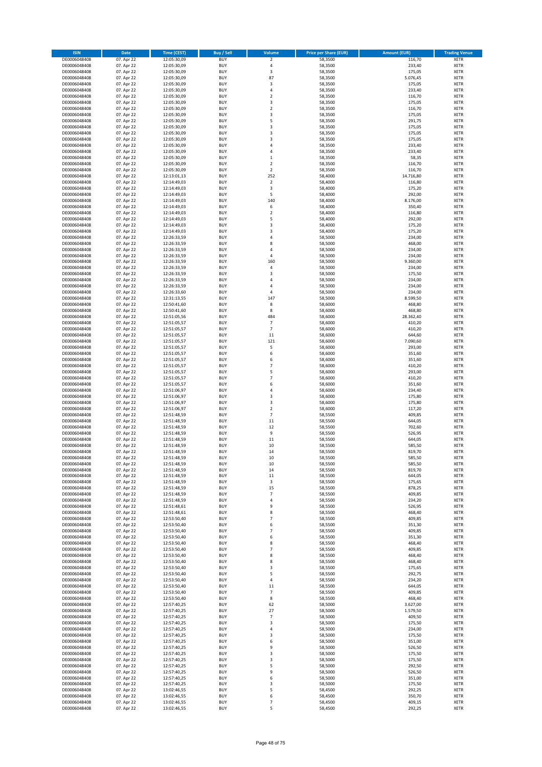| ISIN | Date | Time (CEST) | Buy / Sell | Volume | Price per Share (EUR) | Amount (EUR) | Trading Venue |
|---|---|---|---|---|---|---|---|
| DE0006048408 | 07. Apr 22 | 12:05:30,09 | BUY | 2 | 58,3500 | 116,70 | XETR |
| DE0006048408 | 07. Apr 22 | 12:05:30,09 | BUY | 4 | 58,3500 | 233,40 | XETR |
| DE0006048408 | 07. Apr 22 | 12:05:30,09 | BUY | 3 | 58,3500 | 175,05 | XETR |
| DE0006048408 | 07. Apr 22 | 12:05:30,09 | BUY | 87 | 58,3500 | 5.076,45 | XETR |
| DE0006048408 | 07. Apr 22 | 12:05:30,09 | BUY | 3 | 58,3500 | 175,05 | XETR |
| DE0006048408 | 07. Apr 22 | 12:05:30,09 | BUY | 4 | 58,3500 | 233,40 | XETR |
| DE0006048408 | 07. Apr 22 | 12:05:30,09 | BUY | 2 | 58,3500 | 116,70 | XETR |
| DE0006048408 | 07. Apr 22 | 12:05:30,09 | BUY | 3 | 58,3500 | 175,05 | XETR |
| DE0006048408 | 07. Apr 22 | 12:05:30,09 | BUY | 2 | 58,3500 | 116,70 | XETR |
| DE0006048408 | 07. Apr 22 | 12:05:30,09 | BUY | 3 | 58,3500 | 175,05 | XETR |
| DE0006048408 | 07. Apr 22 | 12:05:30,09 | BUY | 5 | 58,3500 | 291,75 | XETR |
| DE0006048408 | 07. Apr 22 | 12:05:30,09 | BUY | 3 | 58,3500 | 175,05 | XETR |
| DE0006048408 | 07. Apr 22 | 12:05:30,09 | BUY | 3 | 58,3500 | 175,05 | XETR |
| DE0006048408 | 07. Apr 22 | 12:05:30,09 | BUY | 3 | 58,3500 | 175,05 | XETR |
| DE0006048408 | 07. Apr 22 | 12:05:30,09 | BUY | 4 | 58,3500 | 233,40 | XETR |
| DE0006048408 | 07. Apr 22 | 12:05:30,09 | BUY | 4 | 58,3500 | 233,40 | XETR |
| DE0006048408 | 07. Apr 22 | 12:05:30,09 | BUY | 1 | 58,3500 | 58,35 | XETR |
| DE0006048408 | 07. Apr 22 | 12:05:30,09 | BUY | 2 | 58,3500 | 116,70 | XETR |
| DE0006048408 | 07. Apr 22 | 12:05:30,09 | BUY | 2 | 58,3500 | 116,70 | XETR |
| DE0006048408 | 07. Apr 22 | 12:13:01,13 | BUY | 252 | 58,4000 | 14.716,80 | XETR |
| DE0006048408 | 07. Apr 22 | 12:14:49,03 | BUY | 2 | 58,4000 | 116,80 | XETR |
| DE0006048408 | 07. Apr 22 | 12:14:49,03 | BUY | 3 | 58,4000 | 175,20 | XETR |
| DE0006048408 | 07. Apr 22 | 12:14:49,03 | BUY | 5 | 58,4000 | 292,00 | XETR |
| DE0006048408 | 07. Apr 22 | 12:14:49,03 | BUY | 140 | 58,4000 | 8.176,00 | XETR |
| DE0006048408 | 07. Apr 22 | 12:14:49,03 | BUY | 6 | 58,4000 | 350,40 | XETR |
| DE0006048408 | 07. Apr 22 | 12:14:49,03 | BUY | 2 | 58,4000 | 116,80 | XETR |
| DE0006048408 | 07. Apr 22 | 12:14:49,03 | BUY | 5 | 58,4000 | 292,00 | XETR |
| DE0006048408 | 07. Apr 22 | 12:14:49,03 | BUY | 3 | 58,4000 | 175,20 | XETR |
| DE0006048408 | 07. Apr 22 | 12:14:49,03 | BUY | 3 | 58,4000 | 175,20 | XETR |
| DE0006048408 | 07. Apr 22 | 12:26:33,59 | BUY | 4 | 58,5000 | 234,00 | XETR |
| DE0006048408 | 07. Apr 22 | 12:26:33,59 | BUY | 8 | 58,5000 | 468,00 | XETR |
| DE0006048408 | 07. Apr 22 | 12:26:33,59 | BUY | 4 | 58,5000 | 234,00 | XETR |
| DE0006048408 | 07. Apr 22 | 12:26:33,59 | BUY | 4 | 58,5000 | 234,00 | XETR |
| DE0006048408 | 07. Apr 22 | 12:26:33,59 | BUY | 160 | 58,5000 | 9.360,00 | XETR |
| DE0006048408 | 07. Apr 22 | 12:26:33,59 | BUY | 4 | 58,5000 | 234,00 | XETR |
| DE0006048408 | 07. Apr 22 | 12:26:33,59 | BUY | 3 | 58,5000 | 175,50 | XETR |
| DE0006048408 | 07. Apr 22 | 12:26:33,59 | BUY | 4 | 58,5000 | 234,00 | XETR |
| DE0006048408 | 07. Apr 22 | 12:26:33,59 | BUY | 4 | 58,5000 | 234,00 | XETR |
| DE0006048408 | 07. Apr 22 | 12:26:33,60 | BUY | 4 | 58,5000 | 234,00 | XETR |
| DE0006048408 | 07. Apr 22 | 12:31:13,55 | BUY | 147 | 58,5000 | 8.599,50 | XETR |
| DE0006048408 | 07. Apr 22 | 12:50:41,60 | BUY | 8 | 58,6000 | 468,80 | XETR |
| DE0006048408 | 07. Apr 22 | 12:50:41,60 | BUY | 8 | 58,6000 | 468,80 | XETR |
| DE0006048408 | 07. Apr 22 | 12:51:05,56 | BUY | 484 | 58,6000 | 28.362,40 | XETR |
| DE0006048408 | 07. Apr 22 | 12:51:05,57 | BUY | 7 | 58,6000 | 410,20 | XETR |
| DE0006048408 | 07. Apr 22 | 12:51:05,57 | BUY | 7 | 58,6000 | 410,20 | XETR |
| DE0006048408 | 07. Apr 22 | 12:51:05,57 | BUY | 11 | 58,6000 | 644,60 | XETR |
| DE0006048408 | 07. Apr 22 | 12:51:05,57 | BUY | 121 | 58,6000 | 7.090,60 | XETR |
| DE0006048408 | 07. Apr 22 | 12:51:05,57 | BUY | 5 | 58,6000 | 293,00 | XETR |
| DE0006048408 | 07. Apr 22 | 12:51:05,57 | BUY | 6 | 58,6000 | 351,60 | XETR |
| DE0006048408 | 07. Apr 22 | 12:51:05,57 | BUY | 6 | 58,6000 | 351,60 | XETR |
| DE0006048408 | 07. Apr 22 | 12:51:05,57 | BUY | 7 | 58,6000 | 410,20 | XETR |
| DE0006048408 | 07. Apr 22 | 12:51:05,57 | BUY | 5 | 58,6000 | 293,00 | XETR |
| DE0006048408 | 07. Apr 22 | 12:51:05,57 | BUY | 7 | 58,6000 | 410,20 | XETR |
| DE0006048408 | 07. Apr 22 | 12:51:05,57 | BUY | 6 | 58,6000 | 351,60 | XETR |
| DE0006048408 | 07. Apr 22 | 12:51:06,97 | BUY | 4 | 58,6000 | 234,40 | XETR |
| DE0006048408 | 07. Apr 22 | 12:51:06,97 | BUY | 3 | 58,6000 | 175,80 | XETR |
| DE0006048408 | 07. Apr 22 | 12:51:06,97 | BUY | 3 | 58,6000 | 175,80 | XETR |
| DE0006048408 | 07. Apr 22 | 12:51:06,97 | BUY | 2 | 58,6000 | 117,20 | XETR |
| DE0006048408 | 07. Apr 22 | 12:51:48,59 | BUY | 7 | 58,5500 | 409,85 | XETR |
| DE0006048408 | 07. Apr 22 | 12:51:48,59 | BUY | 11 | 58,5500 | 644,05 | XETR |
| DE0006048408 | 07. Apr 22 | 12:51:48,59 | BUY | 12 | 58,5500 | 702,60 | XETR |
| DE0006048408 | 07. Apr 22 | 12:51:48,59 | BUY | 9 | 58,5500 | 526,95 | XETR |
| DE0006048408 | 07. Apr 22 | 12:51:48,59 | BUY | 11 | 58,5500 | 644,05 | XETR |
| DE0006048408 | 07. Apr 22 | 12:51:48,59 | BUY | 10 | 58,5500 | 585,50 | XETR |
| DE0006048408 | 07. Apr 22 | 12:51:48,59 | BUY | 14 | 58,5500 | 819,70 | XETR |
| DE0006048408 | 07. Apr 22 | 12:51:48,59 | BUY | 10 | 58,5500 | 585,50 | XETR |
| DE0006048408 | 07. Apr 22 | 12:51:48,59 | BUY | 10 | 58,5500 | 585,50 | XETR |
| DE0006048408 | 07. Apr 22 | 12:51:48,59 | BUY | 14 | 58,5500 | 819,70 | XETR |
| DE0006048408 | 07. Apr 22 | 12:51:48,59 | BUY | 11 | 58,5500 | 644,05 | XETR |
| DE0006048408 | 07. Apr 22 | 12:51:48,59 | BUY | 3 | 58,5500 | 175,65 | XETR |
| DE0006048408 | 07. Apr 22 | 12:51:48,59 | BUY | 15 | 58,5500 | 878,25 | XETR |
| DE0006048408 | 07. Apr 22 | 12:51:48,59 | BUY | 7 | 58,5500 | 409,85 | XETR |
| DE0006048408 | 07. Apr 22 | 12:51:48,59 | BUY | 4 | 58,5500 | 234,20 | XETR |
| DE0006048408 | 07. Apr 22 | 12:51:48,61 | BUY | 9 | 58,5500 | 526,95 | XETR |
| DE0006048408 | 07. Apr 22 | 12:51:48,61 | BUY | 8 | 58,5500 | 468,40 | XETR |
| DE0006048408 | 07. Apr 22 | 12:53:50,40 | BUY | 7 | 58,5500 | 409,85 | XETR |
| DE0006048408 | 07. Apr 22 | 12:53:50,40 | BUY | 6 | 58,5500 | 351,30 | XETR |
| DE0006048408 | 07. Apr 22 | 12:53:50,40 | BUY | 7 | 58,5500 | 409,85 | XETR |
| DE0006048408 | 07. Apr 22 | 12:53:50,40 | BUY | 6 | 58,5500 | 351,30 | XETR |
| DE0006048408 | 07. Apr 22 | 12:53:50,40 | BUY | 8 | 58,5500 | 468,40 | XETR |
| DE0006048408 | 07. Apr 22 | 12:53:50,40 | BUY | 7 | 58,5500 | 409,85 | XETR |
| DE0006048408 | 07. Apr 22 | 12:53:50,40 | BUY | 8 | 58,5500 | 468,40 | XETR |
| DE0006048408 | 07. Apr 22 | 12:53:50,40 | BUY | 8 | 58,5500 | 468,40 | XETR |
| DE0006048408 | 07. Apr 22 | 12:53:50,40 | BUY | 3 | 58,5500 | 175,65 | XETR |
| DE0006048408 | 07. Apr 22 | 12:53:50,40 | BUY | 5 | 58,5500 | 292,75 | XETR |
| DE0006048408 | 07. Apr 22 | 12:53:50,40 | BUY | 4 | 58,5500 | 234,20 | XETR |
| DE0006048408 | 07. Apr 22 | 12:53:50,40 | BUY | 11 | 58,5500 | 644,05 | XETR |
| DE0006048408 | 07. Apr 22 | 12:53:50,40 | BUY | 7 | 58,5500 | 409,85 | XETR |
| DE0006048408 | 07. Apr 22 | 12:53:50,40 | BUY | 8 | 58,5500 | 468,40 | XETR |
| DE0006048408 | 07. Apr 22 | 12:57:40,25 | BUY | 62 | 58,5000 | 3.627,00 | XETR |
| DE0006048408 | 07. Apr 22 | 12:57:40,25 | BUY | 27 | 58,5000 | 1.579,50 | XETR |
| DE0006048408 | 07. Apr 22 | 12:57:40,25 | BUY | 7 | 58,5000 | 409,50 | XETR |
| DE0006048408 | 07. Apr 22 | 12:57:40,25 | BUY | 3 | 58,5000 | 175,50 | XETR |
| DE0006048408 | 07. Apr 22 | 12:57:40,25 | BUY | 4 | 58,5000 | 234,00 | XETR |
| DE0006048408 | 07. Apr 22 | 12:57:40,25 | BUY | 3 | 58,5000 | 175,50 | XETR |
| DE0006048408 | 07. Apr 22 | 12:57:40,25 | BUY | 6 | 58,5000 | 351,00 | XETR |
| DE0006048408 | 07. Apr 22 | 12:57:40,25 | BUY | 9 | 58,5000 | 526,50 | XETR |
| DE0006048408 | 07. Apr 22 | 12:57:40,25 | BUY | 3 | 58,5000 | 175,50 | XETR |
| DE0006048408 | 07. Apr 22 | 12:57:40,25 | BUY | 3 | 58,5000 | 175,50 | XETR |
| DE0006048408 | 07. Apr 22 | 12:57:40,25 | BUY | 5 | 58,5000 | 292,50 | XETR |
| DE0006048408 | 07. Apr 22 | 12:57:40,25 | BUY | 9 | 58,5000 | 526,50 | XETR |
| DE0006048408 | 07. Apr 22 | 12:57:40,25 | BUY | 6 | 58,5000 | 351,00 | XETR |
| DE0006048408 | 07. Apr 22 | 12:57:40,25 | BUY | 3 | 58,5000 | 175,50 | XETR |
| DE0006048408 | 07. Apr 22 | 13:02:46,55 | BUY | 5 | 58,4500 | 292,25 | XETR |
| DE0006048408 | 07. Apr 22 | 13:02:46,55 | BUY | 6 | 58,4500 | 350,70 | XETR |
| DE0006048408 | 07. Apr 22 | 13:02:46,55 | BUY | 7 | 58,4500 | 409,15 | XETR |
| DE0006048408 | 07. Apr 22 | 13:02:46,55 | BUY | 5 | 58,4500 | 292,25 | XETR |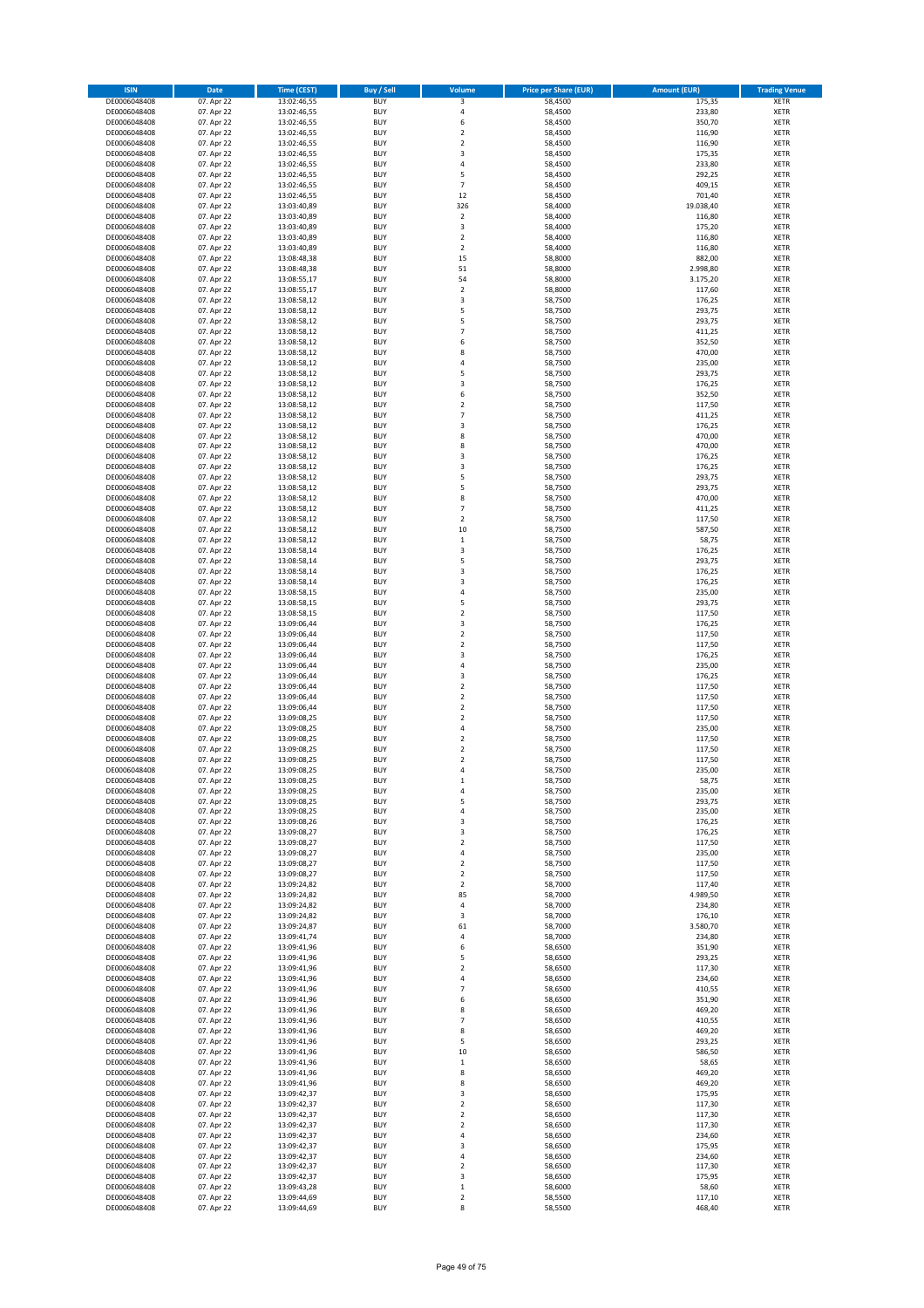| ISIN | Date | Time (CEST) | Buy / Sell | Volume | Price per Share (EUR) | Amount (EUR) | Trading Venue |
|---|---|---|---|---|---|---|---|
| DE0006048408 | 07. Apr 22 | 13:02:46,55 | BUY | 3 | 58,4500 | 175,35 | XETR |
| DE0006048408 | 07. Apr 22 | 13:02:46,55 | BUY | 4 | 58,4500 | 233,80 | XETR |
| DE0006048408 | 07. Apr 22 | 13:02:46,55 | BUY | 6 | 58,4500 | 350,70 | XETR |
| DE0006048408 | 07. Apr 22 | 13:02:46,55 | BUY | 2 | 58,4500 | 116,90 | XETR |
| DE0006048408 | 07. Apr 22 | 13:02:46,55 | BUY | 2 | 58,4500 | 116,90 | XETR |
| DE0006048408 | 07. Apr 22 | 13:02:46,55 | BUY | 3 | 58,4500 | 175,35 | XETR |
| DE0006048408 | 07. Apr 22 | 13:02:46,55 | BUY | 4 | 58,4500 | 233,80 | XETR |
| DE0006048408 | 07. Apr 22 | 13:02:46,55 | BUY | 5 | 58,4500 | 292,25 | XETR |
| DE0006048408 | 07. Apr 22 | 13:02:46,55 | BUY | 7 | 58,4500 | 409,15 | XETR |
| DE0006048408 | 07. Apr 22 | 13:02:46,55 | BUY | 12 | 58,4500 | 701,40 | XETR |
| DE0006048408 | 07. Apr 22 | 13:03:40,89 | BUY | 326 | 58,4000 | 19.038,40 | XETR |
| DE0006048408 | 07. Apr 22 | 13:03:40,89 | BUY | 2 | 58,4000 | 116,80 | XETR |
| DE0006048408 | 07. Apr 22 | 13:03:40,89 | BUY | 3 | 58,4000 | 175,20 | XETR |
| DE0006048408 | 07. Apr 22 | 13:03:40,89 | BUY | 2 | 58,4000 | 116,80 | XETR |
| DE0006048408 | 07. Apr 22 | 13:03:40,89 | BUY | 2 | 58,4000 | 116,80 | XETR |
| DE0006048408 | 07. Apr 22 | 13:08:48,38 | BUY | 15 | 58,8000 | 882,00 | XETR |
| DE0006048408 | 07. Apr 22 | 13:08:48,38 | BUY | 51 | 58,8000 | 2.998,80 | XETR |
| DE0006048408 | 07. Apr 22 | 13:08:55,17 | BUY | 54 | 58,8000 | 3.175,20 | XETR |
| DE0006048408 | 07. Apr 22 | 13:08:55,17 | BUY | 2 | 58,8000 | 117,60 | XETR |
| DE0006048408 | 07. Apr 22 | 13:08:58,12 | BUY | 3 | 58,7500 | 176,25 | XETR |
| DE0006048408 | 07. Apr 22 | 13:08:58,12 | BUY | 5 | 58,7500 | 293,75 | XETR |
| DE0006048408 | 07. Apr 22 | 13:08:58,12 | BUY | 5 | 58,7500 | 293,75 | XETR |
| DE0006048408 | 07. Apr 22 | 13:08:58,12 | BUY | 7 | 58,7500 | 411,25 | XETR |
| DE0006048408 | 07. Apr 22 | 13:08:58,12 | BUY | 6 | 58,7500 | 352,50 | XETR |
| DE0006048408 | 07. Apr 22 | 13:08:58,12 | BUY | 8 | 58,7500 | 470,00 | XETR |
| DE0006048408 | 07. Apr 22 | 13:08:58,12 | BUY | 4 | 58,7500 | 235,00 | XETR |
| DE0006048408 | 07. Apr 22 | 13:08:58,12 | BUY | 5 | 58,7500 | 293,75 | XETR |
| DE0006048408 | 07. Apr 22 | 13:08:58,12 | BUY | 3 | 58,7500 | 176,25 | XETR |
| DE0006048408 | 07. Apr 22 | 13:08:58,12 | BUY | 6 | 58,7500 | 352,50 | XETR |
| DE0006048408 | 07. Apr 22 | 13:08:58,12 | BUY | 2 | 58,7500 | 117,50 | XETR |
| DE0006048408 | 07. Apr 22 | 13:08:58,12 | BUY | 7 | 58,7500 | 411,25 | XETR |
| DE0006048408 | 07. Apr 22 | 13:08:58,12 | BUY | 3 | 58,7500 | 176,25 | XETR |
| DE0006048408 | 07. Apr 22 | 13:08:58,12 | BUY | 8 | 58,7500 | 470,00 | XETR |
| DE0006048408 | 07. Apr 22 | 13:08:58,12 | BUY | 8 | 58,7500 | 470,00 | XETR |
| DE0006048408 | 07. Apr 22 | 13:08:58,12 | BUY | 3 | 58,7500 | 176,25 | XETR |
| DE0006048408 | 07. Apr 22 | 13:08:58,12 | BUY | 3 | 58,7500 | 176,25 | XETR |
| DE0006048408 | 07. Apr 22 | 13:08:58,12 | BUY | 5 | 58,7500 | 293,75 | XETR |
| DE0006048408 | 07. Apr 22 | 13:08:58,12 | BUY | 5 | 58,7500 | 293,75 | XETR |
| DE0006048408 | 07. Apr 22 | 13:08:58,12 | BUY | 8 | 58,7500 | 470,00 | XETR |
| DE0006048408 | 07. Apr 22 | 13:08:58,12 | BUY | 7 | 58,7500 | 411,25 | XETR |
| DE0006048408 | 07. Apr 22 | 13:08:58,12 | BUY | 2 | 58,7500 | 117,50 | XETR |
| DE0006048408 | 07. Apr 22 | 13:08:58,12 | BUY | 10 | 58,7500 | 587,50 | XETR |
| DE0006048408 | 07. Apr 22 | 13:08:58,12 | BUY | 1 | 58,7500 | 58,75 | XETR |
| DE0006048408 | 07. Apr 22 | 13:08:58,14 | BUY | 3 | 58,7500 | 176,25 | XETR |
| DE0006048408 | 07. Apr 22 | 13:08:58,14 | BUY | 5 | 58,7500 | 293,75 | XETR |
| DE0006048408 | 07. Apr 22 | 13:08:58,14 | BUY | 3 | 58,7500 | 176,25 | XETR |
| DE0006048408 | 07. Apr 22 | 13:08:58,14 | BUY | 3 | 58,7500 | 176,25 | XETR |
| DE0006048408 | 07. Apr 22 | 13:08:58,15 | BUY | 4 | 58,7500 | 235,00 | XETR |
| DE0006048408 | 07. Apr 22 | 13:08:58,15 | BUY | 5 | 58,7500 | 293,75 | XETR |
| DE0006048408 | 07. Apr 22 | 13:08:58,15 | BUY | 2 | 58,7500 | 117,50 | XETR |
| DE0006048408 | 07. Apr 22 | 13:09:06,44 | BUY | 3 | 58,7500 | 176,25 | XETR |
| DE0006048408 | 07. Apr 22 | 13:09:06,44 | BUY | 2 | 58,7500 | 117,50 | XETR |
| DE0006048408 | 07. Apr 22 | 13:09:06,44 | BUY | 2 | 58,7500 | 117,50 | XETR |
| DE0006048408 | 07. Apr 22 | 13:09:06,44 | BUY | 3 | 58,7500 | 176,25 | XETR |
| DE0006048408 | 07. Apr 22 | 13:09:06,44 | BUY | 4 | 58,7500 | 235,00 | XETR |
| DE0006048408 | 07. Apr 22 | 13:09:06,44 | BUY | 3 | 58,7500 | 176,25 | XETR |
| DE0006048408 | 07. Apr 22 | 13:09:06,44 | BUY | 2 | 58,7500 | 117,50 | XETR |
| DE0006048408 | 07. Apr 22 | 13:09:06,44 | BUY | 2 | 58,7500 | 117,50 | XETR |
| DE0006048408 | 07. Apr 22 | 13:09:06,44 | BUY | 2 | 58,7500 | 117,50 | XETR |
| DE0006048408 | 07. Apr 22 | 13:09:08,25 | BUY | 2 | 58,7500 | 117,50 | XETR |
| DE0006048408 | 07. Apr 22 | 13:09:08,25 | BUY | 4 | 58,7500 | 235,00 | XETR |
| DE0006048408 | 07. Apr 22 | 13:09:08,25 | BUY | 2 | 58,7500 | 117,50 | XETR |
| DE0006048408 | 07. Apr 22 | 13:09:08,25 | BUY | 2 | 58,7500 | 117,50 | XETR |
| DE0006048408 | 07. Apr 22 | 13:09:08,25 | BUY | 2 | 58,7500 | 117,50 | XETR |
| DE0006048408 | 07. Apr 22 | 13:09:08,25 | BUY | 4 | 58,7500 | 235,00 | XETR |
| DE0006048408 | 07. Apr 22 | 13:09:08,25 | BUY | 1 | 58,7500 | 58,75 | XETR |
| DE0006048408 | 07. Apr 22 | 13:09:08,25 | BUY | 4 | 58,7500 | 235,00 | XETR |
| DE0006048408 | 07. Apr 22 | 13:09:08,25 | BUY | 5 | 58,7500 | 293,75 | XETR |
| DE0006048408 | 07. Apr 22 | 13:09:08,25 | BUY | 4 | 58,7500 | 235,00 | XETR |
| DE0006048408 | 07. Apr 22 | 13:09:08,26 | BUY | 3 | 58,7500 | 176,25 | XETR |
| DE0006048408 | 07. Apr 22 | 13:09:08,27 | BUY | 3 | 58,7500 | 176,25 | XETR |
| DE0006048408 | 07. Apr 22 | 13:09:08,27 | BUY | 2 | 58,7500 | 117,50 | XETR |
| DE0006048408 | 07. Apr 22 | 13:09:08,27 | BUY | 4 | 58,7500 | 235,00 | XETR |
| DE0006048408 | 07. Apr 22 | 13:09:08,27 | BUY | 2 | 58,7500 | 117,50 | XETR |
| DE0006048408 | 07. Apr 22 | 13:09:08,27 | BUY | 2 | 58,7500 | 117,50 | XETR |
| DE0006048408 | 07. Apr 22 | 13:09:24,82 | BUY | 2 | 58,7000 | 117,40 | XETR |
| DE0006048408 | 07. Apr 22 | 13:09:24,82 | BUY | 85 | 58,7000 | 4.989,50 | XETR |
| DE0006048408 | 07. Apr 22 | 13:09:24,82 | BUY | 4 | 58,7000 | 234,80 | XETR |
| DE0006048408 | 07. Apr 22 | 13:09:24,82 | BUY | 3 | 58,7000 | 176,10 | XETR |
| DE0006048408 | 07. Apr 22 | 13:09:24,87 | BUY | 61 | 58,7000 | 3.580,70 | XETR |
| DE0006048408 | 07. Apr 22 | 13:09:41,74 | BUY | 4 | 58,7000 | 234,80 | XETR |
| DE0006048408 | 07. Apr 22 | 13:09:41,96 | BUY | 6 | 58,6500 | 351,90 | XETR |
| DE0006048408 | 07. Apr 22 | 13:09:41,96 | BUY | 5 | 58,6500 | 293,25 | XETR |
| DE0006048408 | 07. Apr 22 | 13:09:41,96 | BUY | 2 | 58,6500 | 117,30 | XETR |
| DE0006048408 | 07. Apr 22 | 13:09:41,96 | BUY | 4 | 58,6500 | 234,60 | XETR |
| DE0006048408 | 07. Apr 22 | 13:09:41,96 | BUY | 7 | 58,6500 | 410,55 | XETR |
| DE0006048408 | 07. Apr 22 | 13:09:41,96 | BUY | 6 | 58,6500 | 351,90 | XETR |
| DE0006048408 | 07. Apr 22 | 13:09:41,96 | BUY | 8 | 58,6500 | 469,20 | XETR |
| DE0006048408 | 07. Apr 22 | 13:09:41,96 | BUY | 7 | 58,6500 | 410,55 | XETR |
| DE0006048408 | 07. Apr 22 | 13:09:41,96 | BUY | 8 | 58,6500 | 469,20 | XETR |
| DE0006048408 | 07. Apr 22 | 13:09:41,96 | BUY | 5 | 58,6500 | 293,25 | XETR |
| DE0006048408 | 07. Apr 22 | 13:09:41,96 | BUY | 10 | 58,6500 | 586,50 | XETR |
| DE0006048408 | 07. Apr 22 | 13:09:41,96 | BUY | 1 | 58,6500 | 58,65 | XETR |
| DE0006048408 | 07. Apr 22 | 13:09:41,96 | BUY | 8 | 58,6500 | 469,20 | XETR |
| DE0006048408 | 07. Apr 22 | 13:09:41,96 | BUY | 8 | 58,6500 | 469,20 | XETR |
| DE0006048408 | 07. Apr 22 | 13:09:42,37 | BUY | 3 | 58,6500 | 175,95 | XETR |
| DE0006048408 | 07. Apr 22 | 13:09:42,37 | BUY | 2 | 58,6500 | 117,30 | XETR |
| DE0006048408 | 07. Apr 22 | 13:09:42,37 | BUY | 2 | 58,6500 | 117,30 | XETR |
| DE0006048408 | 07. Apr 22 | 13:09:42,37 | BUY | 2 | 58,6500 | 117,30 | XETR |
| DE0006048408 | 07. Apr 22 | 13:09:42,37 | BUY | 4 | 58,6500 | 234,60 | XETR |
| DE0006048408 | 07. Apr 22 | 13:09:42,37 | BUY | 3 | 58,6500 | 175,95 | XETR |
| DE0006048408 | 07. Apr 22 | 13:09:42,37 | BUY | 4 | 58,6500 | 234,60 | XETR |
| DE0006048408 | 07. Apr 22 | 13:09:42,37 | BUY | 2 | 58,6500 | 117,30 | XETR |
| DE0006048408 | 07. Apr 22 | 13:09:42,37 | BUY | 3 | 58,6500 | 175,95 | XETR |
| DE0006048408 | 07. Apr 22 | 13:09:43,28 | BUY | 1 | 58,6000 | 58,60 | XETR |
| DE0006048408 | 07. Apr 22 | 13:09:44,69 | BUY | 2 | 58,5500 | 117,10 | XETR |
| DE0006048408 | 07. Apr 22 | 13:09:44,69 | BUY | 8 | 58,5500 | 468,40 | XETR |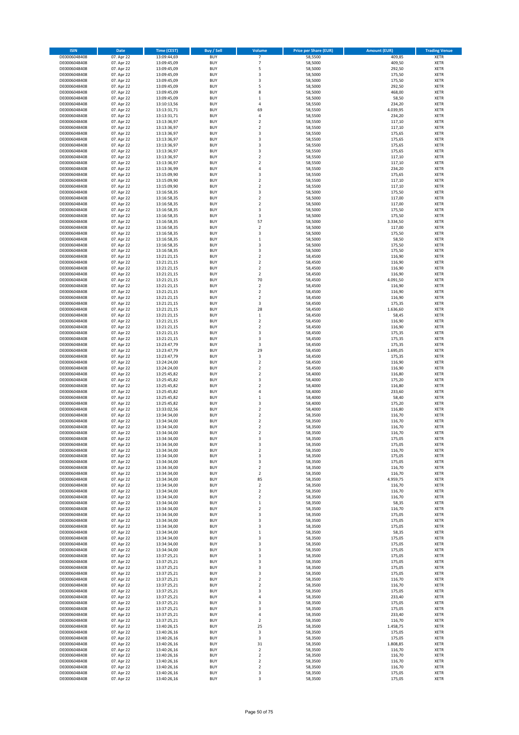| ISIN | Date | Time (CEST) | Buy / Sell | Volume | Price per Share (EUR) | Amount (EUR) | Trading Venue |
|---|---|---|---|---|---|---|---|
| DE0006048408 | 07. Apr 22 | 13:09:44,69 | BUY | 7 | 58,5500 | 409,85 | XETR |
| DE0006048408 | 07. Apr 22 | 13:09:45,09 | BUY | 7 | 58,5000 | 409,50 | XETR |
| DE0006048408 | 07. Apr 22 | 13:09:45,09 | BUY | 5 | 58,5000 | 292,50 | XETR |
| DE0006048408 | 07. Apr 22 | 13:09:45,09 | BUY | 3 | 58,5000 | 175,50 | XETR |
| DE0006048408 | 07. Apr 22 | 13:09:45,09 | BUY | 3 | 58,5000 | 175,50 | XETR |
| DE0006048408 | 07. Apr 22 | 13:09:45,09 | BUY | 5 | 58,5000 | 292,50 | XETR |
| DE0006048408 | 07. Apr 22 | 13:09:45,09 | BUY | 8 | 58,5000 | 468,00 | XETR |
| DE0006048408 | 07. Apr 22 | 13:09:45,09 | BUY | 1 | 58,5000 | 58,50 | XETR |
| DE0006048408 | 07. Apr 22 | 13:10:13,56 | BUY | 4 | 58,5500 | 234,20 | XETR |
| DE0006048408 | 07. Apr 22 | 13:13:31,71 | BUY | 69 | 58,5500 | 4.039,95 | XETR |
| DE0006048408 | 07. Apr 22 | 13:13:31,71 | BUY | 4 | 58,5500 | 234,20 | XETR |
| DE0006048408 | 07. Apr 22 | 13:13:36,97 | BUY | 2 | 58,5500 | 117,10 | XETR |
| DE0006048408 | 07. Apr 22 | 13:13:36,97 | BUY | 2 | 58,5500 | 117,10 | XETR |
| DE0006048408 | 07. Apr 22 | 13:13:36,97 | BUY | 3 | 58,5500 | 175,65 | XETR |
| DE0006048408 | 07. Apr 22 | 13:13:36,97 | BUY | 3 | 58,5500 | 175,65 | XETR |
| DE0006048408 | 07. Apr 22 | 13:13:36,97 | BUY | 3 | 58,5500 | 175,65 | XETR |
| DE0006048408 | 07. Apr 22 | 13:13:36,97 | BUY | 3 | 58,5500 | 175,65 | XETR |
| DE0006048408 | 07. Apr 22 | 13:13:36,97 | BUY | 2 | 58,5500 | 117,10 | XETR |
| DE0006048408 | 07. Apr 22 | 13:13:36,97 | BUY | 2 | 58,5500 | 117,10 | XETR |
| DE0006048408 | 07. Apr 22 | 13:13:36,99 | BUY | 4 | 58,5500 | 234,20 | XETR |
| DE0006048408 | 07. Apr 22 | 13:15:09,90 | BUY | 3 | 58,5500 | 175,65 | XETR |
| DE0006048408 | 07. Apr 22 | 13:15:09,90 | BUY | 2 | 58,5500 | 117,10 | XETR |
| DE0006048408 | 07. Apr 22 | 13:15:09,90 | BUY | 2 | 58,5500 | 117,10 | XETR |
| DE0006048408 | 07. Apr 22 | 13:16:58,35 | BUY | 3 | 58,5000 | 175,50 | XETR |
| DE0006048408 | 07. Apr 22 | 13:16:58,35 | BUY | 2 | 58,5000 | 117,00 | XETR |
| DE0006048408 | 07. Apr 22 | 13:16:58,35 | BUY | 2 | 58,5000 | 117,00 | XETR |
| DE0006048408 | 07. Apr 22 | 13:16:58,35 | BUY | 3 | 58,5000 | 175,50 | XETR |
| DE0006048408 | 07. Apr 22 | 13:16:58,35 | BUY | 3 | 58,5000 | 175,50 | XETR |
| DE0006048408 | 07. Apr 22 | 13:16:58,35 | BUY | 57 | 58,5000 | 3.334,50 | XETR |
| DE0006048408 | 07. Apr 22 | 13:16:58,35 | BUY | 2 | 58,5000 | 117,00 | XETR |
| DE0006048408 | 07. Apr 22 | 13:16:58,35 | BUY | 3 | 58,5000 | 175,50 | XETR |
| DE0006048408 | 07. Apr 22 | 13:16:58,35 | BUY | 1 | 58,5000 | 58,50 | XETR |
| DE0006048408 | 07. Apr 22 | 13:16:58,35 | BUY | 3 | 58,5000 | 175,50 | XETR |
| DE0006048408 | 07. Apr 22 | 13:16:58,35 | BUY | 3 | 58,5000 | 175,50 | XETR |
| DE0006048408 | 07. Apr 22 | 13:21:21,15 | BUY | 2 | 58,4500 | 116,90 | XETR |
| DE0006048408 | 07. Apr 22 | 13:21:21,15 | BUY | 2 | 58,4500 | 116,90 | XETR |
| DE0006048408 | 07. Apr 22 | 13:21:21,15 | BUY | 2 | 58,4500 | 116,90 | XETR |
| DE0006048408 | 07. Apr 22 | 13:21:21,15 | BUY | 2 | 58,4500 | 116,90 | XETR |
| DE0006048408 | 07. Apr 22 | 13:21:21,15 | BUY | 70 | 58,4500 | 4.091,50 | XETR |
| DE0006048408 | 07. Apr 22 | 13:21:21,15 | BUY | 2 | 58,4500 | 116,90 | XETR |
| DE0006048408 | 07. Apr 22 | 13:21:21,15 | BUY | 2 | 58,4500 | 116,90 | XETR |
| DE0006048408 | 07. Apr 22 | 13:21:21,15 | BUY | 2 | 58,4500 | 116,90 | XETR |
| DE0006048408 | 07. Apr 22 | 13:21:21,15 | BUY | 3 | 58,4500 | 175,35 | XETR |
| DE0006048408 | 07. Apr 22 | 13:21:21,15 | BUY | 28 | 58,4500 | 1.636,60 | XETR |
| DE0006048408 | 07. Apr 22 | 13:21:21,15 | BUY | 1 | 58,4500 | 58,45 | XETR |
| DE0006048408 | 07. Apr 22 | 13:21:21,15 | BUY | 2 | 58,4500 | 116,90 | XETR |
| DE0006048408 | 07. Apr 22 | 13:21:21,15 | BUY | 2 | 58,4500 | 116,90 | XETR |
| DE0006048408 | 07. Apr 22 | 13:21:21,15 | BUY | 3 | 58,4500 | 175,35 | XETR |
| DE0006048408 | 07. Apr 22 | 13:21:21,15 | BUY | 3 | 58,4500 | 175,35 | XETR |
| DE0006048408 | 07. Apr 22 | 13:23:47,79 | BUY | 3 | 58,4500 | 175,35 | XETR |
| DE0006048408 | 07. Apr 22 | 13:23:47,79 | BUY | 29 | 58,4500 | 1.695,05 | XETR |
| DE0006048408 | 07. Apr 22 | 13:23:47,79 | BUY | 3 | 58,4500 | 175,35 | XETR |
| DE0006048408 | 07. Apr 22 | 13:24:24,00 | BUY | 2 | 58,4500 | 116,90 | XETR |
| DE0006048408 | 07. Apr 22 | 13:24:24,00 | BUY | 2 | 58,4500 | 116,90 | XETR |
| DE0006048408 | 07. Apr 22 | 13:25:45,82 | BUY | 2 | 58,4000 | 116,80 | XETR |
| DE0006048408 | 07. Apr 22 | 13:25:45,82 | BUY | 3 | 58,4000 | 175,20 | XETR |
| DE0006048408 | 07. Apr 22 | 13:25:45,82 | BUY | 2 | 58,4000 | 116,80 | XETR |
| DE0006048408 | 07. Apr 22 | 13:25:45,82 | BUY | 4 | 58,4000 | 233,60 | XETR |
| DE0006048408 | 07. Apr 22 | 13:25:45,82 | BUY | 1 | 58,4000 | 58,40 | XETR |
| DE0006048408 | 07. Apr 22 | 13:25:45,82 | BUY | 3 | 58,4000 | 175,20 | XETR |
| DE0006048408 | 07. Apr 22 | 13:33:02,56 | BUY | 2 | 58,4000 | 116,80 | XETR |
| DE0006048408 | 07. Apr 22 | 13:34:34,00 | BUY | 2 | 58,3500 | 116,70 | XETR |
| DE0006048408 | 07. Apr 22 | 13:34:34,00 | BUY | 2 | 58,3500 | 116,70 | XETR |
| DE0006048408 | 07. Apr 22 | 13:34:34,00 | BUY | 2 | 58,3500 | 116,70 | XETR |
| DE0006048408 | 07. Apr 22 | 13:34:34,00 | BUY | 2 | 58,3500 | 116,70 | XETR |
| DE0006048408 | 07. Apr 22 | 13:34:34,00 | BUY | 3 | 58,3500 | 175,05 | XETR |
| DE0006048408 | 07. Apr 22 | 13:34:34,00 | BUY | 3 | 58,3500 | 175,05 | XETR |
| DE0006048408 | 07. Apr 22 | 13:34:34,00 | BUY | 2 | 58,3500 | 116,70 | XETR |
| DE0006048408 | 07. Apr 22 | 13:34:34,00 | BUY | 3 | 58,3500 | 175,05 | XETR |
| DE0006048408 | 07. Apr 22 | 13:34:34,00 | BUY | 3 | 58,3500 | 175,05 | XETR |
| DE0006048408 | 07. Apr 22 | 13:34:34,00 | BUY | 2 | 58,3500 | 116,70 | XETR |
| DE0006048408 | 07. Apr 22 | 13:34:34,00 | BUY | 2 | 58,3500 | 116,70 | XETR |
| DE0006048408 | 07. Apr 22 | 13:34:34,00 | BUY | 85 | 58,3500 | 4.959,75 | XETR |
| DE0006048408 | 07. Apr 22 | 13:34:34,00 | BUY | 2 | 58,3500 | 116,70 | XETR |
| DE0006048408 | 07. Apr 22 | 13:34:34,00 | BUY | 2 | 58,3500 | 116,70 | XETR |
| DE0006048408 | 07. Apr 22 | 13:34:34,00 | BUY | 2 | 58,3500 | 116,70 | XETR |
| DE0006048408 | 07. Apr 22 | 13:34:34,00 | BUY | 1 | 58,3500 | 58,35 | XETR |
| DE0006048408 | 07. Apr 22 | 13:34:34,00 | BUY | 2 | 58,3500 | 116,70 | XETR |
| DE0006048408 | 07. Apr 22 | 13:34:34,00 | BUY | 3 | 58,3500 | 175,05 | XETR |
| DE0006048408 | 07. Apr 22 | 13:34:34,00 | BUY | 3 | 58,3500 | 175,05 | XETR |
| DE0006048408 | 07. Apr 22 | 13:34:34,00 | BUY | 3 | 58,3500 | 175,05 | XETR |
| DE0006048408 | 07. Apr 22 | 13:34:34,00 | BUY | 1 | 58,3500 | 58,35 | XETR |
| DE0006048408 | 07. Apr 22 | 13:34:34,00 | BUY | 3 | 58,3500 | 175,05 | XETR |
| DE0006048408 | 07. Apr 22 | 13:34:34,00 | BUY | 3 | 58,3500 | 175,05 | XETR |
| DE0006048408 | 07. Apr 22 | 13:34:34,00 | BUY | 3 | 58,3500 | 175,05 | XETR |
| DE0006048408 | 07. Apr 22 | 13:37:25,21 | BUY | 3 | 58,3500 | 175,05 | XETR |
| DE0006048408 | 07. Apr 22 | 13:37:25,21 | BUY | 3 | 58,3500 | 175,05 | XETR |
| DE0006048408 | 07. Apr 22 | 13:37:25,21 | BUY | 3 | 58,3500 | 175,05 | XETR |
| DE0006048408 | 07. Apr 22 | 13:37:25,21 | BUY | 3 | 58,3500 | 175,05 | XETR |
| DE0006048408 | 07. Apr 22 | 13:37:25,21 | BUY | 2 | 58,3500 | 116,70 | XETR |
| DE0006048408 | 07. Apr 22 | 13:37:25,21 | BUY | 2 | 58,3500 | 116,70 | XETR |
| DE0006048408 | 07. Apr 22 | 13:37:25,21 | BUY | 3 | 58,3500 | 175,05 | XETR |
| DE0006048408 | 07. Apr 22 | 13:37:25,21 | BUY | 4 | 58,3500 | 233,40 | XETR |
| DE0006048408 | 07. Apr 22 | 13:37:25,21 | BUY | 3 | 58,3500 | 175,05 | XETR |
| DE0006048408 | 07. Apr 22 | 13:37:25,21 | BUY | 3 | 58,3500 | 175,05 | XETR |
| DE0006048408 | 07. Apr 22 | 13:37:25,21 | BUY | 4 | 58,3500 | 233,40 | XETR |
| DE0006048408 | 07. Apr 22 | 13:37:25,21 | BUY | 2 | 58,3500 | 116,70 | XETR |
| DE0006048408 | 07. Apr 22 | 13:40:26,15 | BUY | 25 | 58,3500 | 1.458,75 | XETR |
| DE0006048408 | 07. Apr 22 | 13:40:26,16 | BUY | 3 | 58,3500 | 175,05 | XETR |
| DE0006048408 | 07. Apr 22 | 13:40:26,16 | BUY | 3 | 58,3500 | 175,05 | XETR |
| DE0006048408 | 07. Apr 22 | 13:40:26,16 | BUY | 31 | 58,3500 | 1.808,85 | XETR |
| DE0006048408 | 07. Apr 22 | 13:40:26,16 | BUY | 2 | 58,3500 | 116,70 | XETR |
| DE0006048408 | 07. Apr 22 | 13:40:26,16 | BUY | 2 | 58,3500 | 116,70 | XETR |
| DE0006048408 | 07. Apr 22 | 13:40:26,16 | BUY | 2 | 58,3500 | 116,70 | XETR |
| DE0006048408 | 07. Apr 22 | 13:40:26,16 | BUY | 2 | 58,3500 | 116,70 | XETR |
| DE0006048408 | 07. Apr 22 | 13:40:26,16 | BUY | 3 | 58,3500 | 175,05 | XETR |
| DE0006048408 | 07. Apr 22 | 13:40:26,16 | BUY | 3 | 58,3500 | 175,05 | XETR |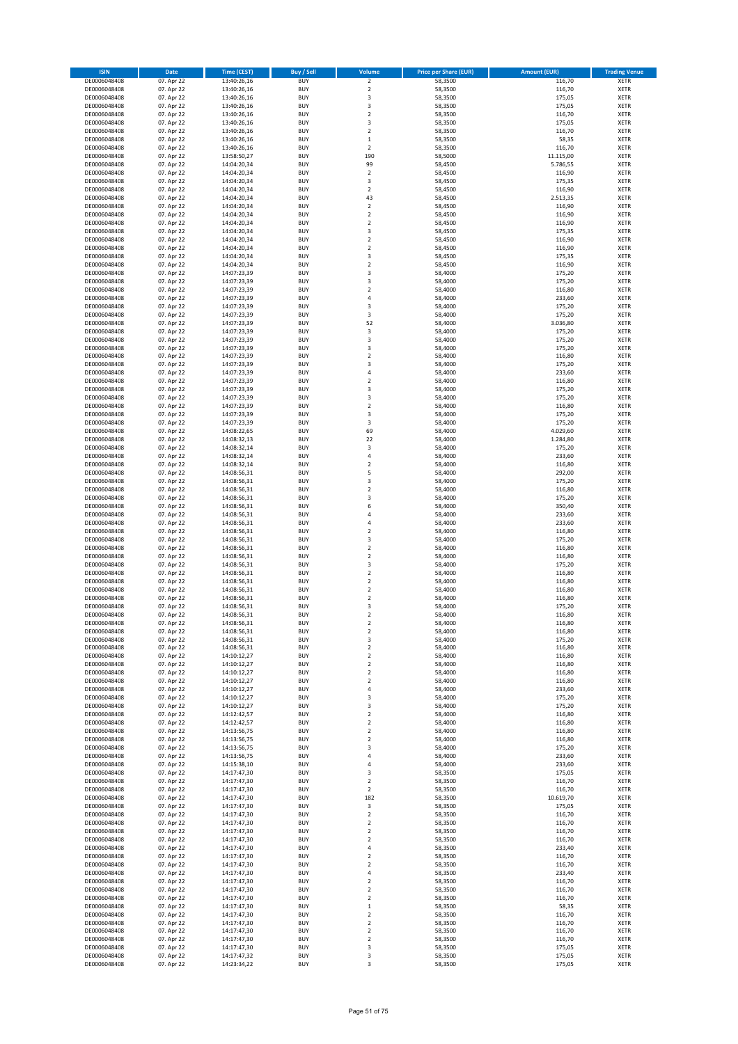| ISIN | Date | Time (CEST) | Buy / Sell | Volume | Price per Share (EUR) | Amount (EUR) | Trading Venue |
|---|---|---|---|---|---|---|---|
| DE0006048408 | 07. Apr 22 | 13:40:26,16 | BUY | 2 | 58,3500 | 116,70 | XETR |
| DE0006048408 | 07. Apr 22 | 13:40:26,16 | BUY | 2 | 58,3500 | 116,70 | XETR |
| DE0006048408 | 07. Apr 22 | 13:40:26,16 | BUY | 3 | 58,3500 | 175,05 | XETR |
| DE0006048408 | 07. Apr 22 | 13:40:26,16 | BUY | 3 | 58,3500 | 175,05 | XETR |
| DE0006048408 | 07. Apr 22 | 13:40:26,16 | BUY | 2 | 58,3500 | 116,70 | XETR |
| DE0006048408 | 07. Apr 22 | 13:40:26,16 | BUY | 3 | 58,3500 | 175,05 | XETR |
| DE0006048408 | 07. Apr 22 | 13:40:26,16 | BUY | 2 | 58,3500 | 116,70 | XETR |
| DE0006048408 | 07. Apr 22 | 13:40:26,16 | BUY | 1 | 58,3500 | 58,35 | XETR |
| DE0006048408 | 07. Apr 22 | 13:40:26,16 | BUY | 2 | 58,3500 | 116,70 | XETR |
| DE0006048408 | 07. Apr 22 | 13:58:50,27 | BUY | 190 | 58,5000 | 11.115,00 | XETR |
| DE0006048408 | 07. Apr 22 | 14:04:20,34 | BUY | 99 | 58,4500 | 5.786,55 | XETR |
| DE0006048408 | 07. Apr 22 | 14:04:20,34 | BUY | 2 | 58,4500 | 116,90 | XETR |
| DE0006048408 | 07. Apr 22 | 14:04:20,34 | BUY | 3 | 58,4500 | 175,35 | XETR |
| DE0006048408 | 07. Apr 22 | 14:04:20,34 | BUY | 2 | 58,4500 | 116,90 | XETR |
| DE0006048408 | 07. Apr 22 | 14:04:20,34 | BUY | 43 | 58,4500 | 2.513,35 | XETR |
| DE0006048408 | 07. Apr 22 | 14:04:20,34 | BUY | 2 | 58,4500 | 116,90 | XETR |
| DE0006048408 | 07. Apr 22 | 14:04:20,34 | BUY | 2 | 58,4500 | 116,90 | XETR |
| DE0006048408 | 07. Apr 22 | 14:04:20,34 | BUY | 2 | 58,4500 | 116,90 | XETR |
| DE0006048408 | 07. Apr 22 | 14:04:20,34 | BUY | 3 | 58,4500 | 175,35 | XETR |
| DE0006048408 | 07. Apr 22 | 14:04:20,34 | BUY | 2 | 58,4500 | 116,90 | XETR |
| DE0006048408 | 07. Apr 22 | 14:04:20,34 | BUY | 2 | 58,4500 | 116,90 | XETR |
| DE0006048408 | 07. Apr 22 | 14:04:20,34 | BUY | 3 | 58,4500 | 175,35 | XETR |
| DE0006048408 | 07. Apr 22 | 14:04:20,34 | BUY | 2 | 58,4500 | 116,90 | XETR |
| DE0006048408 | 07. Apr 22 | 14:07:23,39 | BUY | 3 | 58,4000 | 175,20 | XETR |
| DE0006048408 | 07. Apr 22 | 14:07:23,39 | BUY | 3 | 58,4000 | 175,20 | XETR |
| DE0006048408 | 07. Apr 22 | 14:07:23,39 | BUY | 2 | 58,4000 | 116,80 | XETR |
| DE0006048408 | 07. Apr 22 | 14:07:23,39 | BUY | 4 | 58,4000 | 233,60 | XETR |
| DE0006048408 | 07. Apr 22 | 14:07:23,39 | BUY | 3 | 58,4000 | 175,20 | XETR |
| DE0006048408 | 07. Apr 22 | 14:07:23,39 | BUY | 3 | 58,4000 | 175,20 | XETR |
| DE0006048408 | 07. Apr 22 | 14:07:23,39 | BUY | 52 | 58,4000 | 3.036,80 | XETR |
| DE0006048408 | 07. Apr 22 | 14:07:23,39 | BUY | 3 | 58,4000 | 175,20 | XETR |
| DE0006048408 | 07. Apr 22 | 14:07:23,39 | BUY | 3 | 58,4000 | 175,20 | XETR |
| DE0006048408 | 07. Apr 22 | 14:07:23,39 | BUY | 3 | 58,4000 | 175,20 | XETR |
| DE0006048408 | 07. Apr 22 | 14:07:23,39 | BUY | 2 | 58,4000 | 116,80 | XETR |
| DE0006048408 | 07. Apr 22 | 14:07:23,39 | BUY | 3 | 58,4000 | 175,20 | XETR |
| DE0006048408 | 07. Apr 22 | 14:07:23,39 | BUY | 4 | 58,4000 | 233,60 | XETR |
| DE0006048408 | 07. Apr 22 | 14:07:23,39 | BUY | 2 | 58,4000 | 116,80 | XETR |
| DE0006048408 | 07. Apr 22 | 14:07:23,39 | BUY | 3 | 58,4000 | 175,20 | XETR |
| DE0006048408 | 07. Apr 22 | 14:07:23,39 | BUY | 3 | 58,4000 | 175,20 | XETR |
| DE0006048408 | 07. Apr 22 | 14:07:23,39 | BUY | 2 | 58,4000 | 116,80 | XETR |
| DE0006048408 | 07. Apr 22 | 14:07:23,39 | BUY | 3 | 58,4000 | 175,20 | XETR |
| DE0006048408 | 07. Apr 22 | 14:07:23,39 | BUY | 3 | 58,4000 | 175,20 | XETR |
| DE0006048408 | 07. Apr 22 | 14:08:22,65 | BUY | 69 | 58,4000 | 4.029,60 | XETR |
| DE0006048408 | 07. Apr 22 | 14:08:32,13 | BUY | 22 | 58,4000 | 1.284,80 | XETR |
| DE0006048408 | 07. Apr 22 | 14:08:32,14 | BUY | 3 | 58,4000 | 175,20 | XETR |
| DE0006048408 | 07. Apr 22 | 14:08:32,14 | BUY | 4 | 58,4000 | 233,60 | XETR |
| DE0006048408 | 07. Apr 22 | 14:08:32,14 | BUY | 2 | 58,4000 | 116,80 | XETR |
| DE0006048408 | 07. Apr 22 | 14:08:56,31 | BUY | 5 | 58,4000 | 292,00 | XETR |
| DE0006048408 | 07. Apr 22 | 14:08:56,31 | BUY | 3 | 58,4000 | 175,20 | XETR |
| DE0006048408 | 07. Apr 22 | 14:08:56,31 | BUY | 2 | 58,4000 | 116,80 | XETR |
| DE0006048408 | 07. Apr 22 | 14:08:56,31 | BUY | 3 | 58,4000 | 175,20 | XETR |
| DE0006048408 | 07. Apr 22 | 14:08:56,31 | BUY | 6 | 58,4000 | 350,40 | XETR |
| DE0006048408 | 07. Apr 22 | 14:08:56,31 | BUY | 4 | 58,4000 | 233,60 | XETR |
| DE0006048408 | 07. Apr 22 | 14:08:56,31 | BUY | 4 | 58,4000 | 233,60 | XETR |
| DE0006048408 | 07. Apr 22 | 14:08:56,31 | BUY | 2 | 58,4000 | 116,80 | XETR |
| DE0006048408 | 07. Apr 22 | 14:08:56,31 | BUY | 3 | 58,4000 | 175,20 | XETR |
| DE0006048408 | 07. Apr 22 | 14:08:56,31 | BUY | 2 | 58,4000 | 116,80 | XETR |
| DE0006048408 | 07. Apr 22 | 14:08:56,31 | BUY | 2 | 58,4000 | 116,80 | XETR |
| DE0006048408 | 07. Apr 22 | 14:08:56,31 | BUY | 3 | 58,4000 | 175,20 | XETR |
| DE0006048408 | 07. Apr 22 | 14:08:56,31 | BUY | 2 | 58,4000 | 116,80 | XETR |
| DE0006048408 | 07. Apr 22 | 14:08:56,31 | BUY | 2 | 58,4000 | 116,80 | XETR |
| DE0006048408 | 07. Apr 22 | 14:08:56,31 | BUY | 2 | 58,4000 | 116,80 | XETR |
| DE0006048408 | 07. Apr 22 | 14:08:56,31 | BUY | 2 | 58,4000 | 116,80 | XETR |
| DE0006048408 | 07. Apr 22 | 14:08:56,31 | BUY | 3 | 58,4000 | 175,20 | XETR |
| DE0006048408 | 07. Apr 22 | 14:08:56,31 | BUY | 2 | 58,4000 | 116,80 | XETR |
| DE0006048408 | 07. Apr 22 | 14:08:56,31 | BUY | 2 | 58,4000 | 116,80 | XETR |
| DE0006048408 | 07. Apr 22 | 14:08:56,31 | BUY | 2 | 58,4000 | 116,80 | XETR |
| DE0006048408 | 07. Apr 22 | 14:08:56,31 | BUY | 3 | 58,4000 | 175,20 | XETR |
| DE0006048408 | 07. Apr 22 | 14:08:56,31 | BUY | 2 | 58,4000 | 116,80 | XETR |
| DE0006048408 | 07. Apr 22 | 14:10:12,27 | BUY | 2 | 58,4000 | 116,80 | XETR |
| DE0006048408 | 07. Apr 22 | 14:10:12,27 | BUY | 2 | 58,4000 | 116,80 | XETR |
| DE0006048408 | 07. Apr 22 | 14:10:12,27 | BUY | 2 | 58,4000 | 116,80 | XETR |
| DE0006048408 | 07. Apr 22 | 14:10:12,27 | BUY | 2 | 58,4000 | 116,80 | XETR |
| DE0006048408 | 07. Apr 22 | 14:10:12,27 | BUY | 4 | 58,4000 | 233,60 | XETR |
| DE0006048408 | 07. Apr 22 | 14:10:12,27 | BUY | 3 | 58,4000 | 175,20 | XETR |
| DE0006048408 | 07. Apr 22 | 14:10:12,27 | BUY | 3 | 58,4000 | 175,20 | XETR |
| DE0006048408 | 07. Apr 22 | 14:12:42,57 | BUY | 2 | 58,4000 | 116,80 | XETR |
| DE0006048408 | 07. Apr 22 | 14:12:42,57 | BUY | 2 | 58,4000 | 116,80 | XETR |
| DE0006048408 | 07. Apr 22 | 14:13:56,75 | BUY | 2 | 58,4000 | 116,80 | XETR |
| DE0006048408 | 07. Apr 22 | 14:13:56,75 | BUY | 2 | 58,4000 | 116,80 | XETR |
| DE0006048408 | 07. Apr 22 | 14:13:56,75 | BUY | 3 | 58,4000 | 175,20 | XETR |
| DE0006048408 | 07. Apr 22 | 14:13:56,75 | BUY | 4 | 58,4000 | 233,60 | XETR |
| DE0006048408 | 07. Apr 22 | 14:15:38,10 | BUY | 4 | 58,4000 | 233,60 | XETR |
| DE0006048408 | 07. Apr 22 | 14:17:47,30 | BUY | 3 | 58,3500 | 175,05 | XETR |
| DE0006048408 | 07. Apr 22 | 14:17:47,30 | BUY | 2 | 58,3500 | 116,70 | XETR |
| DE0006048408 | 07. Apr 22 | 14:17:47,30 | BUY | 2 | 58,3500 | 116,70 | XETR |
| DE0006048408 | 07. Apr 22 | 14:17:47,30 | BUY | 182 | 58,3500 | 10.619,70 | XETR |
| DE0006048408 | 07. Apr 22 | 14:17:47,30 | BUY | 3 | 58,3500 | 175,05 | XETR |
| DE0006048408 | 07. Apr 22 | 14:17:47,30 | BUY | 2 | 58,3500 | 116,70 | XETR |
| DE0006048408 | 07. Apr 22 | 14:17:47,30 | BUY | 2 | 58,3500 | 116,70 | XETR |
| DE0006048408 | 07. Apr 22 | 14:17:47,30 | BUY | 2 | 58,3500 | 116,70 | XETR |
| DE0006048408 | 07. Apr 22 | 14:17:47,30 | BUY | 2 | 58,3500 | 116,70 | XETR |
| DE0006048408 | 07. Apr 22 | 14:17:47,30 | BUY | 4 | 58,3500 | 233,40 | XETR |
| DE0006048408 | 07. Apr 22 | 14:17:47,30 | BUY | 2 | 58,3500 | 116,70 | XETR |
| DE0006048408 | 07. Apr 22 | 14:17:47,30 | BUY | 2 | 58,3500 | 116,70 | XETR |
| DE0006048408 | 07. Apr 22 | 14:17:47,30 | BUY | 4 | 58,3500 | 233,40 | XETR |
| DE0006048408 | 07. Apr 22 | 14:17:47,30 | BUY | 2 | 58,3500 | 116,70 | XETR |
| DE0006048408 | 07. Apr 22 | 14:17:47,30 | BUY | 2 | 58,3500 | 116,70 | XETR |
| DE0006048408 | 07. Apr 22 | 14:17:47,30 | BUY | 2 | 58,3500 | 116,70 | XETR |
| DE0006048408 | 07. Apr 22 | 14:17:47,30 | BUY | 1 | 58,3500 | 58,35 | XETR |
| DE0006048408 | 07. Apr 22 | 14:17:47,30 | BUY | 2 | 58,3500 | 116,70 | XETR |
| DE0006048408 | 07. Apr 22 | 14:17:47,30 | BUY | 2 | 58,3500 | 116,70 | XETR |
| DE0006048408 | 07. Apr 22 | 14:17:47,30 | BUY | 2 | 58,3500 | 116,70 | XETR |
| DE0006048408 | 07. Apr 22 | 14:17:47,30 | BUY | 2 | 58,3500 | 116,70 | XETR |
| DE0006048408 | 07. Apr 22 | 14:17:47,30 | BUY | 3 | 58,3500 | 175,05 | XETR |
| DE0006048408 | 07. Apr 22 | 14:17:47,32 | BUY | 3 | 58,3500 | 175,05 | XETR |
| DE0006048408 | 07. Apr 22 | 14:23:34,22 | BUY | 3 | 58,3500 | 175,05 | XETR |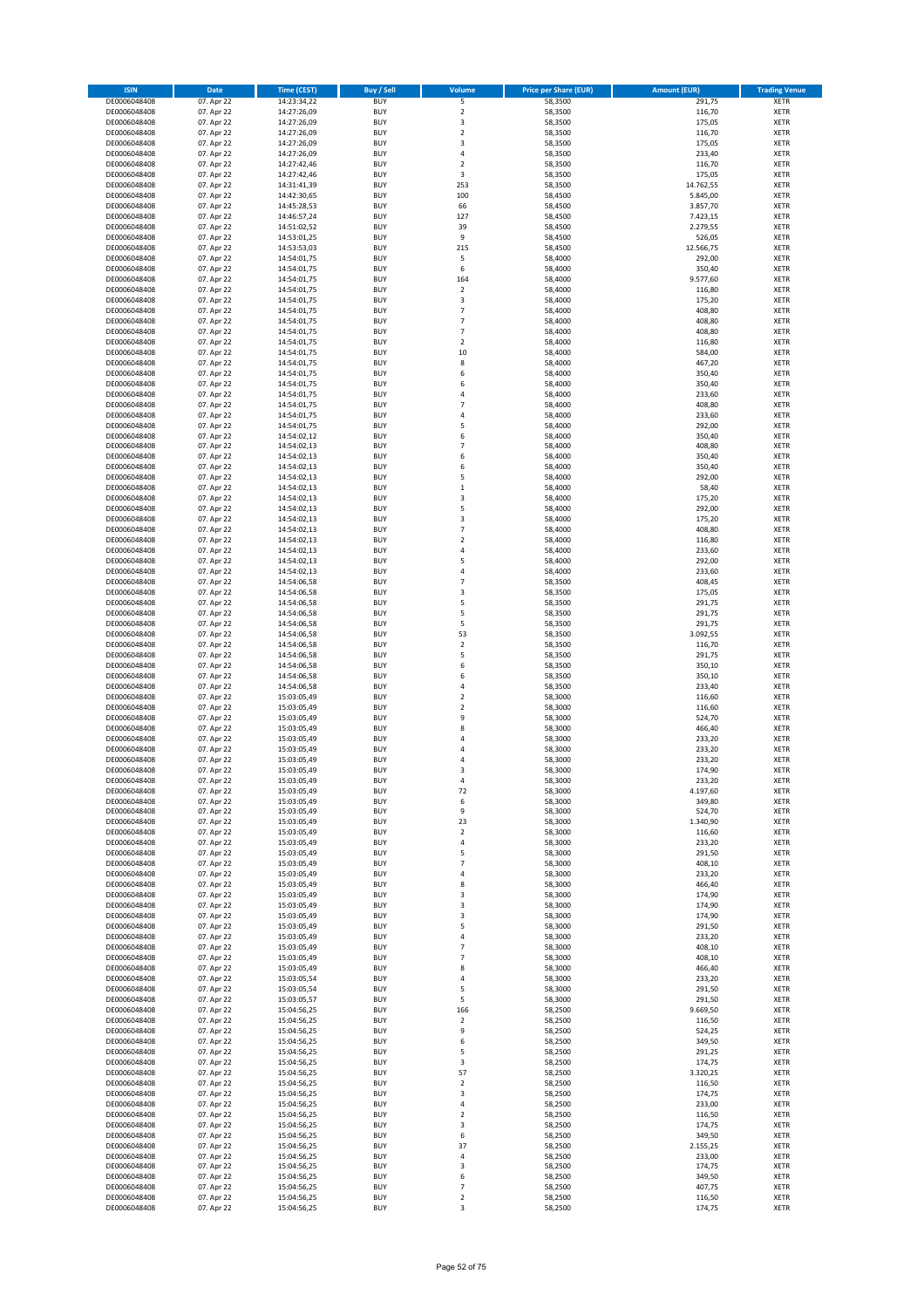| ISIN | Date | Time (CEST) | Buy / Sell | Volume | Price per Share (EUR) | Amount (EUR) | Trading Venue |
|---|---|---|---|---|---|---|---|
| DE0006048408 | 07. Apr 22 | 14:23:34,22 | BUY | 5 | 58,3500 | 291,75 | XETR |
| DE0006048408 | 07. Apr 22 | 14:27:26,09 | BUY | 2 | 58,3500 | 116,70 | XETR |
| DE0006048408 | 07. Apr 22 | 14:27:26,09 | BUY | 3 | 58,3500 | 175,05 | XETR |
| DE0006048408 | 07. Apr 22 | 14:27:26,09 | BUY | 2 | 58,3500 | 116,70 | XETR |
| DE0006048408 | 07. Apr 22 | 14:27:26,09 | BUY | 3 | 58,3500 | 175,05 | XETR |
| DE0006048408 | 07. Apr 22 | 14:27:26,09 | BUY | 4 | 58,3500 | 233,40 | XETR |
| DE0006048408 | 07. Apr 22 | 14:27:42,46 | BUY | 2 | 58,3500 | 116,70 | XETR |
| DE0006048408 | 07. Apr 22 | 14:27:42,46 | BUY | 3 | 58,3500 | 175,05 | XETR |
| DE0006048408 | 07. Apr 22 | 14:31:41,39 | BUY | 253 | 58,3500 | 14.762,55 | XETR |
| DE0006048408 | 07. Apr 22 | 14:42:30,65 | BUY | 100 | 58,4500 | 5.845,00 | XETR |
| DE0006048408 | 07. Apr 22 | 14:45:28,53 | BUY | 66 | 58,4500 | 3.857,70 | XETR |
| DE0006048408 | 07. Apr 22 | 14:46:57,24 | BUY | 127 | 58,4500 | 7.423,15 | XETR |
| DE0006048408 | 07. Apr 22 | 14:51:02,52 | BUY | 39 | 58,4500 | 2.279,55 | XETR |
| DE0006048408 | 07. Apr 22 | 14:53:01,25 | BUY | 9 | 58,4500 | 526,05 | XETR |
| DE0006048408 | 07. Apr 22 | 14:53:53,03 | BUY | 215 | 58,4500 | 12.566,75 | XETR |
| DE0006048408 | 07. Apr 22 | 14:54:01,75 | BUY | 5 | 58,4000 | 292,00 | XETR |
| DE0006048408 | 07. Apr 22 | 14:54:01,75 | BUY | 6 | 58,4000 | 350,40 | XETR |
| DE0006048408 | 07. Apr 22 | 14:54:01,75 | BUY | 164 | 58,4000 | 9.577,60 | XETR |
| DE0006048408 | 07. Apr 22 | 14:54:01,75 | BUY | 2 | 58,4000 | 116,80 | XETR |
| DE0006048408 | 07. Apr 22 | 14:54:01,75 | BUY | 3 | 58,4000 | 175,20 | XETR |
| DE0006048408 | 07. Apr 22 | 14:54:01,75 | BUY | 7 | 58,4000 | 408,80 | XETR |
| DE0006048408 | 07. Apr 22 | 14:54:01,75 | BUY | 7 | 58,4000 | 408,80 | XETR |
| DE0006048408 | 07. Apr 22 | 14:54:01,75 | BUY | 7 | 58,4000 | 408,80 | XETR |
| DE0006048408 | 07. Apr 22 | 14:54:01,75 | BUY | 2 | 58,4000 | 116,80 | XETR |
| DE0006048408 | 07. Apr 22 | 14:54:01,75 | BUY | 10 | 58,4000 | 584,00 | XETR |
| DE0006048408 | 07. Apr 22 | 14:54:01,75 | BUY | 8 | 58,4000 | 467,20 | XETR |
| DE0006048408 | 07. Apr 22 | 14:54:01,75 | BUY | 6 | 58,4000 | 350,40 | XETR |
| DE0006048408 | 07. Apr 22 | 14:54:01,75 | BUY | 6 | 58,4000 | 350,40 | XETR |
| DE0006048408 | 07. Apr 22 | 14:54:01,75 | BUY | 4 | 58,4000 | 233,60 | XETR |
| DE0006048408 | 07. Apr 22 | 14:54:01,75 | BUY | 7 | 58,4000 | 408,80 | XETR |
| DE0006048408 | 07. Apr 22 | 14:54:01,75 | BUY | 4 | 58,4000 | 233,60 | XETR |
| DE0006048408 | 07. Apr 22 | 14:54:01,75 | BUY | 5 | 58,4000 | 292,00 | XETR |
| DE0006048408 | 07. Apr 22 | 14:54:02,12 | BUY | 6 | 58,4000 | 350,40 | XETR |
| DE0006048408 | 07. Apr 22 | 14:54:02,13 | BUY | 7 | 58,4000 | 408,80 | XETR |
| DE0006048408 | 07. Apr 22 | 14:54:02,13 | BUY | 6 | 58,4000 | 350,40 | XETR |
| DE0006048408 | 07. Apr 22 | 14:54:02,13 | BUY | 6 | 58,4000 | 350,40 | XETR |
| DE0006048408 | 07. Apr 22 | 14:54:02,13 | BUY | 5 | 58,4000 | 292,00 | XETR |
| DE0006048408 | 07. Apr 22 | 14:54:02,13 | BUY | 1 | 58,4000 | 58,40 | XETR |
| DE0006048408 | 07. Apr 22 | 14:54:02,13 | BUY | 3 | 58,4000 | 175,20 | XETR |
| DE0006048408 | 07. Apr 22 | 14:54:02,13 | BUY | 5 | 58,4000 | 292,00 | XETR |
| DE0006048408 | 07. Apr 22 | 14:54:02,13 | BUY | 3 | 58,4000 | 175,20 | XETR |
| DE0006048408 | 07. Apr 22 | 14:54:02,13 | BUY | 7 | 58,4000 | 408,80 | XETR |
| DE0006048408 | 07. Apr 22 | 14:54:02,13 | BUY | 2 | 58,4000 | 116,80 | XETR |
| DE0006048408 | 07. Apr 22 | 14:54:02,13 | BUY | 4 | 58,4000 | 233,60 | XETR |
| DE0006048408 | 07. Apr 22 | 14:54:02,13 | BUY | 5 | 58,4000 | 292,00 | XETR |
| DE0006048408 | 07. Apr 22 | 14:54:02,13 | BUY | 4 | 58,4000 | 233,60 | XETR |
| DE0006048408 | 07. Apr 22 | 14:54:06,58 | BUY | 7 | 58,3500 | 408,45 | XETR |
| DE0006048408 | 07. Apr 22 | 14:54:06,58 | BUY | 3 | 58,3500 | 175,05 | XETR |
| DE0006048408 | 07. Apr 22 | 14:54:06,58 | BUY | 5 | 58,3500 | 291,75 | XETR |
| DE0006048408 | 07. Apr 22 | 14:54:06,58 | BUY | 5 | 58,3500 | 291,75 | XETR |
| DE0006048408 | 07. Apr 22 | 14:54:06,58 | BUY | 5 | 58,3500 | 291,75 | XETR |
| DE0006048408 | 07. Apr 22 | 14:54:06,58 | BUY | 53 | 58,3500 | 3.092,55 | XETR |
| DE0006048408 | 07. Apr 22 | 14:54:06,58 | BUY | 2 | 58,3500 | 116,70 | XETR |
| DE0006048408 | 07. Apr 22 | 14:54:06,58 | BUY | 5 | 58,3500 | 291,75 | XETR |
| DE0006048408 | 07. Apr 22 | 14:54:06,58 | BUY | 6 | 58,3500 | 350,10 | XETR |
| DE0006048408 | 07. Apr 22 | 14:54:06,58 | BUY | 6 | 58,3500 | 350,10 | XETR |
| DE0006048408 | 07. Apr 22 | 14:54:06,58 | BUY | 4 | 58,3500 | 233,40 | XETR |
| DE0006048408 | 07. Apr 22 | 15:03:05,49 | BUY | 2 | 58,3000 | 116,60 | XETR |
| DE0006048408 | 07. Apr 22 | 15:03:05,49 | BUY | 2 | 58,3000 | 116,60 | XETR |
| DE0006048408 | 07. Apr 22 | 15:03:05,49 | BUY | 9 | 58,3000 | 524,70 | XETR |
| DE0006048408 | 07. Apr 22 | 15:03:05,49 | BUY | 8 | 58,3000 | 466,40 | XETR |
| DE0006048408 | 07. Apr 22 | 15:03:05,49 | BUY | 4 | 58,3000 | 233,20 | XETR |
| DE0006048408 | 07. Apr 22 | 15:03:05,49 | BUY | 4 | 58,3000 | 233,20 | XETR |
| DE0006048408 | 07. Apr 22 | 15:03:05,49 | BUY | 4 | 58,3000 | 233,20 | XETR |
| DE0006048408 | 07. Apr 22 | 15:03:05,49 | BUY | 3 | 58,3000 | 174,90 | XETR |
| DE0006048408 | 07. Apr 22 | 15:03:05,49 | BUY | 4 | 58,3000 | 233,20 | XETR |
| DE0006048408 | 07. Apr 22 | 15:03:05,49 | BUY | 72 | 58,3000 | 4.197,60 | XETR |
| DE0006048408 | 07. Apr 22 | 15:03:05,49 | BUY | 6 | 58,3000 | 349,80 | XETR |
| DE0006048408 | 07. Apr 22 | 15:03:05,49 | BUY | 9 | 58,3000 | 524,70 | XETR |
| DE0006048408 | 07. Apr 22 | 15:03:05,49 | BUY | 23 | 58,3000 | 1.340,90 | XETR |
| DE0006048408 | 07. Apr 22 | 15:03:05,49 | BUY | 2 | 58,3000 | 116,60 | XETR |
| DE0006048408 | 07. Apr 22 | 15:03:05,49 | BUY | 4 | 58,3000 | 233,20 | XETR |
| DE0006048408 | 07. Apr 22 | 15:03:05,49 | BUY | 5 | 58,3000 | 291,50 | XETR |
| DE0006048408 | 07. Apr 22 | 15:03:05,49 | BUY | 7 | 58,3000 | 408,10 | XETR |
| DE0006048408 | 07. Apr 22 | 15:03:05,49 | BUY | 4 | 58,3000 | 233,20 | XETR |
| DE0006048408 | 07. Apr 22 | 15:03:05,49 | BUY | 8 | 58,3000 | 466,40 | XETR |
| DE0006048408 | 07. Apr 22 | 15:03:05,49 | BUY | 3 | 58,3000 | 174,90 | XETR |
| DE0006048408 | 07. Apr 22 | 15:03:05,49 | BUY | 3 | 58,3000 | 174,90 | XETR |
| DE0006048408 | 07. Apr 22 | 15:03:05,49 | BUY | 3 | 58,3000 | 174,90 | XETR |
| DE0006048408 | 07. Apr 22 | 15:03:05,49 | BUY | 5 | 58,3000 | 291,50 | XETR |
| DE0006048408 | 07. Apr 22 | 15:03:05,49 | BUY | 4 | 58,3000 | 233,20 | XETR |
| DE0006048408 | 07. Apr 22 | 15:03:05,49 | BUY | 7 | 58,3000 | 408,10 | XETR |
| DE0006048408 | 07. Apr 22 | 15:03:05,49 | BUY | 7 | 58,3000 | 408,10 | XETR |
| DE0006048408 | 07. Apr 22 | 15:03:05,49 | BUY | 8 | 58,3000 | 466,40 | XETR |
| DE0006048408 | 07. Apr 22 | 15:03:05,54 | BUY | 4 | 58,3000 | 233,20 | XETR |
| DE0006048408 | 07. Apr 22 | 15:03:05,54 | BUY | 5 | 58,3000 | 291,50 | XETR |
| DE0006048408 | 07. Apr 22 | 15:03:05,57 | BUY | 5 | 58,3000 | 291,50 | XETR |
| DE0006048408 | 07. Apr 22 | 15:04:56,25 | BUY | 166 | 58,2500 | 9.669,50 | XETR |
| DE0006048408 | 07. Apr 22 | 15:04:56,25 | BUY | 2 | 58,2500 | 116,50 | XETR |
| DE0006048408 | 07. Apr 22 | 15:04:56,25 | BUY | 9 | 58,2500 | 524,25 | XETR |
| DE0006048408 | 07. Apr 22 | 15:04:56,25 | BUY | 6 | 58,2500 | 349,50 | XETR |
| DE0006048408 | 07. Apr 22 | 15:04:56,25 | BUY | 5 | 58,2500 | 291,25 | XETR |
| DE0006048408 | 07. Apr 22 | 15:04:56,25 | BUY | 3 | 58,2500 | 174,75 | XETR |
| DE0006048408 | 07. Apr 22 | 15:04:56,25 | BUY | 57 | 58,2500 | 3.320,25 | XETR |
| DE0006048408 | 07. Apr 22 | 15:04:56,25 | BUY | 2 | 58,2500 | 116,50 | XETR |
| DE0006048408 | 07. Apr 22 | 15:04:56,25 | BUY | 3 | 58,2500 | 174,75 | XETR |
| DE0006048408 | 07. Apr 22 | 15:04:56,25 | BUY | 4 | 58,2500 | 233,00 | XETR |
| DE0006048408 | 07. Apr 22 | 15:04:56,25 | BUY | 2 | 58,2500 | 116,50 | XETR |
| DE0006048408 | 07. Apr 22 | 15:04:56,25 | BUY | 3 | 58,2500 | 174,75 | XETR |
| DE0006048408 | 07. Apr 22 | 15:04:56,25 | BUY | 6 | 58,2500 | 349,50 | XETR |
| DE0006048408 | 07. Apr 22 | 15:04:56,25 | BUY | 37 | 58,2500 | 2.155,25 | XETR |
| DE0006048408 | 07. Apr 22 | 15:04:56,25 | BUY | 4 | 58,2500 | 233,00 | XETR |
| DE0006048408 | 07. Apr 22 | 15:04:56,25 | BUY | 3 | 58,2500 | 174,75 | XETR |
| DE0006048408 | 07. Apr 22 | 15:04:56,25 | BUY | 6 | 58,2500 | 349,50 | XETR |
| DE0006048408 | 07. Apr 22 | 15:04:56,25 | BUY | 7 | 58,2500 | 407,75 | XETR |
| DE0006048408 | 07. Apr 22 | 15:04:56,25 | BUY | 2 | 58,2500 | 116,50 | XETR |
| DE0006048408 | 07. Apr 22 | 15:04:56,25 | BUY | 3 | 58,2500 | 174,75 | XETR |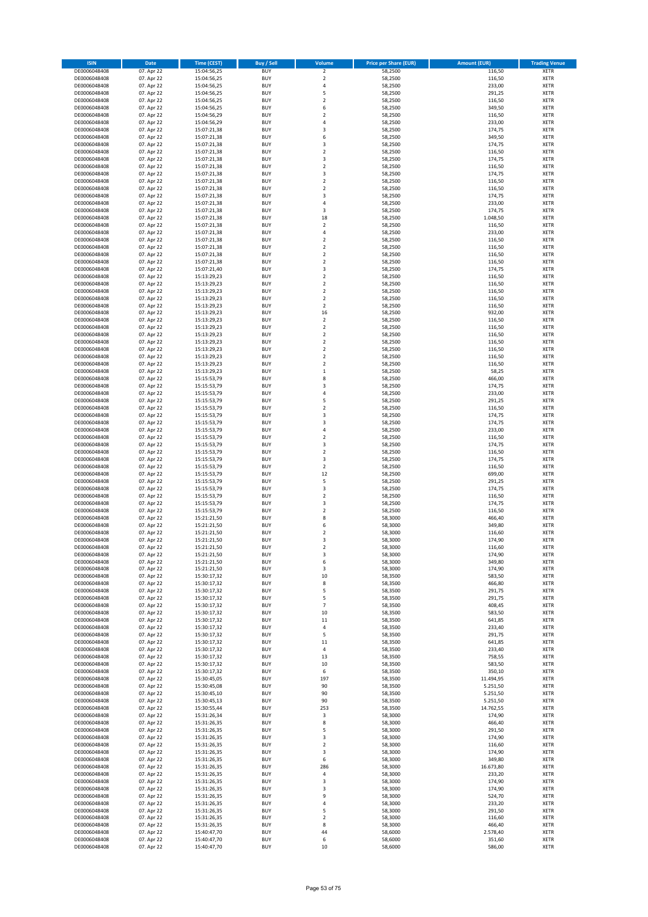| ISIN | Date | Time (CEST) | Buy / Sell | Volume | Price per Share (EUR) | Amount (EUR) | Trading Venue |
|---|---|---|---|---|---|---|---|
| DE0006048408 | 07. Apr 22 | 15:04:56,25 | BUY | 2 | 58,2500 | 116,50 | XETR |
| DE0006048408 | 07. Apr 22 | 15:04:56,25 | BUY | 2 | 58,2500 | 116,50 | XETR |
| DE0006048408 | 07. Apr 22 | 15:04:56,25 | BUY | 4 | 58,2500 | 233,00 | XETR |
| DE0006048408 | 07. Apr 22 | 15:04:56,25 | BUY | 5 | 58,2500 | 291,25 | XETR |
| DE0006048408 | 07. Apr 22 | 15:04:56,25 | BUY | 2 | 58,2500 | 116,50 | XETR |
| DE0006048408 | 07. Apr 22 | 15:04:56,25 | BUY | 6 | 58,2500 | 349,50 | XETR |
| DE0006048408 | 07. Apr 22 | 15:04:56,29 | BUY | 2 | 58,2500 | 116,50 | XETR |
| DE0006048408 | 07. Apr 22 | 15:04:56,29 | BUY | 4 | 58,2500 | 233,00 | XETR |
| DE0006048408 | 07. Apr 22 | 15:07:21,38 | BUY | 3 | 58,2500 | 174,75 | XETR |
| DE0006048408 | 07. Apr 22 | 15:07:21,38 | BUY | 6 | 58,2500 | 349,50 | XETR |
| DE0006048408 | 07. Apr 22 | 15:07:21,38 | BUY | 3 | 58,2500 | 174,75 | XETR |
| DE0006048408 | 07. Apr 22 | 15:07:21,38 | BUY | 2 | 58,2500 | 116,50 | XETR |
| DE0006048408 | 07. Apr 22 | 15:07:21,38 | BUY | 3 | 58,2500 | 174,75 | XETR |
| DE0006048408 | 07. Apr 22 | 15:07:21,38 | BUY | 2 | 58,2500 | 116,50 | XETR |
| DE0006048408 | 07. Apr 22 | 15:07:21,38 | BUY | 3 | 58,2500 | 174,75 | XETR |
| DE0006048408 | 07. Apr 22 | 15:07:21,38 | BUY | 2 | 58,2500 | 116,50 | XETR |
| DE0006048408 | 07. Apr 22 | 15:07:21,38 | BUY | 2 | 58,2500 | 116,50 | XETR |
| DE0006048408 | 07. Apr 22 | 15:07:21,38 | BUY | 3 | 58,2500 | 174,75 | XETR |
| DE0006048408 | 07. Apr 22 | 15:07:21,38 | BUY | 4 | 58,2500 | 233,00 | XETR |
| DE0006048408 | 07. Apr 22 | 15:07:21,38 | BUY | 3 | 58,2500 | 174,75 | XETR |
| DE0006048408 | 07. Apr 22 | 15:07:21,38 | BUY | 18 | 58,2500 | 1.048,50 | XETR |
| DE0006048408 | 07. Apr 22 | 15:07:21,38 | BUY | 2 | 58,2500 | 116,50 | XETR |
| DE0006048408 | 07. Apr 22 | 15:07:21,38 | BUY | 4 | 58,2500 | 233,00 | XETR |
| DE0006048408 | 07. Apr 22 | 15:07:21,38 | BUY | 2 | 58,2500 | 116,50 | XETR |
| DE0006048408 | 07. Apr 22 | 15:07:21,38 | BUY | 2 | 58,2500 | 116,50 | XETR |
| DE0006048408 | 07. Apr 22 | 15:07:21,38 | BUY | 2 | 58,2500 | 116,50 | XETR |
| DE0006048408 | 07. Apr 22 | 15:07:21,38 | BUY | 2 | 58,2500 | 116,50 | XETR |
| DE0006048408 | 07. Apr 22 | 15:07:21,40 | BUY | 3 | 58,2500 | 174,75 | XETR |
| DE0006048408 | 07. Apr 22 | 15:13:29,23 | BUY | 2 | 58,2500 | 116,50 | XETR |
| DE0006048408 | 07. Apr 22 | 15:13:29,23 | BUY | 2 | 58,2500 | 116,50 | XETR |
| DE0006048408 | 07. Apr 22 | 15:13:29,23 | BUY | 2 | 58,2500 | 116,50 | XETR |
| DE0006048408 | 07. Apr 22 | 15:13:29,23 | BUY | 2 | 58,2500 | 116,50 | XETR |
| DE0006048408 | 07. Apr 22 | 15:13:29,23 | BUY | 2 | 58,2500 | 116,50 | XETR |
| DE0006048408 | 07. Apr 22 | 15:13:29,23 | BUY | 16 | 58,2500 | 932,00 | XETR |
| DE0006048408 | 07. Apr 22 | 15:13:29,23 | BUY | 2 | 58,2500 | 116,50 | XETR |
| DE0006048408 | 07. Apr 22 | 15:13:29,23 | BUY | 2 | 58,2500 | 116,50 | XETR |
| DE0006048408 | 07. Apr 22 | 15:13:29,23 | BUY | 2 | 58,2500 | 116,50 | XETR |
| DE0006048408 | 07. Apr 22 | 15:13:29,23 | BUY | 2 | 58,2500 | 116,50 | XETR |
| DE0006048408 | 07. Apr 22 | 15:13:29,23 | BUY | 2 | 58,2500 | 116,50 | XETR |
| DE0006048408 | 07. Apr 22 | 15:13:29,23 | BUY | 2 | 58,2500 | 116,50 | XETR |
| DE0006048408 | 07. Apr 22 | 15:13:29,23 | BUY | 2 | 58,2500 | 116,50 | XETR |
| DE0006048408 | 07. Apr 22 | 15:13:29,23 | BUY | 1 | 58,2500 | 58,25 | XETR |
| DE0006048408 | 07. Apr 22 | 15:15:53,79 | BUY | 8 | 58,2500 | 466,00 | XETR |
| DE0006048408 | 07. Apr 22 | 15:15:53,79 | BUY | 3 | 58,2500 | 174,75 | XETR |
| DE0006048408 | 07. Apr 22 | 15:15:53,79 | BUY | 4 | 58,2500 | 233,00 | XETR |
| DE0006048408 | 07. Apr 22 | 15:15:53,79 | BUY | 5 | 58,2500 | 291,25 | XETR |
| DE0006048408 | 07. Apr 22 | 15:15:53,79 | BUY | 2 | 58,2500 | 116,50 | XETR |
| DE0006048408 | 07. Apr 22 | 15:15:53,79 | BUY | 3 | 58,2500 | 174,75 | XETR |
| DE0006048408 | 07. Apr 22 | 15:15:53,79 | BUY | 3 | 58,2500 | 174,75 | XETR |
| DE0006048408 | 07. Apr 22 | 15:15:53,79 | BUY | 4 | 58,2500 | 233,00 | XETR |
| DE0006048408 | 07. Apr 22 | 15:15:53,79 | BUY | 2 | 58,2500 | 116,50 | XETR |
| DE0006048408 | 07. Apr 22 | 15:15:53,79 | BUY | 3 | 58,2500 | 174,75 | XETR |
| DE0006048408 | 07. Apr 22 | 15:15:53,79 | BUY | 2 | 58,2500 | 116,50 | XETR |
| DE0006048408 | 07. Apr 22 | 15:15:53,79 | BUY | 3 | 58,2500 | 174,75 | XETR |
| DE0006048408 | 07. Apr 22 | 15:15:53,79 | BUY | 2 | 58,2500 | 116,50 | XETR |
| DE0006048408 | 07. Apr 22 | 15:15:53,79 | BUY | 12 | 58,2500 | 699,00 | XETR |
| DE0006048408 | 07. Apr 22 | 15:15:53,79 | BUY | 5 | 58,2500 | 291,25 | XETR |
| DE0006048408 | 07. Apr 22 | 15:15:53,79 | BUY | 3 | 58,2500 | 174,75 | XETR |
| DE0006048408 | 07. Apr 22 | 15:15:53,79 | BUY | 2 | 58,2500 | 116,50 | XETR |
| DE0006048408 | 07. Apr 22 | 15:15:53,79 | BUY | 3 | 58,2500 | 174,75 | XETR |
| DE0006048408 | 07. Apr 22 | 15:15:53,79 | BUY | 2 | 58,2500 | 116,50 | XETR |
| DE0006048408 | 07. Apr 22 | 15:21:21,50 | BUY | 8 | 58,3000 | 466,40 | XETR |
| DE0006048408 | 07. Apr 22 | 15:21:21,50 | BUY | 6 | 58,3000 | 349,80 | XETR |
| DE0006048408 | 07. Apr 22 | 15:21:21,50 | BUY | 2 | 58,3000 | 116,60 | XETR |
| DE0006048408 | 07. Apr 22 | 15:21:21,50 | BUY | 3 | 58,3000 | 174,90 | XETR |
| DE0006048408 | 07. Apr 22 | 15:21:21,50 | BUY | 2 | 58,3000 | 116,60 | XETR |
| DE0006048408 | 07. Apr 22 | 15:21:21,50 | BUY | 3 | 58,3000 | 174,90 | XETR |
| DE0006048408 | 07. Apr 22 | 15:21:21,50 | BUY | 6 | 58,3000 | 349,80 | XETR |
| DE0006048408 | 07. Apr 22 | 15:21:21,50 | BUY | 3 | 58,3000 | 174,90 | XETR |
| DE0006048408 | 07. Apr 22 | 15:30:17,32 | BUY | 10 | 58,3500 | 583,50 | XETR |
| DE0006048408 | 07. Apr 22 | 15:30:17,32 | BUY | 8 | 58,3500 | 466,80 | XETR |
| DE0006048408 | 07. Apr 22 | 15:30:17,32 | BUY | 5 | 58,3500 | 291,75 | XETR |
| DE0006048408 | 07. Apr 22 | 15:30:17,32 | BUY | 5 | 58,3500 | 291,75 | XETR |
| DE0006048408 | 07. Apr 22 | 15:30:17,32 | BUY | 7 | 58,3500 | 408,45 | XETR |
| DE0006048408 | 07. Apr 22 | 15:30:17,32 | BUY | 10 | 58,3500 | 583,50 | XETR |
| DE0006048408 | 07. Apr 22 | 15:30:17,32 | BUY | 11 | 58,3500 | 641,85 | XETR |
| DE0006048408 | 07. Apr 22 | 15:30:17,32 | BUY | 4 | 58,3500 | 233,40 | XETR |
| DE0006048408 | 07. Apr 22 | 15:30:17,32 | BUY | 5 | 58,3500 | 291,75 | XETR |
| DE0006048408 | 07. Apr 22 | 15:30:17,32 | BUY | 11 | 58,3500 | 641,85 | XETR |
| DE0006048408 | 07. Apr 22 | 15:30:17,32 | BUY | 4 | 58,3500 | 233,40 | XETR |
| DE0006048408 | 07. Apr 22 | 15:30:17,32 | BUY | 13 | 58,3500 | 758,55 | XETR |
| DE0006048408 | 07. Apr 22 | 15:30:17,32 | BUY | 10 | 58,3500 | 583,50 | XETR |
| DE0006048408 | 07. Apr 22 | 15:30:17,32 | BUY | 6 | 58,3500 | 350,10 | XETR |
| DE0006048408 | 07. Apr 22 | 15:30:45,05 | BUY | 197 | 58,3500 | 11.494,95 | XETR |
| DE0006048408 | 07. Apr 22 | 15:30:45,08 | BUY | 90 | 58,3500 | 5.251,50 | XETR |
| DE0006048408 | 07. Apr 22 | 15:30:45,10 | BUY | 90 | 58,3500 | 5.251,50 | XETR |
| DE0006048408 | 07. Apr 22 | 15:30:45,13 | BUY | 90 | 58,3500 | 5.251,50 | XETR |
| DE0006048408 | 07. Apr 22 | 15:30:55,44 | BUY | 253 | 58,3500 | 14.762,55 | XETR |
| DE0006048408 | 07. Apr 22 | 15:31:26,34 | BUY | 3 | 58,3000 | 174,90 | XETR |
| DE0006048408 | 07. Apr 22 | 15:31:26,35 | BUY | 8 | 58,3000 | 466,40 | XETR |
| DE0006048408 | 07. Apr 22 | 15:31:26,35 | BUY | 5 | 58,3000 | 291,50 | XETR |
| DE0006048408 | 07. Apr 22 | 15:31:26,35 | BUY | 3 | 58,3000 | 174,90 | XETR |
| DE0006048408 | 07. Apr 22 | 15:31:26,35 | BUY | 2 | 58,3000 | 116,60 | XETR |
| DE0006048408 | 07. Apr 22 | 15:31:26,35 | BUY | 3 | 58,3000 | 174,90 | XETR |
| DE0006048408 | 07. Apr 22 | 15:31:26,35 | BUY | 6 | 58,3000 | 349,80 | XETR |
| DE0006048408 | 07. Apr 22 | 15:31:26,35 | BUY | 286 | 58,3000 | 16.673,80 | XETR |
| DE0006048408 | 07. Apr 22 | 15:31:26,35 | BUY | 4 | 58,3000 | 233,20 | XETR |
| DE0006048408 | 07. Apr 22 | 15:31:26,35 | BUY | 3 | 58,3000 | 174,90 | XETR |
| DE0006048408 | 07. Apr 22 | 15:31:26,35 | BUY | 3 | 58,3000 | 174,90 | XETR |
| DE0006048408 | 07. Apr 22 | 15:31:26,35 | BUY | 9 | 58,3000 | 524,70 | XETR |
| DE0006048408 | 07. Apr 22 | 15:31:26,35 | BUY | 4 | 58,3000 | 233,20 | XETR |
| DE0006048408 | 07. Apr 22 | 15:31:26,35 | BUY | 5 | 58,3000 | 291,50 | XETR |
| DE0006048408 | 07. Apr 22 | 15:31:26,35 | BUY | 2 | 58,3000 | 116,60 | XETR |
| DE0006048408 | 07. Apr 22 | 15:31:26,35 | BUY | 8 | 58,3000 | 466,40 | XETR |
| DE0006048408 | 07. Apr 22 | 15:40:47,70 | BUY | 44 | 58,6000 | 2.578,40 | XETR |
| DE0006048408 | 07. Apr 22 | 15:40:47,70 | BUY | 6 | 58,6000 | 351,60 | XETR |
| DE0006048408 | 07. Apr 22 | 15:40:47,70 | BUY | 10 | 58,6000 | 586,00 | XETR |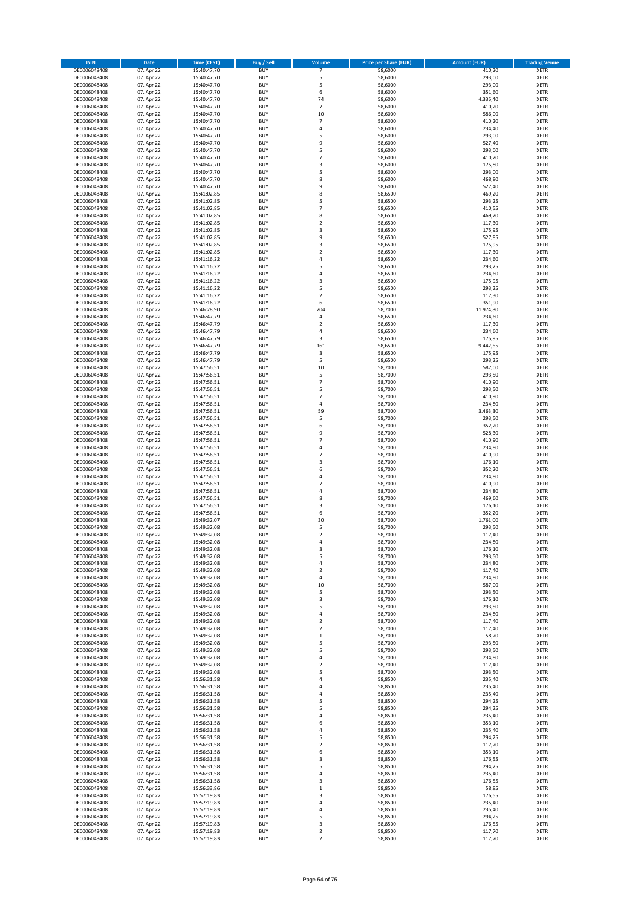| ISIN | Date | Time (CEST) | Buy / Sell | Volume | Price per Share (EUR) | Amount (EUR) | Trading Venue |
|---|---|---|---|---|---|---|---|
| DE0006048408 | 07. Apr 22 | 15:40:47,70 | BUY | 7 | 58,6000 | 410,20 | XETR |
| DE0006048408 | 07. Apr 22 | 15:40:47,70 | BUY | 5 | 58,6000 | 293,00 | XETR |
| DE0006048408 | 07. Apr 22 | 15:40:47,70 | BUY | 5 | 58,6000 | 293,00 | XETR |
| DE0006048408 | 07. Apr 22 | 15:40:47,70 | BUY | 6 | 58,6000 | 351,60 | XETR |
| DE0006048408 | 07. Apr 22 | 15:40:47,70 | BUY | 74 | 58,6000 | 4.336,40 | XETR |
| DE0006048408 | 07. Apr 22 | 15:40:47,70 | BUY | 7 | 58,6000 | 410,20 | XETR |
| DE0006048408 | 07. Apr 22 | 15:40:47,70 | BUY | 10 | 58,6000 | 586,00 | XETR |
| DE0006048408 | 07. Apr 22 | 15:40:47,70 | BUY | 7 | 58,6000 | 410,20 | XETR |
| DE0006048408 | 07. Apr 22 | 15:40:47,70 | BUY | 4 | 58,6000 | 234,40 | XETR |
| DE0006048408 | 07. Apr 22 | 15:40:47,70 | BUY | 5 | 58,6000 | 293,00 | XETR |
| DE0006048408 | 07. Apr 22 | 15:40:47,70 | BUY | 9 | 58,6000 | 527,40 | XETR |
| DE0006048408 | 07. Apr 22 | 15:40:47,70 | BUY | 5 | 58,6000 | 293,00 | XETR |
| DE0006048408 | 07. Apr 22 | 15:40:47,70 | BUY | 7 | 58,6000 | 410,20 | XETR |
| DE0006048408 | 07. Apr 22 | 15:40:47,70 | BUY | 3 | 58,6000 | 175,80 | XETR |
| DE0006048408 | 07. Apr 22 | 15:40:47,70 | BUY | 5 | 58,6000 | 293,00 | XETR |
| DE0006048408 | 07. Apr 22 | 15:40:47,70 | BUY | 8 | 58,6000 | 468,80 | XETR |
| DE0006048408 | 07. Apr 22 | 15:40:47,70 | BUY | 9 | 58,6000 | 527,40 | XETR |
| DE0006048408 | 07. Apr 22 | 15:41:02,85 | BUY | 8 | 58,6500 | 469,20 | XETR |
| DE0006048408 | 07. Apr 22 | 15:41:02,85 | BUY | 5 | 58,6500 | 293,25 | XETR |
| DE0006048408 | 07. Apr 22 | 15:41:02,85 | BUY | 7 | 58,6500 | 410,55 | XETR |
| DE0006048408 | 07. Apr 22 | 15:41:02,85 | BUY | 8 | 58,6500 | 469,20 | XETR |
| DE0006048408 | 07. Apr 22 | 15:41:02,85 | BUY | 2 | 58,6500 | 117,30 | XETR |
| DE0006048408 | 07. Apr 22 | 15:41:02,85 | BUY | 3 | 58,6500 | 175,95 | XETR |
| DE0006048408 | 07. Apr 22 | 15:41:02,85 | BUY | 9 | 58,6500 | 527,85 | XETR |
| DE0006048408 | 07. Apr 22 | 15:41:02,85 | BUY | 3 | 58,6500 | 175,95 | XETR |
| DE0006048408 | 07. Apr 22 | 15:41:02,85 | BUY | 2 | 58,6500 | 117,30 | XETR |
| DE0006048408 | 07. Apr 22 | 15:41:16,22 | BUY | 4 | 58,6500 | 234,60 | XETR |
| DE0006048408 | 07. Apr 22 | 15:41:16,22 | BUY | 5 | 58,6500 | 293,25 | XETR |
| DE0006048408 | 07. Apr 22 | 15:41:16,22 | BUY | 4 | 58,6500 | 234,60 | XETR |
| DE0006048408 | 07. Apr 22 | 15:41:16,22 | BUY | 3 | 58,6500 | 175,95 | XETR |
| DE0006048408 | 07. Apr 22 | 15:41:16,22 | BUY | 5 | 58,6500 | 293,25 | XETR |
| DE0006048408 | 07. Apr 22 | 15:41:16,22 | BUY | 2 | 58,6500 | 117,30 | XETR |
| DE0006048408 | 07. Apr 22 | 15:41:16,22 | BUY | 6 | 58,6500 | 351,90 | XETR |
| DE0006048408 | 07. Apr 22 | 15:46:28,90 | BUY | 204 | 58,7000 | 11.974,80 | XETR |
| DE0006048408 | 07. Apr 22 | 15:46:47,79 | BUY | 4 | 58,6500 | 234,60 | XETR |
| DE0006048408 | 07. Apr 22 | 15:46:47,79 | BUY | 2 | 58,6500 | 117,30 | XETR |
| DE0006048408 | 07. Apr 22 | 15:46:47,79 | BUY | 4 | 58,6500 | 234,60 | XETR |
| DE0006048408 | 07. Apr 22 | 15:46:47,79 | BUY | 3 | 58,6500 | 175,95 | XETR |
| DE0006048408 | 07. Apr 22 | 15:46:47,79 | BUY | 161 | 58,6500 | 9.442,65 | XETR |
| DE0006048408 | 07. Apr 22 | 15:46:47,79 | BUY | 3 | 58,6500 | 175,95 | XETR |
| DE0006048408 | 07. Apr 22 | 15:46:47,79 | BUY | 5 | 58,6500 | 293,25 | XETR |
| DE0006048408 | 07. Apr 22 | 15:47:56,51 | BUY | 10 | 58,7000 | 587,00 | XETR |
| DE0006048408 | 07. Apr 22 | 15:47:56,51 | BUY | 5 | 58,7000 | 293,50 | XETR |
| DE0006048408 | 07. Apr 22 | 15:47:56,51 | BUY | 7 | 58,7000 | 410,90 | XETR |
| DE0006048408 | 07. Apr 22 | 15:47:56,51 | BUY | 5 | 58,7000 | 293,50 | XETR |
| DE0006048408 | 07. Apr 22 | 15:47:56,51 | BUY | 7 | 58,7000 | 410,90 | XETR |
| DE0006048408 | 07. Apr 22 | 15:47:56,51 | BUY | 4 | 58,7000 | 234,80 | XETR |
| DE0006048408 | 07. Apr 22 | 15:47:56,51 | BUY | 59 | 58,7000 | 3.463,30 | XETR |
| DE0006048408 | 07. Apr 22 | 15:47:56,51 | BUY | 5 | 58,7000 | 293,50 | XETR |
| DE0006048408 | 07. Apr 22 | 15:47:56,51 | BUY | 6 | 58,7000 | 352,20 | XETR |
| DE0006048408 | 07. Apr 22 | 15:47:56,51 | BUY | 9 | 58,7000 | 528,30 | XETR |
| DE0006048408 | 07. Apr 22 | 15:47:56,51 | BUY | 7 | 58,7000 | 410,90 | XETR |
| DE0006048408 | 07. Apr 22 | 15:47:56,51 | BUY | 4 | 58,7000 | 234,80 | XETR |
| DE0006048408 | 07. Apr 22 | 15:47:56,51 | BUY | 7 | 58,7000 | 410,90 | XETR |
| DE0006048408 | 07. Apr 22 | 15:47:56,51 | BUY | 3 | 58,7000 | 176,10 | XETR |
| DE0006048408 | 07. Apr 22 | 15:47:56,51 | BUY | 6 | 58,7000 | 352,20 | XETR |
| DE0006048408 | 07. Apr 22 | 15:47:56,51 | BUY | 4 | 58,7000 | 234,80 | XETR |
| DE0006048408 | 07. Apr 22 | 15:47:56,51 | BUY | 7 | 58,7000 | 410,90 | XETR |
| DE0006048408 | 07. Apr 22 | 15:47:56,51 | BUY | 4 | 58,7000 | 234,80 | XETR |
| DE0006048408 | 07. Apr 22 | 15:47:56,51 | BUY | 8 | 58,7000 | 469,60 | XETR |
| DE0006048408 | 07. Apr 22 | 15:47:56,51 | BUY | 3 | 58,7000 | 176,10 | XETR |
| DE0006048408 | 07. Apr 22 | 15:47:56,51 | BUY | 6 | 58,7000 | 352,20 | XETR |
| DE0006048408 | 07. Apr 22 | 15:49:32,07 | BUY | 30 | 58,7000 | 1.761,00 | XETR |
| DE0006048408 | 07. Apr 22 | 15:49:32,08 | BUY | 5 | 58,7000 | 293,50 | XETR |
| DE0006048408 | 07. Apr 22 | 15:49:32,08 | BUY | 2 | 58,7000 | 117,40 | XETR |
| DE0006048408 | 07. Apr 22 | 15:49:32,08 | BUY | 4 | 58,7000 | 234,80 | XETR |
| DE0006048408 | 07. Apr 22 | 15:49:32,08 | BUY | 3 | 58,7000 | 176,10 | XETR |
| DE0006048408 | 07. Apr 22 | 15:49:32,08 | BUY | 5 | 58,7000 | 293,50 | XETR |
| DE0006048408 | 07. Apr 22 | 15:49:32,08 | BUY | 4 | 58,7000 | 234,80 | XETR |
| DE0006048408 | 07. Apr 22 | 15:49:32,08 | BUY | 2 | 58,7000 | 117,40 | XETR |
| DE0006048408 | 07. Apr 22 | 15:49:32,08 | BUY | 4 | 58,7000 | 234,80 | XETR |
| DE0006048408 | 07. Apr 22 | 15:49:32,08 | BUY | 10 | 58,7000 | 587,00 | XETR |
| DE0006048408 | 07. Apr 22 | 15:49:32,08 | BUY | 5 | 58,7000 | 293,50 | XETR |
| DE0006048408 | 07. Apr 22 | 15:49:32,08 | BUY | 3 | 58,7000 | 176,10 | XETR |
| DE0006048408 | 07. Apr 22 | 15:49:32,08 | BUY | 5 | 58,7000 | 293,50 | XETR |
| DE0006048408 | 07. Apr 22 | 15:49:32,08 | BUY | 4 | 58,7000 | 234,80 | XETR |
| DE0006048408 | 07. Apr 22 | 15:49:32,08 | BUY | 2 | 58,7000 | 117,40 | XETR |
| DE0006048408 | 07. Apr 22 | 15:49:32,08 | BUY | 2 | 58,7000 | 117,40 | XETR |
| DE0006048408 | 07. Apr 22 | 15:49:32,08 | BUY | 1 | 58,7000 | 58,70 | XETR |
| DE0006048408 | 07. Apr 22 | 15:49:32,08 | BUY | 5 | 58,7000 | 293,50 | XETR |
| DE0006048408 | 07. Apr 22 | 15:49:32,08 | BUY | 5 | 58,7000 | 293,50 | XETR |
| DE0006048408 | 07. Apr 22 | 15:49:32,08 | BUY | 4 | 58,7000 | 234,80 | XETR |
| DE0006048408 | 07. Apr 22 | 15:49:32,08 | BUY | 2 | 58,7000 | 117,40 | XETR |
| DE0006048408 | 07. Apr 22 | 15:49:32,08 | BUY | 5 | 58,7000 | 293,50 | XETR |
| DE0006048408 | 07. Apr 22 | 15:56:31,58 | BUY | 4 | 58,8500 | 235,40 | XETR |
| DE0006048408 | 07. Apr 22 | 15:56:31,58 | BUY | 4 | 58,8500 | 235,40 | XETR |
| DE0006048408 | 07. Apr 22 | 15:56:31,58 | BUY | 4 | 58,8500 | 235,40 | XETR |
| DE0006048408 | 07. Apr 22 | 15:56:31,58 | BUY | 5 | 58,8500 | 294,25 | XETR |
| DE0006048408 | 07. Apr 22 | 15:56:31,58 | BUY | 5 | 58,8500 | 294,25 | XETR |
| DE0006048408 | 07. Apr 22 | 15:56:31,58 | BUY | 4 | 58,8500 | 235,40 | XETR |
| DE0006048408 | 07. Apr 22 | 15:56:31,58 | BUY | 6 | 58,8500 | 353,10 | XETR |
| DE0006048408 | 07. Apr 22 | 15:56:31,58 | BUY | 4 | 58,8500 | 235,40 | XETR |
| DE0006048408 | 07. Apr 22 | 15:56:31,58 | BUY | 5 | 58,8500 | 294,25 | XETR |
| DE0006048408 | 07. Apr 22 | 15:56:31,58 | BUY | 2 | 58,8500 | 117,70 | XETR |
| DE0006048408 | 07. Apr 22 | 15:56:31,58 | BUY | 6 | 58,8500 | 353,10 | XETR |
| DE0006048408 | 07. Apr 22 | 15:56:31,58 | BUY | 3 | 58,8500 | 176,55 | XETR |
| DE0006048408 | 07. Apr 22 | 15:56:31,58 | BUY | 5 | 58,8500 | 294,25 | XETR |
| DE0006048408 | 07. Apr 22 | 15:56:31,58 | BUY | 4 | 58,8500 | 235,40 | XETR |
| DE0006048408 | 07. Apr 22 | 15:56:31,58 | BUY | 3 | 58,8500 | 176,55 | XETR |
| DE0006048408 | 07. Apr 22 | 15:56:33,86 | BUY | 1 | 58,8500 | 58,85 | XETR |
| DE0006048408 | 07. Apr 22 | 15:57:19,83 | BUY | 3 | 58,8500 | 176,55 | XETR |
| DE0006048408 | 07. Apr 22 | 15:57:19,83 | BUY | 4 | 58,8500 | 235,40 | XETR |
| DE0006048408 | 07. Apr 22 | 15:57:19,83 | BUY | 4 | 58,8500 | 235,40 | XETR |
| DE0006048408 | 07. Apr 22 | 15:57:19,83 | BUY | 5 | 58,8500 | 294,25 | XETR |
| DE0006048408 | 07. Apr 22 | 15:57:19,83 | BUY | 3 | 58,8500 | 176,55 | XETR |
| DE0006048408 | 07. Apr 22 | 15:57:19,83 | BUY | 2 | 58,8500 | 117,70 | XETR |
| DE0006048408 | 07. Apr 22 | 15:57:19,83 | BUY | 2 | 58,8500 | 117,70 | XETR |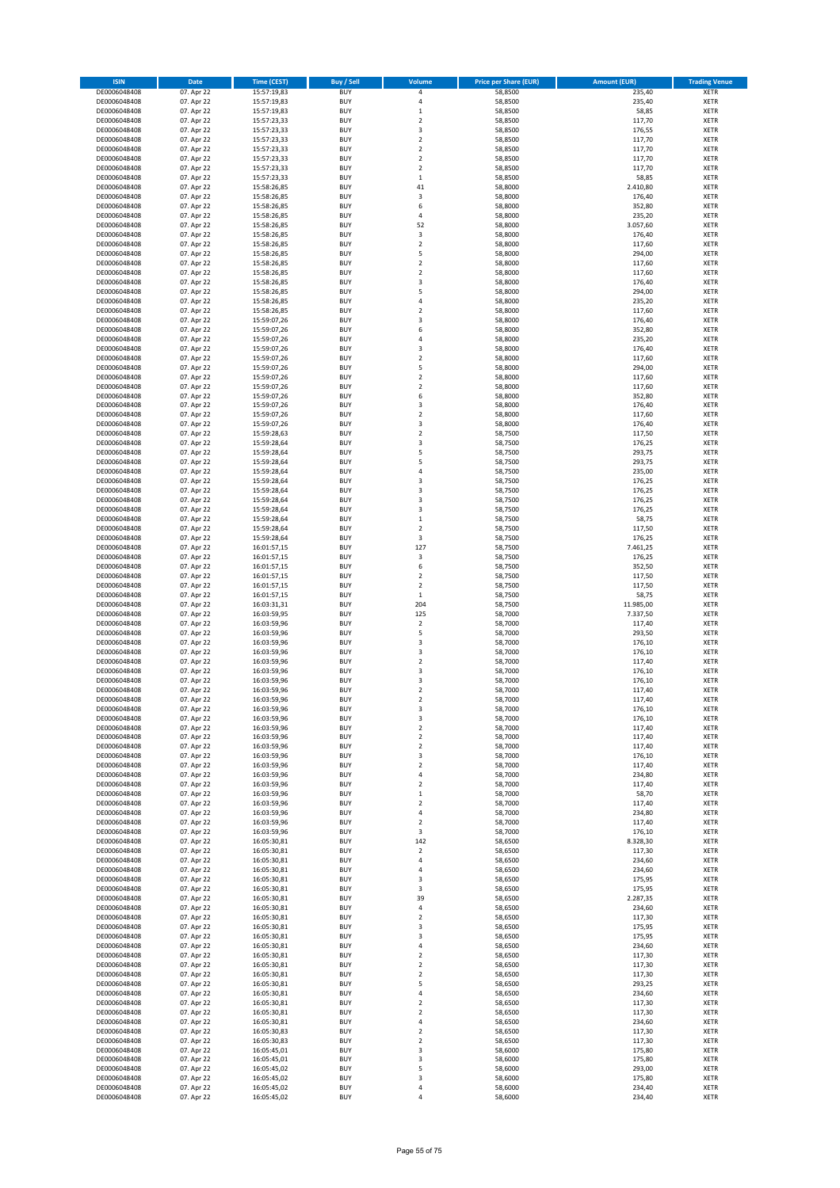| ISIN | Date | Time (CEST) | Buy / Sell | Volume | Price per Share (EUR) | Amount (EUR) | Trading Venue |
|---|---|---|---|---|---|---|---|
| DE0006048408 | 07. Apr 22 | 15:57:19,83 | BUY | 4 | 58,8500 | 235,40 | XETR |
| DE0006048408 | 07. Apr 22 | 15:57:19,83 | BUY | 4 | 58,8500 | 235,40 | XETR |
| DE0006048408 | 07. Apr 22 | 15:57:19,83 | BUY | 1 | 58,8500 | 58,85 | XETR |
| DE0006048408 | 07. Apr 22 | 15:57:23,33 | BUY | 2 | 58,8500 | 117,70 | XETR |
| DE0006048408 | 07. Apr 22 | 15:57:23,33 | BUY | 3 | 58,8500 | 176,55 | XETR |
| DE0006048408 | 07. Apr 22 | 15:57:23,33 | BUY | 2 | 58,8500 | 117,70 | XETR |
| DE0006048408 | 07. Apr 22 | 15:57:23,33 | BUY | 2 | 58,8500 | 117,70 | XETR |
| DE0006048408 | 07. Apr 22 | 15:57:23,33 | BUY | 2 | 58,8500 | 117,70 | XETR |
| DE0006048408 | 07. Apr 22 | 15:57:23,33 | BUY | 2 | 58,8500 | 117,70 | XETR |
| DE0006048408 | 07. Apr 22 | 15:57:23,33 | BUY | 1 | 58,8500 | 58,85 | XETR |
| DE0006048408 | 07. Apr 22 | 15:58:26,85 | BUY | 41 | 58,8000 | 2.410,80 | XETR |
| DE0006048408 | 07. Apr 22 | 15:58:26,85 | BUY | 3 | 58,8000 | 176,40 | XETR |
| DE0006048408 | 07. Apr 22 | 15:58:26,85 | BUY | 6 | 58,8000 | 352,80 | XETR |
| DE0006048408 | 07. Apr 22 | 15:58:26,85 | BUY | 4 | 58,8000 | 235,20 | XETR |
| DE0006048408 | 07. Apr 22 | 15:58:26,85 | BUY | 52 | 58,8000 | 3.057,60 | XETR |
| DE0006048408 | 07. Apr 22 | 15:58:26,85 | BUY | 3 | 58,8000 | 176,40 | XETR |
| DE0006048408 | 07. Apr 22 | 15:58:26,85 | BUY | 2 | 58,8000 | 117,60 | XETR |
| DE0006048408 | 07. Apr 22 | 15:58:26,85 | BUY | 5 | 58,8000 | 294,00 | XETR |
| DE0006048408 | 07. Apr 22 | 15:58:26,85 | BUY | 2 | 58,8000 | 117,60 | XETR |
| DE0006048408 | 07. Apr 22 | 15:58:26,85 | BUY | 2 | 58,8000 | 117,60 | XETR |
| DE0006048408 | 07. Apr 22 | 15:58:26,85 | BUY | 3 | 58,8000 | 176,40 | XETR |
| DE0006048408 | 07. Apr 22 | 15:58:26,85 | BUY | 5 | 58,8000 | 294,00 | XETR |
| DE0006048408 | 07. Apr 22 | 15:58:26,85 | BUY | 4 | 58,8000 | 235,20 | XETR |
| DE0006048408 | 07. Apr 22 | 15:58:26,85 | BUY | 2 | 58,8000 | 117,60 | XETR |
| DE0006048408 | 07. Apr 22 | 15:59:07,26 | BUY | 3 | 58,8000 | 176,40 | XETR |
| DE0006048408 | 07. Apr 22 | 15:59:07,26 | BUY | 6 | 58,8000 | 352,80 | XETR |
| DE0006048408 | 07. Apr 22 | 15:59:07,26 | BUY | 4 | 58,8000 | 235,20 | XETR |
| DE0006048408 | 07. Apr 22 | 15:59:07,26 | BUY | 3 | 58,8000 | 176,40 | XETR |
| DE0006048408 | 07. Apr 22 | 15:59:07,26 | BUY | 2 | 58,8000 | 117,60 | XETR |
| DE0006048408 | 07. Apr 22 | 15:59:07,26 | BUY | 5 | 58,8000 | 294,00 | XETR |
| DE0006048408 | 07. Apr 22 | 15:59:07,26 | BUY | 2 | 58,8000 | 117,60 | XETR |
| DE0006048408 | 07. Apr 22 | 15:59:07,26 | BUY | 2 | 58,8000 | 117,60 | XETR |
| DE0006048408 | 07. Apr 22 | 15:59:07,26 | BUY | 6 | 58,8000 | 352,80 | XETR |
| DE0006048408 | 07. Apr 22 | 15:59:07,26 | BUY | 3 | 58,8000 | 176,40 | XETR |
| DE0006048408 | 07. Apr 22 | 15:59:07,26 | BUY | 2 | 58,8000 | 117,60 | XETR |
| DE0006048408 | 07. Apr 22 | 15:59:07,26 | BUY | 3 | 58,8000 | 176,40 | XETR |
| DE0006048408 | 07. Apr 22 | 15:59:28,63 | BUY | 2 | 58,7500 | 117,50 | XETR |
| DE0006048408 | 07. Apr 22 | 15:59:28,64 | BUY | 3 | 58,7500 | 176,25 | XETR |
| DE0006048408 | 07. Apr 22 | 15:59:28,64 | BUY | 5 | 58,7500 | 293,75 | XETR |
| DE0006048408 | 07. Apr 22 | 15:59:28,64 | BUY | 5 | 58,7500 | 293,75 | XETR |
| DE0006048408 | 07. Apr 22 | 15:59:28,64 | BUY | 4 | 58,7500 | 235,00 | XETR |
| DE0006048408 | 07. Apr 22 | 15:59:28,64 | BUY | 3 | 58,7500 | 176,25 | XETR |
| DE0006048408 | 07. Apr 22 | 15:59:28,64 | BUY | 3 | 58,7500 | 176,25 | XETR |
| DE0006048408 | 07. Apr 22 | 15:59:28,64 | BUY | 3 | 58,7500 | 176,25 | XETR |
| DE0006048408 | 07. Apr 22 | 15:59:28,64 | BUY | 3 | 58,7500 | 176,25 | XETR |
| DE0006048408 | 07. Apr 22 | 15:59:28,64 | BUY | 1 | 58,7500 | 58,75 | XETR |
| DE0006048408 | 07. Apr 22 | 15:59:28,64 | BUY | 2 | 58,7500 | 117,50 | XETR |
| DE0006048408 | 07. Apr 22 | 15:59:28,64 | BUY | 3 | 58,7500 | 176,25 | XETR |
| DE0006048408 | 07. Apr 22 | 16:01:57,15 | BUY | 127 | 58,7500 | 7.461,25 | XETR |
| DE0006048408 | 07. Apr 22 | 16:01:57,15 | BUY | 3 | 58,7500 | 176,25 | XETR |
| DE0006048408 | 07. Apr 22 | 16:01:57,15 | BUY | 6 | 58,7500 | 352,50 | XETR |
| DE0006048408 | 07. Apr 22 | 16:01:57,15 | BUY | 2 | 58,7500 | 117,50 | XETR |
| DE0006048408 | 07. Apr 22 | 16:01:57,15 | BUY | 2 | 58,7500 | 117,50 | XETR |
| DE0006048408 | 07. Apr 22 | 16:01:57,15 | BUY | 1 | 58,7500 | 58,75 | XETR |
| DE0006048408 | 07. Apr 22 | 16:03:31,31 | BUY | 204 | 58,7500 | 11.985,00 | XETR |
| DE0006048408 | 07. Apr 22 | 16:03:59,95 | BUY | 125 | 58,7000 | 7.337,50 | XETR |
| DE0006048408 | 07. Apr 22 | 16:03:59,96 | BUY | 2 | 58,7000 | 117,40 | XETR |
| DE0006048408 | 07. Apr 22 | 16:03:59,96 | BUY | 5 | 58,7000 | 293,50 | XETR |
| DE0006048408 | 07. Apr 22 | 16:03:59,96 | BUY | 3 | 58,7000 | 176,10 | XETR |
| DE0006048408 | 07. Apr 22 | 16:03:59,96 | BUY | 3 | 58,7000 | 176,10 | XETR |
| DE0006048408 | 07. Apr 22 | 16:03:59,96 | BUY | 2 | 58,7000 | 117,40 | XETR |
| DE0006048408 | 07. Apr 22 | 16:03:59,96 | BUY | 3 | 58,7000 | 176,10 | XETR |
| DE0006048408 | 07. Apr 22 | 16:03:59,96 | BUY | 3 | 58,7000 | 176,10 | XETR |
| DE0006048408 | 07. Apr 22 | 16:03:59,96 | BUY | 2 | 58,7000 | 117,40 | XETR |
| DE0006048408 | 07. Apr 22 | 16:03:59,96 | BUY | 2 | 58,7000 | 117,40 | XETR |
| DE0006048408 | 07. Apr 22 | 16:03:59,96 | BUY | 3 | 58,7000 | 176,10 | XETR |
| DE0006048408 | 07. Apr 22 | 16:03:59,96 | BUY | 3 | 58,7000 | 176,10 | XETR |
| DE0006048408 | 07. Apr 22 | 16:03:59,96 | BUY | 2 | 58,7000 | 117,40 | XETR |
| DE0006048408 | 07. Apr 22 | 16:03:59,96 | BUY | 2 | 58,7000 | 117,40 | XETR |
| DE0006048408 | 07. Apr 22 | 16:03:59,96 | BUY | 2 | 58,7000 | 117,40 | XETR |
| DE0006048408 | 07. Apr 22 | 16:03:59,96 | BUY | 3 | 58,7000 | 176,10 | XETR |
| DE0006048408 | 07. Apr 22 | 16:03:59,96 | BUY | 2 | 58,7000 | 117,40 | XETR |
| DE0006048408 | 07. Apr 22 | 16:03:59,96 | BUY | 4 | 58,7000 | 234,80 | XETR |
| DE0006048408 | 07. Apr 22 | 16:03:59,96 | BUY | 2 | 58,7000 | 117,40 | XETR |
| DE0006048408 | 07. Apr 22 | 16:03:59,96 | BUY | 1 | 58,7000 | 58,70 | XETR |
| DE0006048408 | 07. Apr 22 | 16:03:59,96 | BUY | 2 | 58,7000 | 117,40 | XETR |
| DE0006048408 | 07. Apr 22 | 16:03:59,96 | BUY | 4 | 58,7000 | 234,80 | XETR |
| DE0006048408 | 07. Apr 22 | 16:03:59,96 | BUY | 2 | 58,7000 | 117,40 | XETR |
| DE0006048408 | 07. Apr 22 | 16:03:59,96 | BUY | 3 | 58,7000 | 176,10 | XETR |
| DE0006048408 | 07. Apr 22 | 16:05:30,81 | BUY | 142 | 58,6500 | 8.328,30 | XETR |
| DE0006048408 | 07. Apr 22 | 16:05:30,81 | BUY | 2 | 58,6500 | 117,30 | XETR |
| DE0006048408 | 07. Apr 22 | 16:05:30,81 | BUY | 4 | 58,6500 | 234,60 | XETR |
| DE0006048408 | 07. Apr 22 | 16:05:30,81 | BUY | 4 | 58,6500 | 234,60 | XETR |
| DE0006048408 | 07. Apr 22 | 16:05:30,81 | BUY | 3 | 58,6500 | 175,95 | XETR |
| DE0006048408 | 07. Apr 22 | 16:05:30,81 | BUY | 3 | 58,6500 | 175,95 | XETR |
| DE0006048408 | 07. Apr 22 | 16:05:30,81 | BUY | 39 | 58,6500 | 2.287,35 | XETR |
| DE0006048408 | 07. Apr 22 | 16:05:30,81 | BUY | 4 | 58,6500 | 234,60 | XETR |
| DE0006048408 | 07. Apr 22 | 16:05:30,81 | BUY | 2 | 58,6500 | 117,30 | XETR |
| DE0006048408 | 07. Apr 22 | 16:05:30,81 | BUY | 3 | 58,6500 | 175,95 | XETR |
| DE0006048408 | 07. Apr 22 | 16:05:30,81 | BUY | 3 | 58,6500 | 175,95 | XETR |
| DE0006048408 | 07. Apr 22 | 16:05:30,81 | BUY | 4 | 58,6500 | 234,60 | XETR |
| DE0006048408 | 07. Apr 22 | 16:05:30,81 | BUY | 2 | 58,6500 | 117,30 | XETR |
| DE0006048408 | 07. Apr 22 | 16:05:30,81 | BUY | 2 | 58,6500 | 117,30 | XETR |
| DE0006048408 | 07. Apr 22 | 16:05:30,81 | BUY | 2 | 58,6500 | 117,30 | XETR |
| DE0006048408 | 07. Apr 22 | 16:05:30,81 | BUY | 5 | 58,6500 | 293,25 | XETR |
| DE0006048408 | 07. Apr 22 | 16:05:30,81 | BUY | 4 | 58,6500 | 234,60 | XETR |
| DE0006048408 | 07. Apr 22 | 16:05:30,81 | BUY | 2 | 58,6500 | 117,30 | XETR |
| DE0006048408 | 07. Apr 22 | 16:05:30,81 | BUY | 2 | 58,6500 | 117,30 | XETR |
| DE0006048408 | 07. Apr 22 | 16:05:30,81 | BUY | 4 | 58,6500 | 234,60 | XETR |
| DE0006048408 | 07. Apr 22 | 16:05:30,83 | BUY | 2 | 58,6500 | 117,30 | XETR |
| DE0006048408 | 07. Apr 22 | 16:05:30,83 | BUY | 2 | 58,6500 | 117,30 | XETR |
| DE0006048408 | 07. Apr 22 | 16:05:45,01 | BUY | 3 | 58,6000 | 175,80 | XETR |
| DE0006048408 | 07. Apr 22 | 16:05:45,01 | BUY | 3 | 58,6000 | 175,80 | XETR |
| DE0006048408 | 07. Apr 22 | 16:05:45,02 | BUY | 5 | 58,6000 | 293,00 | XETR |
| DE0006048408 | 07. Apr 22 | 16:05:45,02 | BUY | 3 | 58,6000 | 175,80 | XETR |
| DE0006048408 | 07. Apr 22 | 16:05:45,02 | BUY | 4 | 58,6000 | 234,40 | XETR |
| DE0006048408 | 07. Apr 22 | 16:05:45,02 | BUY | 4 | 58,6000 | 234,40 | XETR |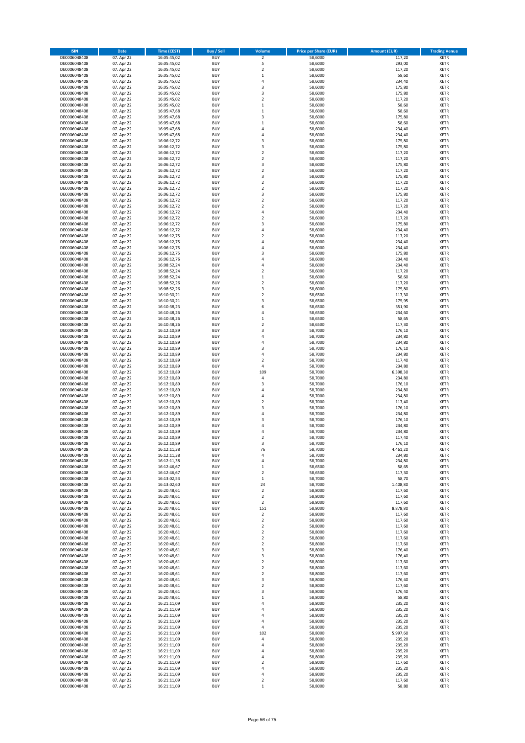| ISIN | Date | Time (CEST) | Buy / Sell | Volume | Price per Share (EUR) | Amount (EUR) | Trading Venue |
|---|---|---|---|---|---|---|---|
| DE0006048408 | 07. Apr 22 | 16:05:45,02 | BUY | 2 | 58,6000 | 117,20 | XETR |
| DE0006048408 | 07. Apr 22 | 16:05:45,02 | BUY | 5 | 58,6000 | 293,00 | XETR |
| DE0006048408 | 07. Apr 22 | 16:05:45,02 | BUY | 2 | 58,6000 | 117,20 | XETR |
| DE0006048408 | 07. Apr 22 | 16:05:45,02 | BUY | 1 | 58,6000 | 58,60 | XETR |
| DE0006048408 | 07. Apr 22 | 16:05:45,02 | BUY | 4 | 58,6000 | 234,40 | XETR |
| DE0006048408 | 07. Apr 22 | 16:05:45,02 | BUY | 3 | 58,6000 | 175,80 | XETR |
| DE0006048408 | 07. Apr 22 | 16:05:45,02 | BUY | 3 | 58,6000 | 175,80 | XETR |
| DE0006048408 | 07. Apr 22 | 16:05:45,02 | BUY | 2 | 58,6000 | 117,20 | XETR |
| DE0006048408 | 07. Apr 22 | 16:05:45,02 | BUY | 1 | 58,6000 | 58,60 | XETR |
| DE0006048408 | 07. Apr 22 | 16:05:47,68 | BUY | 1 | 58,6000 | 58,60 | XETR |
| DE0006048408 | 07. Apr 22 | 16:05:47,68 | BUY | 3 | 58,6000 | 175,80 | XETR |
| DE0006048408 | 07. Apr 22 | 16:05:47,68 | BUY | 1 | 58,6000 | 58,60 | XETR |
| DE0006048408 | 07. Apr 22 | 16:05:47,68 | BUY | 4 | 58,6000 | 234,40 | XETR |
| DE0006048408 | 07. Apr 22 | 16:05:47,68 | BUY | 4 | 58,6000 | 234,40 | XETR |
| DE0006048408 | 07. Apr 22 | 16:06:12,72 | BUY | 3 | 58,6000 | 175,80 | XETR |
| DE0006048408 | 07. Apr 22 | 16:06:12,72 | BUY | 3 | 58,6000 | 175,80 | XETR |
| DE0006048408 | 07. Apr 22 | 16:06:12,72 | BUY | 2 | 58,6000 | 117,20 | XETR |
| DE0006048408 | 07. Apr 22 | 16:06:12,72 | BUY | 2 | 58,6000 | 117,20 | XETR |
| DE0006048408 | 07. Apr 22 | 16:06:12,72 | BUY | 3 | 58,6000 | 175,80 | XETR |
| DE0006048408 | 07. Apr 22 | 16:06:12,72 | BUY | 2 | 58,6000 | 117,20 | XETR |
| DE0006048408 | 07. Apr 22 | 16:06:12,72 | BUY | 3 | 58,6000 | 175,80 | XETR |
| DE0006048408 | 07. Apr 22 | 16:06:12,72 | BUY | 2 | 58,6000 | 117,20 | XETR |
| DE0006048408 | 07. Apr 22 | 16:06:12,72 | BUY | 2 | 58,6000 | 117,20 | XETR |
| DE0006048408 | 07. Apr 22 | 16:06:12,72 | BUY | 3 | 58,6000 | 175,80 | XETR |
| DE0006048408 | 07. Apr 22 | 16:06:12,72 | BUY | 2 | 58,6000 | 117,20 | XETR |
| DE0006048408 | 07. Apr 22 | 16:06:12,72 | BUY | 2 | 58,6000 | 117,20 | XETR |
| DE0006048408 | 07. Apr 22 | 16:06:12,72 | BUY | 4 | 58,6000 | 234,40 | XETR |
| DE0006048408 | 07. Apr 22 | 16:06:12,72 | BUY | 2 | 58,6000 | 117,20 | XETR |
| DE0006048408 | 07. Apr 22 | 16:06:12,72 | BUY | 3 | 58,6000 | 175,80 | XETR |
| DE0006048408 | 07. Apr 22 | 16:06:12,72 | BUY | 4 | 58,6000 | 234,40 | XETR |
| DE0006048408 | 07. Apr 22 | 16:06:12,75 | BUY | 2 | 58,6000 | 117,20 | XETR |
| DE0006048408 | 07. Apr 22 | 16:06:12,75 | BUY | 4 | 58,6000 | 234,40 | XETR |
| DE0006048408 | 07. Apr 22 | 16:06:12,75 | BUY | 4 | 58,6000 | 234,40 | XETR |
| DE0006048408 | 07. Apr 22 | 16:06:12,75 | BUY | 3 | 58,6000 | 175,80 | XETR |
| DE0006048408 | 07. Apr 22 | 16:06:12,76 | BUY | 4 | 58,6000 | 234,40 | XETR |
| DE0006048408 | 07. Apr 22 | 16:08:52,24 | BUY | 4 | 58,6000 | 234,40 | XETR |
| DE0006048408 | 07. Apr 22 | 16:08:52,24 | BUY | 2 | 58,6000 | 117,20 | XETR |
| DE0006048408 | 07. Apr 22 | 16:08:52,24 | BUY | 1 | 58,6000 | 58,60 | XETR |
| DE0006048408 | 07. Apr 22 | 16:08:52,26 | BUY | 2 | 58,6000 | 117,20 | XETR |
| DE0006048408 | 07. Apr 22 | 16:08:52,26 | BUY | 3 | 58,6000 | 175,80 | XETR |
| DE0006048408 | 07. Apr 22 | 16:10:30,21 | BUY | 2 | 58,6500 | 117,30 | XETR |
| DE0006048408 | 07. Apr 22 | 16:10:30,21 | BUY | 3 | 58,6500 | 175,95 | XETR |
| DE0006048408 | 07. Apr 22 | 16:10:38,23 | BUY | 6 | 58,6500 | 351,90 | XETR |
| DE0006048408 | 07. Apr 22 | 16:10:48,26 | BUY | 4 | 58,6500 | 234,60 | XETR |
| DE0006048408 | 07. Apr 22 | 16:10:48,26 | BUY | 1 | 58,6500 | 58,65 | XETR |
| DE0006048408 | 07. Apr 22 | 16:10:48,26 | BUY | 2 | 58,6500 | 117,30 | XETR |
| DE0006048408 | 07. Apr 22 | 16:12:10,89 | BUY | 3 | 58,7000 | 176,10 | XETR |
| DE0006048408 | 07. Apr 22 | 16:12:10,89 | BUY | 4 | 58,7000 | 234,80 | XETR |
| DE0006048408 | 07. Apr 22 | 16:12:10,89 | BUY | 4 | 58,7000 | 234,80 | XETR |
| DE0006048408 | 07. Apr 22 | 16:12:10,89 | BUY | 3 | 58,7000 | 176,10 | XETR |
| DE0006048408 | 07. Apr 22 | 16:12:10,89 | BUY | 4 | 58,7000 | 234,80 | XETR |
| DE0006048408 | 07. Apr 22 | 16:12:10,89 | BUY | 2 | 58,7000 | 117,40 | XETR |
| DE0006048408 | 07. Apr 22 | 16:12:10,89 | BUY | 4 | 58,7000 | 234,80 | XETR |
| DE0006048408 | 07. Apr 22 | 16:12:10,89 | BUY | 109 | 58,7000 | 6.398,30 | XETR |
| DE0006048408 | 07. Apr 22 | 16:12:10,89 | BUY | 4 | 58,7000 | 234,80 | XETR |
| DE0006048408 | 07. Apr 22 | 16:12:10,89 | BUY | 3 | 58,7000 | 176,10 | XETR |
| DE0006048408 | 07. Apr 22 | 16:12:10,89 | BUY | 4 | 58,7000 | 234,80 | XETR |
| DE0006048408 | 07. Apr 22 | 16:12:10,89 | BUY | 4 | 58,7000 | 234,80 | XETR |
| DE0006048408 | 07. Apr 22 | 16:12:10,89 | BUY | 2 | 58,7000 | 117,40 | XETR |
| DE0006048408 | 07. Apr 22 | 16:12:10,89 | BUY | 3 | 58,7000 | 176,10 | XETR |
| DE0006048408 | 07. Apr 22 | 16:12:10,89 | BUY | 4 | 58,7000 | 234,80 | XETR |
| DE0006048408 | 07. Apr 22 | 16:12:10,89 | BUY | 3 | 58,7000 | 176,10 | XETR |
| DE0006048408 | 07. Apr 22 | 16:12:10,89 | BUY | 4 | 58,7000 | 234,80 | XETR |
| DE0006048408 | 07. Apr 22 | 16:12:10,89 | BUY | 4 | 58,7000 | 234,80 | XETR |
| DE0006048408 | 07. Apr 22 | 16:12:10,89 | BUY | 2 | 58,7000 | 117,40 | XETR |
| DE0006048408 | 07. Apr 22 | 16:12:10,89 | BUY | 3 | 58,7000 | 176,10 | XETR |
| DE0006048408 | 07. Apr 22 | 16:12:11,38 | BUY | 76 | 58,7000 | 4.461,20 | XETR |
| DE0006048408 | 07. Apr 22 | 16:12:11,38 | BUY | 4 | 58,7000 | 234,80 | XETR |
| DE0006048408 | 07. Apr 22 | 16:12:11,38 | BUY | 4 | 58,7000 | 234,80 | XETR |
| DE0006048408 | 07. Apr 22 | 16:12:46,67 | BUY | 1 | 58,6500 | 58,65 | XETR |
| DE0006048408 | 07. Apr 22 | 16:12:46,67 | BUY | 2 | 58,6500 | 117,30 | XETR |
| DE0006048408 | 07. Apr 22 | 16:13:02,53 | BUY | 1 | 58,7000 | 58,70 | XETR |
| DE0006048408 | 07. Apr 22 | 16:13:02,60 | BUY | 24 | 58,7000 | 1.408,80 | XETR |
| DE0006048408 | 07. Apr 22 | 16:20:48,61 | BUY | 2 | 58,8000 | 117,60 | XETR |
| DE0006048408 | 07. Apr 22 | 16:20:48,61 | BUY | 2 | 58,8000 | 117,60 | XETR |
| DE0006048408 | 07. Apr 22 | 16:20:48,61 | BUY | 2 | 58,8000 | 117,60 | XETR |
| DE0006048408 | 07. Apr 22 | 16:20:48,61 | BUY | 151 | 58,8000 | 8.878,80 | XETR |
| DE0006048408 | 07. Apr 22 | 16:20:48,61 | BUY | 2 | 58,8000 | 117,60 | XETR |
| DE0006048408 | 07. Apr 22 | 16:20:48,61 | BUY | 2 | 58,8000 | 117,60 | XETR |
| DE0006048408 | 07. Apr 22 | 16:20:48,61 | BUY | 2 | 58,8000 | 117,60 | XETR |
| DE0006048408 | 07. Apr 22 | 16:20:48,61 | BUY | 2 | 58,8000 | 117,60 | XETR |
| DE0006048408 | 07. Apr 22 | 16:20:48,61 | BUY | 2 | 58,8000 | 117,60 | XETR |
| DE0006048408 | 07. Apr 22 | 16:20:48,61 | BUY | 2 | 58,8000 | 117,60 | XETR |
| DE0006048408 | 07. Apr 22 | 16:20:48,61 | BUY | 3 | 58,8000 | 176,40 | XETR |
| DE0006048408 | 07. Apr 22 | 16:20:48,61 | BUY | 3 | 58,8000 | 176,40 | XETR |
| DE0006048408 | 07. Apr 22 | 16:20:48,61 | BUY | 2 | 58,8000 | 117,60 | XETR |
| DE0006048408 | 07. Apr 22 | 16:20:48,61 | BUY | 2 | 58,8000 | 117,60 | XETR |
| DE0006048408 | 07. Apr 22 | 16:20:48,61 | BUY | 2 | 58,8000 | 117,60 | XETR |
| DE0006048408 | 07. Apr 22 | 16:20:48,61 | BUY | 3 | 58,8000 | 176,40 | XETR |
| DE0006048408 | 07. Apr 22 | 16:20:48,61 | BUY | 2 | 58,8000 | 117,60 | XETR |
| DE0006048408 | 07. Apr 22 | 16:20:48,61 | BUY | 3 | 58,8000 | 176,40 | XETR |
| DE0006048408 | 07. Apr 22 | 16:20:48,61 | BUY | 1 | 58,8000 | 58,80 | XETR |
| DE0006048408 | 07. Apr 22 | 16:21:11,09 | BUY | 4 | 58,8000 | 235,20 | XETR |
| DE0006048408 | 07. Apr 22 | 16:21:11,09 | BUY | 4 | 58,8000 | 235,20 | XETR |
| DE0006048408 | 07. Apr 22 | 16:21:11,09 | BUY | 4 | 58,8000 | 235,20 | XETR |
| DE0006048408 | 07. Apr 22 | 16:21:11,09 | BUY | 4 | 58,8000 | 235,20 | XETR |
| DE0006048408 | 07. Apr 22 | 16:21:11,09 | BUY | 4 | 58,8000 | 235,20 | XETR |
| DE0006048408 | 07. Apr 22 | 16:21:11,09 | BUY | 102 | 58,8000 | 5.997,60 | XETR |
| DE0006048408 | 07. Apr 22 | 16:21:11,09 | BUY | 4 | 58,8000 | 235,20 | XETR |
| DE0006048408 | 07. Apr 22 | 16:21:11,09 | BUY | 4 | 58,8000 | 235,20 | XETR |
| DE0006048408 | 07. Apr 22 | 16:21:11,09 | BUY | 4 | 58,8000 | 235,20 | XETR |
| DE0006048408 | 07. Apr 22 | 16:21:11,09 | BUY | 4 | 58,8000 | 235,20 | XETR |
| DE0006048408 | 07. Apr 22 | 16:21:11,09 | BUY | 2 | 58,8000 | 117,60 | XETR |
| DE0006048408 | 07. Apr 22 | 16:21:11,09 | BUY | 4 | 58,8000 | 235,20 | XETR |
| DE0006048408 | 07. Apr 22 | 16:21:11,09 | BUY | 4 | 58,8000 | 235,20 | XETR |
| DE0006048408 | 07. Apr 22 | 16:21:11,09 | BUY | 2 | 58,8000 | 117,60 | XETR |
| DE0006048408 | 07. Apr 22 | 16:21:11,09 | BUY | 1 | 58,8000 | 58,80 | XETR |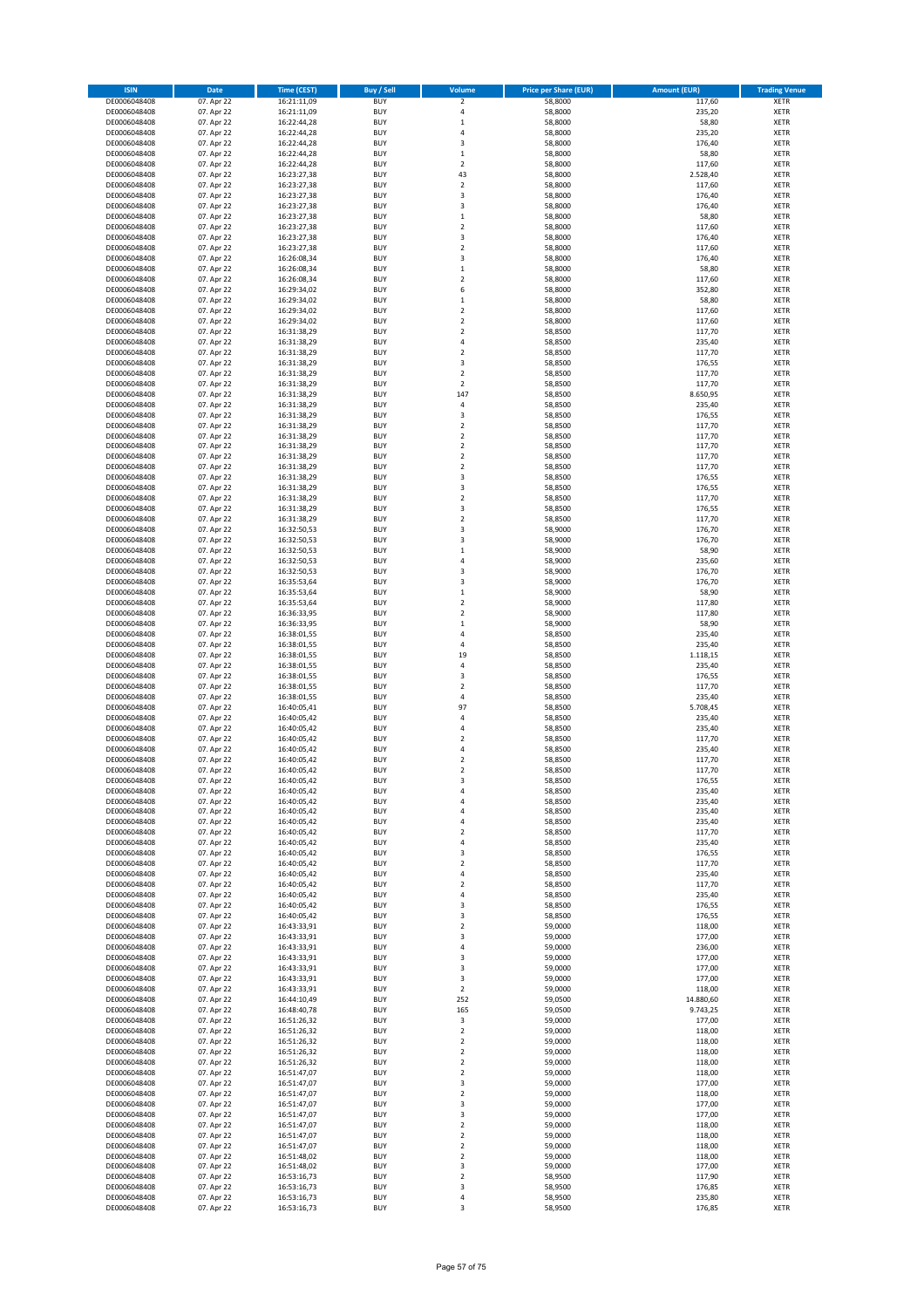| ISIN | Date | Time (CEST) | Buy / Sell | Volume | Price per Share (EUR) | Amount (EUR) | Trading Venue |
|---|---|---|---|---|---|---|---|
| DE0006048408 | 07. Apr 22 | 16:21:11,09 | BUY | 2 | 58,8000 | 117,60 | XETR |
| DE0006048408 | 07. Apr 22 | 16:21:11,09 | BUY | 4 | 58,8000 | 235,20 | XETR |
| DE0006048408 | 07. Apr 22 | 16:22:44,28 | BUY | 1 | 58,8000 | 58,80 | XETR |
| DE0006048408 | 07. Apr 22 | 16:22:44,28 | BUY | 4 | 58,8000 | 235,20 | XETR |
| DE0006048408 | 07. Apr 22 | 16:22:44,28 | BUY | 3 | 58,8000 | 176,40 | XETR |
| DE0006048408 | 07. Apr 22 | 16:22:44,28 | BUY | 1 | 58,8000 | 58,80 | XETR |
| DE0006048408 | 07. Apr 22 | 16:22:44,28 | BUY | 2 | 58,8000 | 117,60 | XETR |
| DE0006048408 | 07. Apr 22 | 16:23:27,38 | BUY | 43 | 58,8000 | 2.528,40 | XETR |
| DE0006048408 | 07. Apr 22 | 16:23:27,38 | BUY | 2 | 58,8000 | 117,60 | XETR |
| DE0006048408 | 07. Apr 22 | 16:23:27,38 | BUY | 3 | 58,8000 | 176,40 | XETR |
| DE0006048408 | 07. Apr 22 | 16:23:27,38 | BUY | 3 | 58,8000 | 176,40 | XETR |
| DE0006048408 | 07. Apr 22 | 16:23:27,38 | BUY | 1 | 58,8000 | 58,80 | XETR |
| DE0006048408 | 07. Apr 22 | 16:23:27,38 | BUY | 2 | 58,8000 | 117,60 | XETR |
| DE0006048408 | 07. Apr 22 | 16:23:27,38 | BUY | 3 | 58,8000 | 176,40 | XETR |
| DE0006048408 | 07. Apr 22 | 16:23:27,38 | BUY | 2 | 58,8000 | 117,60 | XETR |
| DE0006048408 | 07. Apr 22 | 16:26:08,34 | BUY | 3 | 58,8000 | 176,40 | XETR |
| DE0006048408 | 07. Apr 22 | 16:26:08,34 | BUY | 1 | 58,8000 | 58,80 | XETR |
| DE0006048408 | 07. Apr 22 | 16:26:08,34 | BUY | 2 | 58,8000 | 117,60 | XETR |
| DE0006048408 | 07. Apr 22 | 16:29:34,02 | BUY | 6 | 58,8000 | 352,80 | XETR |
| DE0006048408 | 07. Apr 22 | 16:29:34,02 | BUY | 1 | 58,8000 | 58,80 | XETR |
| DE0006048408 | 07. Apr 22 | 16:29:34,02 | BUY | 2 | 58,8000 | 117,60 | XETR |
| DE0006048408 | 07. Apr 22 | 16:29:34,02 | BUY | 2 | 58,8000 | 117,60 | XETR |
| DE0006048408 | 07. Apr 22 | 16:31:38,29 | BUY | 2 | 58,8500 | 117,70 | XETR |
| DE0006048408 | 07. Apr 22 | 16:31:38,29 | BUY | 4 | 58,8500 | 235,40 | XETR |
| DE0006048408 | 07. Apr 22 | 16:31:38,29 | BUY | 2 | 58,8500 | 117,70 | XETR |
| DE0006048408 | 07. Apr 22 | 16:31:38,29 | BUY | 3 | 58,8500 | 176,55 | XETR |
| DE0006048408 | 07. Apr 22 | 16:31:38,29 | BUY | 2 | 58,8500 | 117,70 | XETR |
| DE0006048408 | 07. Apr 22 | 16:31:38,29 | BUY | 2 | 58,8500 | 117,70 | XETR |
| DE0006048408 | 07. Apr 22 | 16:31:38,29 | BUY | 147 | 58,8500 | 8.650,95 | XETR |
| DE0006048408 | 07. Apr 22 | 16:31:38,29 | BUY | 4 | 58,8500 | 235,40 | XETR |
| DE0006048408 | 07. Apr 22 | 16:31:38,29 | BUY | 3 | 58,8500 | 176,55 | XETR |
| DE0006048408 | 07. Apr 22 | 16:31:38,29 | BUY | 2 | 58,8500 | 117,70 | XETR |
| DE0006048408 | 07. Apr 22 | 16:31:38,29 | BUY | 2 | 58,8500 | 117,70 | XETR |
| DE0006048408 | 07. Apr 22 | 16:31:38,29 | BUY | 2 | 58,8500 | 117,70 | XETR |
| DE0006048408 | 07. Apr 22 | 16:31:38,29 | BUY | 2 | 58,8500 | 117,70 | XETR |
| DE0006048408 | 07. Apr 22 | 16:31:38,29 | BUY | 2 | 58,8500 | 117,70 | XETR |
| DE0006048408 | 07. Apr 22 | 16:31:38,29 | BUY | 3 | 58,8500 | 176,55 | XETR |
| DE0006048408 | 07. Apr 22 | 16:31:38,29 | BUY | 3 | 58,8500 | 176,55 | XETR |
| DE0006048408 | 07. Apr 22 | 16:31:38,29 | BUY | 2 | 58,8500 | 117,70 | XETR |
| DE0006048408 | 07. Apr 22 | 16:31:38,29 | BUY | 3 | 58,8500 | 176,55 | XETR |
| DE0006048408 | 07. Apr 22 | 16:31:38,29 | BUY | 2 | 58,8500 | 117,70 | XETR |
| DE0006048408 | 07. Apr 22 | 16:32:50,53 | BUY | 3 | 58,9000 | 176,70 | XETR |
| DE0006048408 | 07. Apr 22 | 16:32:50,53 | BUY | 3 | 58,9000 | 176,70 | XETR |
| DE0006048408 | 07. Apr 22 | 16:32:50,53 | BUY | 1 | 58,9000 | 58,90 | XETR |
| DE0006048408 | 07. Apr 22 | 16:32:50,53 | BUY | 4 | 58,9000 | 235,60 | XETR |
| DE0006048408 | 07. Apr 22 | 16:32:50,53 | BUY | 3 | 58,9000 | 176,70 | XETR |
| DE0006048408 | 07. Apr 22 | 16:35:53,64 | BUY | 3 | 58,9000 | 176,70 | XETR |
| DE0006048408 | 07. Apr 22 | 16:35:53,64 | BUY | 1 | 58,9000 | 58,90 | XETR |
| DE0006048408 | 07. Apr 22 | 16:35:53,64 | BUY | 2 | 58,9000 | 117,80 | XETR |
| DE0006048408 | 07. Apr 22 | 16:36:33,95 | BUY | 2 | 58,9000 | 117,80 | XETR |
| DE0006048408 | 07. Apr 22 | 16:36:33,95 | BUY | 1 | 58,9000 | 58,90 | XETR |
| DE0006048408 | 07. Apr 22 | 16:38:01,55 | BUY | 4 | 58,8500 | 235,40 | XETR |
| DE0006048408 | 07. Apr 22 | 16:38:01,55 | BUY | 4 | 58,8500 | 235,40 | XETR |
| DE0006048408 | 07. Apr 22 | 16:38:01,55 | BUY | 19 | 58,8500 | 1.118,15 | XETR |
| DE0006048408 | 07. Apr 22 | 16:38:01,55 | BUY | 4 | 58,8500 | 235,40 | XETR |
| DE0006048408 | 07. Apr 22 | 16:38:01,55 | BUY | 3 | 58,8500 | 176,55 | XETR |
| DE0006048408 | 07. Apr 22 | 16:38:01,55 | BUY | 2 | 58,8500 | 117,70 | XETR |
| DE0006048408 | 07. Apr 22 | 16:38:01,55 | BUY | 4 | 58,8500 | 235,40 | XETR |
| DE0006048408 | 07. Apr 22 | 16:40:05,41 | BUY | 97 | 58,8500 | 5.708,45 | XETR |
| DE0006048408 | 07. Apr 22 | 16:40:05,42 | BUY | 4 | 58,8500 | 235,40 | XETR |
| DE0006048408 | 07. Apr 22 | 16:40:05,42 | BUY | 4 | 58,8500 | 235,40 | XETR |
| DE0006048408 | 07. Apr 22 | 16:40:05,42 | BUY | 2 | 58,8500 | 117,70 | XETR |
| DE0006048408 | 07. Apr 22 | 16:40:05,42 | BUY | 4 | 58,8500 | 235,40 | XETR |
| DE0006048408 | 07. Apr 22 | 16:40:05,42 | BUY | 2 | 58,8500 | 117,70 | XETR |
| DE0006048408 | 07. Apr 22 | 16:40:05,42 | BUY | 2 | 58,8500 | 117,70 | XETR |
| DE0006048408 | 07. Apr 22 | 16:40:05,42 | BUY | 3 | 58,8500 | 176,55 | XETR |
| DE0006048408 | 07. Apr 22 | 16:40:05,42 | BUY | 4 | 58,8500 | 235,40 | XETR |
| DE0006048408 | 07. Apr 22 | 16:40:05,42 | BUY | 4 | 58,8500 | 235,40 | XETR |
| DE0006048408 | 07. Apr 22 | 16:40:05,42 | BUY | 4 | 58,8500 | 235,40 | XETR |
| DE0006048408 | 07. Apr 22 | 16:40:05,42 | BUY | 4 | 58,8500 | 235,40 | XETR |
| DE0006048408 | 07. Apr 22 | 16:40:05,42 | BUY | 2 | 58,8500 | 117,70 | XETR |
| DE0006048408 | 07. Apr 22 | 16:40:05,42 | BUY | 4 | 58,8500 | 235,40 | XETR |
| DE0006048408 | 07. Apr 22 | 16:40:05,42 | BUY | 3 | 58,8500 | 176,55 | XETR |
| DE0006048408 | 07. Apr 22 | 16:40:05,42 | BUY | 2 | 58,8500 | 117,70 | XETR |
| DE0006048408 | 07. Apr 22 | 16:40:05,42 | BUY | 4 | 58,8500 | 235,40 | XETR |
| DE0006048408 | 07. Apr 22 | 16:40:05,42 | BUY | 2 | 58,8500 | 117,70 | XETR |
| DE0006048408 | 07. Apr 22 | 16:40:05,42 | BUY | 4 | 58,8500 | 235,40 | XETR |
| DE0006048408 | 07. Apr 22 | 16:40:05,42 | BUY | 3 | 58,8500 | 176,55 | XETR |
| DE0006048408 | 07. Apr 22 | 16:40:05,42 | BUY | 3 | 58,8500 | 176,55 | XETR |
| DE0006048408 | 07. Apr 22 | 16:43:33,91 | BUY | 2 | 59,0000 | 118,00 | XETR |
| DE0006048408 | 07. Apr 22 | 16:43:33,91 | BUY | 3 | 59,0000 | 177,00 | XETR |
| DE0006048408 | 07. Apr 22 | 16:43:33,91 | BUY | 4 | 59,0000 | 236,00 | XETR |
| DE0006048408 | 07. Apr 22 | 16:43:33,91 | BUY | 3 | 59,0000 | 177,00 | XETR |
| DE0006048408 | 07. Apr 22 | 16:43:33,91 | BUY | 3 | 59,0000 | 177,00 | XETR |
| DE0006048408 | 07. Apr 22 | 16:43:33,91 | BUY | 3 | 59,0000 | 177,00 | XETR |
| DE0006048408 | 07. Apr 22 | 16:43:33,91 | BUY | 2 | 59,0000 | 118,00 | XETR |
| DE0006048408 | 07. Apr 22 | 16:44:10,49 | BUY | 252 | 59,0500 | 14.880,60 | XETR |
| DE0006048408 | 07. Apr 22 | 16:48:40,78 | BUY | 165 | 59,0500 | 9.743,25 | XETR |
| DE0006048408 | 07. Apr 22 | 16:51:26,32 | BUY | 3 | 59,0000 | 177,00 | XETR |
| DE0006048408 | 07. Apr 22 | 16:51:26,32 | BUY | 2 | 59,0000 | 118,00 | XETR |
| DE0006048408 | 07. Apr 22 | 16:51:26,32 | BUY | 2 | 59,0000 | 118,00 | XETR |
| DE0006048408 | 07. Apr 22 | 16:51:26,32 | BUY | 2 | 59,0000 | 118,00 | XETR |
| DE0006048408 | 07. Apr 22 | 16:51:26,32 | BUY | 2 | 59,0000 | 118,00 | XETR |
| DE0006048408 | 07. Apr 22 | 16:51:47,07 | BUY | 2 | 59,0000 | 118,00 | XETR |
| DE0006048408 | 07. Apr 22 | 16:51:47,07 | BUY | 3 | 59,0000 | 177,00 | XETR |
| DE0006048408 | 07. Apr 22 | 16:51:47,07 | BUY | 2 | 59,0000 | 118,00 | XETR |
| DE0006048408 | 07. Apr 22 | 16:51:47,07 | BUY | 3 | 59,0000 | 177,00 | XETR |
| DE0006048408 | 07. Apr 22 | 16:51:47,07 | BUY | 3 | 59,0000 | 177,00 | XETR |
| DE0006048408 | 07. Apr 22 | 16:51:47,07 | BUY | 2 | 59,0000 | 118,00 | XETR |
| DE0006048408 | 07. Apr 22 | 16:51:47,07 | BUY | 2 | 59,0000 | 118,00 | XETR |
| DE0006048408 | 07. Apr 22 | 16:51:47,07 | BUY | 2 | 59,0000 | 118,00 | XETR |
| DE0006048408 | 07. Apr 22 | 16:51:48,02 | BUY | 2 | 59,0000 | 118,00 | XETR |
| DE0006048408 | 07. Apr 22 | 16:51:48,02 | BUY | 3 | 59,0000 | 177,00 | XETR |
| DE0006048408 | 07. Apr 22 | 16:53:16,73 | BUY | 2 | 58,9500 | 117,90 | XETR |
| DE0006048408 | 07. Apr 22 | 16:53:16,73 | BUY | 3 | 58,9500 | 176,85 | XETR |
| DE0006048408 | 07. Apr 22 | 16:53:16,73 | BUY | 4 | 58,9500 | 235,80 | XETR |
| DE0006048408 | 07. Apr 22 | 16:53:16,73 | BUY | 3 | 58,9500 | 176,85 | XETR |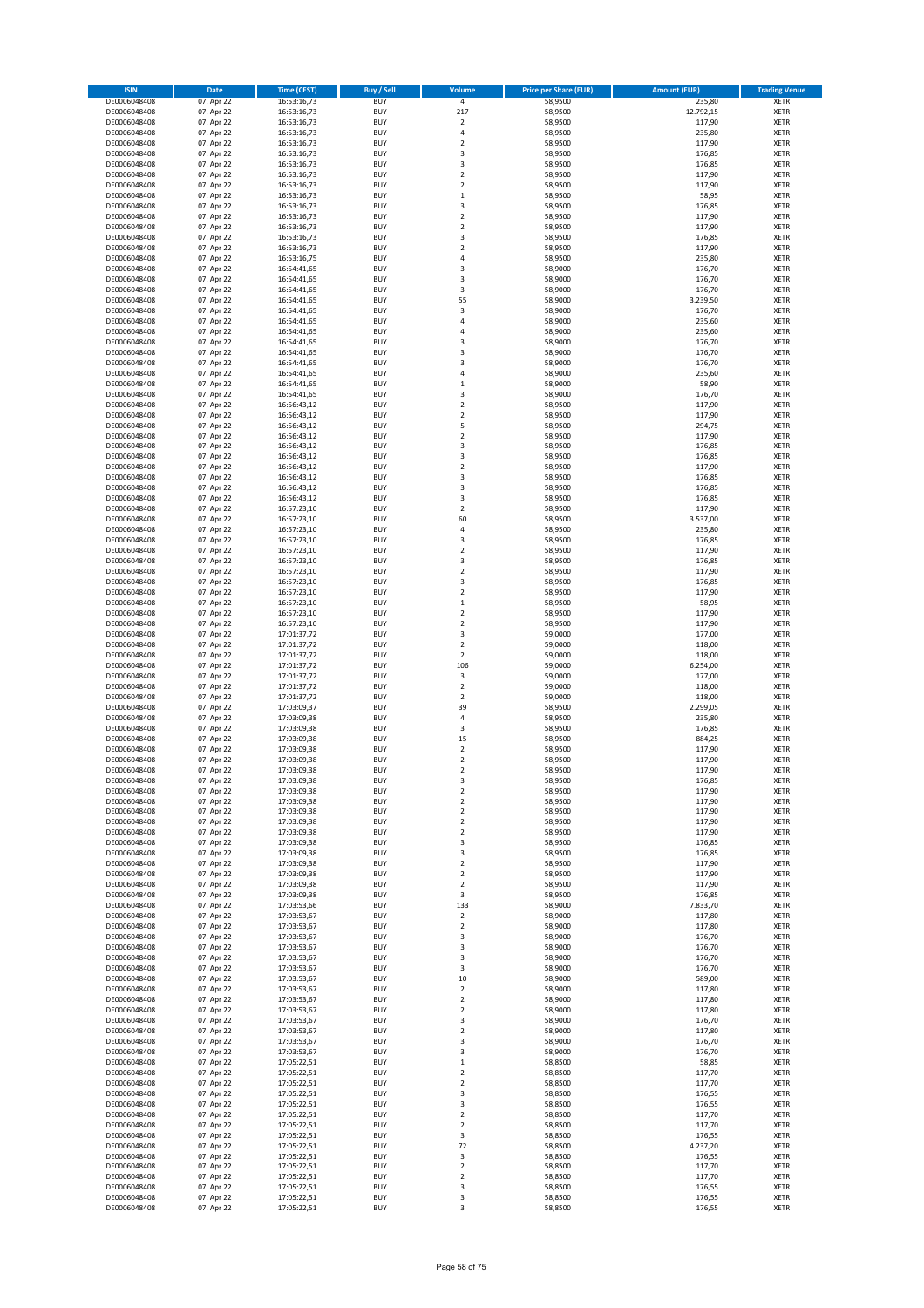| ISIN | Date | Time (CEST) | Buy / Sell | Volume | Price per Share (EUR) | Amount (EUR) | Trading Venue |
|---|---|---|---|---|---|---|---|
| DE0006048408 | 07. Apr 22 | 16:53:16,73 | BUY | 4 | 58,9500 | 235,80 | XETR |
| DE0006048408 | 07. Apr 22 | 16:53:16,73 | BUY | 217 | 58,9500 | 12.792,15 | XETR |
| DE0006048408 | 07. Apr 22 | 16:53:16,73 | BUY | 2 | 58,9500 | 117,90 | XETR |
| DE0006048408 | 07. Apr 22 | 16:53:16,73 | BUY | 4 | 58,9500 | 235,80 | XETR |
| DE0006048408 | 07. Apr 22 | 16:53:16,73 | BUY | 2 | 58,9500 | 117,90 | XETR |
| DE0006048408 | 07. Apr 22 | 16:53:16,73 | BUY | 3 | 58,9500 | 176,85 | XETR |
| DE0006048408 | 07. Apr 22 | 16:53:16,73 | BUY | 3 | 58,9500 | 176,85 | XETR |
| DE0006048408 | 07. Apr 22 | 16:53:16,73 | BUY | 2 | 58,9500 | 117,90 | XETR |
| DE0006048408 | 07. Apr 22 | 16:53:16,73 | BUY | 2 | 58,9500 | 117,90 | XETR |
| DE0006048408 | 07. Apr 22 | 16:53:16,73 | BUY | 1 | 58,9500 | 58,95 | XETR |
| DE0006048408 | 07. Apr 22 | 16:53:16,73 | BUY | 3 | 58,9500 | 176,85 | XETR |
| DE0006048408 | 07. Apr 22 | 16:53:16,73 | BUY | 2 | 58,9500 | 117,90 | XETR |
| DE0006048408 | 07. Apr 22 | 16:53:16,73 | BUY | 2 | 58,9500 | 117,90 | XETR |
| DE0006048408 | 07. Apr 22 | 16:53:16,73 | BUY | 3 | 58,9500 | 176,85 | XETR |
| DE0006048408 | 07. Apr 22 | 16:53:16,73 | BUY | 2 | 58,9500 | 117,90 | XETR |
| DE0006048408 | 07. Apr 22 | 16:53:16,75 | BUY | 4 | 58,9500 | 235,80 | XETR |
| DE0006048408 | 07. Apr 22 | 16:54:41,65 | BUY | 3 | 58,9000 | 176,70 | XETR |
| DE0006048408 | 07. Apr 22 | 16:54:41,65 | BUY | 3 | 58,9000 | 176,70 | XETR |
| DE0006048408 | 07. Apr 22 | 16:54:41,65 | BUY | 3 | 58,9000 | 176,70 | XETR |
| DE0006048408 | 07. Apr 22 | 16:54:41,65 | BUY | 55 | 58,9000 | 3.239,50 | XETR |
| DE0006048408 | 07. Apr 22 | 16:54:41,65 | BUY | 3 | 58,9000 | 176,70 | XETR |
| DE0006048408 | 07. Apr 22 | 16:54:41,65 | BUY | 4 | 58,9000 | 235,60 | XETR |
| DE0006048408 | 07. Apr 22 | 16:54:41,65 | BUY | 4 | 58,9000 | 235,60 | XETR |
| DE0006048408 | 07. Apr 22 | 16:54:41,65 | BUY | 3 | 58,9000 | 176,70 | XETR |
| DE0006048408 | 07. Apr 22 | 16:54:41,65 | BUY | 3 | 58,9000 | 176,70 | XETR |
| DE0006048408 | 07. Apr 22 | 16:54:41,65 | BUY | 3 | 58,9000 | 176,70 | XETR |
| DE0006048408 | 07. Apr 22 | 16:54:41,65 | BUY | 4 | 58,9000 | 235,60 | XETR |
| DE0006048408 | 07. Apr 22 | 16:54:41,65 | BUY | 1 | 58,9000 | 58,90 | XETR |
| DE0006048408 | 07. Apr 22 | 16:54:41,65 | BUY | 3 | 58,9000 | 176,70 | XETR |
| DE0006048408 | 07. Apr 22 | 16:56:43,12 | BUY | 2 | 58,9500 | 117,90 | XETR |
| DE0006048408 | 07. Apr 22 | 16:56:43,12 | BUY | 2 | 58,9500 | 117,90 | XETR |
| DE0006048408 | 07. Apr 22 | 16:56:43,12 | BUY | 5 | 58,9500 | 294,75 | XETR |
| DE0006048408 | 07. Apr 22 | 16:56:43,12 | BUY | 2 | 58,9500 | 117,90 | XETR |
| DE0006048408 | 07. Apr 22 | 16:56:43,12 | BUY | 3 | 58,9500 | 176,85 | XETR |
| DE0006048408 | 07. Apr 22 | 16:56:43,12 | BUY | 3 | 58,9500 | 176,85 | XETR |
| DE0006048408 | 07. Apr 22 | 16:56:43,12 | BUY | 2 | 58,9500 | 117,90 | XETR |
| DE0006048408 | 07. Apr 22 | 16:56:43,12 | BUY | 3 | 58,9500 | 176,85 | XETR |
| DE0006048408 | 07. Apr 22 | 16:56:43,12 | BUY | 3 | 58,9500 | 176,85 | XETR |
| DE0006048408 | 07. Apr 22 | 16:56:43,12 | BUY | 3 | 58,9500 | 176,85 | XETR |
| DE0006048408 | 07. Apr 22 | 16:57:23,10 | BUY | 2 | 58,9500 | 117,90 | XETR |
| DE0006048408 | 07. Apr 22 | 16:57:23,10 | BUY | 60 | 58,9500 | 3.537,00 | XETR |
| DE0006048408 | 07. Apr 22 | 16:57:23,10 | BUY | 4 | 58,9500 | 235,80 | XETR |
| DE0006048408 | 07. Apr 22 | 16:57:23,10 | BUY | 3 | 58,9500 | 176,85 | XETR |
| DE0006048408 | 07. Apr 22 | 16:57:23,10 | BUY | 2 | 58,9500 | 117,90 | XETR |
| DE0006048408 | 07. Apr 22 | 16:57:23,10 | BUY | 3 | 58,9500 | 176,85 | XETR |
| DE0006048408 | 07. Apr 22 | 16:57:23,10 | BUY | 2 | 58,9500 | 117,90 | XETR |
| DE0006048408 | 07. Apr 22 | 16:57:23,10 | BUY | 3 | 58,9500 | 176,85 | XETR |
| DE0006048408 | 07. Apr 22 | 16:57:23,10 | BUY | 2 | 58,9500 | 117,90 | XETR |
| DE0006048408 | 07. Apr 22 | 16:57:23,10 | BUY | 1 | 58,9500 | 58,95 | XETR |
| DE0006048408 | 07. Apr 22 | 16:57:23,10 | BUY | 2 | 58,9500 | 117,90 | XETR |
| DE0006048408 | 07. Apr 22 | 16:57:23,10 | BUY | 2 | 58,9500 | 117,90 | XETR |
| DE0006048408 | 07. Apr 22 | 17:01:37,72 | BUY | 3 | 59,0000 | 177,00 | XETR |
| DE0006048408 | 07. Apr 22 | 17:01:37,72 | BUY | 2 | 59,0000 | 118,00 | XETR |
| DE0006048408 | 07. Apr 22 | 17:01:37,72 | BUY | 2 | 59,0000 | 118,00 | XETR |
| DE0006048408 | 07. Apr 22 | 17:01:37,72 | BUY | 106 | 59,0000 | 6.254,00 | XETR |
| DE0006048408 | 07. Apr 22 | 17:01:37,72 | BUY | 3 | 59,0000 | 177,00 | XETR |
| DE0006048408 | 07. Apr 22 | 17:01:37,72 | BUY | 2 | 59,0000 | 118,00 | XETR |
| DE0006048408 | 07. Apr 22 | 17:01:37,72 | BUY | 2 | 59,0000 | 118,00 | XETR |
| DE0006048408 | 07. Apr 22 | 17:03:09,37 | BUY | 39 | 58,9500 | 2.299,05 | XETR |
| DE0006048408 | 07. Apr 22 | 17:03:09,38 | BUY | 4 | 58,9500 | 235,80 | XETR |
| DE0006048408 | 07. Apr 22 | 17:03:09,38 | BUY | 3 | 58,9500 | 176,85 | XETR |
| DE0006048408 | 07. Apr 22 | 17:03:09,38 | BUY | 15 | 58,9500 | 884,25 | XETR |
| DE0006048408 | 07. Apr 22 | 17:03:09,38 | BUY | 2 | 58,9500 | 117,90 | XETR |
| DE0006048408 | 07. Apr 22 | 17:03:09,38 | BUY | 2 | 58,9500 | 117,90 | XETR |
| DE0006048408 | 07. Apr 22 | 17:03:09,38 | BUY | 2 | 58,9500 | 117,90 | XETR |
| DE0006048408 | 07. Apr 22 | 17:03:09,38 | BUY | 3 | 58,9500 | 176,85 | XETR |
| DE0006048408 | 07. Apr 22 | 17:03:09,38 | BUY | 2 | 58,9500 | 117,90 | XETR |
| DE0006048408 | 07. Apr 22 | 17:03:09,38 | BUY | 2 | 58,9500 | 117,90 | XETR |
| DE0006048408 | 07. Apr 22 | 17:03:09,38 | BUY | 2 | 58,9500 | 117,90 | XETR |
| DE0006048408 | 07. Apr 22 | 17:03:09,38 | BUY | 2 | 58,9500 | 117,90 | XETR |
| DE0006048408 | 07. Apr 22 | 17:03:09,38 | BUY | 2 | 58,9500 | 117,90 | XETR |
| DE0006048408 | 07. Apr 22 | 17:03:09,38 | BUY | 3 | 58,9500 | 176,85 | XETR |
| DE0006048408 | 07. Apr 22 | 17:03:09,38 | BUY | 3 | 58,9500 | 176,85 | XETR |
| DE0006048408 | 07. Apr 22 | 17:03:09,38 | BUY | 2 | 58,9500 | 117,90 | XETR |
| DE0006048408 | 07. Apr 22 | 17:03:09,38 | BUY | 2 | 58,9500 | 117,90 | XETR |
| DE0006048408 | 07. Apr 22 | 17:03:09,38 | BUY | 2 | 58,9500 | 117,90 | XETR |
| DE0006048408 | 07. Apr 22 | 17:03:09,38 | BUY | 3 | 58,9500 | 176,85 | XETR |
| DE0006048408 | 07. Apr 22 | 17:03:53,66 | BUY | 133 | 58,9000 | 7.833,70 | XETR |
| DE0006048408 | 07. Apr 22 | 17:03:53,67 | BUY | 2 | 58,9000 | 117,80 | XETR |
| DE0006048408 | 07. Apr 22 | 17:03:53,67 | BUY | 2 | 58,9000 | 117,80 | XETR |
| DE0006048408 | 07. Apr 22 | 17:03:53,67 | BUY | 3 | 58,9000 | 176,70 | XETR |
| DE0006048408 | 07. Apr 22 | 17:03:53,67 | BUY | 3 | 58,9000 | 176,70 | XETR |
| DE0006048408 | 07. Apr 22 | 17:03:53,67 | BUY | 3 | 58,9000 | 176,70 | XETR |
| DE0006048408 | 07. Apr 22 | 17:03:53,67 | BUY | 3 | 58,9000 | 176,70 | XETR |
| DE0006048408 | 07. Apr 22 | 17:03:53,67 | BUY | 10 | 58,9000 | 589,00 | XETR |
| DE0006048408 | 07. Apr 22 | 17:03:53,67 | BUY | 2 | 58,9000 | 117,80 | XETR |
| DE0006048408 | 07. Apr 22 | 17:03:53,67 | BUY | 2 | 58,9000 | 117,80 | XETR |
| DE0006048408 | 07. Apr 22 | 17:03:53,67 | BUY | 2 | 58,9000 | 117,80 | XETR |
| DE0006048408 | 07. Apr 22 | 17:03:53,67 | BUY | 3 | 58,9000 | 176,70 | XETR |
| DE0006048408 | 07. Apr 22 | 17:03:53,67 | BUY | 2 | 58,9000 | 117,80 | XETR |
| DE0006048408 | 07. Apr 22 | 17:03:53,67 | BUY | 3 | 58,9000 | 176,70 | XETR |
| DE0006048408 | 07. Apr 22 | 17:03:53,67 | BUY | 3 | 58,9000 | 176,70 | XETR |
| DE0006048408 | 07. Apr 22 | 17:05:22,51 | BUY | 1 | 58,8500 | 58,85 | XETR |
| DE0006048408 | 07. Apr 22 | 17:05:22,51 | BUY | 2 | 58,8500 | 117,70 | XETR |
| DE0006048408 | 07. Apr 22 | 17:05:22,51 | BUY | 2 | 58,8500 | 117,70 | XETR |
| DE0006048408 | 07. Apr 22 | 17:05:22,51 | BUY | 3 | 58,8500 | 176,55 | XETR |
| DE0006048408 | 07. Apr 22 | 17:05:22,51 | BUY | 3 | 58,8500 | 176,55 | XETR |
| DE0006048408 | 07. Apr 22 | 17:05:22,51 | BUY | 2 | 58,8500 | 117,70 | XETR |
| DE0006048408 | 07. Apr 22 | 17:05:22,51 | BUY | 2 | 58,8500 | 117,70 | XETR |
| DE0006048408 | 07. Apr 22 | 17:05:22,51 | BUY | 3 | 58,8500 | 176,55 | XETR |
| DE0006048408 | 07. Apr 22 | 17:05:22,51 | BUY | 72 | 58,8500 | 4.237,20 | XETR |
| DE0006048408 | 07. Apr 22 | 17:05:22,51 | BUY | 3 | 58,8500 | 176,55 | XETR |
| DE0006048408 | 07. Apr 22 | 17:05:22,51 | BUY | 2 | 58,8500 | 117,70 | XETR |
| DE0006048408 | 07. Apr 22 | 17:05:22,51 | BUY | 2 | 58,8500 | 117,70 | XETR |
| DE0006048408 | 07. Apr 22 | 17:05:22,51 | BUY | 3 | 58,8500 | 176,55 | XETR |
| DE0006048408 | 07. Apr 22 | 17:05:22,51 | BUY | 3 | 58,8500 | 176,55 | XETR |
| DE0006048408 | 07. Apr 22 | 17:05:22,51 | BUY | 3 | 58,8500 | 176,55 | XETR |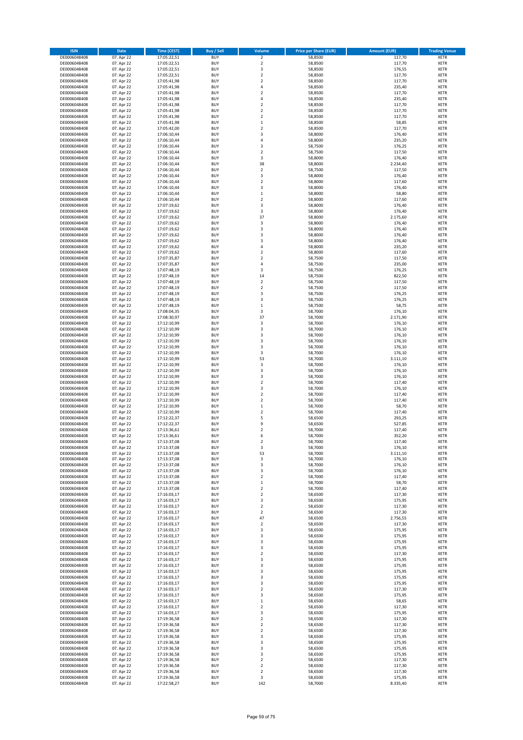| ISIN | Date | Time (CEST) | Buy / Sell | Volume | Price per Share (EUR) | Amount (EUR) | Trading Venue |
|---|---|---|---|---|---|---|---|
| DE0006048408 | 07. Apr 22 | 17:05:22,51 | BUY | 2 | 58,8500 | 117,70 | XETR |
| DE0006048408 | 07. Apr 22 | 17:05:22,51 | BUY | 2 | 58,8500 | 117,70 | XETR |
| DE0006048408 | 07. Apr 22 | 17:05:22,51 | BUY | 3 | 58,8500 | 176,55 | XETR |
| DE0006048408 | 07. Apr 22 | 17:05:22,51 | BUY | 2 | 58,8500 | 117,70 | XETR |
| DE0006048408 | 07. Apr 22 | 17:05:41,98 | BUY | 2 | 58,8500 | 117,70 | XETR |
| DE0006048408 | 07. Apr 22 | 17:05:41,98 | BUY | 4 | 58,8500 | 235,40 | XETR |
| DE0006048408 | 07. Apr 22 | 17:05:41,98 | BUY | 2 | 58,8500 | 117,70 | XETR |
| DE0006048408 | 07. Apr 22 | 17:05:41,98 | BUY | 4 | 58,8500 | 235,40 | XETR |
| DE0006048408 | 07. Apr 22 | 17:05:41,98 | BUY | 2 | 58,8500 | 117,70 | XETR |
| DE0006048408 | 07. Apr 22 | 17:05:41,98 | BUY | 2 | 58,8500 | 117,70 | XETR |
| DE0006048408 | 07. Apr 22 | 17:05:41,98 | BUY | 2 | 58,8500 | 117,70 | XETR |
| DE0006048408 | 07. Apr 22 | 17:05:41,98 | BUY | 1 | 58,8500 | 58,85 | XETR |
| DE0006048408 | 07. Apr 22 | 17:05:42,00 | BUY | 2 | 58,8500 | 117,70 | XETR |
| DE0006048408 | 07. Apr 22 | 17:06:10,44 | BUY | 3 | 58,8000 | 176,40 | XETR |
| DE0006048408 | 07. Apr 22 | 17:06:10,44 | BUY | 4 | 58,8000 | 235,20 | XETR |
| DE0006048408 | 07. Apr 22 | 17:06:10,44 | BUY | 3 | 58,7500 | 176,25 | XETR |
| DE0006048408 | 07. Apr 22 | 17:06:10,44 | BUY | 2 | 58,7500 | 117,50 | XETR |
| DE0006048408 | 07. Apr 22 | 17:06:10,44 | BUY | 3 | 58,8000 | 176,40 | XETR |
| DE0006048408 | 07. Apr 22 | 17:06:10,44 | BUY | 38 | 58,8000 | 2.234,40 | XETR |
| DE0006048408 | 07. Apr 22 | 17:06:10,44 | BUY | 2 | 58,7500 | 117,50 | XETR |
| DE0006048408 | 07. Apr 22 | 17:06:10,44 | BUY | 3 | 58,8000 | 176,40 | XETR |
| DE0006048408 | 07. Apr 22 | 17:06:10,44 | BUY | 2 | 58,8000 | 117,60 | XETR |
| DE0006048408 | 07. Apr 22 | 17:06:10,44 | BUY | 3 | 58,8000 | 176,40 | XETR |
| DE0006048408 | 07. Apr 22 | 17:06:10,44 | BUY | 1 | 58,8000 | 58,80 | XETR |
| DE0006048408 | 07. Apr 22 | 17:06:10,44 | BUY | 2 | 58,8000 | 117,60 | XETR |
| DE0006048408 | 07. Apr 22 | 17:07:19,62 | BUY | 3 | 58,8000 | 176,40 | XETR |
| DE0006048408 | 07. Apr 22 | 17:07:19,62 | BUY | 3 | 58,8000 | 176,40 | XETR |
| DE0006048408 | 07. Apr 22 | 17:07:19,62 | BUY | 37 | 58,8000 | 2.175,60 | XETR |
| DE0006048408 | 07. Apr 22 | 17:07:19,62 | BUY | 3 | 58,8000 | 176,40 | XETR |
| DE0006048408 | 07. Apr 22 | 17:07:19,62 | BUY | 3 | 58,8000 | 176,40 | XETR |
| DE0006048408 | 07. Apr 22 | 17:07:19,62 | BUY | 3 | 58,8000 | 176,40 | XETR |
| DE0006048408 | 07. Apr 22 | 17:07:19,62 | BUY | 3 | 58,8000 | 176,40 | XETR |
| DE0006048408 | 07. Apr 22 | 17:07:19,62 | BUY | 4 | 58,8000 | 235,20 | XETR |
| DE0006048408 | 07. Apr 22 | 17:07:19,62 | BUY | 2 | 58,8000 | 117,60 | XETR |
| DE0006048408 | 07. Apr 22 | 17:07:35,87 | BUY | 2 | 58,7500 | 117,50 | XETR |
| DE0006048408 | 07. Apr 22 | 17:07:35,87 | BUY | 4 | 58,7500 | 235,00 | XETR |
| DE0006048408 | 07. Apr 22 | 17:07:48,19 | BUY | 3 | 58,7500 | 176,25 | XETR |
| DE0006048408 | 07. Apr 22 | 17:07:48,19 | BUY | 14 | 58,7500 | 822,50 | XETR |
| DE0006048408 | 07. Apr 22 | 17:07:48,19 | BUY | 2 | 58,7500 | 117,50 | XETR |
| DE0006048408 | 07. Apr 22 | 17:07:48,19 | BUY | 2 | 58,7500 | 117,50 | XETR |
| DE0006048408 | 07. Apr 22 | 17:07:48,19 | BUY | 3 | 58,7500 | 176,25 | XETR |
| DE0006048408 | 07. Apr 22 | 17:07:48,19 | BUY | 3 | 58,7500 | 176,25 | XETR |
| DE0006048408 | 07. Apr 22 | 17:07:48,19 | BUY | 1 | 58,7500 | 58,75 | XETR |
| DE0006048408 | 07. Apr 22 | 17:08:04,35 | BUY | 3 | 58,7000 | 176,10 | XETR |
| DE0006048408 | 07. Apr 22 | 17:08:30,97 | BUY | 37 | 58,7000 | 2.171,90 | XETR |
| DE0006048408 | 07. Apr 22 | 17:12:10,99 | BUY | 3 | 58,7000 | 176,10 | XETR |
| DE0006048408 | 07. Apr 22 | 17:12:10,99 | BUY | 3 | 58,7000 | 176,10 | XETR |
| DE0006048408 | 07. Apr 22 | 17:12:10,99 | BUY | 3 | 58,7000 | 176,10 | XETR |
| DE0006048408 | 07. Apr 22 | 17:12:10,99 | BUY | 3 | 58,7000 | 176,10 | XETR |
| DE0006048408 | 07. Apr 22 | 17:12:10,99 | BUY | 3 | 58,7000 | 176,10 | XETR |
| DE0006048408 | 07. Apr 22 | 17:12:10,99 | BUY | 3 | 58,7000 | 176,10 | XETR |
| DE0006048408 | 07. Apr 22 | 17:12:10,99 | BUY | 53 | 58,7000 | 3.111,10 | XETR |
| DE0006048408 | 07. Apr 22 | 17:12:10,99 | BUY | 3 | 58,7000 | 176,10 | XETR |
| DE0006048408 | 07. Apr 22 | 17:12:10,99 | BUY | 3 | 58,7000 | 176,10 | XETR |
| DE0006048408 | 07. Apr 22 | 17:12:10,99 | BUY | 3 | 58,7000 | 176,10 | XETR |
| DE0006048408 | 07. Apr 22 | 17:12:10,99 | BUY | 2 | 58,7000 | 117,40 | XETR |
| DE0006048408 | 07. Apr 22 | 17:12:10,99 | BUY | 3 | 58,7000 | 176,10 | XETR |
| DE0006048408 | 07. Apr 22 | 17:12:10,99 | BUY | 2 | 58,7000 | 117,40 | XETR |
| DE0006048408 | 07. Apr 22 | 17:12:10,99 | BUY | 2 | 58,7000 | 117,40 | XETR |
| DE0006048408 | 07. Apr 22 | 17:12:10,99 | BUY | 1 | 58,7000 | 58,70 | XETR |
| DE0006048408 | 07. Apr 22 | 17:12:10,99 | BUY | 2 | 58,7000 | 117,40 | XETR |
| DE0006048408 | 07. Apr 22 | 17:12:22,37 | BUY | 5 | 58,6500 | 293,25 | XETR |
| DE0006048408 | 07. Apr 22 | 17:12:22,37 | BUY | 9 | 58,6500 | 527,85 | XETR |
| DE0006048408 | 07. Apr 22 | 17:13:36,61 | BUY | 2 | 58,7000 | 117,40 | XETR |
| DE0006048408 | 07. Apr 22 | 17:13:36,61 | BUY | 6 | 58,7000 | 352,20 | XETR |
| DE0006048408 | 07. Apr 22 | 17:13:37,08 | BUY | 2 | 58,7000 | 117,40 | XETR |
| DE0006048408 | 07. Apr 22 | 17:13:37,08 | BUY | 3 | 58,7000 | 176,10 | XETR |
| DE0006048408 | 07. Apr 22 | 17:13:37,08 | BUY | 53 | 58,7000 | 3.111,10 | XETR |
| DE0006048408 | 07. Apr 22 | 17:13:37,08 | BUY | 3 | 58,7000 | 176,10 | XETR |
| DE0006048408 | 07. Apr 22 | 17:13:37,08 | BUY | 3 | 58,7000 | 176,10 | XETR |
| DE0006048408 | 07. Apr 22 | 17:13:37,08 | BUY | 3 | 58,7000 | 176,10 | XETR |
| DE0006048408 | 07. Apr 22 | 17:13:37,08 | BUY | 2 | 58,7000 | 117,40 | XETR |
| DE0006048408 | 07. Apr 22 | 17:13:37,08 | BUY | 1 | 58,7000 | 58,70 | XETR |
| DE0006048408 | 07. Apr 22 | 17:13:37,08 | BUY | 2 | 58,7000 | 117,40 | XETR |
| DE0006048408 | 07. Apr 22 | 17:16:03,17 | BUY | 2 | 58,6500 | 117,30 | XETR |
| DE0006048408 | 07. Apr 22 | 17:16:03,17 | BUY | 3 | 58,6500 | 175,95 | XETR |
| DE0006048408 | 07. Apr 22 | 17:16:03,17 | BUY | 2 | 58,6500 | 117,30 | XETR |
| DE0006048408 | 07. Apr 22 | 17:16:03,17 | BUY | 2 | 58,6500 | 117,30 | XETR |
| DE0006048408 | 07. Apr 22 | 17:16:03,17 | BUY | 47 | 58,6500 | 2.756,55 | XETR |
| DE0006048408 | 07. Apr 22 | 17:16:03,17 | BUY | 2 | 58,6500 | 117,30 | XETR |
| DE0006048408 | 07. Apr 22 | 17:16:03,17 | BUY | 3 | 58,6500 | 175,95 | XETR |
| DE0006048408 | 07. Apr 22 | 17:16:03,17 | BUY | 3 | 58,6500 | 175,95 | XETR |
| DE0006048408 | 07. Apr 22 | 17:16:03,17 | BUY | 3 | 58,6500 | 175,95 | XETR |
| DE0006048408 | 07. Apr 22 | 17:16:03,17 | BUY | 3 | 58,6500 | 175,95 | XETR |
| DE0006048408 | 07. Apr 22 | 17:16:03,17 | BUY | 2 | 58,6500 | 117,30 | XETR |
| DE0006048408 | 07. Apr 22 | 17:16:03,17 | BUY | 3 | 58,6500 | 175,95 | XETR |
| DE0006048408 | 07. Apr 22 | 17:16:03,17 | BUY | 3 | 58,6500 | 175,95 | XETR |
| DE0006048408 | 07. Apr 22 | 17:16:03,17 | BUY | 3 | 58,6500 | 175,95 | XETR |
| DE0006048408 | 07. Apr 22 | 17:16:03,17 | BUY | 3 | 58,6500 | 175,95 | XETR |
| DE0006048408 | 07. Apr 22 | 17:16:03,17 | BUY | 3 | 58,6500 | 175,95 | XETR |
| DE0006048408 | 07. Apr 22 | 17:16:03,17 | BUY | 2 | 58,6500 | 117,30 | XETR |
| DE0006048408 | 07. Apr 22 | 17:16:03,17 | BUY | 3 | 58,6500 | 175,95 | XETR |
| DE0006048408 | 07. Apr 22 | 17:16:03,17 | BUY | 1 | 58,6500 | 58,65 | XETR |
| DE0006048408 | 07. Apr 22 | 17:16:03,17 | BUY | 2 | 58,6500 | 117,30 | XETR |
| DE0006048408 | 07. Apr 22 | 17:16:03,17 | BUY | 3 | 58,6500 | 175,95 | XETR |
| DE0006048408 | 07. Apr 22 | 17:19:36,58 | BUY | 2 | 58,6500 | 117,30 | XETR |
| DE0006048408 | 07. Apr 22 | 17:19:36,58 | BUY | 2 | 58,6500 | 117,30 | XETR |
| DE0006048408 | 07. Apr 22 | 17:19:36,58 | BUY | 2 | 58,6500 | 117,30 | XETR |
| DE0006048408 | 07. Apr 22 | 17:19:36,58 | BUY | 3 | 58,6500 | 175,95 | XETR |
| DE0006048408 | 07. Apr 22 | 17:19:36,58 | BUY | 3 | 58,6500 | 175,95 | XETR |
| DE0006048408 | 07. Apr 22 | 17:19:36,58 | BUY | 3 | 58,6500 | 175,95 | XETR |
| DE0006048408 | 07. Apr 22 | 17:19:36,58 | BUY | 3 | 58,6500 | 175,95 | XETR |
| DE0006048408 | 07. Apr 22 | 17:19:36,58 | BUY | 2 | 58,6500 | 117,30 | XETR |
| DE0006048408 | 07. Apr 22 | 17:19:36,58 | BUY | 2 | 58,6500 | 117,30 | XETR |
| DE0006048408 | 07. Apr 22 | 17:19:36,58 | BUY | 2 | 58,6500 | 117,30 | XETR |
| DE0006048408 | 07. Apr 22 | 17:19:36,58 | BUY | 3 | 58,6500 | 175,95 | XETR |
| DE0006048408 | 07. Apr 22 | 17:22:58,27 | BUY | 142 | 58,7000 | 8.335,40 | XETR |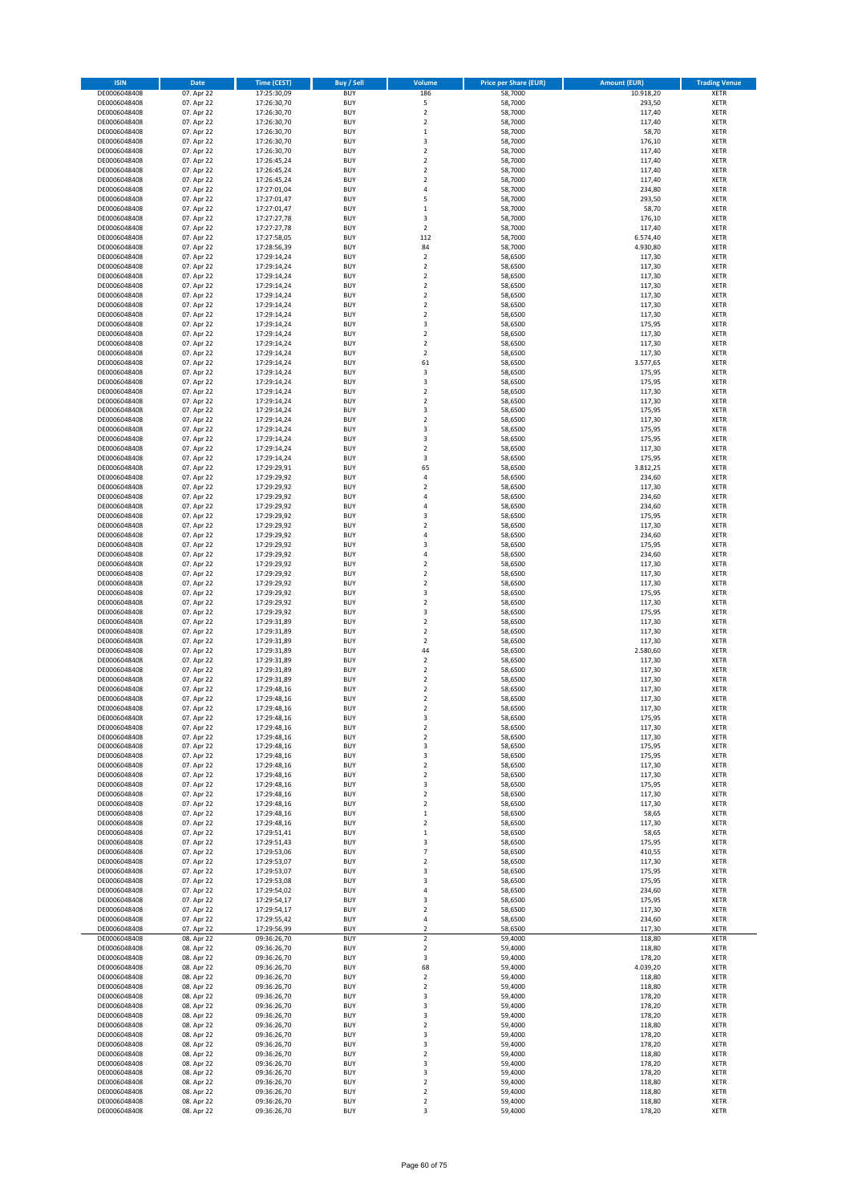| ISIN | Date | Time (CEST) | Buy / Sell | Volume | Price per Share (EUR) | Amount (EUR) | Trading Venue |
|---|---|---|---|---|---|---|---|
| DE0006048408 | 07. Apr 22 | 17:25:30,09 | BUY | 186 | 58,7000 | 10.918,20 | XETR |
| DE0006048408 | 07. Apr 22 | 17:26:30,70 | BUY | 5 | 58,7000 | 293,50 | XETR |
| DE0006048408 | 07. Apr 22 | 17:26:30,70 | BUY | 2 | 58,7000 | 117,40 | XETR |
| DE0006048408 | 07. Apr 22 | 17:26:30,70 | BUY | 2 | 58,7000 | 117,40 | XETR |
| DE0006048408 | 07. Apr 22 | 17:26:30,70 | BUY | 1 | 58,7000 | 58,70 | XETR |
| DE0006048408 | 07. Apr 22 | 17:26:30,70 | BUY | 3 | 58,7000 | 176,10 | XETR |
| DE0006048408 | 07. Apr 22 | 17:26:30,70 | BUY | 2 | 58,7000 | 117,40 | XETR |
| DE0006048408 | 07. Apr 22 | 17:26:45,24 | BUY | 2 | 58,7000 | 117,40 | XETR |
| DE0006048408 | 07. Apr 22 | 17:26:45,24 | BUY | 2 | 58,7000 | 117,40 | XETR |
| DE0006048408 | 07. Apr 22 | 17:26:45,24 | BUY | 2 | 58,7000 | 117,40 | XETR |
| DE0006048408 | 07. Apr 22 | 17:27:01,04 | BUY | 4 | 58,7000 | 234,80 | XETR |
| DE0006048408 | 07. Apr 22 | 17:27:01,47 | BUY | 5 | 58,7000 | 293,50 | XETR |
| DE0006048408 | 07. Apr 22 | 17:27:01,47 | BUY | 1 | 58,7000 | 58,70 | XETR |
| DE0006048408 | 07. Apr 22 | 17:27:27,78 | BUY | 3 | 58,7000 | 176,10 | XETR |
| DE0006048408 | 07. Apr 22 | 17:27:27,78 | BUY | 2 | 58,7000 | 117,40 | XETR |
| DE0006048408 | 07. Apr 22 | 17:27:58,05 | BUY | 112 | 58,7000 | 6.574,40 | XETR |
| DE0006048408 | 07. Apr 22 | 17:28:56,39 | BUY | 84 | 58,7000 | 4.930,80 | XETR |
| DE0006048408 | 07. Apr 22 | 17:29:14,24 | BUY | 2 | 58,6500 | 117,30 | XETR |
| DE0006048408 | 07. Apr 22 | 17:29:14,24 | BUY | 2 | 58,6500 | 117,30 | XETR |
| DE0006048408 | 07. Apr 22 | 17:29:14,24 | BUY | 2 | 58,6500 | 117,30 | XETR |
| DE0006048408 | 07. Apr 22 | 17:29:14,24 | BUY | 2 | 58,6500 | 117,30 | XETR |
| DE0006048408 | 07. Apr 22 | 17:29:14,24 | BUY | 2 | 58,6500 | 117,30 | XETR |
| DE0006048408 | 07. Apr 22 | 17:29:14,24 | BUY | 2 | 58,6500 | 117,30 | XETR |
| DE0006048408 | 07. Apr 22 | 17:29:14,24 | BUY | 2 | 58,6500 | 117,30 | XETR |
| DE0006048408 | 07. Apr 22 | 17:29:14,24 | BUY | 3 | 58,6500 | 175,95 | XETR |
| DE0006048408 | 07. Apr 22 | 17:29:14,24 | BUY | 2 | 58,6500 | 117,30 | XETR |
| DE0006048408 | 07. Apr 22 | 17:29:14,24 | BUY | 2 | 58,6500 | 117,30 | XETR |
| DE0006048408 | 07. Apr 22 | 17:29:14,24 | BUY | 2 | 58,6500 | 117,30 | XETR |
| DE0006048408 | 07. Apr 22 | 17:29:14,24 | BUY | 61 | 58,6500 | 3.577,65 | XETR |
| DE0006048408 | 07. Apr 22 | 17:29:14,24 | BUY | 3 | 58,6500 | 175,95 | XETR |
| DE0006048408 | 07. Apr 22 | 17:29:14,24 | BUY | 3 | 58,6500 | 175,95 | XETR |
| DE0006048408 | 07. Apr 22 | 17:29:14,24 | BUY | 2 | 58,6500 | 117,30 | XETR |
| DE0006048408 | 07. Apr 22 | 17:29:14,24 | BUY | 2 | 58,6500 | 117,30 | XETR |
| DE0006048408 | 07. Apr 22 | 17:29:14,24 | BUY | 3 | 58,6500 | 175,95 | XETR |
| DE0006048408 | 07. Apr 22 | 17:29:14,24 | BUY | 2 | 58,6500 | 117,30 | XETR |
| DE0006048408 | 07. Apr 22 | 17:29:14,24 | BUY | 3 | 58,6500 | 175,95 | XETR |
| DE0006048408 | 07. Apr 22 | 17:29:14,24 | BUY | 3 | 58,6500 | 175,95 | XETR |
| DE0006048408 | 07. Apr 22 | 17:29:14,24 | BUY | 2 | 58,6500 | 117,30 | XETR |
| DE0006048408 | 07. Apr 22 | 17:29:14,24 | BUY | 3 | 58,6500 | 175,95 | XETR |
| DE0006048408 | 07. Apr 22 | 17:29:29,91 | BUY | 65 | 58,6500 | 3.812,25 | XETR |
| DE0006048408 | 07. Apr 22 | 17:29:29,92 | BUY | 4 | 58,6500 | 234,60 | XETR |
| DE0006048408 | 07. Apr 22 | 17:29:29,92 | BUY | 2 | 58,6500 | 117,30 | XETR |
| DE0006048408 | 07. Apr 22 | 17:29:29,92 | BUY | 4 | 58,6500 | 234,60 | XETR |
| DE0006048408 | 07. Apr 22 | 17:29:29,92 | BUY | 4 | 58,6500 | 234,60 | XETR |
| DE0006048408 | 07. Apr 22 | 17:29:29,92 | BUY | 3 | 58,6500 | 175,95 | XETR |
| DE0006048408 | 07. Apr 22 | 17:29:29,92 | BUY | 2 | 58,6500 | 117,30 | XETR |
| DE0006048408 | 07. Apr 22 | 17:29:29,92 | BUY | 4 | 58,6500 | 234,60 | XETR |
| DE0006048408 | 07. Apr 22 | 17:29:29,92 | BUY | 3 | 58,6500 | 175,95 | XETR |
| DE0006048408 | 07. Apr 22 | 17:29:29,92 | BUY | 4 | 58,6500 | 234,60 | XETR |
| DE0006048408 | 07. Apr 22 | 17:29:29,92 | BUY | 2 | 58,6500 | 117,30 | XETR |
| DE0006048408 | 07. Apr 22 | 17:29:29,92 | BUY | 2 | 58,6500 | 117,30 | XETR |
| DE0006048408 | 07. Apr 22 | 17:29:29,92 | BUY | 2 | 58,6500 | 117,30 | XETR |
| DE0006048408 | 07. Apr 22 | 17:29:29,92 | BUY | 3 | 58,6500 | 175,95 | XETR |
| DE0006048408 | 07. Apr 22 | 17:29:29,92 | BUY | 2 | 58,6500 | 117,30 | XETR |
| DE0006048408 | 07. Apr 22 | 17:29:29,92 | BUY | 3 | 58,6500 | 175,95 | XETR |
| DE0006048408 | 07. Apr 22 | 17:29:31,89 | BUY | 2 | 58,6500 | 117,30 | XETR |
| DE0006048408 | 07. Apr 22 | 17:29:31,89 | BUY | 2 | 58,6500 | 117,30 | XETR |
| DE0006048408 | 07. Apr 22 | 17:29:31,89 | BUY | 2 | 58,6500 | 117,30 | XETR |
| DE0006048408 | 07. Apr 22 | 17:29:31,89 | BUY | 44 | 58,6500 | 2.580,60 | XETR |
| DE0006048408 | 07. Apr 22 | 17:29:31,89 | BUY | 2 | 58,6500 | 117,30 | XETR |
| DE0006048408 | 07. Apr 22 | 17:29:31,89 | BUY | 2 | 58,6500 | 117,30 | XETR |
| DE0006048408 | 07. Apr 22 | 17:29:31,89 | BUY | 2 | 58,6500 | 117,30 | XETR |
| DE0006048408 | 07. Apr 22 | 17:29:48,16 | BUY | 2 | 58,6500 | 117,30 | XETR |
| DE0006048408 | 07. Apr 22 | 17:29:48,16 | BUY | 2 | 58,6500 | 117,30 | XETR |
| DE0006048408 | 07. Apr 22 | 17:29:48,16 | BUY | 2 | 58,6500 | 117,30 | XETR |
| DE0006048408 | 07. Apr 22 | 17:29:48,16 | BUY | 3 | 58,6500 | 175,95 | XETR |
| DE0006048408 | 07. Apr 22 | 17:29:48,16 | BUY | 2 | 58,6500 | 117,30 | XETR |
| DE0006048408 | 07. Apr 22 | 17:29:48,16 | BUY | 2 | 58,6500 | 117,30 | XETR |
| DE0006048408 | 07. Apr 22 | 17:29:48,16 | BUY | 3 | 58,6500 | 175,95 | XETR |
| DE0006048408 | 07. Apr 22 | 17:29:48,16 | BUY | 3 | 58,6500 | 175,95 | XETR |
| DE0006048408 | 07. Apr 22 | 17:29:48,16 | BUY | 2 | 58,6500 | 117,30 | XETR |
| DE0006048408 | 07. Apr 22 | 17:29:48,16 | BUY | 2 | 58,6500 | 117,30 | XETR |
| DE0006048408 | 07. Apr 22 | 17:29:48,16 | BUY | 3 | 58,6500 | 175,95 | XETR |
| DE0006048408 | 07. Apr 22 | 17:29:48,16 | BUY | 2 | 58,6500 | 117,30 | XETR |
| DE0006048408 | 07. Apr 22 | 17:29:48,16 | BUY | 2 | 58,6500 | 117,30 | XETR |
| DE0006048408 | 07. Apr 22 | 17:29:48,16 | BUY | 1 | 58,6500 | 58,65 | XETR |
| DE0006048408 | 07. Apr 22 | 17:29:48,16 | BUY | 2 | 58,6500 | 117,30 | XETR |
| DE0006048408 | 07. Apr 22 | 17:29:51,41 | BUY | 1 | 58,6500 | 58,65 | XETR |
| DE0006048408 | 07. Apr 22 | 17:29:51,43 | BUY | 3 | 58,6500 | 175,95 | XETR |
| DE0006048408 | 07. Apr 22 | 17:29:53,06 | BUY | 7 | 58,6500 | 410,55 | XETR |
| DE0006048408 | 07. Apr 22 | 17:29:53,07 | BUY | 2 | 58,6500 | 117,30 | XETR |
| DE0006048408 | 07. Apr 22 | 17:29:53,07 | BUY | 3 | 58,6500 | 175,95 | XETR |
| DE0006048408 | 07. Apr 22 | 17:29:53,08 | BUY | 3 | 58,6500 | 175,95 | XETR |
| DE0006048408 | 07. Apr 22 | 17:29:54,02 | BUY | 4 | 58,6500 | 234,60 | XETR |
| DE0006048408 | 07. Apr 22 | 17:29:54,17 | BUY | 3 | 58,6500 | 175,95 | XETR |
| DE0006048408 | 07. Apr 22 | 17:29:54,17 | BUY | 2 | 58,6500 | 117,30 | XETR |
| DE0006048408 | 07. Apr 22 | 17:29:55,42 | BUY | 4 | 58,6500 | 234,60 | XETR |
| DE0006048408 | 07. Apr 22 | 17:29:56,99 | BUY | 2 | 58,6500 | 117,30 | XETR |
| DE0006048408 | 08. Apr 22 | 09:36:26,70 | BUY | 2 | 59,4000 | 118,80 | XETR |
| DE0006048408 | 08. Apr 22 | 09:36:26,70 | BUY | 2 | 59,4000 | 118,80 | XETR |
| DE0006048408 | 08. Apr 22 | 09:36:26,70 | BUY | 3 | 59,4000 | 178,20 | XETR |
| DE0006048408 | 08. Apr 22 | 09:36:26,70 | BUY | 68 | 59,4000 | 4.039,20 | XETR |
| DE0006048408 | 08. Apr 22 | 09:36:26,70 | BUY | 2 | 59,4000 | 118,80 | XETR |
| DE0006048408 | 08. Apr 22 | 09:36:26,70 | BUY | 2 | 59,4000 | 118,80 | XETR |
| DE0006048408 | 08. Apr 22 | 09:36:26,70 | BUY | 3 | 59,4000 | 178,20 | XETR |
| DE0006048408 | 08. Apr 22 | 09:36:26,70 | BUY | 3 | 59,4000 | 178,20 | XETR |
| DE0006048408 | 08. Apr 22 | 09:36:26,70 | BUY | 3 | 59,4000 | 178,20 | XETR |
| DE0006048408 | 08. Apr 22 | 09:36:26,70 | BUY | 2 | 59,4000 | 118,80 | XETR |
| DE0006048408 | 08. Apr 22 | 09:36:26,70 | BUY | 3 | 59,4000 | 178,20 | XETR |
| DE0006048408 | 08. Apr 22 | 09:36:26,70 | BUY | 3 | 59,4000 | 178,20 | XETR |
| DE0006048408 | 08. Apr 22 | 09:36:26,70 | BUY | 2 | 59,4000 | 118,80 | XETR |
| DE0006048408 | 08. Apr 22 | 09:36:26,70 | BUY | 3 | 59,4000 | 178,20 | XETR |
| DE0006048408 | 08. Apr 22 | 09:36:26,70 | BUY | 3 | 59,4000 | 178,20 | XETR |
| DE0006048408 | 08. Apr 22 | 09:36:26,70 | BUY | 2 | 59,4000 | 118,80 | XETR |
| DE0006048408 | 08. Apr 22 | 09:36:26,70 | BUY | 2 | 59,4000 | 118,80 | XETR |
| DE0006048408 | 08. Apr 22 | 09:36:26,70 | BUY | 2 | 59,4000 | 118,80 | XETR |
| DE0006048408 | 08. Apr 22 | 09:36:26,70 | BUY | 3 | 59,4000 | 178,20 | XETR |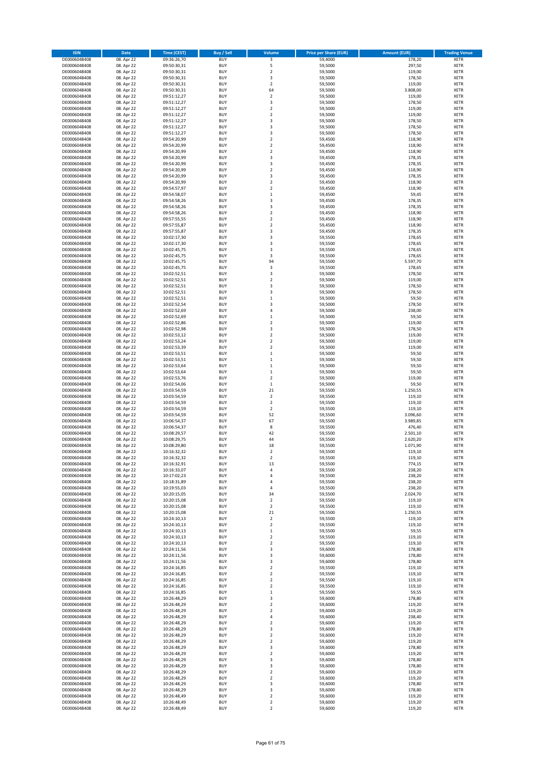| ISIN | Date | Time (CEST) | Buy / Sell | Volume | Price per Share (EUR) | Amount (EUR) | Trading Venue |
|---|---|---|---|---|---|---|---|
| DE0006048408 | 08. Apr 22 | 09:36:26,70 | BUY | 3 | 59,4000 | 178,20 | XETR |
| DE0006048408 | 08. Apr 22 | 09:50:30,31 | BUY | 5 | 59,5000 | 297,50 | XETR |
| DE0006048408 | 08. Apr 22 | 09:50:30,31 | BUY | 2 | 59,5000 | 119,00 | XETR |
| DE0006048408 | 08. Apr 22 | 09:50:30,31 | BUY | 3 | 59,5000 | 178,50 | XETR |
| DE0006048408 | 08. Apr 22 | 09:50:30,31 | BUY | 2 | 59,5000 | 119,00 | XETR |
| DE0006048408 | 08. Apr 22 | 09:50:30,31 | BUY | 64 | 59,5000 | 3.808,00 | XETR |
| DE0006048408 | 08. Apr 22 | 09:51:12,27 | BUY | 2 | 59,5000 | 119,00 | XETR |
| DE0006048408 | 08. Apr 22 | 09:51:12,27 | BUY | 3 | 59,5000 | 178,50 | XETR |
| DE0006048408 | 08. Apr 22 | 09:51:12,27 | BUY | 2 | 59,5000 | 119,00 | XETR |
| DE0006048408 | 08. Apr 22 | 09:51:12,27 | BUY | 2 | 59,5000 | 119,00 | XETR |
| DE0006048408 | 08. Apr 22 | 09:51:12,27 | BUY | 3 | 59,5000 | 178,50 | XETR |
| DE0006048408 | 08. Apr 22 | 09:51:12,27 | BUY | 3 | 59,5000 | 178,50 | XETR |
| DE0006048408 | 08. Apr 22 | 09:51:12,27 | BUY | 3 | 59,5000 | 178,50 | XETR |
| DE0006048408 | 08. Apr 22 | 09:54:20,99 | BUY | 2 | 59,4500 | 118,90 | XETR |
| DE0006048408 | 08. Apr 22 | 09:54:20,99 | BUY | 2 | 59,4500 | 118,90 | XETR |
| DE0006048408 | 08. Apr 22 | 09:54:20,99 | BUY | 2 | 59,4500 | 118,90 | XETR |
| DE0006048408 | 08. Apr 22 | 09:54:20,99 | BUY | 3 | 59,4500 | 178,35 | XETR |
| DE0006048408 | 08. Apr 22 | 09:54:20,99 | BUY | 3 | 59,4500 | 178,35 | XETR |
| DE0006048408 | 08. Apr 22 | 09:54:20,99 | BUY | 2 | 59,4500 | 118,90 | XETR |
| DE0006048408 | 08. Apr 22 | 09:54:20,99 | BUY | 3 | 59,4500 | 178,35 | XETR |
| DE0006048408 | 08. Apr 22 | 09:54:20,99 | BUY | 2 | 59,4500 | 118,90 | XETR |
| DE0006048408 | 08. Apr 22 | 09:54:57,97 | BUY | 2 | 59,4500 | 118,90 | XETR |
| DE0006048408 | 08. Apr 22 | 09:54:58,07 | BUY | 1 | 59,4500 | 59,45 | XETR |
| DE0006048408 | 08. Apr 22 | 09:54:58,26 | BUY | 3 | 59,4500 | 178,35 | XETR |
| DE0006048408 | 08. Apr 22 | 09:54:58,26 | BUY | 3 | 59,4500 | 178,35 | XETR |
| DE0006048408 | 08. Apr 22 | 09:54:58,26 | BUY | 2 | 59,4500 | 118,90 | XETR |
| DE0006048408 | 08. Apr 22 | 09:57:55,55 | BUY | 2 | 59,4500 | 118,90 | XETR |
| DE0006048408 | 08. Apr 22 | 09:57:55,87 | BUY | 2 | 59,4500 | 118,90 | XETR |
| DE0006048408 | 08. Apr 22 | 09:57:55,87 | BUY | 3 | 59,4500 | 178,35 | XETR |
| DE0006048408 | 08. Apr 22 | 10:02:17,30 | BUY | 3 | 59,5500 | 178,65 | XETR |
| DE0006048408 | 08. Apr 22 | 10:02:17,30 | BUY | 3 | 59,5500 | 178,65 | XETR |
| DE0006048408 | 08. Apr 22 | 10:02:45,75 | BUY | 3 | 59,5500 | 178,65 | XETR |
| DE0006048408 | 08. Apr 22 | 10:02:45,75 | BUY | 3 | 59,5500 | 178,65 | XETR |
| DE0006048408 | 08. Apr 22 | 10:02:45,75 | BUY | 94 | 59,5500 | 5.597,70 | XETR |
| DE0006048408 | 08. Apr 22 | 10:02:45,75 | BUY | 3 | 59,5500 | 178,65 | XETR |
| DE0006048408 | 08. Apr 22 | 10:02:52,51 | BUY | 3 | 59,5000 | 178,50 | XETR |
| DE0006048408 | 08. Apr 22 | 10:02:52,51 | BUY | 2 | 59,5000 | 119,00 | XETR |
| DE0006048408 | 08. Apr 22 | 10:02:52,51 | BUY | 3 | 59,5000 | 178,50 | XETR |
| DE0006048408 | 08. Apr 22 | 10:02:52,51 | BUY | 3 | 59,5000 | 178,50 | XETR |
| DE0006048408 | 08. Apr 22 | 10:02:52,51 | BUY | 1 | 59,5000 | 59,50 | XETR |
| DE0006048408 | 08. Apr 22 | 10:02:52,54 | BUY | 3 | 59,5000 | 178,50 | XETR |
| DE0006048408 | 08. Apr 22 | 10:02:52,69 | BUY | 4 | 59,5000 | 238,00 | XETR |
| DE0006048408 | 08. Apr 22 | 10:02:52,69 | BUY | 1 | 59,5000 | 59,50 | XETR |
| DE0006048408 | 08. Apr 22 | 10:02:52,86 | BUY | 2 | 59,5000 | 119,00 | XETR |
| DE0006048408 | 08. Apr 22 | 10:02:52,98 | BUY | 3 | 59,5000 | 178,50 | XETR |
| DE0006048408 | 08. Apr 22 | 10:02:53,12 | BUY | 2 | 59,5000 | 119,00 | XETR |
| DE0006048408 | 08. Apr 22 | 10:02:53,24 | BUY | 2 | 59,5000 | 119,00 | XETR |
| DE0006048408 | 08. Apr 22 | 10:02:53,39 | BUY | 2 | 59,5000 | 119,00 | XETR |
| DE0006048408 | 08. Apr 22 | 10:02:53,51 | BUY | 1 | 59,5000 | 59,50 | XETR |
| DE0006048408 | 08. Apr 22 | 10:02:53,51 | BUY | 1 | 59,5000 | 59,50 | XETR |
| DE0006048408 | 08. Apr 22 | 10:02:53,64 | BUY | 1 | 59,5000 | 59,50 | XETR |
| DE0006048408 | 08. Apr 22 | 10:02:53,64 | BUY | 1 | 59,5000 | 59,50 | XETR |
| DE0006048408 | 08. Apr 22 | 10:02:53,76 | BUY | 2 | 59,5000 | 119,00 | XETR |
| DE0006048408 | 08. Apr 22 | 10:02:54,06 | BUY | 1 | 59,5000 | 59,50 | XETR |
| DE0006048408 | 08. Apr 22 | 10:03:54,59 | BUY | 21 | 59,5500 | 1.250,55 | XETR |
| DE0006048408 | 08. Apr 22 | 10:03:54,59 | BUY | 2 | 59,5500 | 119,10 | XETR |
| DE0006048408 | 08. Apr 22 | 10:03:54,59 | BUY | 2 | 59,5500 | 119,10 | XETR |
| DE0006048408 | 08. Apr 22 | 10:03:54,59 | BUY | 2 | 59,5500 | 119,10 | XETR |
| DE0006048408 | 08. Apr 22 | 10:03:54,59 | BUY | 52 | 59,5500 | 3.096,60 | XETR |
| DE0006048408 | 08. Apr 22 | 10:06:54,37 | BUY | 67 | 59,5500 | 3.989,85 | XETR |
| DE0006048408 | 08. Apr 22 | 10:06:54,37 | BUY | 8 | 59,5500 | 476,40 | XETR |
| DE0006048408 | 08. Apr 22 | 10:08:29,57 | BUY | 42 | 59,5500 | 2.501,10 | XETR |
| DE0006048408 | 08. Apr 22 | 10:08:29,75 | BUY | 44 | 59,5500 | 2.620,20 | XETR |
| DE0006048408 | 08. Apr 22 | 10:08:29,80 | BUY | 18 | 59,5500 | 1.071,90 | XETR |
| DE0006048408 | 08. Apr 22 | 10:16:32,32 | BUY | 2 | 59,5500 | 119,10 | XETR |
| DE0006048408 | 08. Apr 22 | 10:16:32,32 | BUY | 2 | 59,5500 | 119,10 | XETR |
| DE0006048408 | 08. Apr 22 | 10:16:32,91 | BUY | 13 | 59,5500 | 774,15 | XETR |
| DE0006048408 | 08. Apr 22 | 10:16:33,07 | BUY | 4 | 59,5500 | 238,20 | XETR |
| DE0006048408 | 08. Apr 22 | 10:17:02,23 | BUY | 4 | 59,5500 | 238,20 | XETR |
| DE0006048408 | 08. Apr 22 | 10:18:31,89 | BUY | 4 | 59,5500 | 238,20 | XETR |
| DE0006048408 | 08. Apr 22 | 10:19:55,03 | BUY | 4 | 59,5500 | 238,20 | XETR |
| DE0006048408 | 08. Apr 22 | 10:20:15,05 | BUY | 34 | 59,5500 | 2.024,70 | XETR |
| DE0006048408 | 08. Apr 22 | 10:20:15,08 | BUY | 2 | 59,5500 | 119,10 | XETR |
| DE0006048408 | 08. Apr 22 | 10:20:15,08 | BUY | 2 | 59,5500 | 119,10 | XETR |
| DE0006048408 | 08. Apr 22 | 10:20:15,08 | BUY | 21 | 59,5500 | 1.250,55 | XETR |
| DE0006048408 | 08. Apr 22 | 10:24:10,13 | BUY | 2 | 59,5500 | 119,10 | XETR |
| DE0006048408 | 08. Apr 22 | 10:24:10,13 | BUY | 2 | 59,5500 | 119,10 | XETR |
| DE0006048408 | 08. Apr 22 | 10:24:10,13 | BUY | 1 | 59,5500 | 59,55 | XETR |
| DE0006048408 | 08. Apr 22 | 10:24:10,13 | BUY | 2 | 59,5500 | 119,10 | XETR |
| DE0006048408 | 08. Apr 22 | 10:24:10,13 | BUY | 2 | 59,5500 | 119,10 | XETR |
| DE0006048408 | 08. Apr 22 | 10:24:11,56 | BUY | 3 | 59,6000 | 178,80 | XETR |
| DE0006048408 | 08. Apr 22 | 10:24:11,56 | BUY | 3 | 59,6000 | 178,80 | XETR |
| DE0006048408 | 08. Apr 22 | 10:24:11,56 | BUY | 3 | 59,6000 | 178,80 | XETR |
| DE0006048408 | 08. Apr 22 | 10:24:16,85 | BUY | 2 | 59,5500 | 119,10 | XETR |
| DE0006048408 | 08. Apr 22 | 10:24:16,85 | BUY | 2 | 59,5500 | 119,10 | XETR |
| DE0006048408 | 08. Apr 22 | 10:24:16,85 | BUY | 2 | 59,5500 | 119,10 | XETR |
| DE0006048408 | 08. Apr 22 | 10:24:16,85 | BUY | 2 | 59,5500 | 119,10 | XETR |
| DE0006048408 | 08. Apr 22 | 10:24:16,85 | BUY | 1 | 59,5500 | 59,55 | XETR |
| DE0006048408 | 08. Apr 22 | 10:26:48,29 | BUY | 3 | 59,6000 | 178,80 | XETR |
| DE0006048408 | 08. Apr 22 | 10:26:48,29 | BUY | 2 | 59,6000 | 119,20 | XETR |
| DE0006048408 | 08. Apr 22 | 10:26:48,29 | BUY | 2 | 59,6000 | 119,20 | XETR |
| DE0006048408 | 08. Apr 22 | 10:26:48,29 | BUY | 4 | 59,6000 | 238,40 | XETR |
| DE0006048408 | 08. Apr 22 | 10:26:48,29 | BUY | 2 | 59,6000 | 119,20 | XETR |
| DE0006048408 | 08. Apr 22 | 10:26:48,29 | BUY | 3 | 59,6000 | 178,80 | XETR |
| DE0006048408 | 08. Apr 22 | 10:26:48,29 | BUY | 2 | 59,6000 | 119,20 | XETR |
| DE0006048408 | 08. Apr 22 | 10:26:48,29 | BUY | 2 | 59,6000 | 119,20 | XETR |
| DE0006048408 | 08. Apr 22 | 10:26:48,29 | BUY | 3 | 59,6000 | 178,80 | XETR |
| DE0006048408 | 08. Apr 22 | 10:26:48,29 | BUY | 2 | 59,6000 | 119,20 | XETR |
| DE0006048408 | 08. Apr 22 | 10:26:48,29 | BUY | 3 | 59,6000 | 178,80 | XETR |
| DE0006048408 | 08. Apr 22 | 10:26:48,29 | BUY | 3 | 59,6000 | 178,80 | XETR |
| DE0006048408 | 08. Apr 22 | 10:26:48,29 | BUY | 2 | 59,6000 | 119,20 | XETR |
| DE0006048408 | 08. Apr 22 | 10:26:48,29 | BUY | 2 | 59,6000 | 119,20 | XETR |
| DE0006048408 | 08. Apr 22 | 10:26:48,29 | BUY | 3 | 59,6000 | 178,80 | XETR |
| DE0006048408 | 08. Apr 22 | 10:26:48,29 | BUY | 3 | 59,6000 | 178,80 | XETR |
| DE0006048408 | 08. Apr 22 | 10:26:48,49 | BUY | 2 | 59,6000 | 119,20 | XETR |
| DE0006048408 | 08. Apr 22 | 10:26:48,49 | BUY | 2 | 59,6000 | 119,20 | XETR |
| DE0006048408 | 08. Apr 22 | 10:26:48,49 | BUY | 2 | 59,6000 | 119,20 | XETR |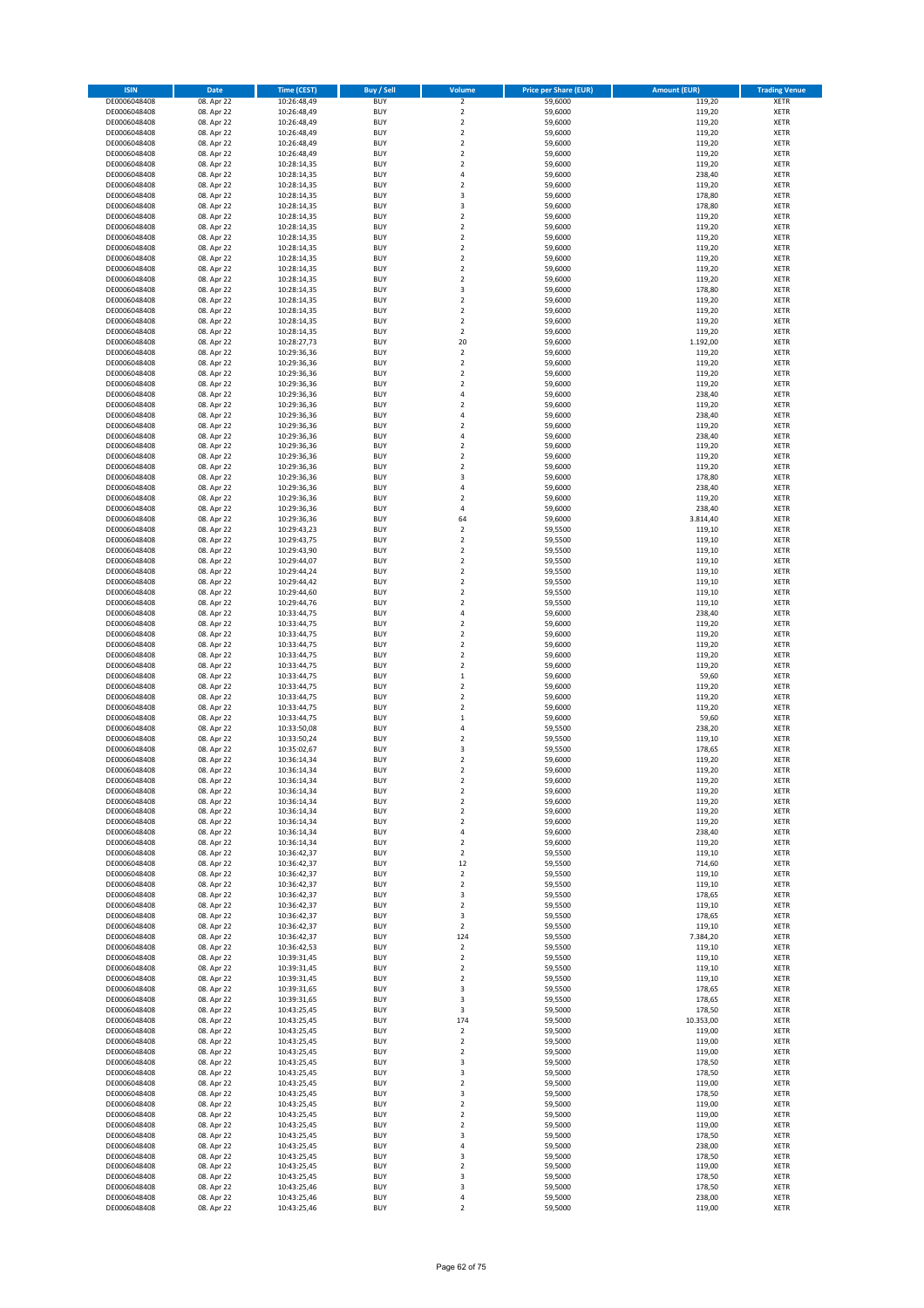| ISIN | Date | Time (CEST) | Buy / Sell | Volume | Price per Share (EUR) | Amount (EUR) | Trading Venue |
|---|---|---|---|---|---|---|---|
| DE0006048408 | 08. Apr 22 | 10:26:48,49 | BUY | 2 | 59,6000 | 119,20 | XETR |
| DE0006048408 | 08. Apr 22 | 10:26:48,49 | BUY | 2 | 59,6000 | 119,20 | XETR |
| DE0006048408 | 08. Apr 22 | 10:26:48,49 | BUY | 2 | 59,6000 | 119,20 | XETR |
| DE0006048408 | 08. Apr 22 | 10:26:48,49 | BUY | 2 | 59,6000 | 119,20 | XETR |
| DE0006048408 | 08. Apr 22 | 10:26:48,49 | BUY | 2 | 59,6000 | 119,20 | XETR |
| DE0006048408 | 08. Apr 22 | 10:26:48,49 | BUY | 2 | 59,6000 | 119,20 | XETR |
| DE0006048408 | 08. Apr 22 | 10:28:14,35 | BUY | 2 | 59,6000 | 119,20 | XETR |
| DE0006048408 | 08. Apr 22 | 10:28:14,35 | BUY | 4 | 59,6000 | 238,40 | XETR |
| DE0006048408 | 08. Apr 22 | 10:28:14,35 | BUY | 2 | 59,6000 | 119,20 | XETR |
| DE0006048408 | 08. Apr 22 | 10:28:14,35 | BUY | 3 | 59,6000 | 178,80 | XETR |
| DE0006048408 | 08. Apr 22 | 10:28:14,35 | BUY | 3 | 59,6000 | 178,80 | XETR |
| DE0006048408 | 08. Apr 22 | 10:28:14,35 | BUY | 2 | 59,6000 | 119,20 | XETR |
| DE0006048408 | 08. Apr 22 | 10:28:14,35 | BUY | 2 | 59,6000 | 119,20 | XETR |
| DE0006048408 | 08. Apr 22 | 10:28:14,35 | BUY | 2 | 59,6000 | 119,20 | XETR |
| DE0006048408 | 08. Apr 22 | 10:28:14,35 | BUY | 2 | 59,6000 | 119,20 | XETR |
| DE0006048408 | 08. Apr 22 | 10:28:14,35 | BUY | 2 | 59,6000 | 119,20 | XETR |
| DE0006048408 | 08. Apr 22 | 10:28:14,35 | BUY | 2 | 59,6000 | 119,20 | XETR |
| DE0006048408 | 08. Apr 22 | 10:28:14,35 | BUY | 2 | 59,6000 | 119,20 | XETR |
| DE0006048408 | 08. Apr 22 | 10:28:14,35 | BUY | 3 | 59,6000 | 178,80 | XETR |
| DE0006048408 | 08. Apr 22 | 10:28:14,35 | BUY | 2 | 59,6000 | 119,20 | XETR |
| DE0006048408 | 08. Apr 22 | 10:28:14,35 | BUY | 2 | 59,6000 | 119,20 | XETR |
| DE0006048408 | 08. Apr 22 | 10:28:14,35 | BUY | 2 | 59,6000 | 119,20 | XETR |
| DE0006048408 | 08. Apr 22 | 10:28:14,35 | BUY | 2 | 59,6000 | 119,20 | XETR |
| DE0006048408 | 08. Apr 22 | 10:28:27,73 | BUY | 20 | 59,6000 | 1.192,00 | XETR |
| DE0006048408 | 08. Apr 22 | 10:29:36,36 | BUY | 2 | 59,6000 | 119,20 | XETR |
| DE0006048408 | 08. Apr 22 | 10:29:36,36 | BUY | 2 | 59,6000 | 119,20 | XETR |
| DE0006048408 | 08. Apr 22 | 10:29:36,36 | BUY | 2 | 59,6000 | 119,20 | XETR |
| DE0006048408 | 08. Apr 22 | 10:29:36,36 | BUY | 2 | 59,6000 | 119,20 | XETR |
| DE0006048408 | 08. Apr 22 | 10:29:36,36 | BUY | 4 | 59,6000 | 238,40 | XETR |
| DE0006048408 | 08. Apr 22 | 10:29:36,36 | BUY | 2 | 59,6000 | 119,20 | XETR |
| DE0006048408 | 08. Apr 22 | 10:29:36,36 | BUY | 4 | 59,6000 | 238,40 | XETR |
| DE0006048408 | 08. Apr 22 | 10:29:36,36 | BUY | 2 | 59,6000 | 119,20 | XETR |
| DE0006048408 | 08. Apr 22 | 10:29:36,36 | BUY | 4 | 59,6000 | 238,40 | XETR |
| DE0006048408 | 08. Apr 22 | 10:29:36,36 | BUY | 2 | 59,6000 | 119,20 | XETR |
| DE0006048408 | 08. Apr 22 | 10:29:36,36 | BUY | 2 | 59,6000 | 119,20 | XETR |
| DE0006048408 | 08. Apr 22 | 10:29:36,36 | BUY | 2 | 59,6000 | 119,20 | XETR |
| DE0006048408 | 08. Apr 22 | 10:29:36,36 | BUY | 3 | 59,6000 | 178,80 | XETR |
| DE0006048408 | 08. Apr 22 | 10:29:36,36 | BUY | 4 | 59,6000 | 238,40 | XETR |
| DE0006048408 | 08. Apr 22 | 10:29:36,36 | BUY | 2 | 59,6000 | 119,20 | XETR |
| DE0006048408 | 08. Apr 22 | 10:29:36,36 | BUY | 4 | 59,6000 | 238,40 | XETR |
| DE0006048408 | 08. Apr 22 | 10:29:36,36 | BUY | 64 | 59,6000 | 3.814,40 | XETR |
| DE0006048408 | 08. Apr 22 | 10:29:43,23 | BUY | 2 | 59,5500 | 119,10 | XETR |
| DE0006048408 | 08. Apr 22 | 10:29:43,75 | BUY | 2 | 59,5500 | 119,10 | XETR |
| DE0006048408 | 08. Apr 22 | 10:29:43,90 | BUY | 2 | 59,5500 | 119,10 | XETR |
| DE0006048408 | 08. Apr 22 | 10:29:44,07 | BUY | 2 | 59,5500 | 119,10 | XETR |
| DE0006048408 | 08. Apr 22 | 10:29:44,24 | BUY | 2 | 59,5500 | 119,10 | XETR |
| DE0006048408 | 08. Apr 22 | 10:29:44,42 | BUY | 2 | 59,5500 | 119,10 | XETR |
| DE0006048408 | 08. Apr 22 | 10:29:44,60 | BUY | 2 | 59,5500 | 119,10 | XETR |
| DE0006048408 | 08. Apr 22 | 10:29:44,76 | BUY | 2 | 59,5500 | 119,10 | XETR |
| DE0006048408 | 08. Apr 22 | 10:33:44,75 | BUY | 4 | 59,6000 | 238,40 | XETR |
| DE0006048408 | 08. Apr 22 | 10:33:44,75 | BUY | 2 | 59,6000 | 119,20 | XETR |
| DE0006048408 | 08. Apr 22 | 10:33:44,75 | BUY | 2 | 59,6000 | 119,20 | XETR |
| DE0006048408 | 08. Apr 22 | 10:33:44,75 | BUY | 2 | 59,6000 | 119,20 | XETR |
| DE0006048408 | 08. Apr 22 | 10:33:44,75 | BUY | 2 | 59,6000 | 119,20 | XETR |
| DE0006048408 | 08. Apr 22 | 10:33:44,75 | BUY | 2 | 59,6000 | 119,20 | XETR |
| DE0006048408 | 08. Apr 22 | 10:33:44,75 | BUY | 1 | 59,6000 | 59,60 | XETR |
| DE0006048408 | 08. Apr 22 | 10:33:44,75 | BUY | 2 | 59,6000 | 119,20 | XETR |
| DE0006048408 | 08. Apr 22 | 10:33:44,75 | BUY | 2 | 59,6000 | 119,20 | XETR |
| DE0006048408 | 08. Apr 22 | 10:33:44,75 | BUY | 2 | 59,6000 | 119,20 | XETR |
| DE0006048408 | 08. Apr 22 | 10:33:44,75 | BUY | 1 | 59,6000 | 59,60 | XETR |
| DE0006048408 | 08. Apr 22 | 10:33:50,08 | BUY | 4 | 59,5500 | 238,20 | XETR |
| DE0006048408 | 08. Apr 22 | 10:33:50,24 | BUY | 2 | 59,5500 | 119,10 | XETR |
| DE0006048408 | 08. Apr 22 | 10:35:02,67 | BUY | 3 | 59,5500 | 178,65 | XETR |
| DE0006048408 | 08. Apr 22 | 10:36:14,34 | BUY | 2 | 59,6000 | 119,20 | XETR |
| DE0006048408 | 08. Apr 22 | 10:36:14,34 | BUY | 2 | 59,6000 | 119,20 | XETR |
| DE0006048408 | 08. Apr 22 | 10:36:14,34 | BUY | 2 | 59,6000 | 119,20 | XETR |
| DE0006048408 | 08. Apr 22 | 10:36:14,34 | BUY | 2 | 59,6000 | 119,20 | XETR |
| DE0006048408 | 08. Apr 22 | 10:36:14,34 | BUY | 2 | 59,6000 | 119,20 | XETR |
| DE0006048408 | 08. Apr 22 | 10:36:14,34 | BUY | 2 | 59,6000 | 119,20 | XETR |
| DE0006048408 | 08. Apr 22 | 10:36:14,34 | BUY | 2 | 59,6000 | 119,20 | XETR |
| DE0006048408 | 08. Apr 22 | 10:36:14,34 | BUY | 4 | 59,6000 | 238,40 | XETR |
| DE0006048408 | 08. Apr 22 | 10:36:14,34 | BUY | 2 | 59,6000 | 119,20 | XETR |
| DE0006048408 | 08. Apr 22 | 10:36:42,37 | BUY | 2 | 59,5500 | 119,10 | XETR |
| DE0006048408 | 08. Apr 22 | 10:36:42,37 | BUY | 12 | 59,5500 | 714,60 | XETR |
| DE0006048408 | 08. Apr 22 | 10:36:42,37 | BUY | 2 | 59,5500 | 119,10 | XETR |
| DE0006048408 | 08. Apr 22 | 10:36:42,37 | BUY | 2 | 59,5500 | 119,10 | XETR |
| DE0006048408 | 08. Apr 22 | 10:36:42,37 | BUY | 3 | 59,5500 | 178,65 | XETR |
| DE0006048408 | 08. Apr 22 | 10:36:42,37 | BUY | 2 | 59,5500 | 119,10 | XETR |
| DE0006048408 | 08. Apr 22 | 10:36:42,37 | BUY | 3 | 59,5500 | 178,65 | XETR |
| DE0006048408 | 08. Apr 22 | 10:36:42,37 | BUY | 2 | 59,5500 | 119,10 | XETR |
| DE0006048408 | 08. Apr 22 | 10:36:42,37 | BUY | 124 | 59,5500 | 7.384,20 | XETR |
| DE0006048408 | 08. Apr 22 | 10:36:42,53 | BUY | 2 | 59,5500 | 119,10 | XETR |
| DE0006048408 | 08. Apr 22 | 10:39:31,45 | BUY | 2 | 59,5500 | 119,10 | XETR |
| DE0006048408 | 08. Apr 22 | 10:39:31,45 | BUY | 2 | 59,5500 | 119,10 | XETR |
| DE0006048408 | 08. Apr 22 | 10:39:31,45 | BUY | 2 | 59,5500 | 119,10 | XETR |
| DE0006048408 | 08. Apr 22 | 10:39:31,65 | BUY | 3 | 59,5500 | 178,65 | XETR |
| DE0006048408 | 08. Apr 22 | 10:39:31,65 | BUY | 3 | 59,5500 | 178,65 | XETR |
| DE0006048408 | 08. Apr 22 | 10:43:25,45 | BUY | 3 | 59,5000 | 178,50 | XETR |
| DE0006048408 | 08. Apr 22 | 10:43:25,45 | BUY | 174 | 59,5000 | 10.353,00 | XETR |
| DE0006048408 | 08. Apr 22 | 10:43:25,45 | BUY | 2 | 59,5000 | 119,00 | XETR |
| DE0006048408 | 08. Apr 22 | 10:43:25,45 | BUY | 2 | 59,5000 | 119,00 | XETR |
| DE0006048408 | 08. Apr 22 | 10:43:25,45 | BUY | 2 | 59,5000 | 119,00 | XETR |
| DE0006048408 | 08. Apr 22 | 10:43:25,45 | BUY | 3 | 59,5000 | 178,50 | XETR |
| DE0006048408 | 08. Apr 22 | 10:43:25,45 | BUY | 3 | 59,5000 | 178,50 | XETR |
| DE0006048408 | 08. Apr 22 | 10:43:25,45 | BUY | 2 | 59,5000 | 119,00 | XETR |
| DE0006048408 | 08. Apr 22 | 10:43:25,45 | BUY | 3 | 59,5000 | 178,50 | XETR |
| DE0006048408 | 08. Apr 22 | 10:43:25,45 | BUY | 2 | 59,5000 | 119,00 | XETR |
| DE0006048408 | 08. Apr 22 | 10:43:25,45 | BUY | 2 | 59,5000 | 119,00 | XETR |
| DE0006048408 | 08. Apr 22 | 10:43:25,45 | BUY | 2 | 59,5000 | 119,00 | XETR |
| DE0006048408 | 08. Apr 22 | 10:43:25,45 | BUY | 3 | 59,5000 | 178,50 | XETR |
| DE0006048408 | 08. Apr 22 | 10:43:25,45 | BUY | 4 | 59,5000 | 238,00 | XETR |
| DE0006048408 | 08. Apr 22 | 10:43:25,45 | BUY | 3 | 59,5000 | 178,50 | XETR |
| DE0006048408 | 08. Apr 22 | 10:43:25,45 | BUY | 2 | 59,5000 | 119,00 | XETR |
| DE0006048408 | 08. Apr 22 | 10:43:25,45 | BUY | 3 | 59,5000 | 178,50 | XETR |
| DE0006048408 | 08. Apr 22 | 10:43:25,46 | BUY | 3 | 59,5000 | 178,50 | XETR |
| DE0006048408 | 08. Apr 22 | 10:43:25,46 | BUY | 4 | 59,5000 | 238,00 | XETR |
| DE0006048408 | 08. Apr 22 | 10:43:25,46 | BUY | 2 | 59,5000 | 119,00 | XETR |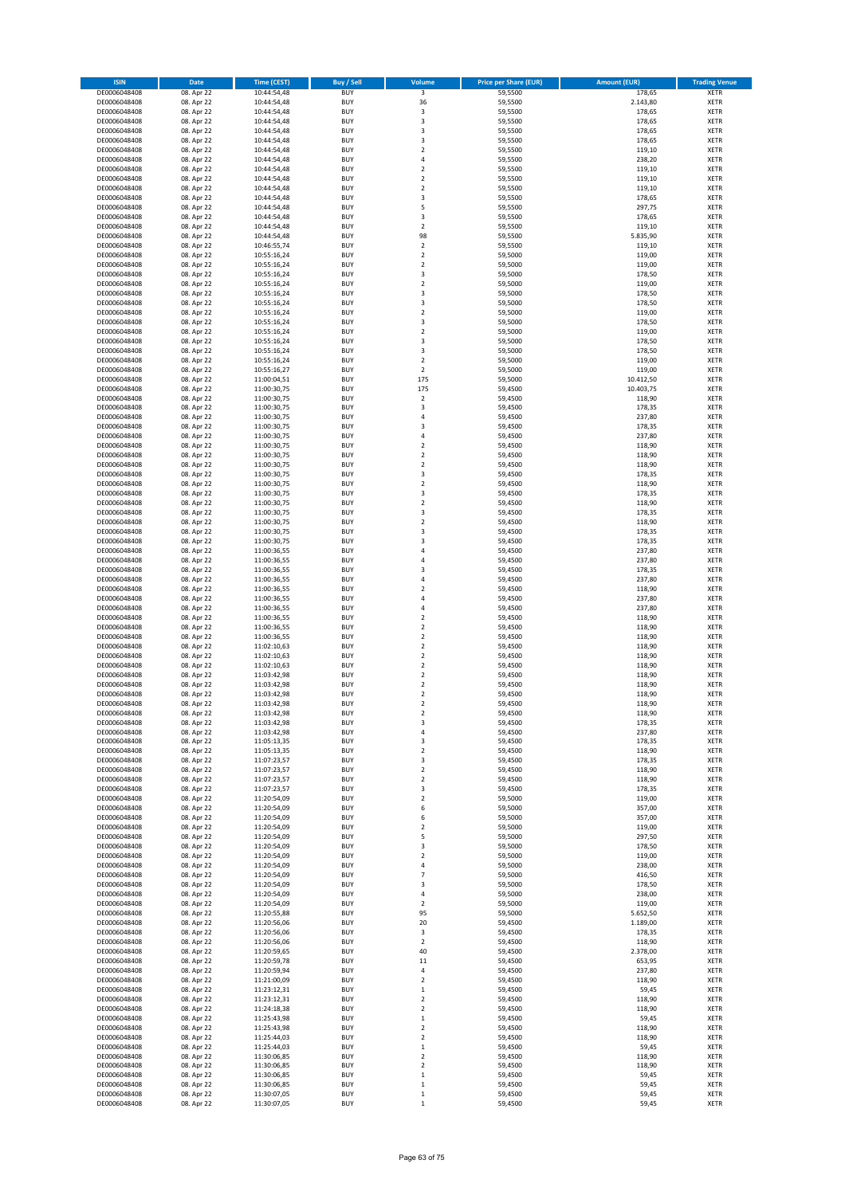| ISIN | Date | Time (CEST) | Buy / Sell | Volume | Price per Share (EUR) | Amount (EUR) | Trading Venue |
|---|---|---|---|---|---|---|---|
| DE0006048408 | 08. Apr 22 | 10:44:54,48 | BUY | 3 | 59,5500 | 178,65 | XETR |
| DE0006048408 | 08. Apr 22 | 10:44:54,48 | BUY | 36 | 59,5500 | 2.143,80 | XETR |
| DE0006048408 | 08. Apr 22 | 10:44:54,48 | BUY | 3 | 59,5500 | 178,65 | XETR |
| DE0006048408 | 08. Apr 22 | 10:44:54,48 | BUY | 3 | 59,5500 | 178,65 | XETR |
| DE0006048408 | 08. Apr 22 | 10:44:54,48 | BUY | 3 | 59,5500 | 178,65 | XETR |
| DE0006048408 | 08. Apr 22 | 10:44:54,48 | BUY | 3 | 59,5500 | 178,65 | XETR |
| DE0006048408 | 08. Apr 22 | 10:44:54,48 | BUY | 2 | 59,5500 | 119,10 | XETR |
| DE0006048408 | 08. Apr 22 | 10:44:54,48 | BUY | 4 | 59,5500 | 238,20 | XETR |
| DE0006048408 | 08. Apr 22 | 10:44:54,48 | BUY | 2 | 59,5500 | 119,10 | XETR |
| DE0006048408 | 08. Apr 22 | 10:44:54,48 | BUY | 2 | 59,5500 | 119,10 | XETR |
| DE0006048408 | 08. Apr 22 | 10:44:54,48 | BUY | 2 | 59,5500 | 119,10 | XETR |
| DE0006048408 | 08. Apr 22 | 10:44:54,48 | BUY | 3 | 59,5500 | 178,65 | XETR |
| DE0006048408 | 08. Apr 22 | 10:44:54,48 | BUY | 5 | 59,5500 | 297,75 | XETR |
| DE0006048408 | 08. Apr 22 | 10:44:54,48 | BUY | 3 | 59,5500 | 178,65 | XETR |
| DE0006048408 | 08. Apr 22 | 10:44:54,48 | BUY | 2 | 59,5500 | 119,10 | XETR |
| DE0006048408 | 08. Apr 22 | 10:44:54,48 | BUY | 98 | 59,5500 | 5.835,90 | XETR |
| DE0006048408 | 08. Apr 22 | 10:46:55,74 | BUY | 2 | 59,5500 | 119,10 | XETR |
| DE0006048408 | 08. Apr 22 | 10:55:16,24 | BUY | 2 | 59,5000 | 119,00 | XETR |
| DE0006048408 | 08. Apr 22 | 10:55:16,24 | BUY | 2 | 59,5000 | 119,00 | XETR |
| DE0006048408 | 08. Apr 22 | 10:55:16,24 | BUY | 3 | 59,5000 | 178,50 | XETR |
| DE0006048408 | 08. Apr 22 | 10:55:16,24 | BUY | 2 | 59,5000 | 119,00 | XETR |
| DE0006048408 | 08. Apr 22 | 10:55:16,24 | BUY | 3 | 59,5000 | 178,50 | XETR |
| DE0006048408 | 08. Apr 22 | 10:55:16,24 | BUY | 3 | 59,5000 | 178,50 | XETR |
| DE0006048408 | 08. Apr 22 | 10:55:16,24 | BUY | 2 | 59,5000 | 119,00 | XETR |
| DE0006048408 | 08. Apr 22 | 10:55:16,24 | BUY | 3 | 59,5000 | 178,50 | XETR |
| DE0006048408 | 08. Apr 22 | 10:55:16,24 | BUY | 2 | 59,5000 | 119,00 | XETR |
| DE0006048408 | 08. Apr 22 | 10:55:16,24 | BUY | 3 | 59,5000 | 178,50 | XETR |
| DE0006048408 | 08. Apr 22 | 10:55:16,24 | BUY | 3 | 59,5000 | 178,50 | XETR |
| DE0006048408 | 08. Apr 22 | 10:55:16,24 | BUY | 2 | 59,5000 | 119,00 | XETR |
| DE0006048408 | 08. Apr 22 | 10:55:16,27 | BUY | 2 | 59,5000 | 119,00 | XETR |
| DE0006048408 | 08. Apr 22 | 11:00:04,51 | BUY | 175 | 59,5000 | 10.412,50 | XETR |
| DE0006048408 | 08. Apr 22 | 11:00:30,75 | BUY | 175 | 59,4500 | 10.403,75 | XETR |
| DE0006048408 | 08. Apr 22 | 11:00:30,75 | BUY | 2 | 59,4500 | 118,90 | XETR |
| DE0006048408 | 08. Apr 22 | 11:00:30,75 | BUY | 3 | 59,4500 | 178,35 | XETR |
| DE0006048408 | 08. Apr 22 | 11:00:30,75 | BUY | 4 | 59,4500 | 237,80 | XETR |
| DE0006048408 | 08. Apr 22 | 11:00:30,75 | BUY | 3 | 59,4500 | 178,35 | XETR |
| DE0006048408 | 08. Apr 22 | 11:00:30,75 | BUY | 4 | 59,4500 | 237,80 | XETR |
| DE0006048408 | 08. Apr 22 | 11:00:30,75 | BUY | 2 | 59,4500 | 118,90 | XETR |
| DE0006048408 | 08. Apr 22 | 11:00:30,75 | BUY | 2 | 59,4500 | 118,90 | XETR |
| DE0006048408 | 08. Apr 22 | 11:00:30,75 | BUY | 2 | 59,4500 | 118,90 | XETR |
| DE0006048408 | 08. Apr 22 | 11:00:30,75 | BUY | 3 | 59,4500 | 178,35 | XETR |
| DE0006048408 | 08. Apr 22 | 11:00:30,75 | BUY | 2 | 59,4500 | 118,90 | XETR |
| DE0006048408 | 08. Apr 22 | 11:00:30,75 | BUY | 3 | 59,4500 | 178,35 | XETR |
| DE0006048408 | 08. Apr 22 | 11:00:30,75 | BUY | 2 | 59,4500 | 118,90 | XETR |
| DE0006048408 | 08. Apr 22 | 11:00:30,75 | BUY | 3 | 59,4500 | 178,35 | XETR |
| DE0006048408 | 08. Apr 22 | 11:00:30,75 | BUY | 2 | 59,4500 | 118,90 | XETR |
| DE0006048408 | 08. Apr 22 | 11:00:30,75 | BUY | 3 | 59,4500 | 178,35 | XETR |
| DE0006048408 | 08. Apr 22 | 11:00:30,75 | BUY | 3 | 59,4500 | 178,35 | XETR |
| DE0006048408 | 08. Apr 22 | 11:00:36,55 | BUY | 4 | 59,4500 | 237,80 | XETR |
| DE0006048408 | 08. Apr 22 | 11:00:36,55 | BUY | 4 | 59,4500 | 237,80 | XETR |
| DE0006048408 | 08. Apr 22 | 11:00:36,55 | BUY | 3 | 59,4500 | 178,35 | XETR |
| DE0006048408 | 08. Apr 22 | 11:00:36,55 | BUY | 4 | 59,4500 | 237,80 | XETR |
| DE0006048408 | 08. Apr 22 | 11:00:36,55 | BUY | 2 | 59,4500 | 118,90 | XETR |
| DE0006048408 | 08. Apr 22 | 11:00:36,55 | BUY | 4 | 59,4500 | 237,80 | XETR |
| DE0006048408 | 08. Apr 22 | 11:00:36,55 | BUY | 4 | 59,4500 | 237,80 | XETR |
| DE0006048408 | 08. Apr 22 | 11:00:36,55 | BUY | 2 | 59,4500 | 118,90 | XETR |
| DE0006048408 | 08. Apr 22 | 11:00:36,55 | BUY | 2 | 59,4500 | 118,90 | XETR |
| DE0006048408 | 08. Apr 22 | 11:00:36,55 | BUY | 2 | 59,4500 | 118,90 | XETR |
| DE0006048408 | 08. Apr 22 | 11:02:10,63 | BUY | 2 | 59,4500 | 118,90 | XETR |
| DE0006048408 | 08. Apr 22 | 11:02:10,63 | BUY | 2 | 59,4500 | 118,90 | XETR |
| DE0006048408 | 08. Apr 22 | 11:02:10,63 | BUY | 2 | 59,4500 | 118,90 | XETR |
| DE0006048408 | 08. Apr 22 | 11:03:42,98 | BUY | 2 | 59,4500 | 118,90 | XETR |
| DE0006048408 | 08. Apr 22 | 11:03:42,98 | BUY | 2 | 59,4500 | 118,90 | XETR |
| DE0006048408 | 08. Apr 22 | 11:03:42,98 | BUY | 2 | 59,4500 | 118,90 | XETR |
| DE0006048408 | 08. Apr 22 | 11:03:42,98 | BUY | 2 | 59,4500 | 118,90 | XETR |
| DE0006048408 | 08. Apr 22 | 11:03:42,98 | BUY | 2 | 59,4500 | 118,90 | XETR |
| DE0006048408 | 08. Apr 22 | 11:03:42,98 | BUY | 3 | 59,4500 | 178,35 | XETR |
| DE0006048408 | 08. Apr 22 | 11:03:42,98 | BUY | 4 | 59,4500 | 237,80 | XETR |
| DE0006048408 | 08. Apr 22 | 11:05:13,35 | BUY | 3 | 59,4500 | 178,35 | XETR |
| DE0006048408 | 08. Apr 22 | 11:05:13,35 | BUY | 2 | 59,4500 | 118,90 | XETR |
| DE0006048408 | 08. Apr 22 | 11:07:23,57 | BUY | 3 | 59,4500 | 178,35 | XETR |
| DE0006048408 | 08. Apr 22 | 11:07:23,57 | BUY | 2 | 59,4500 | 118,90 | XETR |
| DE0006048408 | 08. Apr 22 | 11:07:23,57 | BUY | 2 | 59,4500 | 118,90 | XETR |
| DE0006048408 | 08. Apr 22 | 11:07:23,57 | BUY | 3 | 59,4500 | 178,35 | XETR |
| DE0006048408 | 08. Apr 22 | 11:20:54,09 | BUY | 2 | 59,5000 | 119,00 | XETR |
| DE0006048408 | 08. Apr 22 | 11:20:54,09 | BUY | 6 | 59,5000 | 357,00 | XETR |
| DE0006048408 | 08. Apr 22 | 11:20:54,09 | BUY | 6 | 59,5000 | 357,00 | XETR |
| DE0006048408 | 08. Apr 22 | 11:20:54,09 | BUY | 2 | 59,5000 | 119,00 | XETR |
| DE0006048408 | 08. Apr 22 | 11:20:54,09 | BUY | 5 | 59,5000 | 297,50 | XETR |
| DE0006048408 | 08. Apr 22 | 11:20:54,09 | BUY | 3 | 59,5000 | 178,50 | XETR |
| DE0006048408 | 08. Apr 22 | 11:20:54,09 | BUY | 2 | 59,5000 | 119,00 | XETR |
| DE0006048408 | 08. Apr 22 | 11:20:54,09 | BUY | 4 | 59,5000 | 238,00 | XETR |
| DE0006048408 | 08. Apr 22 | 11:20:54,09 | BUY | 7 | 59,5000 | 416,50 | XETR |
| DE0006048408 | 08. Apr 22 | 11:20:54,09 | BUY | 3 | 59,5000 | 178,50 | XETR |
| DE0006048408 | 08. Apr 22 | 11:20:54,09 | BUY | 4 | 59,5000 | 238,00 | XETR |
| DE0006048408 | 08. Apr 22 | 11:20:54,09 | BUY | 2 | 59,5000 | 119,00 | XETR |
| DE0006048408 | 08. Apr 22 | 11:20:55,88 | BUY | 95 | 59,5000 | 5.652,50 | XETR |
| DE0006048408 | 08. Apr 22 | 11:20:56,06 | BUY | 20 | 59,4500 | 1.189,00 | XETR |
| DE0006048408 | 08. Apr 22 | 11:20:56,06 | BUY | 3 | 59,4500 | 178,35 | XETR |
| DE0006048408 | 08. Apr 22 | 11:20:56,06 | BUY | 2 | 59,4500 | 118,90 | XETR |
| DE0006048408 | 08. Apr 22 | 11:20:59,65 | BUY | 40 | 59,4500 | 2.378,00 | XETR |
| DE0006048408 | 08. Apr 22 | 11:20:59,78 | BUY | 11 | 59,4500 | 653,95 | XETR |
| DE0006048408 | 08. Apr 22 | 11:20:59,94 | BUY | 4 | 59,4500 | 237,80 | XETR |
| DE0006048408 | 08. Apr 22 | 11:21:00,09 | BUY | 2 | 59,4500 | 118,90 | XETR |
| DE0006048408 | 08. Apr 22 | 11:23:12,31 | BUY | 1 | 59,4500 | 59,45 | XETR |
| DE0006048408 | 08. Apr 22 | 11:23:12,31 | BUY | 2 | 59,4500 | 118,90 | XETR |
| DE0006048408 | 08. Apr 22 | 11:24:18,38 | BUY | 2 | 59,4500 | 118,90 | XETR |
| DE0006048408 | 08. Apr 22 | 11:25:43,98 | BUY | 1 | 59,4500 | 59,45 | XETR |
| DE0006048408 | 08. Apr 22 | 11:25:43,98 | BUY | 2 | 59,4500 | 118,90 | XETR |
| DE0006048408 | 08. Apr 22 | 11:25:44,03 | BUY | 2 | 59,4500 | 118,90 | XETR |
| DE0006048408 | 08. Apr 22 | 11:25:44,03 | BUY | 1 | 59,4500 | 59,45 | XETR |
| DE0006048408 | 08. Apr 22 | 11:30:06,85 | BUY | 2 | 59,4500 | 118,90 | XETR |
| DE0006048408 | 08. Apr 22 | 11:30:06,85 | BUY | 2 | 59,4500 | 118,90 | XETR |
| DE0006048408 | 08. Apr 22 | 11:30:06,85 | BUY | 1 | 59,4500 | 59,45 | XETR |
| DE0006048408 | 08. Apr 22 | 11:30:06,85 | BUY | 1 | 59,4500 | 59,45 | XETR |
| DE0006048408 | 08. Apr 22 | 11:30:07,05 | BUY | 1 | 59,4500 | 59,45 | XETR |
| DE0006048408 | 08. Apr 22 | 11:30:07,05 | BUY | 1 | 59,4500 | 59,45 | XETR |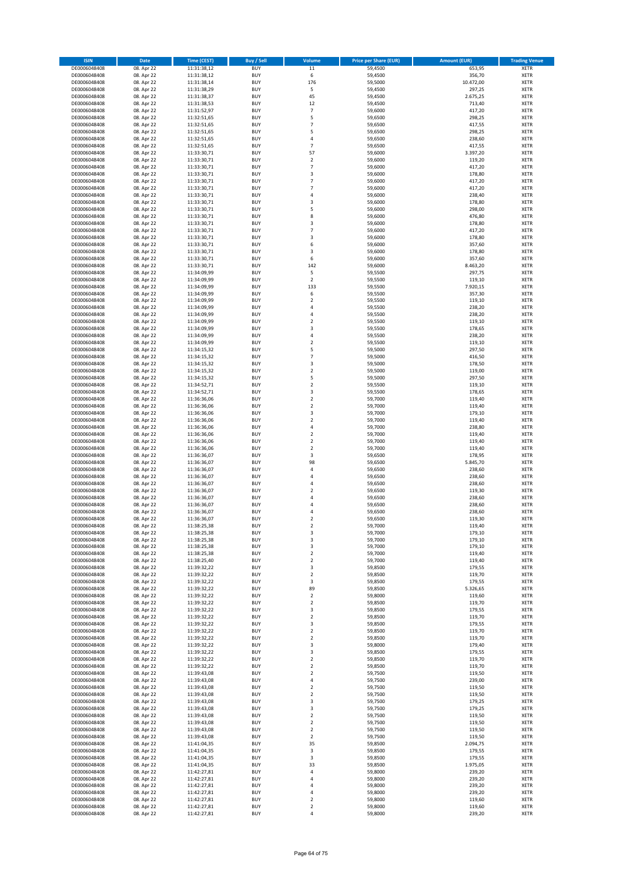| ISIN | Date | Time (CEST) | Buy / Sell | Volume | Price per Share (EUR) | Amount (EUR) | Trading Venue |
|---|---|---|---|---|---|---|---|
| DE0006048408 | 08. Apr 22 | 11:31:38,12 | BUY | 11 | 59,4500 | 653,95 | XETR |
| DE0006048408 | 08. Apr 22 | 11:31:38,12 | BUY | 6 | 59,4500 | 356,70 | XETR |
| DE0006048408 | 08. Apr 22 | 11:31:38,14 | BUY | 176 | 59,5000 | 10.472,00 | XETR |
| DE0006048408 | 08. Apr 22 | 11:31:38,29 | BUY | 5 | 59,4500 | 297,25 | XETR |
| DE0006048408 | 08. Apr 22 | 11:31:38,37 | BUY | 45 | 59,4500 | 2.675,25 | XETR |
| DE0006048408 | 08. Apr 22 | 11:31:38,53 | BUY | 12 | 59,4500 | 713,40 | XETR |
| DE0006048408 | 08. Apr 22 | 11:31:52,97 | BUY | 7 | 59,6000 | 417,20 | XETR |
| DE0006048408 | 08. Apr 22 | 11:32:51,65 | BUY | 5 | 59,6500 | 298,25 | XETR |
| DE0006048408 | 08. Apr 22 | 11:32:51,65 | BUY | 7 | 59,6500 | 417,55 | XETR |
| DE0006048408 | 08. Apr 22 | 11:32:51,65 | BUY | 5 | 59,6500 | 298,25 | XETR |
| DE0006048408 | 08. Apr 22 | 11:32:51,65 | BUY | 4 | 59,6500 | 238,60 | XETR |
| DE0006048408 | 08. Apr 22 | 11:32:51,65 | BUY | 7 | 59,6500 | 417,55 | XETR |
| DE0006048408 | 08. Apr 22 | 11:33:30,71 | BUY | 57 | 59,6000 | 3.397,20 | XETR |
| DE0006048408 | 08. Apr 22 | 11:33:30,71 | BUY | 2 | 59,6000 | 119,20 | XETR |
| DE0006048408 | 08. Apr 22 | 11:33:30,71 | BUY | 7 | 59,6000 | 417,20 | XETR |
| DE0006048408 | 08. Apr 22 | 11:33:30,71 | BUY | 3 | 59,6000 | 178,80 | XETR |
| DE0006048408 | 08. Apr 22 | 11:33:30,71 | BUY | 7 | 59,6000 | 417,20 | XETR |
| DE0006048408 | 08. Apr 22 | 11:33:30,71 | BUY | 7 | 59,6000 | 417,20 | XETR |
| DE0006048408 | 08. Apr 22 | 11:33:30,71 | BUY | 4 | 59,6000 | 238,40 | XETR |
| DE0006048408 | 08. Apr 22 | 11:33:30,71 | BUY | 3 | 59,6000 | 178,80 | XETR |
| DE0006048408 | 08. Apr 22 | 11:33:30,71 | BUY | 5 | 59,6000 | 298,00 | XETR |
| DE0006048408 | 08. Apr 22 | 11:33:30,71 | BUY | 8 | 59,6000 | 476,80 | XETR |
| DE0006048408 | 08. Apr 22 | 11:33:30,71 | BUY | 3 | 59,6000 | 178,80 | XETR |
| DE0006048408 | 08. Apr 22 | 11:33:30,71 | BUY | 7 | 59,6000 | 417,20 | XETR |
| DE0006048408 | 08. Apr 22 | 11:33:30,71 | BUY | 3 | 59,6000 | 178,80 | XETR |
| DE0006048408 | 08. Apr 22 | 11:33:30,71 | BUY | 6 | 59,6000 | 357,60 | XETR |
| DE0006048408 | 08. Apr 22 | 11:33:30,71 | BUY | 3 | 59,6000 | 178,80 | XETR |
| DE0006048408 | 08. Apr 22 | 11:33:30,71 | BUY | 6 | 59,6000 | 357,60 | XETR |
| DE0006048408 | 08. Apr 22 | 11:33:30,71 | BUY | 142 | 59,6000 | 8.463,20 | XETR |
| DE0006048408 | 08. Apr 22 | 11:34:09,99 | BUY | 5 | 59,5500 | 297,75 | XETR |
| DE0006048408 | 08. Apr 22 | 11:34:09,99 | BUY | 2 | 59,5500 | 119,10 | XETR |
| DE0006048408 | 08. Apr 22 | 11:34:09,99 | BUY | 133 | 59,5500 | 7.920,15 | XETR |
| DE0006048408 | 08. Apr 22 | 11:34:09,99 | BUY | 6 | 59,5500 | 357,30 | XETR |
| DE0006048408 | 08. Apr 22 | 11:34:09,99 | BUY | 2 | 59,5500 | 119,10 | XETR |
| DE0006048408 | 08. Apr 22 | 11:34:09,99 | BUY | 4 | 59,5500 | 238,20 | XETR |
| DE0006048408 | 08. Apr 22 | 11:34:09,99 | BUY | 4 | 59,5500 | 238,20 | XETR |
| DE0006048408 | 08. Apr 22 | 11:34:09,99 | BUY | 2 | 59,5500 | 119,10 | XETR |
| DE0006048408 | 08. Apr 22 | 11:34:09,99 | BUY | 3 | 59,5500 | 178,65 | XETR |
| DE0006048408 | 08. Apr 22 | 11:34:09,99 | BUY | 4 | 59,5500 | 238,20 | XETR |
| DE0006048408 | 08. Apr 22 | 11:34:09,99 | BUY | 2 | 59,5500 | 119,10 | XETR |
| DE0006048408 | 08. Apr 22 | 11:34:15,32 | BUY | 5 | 59,5000 | 297,50 | XETR |
| DE0006048408 | 08. Apr 22 | 11:34:15,32 | BUY | 7 | 59,5000 | 416,50 | XETR |
| DE0006048408 | 08. Apr 22 | 11:34:15,32 | BUY | 3 | 59,5000 | 178,50 | XETR |
| DE0006048408 | 08. Apr 22 | 11:34:15,32 | BUY | 2 | 59,5000 | 119,00 | XETR |
| DE0006048408 | 08. Apr 22 | 11:34:15,32 | BUY | 5 | 59,5000 | 297,50 | XETR |
| DE0006048408 | 08. Apr 22 | 11:34:52,71 | BUY | 2 | 59,5500 | 119,10 | XETR |
| DE0006048408 | 08. Apr 22 | 11:34:52,71 | BUY | 3 | 59,5500 | 178,65 | XETR |
| DE0006048408 | 08. Apr 22 | 11:36:36,06 | BUY | 2 | 59,7000 | 119,40 | XETR |
| DE0006048408 | 08. Apr 22 | 11:36:36,06 | BUY | 2 | 59,7000 | 119,40 | XETR |
| DE0006048408 | 08. Apr 22 | 11:36:36,06 | BUY | 3 | 59,7000 | 179,10 | XETR |
| DE0006048408 | 08. Apr 22 | 11:36:36,06 | BUY | 2 | 59,7000 | 119,40 | XETR |
| DE0006048408 | 08. Apr 22 | 11:36:36,06 | BUY | 4 | 59,7000 | 238,80 | XETR |
| DE0006048408 | 08. Apr 22 | 11:36:36,06 | BUY | 2 | 59,7000 | 119,40 | XETR |
| DE0006048408 | 08. Apr 22 | 11:36:36,06 | BUY | 2 | 59,7000 | 119,40 | XETR |
| DE0006048408 | 08. Apr 22 | 11:36:36,06 | BUY | 2 | 59,7000 | 119,40 | XETR |
| DE0006048408 | 08. Apr 22 | 11:36:36,07 | BUY | 3 | 59,6500 | 178,95 | XETR |
| DE0006048408 | 08. Apr 22 | 11:36:36,07 | BUY | 98 | 59,6500 | 5.845,70 | XETR |
| DE0006048408 | 08. Apr 22 | 11:36:36,07 | BUY | 4 | 59,6500 | 238,60 | XETR |
| DE0006048408 | 08. Apr 22 | 11:36:36,07 | BUY | 4 | 59,6500 | 238,60 | XETR |
| DE0006048408 | 08. Apr 22 | 11:36:36,07 | BUY | 4 | 59,6500 | 238,60 | XETR |
| DE0006048408 | 08. Apr 22 | 11:36:36,07 | BUY | 2 | 59,6500 | 119,30 | XETR |
| DE0006048408 | 08. Apr 22 | 11:36:36,07 | BUY | 4 | 59,6500 | 238,60 | XETR |
| DE0006048408 | 08. Apr 22 | 11:36:36,07 | BUY | 4 | 59,6500 | 238,60 | XETR |
| DE0006048408 | 08. Apr 22 | 11:36:36,07 | BUY | 4 | 59,6500 | 238,60 | XETR |
| DE0006048408 | 08. Apr 22 | 11:36:36,07 | BUY | 2 | 59,6500 | 119,30 | XETR |
| DE0006048408 | 08. Apr 22 | 11:38:25,38 | BUY | 2 | 59,7000 | 119,40 | XETR |
| DE0006048408 | 08. Apr 22 | 11:38:25,38 | BUY | 3 | 59,7000 | 179,10 | XETR |
| DE0006048408 | 08. Apr 22 | 11:38:25,38 | BUY | 3 | 59,7000 | 179,10 | XETR |
| DE0006048408 | 08. Apr 22 | 11:38:25,38 | BUY | 3 | 59,7000 | 179,10 | XETR |
| DE0006048408 | 08. Apr 22 | 11:38:25,38 | BUY | 2 | 59,7000 | 119,40 | XETR |
| DE0006048408 | 08. Apr 22 | 11:38:25,40 | BUY | 2 | 59,7000 | 119,40 | XETR |
| DE0006048408 | 08. Apr 22 | 11:39:32,22 | BUY | 3 | 59,8500 | 179,55 | XETR |
| DE0006048408 | 08. Apr 22 | 11:39:32,22 | BUY | 2 | 59,8500 | 119,70 | XETR |
| DE0006048408 | 08. Apr 22 | 11:39:32,22 | BUY | 3 | 59,8500 | 179,55 | XETR |
| DE0006048408 | 08. Apr 22 | 11:39:32,22 | BUY | 89 | 59,8500 | 5.326,65 | XETR |
| DE0006048408 | 08. Apr 22 | 11:39:32,22 | BUY | 2 | 59,8000 | 119,60 | XETR |
| DE0006048408 | 08. Apr 22 | 11:39:32,22 | BUY | 2 | 59,8500 | 119,70 | XETR |
| DE0006048408 | 08. Apr 22 | 11:39:32,22 | BUY | 3 | 59,8500 | 179,55 | XETR |
| DE0006048408 | 08. Apr 22 | 11:39:32,22 | BUY | 2 | 59,8500 | 119,70 | XETR |
| DE0006048408 | 08. Apr 22 | 11:39:32,22 | BUY | 3 | 59,8500 | 179,55 | XETR |
| DE0006048408 | 08. Apr 22 | 11:39:32,22 | BUY | 2 | 59,8500 | 119,70 | XETR |
| DE0006048408 | 08. Apr 22 | 11:39:32,22 | BUY | 2 | 59,8500 | 119,70 | XETR |
| DE0006048408 | 08. Apr 22 | 11:39:32,22 | BUY | 3 | 59,8000 | 179,40 | XETR |
| DE0006048408 | 08. Apr 22 | 11:39:32,22 | BUY | 3 | 59,8500 | 179,55 | XETR |
| DE0006048408 | 08. Apr 22 | 11:39:32,22 | BUY | 2 | 59,8500 | 119,70 | XETR |
| DE0006048408 | 08. Apr 22 | 11:39:32,22 | BUY | 2 | 59,8500 | 119,70 | XETR |
| DE0006048408 | 08. Apr 22 | 11:39:43,08 | BUY | 2 | 59,7500 | 119,50 | XETR |
| DE0006048408 | 08. Apr 22 | 11:39:43,08 | BUY | 4 | 59,7500 | 239,00 | XETR |
| DE0006048408 | 08. Apr 22 | 11:39:43,08 | BUY | 2 | 59,7500 | 119,50 | XETR |
| DE0006048408 | 08. Apr 22 | 11:39:43,08 | BUY | 2 | 59,7500 | 119,50 | XETR |
| DE0006048408 | 08. Apr 22 | 11:39:43,08 | BUY | 3 | 59,7500 | 179,25 | XETR |
| DE0006048408 | 08. Apr 22 | 11:39:43,08 | BUY | 3 | 59,7500 | 179,25 | XETR |
| DE0006048408 | 08. Apr 22 | 11:39:43,08 | BUY | 2 | 59,7500 | 119,50 | XETR |
| DE0006048408 | 08. Apr 22 | 11:39:43,08 | BUY | 2 | 59,7500 | 119,50 | XETR |
| DE0006048408 | 08. Apr 22 | 11:39:43,08 | BUY | 2 | 59,7500 | 119,50 | XETR |
| DE0006048408 | 08. Apr 22 | 11:39:43,08 | BUY | 2 | 59,7500 | 119,50 | XETR |
| DE0006048408 | 08. Apr 22 | 11:41:04,35 | BUY | 35 | 59,8500 | 2.094,75 | XETR |
| DE0006048408 | 08. Apr 22 | 11:41:04,35 | BUY | 3 | 59,8500 | 179,55 | XETR |
| DE0006048408 | 08. Apr 22 | 11:41:04,35 | BUY | 3 | 59,8500 | 179,55 | XETR |
| DE0006048408 | 08. Apr 22 | 11:41:04,35 | BUY | 33 | 59,8500 | 1.975,05 | XETR |
| DE0006048408 | 08. Apr 22 | 11:42:27,81 | BUY | 4 | 59,8000 | 239,20 | XETR |
| DE0006048408 | 08. Apr 22 | 11:42:27,81 | BUY | 4 | 59,8000 | 239,20 | XETR |
| DE0006048408 | 08. Apr 22 | 11:42:27,81 | BUY | 4 | 59,8000 | 239,20 | XETR |
| DE0006048408 | 08. Apr 22 | 11:42:27,81 | BUY | 4 | 59,8000 | 239,20 | XETR |
| DE0006048408 | 08. Apr 22 | 11:42:27,81 | BUY | 2 | 59,8000 | 119,60 | XETR |
| DE0006048408 | 08. Apr 22 | 11:42:27,81 | BUY | 2 | 59,8000 | 119,60 | XETR |
| DE0006048408 | 08. Apr 22 | 11:42:27,81 | BUY | 4 | 59,8000 | 239,20 | XETR |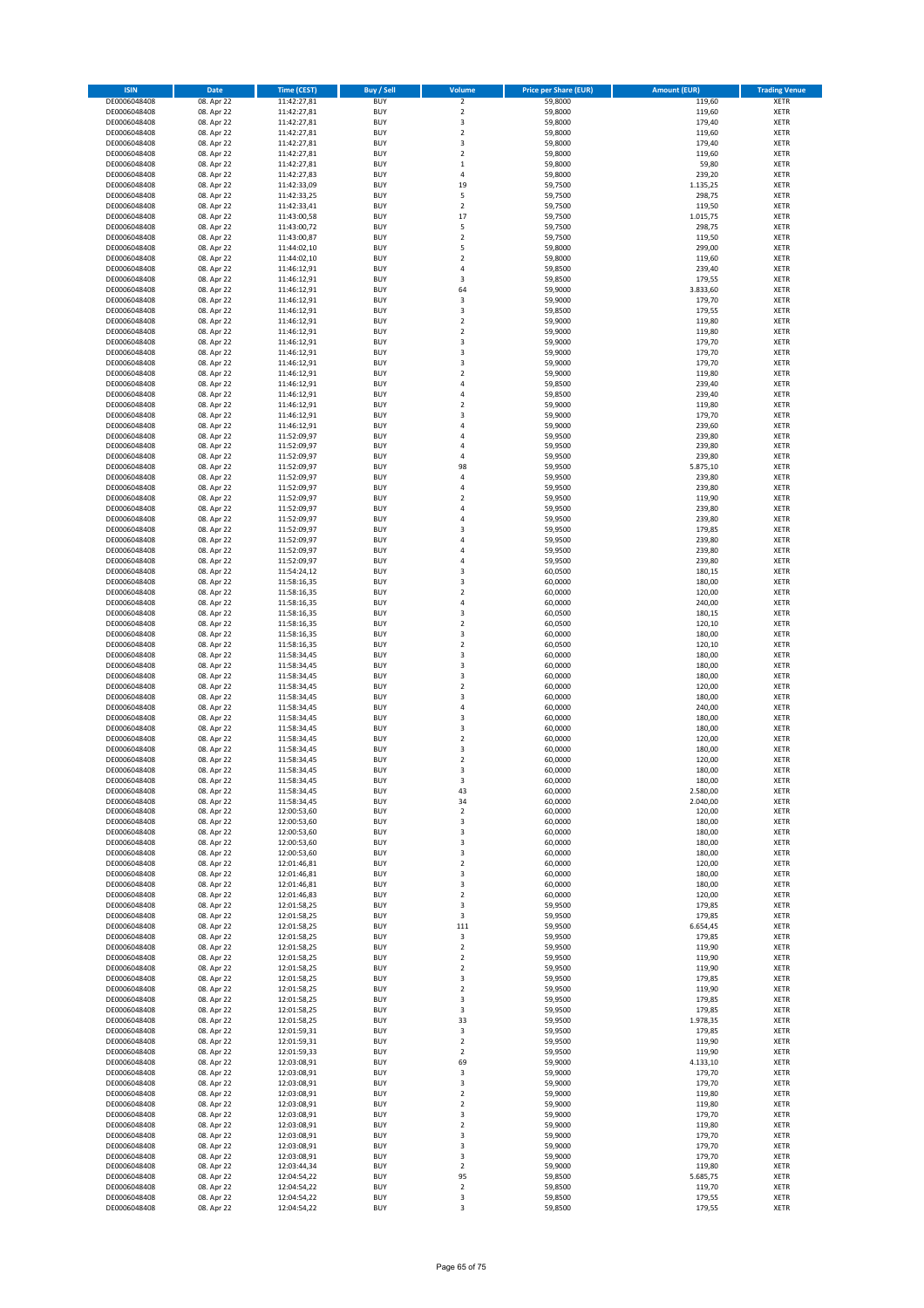| ISIN | Date | Time (CEST) | Buy / Sell | Volume | Price per Share (EUR) | Amount (EUR) | Trading Venue |
|---|---|---|---|---|---|---|---|
| DE0006048408 | 08. Apr 22 | 11:42:27,81 | BUY | 2 | 59,8000 | 119,60 | XETR |
| DE0006048408 | 08. Apr 22 | 11:42:27,81 | BUY | 2 | 59,8000 | 119,60 | XETR |
| DE0006048408 | 08. Apr 22 | 11:42:27,81 | BUY | 3 | 59,8000 | 179,40 | XETR |
| DE0006048408 | 08. Apr 22 | 11:42:27,81 | BUY | 2 | 59,8000 | 119,60 | XETR |
| DE0006048408 | 08. Apr 22 | 11:42:27,81 | BUY | 3 | 59,8000 | 179,40 | XETR |
| DE0006048408 | 08. Apr 22 | 11:42:27,81 | BUY | 2 | 59,8000 | 119,60 | XETR |
| DE0006048408 | 08. Apr 22 | 11:42:27,81 | BUY | 1 | 59,8000 | 59,80 | XETR |
| DE0006048408 | 08. Apr 22 | 11:42:27,83 | BUY | 4 | 59,8000 | 239,20 | XETR |
| DE0006048408 | 08. Apr 22 | 11:42:33,09 | BUY | 19 | 59,7500 | 1.135,25 | XETR |
| DE0006048408 | 08. Apr 22 | 11:42:33,25 | BUY | 5 | 59,7500 | 298,75 | XETR |
| DE0006048408 | 08. Apr 22 | 11:42:33,41 | BUY | 2 | 59,7500 | 119,50 | XETR |
| DE0006048408 | 08. Apr 22 | 11:43:00,58 | BUY | 17 | 59,7500 | 1.015,75 | XETR |
| DE0006048408 | 08. Apr 22 | 11:43:00,72 | BUY | 5 | 59,7500 | 298,75 | XETR |
| DE0006048408 | 08. Apr 22 | 11:43:00,87 | BUY | 2 | 59,7500 | 119,50 | XETR |
| DE0006048408 | 08. Apr 22 | 11:44:02,10 | BUY | 5 | 59,8000 | 299,00 | XETR |
| DE0006048408 | 08. Apr 22 | 11:44:02,10 | BUY | 2 | 59,8000 | 119,60 | XETR |
| DE0006048408 | 08. Apr 22 | 11:46:12,91 | BUY | 4 | 59,8500 | 239,40 | XETR |
| DE0006048408 | 08. Apr 22 | 11:46:12,91 | BUY | 3 | 59,8500 | 179,55 | XETR |
| DE0006048408 | 08. Apr 22 | 11:46:12,91 | BUY | 64 | 59,9000 | 3.833,60 | XETR |
| DE0006048408 | 08. Apr 22 | 11:46:12,91 | BUY | 3 | 59,9000 | 179,70 | XETR |
| DE0006048408 | 08. Apr 22 | 11:46:12,91 | BUY | 3 | 59,8500 | 179,55 | XETR |
| DE0006048408 | 08. Apr 22 | 11:46:12,91 | BUY | 2 | 59,9000 | 119,80 | XETR |
| DE0006048408 | 08. Apr 22 | 11:46:12,91 | BUY | 2 | 59,9000 | 119,80 | XETR |
| DE0006048408 | 08. Apr 22 | 11:46:12,91 | BUY | 3 | 59,9000 | 179,70 | XETR |
| DE0006048408 | 08. Apr 22 | 11:46:12,91 | BUY | 3 | 59,9000 | 179,70 | XETR |
| DE0006048408 | 08. Apr 22 | 11:46:12,91 | BUY | 3 | 59,9000 | 179,70 | XETR |
| DE0006048408 | 08. Apr 22 | 11:46:12,91 | BUY | 2 | 59,9000 | 119,80 | XETR |
| DE0006048408 | 08. Apr 22 | 11:46:12,91 | BUY | 4 | 59,8500 | 239,40 | XETR |
| DE0006048408 | 08. Apr 22 | 11:46:12,91 | BUY | 4 | 59,8500 | 239,40 | XETR |
| DE0006048408 | 08. Apr 22 | 11:46:12,91 | BUY | 2 | 59,9000 | 119,80 | XETR |
| DE0006048408 | 08. Apr 22 | 11:46:12,91 | BUY | 3 | 59,9000 | 179,70 | XETR |
| DE0006048408 | 08. Apr 22 | 11:46:12,91 | BUY | 4 | 59,9000 | 239,60 | XETR |
| DE0006048408 | 08. Apr 22 | 11:52:09,97 | BUY | 4 | 59,9500 | 239,80 | XETR |
| DE0006048408 | 08. Apr 22 | 11:52:09,97 | BUY | 4 | 59,9500 | 239,80 | XETR |
| DE0006048408 | 08. Apr 22 | 11:52:09,97 | BUY | 4 | 59,9500 | 239,80 | XETR |
| DE0006048408 | 08. Apr 22 | 11:52:09,97 | BUY | 98 | 59,9500 | 5.875,10 | XETR |
| DE0006048408 | 08. Apr 22 | 11:52:09,97 | BUY | 4 | 59,9500 | 239,80 | XETR |
| DE0006048408 | 08. Apr 22 | 11:52:09,97 | BUY | 4 | 59,9500 | 239,80 | XETR |
| DE0006048408 | 08. Apr 22 | 11:52:09,97 | BUY | 2 | 59,9500 | 119,90 | XETR |
| DE0006048408 | 08. Apr 22 | 11:52:09,97 | BUY | 4 | 59,9500 | 239,80 | XETR |
| DE0006048408 | 08. Apr 22 | 11:52:09,97 | BUY | 4 | 59,9500 | 239,80 | XETR |
| DE0006048408 | 08. Apr 22 | 11:52:09,97 | BUY | 3 | 59,9500 | 179,85 | XETR |
| DE0006048408 | 08. Apr 22 | 11:52:09,97 | BUY | 4 | 59,9500 | 239,80 | XETR |
| DE0006048408 | 08. Apr 22 | 11:52:09,97 | BUY | 4 | 59,9500 | 239,80 | XETR |
| DE0006048408 | 08. Apr 22 | 11:52:09,97 | BUY | 4 | 59,9500 | 239,80 | XETR |
| DE0006048408 | 08. Apr 22 | 11:54:24,12 | BUY | 3 | 60,0500 | 180,15 | XETR |
| DE0006048408 | 08. Apr 22 | 11:58:16,35 | BUY | 3 | 60,0000 | 180,00 | XETR |
| DE0006048408 | 08. Apr 22 | 11:58:16,35 | BUY | 2 | 60,0000 | 120,00 | XETR |
| DE0006048408 | 08. Apr 22 | 11:58:16,35 | BUY | 4 | 60,0000 | 240,00 | XETR |
| DE0006048408 | 08. Apr 22 | 11:58:16,35 | BUY | 3 | 60,0500 | 180,15 | XETR |
| DE0006048408 | 08. Apr 22 | 11:58:16,35 | BUY | 2 | 60,0500 | 120,10 | XETR |
| DE0006048408 | 08. Apr 22 | 11:58:16,35 | BUY | 3 | 60,0000 | 180,00 | XETR |
| DE0006048408 | 08. Apr 22 | 11:58:16,35 | BUY | 2 | 60,0500 | 120,10 | XETR |
| DE0006048408 | 08. Apr 22 | 11:58:34,45 | BUY | 3 | 60,0000 | 180,00 | XETR |
| DE0006048408 | 08. Apr 22 | 11:58:34,45 | BUY | 3 | 60,0000 | 180,00 | XETR |
| DE0006048408 | 08. Apr 22 | 11:58:34,45 | BUY | 3 | 60,0000 | 180,00 | XETR |
| DE0006048408 | 08. Apr 22 | 11:58:34,45 | BUY | 2 | 60,0000 | 120,00 | XETR |
| DE0006048408 | 08. Apr 22 | 11:58:34,45 | BUY | 3 | 60,0000 | 180,00 | XETR |
| DE0006048408 | 08. Apr 22 | 11:58:34,45 | BUY | 4 | 60,0000 | 240,00 | XETR |
| DE0006048408 | 08. Apr 22 | 11:58:34,45 | BUY | 3 | 60,0000 | 180,00 | XETR |
| DE0006048408 | 08. Apr 22 | 11:58:34,45 | BUY | 3 | 60,0000 | 180,00 | XETR |
| DE0006048408 | 08. Apr 22 | 11:58:34,45 | BUY | 2 | 60,0000 | 120,00 | XETR |
| DE0006048408 | 08. Apr 22 | 11:58:34,45 | BUY | 3 | 60,0000 | 180,00 | XETR |
| DE0006048408 | 08. Apr 22 | 11:58:34,45 | BUY | 2 | 60,0000 | 120,00 | XETR |
| DE0006048408 | 08. Apr 22 | 11:58:34,45 | BUY | 3 | 60,0000 | 180,00 | XETR |
| DE0006048408 | 08. Apr 22 | 11:58:34,45 | BUY | 3 | 60,0000 | 180,00 | XETR |
| DE0006048408 | 08. Apr 22 | 11:58:34,45 | BUY | 43 | 60,0000 | 2.580,00 | XETR |
| DE0006048408 | 08. Apr 22 | 11:58:34,45 | BUY | 34 | 60,0000 | 2.040,00 | XETR |
| DE0006048408 | 08. Apr 22 | 12:00:53,60 | BUY | 2 | 60,0000 | 120,00 | XETR |
| DE0006048408 | 08. Apr 22 | 12:00:53,60 | BUY | 3 | 60,0000 | 180,00 | XETR |
| DE0006048408 | 08. Apr 22 | 12:00:53,60 | BUY | 3 | 60,0000 | 180,00 | XETR |
| DE0006048408 | 08. Apr 22 | 12:00:53,60 | BUY | 3 | 60,0000 | 180,00 | XETR |
| DE0006048408 | 08. Apr 22 | 12:00:53,60 | BUY | 3 | 60,0000 | 180,00 | XETR |
| DE0006048408 | 08. Apr 22 | 12:01:46,81 | BUY | 2 | 60,0000 | 120,00 | XETR |
| DE0006048408 | 08. Apr 22 | 12:01:46,81 | BUY | 3 | 60,0000 | 180,00 | XETR |
| DE0006048408 | 08. Apr 22 | 12:01:46,81 | BUY | 3 | 60,0000 | 180,00 | XETR |
| DE0006048408 | 08. Apr 22 | 12:01:46,83 | BUY | 2 | 60,0000 | 120,00 | XETR |
| DE0006048408 | 08. Apr 22 | 12:01:58,25 | BUY | 3 | 59,9500 | 179,85 | XETR |
| DE0006048408 | 08. Apr 22 | 12:01:58,25 | BUY | 3 | 59,9500 | 179,85 | XETR |
| DE0006048408 | 08. Apr 22 | 12:01:58,25 | BUY | 111 | 59,9500 | 6.654,45 | XETR |
| DE0006048408 | 08. Apr 22 | 12:01:58,25 | BUY | 3 | 59,9500 | 179,85 | XETR |
| DE0006048408 | 08. Apr 22 | 12:01:58,25 | BUY | 2 | 59,9500 | 119,90 | XETR |
| DE0006048408 | 08. Apr 22 | 12:01:58,25 | BUY | 2 | 59,9500 | 119,90 | XETR |
| DE0006048408 | 08. Apr 22 | 12:01:58,25 | BUY | 2 | 59,9500 | 119,90 | XETR |
| DE0006048408 | 08. Apr 22 | 12:01:58,25 | BUY | 3 | 59,9500 | 179,85 | XETR |
| DE0006048408 | 08. Apr 22 | 12:01:58,25 | BUY | 2 | 59,9500 | 119,90 | XETR |
| DE0006048408 | 08. Apr 22 | 12:01:58,25 | BUY | 3 | 59,9500 | 179,85 | XETR |
| DE0006048408 | 08. Apr 22 | 12:01:58,25 | BUY | 3 | 59,9500 | 179,85 | XETR |
| DE0006048408 | 08. Apr 22 | 12:01:58,25 | BUY | 33 | 59,9500 | 1.978,35 | XETR |
| DE0006048408 | 08. Apr 22 | 12:01:59,31 | BUY | 3 | 59,9500 | 179,85 | XETR |
| DE0006048408 | 08. Apr 22 | 12:01:59,31 | BUY | 2 | 59,9500 | 119,90 | XETR |
| DE0006048408 | 08. Apr 22 | 12:01:59,33 | BUY | 2 | 59,9500 | 119,90 | XETR |
| DE0006048408 | 08. Apr 22 | 12:03:08,91 | BUY | 69 | 59,9000 | 4.133,10 | XETR |
| DE0006048408 | 08. Apr 22 | 12:03:08,91 | BUY | 3 | 59,9000 | 179,70 | XETR |
| DE0006048408 | 08. Apr 22 | 12:03:08,91 | BUY | 3 | 59,9000 | 179,70 | XETR |
| DE0006048408 | 08. Apr 22 | 12:03:08,91 | BUY | 2 | 59,9000 | 119,80 | XETR |
| DE0006048408 | 08. Apr 22 | 12:03:08,91 | BUY | 2 | 59,9000 | 119,80 | XETR |
| DE0006048408 | 08. Apr 22 | 12:03:08,91 | BUY | 3 | 59,9000 | 179,70 | XETR |
| DE0006048408 | 08. Apr 22 | 12:03:08,91 | BUY | 2 | 59,9000 | 119,80 | XETR |
| DE0006048408 | 08. Apr 22 | 12:03:08,91 | BUY | 3 | 59,9000 | 179,70 | XETR |
| DE0006048408 | 08. Apr 22 | 12:03:08,91 | BUY | 3 | 59,9000 | 179,70 | XETR |
| DE0006048408 | 08. Apr 22 | 12:03:08,91 | BUY | 3 | 59,9000 | 179,70 | XETR |
| DE0006048408 | 08. Apr 22 | 12:03:44,34 | BUY | 2 | 59,9000 | 119,80 | XETR |
| DE0006048408 | 08. Apr 22 | 12:04:54,22 | BUY | 95 | 59,8500 | 5.685,75 | XETR |
| DE0006048408 | 08. Apr 22 | 12:04:54,22 | BUY | 2 | 59,8500 | 119,70 | XETR |
| DE0006048408 | 08. Apr 22 | 12:04:54,22 | BUY | 3 | 59,8500 | 179,55 | XETR |
| DE0006048408 | 08. Apr 22 | 12:04:54,22 | BUY | 3 | 59,8500 | 179,55 | XETR |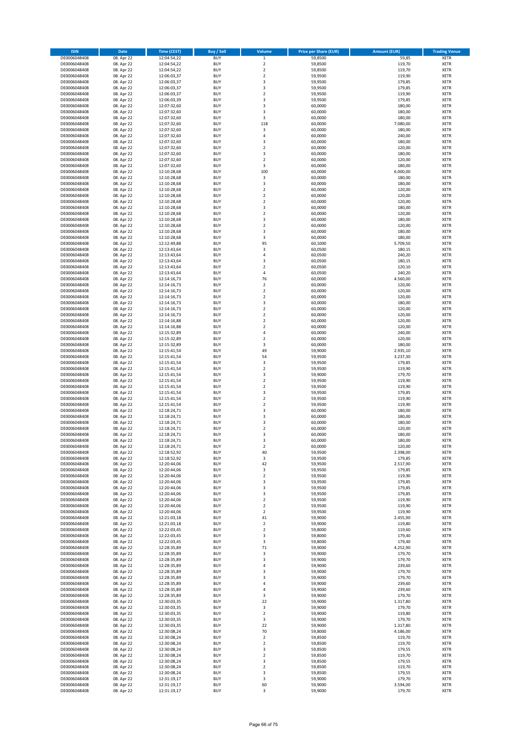| ISIN | Date | Time (CEST) | Buy / Sell | Volume | Price per Share (EUR) | Amount (EUR) | Trading Venue |
|---|---|---|---|---|---|---|---|
| DE0006048408 | 08. Apr 22 | 12:04:54,22 | BUY | 1 | 59,8500 | 59,85 | XETR |
| DE0006048408 | 08. Apr 22 | 12:04:54,22 | BUY | 2 | 59,8500 | 119,70 | XETR |
| DE0006048408 | 08. Apr 22 | 12:04:54,22 | BUY | 2 | 59,8500 | 119,70 | XETR |
| DE0006048408 | 08. Apr 22 | 12:06:03,37 | BUY | 2 | 59,9500 | 119,90 | XETR |
| DE0006048408 | 08. Apr 22 | 12:06:03,37 | BUY | 3 | 59,9500 | 179,85 | XETR |
| DE0006048408 | 08. Apr 22 | 12:06:03,37 | BUY | 3 | 59,9500 | 179,85 | XETR |
| DE0006048408 | 08. Apr 22 | 12:06:03,37 | BUY | 2 | 59,9500 | 119,90 | XETR |
| DE0006048408 | 08. Apr 22 | 12:06:03,39 | BUY | 3 | 59,9500 | 179,85 | XETR |
| DE0006048408 | 08. Apr 22 | 12:07:32,60 | BUY | 3 | 60,0000 | 180,00 | XETR |
| DE0006048408 | 08. Apr 22 | 12:07:32,60 | BUY | 3 | 60,0000 | 180,00 | XETR |
| DE0006048408 | 08. Apr 22 | 12:07:32,60 | BUY | 3 | 60,0000 | 180,00 | XETR |
| DE0006048408 | 08. Apr 22 | 12:07:32,60 | BUY | 118 | 60,0000 | 7.080,00 | XETR |
| DE0006048408 | 08. Apr 22 | 12:07:32,60 | BUY | 3 | 60,0000 | 180,00 | XETR |
| DE0006048408 | 08. Apr 22 | 12:07:32,60 | BUY | 4 | 60,0000 | 240,00 | XETR |
| DE0006048408 | 08. Apr 22 | 12:07:32,60 | BUY | 3 | 60,0000 | 180,00 | XETR |
| DE0006048408 | 08. Apr 22 | 12:07:32,60 | BUY | 2 | 60,0000 | 120,00 | XETR |
| DE0006048408 | 08. Apr 22 | 12:07:32,60 | BUY | 3 | 60,0000 | 180,00 | XETR |
| DE0006048408 | 08. Apr 22 | 12:07:32,60 | BUY | 2 | 60,0000 | 120,00 | XETR |
| DE0006048408 | 08. Apr 22 | 12:07:32,60 | BUY | 3 | 60,0000 | 180,00 | XETR |
| DE0006048408 | 08. Apr 22 | 12:10:28,68 | BUY | 100 | 60,0000 | 6.000,00 | XETR |
| DE0006048408 | 08. Apr 22 | 12:10:28,68 | BUY | 3 | 60,0000 | 180,00 | XETR |
| DE0006048408 | 08. Apr 22 | 12:10:28,68 | BUY | 3 | 60,0000 | 180,00 | XETR |
| DE0006048408 | 08. Apr 22 | 12:10:28,68 | BUY | 2 | 60,0000 | 120,00 | XETR |
| DE0006048408 | 08. Apr 22 | 12:10:28,68 | BUY | 2 | 60,0000 | 120,00 | XETR |
| DE0006048408 | 08. Apr 22 | 12:10:28,68 | BUY | 2 | 60,0000 | 120,00 | XETR |
| DE0006048408 | 08. Apr 22 | 12:10:28,68 | BUY | 3 | 60,0000 | 180,00 | XETR |
| DE0006048408 | 08. Apr 22 | 12:10:28,68 | BUY | 2 | 60,0000 | 120,00 | XETR |
| DE0006048408 | 08. Apr 22 | 12:10:28,68 | BUY | 3 | 60,0000 | 180,00 | XETR |
| DE0006048408 | 08. Apr 22 | 12:10:28,68 | BUY | 2 | 60,0000 | 120,00 | XETR |
| DE0006048408 | 08. Apr 22 | 12:10:28,68 | BUY | 3 | 60,0000 | 180,00 | XETR |
| DE0006048408 | 08. Apr 22 | 12:10:28,68 | BUY | 3 | 60,0000 | 180,00 | XETR |
| DE0006048408 | 08. Apr 22 | 12:12:49,88 | BUY | 95 | 60,1000 | 5.709,50 | XETR |
| DE0006048408 | 08. Apr 22 | 12:13:43,64 | BUY | 3 | 60,0500 | 180,15 | XETR |
| DE0006048408 | 08. Apr 22 | 12:13:43,64 | BUY | 4 | 60,0500 | 240,20 | XETR |
| DE0006048408 | 08. Apr 22 | 12:13:43,64 | BUY | 3 | 60,0500 | 180,15 | XETR |
| DE0006048408 | 08. Apr 22 | 12:13:43,64 | BUY | 2 | 60,0500 | 120,10 | XETR |
| DE0006048408 | 08. Apr 22 | 12:13:43,64 | BUY | 4 | 60,0500 | 240,20 | XETR |
| DE0006048408 | 08. Apr 22 | 12:14:16,73 | BUY | 76 | 60,0000 | 4.560,00 | XETR |
| DE0006048408 | 08. Apr 22 | 12:14:16,73 | BUY | 2 | 60,0000 | 120,00 | XETR |
| DE0006048408 | 08. Apr 22 | 12:14:16,73 | BUY | 2 | 60,0000 | 120,00 | XETR |
| DE0006048408 | 08. Apr 22 | 12:14:16,73 | BUY | 2 | 60,0000 | 120,00 | XETR |
| DE0006048408 | 08. Apr 22 | 12:14:16,73 | BUY | 3 | 60,0000 | 180,00 | XETR |
| DE0006048408 | 08. Apr 22 | 12:14:16,73 | BUY | 2 | 60,0000 | 120,00 | XETR |
| DE0006048408 | 08. Apr 22 | 12:14:16,73 | BUY | 2 | 60,0000 | 120,00 | XETR |
| DE0006048408 | 08. Apr 22 | 12:14:16,88 | BUY | 2 | 60,0000 | 120,00 | XETR |
| DE0006048408 | 08. Apr 22 | 12:14:16,88 | BUY | 2 | 60,0000 | 120,00 | XETR |
| DE0006048408 | 08. Apr 22 | 12:15:32,89 | BUY | 4 | 60,0000 | 240,00 | XETR |
| DE0006048408 | 08. Apr 22 | 12:15:32,89 | BUY | 2 | 60,0000 | 120,00 | XETR |
| DE0006048408 | 08. Apr 22 | 12:15:32,89 | BUY | 3 | 60,0000 | 180,00 | XETR |
| DE0006048408 | 08. Apr 22 | 12:15:41,54 | BUY | 49 | 59,9000 | 2.935,10 | XETR |
| DE0006048408 | 08. Apr 22 | 12:15:41,54 | BUY | 54 | 59,9500 | 3.237,30 | XETR |
| DE0006048408 | 08. Apr 22 | 12:15:41,54 | BUY | 3 | 59,9500 | 179,85 | XETR |
| DE0006048408 | 08. Apr 22 | 12:15:41,54 | BUY | 2 | 59,9500 | 119,90 | XETR |
| DE0006048408 | 08. Apr 22 | 12:15:41,54 | BUY | 3 | 59,9000 | 179,70 | XETR |
| DE0006048408 | 08. Apr 22 | 12:15:41,54 | BUY | 2 | 59,9500 | 119,90 | XETR |
| DE0006048408 | 08. Apr 22 | 12:15:41,54 | BUY | 2 | 59,9500 | 119,90 | XETR |
| DE0006048408 | 08. Apr 22 | 12:15:41,54 | BUY | 3 | 59,9500 | 179,85 | XETR |
| DE0006048408 | 08. Apr 22 | 12:15:41,54 | BUY | 2 | 59,9500 | 119,90 | XETR |
| DE0006048408 | 08. Apr 22 | 12:15:41,54 | BUY | 2 | 59,9500 | 119,90 | XETR |
| DE0006048408 | 08. Apr 22 | 12:18:24,71 | BUY | 3 | 60,0000 | 180,00 | XETR |
| DE0006048408 | 08. Apr 22 | 12:18:24,71 | BUY | 3 | 60,0000 | 180,00 | XETR |
| DE0006048408 | 08. Apr 22 | 12:18:24,71 | BUY | 3 | 60,0000 | 180,00 | XETR |
| DE0006048408 | 08. Apr 22 | 12:18:24,71 | BUY | 2 | 60,0000 | 120,00 | XETR |
| DE0006048408 | 08. Apr 22 | 12:18:24,71 | BUY | 3 | 60,0000 | 180,00 | XETR |
| DE0006048408 | 08. Apr 22 | 12:18:24,71 | BUY | 3 | 60,0000 | 180,00 | XETR |
| DE0006048408 | 08. Apr 22 | 12:18:24,71 | BUY | 2 | 60,0000 | 120,00 | XETR |
| DE0006048408 | 08. Apr 22 | 12:18:52,92 | BUY | 40 | 59,9500 | 2.398,00 | XETR |
| DE0006048408 | 08. Apr 22 | 12:18:52,92 | BUY | 3 | 59,9500 | 179,85 | XETR |
| DE0006048408 | 08. Apr 22 | 12:20:44,06 | BUY | 42 | 59,9500 | 2.517,90 | XETR |
| DE0006048408 | 08. Apr 22 | 12:20:44,06 | BUY | 3 | 59,9500 | 179,85 | XETR |
| DE0006048408 | 08. Apr 22 | 12:20:44,06 | BUY | 2 | 59,9500 | 119,90 | XETR |
| DE0006048408 | 08. Apr 22 | 12:20:44,06 | BUY | 3 | 59,9500 | 179,85 | XETR |
| DE0006048408 | 08. Apr 22 | 12:20:44,06 | BUY | 3 | 59,9500 | 179,85 | XETR |
| DE0006048408 | 08. Apr 22 | 12:20:44,06 | BUY | 3 | 59,9500 | 179,85 | XETR |
| DE0006048408 | 08. Apr 22 | 12:20:44,06 | BUY | 2 | 59,9500 | 119,90 | XETR |
| DE0006048408 | 08. Apr 22 | 12:20:44,06 | BUY | 2 | 59,9500 | 119,90 | XETR |
| DE0006048408 | 08. Apr 22 | 12:20:44,06 | BUY | 2 | 59,9500 | 119,90 | XETR |
| DE0006048408 | 08. Apr 22 | 12:21:03,18 | BUY | 41 | 59,9000 | 2.455,90 | XETR |
| DE0006048408 | 08. Apr 22 | 12:21:03,18 | BUY | 2 | 59,9000 | 119,80 | XETR |
| DE0006048408 | 08. Apr 22 | 12:22:03,45 | BUY | 2 | 59,8000 | 119,60 | XETR |
| DE0006048408 | 08. Apr 22 | 12:22:03,45 | BUY | 3 | 59,8000 | 179,40 | XETR |
| DE0006048408 | 08. Apr 22 | 12:22:03,45 | BUY | 3 | 59,8000 | 179,40 | XETR |
| DE0006048408 | 08. Apr 22 | 12:28:35,89 | BUY | 71 | 59,9000 | 4.252,90 | XETR |
| DE0006048408 | 08. Apr 22 | 12:28:35,89 | BUY | 3 | 59,9000 | 179,70 | XETR |
| DE0006048408 | 08. Apr 22 | 12:28:35,89 | BUY | 3 | 59,9000 | 179,70 | XETR |
| DE0006048408 | 08. Apr 22 | 12:28:35,89 | BUY | 4 | 59,9000 | 239,60 | XETR |
| DE0006048408 | 08. Apr 22 | 12:28:35,89 | BUY | 3 | 59,9000 | 179,70 | XETR |
| DE0006048408 | 08. Apr 22 | 12:28:35,89 | BUY | 3 | 59,9000 | 179,70 | XETR |
| DE0006048408 | 08. Apr 22 | 12:28:35,89 | BUY | 4 | 59,9000 | 239,60 | XETR |
| DE0006048408 | 08. Apr 22 | 12:28:35,89 | BUY | 4 | 59,9000 | 239,60 | XETR |
| DE0006048408 | 08. Apr 22 | 12:28:35,89 | BUY | 3 | 59,9000 | 179,70 | XETR |
| DE0006048408 | 08. Apr 22 | 12:30:03,35 | BUY | 22 | 59,9000 | 1.317,80 | XETR |
| DE0006048408 | 08. Apr 22 | 12:30:03,35 | BUY | 3 | 59,9000 | 179,70 | XETR |
| DE0006048408 | 08. Apr 22 | 12:30:03,35 | BUY | 2 | 59,9000 | 119,80 | XETR |
| DE0006048408 | 08. Apr 22 | 12:30:03,35 | BUY | 3 | 59,9000 | 179,70 | XETR |
| DE0006048408 | 08. Apr 22 | 12:30:03,35 | BUY | 22 | 59,9000 | 1.317,80 | XETR |
| DE0006048408 | 08. Apr 22 | 12:30:08,24 | BUY | 70 | 59,8000 | 4.186,00 | XETR |
| DE0006048408 | 08. Apr 22 | 12:30:08,24 | BUY | 2 | 59,8500 | 119,70 | XETR |
| DE0006048408 | 08. Apr 22 | 12:30:08,24 | BUY | 2 | 59,8500 | 119,70 | XETR |
| DE0006048408 | 08. Apr 22 | 12:30:08,24 | BUY | 3 | 59,8500 | 179,55 | XETR |
| DE0006048408 | 08. Apr 22 | 12:30:08,24 | BUY | 2 | 59,8500 | 119,70 | XETR |
| DE0006048408 | 08. Apr 22 | 12:30:08,24 | BUY | 3 | 59,8500 | 179,55 | XETR |
| DE0006048408 | 08. Apr 22 | 12:30:08,24 | BUY | 2 | 59,8500 | 119,70 | XETR |
| DE0006048408 | 08. Apr 22 | 12:30:08,24 | BUY | 3 | 59,8500 | 179,55 | XETR |
| DE0006048408 | 08. Apr 22 | 12:31:19,17 | BUY | 3 | 59,9000 | 179,70 | XETR |
| DE0006048408 | 08. Apr 22 | 12:31:19,17 | BUY | 60 | 59,9000 | 3.594,00 | XETR |
| DE0006048408 | 08. Apr 22 | 12:31:19,17 | BUY | 3 | 59,9000 | 179,70 | XETR |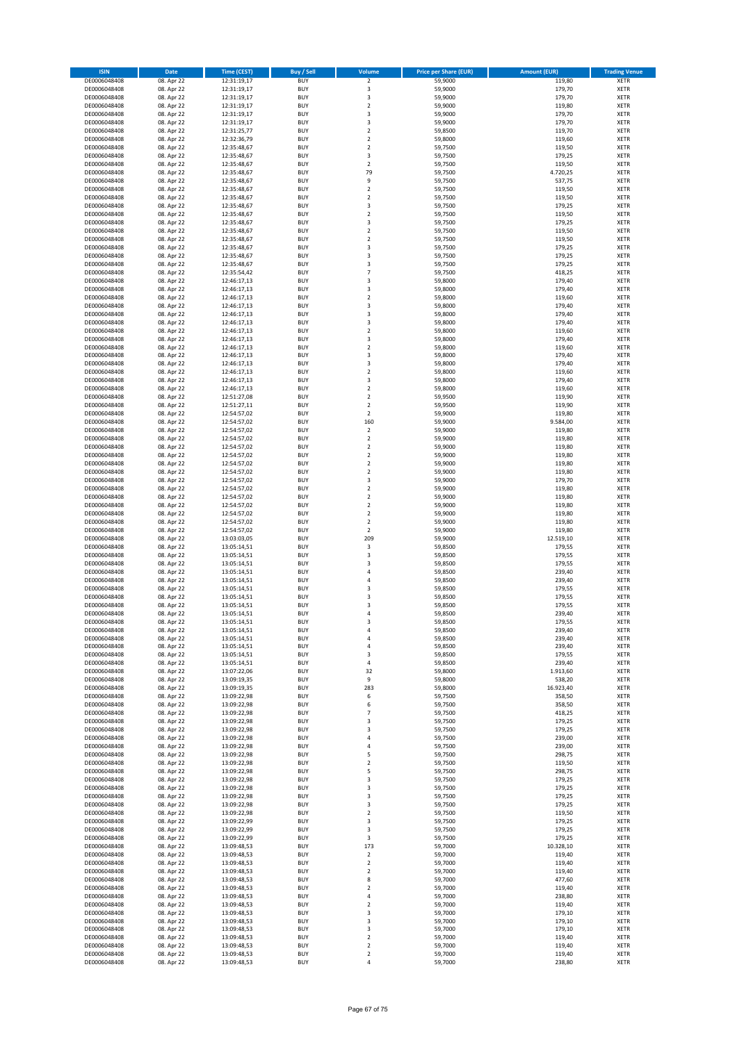| ISIN | Date | Time (CEST) | Buy / Sell | Volume | Price per Share (EUR) | Amount (EUR) | Trading Venue |
|---|---|---|---|---|---|---|---|
| DE0006048408 | 08. Apr 22 | 12:31:19,17 | BUY | 2 | 59,9000 | 119,80 | XETR |
| DE0006048408 | 08. Apr 22 | 12:31:19,17 | BUY | 3 | 59,9000 | 179,70 | XETR |
| DE0006048408 | 08. Apr 22 | 12:31:19,17 | BUY | 3 | 59,9000 | 179,70 | XETR |
| DE0006048408 | 08. Apr 22 | 12:31:19,17 | BUY | 2 | 59,9000 | 119,80 | XETR |
| DE0006048408 | 08. Apr 22 | 12:31:19,17 | BUY | 3 | 59,9000 | 179,70 | XETR |
| DE0006048408 | 08. Apr 22 | 12:31:19,17 | BUY | 3 | 59,9000 | 179,70 | XETR |
| DE0006048408 | 08. Apr 22 | 12:31:25,77 | BUY | 2 | 59,8500 | 119,70 | XETR |
| DE0006048408 | 08. Apr 22 | 12:32:36,79 | BUY | 2 | 59,8000 | 119,60 | XETR |
| DE0006048408 | 08. Apr 22 | 12:35:48,67 | BUY | 2 | 59,7500 | 119,50 | XETR |
| DE0006048408 | 08. Apr 22 | 12:35:48,67 | BUY | 3 | 59,7500 | 179,25 | XETR |
| DE0006048408 | 08. Apr 22 | 12:35:48,67 | BUY | 2 | 59,7500 | 119,50 | XETR |
| DE0006048408 | 08. Apr 22 | 12:35:48,67 | BUY | 79 | 59,7500 | 4.720,25 | XETR |
| DE0006048408 | 08. Apr 22 | 12:35:48,67 | BUY | 9 | 59,7500 | 537,75 | XETR |
| DE0006048408 | 08. Apr 22 | 12:35:48,67 | BUY | 2 | 59,7500 | 119,50 | XETR |
| DE0006048408 | 08. Apr 22 | 12:35:48,67 | BUY | 2 | 59,7500 | 119,50 | XETR |
| DE0006048408 | 08. Apr 22 | 12:35:48,67 | BUY | 3 | 59,7500 | 179,25 | XETR |
| DE0006048408 | 08. Apr 22 | 12:35:48,67 | BUY | 2 | 59,7500 | 119,50 | XETR |
| DE0006048408 | 08. Apr 22 | 12:35:48,67 | BUY | 3 | 59,7500 | 179,25 | XETR |
| DE0006048408 | 08. Apr 22 | 12:35:48,67 | BUY | 2 | 59,7500 | 119,50 | XETR |
| DE0006048408 | 08. Apr 22 | 12:35:48,67 | BUY | 2 | 59,7500 | 119,50 | XETR |
| DE0006048408 | 08. Apr 22 | 12:35:48,67 | BUY | 3 | 59,7500 | 179,25 | XETR |
| DE0006048408 | 08. Apr 22 | 12:35:48,67 | BUY | 3 | 59,7500 | 179,25 | XETR |
| DE0006048408 | 08. Apr 22 | 12:35:48,67 | BUY | 3 | 59,7500 | 179,25 | XETR |
| DE0006048408 | 08. Apr 22 | 12:35:54,42 | BUY | 7 | 59,7500 | 418,25 | XETR |
| DE0006048408 | 08. Apr 22 | 12:46:17,13 | BUY | 3 | 59,8000 | 179,40 | XETR |
| DE0006048408 | 08. Apr 22 | 12:46:17,13 | BUY | 3 | 59,8000 | 179,40 | XETR |
| DE0006048408 | 08. Apr 22 | 12:46:17,13 | BUY | 2 | 59,8000 | 119,60 | XETR |
| DE0006048408 | 08. Apr 22 | 12:46:17,13 | BUY | 3 | 59,8000 | 179,40 | XETR |
| DE0006048408 | 08. Apr 22 | 12:46:17,13 | BUY | 3 | 59,8000 | 179,40 | XETR |
| DE0006048408 | 08. Apr 22 | 12:46:17,13 | BUY | 3 | 59,8000 | 179,40 | XETR |
| DE0006048408 | 08. Apr 22 | 12:46:17,13 | BUY | 2 | 59,8000 | 119,60 | XETR |
| DE0006048408 | 08. Apr 22 | 12:46:17,13 | BUY | 3 | 59,8000 | 179,40 | XETR |
| DE0006048408 | 08. Apr 22 | 12:46:17,13 | BUY | 2 | 59,8000 | 119,60 | XETR |
| DE0006048408 | 08. Apr 22 | 12:46:17,13 | BUY | 3 | 59,8000 | 179,40 | XETR |
| DE0006048408 | 08. Apr 22 | 12:46:17,13 | BUY | 3 | 59,8000 | 179,40 | XETR |
| DE0006048408 | 08. Apr 22 | 12:46:17,13 | BUY | 2 | 59,8000 | 119,60 | XETR |
| DE0006048408 | 08. Apr 22 | 12:46:17,13 | BUY | 3 | 59,8000 | 179,40 | XETR |
| DE0006048408 | 08. Apr 22 | 12:46:17,13 | BUY | 2 | 59,8000 | 119,60 | XETR |
| DE0006048408 | 08. Apr 22 | 12:51:27,08 | BUY | 2 | 59,9500 | 119,90 | XETR |
| DE0006048408 | 08. Apr 22 | 12:51:27,11 | BUY | 2 | 59,9500 | 119,90 | XETR |
| DE0006048408 | 08. Apr 22 | 12:54:57,02 | BUY | 2 | 59,9000 | 119,80 | XETR |
| DE0006048408 | 08. Apr 22 | 12:54:57,02 | BUY | 160 | 59,9000 | 9.584,00 | XETR |
| DE0006048408 | 08. Apr 22 | 12:54:57,02 | BUY | 2 | 59,9000 | 119,80 | XETR |
| DE0006048408 | 08. Apr 22 | 12:54:57,02 | BUY | 2 | 59,9000 | 119,80 | XETR |
| DE0006048408 | 08. Apr 22 | 12:54:57,02 | BUY | 2 | 59,9000 | 119,80 | XETR |
| DE0006048408 | 08. Apr 22 | 12:54:57,02 | BUY | 2 | 59,9000 | 119,80 | XETR |
| DE0006048408 | 08. Apr 22 | 12:54:57,02 | BUY | 2 | 59,9000 | 119,80 | XETR |
| DE0006048408 | 08. Apr 22 | 12:54:57,02 | BUY | 2 | 59,9000 | 119,80 | XETR |
| DE0006048408 | 08. Apr 22 | 12:54:57,02 | BUY | 3 | 59,9000 | 179,70 | XETR |
| DE0006048408 | 08. Apr 22 | 12:54:57,02 | BUY | 2 | 59,9000 | 119,80 | XETR |
| DE0006048408 | 08. Apr 22 | 12:54:57,02 | BUY | 2 | 59,9000 | 119,80 | XETR |
| DE0006048408 | 08. Apr 22 | 12:54:57,02 | BUY | 2 | 59,9000 | 119,80 | XETR |
| DE0006048408 | 08. Apr 22 | 12:54:57,02 | BUY | 2 | 59,9000 | 119,80 | XETR |
| DE0006048408 | 08. Apr 22 | 12:54:57,02 | BUY | 2 | 59,9000 | 119,80 | XETR |
| DE0006048408 | 08. Apr 22 | 12:54:57,02 | BUY | 2 | 59,9000 | 119,80 | XETR |
| DE0006048408 | 08. Apr 22 | 13:03:03,05 | BUY | 209 | 59,9000 | 12.519,10 | XETR |
| DE0006048408 | 08. Apr 22 | 13:05:14,51 | BUY | 3 | 59,8500 | 179,55 | XETR |
| DE0006048408 | 08. Apr 22 | 13:05:14,51 | BUY | 3 | 59,8500 | 179,55 | XETR |
| DE0006048408 | 08. Apr 22 | 13:05:14,51 | BUY | 3 | 59,8500 | 179,55 | XETR |
| DE0006048408 | 08. Apr 22 | 13:05:14,51 | BUY | 4 | 59,8500 | 239,40 | XETR |
| DE0006048408 | 08. Apr 22 | 13:05:14,51 | BUY | 4 | 59,8500 | 239,40 | XETR |
| DE0006048408 | 08. Apr 22 | 13:05:14,51 | BUY | 3 | 59,8500 | 179,55 | XETR |
| DE0006048408 | 08. Apr 22 | 13:05:14,51 | BUY | 3 | 59,8500 | 179,55 | XETR |
| DE0006048408 | 08. Apr 22 | 13:05:14,51 | BUY | 3 | 59,8500 | 179,55 | XETR |
| DE0006048408 | 08. Apr 22 | 13:05:14,51 | BUY | 4 | 59,8500 | 239,40 | XETR |
| DE0006048408 | 08. Apr 22 | 13:05:14,51 | BUY | 3 | 59,8500 | 179,55 | XETR |
| DE0006048408 | 08. Apr 22 | 13:05:14,51 | BUY | 4 | 59,8500 | 239,40 | XETR |
| DE0006048408 | 08. Apr 22 | 13:05:14,51 | BUY | 4 | 59,8500 | 239,40 | XETR |
| DE0006048408 | 08. Apr 22 | 13:05:14,51 | BUY | 4 | 59,8500 | 239,40 | XETR |
| DE0006048408 | 08. Apr 22 | 13:05:14,51 | BUY | 3 | 59,8500 | 179,55 | XETR |
| DE0006048408 | 08. Apr 22 | 13:05:14,51 | BUY | 4 | 59,8500 | 239,40 | XETR |
| DE0006048408 | 08. Apr 22 | 13:07:22,06 | BUY | 32 | 59,8000 | 1.913,60 | XETR |
| DE0006048408 | 08. Apr 22 | 13:09:19,35 | BUY | 9 | 59,8000 | 538,20 | XETR |
| DE0006048408 | 08. Apr 22 | 13:09:19,35 | BUY | 283 | 59,8000 | 16.923,40 | XETR |
| DE0006048408 | 08. Apr 22 | 13:09:22,98 | BUY | 6 | 59,7500 | 358,50 | XETR |
| DE0006048408 | 08. Apr 22 | 13:09:22,98 | BUY | 6 | 59,7500 | 358,50 | XETR |
| DE0006048408 | 08. Apr 22 | 13:09:22,98 | BUY | 7 | 59,7500 | 418,25 | XETR |
| DE0006048408 | 08. Apr 22 | 13:09:22,98 | BUY | 3 | 59,7500 | 179,25 | XETR |
| DE0006048408 | 08. Apr 22 | 13:09:22,98 | BUY | 3 | 59,7500 | 179,25 | XETR |
| DE0006048408 | 08. Apr 22 | 13:09:22,98 | BUY | 4 | 59,7500 | 239,00 | XETR |
| DE0006048408 | 08. Apr 22 | 13:09:22,98 | BUY | 4 | 59,7500 | 239,00 | XETR |
| DE0006048408 | 08. Apr 22 | 13:09:22,98 | BUY | 5 | 59,7500 | 298,75 | XETR |
| DE0006048408 | 08. Apr 22 | 13:09:22,98 | BUY | 2 | 59,7500 | 119,50 | XETR |
| DE0006048408 | 08. Apr 22 | 13:09:22,98 | BUY | 5 | 59,7500 | 298,75 | XETR |
| DE0006048408 | 08. Apr 22 | 13:09:22,98 | BUY | 3 | 59,7500 | 179,25 | XETR |
| DE0006048408 | 08. Apr 22 | 13:09:22,98 | BUY | 3 | 59,7500 | 179,25 | XETR |
| DE0006048408 | 08. Apr 22 | 13:09:22,98 | BUY | 3 | 59,7500 | 179,25 | XETR |
| DE0006048408 | 08. Apr 22 | 13:09:22,98 | BUY | 3 | 59,7500 | 179,25 | XETR |
| DE0006048408 | 08. Apr 22 | 13:09:22,98 | BUY | 2 | 59,7500 | 119,50 | XETR |
| DE0006048408 | 08. Apr 22 | 13:09:22,99 | BUY | 3 | 59,7500 | 179,25 | XETR |
| DE0006048408 | 08. Apr 22 | 13:09:22,99 | BUY | 3 | 59,7500 | 179,25 | XETR |
| DE0006048408 | 08. Apr 22 | 13:09:22,99 | BUY | 3 | 59,7500 | 179,25 | XETR |
| DE0006048408 | 08. Apr 22 | 13:09:48,53 | BUY | 173 | 59,7000 | 10.328,10 | XETR |
| DE0006048408 | 08. Apr 22 | 13:09:48,53 | BUY | 2 | 59,7000 | 119,40 | XETR |
| DE0006048408 | 08. Apr 22 | 13:09:48,53 | BUY | 2 | 59,7000 | 119,40 | XETR |
| DE0006048408 | 08. Apr 22 | 13:09:48,53 | BUY | 2 | 59,7000 | 119,40 | XETR |
| DE0006048408 | 08. Apr 22 | 13:09:48,53 | BUY | 8 | 59,7000 | 477,60 | XETR |
| DE0006048408 | 08. Apr 22 | 13:09:48,53 | BUY | 2 | 59,7000 | 119,40 | XETR |
| DE0006048408 | 08. Apr 22 | 13:09:48,53 | BUY | 4 | 59,7000 | 238,80 | XETR |
| DE0006048408 | 08. Apr 22 | 13:09:48,53 | BUY | 2 | 59,7000 | 119,40 | XETR |
| DE0006048408 | 08. Apr 22 | 13:09:48,53 | BUY | 3 | 59,7000 | 179,10 | XETR |
| DE0006048408 | 08. Apr 22 | 13:09:48,53 | BUY | 3 | 59,7000 | 179,10 | XETR |
| DE0006048408 | 08. Apr 22 | 13:09:48,53 | BUY | 3 | 59,7000 | 179,10 | XETR |
| DE0006048408 | 08. Apr 22 | 13:09:48,53 | BUY | 2 | 59,7000 | 119,40 | XETR |
| DE0006048408 | 08. Apr 22 | 13:09:48,53 | BUY | 2 | 59,7000 | 119,40 | XETR |
| DE0006048408 | 08. Apr 22 | 13:09:48,53 | BUY | 2 | 59,7000 | 119,40 | XETR |
| DE0006048408 | 08. Apr 22 | 13:09:48,53 | BUY | 4 | 59,7000 | 238,80 | XETR |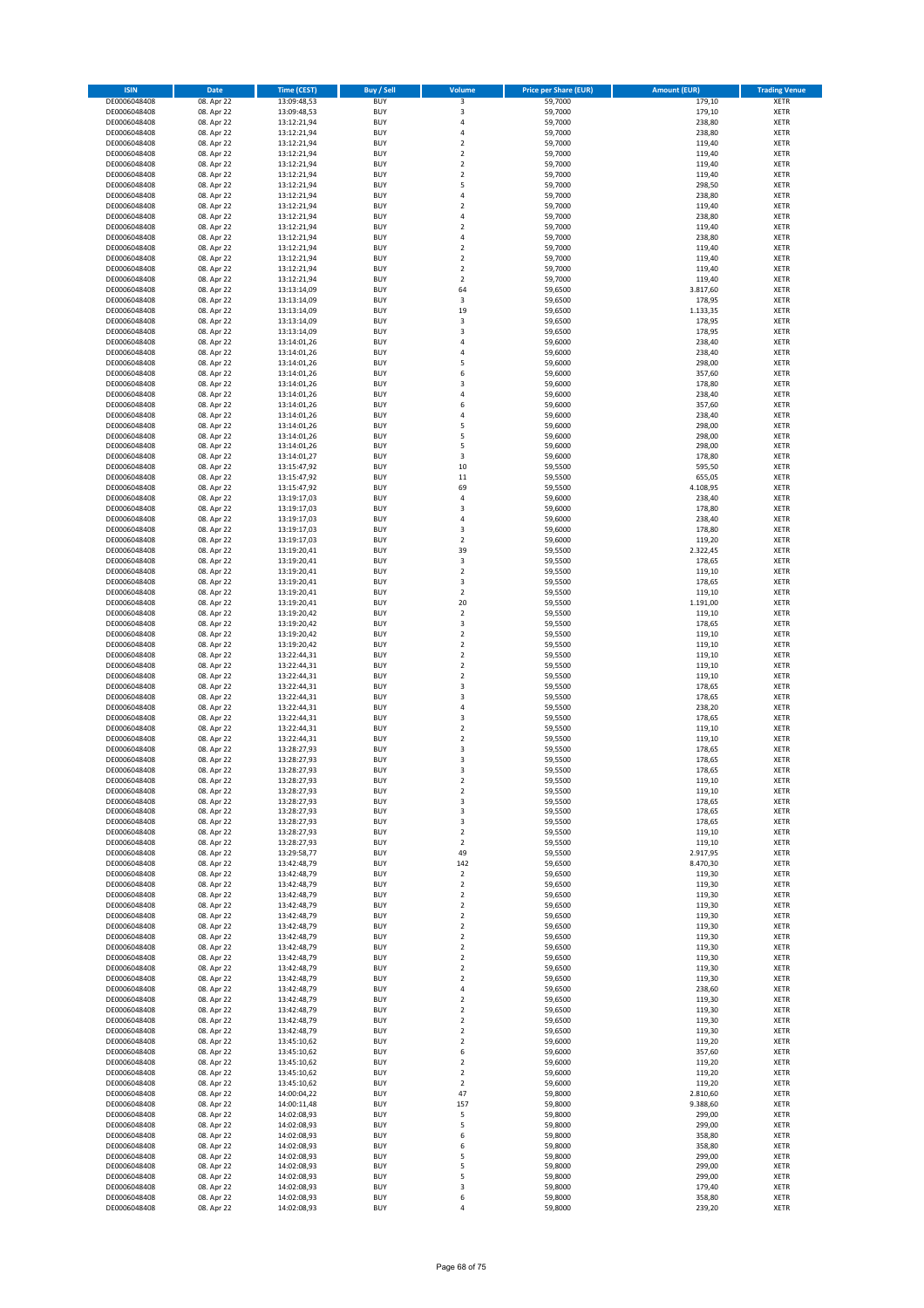| ISIN | Date | Time (CEST) | Buy / Sell | Volume | Price per Share (EUR) | Amount (EUR) | Trading Venue |
|---|---|---|---|---|---|---|---|
| DE0006048408 | 08. Apr 22 | 13:09:48,53 | BUY | 3 | 59,7000 | 179,10 | XETR |
| DE0006048408 | 08. Apr 22 | 13:09:48,53 | BUY | 3 | 59,7000 | 179,10 | XETR |
| DE0006048408 | 08. Apr 22 | 13:12:21,94 | BUY | 4 | 59,7000 | 238,80 | XETR |
| DE0006048408 | 08. Apr 22 | 13:12:21,94 | BUY | 4 | 59,7000 | 238,80 | XETR |
| DE0006048408 | 08. Apr 22 | 13:12:21,94 | BUY | 2 | 59,7000 | 119,40 | XETR |
| DE0006048408 | 08. Apr 22 | 13:12:21,94 | BUY | 2 | 59,7000 | 119,40 | XETR |
| DE0006048408 | 08. Apr 22 | 13:12:21,94 | BUY | 2 | 59,7000 | 119,40 | XETR |
| DE0006048408 | 08. Apr 22 | 13:12:21,94 | BUY | 2 | 59,7000 | 119,40 | XETR |
| DE0006048408 | 08. Apr 22 | 13:12:21,94 | BUY | 5 | 59,7000 | 298,50 | XETR |
| DE0006048408 | 08. Apr 22 | 13:12:21,94 | BUY | 4 | 59,7000 | 238,80 | XETR |
| DE0006048408 | 08. Apr 22 | 13:12:21,94 | BUY | 2 | 59,7000 | 119,40 | XETR |
| DE0006048408 | 08. Apr 22 | 13:12:21,94 | BUY | 4 | 59,7000 | 238,80 | XETR |
| DE0006048408 | 08. Apr 22 | 13:12:21,94 | BUY | 2 | 59,7000 | 119,40 | XETR |
| DE0006048408 | 08. Apr 22 | 13:12:21,94 | BUY | 4 | 59,7000 | 238,80 | XETR |
| DE0006048408 | 08. Apr 22 | 13:12:21,94 | BUY | 2 | 59,7000 | 119,40 | XETR |
| DE0006048408 | 08. Apr 22 | 13:12:21,94 | BUY | 2 | 59,7000 | 119,40 | XETR |
| DE0006048408 | 08. Apr 22 | 13:12:21,94 | BUY | 2 | 59,7000 | 119,40 | XETR |
| DE0006048408 | 08. Apr 22 | 13:12:21,94 | BUY | 2 | 59,7000 | 119,40 | XETR |
| DE0006048408 | 08. Apr 22 | 13:13:14,09 | BUY | 64 | 59,6500 | 3.817,60 | XETR |
| DE0006048408 | 08. Apr 22 | 13:13:14,09 | BUY | 3 | 59,6500 | 178,95 | XETR |
| DE0006048408 | 08. Apr 22 | 13:13:14,09 | BUY | 19 | 59,6500 | 1.133,35 | XETR |
| DE0006048408 | 08. Apr 22 | 13:13:14,09 | BUY | 3 | 59,6500 | 178,95 | XETR |
| DE0006048408 | 08. Apr 22 | 13:13:14,09 | BUY | 3 | 59,6500 | 178,95 | XETR |
| DE0006048408 | 08. Apr 22 | 13:14:01,26 | BUY | 4 | 59,6000 | 238,40 | XETR |
| DE0006048408 | 08. Apr 22 | 13:14:01,26 | BUY | 4 | 59,6000 | 238,40 | XETR |
| DE0006048408 | 08. Apr 22 | 13:14:01,26 | BUY | 5 | 59,6000 | 298,00 | XETR |
| DE0006048408 | 08. Apr 22 | 13:14:01,26 | BUY | 6 | 59,6000 | 357,60 | XETR |
| DE0006048408 | 08. Apr 22 | 13:14:01,26 | BUY | 3 | 59,6000 | 178,80 | XETR |
| DE0006048408 | 08. Apr 22 | 13:14:01,26 | BUY | 4 | 59,6000 | 238,40 | XETR |
| DE0006048408 | 08. Apr 22 | 13:14:01,26 | BUY | 6 | 59,6000 | 357,60 | XETR |
| DE0006048408 | 08. Apr 22 | 13:14:01,26 | BUY | 4 | 59,6000 | 238,40 | XETR |
| DE0006048408 | 08. Apr 22 | 13:14:01,26 | BUY | 5 | 59,6000 | 298,00 | XETR |
| DE0006048408 | 08. Apr 22 | 13:14:01,26 | BUY | 5 | 59,6000 | 298,00 | XETR |
| DE0006048408 | 08. Apr 22 | 13:14:01,26 | BUY | 5 | 59,6000 | 298,00 | XETR |
| DE0006048408 | 08. Apr 22 | 13:14:01,27 | BUY | 3 | 59,6000 | 178,80 | XETR |
| DE0006048408 | 08. Apr 22 | 13:15:47,92 | BUY | 10 | 59,5500 | 595,50 | XETR |
| DE0006048408 | 08. Apr 22 | 13:15:47,92 | BUY | 11 | 59,5500 | 655,05 | XETR |
| DE0006048408 | 08. Apr 22 | 13:15:47,92 | BUY | 69 | 59,5500 | 4.108,95 | XETR |
| DE0006048408 | 08. Apr 22 | 13:19:17,03 | BUY | 4 | 59,6000 | 238,40 | XETR |
| DE0006048408 | 08. Apr 22 | 13:19:17,03 | BUY | 3 | 59,6000 | 178,80 | XETR |
| DE0006048408 | 08. Apr 22 | 13:19:17,03 | BUY | 4 | 59,6000 | 238,40 | XETR |
| DE0006048408 | 08. Apr 22 | 13:19:17,03 | BUY | 3 | 59,6000 | 178,80 | XETR |
| DE0006048408 | 08. Apr 22 | 13:19:17,03 | BUY | 2 | 59,6000 | 119,20 | XETR |
| DE0006048408 | 08. Apr 22 | 13:19:20,41 | BUY | 39 | 59,5500 | 2.322,45 | XETR |
| DE0006048408 | 08. Apr 22 | 13:19:20,41 | BUY | 3 | 59,5500 | 178,65 | XETR |
| DE0006048408 | 08. Apr 22 | 13:19:20,41 | BUY | 2 | 59,5500 | 119,10 | XETR |
| DE0006048408 | 08. Apr 22 | 13:19:20,41 | BUY | 3 | 59,5500 | 178,65 | XETR |
| DE0006048408 | 08. Apr 22 | 13:19:20,41 | BUY | 2 | 59,5500 | 119,10 | XETR |
| DE0006048408 | 08. Apr 22 | 13:19:20,41 | BUY | 20 | 59,5500 | 1.191,00 | XETR |
| DE0006048408 | 08. Apr 22 | 13:19:20,42 | BUY | 2 | 59,5500 | 119,10 | XETR |
| DE0006048408 | 08. Apr 22 | 13:19:20,42 | BUY | 3 | 59,5500 | 178,65 | XETR |
| DE0006048408 | 08. Apr 22 | 13:19:20,42 | BUY | 2 | 59,5500 | 119,10 | XETR |
| DE0006048408 | 08. Apr 22 | 13:19:20,42 | BUY | 2 | 59,5500 | 119,10 | XETR |
| DE0006048408 | 08. Apr 22 | 13:22:44,31 | BUY | 2 | 59,5500 | 119,10 | XETR |
| DE0006048408 | 08. Apr 22 | 13:22:44,31 | BUY | 2 | 59,5500 | 119,10 | XETR |
| DE0006048408 | 08. Apr 22 | 13:22:44,31 | BUY | 2 | 59,5500 | 119,10 | XETR |
| DE0006048408 | 08. Apr 22 | 13:22:44,31 | BUY | 3 | 59,5500 | 178,65 | XETR |
| DE0006048408 | 08. Apr 22 | 13:22:44,31 | BUY | 3 | 59,5500 | 178,65 | XETR |
| DE0006048408 | 08. Apr 22 | 13:22:44,31 | BUY | 4 | 59,5500 | 238,20 | XETR |
| DE0006048408 | 08. Apr 22 | 13:22:44,31 | BUY | 3 | 59,5500 | 178,65 | XETR |
| DE0006048408 | 08. Apr 22 | 13:22:44,31 | BUY | 2 | 59,5500 | 119,10 | XETR |
| DE0006048408 | 08. Apr 22 | 13:22:44,31 | BUY | 2 | 59,5500 | 119,10 | XETR |
| DE0006048408 | 08. Apr 22 | 13:28:27,93 | BUY | 3 | 59,5500 | 178,65 | XETR |
| DE0006048408 | 08. Apr 22 | 13:28:27,93 | BUY | 3 | 59,5500 | 178,65 | XETR |
| DE0006048408 | 08. Apr 22 | 13:28:27,93 | BUY | 3 | 59,5500 | 178,65 | XETR |
| DE0006048408 | 08. Apr 22 | 13:28:27,93 | BUY | 2 | 59,5500 | 119,10 | XETR |
| DE0006048408 | 08. Apr 22 | 13:28:27,93 | BUY | 2 | 59,5500 | 119,10 | XETR |
| DE0006048408 | 08. Apr 22 | 13:28:27,93 | BUY | 3 | 59,5500 | 178,65 | XETR |
| DE0006048408 | 08. Apr 22 | 13:28:27,93 | BUY | 3 | 59,5500 | 178,65 | XETR |
| DE0006048408 | 08. Apr 22 | 13:28:27,93 | BUY | 3 | 59,5500 | 178,65 | XETR |
| DE0006048408 | 08. Apr 22 | 13:28:27,93 | BUY | 2 | 59,5500 | 119,10 | XETR |
| DE0006048408 | 08. Apr 22 | 13:28:27,93 | BUY | 2 | 59,5500 | 119,10 | XETR |
| DE0006048408 | 08. Apr 22 | 13:29:58,77 | BUY | 49 | 59,5500 | 2.917,95 | XETR |
| DE0006048408 | 08. Apr 22 | 13:42:48,79 | BUY | 142 | 59,6500 | 8.470,30 | XETR |
| DE0006048408 | 08. Apr 22 | 13:42:48,79 | BUY | 2 | 59,6500 | 119,30 | XETR |
| DE0006048408 | 08. Apr 22 | 13:42:48,79 | BUY | 2 | 59,6500 | 119,30 | XETR |
| DE0006048408 | 08. Apr 22 | 13:42:48,79 | BUY | 2 | 59,6500 | 119,30 | XETR |
| DE0006048408 | 08. Apr 22 | 13:42:48,79 | BUY | 2 | 59,6500 | 119,30 | XETR |
| DE0006048408 | 08. Apr 22 | 13:42:48,79 | BUY | 2 | 59,6500 | 119,30 | XETR |
| DE0006048408 | 08. Apr 22 | 13:42:48,79 | BUY | 2 | 59,6500 | 119,30 | XETR |
| DE0006048408 | 08. Apr 22 | 13:42:48,79 | BUY | 2 | 59,6500 | 119,30 | XETR |
| DE0006048408 | 08. Apr 22 | 13:42:48,79 | BUY | 2 | 59,6500 | 119,30 | XETR |
| DE0006048408 | 08. Apr 22 | 13:42:48,79 | BUY | 2 | 59,6500 | 119,30 | XETR |
| DE0006048408 | 08. Apr 22 | 13:42:48,79 | BUY | 2 | 59,6500 | 119,30 | XETR |
| DE0006048408 | 08. Apr 22 | 13:42:48,79 | BUY | 2 | 59,6500 | 119,30 | XETR |
| DE0006048408 | 08. Apr 22 | 13:42:48,79 | BUY | 4 | 59,6500 | 238,60 | XETR |
| DE0006048408 | 08. Apr 22 | 13:42:48,79 | BUY | 2 | 59,6500 | 119,30 | XETR |
| DE0006048408 | 08. Apr 22 | 13:42:48,79 | BUY | 2 | 59,6500 | 119,30 | XETR |
| DE0006048408 | 08. Apr 22 | 13:42:48,79 | BUY | 2 | 59,6500 | 119,30 | XETR |
| DE0006048408 | 08. Apr 22 | 13:42:48,79 | BUY | 2 | 59,6500 | 119,30 | XETR |
| DE0006048408 | 08. Apr 22 | 13:45:10,62 | BUY | 2 | 59,6000 | 119,20 | XETR |
| DE0006048408 | 08. Apr 22 | 13:45:10,62 | BUY | 6 | 59,6000 | 357,60 | XETR |
| DE0006048408 | 08. Apr 22 | 13:45:10,62 | BUY | 2 | 59,6000 | 119,20 | XETR |
| DE0006048408 | 08. Apr 22 | 13:45:10,62 | BUY | 2 | 59,6000 | 119,20 | XETR |
| DE0006048408 | 08. Apr 22 | 13:45:10,62 | BUY | 2 | 59,6000 | 119,20 | XETR |
| DE0006048408 | 08. Apr 22 | 14:00:04,22 | BUY | 47 | 59,8000 | 2.810,60 | XETR |
| DE0006048408 | 08. Apr 22 | 14:00:11,48 | BUY | 157 | 59,8000 | 9.388,60 | XETR |
| DE0006048408 | 08. Apr 22 | 14:02:08,93 | BUY | 5 | 59,8000 | 299,00 | XETR |
| DE0006048408 | 08. Apr 22 | 14:02:08,93 | BUY | 5 | 59,8000 | 299,00 | XETR |
| DE0006048408 | 08. Apr 22 | 14:02:08,93 | BUY | 6 | 59,8000 | 358,80 | XETR |
| DE0006048408 | 08. Apr 22 | 14:02:08,93 | BUY | 6 | 59,8000 | 358,80 | XETR |
| DE0006048408 | 08. Apr 22 | 14:02:08,93 | BUY | 5 | 59,8000 | 299,00 | XETR |
| DE0006048408 | 08. Apr 22 | 14:02:08,93 | BUY | 5 | 59,8000 | 299,00 | XETR |
| DE0006048408 | 08. Apr 22 | 14:02:08,93 | BUY | 5 | 59,8000 | 299,00 | XETR |
| DE0006048408 | 08. Apr 22 | 14:02:08,93 | BUY | 3 | 59,8000 | 179,40 | XETR |
| DE0006048408 | 08. Apr 22 | 14:02:08,93 | BUY | 6 | 59,8000 | 358,80 | XETR |
| DE0006048408 | 08. Apr 22 | 14:02:08,93 | BUY | 4 | 59,8000 | 239,20 | XETR |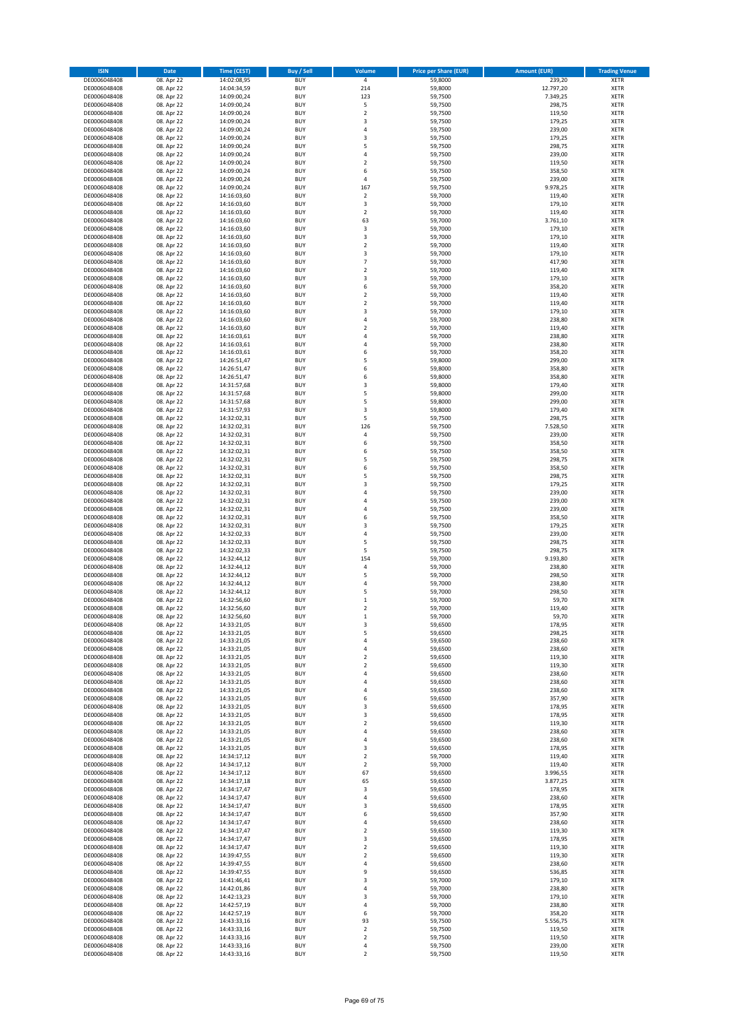| ISIN | Date | Time (CEST) | Buy / Sell | Volume | Price per Share (EUR) | Amount (EUR) | Trading Venue |
|---|---|---|---|---|---|---|---|
| DE0006048408 | 08. Apr 22 | 14:02:08,95 | BUY | 4 | 59,8000 | 239,20 | XETR |
| DE0006048408 | 08. Apr 22 | 14:04:34,59 | BUY | 214 | 59,8000 | 12.797,20 | XETR |
| DE0006048408 | 08. Apr 22 | 14:09:00,24 | BUY | 123 | 59,7500 | 7.349,25 | XETR |
| DE0006048408 | 08. Apr 22 | 14:09:00,24 | BUY | 5 | 59,7500 | 298,75 | XETR |
| DE0006048408 | 08. Apr 22 | 14:09:00,24 | BUY | 2 | 59,7500 | 119,50 | XETR |
| DE0006048408 | 08. Apr 22 | 14:09:00,24 | BUY | 3 | 59,7500 | 179,25 | XETR |
| DE0006048408 | 08. Apr 22 | 14:09:00,24 | BUY | 4 | 59,7500 | 239,00 | XETR |
| DE0006048408 | 08. Apr 22 | 14:09:00,24 | BUY | 3 | 59,7500 | 179,25 | XETR |
| DE0006048408 | 08. Apr 22 | 14:09:00,24 | BUY | 5 | 59,7500 | 298,75 | XETR |
| DE0006048408 | 08. Apr 22 | 14:09:00,24 | BUY | 4 | 59,7500 | 239,00 | XETR |
| DE0006048408 | 08. Apr 22 | 14:09:00,24 | BUY | 2 | 59,7500 | 119,50 | XETR |
| DE0006048408 | 08. Apr 22 | 14:09:00,24 | BUY | 6 | 59,7500 | 358,50 | XETR |
| DE0006048408 | 08. Apr 22 | 14:09:00,24 | BUY | 4 | 59,7500 | 239,00 | XETR |
| DE0006048408 | 08. Apr 22 | 14:09:00,24 | BUY | 167 | 59,7500 | 9.978,25 | XETR |
| DE0006048408 | 08. Apr 22 | 14:16:03,60 | BUY | 2 | 59,7000 | 119,40 | XETR |
| DE0006048408 | 08. Apr 22 | 14:16:03,60 | BUY | 3 | 59,7000 | 179,10 | XETR |
| DE0006048408 | 08. Apr 22 | 14:16:03,60 | BUY | 2 | 59,7000 | 119,40 | XETR |
| DE0006048408 | 08. Apr 22 | 14:16:03,60 | BUY | 63 | 59,7000 | 3.761,10 | XETR |
| DE0006048408 | 08. Apr 22 | 14:16:03,60 | BUY | 3 | 59,7000 | 179,10 | XETR |
| DE0006048408 | 08. Apr 22 | 14:16:03,60 | BUY | 3 | 59,7000 | 179,10 | XETR |
| DE0006048408 | 08. Apr 22 | 14:16:03,60 | BUY | 2 | 59,7000 | 119,40 | XETR |
| DE0006048408 | 08. Apr 22 | 14:16:03,60 | BUY | 3 | 59,7000 | 179,10 | XETR |
| DE0006048408 | 08. Apr 22 | 14:16:03,60 | BUY | 7 | 59,7000 | 417,90 | XETR |
| DE0006048408 | 08. Apr 22 | 14:16:03,60 | BUY | 2 | 59,7000 | 119,40 | XETR |
| DE0006048408 | 08. Apr 22 | 14:16:03,60 | BUY | 3 | 59,7000 | 179,10 | XETR |
| DE0006048408 | 08. Apr 22 | 14:16:03,60 | BUY | 6 | 59,7000 | 358,20 | XETR |
| DE0006048408 | 08. Apr 22 | 14:16:03,60 | BUY | 2 | 59,7000 | 119,40 | XETR |
| DE0006048408 | 08. Apr 22 | 14:16:03,60 | BUY | 2 | 59,7000 | 119,40 | XETR |
| DE0006048408 | 08. Apr 22 | 14:16:03,60 | BUY | 3 | 59,7000 | 179,10 | XETR |
| DE0006048408 | 08. Apr 22 | 14:16:03,60 | BUY | 4 | 59,7000 | 238,80 | XETR |
| DE0006048408 | 08. Apr 22 | 14:16:03,60 | BUY | 2 | 59,7000 | 119,40 | XETR |
| DE0006048408 | 08. Apr 22 | 14:16:03,61 | BUY | 4 | 59,7000 | 238,80 | XETR |
| DE0006048408 | 08. Apr 22 | 14:16:03,61 | BUY | 4 | 59,7000 | 238,80 | XETR |
| DE0006048408 | 08. Apr 22 | 14:16:03,61 | BUY | 6 | 59,7000 | 358,20 | XETR |
| DE0006048408 | 08. Apr 22 | 14:26:51,47 | BUY | 5 | 59,8000 | 299,00 | XETR |
| DE0006048408 | 08. Apr 22 | 14:26:51,47 | BUY | 6 | 59,8000 | 358,80 | XETR |
| DE0006048408 | 08. Apr 22 | 14:26:51,47 | BUY | 6 | 59,8000 | 358,80 | XETR |
| DE0006048408 | 08. Apr 22 | 14:31:57,68 | BUY | 3 | 59,8000 | 179,40 | XETR |
| DE0006048408 | 08. Apr 22 | 14:31:57,68 | BUY | 5 | 59,8000 | 299,00 | XETR |
| DE0006048408 | 08. Apr 22 | 14:31:57,68 | BUY | 5 | 59,8000 | 299,00 | XETR |
| DE0006048408 | 08. Apr 22 | 14:31:57,93 | BUY | 3 | 59,8000 | 179,40 | XETR |
| DE0006048408 | 08. Apr 22 | 14:32:02,31 | BUY | 5 | 59,7500 | 298,75 | XETR |
| DE0006048408 | 08. Apr 22 | 14:32:02,31 | BUY | 126 | 59,7500 | 7.528,50 | XETR |
| DE0006048408 | 08. Apr 22 | 14:32:02,31 | BUY | 4 | 59,7500 | 239,00 | XETR |
| DE0006048408 | 08. Apr 22 | 14:32:02,31 | BUY | 6 | 59,7500 | 358,50 | XETR |
| DE0006048408 | 08. Apr 22 | 14:32:02,31 | BUY | 6 | 59,7500 | 358,50 | XETR |
| DE0006048408 | 08. Apr 22 | 14:32:02,31 | BUY | 5 | 59,7500 | 298,75 | XETR |
| DE0006048408 | 08. Apr 22 | 14:32:02,31 | BUY | 6 | 59,7500 | 358,50 | XETR |
| DE0006048408 | 08. Apr 22 | 14:32:02,31 | BUY | 5 | 59,7500 | 298,75 | XETR |
| DE0006048408 | 08. Apr 22 | 14:32:02,31 | BUY | 3 | 59,7500 | 179,25 | XETR |
| DE0006048408 | 08. Apr 22 | 14:32:02,31 | BUY | 4 | 59,7500 | 239,00 | XETR |
| DE0006048408 | 08. Apr 22 | 14:32:02,31 | BUY | 4 | 59,7500 | 239,00 | XETR |
| DE0006048408 | 08. Apr 22 | 14:32:02,31 | BUY | 4 | 59,7500 | 239,00 | XETR |
| DE0006048408 | 08. Apr 22 | 14:32:02,31 | BUY | 6 | 59,7500 | 358,50 | XETR |
| DE0006048408 | 08. Apr 22 | 14:32:02,31 | BUY | 3 | 59,7500 | 179,25 | XETR |
| DE0006048408 | 08. Apr 22 | 14:32:02,33 | BUY | 4 | 59,7500 | 239,00 | XETR |
| DE0006048408 | 08. Apr 22 | 14:32:02,33 | BUY | 5 | 59,7500 | 298,75 | XETR |
| DE0006048408 | 08. Apr 22 | 14:32:02,33 | BUY | 5 | 59,7500 | 298,75 | XETR |
| DE0006048408 | 08. Apr 22 | 14:32:44,12 | BUY | 154 | 59,7000 | 9.193,80 | XETR |
| DE0006048408 | 08. Apr 22 | 14:32:44,12 | BUY | 4 | 59,7000 | 238,80 | XETR |
| DE0006048408 | 08. Apr 22 | 14:32:44,12 | BUY | 5 | 59,7000 | 298,50 | XETR |
| DE0006048408 | 08. Apr 22 | 14:32:44,12 | BUY | 4 | 59,7000 | 238,80 | XETR |
| DE0006048408 | 08. Apr 22 | 14:32:44,12 | BUY | 5 | 59,7000 | 298,50 | XETR |
| DE0006048408 | 08. Apr 22 | 14:32:56,60 | BUY | 1 | 59,7000 | 59,70 | XETR |
| DE0006048408 | 08. Apr 22 | 14:32:56,60 | BUY | 2 | 59,7000 | 119,40 | XETR |
| DE0006048408 | 08. Apr 22 | 14:32:56,60 | BUY | 1 | 59,7000 | 59,70 | XETR |
| DE0006048408 | 08. Apr 22 | 14:33:21,05 | BUY | 3 | 59,6500 | 178,95 | XETR |
| DE0006048408 | 08. Apr 22 | 14:33:21,05 | BUY | 5 | 59,6500 | 298,25 | XETR |
| DE0006048408 | 08. Apr 22 | 14:33:21,05 | BUY | 4 | 59,6500 | 238,60 | XETR |
| DE0006048408 | 08. Apr 22 | 14:33:21,05 | BUY | 4 | 59,6500 | 238,60 | XETR |
| DE0006048408 | 08. Apr 22 | 14:33:21,05 | BUY | 2 | 59,6500 | 119,30 | XETR |
| DE0006048408 | 08. Apr 22 | 14:33:21,05 | BUY | 2 | 59,6500 | 119,30 | XETR |
| DE0006048408 | 08. Apr 22 | 14:33:21,05 | BUY | 4 | 59,6500 | 238,60 | XETR |
| DE0006048408 | 08. Apr 22 | 14:33:21,05 | BUY | 4 | 59,6500 | 238,60 | XETR |
| DE0006048408 | 08. Apr 22 | 14:33:21,05 | BUY | 4 | 59,6500 | 238,60 | XETR |
| DE0006048408 | 08. Apr 22 | 14:33:21,05 | BUY | 6 | 59,6500 | 357,90 | XETR |
| DE0006048408 | 08. Apr 22 | 14:33:21,05 | BUY | 3 | 59,6500 | 178,95 | XETR |
| DE0006048408 | 08. Apr 22 | 14:33:21,05 | BUY | 3 | 59,6500 | 178,95 | XETR |
| DE0006048408 | 08. Apr 22 | 14:33:21,05 | BUY | 2 | 59,6500 | 119,30 | XETR |
| DE0006048408 | 08. Apr 22 | 14:33:21,05 | BUY | 4 | 59,6500 | 238,60 | XETR |
| DE0006048408 | 08. Apr 22 | 14:33:21,05 | BUY | 4 | 59,6500 | 238,60 | XETR |
| DE0006048408 | 08. Apr 22 | 14:33:21,05 | BUY | 3 | 59,6500 | 178,95 | XETR |
| DE0006048408 | 08. Apr 22 | 14:34:17,12 | BUY | 2 | 59,7000 | 119,40 | XETR |
| DE0006048408 | 08. Apr 22 | 14:34:17,12 | BUY | 2 | 59,7000 | 119,40 | XETR |
| DE0006048408 | 08. Apr 22 | 14:34:17,12 | BUY | 67 | 59,6500 | 3.996,55 | XETR |
| DE0006048408 | 08. Apr 22 | 14:34:17,18 | BUY | 65 | 59,6500 | 3.877,25 | XETR |
| DE0006048408 | 08. Apr 22 | 14:34:17,47 | BUY | 3 | 59,6500 | 178,95 | XETR |
| DE0006048408 | 08. Apr 22 | 14:34:17,47 | BUY | 4 | 59,6500 | 238,60 | XETR |
| DE0006048408 | 08. Apr 22 | 14:34:17,47 | BUY | 3 | 59,6500 | 178,95 | XETR |
| DE0006048408 | 08. Apr 22 | 14:34:17,47 | BUY | 6 | 59,6500 | 357,90 | XETR |
| DE0006048408 | 08. Apr 22 | 14:34:17,47 | BUY | 4 | 59,6500 | 238,60 | XETR |
| DE0006048408 | 08. Apr 22 | 14:34:17,47 | BUY | 2 | 59,6500 | 119,30 | XETR |
| DE0006048408 | 08. Apr 22 | 14:34:17,47 | BUY | 3 | 59,6500 | 178,95 | XETR |
| DE0006048408 | 08. Apr 22 | 14:34:17,47 | BUY | 2 | 59,6500 | 119,30 | XETR |
| DE0006048408 | 08. Apr 22 | 14:39:47,55 | BUY | 2 | 59,6500 | 119,30 | XETR |
| DE0006048408 | 08. Apr 22 | 14:39:47,55 | BUY | 4 | 59,6500 | 238,60 | XETR |
| DE0006048408 | 08. Apr 22 | 14:39:47,55 | BUY | 9 | 59,6500 | 536,85 | XETR |
| DE0006048408 | 08. Apr 22 | 14:41:46,41 | BUY | 3 | 59,7000 | 179,10 | XETR |
| DE0006048408 | 08. Apr 22 | 14:42:01,86 | BUY | 4 | 59,7000 | 238,80 | XETR |
| DE0006048408 | 08. Apr 22 | 14:42:13,23 | BUY | 3 | 59,7000 | 179,10 | XETR |
| DE0006048408 | 08. Apr 22 | 14:42:57,19 | BUY | 4 | 59,7000 | 238,80 | XETR |
| DE0006048408 | 08. Apr 22 | 14:42:57,19 | BUY | 6 | 59,7000 | 358,20 | XETR |
| DE0006048408 | 08. Apr 22 | 14:43:33,16 | BUY | 93 | 59,7500 | 5.556,75 | XETR |
| DE0006048408 | 08. Apr 22 | 14:43:33,16 | BUY | 2 | 59,7500 | 119,50 | XETR |
| DE0006048408 | 08. Apr 22 | 14:43:33,16 | BUY | 2 | 59,7500 | 119,50 | XETR |
| DE0006048408 | 08. Apr 22 | 14:43:33,16 | BUY | 4 | 59,7500 | 239,00 | XETR |
| DE0006048408 | 08. Apr 22 | 14:43:33,16 | BUY | 2 | 59,7500 | 119,50 | XETR |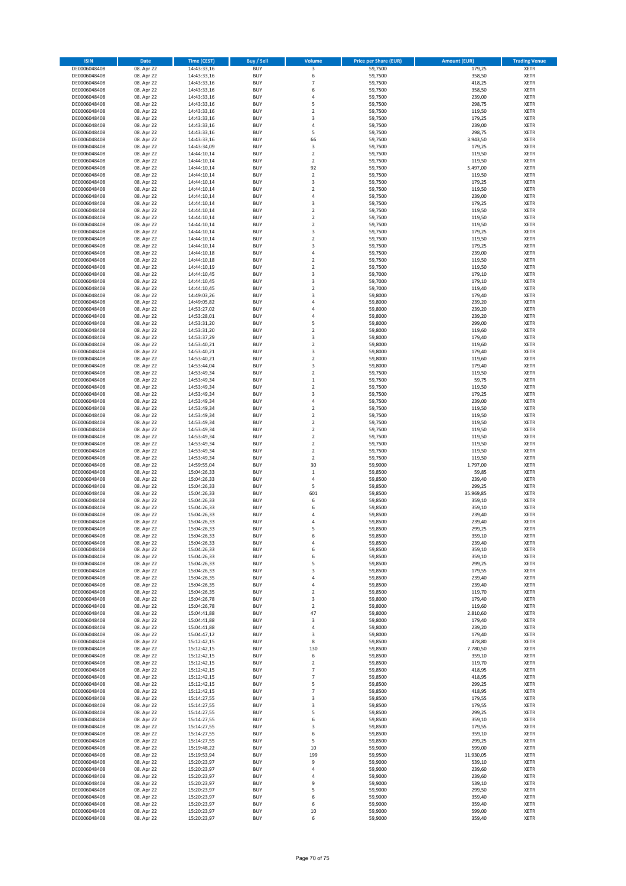| ISIN | Date | Time (CEST) | Buy / Sell | Volume | Price per Share (EUR) | Amount (EUR) | Trading Venue |
|---|---|---|---|---|---|---|---|
| DE0006048408 | 08. Apr 22 | 14:43:33,16 | BUY | 3 | 59,7500 | 179,25 | XETR |
| DE0006048408 | 08. Apr 22 | 14:43:33,16 | BUY | 6 | 59,7500 | 358,50 | XETR |
| DE0006048408 | 08. Apr 22 | 14:43:33,16 | BUY | 7 | 59,7500 | 418,25 | XETR |
| DE0006048408 | 08. Apr 22 | 14:43:33,16 | BUY | 6 | 59,7500 | 358,50 | XETR |
| DE0006048408 | 08. Apr 22 | 14:43:33,16 | BUY | 4 | 59,7500 | 239,00 | XETR |
| DE0006048408 | 08. Apr 22 | 14:43:33,16 | BUY | 5 | 59,7500 | 298,75 | XETR |
| DE0006048408 | 08. Apr 22 | 14:43:33,16 | BUY | 2 | 59,7500 | 119,50 | XETR |
| DE0006048408 | 08. Apr 22 | 14:43:33,16 | BUY | 3 | 59,7500 | 179,25 | XETR |
| DE0006048408 | 08. Apr 22 | 14:43:33,16 | BUY | 4 | 59,7500 | 239,00 | XETR |
| DE0006048408 | 08. Apr 22 | 14:43:33,16 | BUY | 5 | 59,7500 | 298,75 | XETR |
| DE0006048408 | 08. Apr 22 | 14:43:33,16 | BUY | 66 | 59,7500 | 3.943,50 | XETR |
| DE0006048408 | 08. Apr 22 | 14:43:34,09 | BUY | 3 | 59,7500 | 179,25 | XETR |
| DE0006048408 | 08. Apr 22 | 14:44:10,14 | BUY | 2 | 59,7500 | 119,50 | XETR |
| DE0006048408 | 08. Apr 22 | 14:44:10,14 | BUY | 2 | 59,7500 | 119,50 | XETR |
| DE0006048408 | 08. Apr 22 | 14:44:10,14 | BUY | 92 | 59,7500 | 5.497,00 | XETR |
| DE0006048408 | 08. Apr 22 | 14:44:10,14 | BUY | 2 | 59,7500 | 119,50 | XETR |
| DE0006048408 | 08. Apr 22 | 14:44:10,14 | BUY | 3 | 59,7500 | 179,25 | XETR |
| DE0006048408 | 08. Apr 22 | 14:44:10,14 | BUY | 2 | 59,7500 | 119,50 | XETR |
| DE0006048408 | 08. Apr 22 | 14:44:10,14 | BUY | 4 | 59,7500 | 239,00 | XETR |
| DE0006048408 | 08. Apr 22 | 14:44:10,14 | BUY | 3 | 59,7500 | 179,25 | XETR |
| DE0006048408 | 08. Apr 22 | 14:44:10,14 | BUY | 2 | 59,7500 | 119,50 | XETR |
| DE0006048408 | 08. Apr 22 | 14:44:10,14 | BUY | 2 | 59,7500 | 119,50 | XETR |
| DE0006048408 | 08. Apr 22 | 14:44:10,14 | BUY | 2 | 59,7500 | 119,50 | XETR |
| DE0006048408 | 08. Apr 22 | 14:44:10,14 | BUY | 3 | 59,7500 | 179,25 | XETR |
| DE0006048408 | 08. Apr 22 | 14:44:10,14 | BUY | 2 | 59,7500 | 119,50 | XETR |
| DE0006048408 | 08. Apr 22 | 14:44:10,14 | BUY | 3 | 59,7500 | 179,25 | XETR |
| DE0006048408 | 08. Apr 22 | 14:44:10,18 | BUY | 4 | 59,7500 | 239,00 | XETR |
| DE0006048408 | 08. Apr 22 | 14:44:10,18 | BUY | 2 | 59,7500 | 119,50 | XETR |
| DE0006048408 | 08. Apr 22 | 14:44:10,19 | BUY | 2 | 59,7500 | 119,50 | XETR |
| DE0006048408 | 08. Apr 22 | 14:44:10,45 | BUY | 3 | 59,7000 | 179,10 | XETR |
| DE0006048408 | 08. Apr 22 | 14:44:10,45 | BUY | 3 | 59,7000 | 179,10 | XETR |
| DE0006048408 | 08. Apr 22 | 14:44:10,45 | BUY | 2 | 59,7000 | 119,40 | XETR |
| DE0006048408 | 08. Apr 22 | 14:49:03,26 | BUY | 3 | 59,8000 | 179,40 | XETR |
| DE0006048408 | 08. Apr 22 | 14:49:05,82 | BUY | 4 | 59,8000 | 239,20 | XETR |
| DE0006048408 | 08. Apr 22 | 14:53:27,02 | BUY | 4 | 59,8000 | 239,20 | XETR |
| DE0006048408 | 08. Apr 22 | 14:53:28,01 | BUY | 4 | 59,8000 | 239,20 | XETR |
| DE0006048408 | 08. Apr 22 | 14:53:31,20 | BUY | 5 | 59,8000 | 299,00 | XETR |
| DE0006048408 | 08. Apr 22 | 14:53:31,20 | BUY | 2 | 59,8000 | 119,60 | XETR |
| DE0006048408 | 08. Apr 22 | 14:53:37,29 | BUY | 3 | 59,8000 | 179,40 | XETR |
| DE0006048408 | 08. Apr 22 | 14:53:40,21 | BUY | 2 | 59,8000 | 119,60 | XETR |
| DE0006048408 | 08. Apr 22 | 14:53:40,21 | BUY | 3 | 59,8000 | 179,40 | XETR |
| DE0006048408 | 08. Apr 22 | 14:53:40,21 | BUY | 2 | 59,8000 | 119,60 | XETR |
| DE0006048408 | 08. Apr 22 | 14:53:44,04 | BUY | 3 | 59,8000 | 179,40 | XETR |
| DE0006048408 | 08. Apr 22 | 14:53:49,34 | BUY | 2 | 59,7500 | 119,50 | XETR |
| DE0006048408 | 08. Apr 22 | 14:53:49,34 | BUY | 1 | 59,7500 | 59,75 | XETR |
| DE0006048408 | 08. Apr 22 | 14:53:49,34 | BUY | 2 | 59,7500 | 119,50 | XETR |
| DE0006048408 | 08. Apr 22 | 14:53:49,34 | BUY | 3 | 59,7500 | 179,25 | XETR |
| DE0006048408 | 08. Apr 22 | 14:53:49,34 | BUY | 4 | 59,7500 | 239,00 | XETR |
| DE0006048408 | 08. Apr 22 | 14:53:49,34 | BUY | 2 | 59,7500 | 119,50 | XETR |
| DE0006048408 | 08. Apr 22 | 14:53:49,34 | BUY | 2 | 59,7500 | 119,50 | XETR |
| DE0006048408 | 08. Apr 22 | 14:53:49,34 | BUY | 2 | 59,7500 | 119,50 | XETR |
| DE0006048408 | 08. Apr 22 | 14:53:49,34 | BUY | 2 | 59,7500 | 119,50 | XETR |
| DE0006048408 | 08. Apr 22 | 14:53:49,34 | BUY | 2 | 59,7500 | 119,50 | XETR |
| DE0006048408 | 08. Apr 22 | 14:53:49,34 | BUY | 2 | 59,7500 | 119,50 | XETR |
| DE0006048408 | 08. Apr 22 | 14:53:49,34 | BUY | 2 | 59,7500 | 119,50 | XETR |
| DE0006048408 | 08. Apr 22 | 14:53:49,34 | BUY | 2 | 59,7500 | 119,50 | XETR |
| DE0006048408 | 08. Apr 22 | 14:59:55,04 | BUY | 30 | 59,9000 | 1.797,00 | XETR |
| DE0006048408 | 08. Apr 22 | 15:04:26,33 | BUY | 1 | 59,8500 | 59,85 | XETR |
| DE0006048408 | 08. Apr 22 | 15:04:26,33 | BUY | 4 | 59,8500 | 239,40 | XETR |
| DE0006048408 | 08. Apr 22 | 15:04:26,33 | BUY | 5 | 59,8500 | 299,25 | XETR |
| DE0006048408 | 08. Apr 22 | 15:04:26,33 | BUY | 601 | 59,8500 | 35.969,85 | XETR |
| DE0006048408 | 08. Apr 22 | 15:04:26,33 | BUY | 6 | 59,8500 | 359,10 | XETR |
| DE0006048408 | 08. Apr 22 | 15:04:26,33 | BUY | 6 | 59,8500 | 359,10 | XETR |
| DE0006048408 | 08. Apr 22 | 15:04:26,33 | BUY | 4 | 59,8500 | 239,40 | XETR |
| DE0006048408 | 08. Apr 22 | 15:04:26,33 | BUY | 4 | 59,8500 | 239,40 | XETR |
| DE0006048408 | 08. Apr 22 | 15:04:26,33 | BUY | 5 | 59,8500 | 299,25 | XETR |
| DE0006048408 | 08. Apr 22 | 15:04:26,33 | BUY | 6 | 59,8500 | 359,10 | XETR |
| DE0006048408 | 08. Apr 22 | 15:04:26,33 | BUY | 4 | 59,8500 | 239,40 | XETR |
| DE0006048408 | 08. Apr 22 | 15:04:26,33 | BUY | 6 | 59,8500 | 359,10 | XETR |
| DE0006048408 | 08. Apr 22 | 15:04:26,33 | BUY | 6 | 59,8500 | 359,10 | XETR |
| DE0006048408 | 08. Apr 22 | 15:04:26,33 | BUY | 5 | 59,8500 | 299,25 | XETR |
| DE0006048408 | 08. Apr 22 | 15:04:26,33 | BUY | 3 | 59,8500 | 179,55 | XETR |
| DE0006048408 | 08. Apr 22 | 15:04:26,35 | BUY | 4 | 59,8500 | 239,40 | XETR |
| DE0006048408 | 08. Apr 22 | 15:04:26,35 | BUY | 4 | 59,8500 | 239,40 | XETR |
| DE0006048408 | 08. Apr 22 | 15:04:26,35 | BUY | 2 | 59,8500 | 119,70 | XETR |
| DE0006048408 | 08. Apr 22 | 15:04:26,78 | BUY | 3 | 59,8000 | 179,40 | XETR |
| DE0006048408 | 08. Apr 22 | 15:04:26,78 | BUY | 2 | 59,8000 | 119,60 | XETR |
| DE0006048408 | 08. Apr 22 | 15:04:41,88 | BUY | 47 | 59,8000 | 2.810,60 | XETR |
| DE0006048408 | 08. Apr 22 | 15:04:41,88 | BUY | 3 | 59,8000 | 179,40 | XETR |
| DE0006048408 | 08. Apr 22 | 15:04:41,88 | BUY | 4 | 59,8000 | 239,20 | XETR |
| DE0006048408 | 08. Apr 22 | 15:04:47,12 | BUY | 3 | 59,8000 | 179,40 | XETR |
| DE0006048408 | 08. Apr 22 | 15:12:42,15 | BUY | 8 | 59,8500 | 478,80 | XETR |
| DE0006048408 | 08. Apr 22 | 15:12:42,15 | BUY | 130 | 59,8500 | 7.780,50 | XETR |
| DE0006048408 | 08. Apr 22 | 15:12:42,15 | BUY | 6 | 59,8500 | 359,10 | XETR |
| DE0006048408 | 08. Apr 22 | 15:12:42,15 | BUY | 2 | 59,8500 | 119,70 | XETR |
| DE0006048408 | 08. Apr 22 | 15:12:42,15 | BUY | 7 | 59,8500 | 418,95 | XETR |
| DE0006048408 | 08. Apr 22 | 15:12:42,15 | BUY | 7 | 59,8500 | 418,95 | XETR |
| DE0006048408 | 08. Apr 22 | 15:12:42,15 | BUY | 5 | 59,8500 | 299,25 | XETR |
| DE0006048408 | 08. Apr 22 | 15:12:42,15 | BUY | 7 | 59,8500 | 418,95 | XETR |
| DE0006048408 | 08. Apr 22 | 15:14:27,55 | BUY | 3 | 59,8500 | 179,55 | XETR |
| DE0006048408 | 08. Apr 22 | 15:14:27,55 | BUY | 3 | 59,8500 | 179,55 | XETR |
| DE0006048408 | 08. Apr 22 | 15:14:27,55 | BUY | 5 | 59,8500 | 299,25 | XETR |
| DE0006048408 | 08. Apr 22 | 15:14:27,55 | BUY | 6 | 59,8500 | 359,10 | XETR |
| DE0006048408 | 08. Apr 22 | 15:14:27,55 | BUY | 3 | 59,8500 | 179,55 | XETR |
| DE0006048408 | 08. Apr 22 | 15:14:27,55 | BUY | 6 | 59,8500 | 359,10 | XETR |
| DE0006048408 | 08. Apr 22 | 15:14:27,55 | BUY | 5 | 59,8500 | 299,25 | XETR |
| DE0006048408 | 08. Apr 22 | 15:19:48,22 | BUY | 10 | 59,9000 | 599,00 | XETR |
| DE0006048408 | 08. Apr 22 | 15:19:53,94 | BUY | 199 | 59,9500 | 11.930,05 | XETR |
| DE0006048408 | 08. Apr 22 | 15:20:23,97 | BUY | 9 | 59,9000 | 539,10 | XETR |
| DE0006048408 | 08. Apr 22 | 15:20:23,97 | BUY | 4 | 59,9000 | 239,60 | XETR |
| DE0006048408 | 08. Apr 22 | 15:20:23,97 | BUY | 4 | 59,9000 | 239,60 | XETR |
| DE0006048408 | 08. Apr 22 | 15:20:23,97 | BUY | 9 | 59,9000 | 539,10 | XETR |
| DE0006048408 | 08. Apr 22 | 15:20:23,97 | BUY | 5 | 59,9000 | 299,50 | XETR |
| DE0006048408 | 08. Apr 22 | 15:20:23,97 | BUY | 6 | 59,9000 | 359,40 | XETR |
| DE0006048408 | 08. Apr 22 | 15:20:23,97 | BUY | 6 | 59,9000 | 359,40 | XETR |
| DE0006048408 | 08. Apr 22 | 15:20:23,97 | BUY | 10 | 59,9000 | 599,00 | XETR |
| DE0006048408 | 08. Apr 22 | 15:20:23,97 | BUY | 6 | 59,9000 | 359,40 | XETR |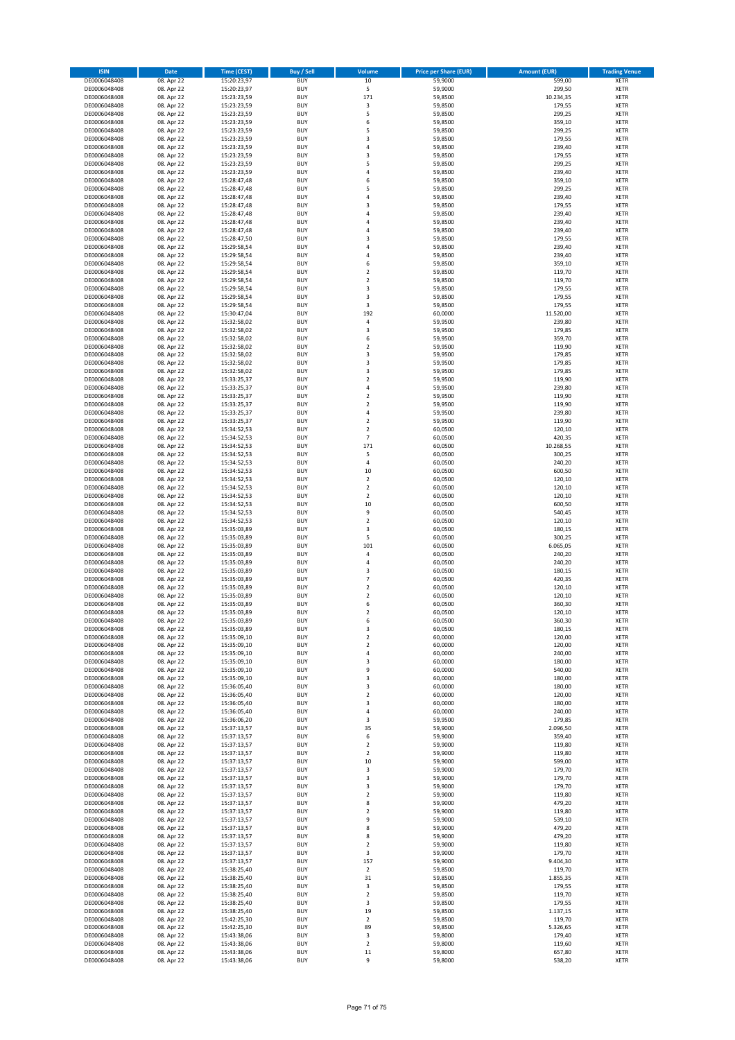| ISIN | Date | Time (CEST) | Buy / Sell | Volume | Price per Share (EUR) | Amount (EUR) | Trading Venue |
|---|---|---|---|---|---|---|---|
| DE0006048408 | 08. Apr 22 | 15:20:23,97 | BUY | 10 | 59,9000 | 599,00 | XETR |
| DE0006048408 | 08. Apr 22 | 15:20:23,97 | BUY | 5 | 59,9000 | 299,50 | XETR |
| DE0006048408 | 08. Apr 22 | 15:23:23,59 | BUY | 171 | 59,8500 | 10.234,35 | XETR |
| DE0006048408 | 08. Apr 22 | 15:23:23,59 | BUY | 3 | 59,8500 | 179,55 | XETR |
| DE0006048408 | 08. Apr 22 | 15:23:23,59 | BUY | 5 | 59,8500 | 299,25 | XETR |
| DE0006048408 | 08. Apr 22 | 15:23:23,59 | BUY | 6 | 59,8500 | 359,10 | XETR |
| DE0006048408 | 08. Apr 22 | 15:23:23,59 | BUY | 5 | 59,8500 | 299,25 | XETR |
| DE0006048408 | 08. Apr 22 | 15:23:23,59 | BUY | 3 | 59,8500 | 179,55 | XETR |
| DE0006048408 | 08. Apr 22 | 15:23:23,59 | BUY | 4 | 59,8500 | 239,40 | XETR |
| DE0006048408 | 08. Apr 22 | 15:23:23,59 | BUY | 3 | 59,8500 | 179,55 | XETR |
| DE0006048408 | 08. Apr 22 | 15:23:23,59 | BUY | 5 | 59,8500 | 299,25 | XETR |
| DE0006048408 | 08. Apr 22 | 15:23:23,59 | BUY | 4 | 59,8500 | 239,40 | XETR |
| DE0006048408 | 08. Apr 22 | 15:28:47,48 | BUY | 6 | 59,8500 | 359,10 | XETR |
| DE0006048408 | 08. Apr 22 | 15:28:47,48 | BUY | 5 | 59,8500 | 299,25 | XETR |
| DE0006048408 | 08. Apr 22 | 15:28:47,48 | BUY | 4 | 59,8500 | 239,40 | XETR |
| DE0006048408 | 08. Apr 22 | 15:28:47,48 | BUY | 3 | 59,8500 | 179,55 | XETR |
| DE0006048408 | 08. Apr 22 | 15:28:47,48 | BUY | 4 | 59,8500 | 239,40 | XETR |
| DE0006048408 | 08. Apr 22 | 15:28:47,48 | BUY | 4 | 59,8500 | 239,40 | XETR |
| DE0006048408 | 08. Apr 22 | 15:28:47,48 | BUY | 4 | 59,8500 | 239,40 | XETR |
| DE0006048408 | 08. Apr 22 | 15:28:47,50 | BUY | 3 | 59,8500 | 179,55 | XETR |
| DE0006048408 | 08. Apr 22 | 15:29:58,54 | BUY | 4 | 59,8500 | 239,40 | XETR |
| DE0006048408 | 08. Apr 22 | 15:29:58,54 | BUY | 4 | 59,8500 | 239,40 | XETR |
| DE0006048408 | 08. Apr 22 | 15:29:58,54 | BUY | 6 | 59,8500 | 359,10 | XETR |
| DE0006048408 | 08. Apr 22 | 15:29:58,54 | BUY | 2 | 59,8500 | 119,70 | XETR |
| DE0006048408 | 08. Apr 22 | 15:29:58,54 | BUY | 2 | 59,8500 | 119,70 | XETR |
| DE0006048408 | 08. Apr 22 | 15:29:58,54 | BUY | 3 | 59,8500 | 179,55 | XETR |
| DE0006048408 | 08. Apr 22 | 15:29:58,54 | BUY | 3 | 59,8500 | 179,55 | XETR |
| DE0006048408 | 08. Apr 22 | 15:29:58,54 | BUY | 3 | 59,8500 | 179,55 | XETR |
| DE0006048408 | 08. Apr 22 | 15:30:47,04 | BUY | 192 | 60,0000 | 11.520,00 | XETR |
| DE0006048408 | 08. Apr 22 | 15:32:58,02 | BUY | 4 | 59,9500 | 239,80 | XETR |
| DE0006048408 | 08. Apr 22 | 15:32:58,02 | BUY | 3 | 59,9500 | 179,85 | XETR |
| DE0006048408 | 08. Apr 22 | 15:32:58,02 | BUY | 6 | 59,9500 | 359,70 | XETR |
| DE0006048408 | 08. Apr 22 | 15:32:58,02 | BUY | 2 | 59,9500 | 119,90 | XETR |
| DE0006048408 | 08. Apr 22 | 15:32:58,02 | BUY | 3 | 59,9500 | 179,85 | XETR |
| DE0006048408 | 08. Apr 22 | 15:32:58,02 | BUY | 3 | 59,9500 | 179,85 | XETR |
| DE0006048408 | 08. Apr 22 | 15:32:58,02 | BUY | 3 | 59,9500 | 179,85 | XETR |
| DE0006048408 | 08. Apr 22 | 15:33:25,37 | BUY | 2 | 59,9500 | 119,90 | XETR |
| DE0006048408 | 08. Apr 22 | 15:33:25,37 | BUY | 4 | 59,9500 | 239,80 | XETR |
| DE0006048408 | 08. Apr 22 | 15:33:25,37 | BUY | 2 | 59,9500 | 119,90 | XETR |
| DE0006048408 | 08. Apr 22 | 15:33:25,37 | BUY | 2 | 59,9500 | 119,90 | XETR |
| DE0006048408 | 08. Apr 22 | 15:33:25,37 | BUY | 4 | 59,9500 | 239,80 | XETR |
| DE0006048408 | 08. Apr 22 | 15:33:25,37 | BUY | 2 | 59,9500 | 119,90 | XETR |
| DE0006048408 | 08. Apr 22 | 15:34:52,53 | BUY | 2 | 60,0500 | 120,10 | XETR |
| DE0006048408 | 08. Apr 22 | 15:34:52,53 | BUY | 7 | 60,0500 | 420,35 | XETR |
| DE0006048408 | 08. Apr 22 | 15:34:52,53 | BUY | 171 | 60,0500 | 10.268,55 | XETR |
| DE0006048408 | 08. Apr 22 | 15:34:52,53 | BUY | 5 | 60,0500 | 300,25 | XETR |
| DE0006048408 | 08. Apr 22 | 15:34:52,53 | BUY | 4 | 60,0500 | 240,20 | XETR |
| DE0006048408 | 08. Apr 22 | 15:34:52,53 | BUY | 10 | 60,0500 | 600,50 | XETR |
| DE0006048408 | 08. Apr 22 | 15:34:52,53 | BUY | 2 | 60,0500 | 120,10 | XETR |
| DE0006048408 | 08. Apr 22 | 15:34:52,53 | BUY | 2 | 60,0500 | 120,10 | XETR |
| DE0006048408 | 08. Apr 22 | 15:34:52,53 | BUY | 2 | 60,0500 | 120,10 | XETR |
| DE0006048408 | 08. Apr 22 | 15:34:52,53 | BUY | 10 | 60,0500 | 600,50 | XETR |
| DE0006048408 | 08. Apr 22 | 15:34:52,53 | BUY | 9 | 60,0500 | 540,45 | XETR |
| DE0006048408 | 08. Apr 22 | 15:34:52,53 | BUY | 2 | 60,0500 | 120,10 | XETR |
| DE0006048408 | 08. Apr 22 | 15:35:03,89 | BUY | 3 | 60,0500 | 180,15 | XETR |
| DE0006048408 | 08. Apr 22 | 15:35:03,89 | BUY | 5 | 60,0500 | 300,25 | XETR |
| DE0006048408 | 08. Apr 22 | 15:35:03,89 | BUY | 101 | 60,0500 | 6.065,05 | XETR |
| DE0006048408 | 08. Apr 22 | 15:35:03,89 | BUY | 4 | 60,0500 | 240,20 | XETR |
| DE0006048408 | 08. Apr 22 | 15:35:03,89 | BUY | 4 | 60,0500 | 240,20 | XETR |
| DE0006048408 | 08. Apr 22 | 15:35:03,89 | BUY | 3 | 60,0500 | 180,15 | XETR |
| DE0006048408 | 08. Apr 22 | 15:35:03,89 | BUY | 7 | 60,0500 | 420,35 | XETR |
| DE0006048408 | 08. Apr 22 | 15:35:03,89 | BUY | 2 | 60,0500 | 120,10 | XETR |
| DE0006048408 | 08. Apr 22 | 15:35:03,89 | BUY | 2 | 60,0500 | 120,10 | XETR |
| DE0006048408 | 08. Apr 22 | 15:35:03,89 | BUY | 6 | 60,0500 | 360,30 | XETR |
| DE0006048408 | 08. Apr 22 | 15:35:03,89 | BUY | 2 | 60,0500 | 120,10 | XETR |
| DE0006048408 | 08. Apr 22 | 15:35:03,89 | BUY | 6 | 60,0500 | 360,30 | XETR |
| DE0006048408 | 08. Apr 22 | 15:35:03,89 | BUY | 3 | 60,0500 | 180,15 | XETR |
| DE0006048408 | 08. Apr 22 | 15:35:09,10 | BUY | 2 | 60,0000 | 120,00 | XETR |
| DE0006048408 | 08. Apr 22 | 15:35:09,10 | BUY | 2 | 60,0000 | 120,00 | XETR |
| DE0006048408 | 08. Apr 22 | 15:35:09,10 | BUY | 4 | 60,0000 | 240,00 | XETR |
| DE0006048408 | 08. Apr 22 | 15:35:09,10 | BUY | 3 | 60,0000 | 180,00 | XETR |
| DE0006048408 | 08. Apr 22 | 15:35:09,10 | BUY | 9 | 60,0000 | 540,00 | XETR |
| DE0006048408 | 08. Apr 22 | 15:35:09,10 | BUY | 3 | 60,0000 | 180,00 | XETR |
| DE0006048408 | 08. Apr 22 | 15:36:05,40 | BUY | 3 | 60,0000 | 180,00 | XETR |
| DE0006048408 | 08. Apr 22 | 15:36:05,40 | BUY | 2 | 60,0000 | 120,00 | XETR |
| DE0006048408 | 08. Apr 22 | 15:36:05,40 | BUY | 3 | 60,0000 | 180,00 | XETR |
| DE0006048408 | 08. Apr 22 | 15:36:05,40 | BUY | 4 | 60,0000 | 240,00 | XETR |
| DE0006048408 | 08. Apr 22 | 15:36:06,20 | BUY | 3 | 59,9500 | 179,85 | XETR |
| DE0006048408 | 08. Apr 22 | 15:37:13,57 | BUY | 35 | 59,9000 | 2.096,50 | XETR |
| DE0006048408 | 08. Apr 22 | 15:37:13,57 | BUY | 6 | 59,9000 | 359,40 | XETR |
| DE0006048408 | 08. Apr 22 | 15:37:13,57 | BUY | 2 | 59,9000 | 119,80 | XETR |
| DE0006048408 | 08. Apr 22 | 15:37:13,57 | BUY | 2 | 59,9000 | 119,80 | XETR |
| DE0006048408 | 08. Apr 22 | 15:37:13,57 | BUY | 10 | 59,9000 | 599,00 | XETR |
| DE0006048408 | 08. Apr 22 | 15:37:13,57 | BUY | 3 | 59,9000 | 179,70 | XETR |
| DE0006048408 | 08. Apr 22 | 15:37:13,57 | BUY | 3 | 59,9000 | 179,70 | XETR |
| DE0006048408 | 08. Apr 22 | 15:37:13,57 | BUY | 3 | 59,9000 | 179,70 | XETR |
| DE0006048408 | 08. Apr 22 | 15:37:13,57 | BUY | 2 | 59,9000 | 119,80 | XETR |
| DE0006048408 | 08. Apr 22 | 15:37:13,57 | BUY | 8 | 59,9000 | 479,20 | XETR |
| DE0006048408 | 08. Apr 22 | 15:37:13,57 | BUY | 2 | 59,9000 | 119,80 | XETR |
| DE0006048408 | 08. Apr 22 | 15:37:13,57 | BUY | 9 | 59,9000 | 539,10 | XETR |
| DE0006048408 | 08. Apr 22 | 15:37:13,57 | BUY | 8 | 59,9000 | 479,20 | XETR |
| DE0006048408 | 08. Apr 22 | 15:37:13,57 | BUY | 8 | 59,9000 | 479,20 | XETR |
| DE0006048408 | 08. Apr 22 | 15:37:13,57 | BUY | 2 | 59,9000 | 119,80 | XETR |
| DE0006048408 | 08. Apr 22 | 15:37:13,57 | BUY | 3 | 59,9000 | 179,70 | XETR |
| DE0006048408 | 08. Apr 22 | 15:37:13,57 | BUY | 157 | 59,9000 | 9.404,30 | XETR |
| DE0006048408 | 08. Apr 22 | 15:38:25,40 | BUY | 2 | 59,8500 | 119,70 | XETR |
| DE0006048408 | 08. Apr 22 | 15:38:25,40 | BUY | 31 | 59,8500 | 1.855,35 | XETR |
| DE0006048408 | 08. Apr 22 | 15:38:25,40 | BUY | 3 | 59,8500 | 179,55 | XETR |
| DE0006048408 | 08. Apr 22 | 15:38:25,40 | BUY | 2 | 59,8500 | 119,70 | XETR |
| DE0006048408 | 08. Apr 22 | 15:38:25,40 | BUY | 3 | 59,8500 | 179,55 | XETR |
| DE0006048408 | 08. Apr 22 | 15:38:25,40 | BUY | 19 | 59,8500 | 1.137,15 | XETR |
| DE0006048408 | 08. Apr 22 | 15:42:25,30 | BUY | 2 | 59,8500 | 119,70 | XETR |
| DE0006048408 | 08. Apr 22 | 15:42:25,30 | BUY | 89 | 59,8500 | 5.326,65 | XETR |
| DE0006048408 | 08. Apr 22 | 15:43:38,06 | BUY | 3 | 59,8000 | 179,40 | XETR |
| DE0006048408 | 08. Apr 22 | 15:43:38,06 | BUY | 2 | 59,8000 | 119,60 | XETR |
| DE0006048408 | 08. Apr 22 | 15:43:38,06 | BUY | 11 | 59,8000 | 657,80 | XETR |
| DE0006048408 | 08. Apr 22 | 15:43:38,06 | BUY | 9 | 59,8000 | 538,20 | XETR |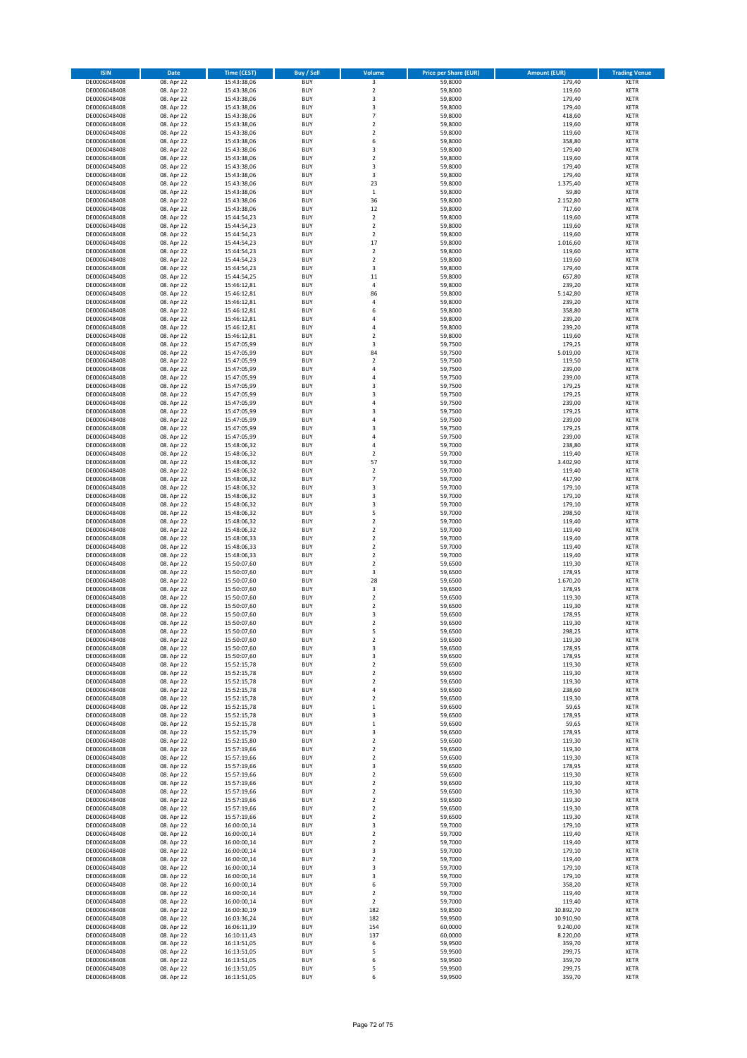| ISIN | Date | Time (CEST) | Buy / Sell | Volume | Price per Share (EUR) | Amount (EUR) | Trading Venue |
|---|---|---|---|---|---|---|---|
| DE0006048408 | 08. Apr 22 | 15:43:38,06 | BUY | 3 | 59,8000 | 179,40 | XETR |
| DE0006048408 | 08. Apr 22 | 15:43:38,06 | BUY | 2 | 59,8000 | 119,60 | XETR |
| DE0006048408 | 08. Apr 22 | 15:43:38,06 | BUY | 3 | 59,8000 | 179,40 | XETR |
| DE0006048408 | 08. Apr 22 | 15:43:38,06 | BUY | 3 | 59,8000 | 179,40 | XETR |
| DE0006048408 | 08. Apr 22 | 15:43:38,06 | BUY | 7 | 59,8000 | 418,60 | XETR |
| DE0006048408 | 08. Apr 22 | 15:43:38,06 | BUY | 2 | 59,8000 | 119,60 | XETR |
| DE0006048408 | 08. Apr 22 | 15:43:38,06 | BUY | 2 | 59,8000 | 119,60 | XETR |
| DE0006048408 | 08. Apr 22 | 15:43:38,06 | BUY | 6 | 59,8000 | 358,80 | XETR |
| DE0006048408 | 08. Apr 22 | 15:43:38,06 | BUY | 3 | 59,8000 | 179,40 | XETR |
| DE0006048408 | 08. Apr 22 | 15:43:38,06 | BUY | 2 | 59,8000 | 119,60 | XETR |
| DE0006048408 | 08. Apr 22 | 15:43:38,06 | BUY | 3 | 59,8000 | 179,40 | XETR |
| DE0006048408 | 08. Apr 22 | 15:43:38,06 | BUY | 3 | 59,8000 | 179,40 | XETR |
| DE0006048408 | 08. Apr 22 | 15:43:38,06 | BUY | 23 | 59,8000 | 1.375,40 | XETR |
| DE0006048408 | 08. Apr 22 | 15:43:38,06 | BUY | 1 | 59,8000 | 59,80 | XETR |
| DE0006048408 | 08. Apr 22 | 15:43:38,06 | BUY | 36 | 59,8000 | 2.152,80 | XETR |
| DE0006048408 | 08. Apr 22 | 15:43:38,06 | BUY | 12 | 59,8000 | 717,60 | XETR |
| DE0006048408 | 08. Apr 22 | 15:44:54,23 | BUY | 2 | 59,8000 | 119,60 | XETR |
| DE0006048408 | 08. Apr 22 | 15:44:54,23 | BUY | 2 | 59,8000 | 119,60 | XETR |
| DE0006048408 | 08. Apr 22 | 15:44:54,23 | BUY | 2 | 59,8000 | 119,60 | XETR |
| DE0006048408 | 08. Apr 22 | 15:44:54,23 | BUY | 17 | 59,8000 | 1.016,60 | XETR |
| DE0006048408 | 08. Apr 22 | 15:44:54,23 | BUY | 2 | 59,8000 | 119,60 | XETR |
| DE0006048408 | 08. Apr 22 | 15:44:54,23 | BUY | 2 | 59,8000 | 119,60 | XETR |
| DE0006048408 | 08. Apr 22 | 15:44:54,23 | BUY | 3 | 59,8000 | 179,40 | XETR |
| DE0006048408 | 08. Apr 22 | 15:44:54,25 | BUY | 11 | 59,8000 | 657,80 | XETR |
| DE0006048408 | 08. Apr 22 | 15:46:12,81 | BUY | 4 | 59,8000 | 239,20 | XETR |
| DE0006048408 | 08. Apr 22 | 15:46:12,81 | BUY | 86 | 59,8000 | 5.142,80 | XETR |
| DE0006048408 | 08. Apr 22 | 15:46:12,81 | BUY | 4 | 59,8000 | 239,20 | XETR |
| DE0006048408 | 08. Apr 22 | 15:46:12,81 | BUY | 6 | 59,8000 | 358,80 | XETR |
| DE0006048408 | 08. Apr 22 | 15:46:12,81 | BUY | 4 | 59,8000 | 239,20 | XETR |
| DE0006048408 | 08. Apr 22 | 15:46:12,81 | BUY | 4 | 59,8000 | 239,20 | XETR |
| DE0006048408 | 08. Apr 22 | 15:46:12,81 | BUY | 2 | 59,8000 | 119,60 | XETR |
| DE0006048408 | 08. Apr 22 | 15:47:05,99 | BUY | 3 | 59,7500 | 179,25 | XETR |
| DE0006048408 | 08. Apr 22 | 15:47:05,99 | BUY | 84 | 59,7500 | 5.019,00 | XETR |
| DE0006048408 | 08. Apr 22 | 15:47:05,99 | BUY | 2 | 59,7500 | 119,50 | XETR |
| DE0006048408 | 08. Apr 22 | 15:47:05,99 | BUY | 4 | 59,7500 | 239,00 | XETR |
| DE0006048408 | 08. Apr 22 | 15:47:05,99 | BUY | 4 | 59,7500 | 239,00 | XETR |
| DE0006048408 | 08. Apr 22 | 15:47:05,99 | BUY | 3 | 59,7500 | 179,25 | XETR |
| DE0006048408 | 08. Apr 22 | 15:47:05,99 | BUY | 3 | 59,7500 | 179,25 | XETR |
| DE0006048408 | 08. Apr 22 | 15:47:05,99 | BUY | 4 | 59,7500 | 239,00 | XETR |
| DE0006048408 | 08. Apr 22 | 15:47:05,99 | BUY | 3 | 59,7500 | 179,25 | XETR |
| DE0006048408 | 08. Apr 22 | 15:47:05,99 | BUY | 4 | 59,7500 | 239,00 | XETR |
| DE0006048408 | 08. Apr 22 | 15:47:05,99 | BUY | 3 | 59,7500 | 179,25 | XETR |
| DE0006048408 | 08. Apr 22 | 15:47:05,99 | BUY | 4 | 59,7500 | 239,00 | XETR |
| DE0006048408 | 08. Apr 22 | 15:48:06,32 | BUY | 4 | 59,7000 | 238,80 | XETR |
| DE0006048408 | 08. Apr 22 | 15:48:06,32 | BUY | 2 | 59,7000 | 119,40 | XETR |
| DE0006048408 | 08. Apr 22 | 15:48:06,32 | BUY | 57 | 59,7000 | 3.402,90 | XETR |
| DE0006048408 | 08. Apr 22 | 15:48:06,32 | BUY | 2 | 59,7000 | 119,40 | XETR |
| DE0006048408 | 08. Apr 22 | 15:48:06,32 | BUY | 7 | 59,7000 | 417,90 | XETR |
| DE0006048408 | 08. Apr 22 | 15:48:06,32 | BUY | 3 | 59,7000 | 179,10 | XETR |
| DE0006048408 | 08. Apr 22 | 15:48:06,32 | BUY | 3 | 59,7000 | 179,10 | XETR |
| DE0006048408 | 08. Apr 22 | 15:48:06,32 | BUY | 3 | 59,7000 | 179,10 | XETR |
| DE0006048408 | 08. Apr 22 | 15:48:06,32 | BUY | 5 | 59,7000 | 298,50 | XETR |
| DE0006048408 | 08. Apr 22 | 15:48:06,32 | BUY | 2 | 59,7000 | 119,40 | XETR |
| DE0006048408 | 08. Apr 22 | 15:48:06,32 | BUY | 2 | 59,7000 | 119,40 | XETR |
| DE0006048408 | 08. Apr 22 | 15:48:06,33 | BUY | 2 | 59,7000 | 119,40 | XETR |
| DE0006048408 | 08. Apr 22 | 15:48:06,33 | BUY | 2 | 59,7000 | 119,40 | XETR |
| DE0006048408 | 08. Apr 22 | 15:48:06,33 | BUY | 2 | 59,7000 | 119,40 | XETR |
| DE0006048408 | 08. Apr 22 | 15:50:07,60 | BUY | 2 | 59,6500 | 119,30 | XETR |
| DE0006048408 | 08. Apr 22 | 15:50:07,60 | BUY | 3 | 59,6500 | 178,95 | XETR |
| DE0006048408 | 08. Apr 22 | 15:50:07,60 | BUY | 28 | 59,6500 | 1.670,20 | XETR |
| DE0006048408 | 08. Apr 22 | 15:50:07,60 | BUY | 3 | 59,6500 | 178,95 | XETR |
| DE0006048408 | 08. Apr 22 | 15:50:07,60 | BUY | 2 | 59,6500 | 119,30 | XETR |
| DE0006048408 | 08. Apr 22 | 15:50:07,60 | BUY | 2 | 59,6500 | 119,30 | XETR |
| DE0006048408 | 08. Apr 22 | 15:50:07,60 | BUY | 3 | 59,6500 | 178,95 | XETR |
| DE0006048408 | 08. Apr 22 | 15:50:07,60 | BUY | 2 | 59,6500 | 119,30 | XETR |
| DE0006048408 | 08. Apr 22 | 15:50:07,60 | BUY | 5 | 59,6500 | 298,25 | XETR |
| DE0006048408 | 08. Apr 22 | 15:50:07,60 | BUY | 2 | 59,6500 | 119,30 | XETR |
| DE0006048408 | 08. Apr 22 | 15:50:07,60 | BUY | 3 | 59,6500 | 178,95 | XETR |
| DE0006048408 | 08. Apr 22 | 15:50:07,60 | BUY | 3 | 59,6500 | 178,95 | XETR |
| DE0006048408 | 08. Apr 22 | 15:52:15,78 | BUY | 2 | 59,6500 | 119,30 | XETR |
| DE0006048408 | 08. Apr 22 | 15:52:15,78 | BUY | 2 | 59,6500 | 119,30 | XETR |
| DE0006048408 | 08. Apr 22 | 15:52:15,78 | BUY | 2 | 59,6500 | 119,30 | XETR |
| DE0006048408 | 08. Apr 22 | 15:52:15,78 | BUY | 4 | 59,6500 | 238,60 | XETR |
| DE0006048408 | 08. Apr 22 | 15:52:15,78 | BUY | 2 | 59,6500 | 119,30 | XETR |
| DE0006048408 | 08. Apr 22 | 15:52:15,78 | BUY | 1 | 59,6500 | 59,65 | XETR |
| DE0006048408 | 08. Apr 22 | 15:52:15,78 | BUY | 3 | 59,6500 | 178,95 | XETR |
| DE0006048408 | 08. Apr 22 | 15:52:15,78 | BUY | 1 | 59,6500 | 59,65 | XETR |
| DE0006048408 | 08. Apr 22 | 15:52:15,79 | BUY | 3 | 59,6500 | 178,95 | XETR |
| DE0006048408 | 08. Apr 22 | 15:52:15,80 | BUY | 2 | 59,6500 | 119,30 | XETR |
| DE0006048408 | 08. Apr 22 | 15:57:19,66 | BUY | 2 | 59,6500 | 119,30 | XETR |
| DE0006048408 | 08. Apr 22 | 15:57:19,66 | BUY | 2 | 59,6500 | 119,30 | XETR |
| DE0006048408 | 08. Apr 22 | 15:57:19,66 | BUY | 3 | 59,6500 | 178,95 | XETR |
| DE0006048408 | 08. Apr 22 | 15:57:19,66 | BUY | 2 | 59,6500 | 119,30 | XETR |
| DE0006048408 | 08. Apr 22 | 15:57:19,66 | BUY | 2 | 59,6500 | 119,30 | XETR |
| DE0006048408 | 08. Apr 22 | 15:57:19,66 | BUY | 2 | 59,6500 | 119,30 | XETR |
| DE0006048408 | 08. Apr 22 | 15:57:19,66 | BUY | 2 | 59,6500 | 119,30 | XETR |
| DE0006048408 | 08. Apr 22 | 15:57:19,66 | BUY | 2 | 59,6500 | 119,30 | XETR |
| DE0006048408 | 08. Apr 22 | 15:57:19,66 | BUY | 2 | 59,6500 | 119,30 | XETR |
| DE0006048408 | 08. Apr 22 | 16:00:00,14 | BUY | 3 | 59,7000 | 179,10 | XETR |
| DE0006048408 | 08. Apr 22 | 16:00:00,14 | BUY | 2 | 59,7000 | 119,40 | XETR |
| DE0006048408 | 08. Apr 22 | 16:00:00,14 | BUY | 2 | 59,7000 | 119,40 | XETR |
| DE0006048408 | 08. Apr 22 | 16:00:00,14 | BUY | 3 | 59,7000 | 179,10 | XETR |
| DE0006048408 | 08. Apr 22 | 16:00:00,14 | BUY | 2 | 59,7000 | 119,40 | XETR |
| DE0006048408 | 08. Apr 22 | 16:00:00,14 | BUY | 3 | 59,7000 | 179,10 | XETR |
| DE0006048408 | 08. Apr 22 | 16:00:00,14 | BUY | 3 | 59,7000 | 179,10 | XETR |
| DE0006048408 | 08. Apr 22 | 16:00:00,14 | BUY | 6 | 59,7000 | 358,20 | XETR |
| DE0006048408 | 08. Apr 22 | 16:00:00,14 | BUY | 2 | 59,7000 | 119,40 | XETR |
| DE0006048408 | 08. Apr 22 | 16:00:00,14 | BUY | 2 | 59,7000 | 119,40 | XETR |
| DE0006048408 | 08. Apr 22 | 16:00:30,19 | BUY | 182 | 59,8500 | 10.892,70 | XETR |
| DE0006048408 | 08. Apr 22 | 16:03:36,24 | BUY | 182 | 59,9500 | 10.910,90 | XETR |
| DE0006048408 | 08. Apr 22 | 16:06:11,39 | BUY | 154 | 60,0000 | 9.240,00 | XETR |
| DE0006048408 | 08. Apr 22 | 16:10:11,43 | BUY | 137 | 60,0000 | 8.220,00 | XETR |
| DE0006048408 | 08. Apr 22 | 16:13:51,05 | BUY | 6 | 59,9500 | 359,70 | XETR |
| DE0006048408 | 08. Apr 22 | 16:13:51,05 | BUY | 5 | 59,9500 | 299,75 | XETR |
| DE0006048408 | 08. Apr 22 | 16:13:51,05 | BUY | 6 | 59,9500 | 359,70 | XETR |
| DE0006048408 | 08. Apr 22 | 16:13:51,05 | BUY | 5 | 59,9500 | 299,75 | XETR |
| DE0006048408 | 08. Apr 22 | 16:13:51,05 | BUY | 6 | 59,9500 | 359,70 | XETR |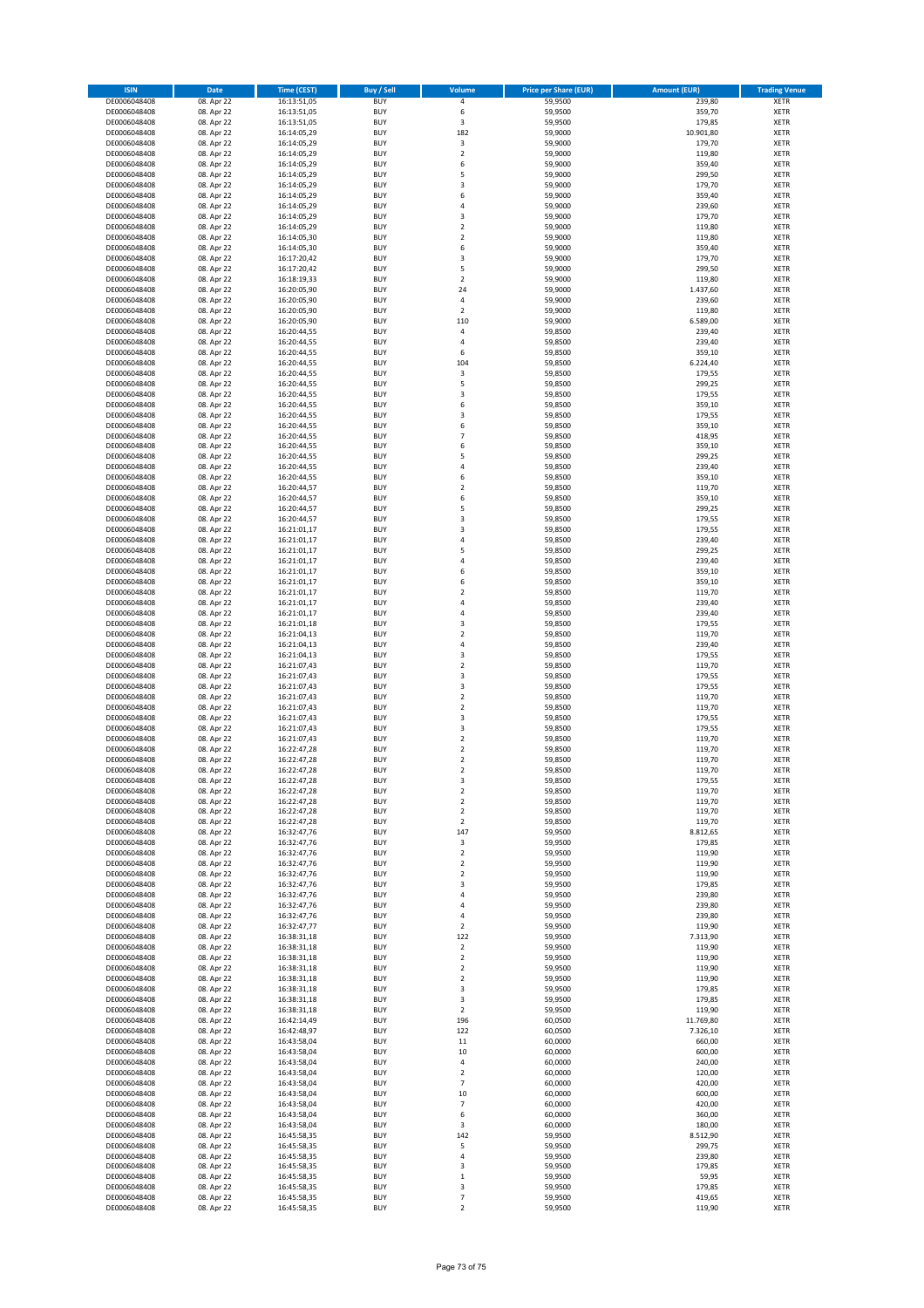| ISIN | Date | Time (CEST) | Buy / Sell | Volume | Price per Share (EUR) | Amount (EUR) | Trading Venue |
|---|---|---|---|---|---|---|---|
| DE0006048408 | 08. Apr 22 | 16:13:51,05 | BUY | 4 | 59,9500 | 239,80 | XETR |
| DE0006048408 | 08. Apr 22 | 16:13:51,05 | BUY | 6 | 59,9500 | 359,70 | XETR |
| DE0006048408 | 08. Apr 22 | 16:13:51,05 | BUY | 3 | 59,9500 | 179,85 | XETR |
| DE0006048408 | 08. Apr 22 | 16:14:05,29 | BUY | 182 | 59,9000 | 10.901,80 | XETR |
| DE0006048408 | 08. Apr 22 | 16:14:05,29 | BUY | 3 | 59,9000 | 179,70 | XETR |
| DE0006048408 | 08. Apr 22 | 16:14:05,29 | BUY | 2 | 59,9000 | 119,80 | XETR |
| DE0006048408 | 08. Apr 22 | 16:14:05,29 | BUY | 6 | 59,9000 | 359,40 | XETR |
| DE0006048408 | 08. Apr 22 | 16:14:05,29 | BUY | 5 | 59,9000 | 299,50 | XETR |
| DE0006048408 | 08. Apr 22 | 16:14:05,29 | BUY | 3 | 59,9000 | 179,70 | XETR |
| DE0006048408 | 08. Apr 22 | 16:14:05,29 | BUY | 6 | 59,9000 | 359,40 | XETR |
| DE0006048408 | 08. Apr 22 | 16:14:05,29 | BUY | 4 | 59,9000 | 239,60 | XETR |
| DE0006048408 | 08. Apr 22 | 16:14:05,29 | BUY | 3 | 59,9000 | 179,70 | XETR |
| DE0006048408 | 08. Apr 22 | 16:14:05,29 | BUY | 2 | 59,9000 | 119,80 | XETR |
| DE0006048408 | 08. Apr 22 | 16:14:05,30 | BUY | 2 | 59,9000 | 119,80 | XETR |
| DE0006048408 | 08. Apr 22 | 16:14:05,30 | BUY | 6 | 59,9000 | 359,40 | XETR |
| DE0006048408 | 08. Apr 22 | 16:17:20,42 | BUY | 3 | 59,9000 | 179,70 | XETR |
| DE0006048408 | 08. Apr 22 | 16:17:20,42 | BUY | 5 | 59,9000 | 299,50 | XETR |
| DE0006048408 | 08. Apr 22 | 16:18:19,33 | BUY | 2 | 59,9000 | 119,80 | XETR |
| DE0006048408 | 08. Apr 22 | 16:20:05,90 | BUY | 24 | 59,9000 | 1.437,60 | XETR |
| DE0006048408 | 08. Apr 22 | 16:20:05,90 | BUY | 4 | 59,9000 | 239,60 | XETR |
| DE0006048408 | 08. Apr 22 | 16:20:05,90 | BUY | 2 | 59,9000 | 119,80 | XETR |
| DE0006048408 | 08. Apr 22 | 16:20:05,90 | BUY | 110 | 59,9000 | 6.589,00 | XETR |
| DE0006048408 | 08. Apr 22 | 16:20:44,55 | BUY | 4 | 59,8500 | 239,40 | XETR |
| DE0006048408 | 08. Apr 22 | 16:20:44,55 | BUY | 4 | 59,8500 | 239,40 | XETR |
| DE0006048408 | 08. Apr 22 | 16:20:44,55 | BUY | 6 | 59,8500 | 359,10 | XETR |
| DE0006048408 | 08. Apr 22 | 16:20:44,55 | BUY | 104 | 59,8500 | 6.224,40 | XETR |
| DE0006048408 | 08. Apr 22 | 16:20:44,55 | BUY | 3 | 59,8500 | 179,55 | XETR |
| DE0006048408 | 08. Apr 22 | 16:20:44,55 | BUY | 5 | 59,8500 | 299,25 | XETR |
| DE0006048408 | 08. Apr 22 | 16:20:44,55 | BUY | 3 | 59,8500 | 179,55 | XETR |
| DE0006048408 | 08. Apr 22 | 16:20:44,55 | BUY | 6 | 59,8500 | 359,10 | XETR |
| DE0006048408 | 08. Apr 22 | 16:20:44,55 | BUY | 3 | 59,8500 | 179,55 | XETR |
| DE0006048408 | 08. Apr 22 | 16:20:44,55 | BUY | 6 | 59,8500 | 359,10 | XETR |
| DE0006048408 | 08. Apr 22 | 16:20:44,55 | BUY | 7 | 59,8500 | 418,95 | XETR |
| DE0006048408 | 08. Apr 22 | 16:20:44,55 | BUY | 6 | 59,8500 | 359,10 | XETR |
| DE0006048408 | 08. Apr 22 | 16:20:44,55 | BUY | 5 | 59,8500 | 299,25 | XETR |
| DE0006048408 | 08. Apr 22 | 16:20:44,55 | BUY | 4 | 59,8500 | 239,40 | XETR |
| DE0006048408 | 08. Apr 22 | 16:20:44,55 | BUY | 6 | 59,8500 | 359,10 | XETR |
| DE0006048408 | 08. Apr 22 | 16:20:44,57 | BUY | 2 | 59,8500 | 119,70 | XETR |
| DE0006048408 | 08. Apr 22 | 16:20:44,57 | BUY | 6 | 59,8500 | 359,10 | XETR |
| DE0006048408 | 08. Apr 22 | 16:20:44,57 | BUY | 5 | 59,8500 | 299,25 | XETR |
| DE0006048408 | 08. Apr 22 | 16:20:44,57 | BUY | 3 | 59,8500 | 179,55 | XETR |
| DE0006048408 | 08. Apr 22 | 16:21:01,17 | BUY | 3 | 59,8500 | 179,55 | XETR |
| DE0006048408 | 08. Apr 22 | 16:21:01,17 | BUY | 4 | 59,8500 | 239,40 | XETR |
| DE0006048408 | 08. Apr 22 | 16:21:01,17 | BUY | 5 | 59,8500 | 299,25 | XETR |
| DE0006048408 | 08. Apr 22 | 16:21:01,17 | BUY | 4 | 59,8500 | 239,40 | XETR |
| DE0006048408 | 08. Apr 22 | 16:21:01,17 | BUY | 6 | 59,8500 | 359,10 | XETR |
| DE0006048408 | 08. Apr 22 | 16:21:01,17 | BUY | 6 | 59,8500 | 359,10 | XETR |
| DE0006048408 | 08. Apr 22 | 16:21:01,17 | BUY | 2 | 59,8500 | 119,70 | XETR |
| DE0006048408 | 08. Apr 22 | 16:21:01,17 | BUY | 4 | 59,8500 | 239,40 | XETR |
| DE0006048408 | 08. Apr 22 | 16:21:01,17 | BUY | 4 | 59,8500 | 239,40 | XETR |
| DE0006048408 | 08. Apr 22 | 16:21:01,18 | BUY | 3 | 59,8500 | 179,55 | XETR |
| DE0006048408 | 08. Apr 22 | 16:21:04,13 | BUY | 2 | 59,8500 | 119,70 | XETR |
| DE0006048408 | 08. Apr 22 | 16:21:04,13 | BUY | 4 | 59,8500 | 239,40 | XETR |
| DE0006048408 | 08. Apr 22 | 16:21:04,13 | BUY | 3 | 59,8500 | 179,55 | XETR |
| DE0006048408 | 08. Apr 22 | 16:21:07,43 | BUY | 2 | 59,8500 | 119,70 | XETR |
| DE0006048408 | 08. Apr 22 | 16:21:07,43 | BUY | 3 | 59,8500 | 179,55 | XETR |
| DE0006048408 | 08. Apr 22 | 16:21:07,43 | BUY | 3 | 59,8500 | 179,55 | XETR |
| DE0006048408 | 08. Apr 22 | 16:21:07,43 | BUY | 2 | 59,8500 | 119,70 | XETR |
| DE0006048408 | 08. Apr 22 | 16:21:07,43 | BUY | 2 | 59,8500 | 119,70 | XETR |
| DE0006048408 | 08. Apr 22 | 16:21:07,43 | BUY | 3 | 59,8500 | 179,55 | XETR |
| DE0006048408 | 08. Apr 22 | 16:21:07,43 | BUY | 3 | 59,8500 | 179,55 | XETR |
| DE0006048408 | 08. Apr 22 | 16:21:07,43 | BUY | 2 | 59,8500 | 119,70 | XETR |
| DE0006048408 | 08. Apr 22 | 16:22:47,28 | BUY | 2 | 59,8500 | 119,70 | XETR |
| DE0006048408 | 08. Apr 22 | 16:22:47,28 | BUY | 2 | 59,8500 | 119,70 | XETR |
| DE0006048408 | 08. Apr 22 | 16:22:47,28 | BUY | 2 | 59,8500 | 119,70 | XETR |
| DE0006048408 | 08. Apr 22 | 16:22:47,28 | BUY | 3 | 59,8500 | 179,55 | XETR |
| DE0006048408 | 08. Apr 22 | 16:22:47,28 | BUY | 2 | 59,8500 | 119,70 | XETR |
| DE0006048408 | 08. Apr 22 | 16:22:47,28 | BUY | 2 | 59,8500 | 119,70 | XETR |
| DE0006048408 | 08. Apr 22 | 16:22:47,28 | BUY | 2 | 59,8500 | 119,70 | XETR |
| DE0006048408 | 08. Apr 22 | 16:22:47,28 | BUY | 2 | 59,8500 | 119,70 | XETR |
| DE0006048408 | 08. Apr 22 | 16:32:47,76 | BUY | 147 | 59,9500 | 8.812,65 | XETR |
| DE0006048408 | 08. Apr 22 | 16:32:47,76 | BUY | 3 | 59,9500 | 179,85 | XETR |
| DE0006048408 | 08. Apr 22 | 16:32:47,76 | BUY | 2 | 59,9500 | 119,90 | XETR |
| DE0006048408 | 08. Apr 22 | 16:32:47,76 | BUY | 2 | 59,9500 | 119,90 | XETR |
| DE0006048408 | 08. Apr 22 | 16:32:47,76 | BUY | 2 | 59,9500 | 119,90 | XETR |
| DE0006048408 | 08. Apr 22 | 16:32:47,76 | BUY | 3 | 59,9500 | 179,85 | XETR |
| DE0006048408 | 08. Apr 22 | 16:32:47,76 | BUY | 4 | 59,9500 | 239,80 | XETR |
| DE0006048408 | 08. Apr 22 | 16:32:47,76 | BUY | 4 | 59,9500 | 239,80 | XETR |
| DE0006048408 | 08. Apr 22 | 16:32:47,76 | BUY | 4 | 59,9500 | 239,80 | XETR |
| DE0006048408 | 08. Apr 22 | 16:32:47,77 | BUY | 2 | 59,9500 | 119,90 | XETR |
| DE0006048408 | 08. Apr 22 | 16:38:31,18 | BUY | 122 | 59,9500 | 7.313,90 | XETR |
| DE0006048408 | 08. Apr 22 | 16:38:31,18 | BUY | 2 | 59,9500 | 119,90 | XETR |
| DE0006048408 | 08. Apr 22 | 16:38:31,18 | BUY | 2 | 59,9500 | 119,90 | XETR |
| DE0006048408 | 08. Apr 22 | 16:38:31,18 | BUY | 2 | 59,9500 | 119,90 | XETR |
| DE0006048408 | 08. Apr 22 | 16:38:31,18 | BUY | 2 | 59,9500 | 119,90 | XETR |
| DE0006048408 | 08. Apr 22 | 16:38:31,18 | BUY | 3 | 59,9500 | 179,85 | XETR |
| DE0006048408 | 08. Apr 22 | 16:38:31,18 | BUY | 3 | 59,9500 | 179,85 | XETR |
| DE0006048408 | 08. Apr 22 | 16:38:31,18 | BUY | 2 | 59,9500 | 119,90 | XETR |
| DE0006048408 | 08. Apr 22 | 16:42:14,49 | BUY | 196 | 60,0500 | 11.769,80 | XETR |
| DE0006048408 | 08. Apr 22 | 16:42:48,97 | BUY | 122 | 60,0500 | 7.326,10 | XETR |
| DE0006048408 | 08. Apr 22 | 16:43:58,04 | BUY | 11 | 60,0000 | 660,00 | XETR |
| DE0006048408 | 08. Apr 22 | 16:43:58,04 | BUY | 10 | 60,0000 | 600,00 | XETR |
| DE0006048408 | 08. Apr 22 | 16:43:58,04 | BUY | 4 | 60,0000 | 240,00 | XETR |
| DE0006048408 | 08. Apr 22 | 16:43:58,04 | BUY | 2 | 60,0000 | 120,00 | XETR |
| DE0006048408 | 08. Apr 22 | 16:43:58,04 | BUY | 7 | 60,0000 | 420,00 | XETR |
| DE0006048408 | 08. Apr 22 | 16:43:58,04 | BUY | 10 | 60,0000 | 600,00 | XETR |
| DE0006048408 | 08. Apr 22 | 16:43:58,04 | BUY | 7 | 60,0000 | 420,00 | XETR |
| DE0006048408 | 08. Apr 22 | 16:43:58,04 | BUY | 6 | 60,0000 | 360,00 | XETR |
| DE0006048408 | 08. Apr 22 | 16:43:58,04 | BUY | 3 | 60,0000 | 180,00 | XETR |
| DE0006048408 | 08. Apr 22 | 16:45:58,35 | BUY | 142 | 59,9500 | 8.512,90 | XETR |
| DE0006048408 | 08. Apr 22 | 16:45:58,35 | BUY | 5 | 59,9500 | 299,75 | XETR |
| DE0006048408 | 08. Apr 22 | 16:45:58,35 | BUY | 4 | 59,9500 | 239,80 | XETR |
| DE0006048408 | 08. Apr 22 | 16:45:58,35 | BUY | 3 | 59,9500 | 179,85 | XETR |
| DE0006048408 | 08. Apr 22 | 16:45:58,35 | BUY | 1 | 59,9500 | 59,95 | XETR |
| DE0006048408 | 08. Apr 22 | 16:45:58,35 | BUY | 3 | 59,9500 | 179,85 | XETR |
| DE0006048408 | 08. Apr 22 | 16:45:58,35 | BUY | 7 | 59,9500 | 419,65 | XETR |
| DE0006048408 | 08. Apr 22 | 16:45:58,35 | BUY | 2 | 59,9500 | 119,90 | XETR |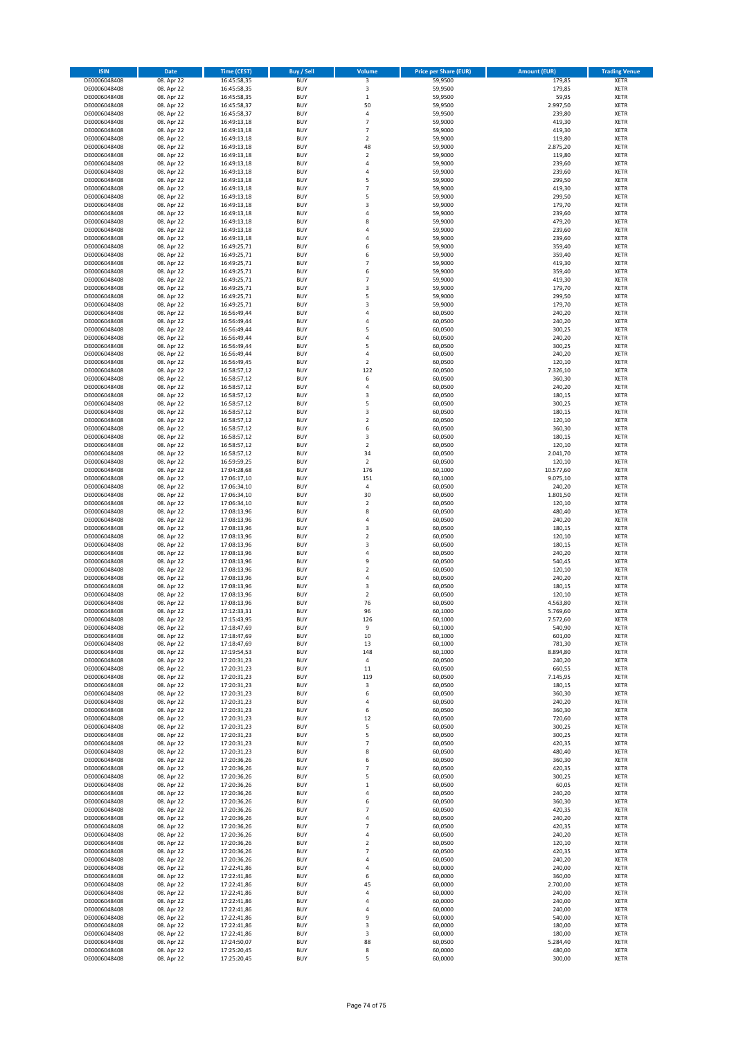| ISIN | Date | Time (CEST) | Buy / Sell | Volume | Price per Share (EUR) | Amount (EUR) | Trading Venue |
|---|---|---|---|---|---|---|---|
| DE0006048408 | 08. Apr 22 | 16:45:58,35 | BUY | 3 | 59,9500 | 179,85 | XETR |
| DE0006048408 | 08. Apr 22 | 16:45:58,35 | BUY | 3 | 59,9500 | 179,85 | XETR |
| DE0006048408 | 08. Apr 22 | 16:45:58,35 | BUY | 1 | 59,9500 | 59,95 | XETR |
| DE0006048408 | 08. Apr 22 | 16:45:58,37 | BUY | 50 | 59,9500 | 2.997,50 | XETR |
| DE0006048408 | 08. Apr 22 | 16:45:58,37 | BUY | 4 | 59,9500 | 239,80 | XETR |
| DE0006048408 | 08. Apr 22 | 16:49:13,18 | BUY | 7 | 59,9000 | 419,30 | XETR |
| DE0006048408 | 08. Apr 22 | 16:49:13,18 | BUY | 7 | 59,9000 | 419,30 | XETR |
| DE0006048408 | 08. Apr 22 | 16:49:13,18 | BUY | 2 | 59,9000 | 119,80 | XETR |
| DE0006048408 | 08. Apr 22 | 16:49:13,18 | BUY | 48 | 59,9000 | 2.875,20 | XETR |
| DE0006048408 | 08. Apr 22 | 16:49:13,18 | BUY | 2 | 59,9000 | 119,80 | XETR |
| DE0006048408 | 08. Apr 22 | 16:49:13,18 | BUY | 4 | 59,9000 | 239,60 | XETR |
| DE0006048408 | 08. Apr 22 | 16:49:13,18 | BUY | 4 | 59,9000 | 239,60 | XETR |
| DE0006048408 | 08. Apr 22 | 16:49:13,18 | BUY | 5 | 59,9000 | 299,50 | XETR |
| DE0006048408 | 08. Apr 22 | 16:49:13,18 | BUY | 7 | 59,9000 | 419,30 | XETR |
| DE0006048408 | 08. Apr 22 | 16:49:13,18 | BUY | 5 | 59,9000 | 299,50 | XETR |
| DE0006048408 | 08. Apr 22 | 16:49:13,18 | BUY | 3 | 59,9000 | 179,70 | XETR |
| DE0006048408 | 08. Apr 22 | 16:49:13,18 | BUY | 4 | 59,9000 | 239,60 | XETR |
| DE0006048408 | 08. Apr 22 | 16:49:13,18 | BUY | 8 | 59,9000 | 479,20 | XETR |
| DE0006048408 | 08. Apr 22 | 16:49:13,18 | BUY | 4 | 59,9000 | 239,60 | XETR |
| DE0006048408 | 08. Apr 22 | 16:49:13,18 | BUY | 4 | 59,9000 | 239,60 | XETR |
| DE0006048408 | 08. Apr 22 | 16:49:25,71 | BUY | 6 | 59,9000 | 359,40 | XETR |
| DE0006048408 | 08. Apr 22 | 16:49:25,71 | BUY | 6 | 59,9000 | 359,40 | XETR |
| DE0006048408 | 08. Apr 22 | 16:49:25,71 | BUY | 7 | 59,9000 | 419,30 | XETR |
| DE0006048408 | 08. Apr 22 | 16:49:25,71 | BUY | 6 | 59,9000 | 359,40 | XETR |
| DE0006048408 | 08. Apr 22 | 16:49:25,71 | BUY | 7 | 59,9000 | 419,30 | XETR |
| DE0006048408 | 08. Apr 22 | 16:49:25,71 | BUY | 3 | 59,9000 | 179,70 | XETR |
| DE0006048408 | 08. Apr 22 | 16:49:25,71 | BUY | 5 | 59,9000 | 299,50 | XETR |
| DE0006048408 | 08. Apr 22 | 16:49:25,71 | BUY | 3 | 59,9000 | 179,70 | XETR |
| DE0006048408 | 08. Apr 22 | 16:56:49,44 | BUY | 4 | 60,0500 | 240,20 | XETR |
| DE0006048408 | 08. Apr 22 | 16:56:49,44 | BUY | 4 | 60,0500 | 240,20 | XETR |
| DE0006048408 | 08. Apr 22 | 16:56:49,44 | BUY | 5 | 60,0500 | 300,25 | XETR |
| DE0006048408 | 08. Apr 22 | 16:56:49,44 | BUY | 4 | 60,0500 | 240,20 | XETR |
| DE0006048408 | 08. Apr 22 | 16:56:49,44 | BUY | 5 | 60,0500 | 300,25 | XETR |
| DE0006048408 | 08. Apr 22 | 16:56:49,44 | BUY | 4 | 60,0500 | 240,20 | XETR |
| DE0006048408 | 08. Apr 22 | 16:56:49,45 | BUY | 2 | 60,0500 | 120,10 | XETR |
| DE0006048408 | 08. Apr 22 | 16:58:57,12 | BUY | 122 | 60,0500 | 7.326,10 | XETR |
| DE0006048408 | 08. Apr 22 | 16:58:57,12 | BUY | 6 | 60,0500 | 360,30 | XETR |
| DE0006048408 | 08. Apr 22 | 16:58:57,12 | BUY | 4 | 60,0500 | 240,20 | XETR |
| DE0006048408 | 08. Apr 22 | 16:58:57,12 | BUY | 3 | 60,0500 | 180,15 | XETR |
| DE0006048408 | 08. Apr 22 | 16:58:57,12 | BUY | 5 | 60,0500 | 300,25 | XETR |
| DE0006048408 | 08. Apr 22 | 16:58:57,12 | BUY | 3 | 60,0500 | 180,15 | XETR |
| DE0006048408 | 08. Apr 22 | 16:58:57,12 | BUY | 2 | 60,0500 | 120,10 | XETR |
| DE0006048408 | 08. Apr 22 | 16:58:57,12 | BUY | 6 | 60,0500 | 360,30 | XETR |
| DE0006048408 | 08. Apr 22 | 16:58:57,12 | BUY | 3 | 60,0500 | 180,15 | XETR |
| DE0006048408 | 08. Apr 22 | 16:58:57,12 | BUY | 2 | 60,0500 | 120,10 | XETR |
| DE0006048408 | 08. Apr 22 | 16:58:57,12 | BUY | 34 | 60,0500 | 2.041,70 | XETR |
| DE0006048408 | 08. Apr 22 | 16:59:59,25 | BUY | 2 | 60,0500 | 120,10 | XETR |
| DE0006048408 | 08. Apr 22 | 17:04:28,68 | BUY | 176 | 60,1000 | 10.577,60 | XETR |
| DE0006048408 | 08. Apr 22 | 17:06:17,10 | BUY | 151 | 60,1000 | 9.075,10 | XETR |
| DE0006048408 | 08. Apr 22 | 17:06:34,10 | BUY | 4 | 60,0500 | 240,20 | XETR |
| DE0006048408 | 08. Apr 22 | 17:06:34,10 | BUY | 30 | 60,0500 | 1.801,50 | XETR |
| DE0006048408 | 08. Apr 22 | 17:06:34,10 | BUY | 2 | 60,0500 | 120,10 | XETR |
| DE0006048408 | 08. Apr 22 | 17:08:13,96 | BUY | 8 | 60,0500 | 480,40 | XETR |
| DE0006048408 | 08. Apr 22 | 17:08:13,96 | BUY | 4 | 60,0500 | 240,20 | XETR |
| DE0006048408 | 08. Apr 22 | 17:08:13,96 | BUY | 3 | 60,0500 | 180,15 | XETR |
| DE0006048408 | 08. Apr 22 | 17:08:13,96 | BUY | 2 | 60,0500 | 120,10 | XETR |
| DE0006048408 | 08. Apr 22 | 17:08:13,96 | BUY | 3 | 60,0500 | 180,15 | XETR |
| DE0006048408 | 08. Apr 22 | 17:08:13,96 | BUY | 4 | 60,0500 | 240,20 | XETR |
| DE0006048408 | 08. Apr 22 | 17:08:13,96 | BUY | 9 | 60,0500 | 540,45 | XETR |
| DE0006048408 | 08. Apr 22 | 17:08:13,96 | BUY | 2 | 60,0500 | 120,10 | XETR |
| DE0006048408 | 08. Apr 22 | 17:08:13,96 | BUY | 4 | 60,0500 | 240,20 | XETR |
| DE0006048408 | 08. Apr 22 | 17:08:13,96 | BUY | 3 | 60,0500 | 180,15 | XETR |
| DE0006048408 | 08. Apr 22 | 17:08:13,96 | BUY | 2 | 60,0500 | 120,10 | XETR |
| DE0006048408 | 08. Apr 22 | 17:08:13,96 | BUY | 76 | 60,0500 | 4.563,80 | XETR |
| DE0006048408 | 08. Apr 22 | 17:12:33,31 | BUY | 96 | 60,1000 | 5.769,60 | XETR |
| DE0006048408 | 08. Apr 22 | 17:15:43,95 | BUY | 126 | 60,1000 | 7.572,60 | XETR |
| DE0006048408 | 08. Apr 22 | 17:18:47,69 | BUY | 9 | 60,1000 | 540,90 | XETR |
| DE0006048408 | 08. Apr 22 | 17:18:47,69 | BUY | 10 | 60,1000 | 601,00 | XETR |
| DE0006048408 | 08. Apr 22 | 17:18:47,69 | BUY | 13 | 60,1000 | 781,30 | XETR |
| DE0006048408 | 08. Apr 22 | 17:19:54,53 | BUY | 148 | 60,1000 | 8.894,80 | XETR |
| DE0006048408 | 08. Apr 22 | 17:20:31,23 | BUY | 4 | 60,0500 | 240,20 | XETR |
| DE0006048408 | 08. Apr 22 | 17:20:31,23 | BUY | 11 | 60,0500 | 660,55 | XETR |
| DE0006048408 | 08. Apr 22 | 17:20:31,23 | BUY | 119 | 60,0500 | 7.145,95 | XETR |
| DE0006048408 | 08. Apr 22 | 17:20:31,23 | BUY | 3 | 60,0500 | 180,15 | XETR |
| DE0006048408 | 08. Apr 22 | 17:20:31,23 | BUY | 6 | 60,0500 | 360,30 | XETR |
| DE0006048408 | 08. Apr 22 | 17:20:31,23 | BUY | 4 | 60,0500 | 240,20 | XETR |
| DE0006048408 | 08. Apr 22 | 17:20:31,23 | BUY | 6 | 60,0500 | 360,30 | XETR |
| DE0006048408 | 08. Apr 22 | 17:20:31,23 | BUY | 12 | 60,0500 | 720,60 | XETR |
| DE0006048408 | 08. Apr 22 | 17:20:31,23 | BUY | 5 | 60,0500 | 300,25 | XETR |
| DE0006048408 | 08. Apr 22 | 17:20:31,23 | BUY | 5 | 60,0500 | 300,25 | XETR |
| DE0006048408 | 08. Apr 22 | 17:20:31,23 | BUY | 7 | 60,0500 | 420,35 | XETR |
| DE0006048408 | 08. Apr 22 | 17:20:31,23 | BUY | 8 | 60,0500 | 480,40 | XETR |
| DE0006048408 | 08. Apr 22 | 17:20:36,26 | BUY | 6 | 60,0500 | 360,30 | XETR |
| DE0006048408 | 08. Apr 22 | 17:20:36,26 | BUY | 7 | 60,0500 | 420,35 | XETR |
| DE0006048408 | 08. Apr 22 | 17:20:36,26 | BUY | 5 | 60,0500 | 300,25 | XETR |
| DE0006048408 | 08. Apr 22 | 17:20:36,26 | BUY | 1 | 60,0500 | 60,05 | XETR |
| DE0006048408 | 08. Apr 22 | 17:20:36,26 | BUY | 4 | 60,0500 | 240,20 | XETR |
| DE0006048408 | 08. Apr 22 | 17:20:36,26 | BUY | 6 | 60,0500 | 360,30 | XETR |
| DE0006048408 | 08. Apr 22 | 17:20:36,26 | BUY | 7 | 60,0500 | 420,35 | XETR |
| DE0006048408 | 08. Apr 22 | 17:20:36,26 | BUY | 4 | 60,0500 | 240,20 | XETR |
| DE0006048408 | 08. Apr 22 | 17:20:36,26 | BUY | 7 | 60,0500 | 420,35 | XETR |
| DE0006048408 | 08. Apr 22 | 17:20:36,26 | BUY | 4 | 60,0500 | 240,20 | XETR |
| DE0006048408 | 08. Apr 22 | 17:20:36,26 | BUY | 2 | 60,0500 | 120,10 | XETR |
| DE0006048408 | 08. Apr 22 | 17:20:36,26 | BUY | 7 | 60,0500 | 420,35 | XETR |
| DE0006048408 | 08. Apr 22 | 17:20:36,26 | BUY | 4 | 60,0500 | 240,20 | XETR |
| DE0006048408 | 08. Apr 22 | 17:22:41,86 | BUY | 4 | 60,0000 | 240,00 | XETR |
| DE0006048408 | 08. Apr 22 | 17:22:41,86 | BUY | 6 | 60,0000 | 360,00 | XETR |
| DE0006048408 | 08. Apr 22 | 17:22:41,86 | BUY | 45 | 60,0000 | 2.700,00 | XETR |
| DE0006048408 | 08. Apr 22 | 17:22:41,86 | BUY | 4 | 60,0000 | 240,00 | XETR |
| DE0006048408 | 08. Apr 22 | 17:22:41,86 | BUY | 4 | 60,0000 | 240,00 | XETR |
| DE0006048408 | 08. Apr 22 | 17:22:41,86 | BUY | 4 | 60,0000 | 240,00 | XETR |
| DE0006048408 | 08. Apr 22 | 17:22:41,86 | BUY | 9 | 60,0000 | 540,00 | XETR |
| DE0006048408 | 08. Apr 22 | 17:22:41,86 | BUY | 3 | 60,0000 | 180,00 | XETR |
| DE0006048408 | 08. Apr 22 | 17:22:41,86 | BUY | 3 | 60,0000 | 180,00 | XETR |
| DE0006048408 | 08. Apr 22 | 17:24:50,07 | BUY | 88 | 60,0500 | 5.284,40 | XETR |
| DE0006048408 | 08. Apr 22 | 17:25:20,45 | BUY | 8 | 60,0000 | 480,00 | XETR |
| DE0006048408 | 08. Apr 22 | 17:25:20,45 | BUY | 5 | 60,0000 | 300,00 | XETR |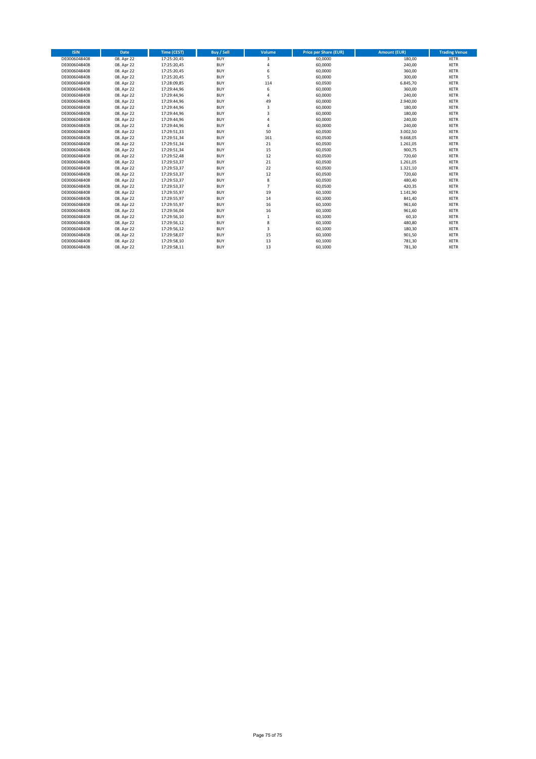| ISIN | Date | Time (CEST) | Buy / Sell | Volume | Price per Share (EUR) | Amount (EUR) | Trading Venue |
|---|---|---|---|---|---|---|---|
| DE0006048408 | 08. Apr 22 | 17:25:20,45 | BUY | 3 | 60,0000 | 180,00 | XETR |
| DE0006048408 | 08. Apr 22 | 17:25:20,45 | BUY | 4 | 60,0000 | 240,00 | XETR |
| DE0006048408 | 08. Apr 22 | 17:25:20,45 | BUY | 6 | 60,0000 | 360,00 | XETR |
| DE0006048408 | 08. Apr 22 | 17:25:20,45 | BUY | 5 | 60,0000 | 300,00 | XETR |
| DE0006048408 | 08. Apr 22 | 17:28:09,85 | BUY | 114 | 60,0500 | 6.845,70 | XETR |
| DE0006048408 | 08. Apr 22 | 17:29:44,96 | BUY | 6 | 60,0000 | 360,00 | XETR |
| DE0006048408 | 08. Apr 22 | 17:29:44,96 | BUY | 4 | 60,0000 | 240,00 | XETR |
| DE0006048408 | 08. Apr 22 | 17:29:44,96 | BUY | 49 | 60,0000 | 2.940,00 | XETR |
| DE0006048408 | 08. Apr 22 | 17:29:44,96 | BUY | 3 | 60,0000 | 180,00 | XETR |
| DE0006048408 | 08. Apr 22 | 17:29:44,96 | BUY | 3 | 60,0000 | 180,00 | XETR |
| DE0006048408 | 08. Apr 22 | 17:29:44,96 | BUY | 4 | 60,0000 | 240,00 | XETR |
| DE0006048408 | 08. Apr 22 | 17:29:44,96 | BUY | 4 | 60,0000 | 240,00 | XETR |
| DE0006048408 | 08. Apr 22 | 17:29:51,33 | BUY | 50 | 60,0500 | 3.002,50 | XETR |
| DE0006048408 | 08. Apr 22 | 17:29:51,34 | BUY | 161 | 60,0500 | 9.668,05 | XETR |
| DE0006048408 | 08. Apr 22 | 17:29:51,34 | BUY | 21 | 60,0500 | 1.261,05 | XETR |
| DE0006048408 | 08. Apr 22 | 17:29:51,34 | BUY | 15 | 60,0500 | 900,75 | XETR |
| DE0006048408 | 08. Apr 22 | 17:29:52,48 | BUY | 12 | 60,0500 | 720,60 | XETR |
| DE0006048408 | 08. Apr 22 | 17:29:53,37 | BUY | 21 | 60,0500 | 1.261,05 | XETR |
| DE0006048408 | 08. Apr 22 | 17:29:53,37 | BUY | 22 | 60,0500 | 1.321,10 | XETR |
| DE0006048408 | 08. Apr 22 | 17:29:53,37 | BUY | 12 | 60,0500 | 720,60 | XETR |
| DE0006048408 | 08. Apr 22 | 17:29:53,37 | BUY | 8 | 60,0500 | 480,40 | XETR |
| DE0006048408 | 08. Apr 22 | 17:29:53,37 | BUY | 7 | 60,0500 | 420,35 | XETR |
| DE0006048408 | 08. Apr 22 | 17:29:55,97 | BUY | 19 | 60,1000 | 1.141,90 | XETR |
| DE0006048408 | 08. Apr 22 | 17:29:55,97 | BUY | 14 | 60,1000 | 841,40 | XETR |
| DE0006048408 | 08. Apr 22 | 17:29:55,97 | BUY | 16 | 60,1000 | 961,60 | XETR |
| DE0006048408 | 08. Apr 22 | 17:29:56,04 | BUY | 16 | 60,1000 | 961,60 | XETR |
| DE0006048408 | 08. Apr 22 | 17:29:56,10 | BUY | 1 | 60,1000 | 60,10 | XETR |
| DE0006048408 | 08. Apr 22 | 17:29:56,12 | BUY | 8 | 60,1000 | 480,80 | XETR |
| DE0006048408 | 08. Apr 22 | 17:29:56,12 | BUY | 3 | 60,1000 | 180,30 | XETR |
| DE0006048408 | 08. Apr 22 | 17:29:58,07 | BUY | 15 | 60,1000 | 901,50 | XETR |
| DE0006048408 | 08. Apr 22 | 17:29:58,10 | BUY | 13 | 60,1000 | 781,30 | XETR |
| DE0006048408 | 08. Apr 22 | 17:29:58,11 | BUY | 13 | 60,1000 | 781,30 | XETR |